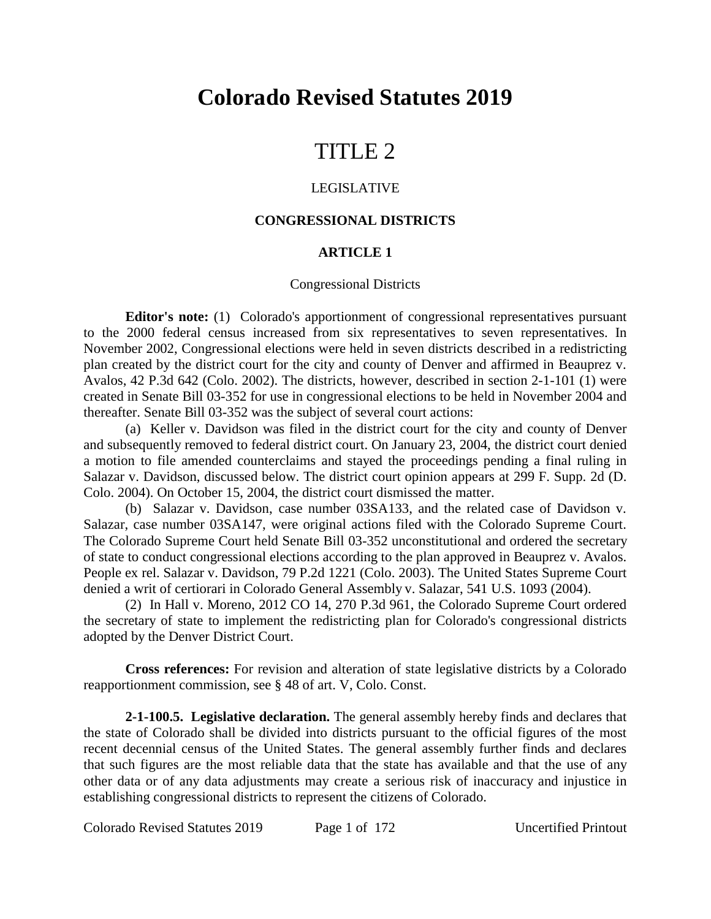# Colorado Revised Statutes 2019

# TITLE 2

## LEGISLATIVE

### CONGRESSIONAL DISTRICTS

### ARTICLE 1

Congressional Districts

**Editor's note:** (1) Colorado's apportionment of congressional representatives pursuant to the 2000 federal census increased from six representatives to seven representatives. In November 2002, Congressional elections were held in seven districts described in a redistricting plan created by the district court for the city and county of Denver and affirmed in Beauprez v. Avalos, 42 P.3d 642 (Colo. 2002). The districts, however, described in section 2-1-101 (1) were created in Senate Bill 03-352 for use in congressional elections to be held in November 2004 and thereafter. Senate Bill 03-352 was the subject of several court actions:

(a) Keller v. Davidson was filed in the district court for the city and county of Denver and subsequently removed to federal district court. On January 23, 2004, the district court denied a motion to file amended counterclaims and stayed the proceedings pending a final ruling in Salazar v. Davidson, discussed below. The district court opinion appears at 299 F. Supp. 2d (D. Colo. 2004). On October 15, 2004, the district court dismissed the matter.

(b) Salazar v. Davidson, case number 03SA133, and the related case of Davidson v. Salazar, case number 03SA147, were original actions filed with the Colorado Supreme Court. The Colorado Supreme Court held Senate Bill 03-352 unconstitutional and ordered the secretary of state to conduct congressional elections according to the plan approved in Beauprez v. Avalos. People ex rel. Salazar v. Davidson, 79 P.2d 1221 (Colo. 2003). The United States Supreme Court denied a writ of certiorari in Colorado General Assembly v. Salazar, 541 U.S. 1093 (2004).

(2) In Hall v. Moreno, 2012 CO 14, 270 P.3d 961, the Colorado Supreme Court ordered the secretary of state to implement the redistricting plan for Colorado's congressional districts adopted by the Denver District Court.

**Cross references:** For revision and alteration of state legislative districts by a Colorado reapportionment commission, see § 48 of art. V, Colo. Const.

**2-1-100.5. Legislative declaration.** The general assembly hereby finds and declares that the state of Colorado shall be divided into districts pursuant to the official figures of the most recent decennial census of the United States. The general assembly further finds and declares that such figures are the most reliable data that the state has available and that the use of any other data or of any data adjustments may create a serious risk of inaccuracy and injustice in establishing congressional districts to represent the citizens of Colorado.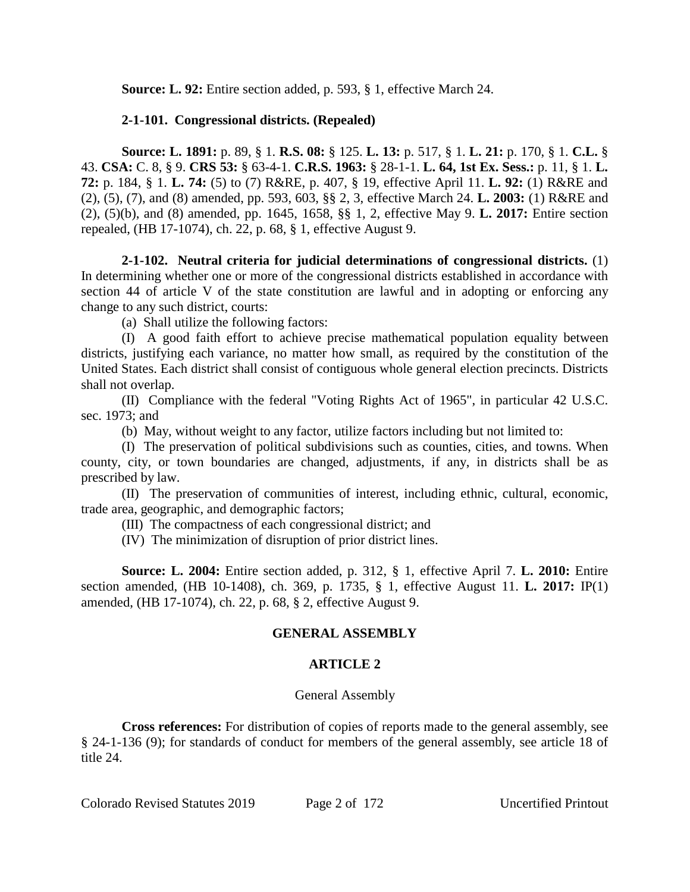**Source: L. 92:** Entire section added, p. 593, § 1, effective March 24.

**2-1-101. Congressional districts. (Repealed)**

**Source: L. 1891:** p. 89, § 1. **R.S. 08:** § 125. **L. 13:** p. 517, § 1. **L. 21:** p. 170, § 1. **C.L.** § 43. **CSA:** C. 8, § 9. **CRS 53:** § 63-4-1. **C.R.S. 1963:** § 28-1-1. **L. 64, 1st Ex. Sess.:** p. 11, § 1. **L. 72:** p. 184, § 1. **L. 74:** (5) to (7) R&RE, p. 407, § 19, effective April 11. **L. 92:** (1) R&RE and (2), (5), (7), and (8) amended, pp. 593, 603, §§ 2, 3, effective March 24. **L. 2003:** (1) R&RE and (2), (5)(b), and (8) amended, pp. 1645, 1658, §§ 1, 2, effective May 9. **L. 2017:** Entire section repealed, (HB 17-1074), ch. 22, p. 68, § 1, effective August 9.

**2-1-102. Neutral criteria for judicial determinations of congressional districts.** (1) In determining whether one or more of the congressional districts established in accordance with section 44 of article V of the state constitution are lawful and in adopting or enforcing any change to any such district, courts:

(a) Shall utilize the following factors:

(I) A good faith effort to achieve precise mathematical population equality between districts, justifying each variance, no matter how small, as required by the constitution of the United States. Each district shall consist of contiguous whole general election precincts. Districts shall not overlap.

(II) Compliance with the federal "Voting Rights Act of 1965", in particular 42 U.S.C. sec. 1973; and

(b) May, without weight to any factor, utilize factors including but not limited to:

(I) The preservation of political subdivisions such as counties, cities, and towns. When county, city, or town boundaries are changed, adjustments, if any, in districts shall be as prescribed by law.

(II) The preservation of communities of interest, including ethnic, cultural, economic, trade area, geographic, and demographic factors;

(III) The compactness of each congressional district; and

(IV) The minimization of disruption of prior district lines.

**Source: L. 2004:** Entire section added, p. 312, § 1, effective April 7. **L. 2010:** Entire section amended, (HB 10-1408), ch. 369, p. 1735, § 1, effective August 11. **L. 2017:** IP(1) amended, (HB 17-1074), ch. 22, p. 68, § 2, effective August 9.

## GENERAL ASSEMBLY

## ARTICLE 2

General Assembly

**Cross references:** For distribution of copies of reports made to the general assembly, see § 24-1-136 (9); for standards of conduct for members of the general assembly, see article 18 of title 24.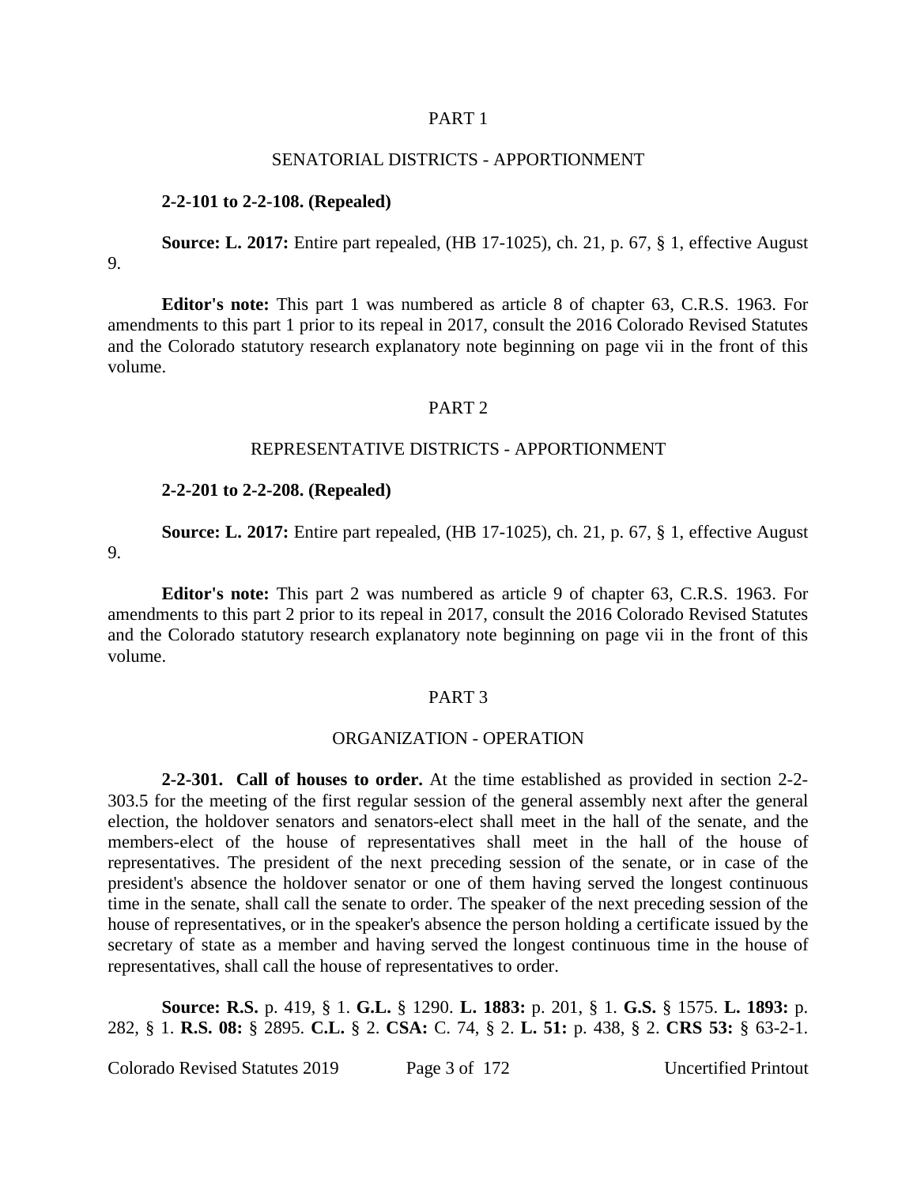## PART 1

### SENATORIAL DISTRICTS - APPORTIONMENT

**2-2-101 to 2-2-108. (Repealed)**

**Source: L. 2017:** Entire part repealed, (HB 17-1025), ch. 21, p. 67, § 1, effective August 9.

**Editor's note:** This part 1 was numbered as article 8 of chapter 63, C.R.S. 1963. For amendments to this part 1 prior to its repeal in 2017, consult the 2016 Colorado Revised Statutes and the Colorado statutory research explanatory note beginning on page vii in the front of this volume.

## PART 2

### REPRESENTATIVE DISTRICTS - APPORTIONMENT

**2-2-201 to 2-2-208. (Repealed)**

**Source: L. 2017:** Entire part repealed, (HB 17-1025), ch. 21, p. 67, § 1, effective August 9.

**Editor's note:** This part 2 was numbered as article 9 of chapter 63, C.R.S. 1963. For amendments to this part 2 prior to its repeal in 2017, consult the 2016 Colorado Revised Statutes and the Colorado statutory research explanatory note beginning on page vii in the front of this volume.

## PART 3

### ORGANIZATION - OPERATION

**2-2-301. Call of houses to order.** At the time established as provided in section 2-2-303.5 for the meeting of the first regular session of the general assembly next after the general election, the holdover senators and senators-elect shall meet in the hall of the senate, and the members-elect of the house of representatives shall meet in the hall of the house of representatives. The president of the next preceding session of the senate, or in case of the president's absence the holdover senator or one of them having served the longest continuous time in the senate, shall call the senate to order. The speaker of the next preceding session of the house of representatives, or in the speaker's absence the person holding a certificate issued by the secretary of state as a member and having served the longest continuous time in the house of representatives, shall call the house of representatives to order.

**Source: R.S.** p. 419, § 1. **G.L.** § 1290. **L. 1883:** p. 201, § 1. **G.S.** § 1575. **L. 1893:** p. 282, § 1. **R.S. 08:** § 2895. **C.L.** § 2. **CSA:** C. 74, § 2. **L. 51:** p. 438, § 2. **CRS 53:** § 63-2-1.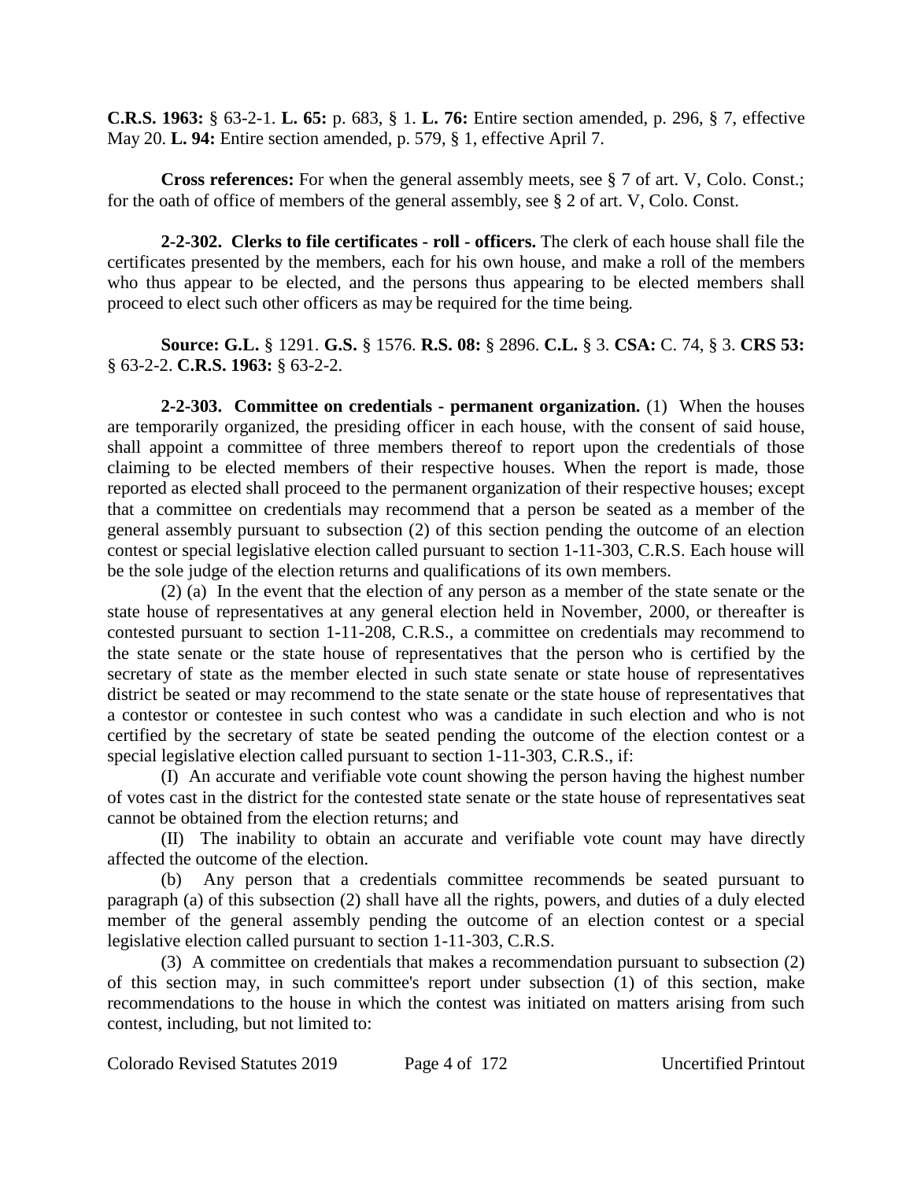**C.R.S. 1963:** § 63-2-1. **L. 65:** p. 683, § 1. **L. 76:** Entire section amended, p. 296, § 7, effective May 20. **L. 94:** Entire section amended, p. 579, § 1, effective April 7.

**Cross references:** For when the general assembly meets, see § 7 of art. V, Colo. Const.; for the oath of office of members of the general assembly, see § 2 of art. V, Colo. Const.

**2-2-302. Clerks to file certificates - roll - officers.** The clerk of each house shall file the certificates presented by the members, each for his own house, and make a roll of the members who thus appear to be elected, and the persons thus appearing to be elected members shall proceed to elect such other officers as may be required for the time being.

**Source: G.L.** § 1291. **G.S.** § 1576. **R.S. 08:** § 2896. **C.L.** § 3. **CSA:** C. 74, § 3. **CRS 53:** § 63-2-2. **C.R.S. 1963:** § 63-2-2.

**2-2-303. Committee on credentials - permanent organization.** (1) When the houses are temporarily organized, the presiding officer in each house, with the consent of said house, shall appoint a committee of three members thereof to report upon the credentials of those claiming to be elected members of their respective houses. When the report is made, those reported as elected shall proceed to the permanent organization of their respective houses; except that a committee on credentials may recommend that a person be seated as a member of the general assembly pursuant to subsection (2) of this section pending the outcome of an election contest or special legislative election called pursuant to section 1-11-303, C.R.S. Each house will be the sole judge of the election returns and qualifications of its own members.

(2) (a) In the event that the election of any person as a member of the state senate or the state house of representatives at any general election held in November, 2000, or thereafter is contested pursuant to section 1-11-208, C.R.S., a committee on credentials may recommend to the state senate or the state house of representatives that the person who is certified by the secretary of state as the member elected in such state senate or state house of representatives district be seated or may recommend to the state senate or the state house of representatives that a contestor or contestee in such contest who was a candidate in such election and who is not certified by the secretary of state be seated pending the outcome of the election contest or a special legislative election called pursuant to section 1-11-303, C.R.S., if:

(I) An accurate and verifiable vote count showing the person having the highest number of votes cast in the district for the contested state senate or the state house of representatives seat cannot be obtained from the election returns; and

(II) The inability to obtain an accurate and verifiable vote count may have directly affected the outcome of the election.

(b) Any person that a credentials committee recommends be seated pursuant to paragraph (a) of this subsection (2) shall have all the rights, powers, and duties of a duly elected member of the general assembly pending the outcome of an election contest or a special legislative election called pursuant to section 1-11-303, C.R.S.

(3) A committee on credentials that makes a recommendation pursuant to subsection (2) of this section may, in such committee's report under subsection (1) of this section, make recommendations to the house in which the contest was initiated on matters arising from such contest, including, but not limited to: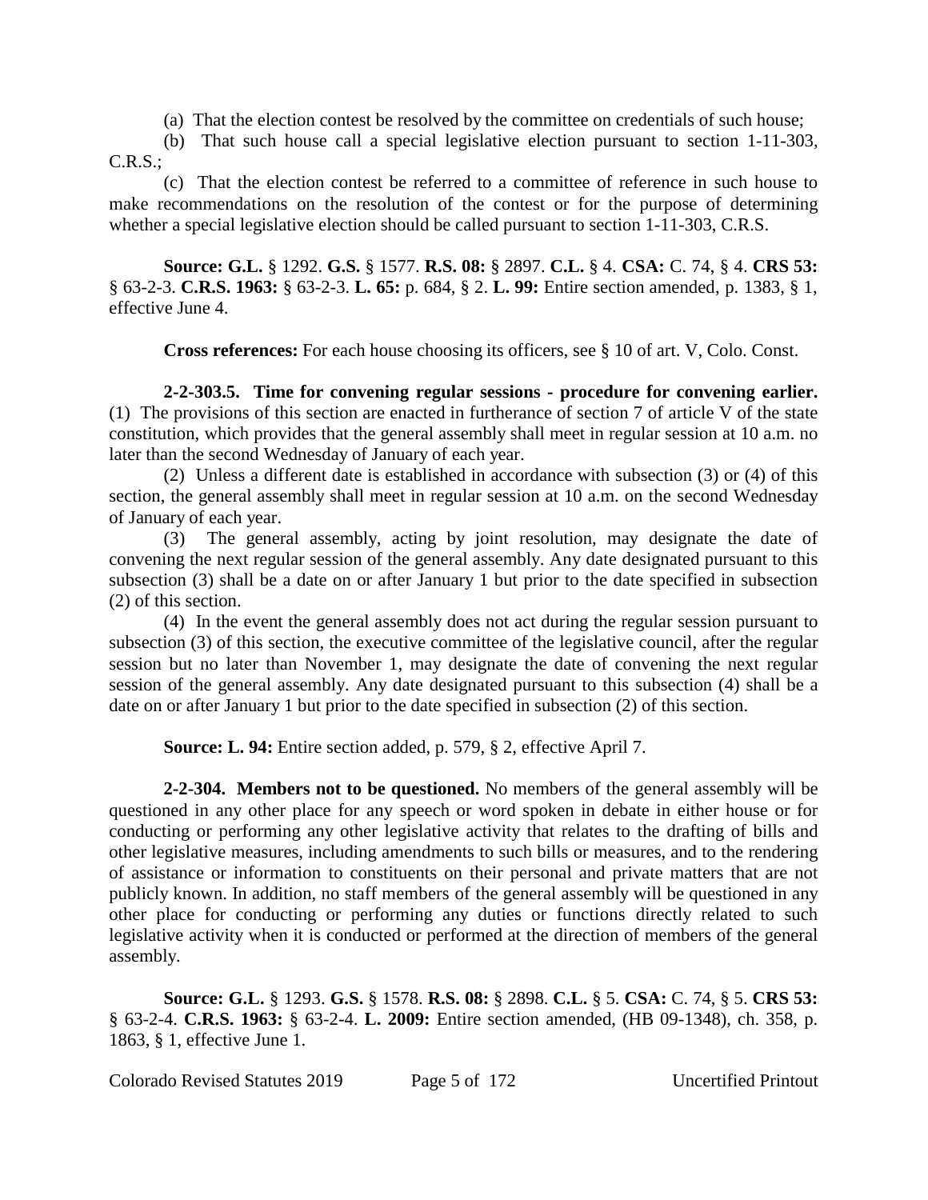(a) That the election contest be resolved by the committee on credentials of such house;

(b) That such house call a special legislative election pursuant to section 1-11-303, C.R.S.;

(c) That the election contest be referred to a committee of reference in such house to make recommendations on the resolution of the contest or for the purpose of determining whether a special legislative election should be called pursuant to section 1-11-303, C.R.S.

**Source: G.L.** § 1292. **G.S.** § 1577. **R.S. 08:** § 2897. **C.L.** § 4. **CSA:** C. 74, § 4. **CRS 53:** § 63-2-3. **C.R.S. 1963:** § 63-2-3. **L. 65:** p. 684, § 2. **L. 99:** Entire section amended, p. 1383, § 1, effective June 4.

**Cross references:** For each house choosing its officers, see § 10 of art. V, Colo. Const.

**2-2-303.5. Time for convening regular sessions - procedure for convening earlier.** (1) The provisions of this section are enacted in furtherance of section 7 of article V of the state constitution, which provides that the general assembly shall meet in regular session at 10 a.m. no later than the second Wednesday of January of each year.

(2) Unless a different date is established in accordance with subsection (3) or (4) of this section, the general assembly shall meet in regular session at 10 a.m. on the second Wednesday of January of each year.

(3) The general assembly, acting by joint resolution, may designate the date of convening the next regular session of the general assembly. Any date designated pursuant to this subsection (3) shall be a date on or after January 1 but prior to the date specified in subsection (2) of this section.

(4) In the event the general assembly does not act during the regular session pursuant to subsection (3) of this section, the executive committee of the legislative council, after the regular session but no later than November 1, may designate the date of convening the next regular session of the general assembly. Any date designated pursuant to this subsection (4) shall be a date on or after January 1 but prior to the date specified in subsection (2) of this section.

**Source: L. 94:** Entire section added, p. 579, § 2, effective April 7.

**2-2-304. Members not to be questioned.** No members of the general assembly will be questioned in any other place for any speech or word spoken in debate in either house or for conducting or performing any other legislative activity that relates to the drafting of bills and other legislative measures, including amendments to such bills or measures, and to the rendering of assistance or information to constituents on their personal and private matters that are not publicly known. In addition, no staff members of the general assembly will be questioned in any other place for conducting or performing any duties or functions directly related to such legislative activity when it is conducted or performed at the direction of members of the general assembly.

**Source: G.L.** § 1293. **G.S.** § 1578. **R.S. 08:** § 2898. **C.L.** § 5. **CSA:** C. 74, § 5. **CRS 53:** § 63-2-4. **C.R.S. 1963:** § 63-2-4. **L. 2009:** Entire section amended, (HB 09-1348), ch. 358, p. 1863, § 1, effective June 1.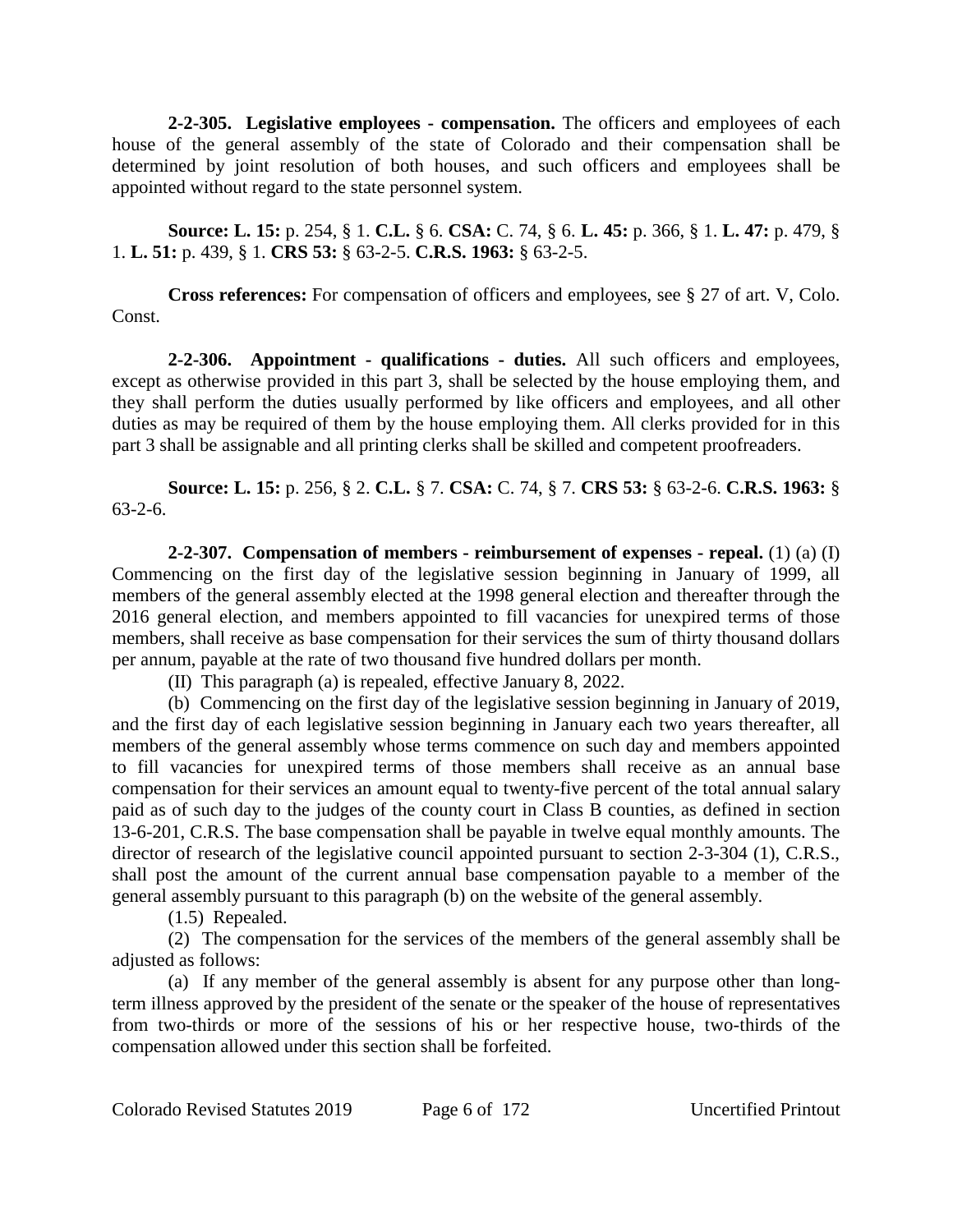**2-2-305. Legislative employees - compensation.** The officers and employees of each house of the general assembly of the state of Colorado and their compensation shall be determined by joint resolution of both houses, and such officers and employees shall be appointed without regard to the state personnel system.

**Source: L. 15:** p. 254, § 1. **C.L.** § 6. **CSA:** C. 74, § 6. **L. 45:** p. 366, § 1. **L. 47:** p. 479, § 1. **L. 51:** p. 439, § 1. **CRS 53:** § 63-2-5. **C.R.S. 1963:** § 63-2-5.

**Cross references:** For compensation of officers and employees, see § 27 of art. V, Colo. Const.

**2-2-306. Appointment - qualifications - duties.** All such officers and employees, except as otherwise provided in this part 3, shall be selected by the house employing them, and they shall perform the duties usually performed by like officers and employees, and all other duties as may be required of them by the house employing them. All clerks provided for in this part 3 shall be assignable and all printing clerks shall be skilled and competent proofreaders.

**Source: L. 15:** p. 256, § 2. **C.L.** § 7. **CSA:** C. 74, § 7. **CRS 53:** § 63-2-6. **C.R.S. 1963:** § 63-2-6.

**2-2-307. Compensation of members - reimbursement of expenses - repeal.** (1) (a) (I) Commencing on the first day of the legislative session beginning in January of 1999, all members of the general assembly elected at the 1998 general election and thereafter through the 2016 general election, and members appointed to fill vacancies for unexpired terms of those members, shall receive as base compensation for their services the sum of thirty thousand dollars per annum, payable at the rate of two thousand five hundred dollars per month.

(II) This paragraph (a) is repealed, effective January 8, 2022.

(b) Commencing on the first day of the legislative session beginning in January of 2019, and the first day of each legislative session beginning in January each two years thereafter, all members of the general assembly whose terms commence on such day and members appointed to fill vacancies for unexpired terms of those members shall receive as an annual base compensation for their services an amount equal to twenty-five percent of the total annual salary paid as of such day to the judges of the county court in Class B counties, as defined in section 13-6-201, C.R.S. The base compensation shall be payable in twelve equal monthly amounts. The director of research of the legislative council appointed pursuant to section 2-3-304 (1), C.R.S., shall post the amount of the current annual base compensation payable to a member of the general assembly pursuant to this paragraph (b) on the website of the general assembly.

(1.5) Repealed.

(2) The compensation for the services of the members of the general assembly shall be adjusted as follows:

(a) If any member of the general assembly is absent for any purpose other than long-term illness approved by the president of the senate or the speaker of the house of representatives from two-thirds or more of the sessions of his or her respective house, two-thirds of the compensation allowed under this section shall be forfeited.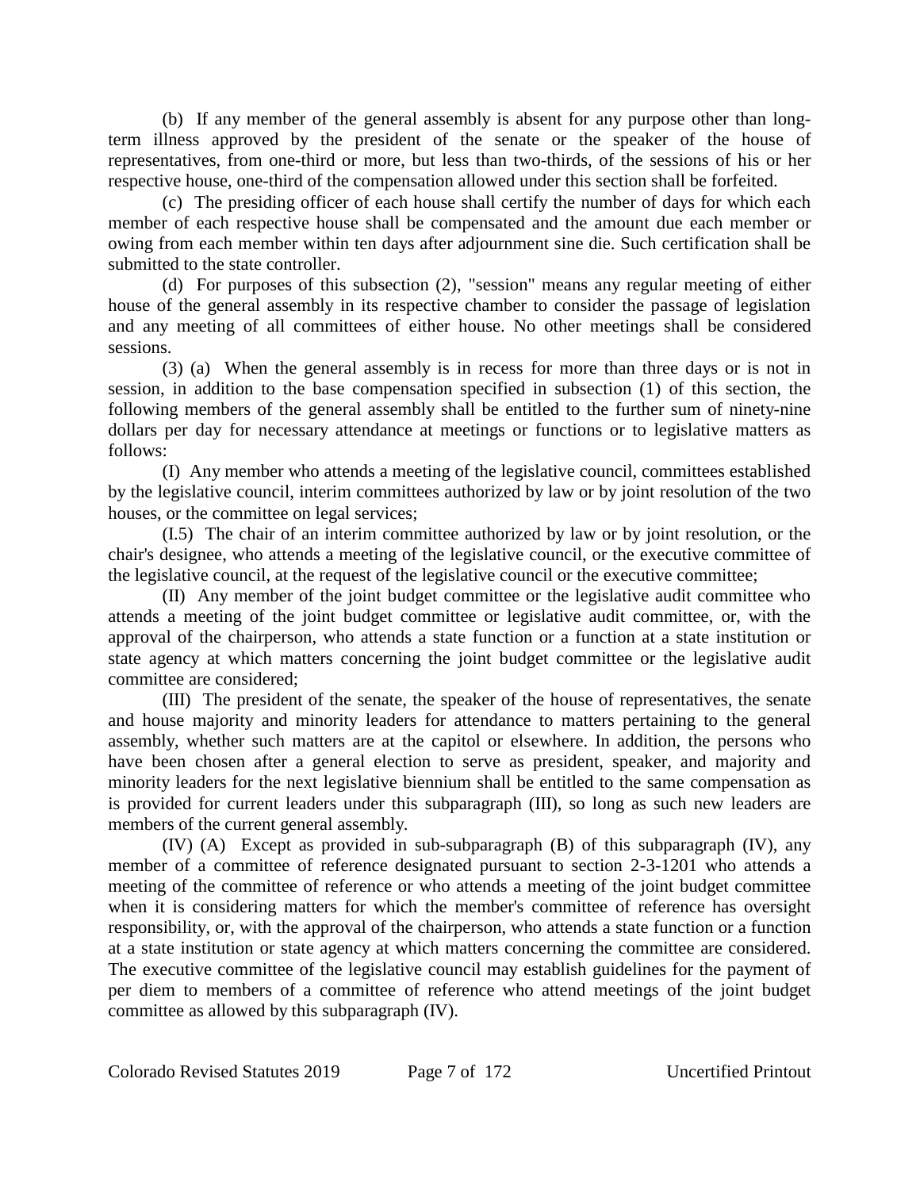(b) If any member of the general assembly is absent for any purpose other than long-term illness approved by the president of the senate or the speaker of the house of representatives, from one-third or more, but less than two-thirds, of the sessions of his or her respective house, one-third of the compensation allowed under this section shall be forfeited.

(c) The presiding officer of each house shall certify the number of days for which each member of each respective house shall be compensated and the amount due each member or owing from each member within ten days after adjournment sine die. Such certification shall be submitted to the state controller.

(d) For purposes of this subsection (2), "session" means any regular meeting of either house of the general assembly in its respective chamber to consider the passage of legislation and any meeting of all committees of either house. No other meetings shall be considered sessions.

(3) (a) When the general assembly is in recess for more than three days or is not in session, in addition to the base compensation specified in subsection (1) of this section, the following members of the general assembly shall be entitled to the further sum of ninety-nine dollars per day for necessary attendance at meetings or functions or to legislative matters as follows:

(I) Any member who attends a meeting of the legislative council, committees established by the legislative council, interim committees authorized by law or by joint resolution of the two houses, or the committee on legal services;

(I.5) The chair of an interim committee authorized by law or by joint resolution, or the chair's designee, who attends a meeting of the legislative council, or the executive committee of the legislative council, at the request of the legislative council or the executive committee;

(II) Any member of the joint budget committee or the legislative audit committee who attends a meeting of the joint budget committee or legislative audit committee, or, with the approval of the chairperson, who attends a state function or a function at a state institution or state agency at which matters concerning the joint budget committee or the legislative audit committee are considered;

(III) The president of the senate, the speaker of the house of representatives, the senate and house majority and minority leaders for attendance to matters pertaining to the general assembly, whether such matters are at the capitol or elsewhere. In addition, the persons who have been chosen after a general election to serve as president, speaker, and majority and minority leaders for the next legislative biennium shall be entitled to the same compensation as is provided for current leaders under this subparagraph (III), so long as such new leaders are members of the current general assembly.

(IV) (A) Except as provided in sub-subparagraph (B) of this subparagraph (IV), any member of a committee of reference designated pursuant to section 2-3-1201 who attends a meeting of the committee of reference or who attends a meeting of the joint budget committee when it is considering matters for which the member's committee of reference has oversight responsibility, or, with the approval of the chairperson, who attends a state function or a function at a state institution or state agency at which matters concerning the committee are considered. The executive committee of the legislative council may establish guidelines for the payment of per diem to members of a committee of reference who attend meetings of the joint budget committee as allowed by this subparagraph (IV).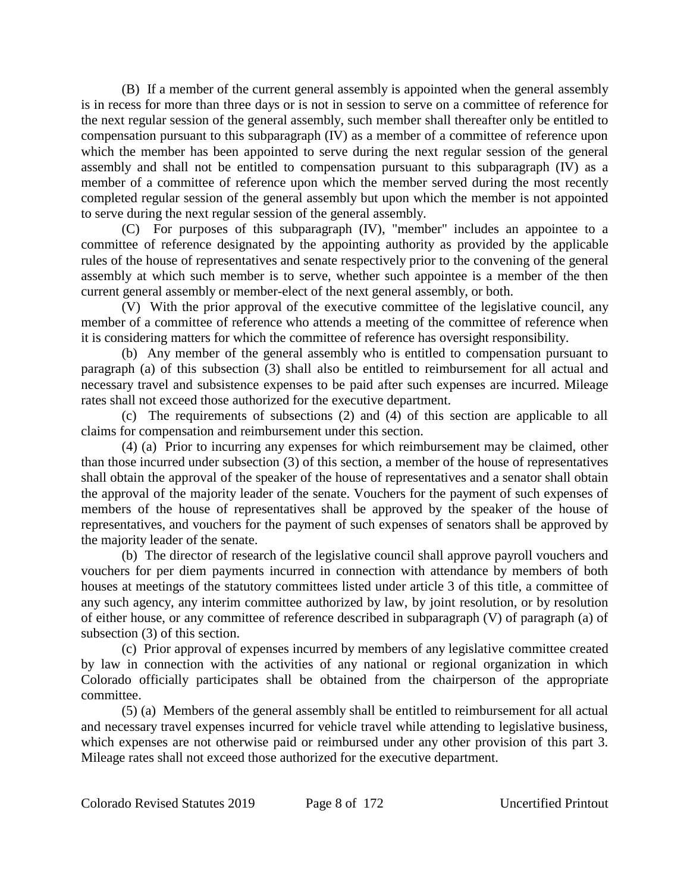(B) If a member of the current general assembly is appointed when the general assembly is in recess for more than three days or is not in session to serve on a committee of reference for the next regular session of the general assembly, such member shall thereafter only be entitled to compensation pursuant to this subparagraph (IV) as a member of a committee of reference upon which the member has been appointed to serve during the next regular session of the general assembly and shall not be entitled to compensation pursuant to this subparagraph (IV) as a member of a committee of reference upon which the member served during the most recently completed regular session of the general assembly but upon which the member is not appointed to serve during the next regular session of the general assembly.

(C) For purposes of this subparagraph (IV), "member" includes an appointee to a committee of reference designated by the appointing authority as provided by the applicable rules of the house of representatives and senate respectively prior to the convening of the general assembly at which such member is to serve, whether such appointee is a member of the then current general assembly or member-elect of the next general assembly, or both.

(V) With the prior approval of the executive committee of the legislative council, any member of a committee of reference who attends a meeting of the committee of reference when it is considering matters for which the committee of reference has oversight responsibility.

(b) Any member of the general assembly who is entitled to compensation pursuant to paragraph (a) of this subsection (3) shall also be entitled to reimbursement for all actual and necessary travel and subsistence expenses to be paid after such expenses are incurred. Mileage rates shall not exceed those authorized for the executive department.

(c) The requirements of subsections (2) and (4) of this section are applicable to all claims for compensation and reimbursement under this section.

(4) (a) Prior to incurring any expenses for which reimbursement may be claimed, other than those incurred under subsection (3) of this section, a member of the house of representatives shall obtain the approval of the speaker of the house of representatives and a senator shall obtain the approval of the majority leader of the senate. Vouchers for the payment of such expenses of members of the house of representatives shall be approved by the speaker of the house of representatives, and vouchers for the payment of such expenses of senators shall be approved by the majority leader of the senate.

(b) The director of research of the legislative council shall approve payroll vouchers and vouchers for per diem payments incurred in connection with attendance by members of both houses at meetings of the statutory committees listed under article 3 of this title, a committee of any such agency, any interim committee authorized by law, by joint resolution, or by resolution of either house, or any committee of reference described in subparagraph (V) of paragraph (a) of subsection (3) of this section.

(c) Prior approval of expenses incurred by members of any legislative committee created by law in connection with the activities of any national or regional organization in which Colorado officially participates shall be obtained from the chairperson of the appropriate committee.

(5) (a) Members of the general assembly shall be entitled to reimbursement for all actual and necessary travel expenses incurred for vehicle travel while attending to legislative business, which expenses are not otherwise paid or reimbursed under any other provision of this part 3. Mileage rates shall not exceed those authorized for the executive department.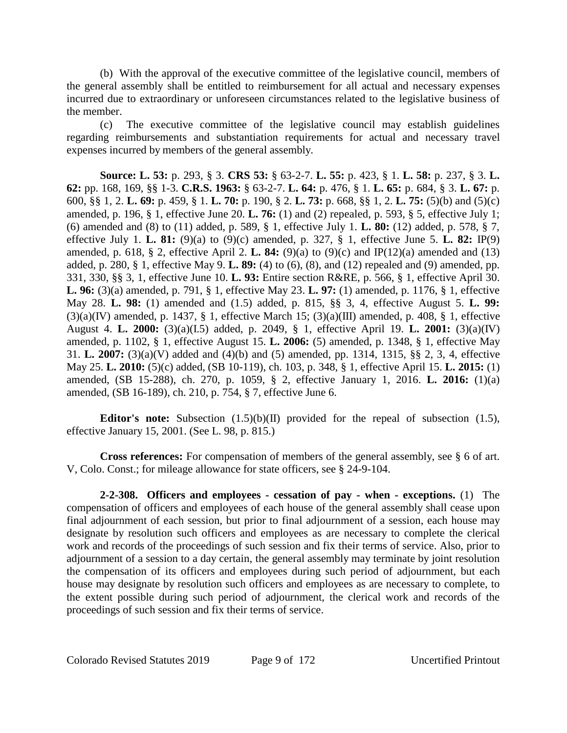(b) With the approval of the executive committee of the legislative council, members of the general assembly shall be entitled to reimbursement for all actual and necessary expenses incurred due to extraordinary or unforeseen circumstances related to the legislative business of the member.

(c) The executive committee of the legislative council may establish guidelines regarding reimbursements and substantiation requirements for actual and necessary travel expenses incurred by members of the general assembly.

**Source: L. 53:** p. 293, § 3. **CRS 53:** § 63-2-7. **L. 55:** p. 423, § 1. **L. 58:** p. 237, § 3. **L. 62:** pp. 168, 169, §§ 1-3. **C.R.S. 1963:** § 63-2-7. **L. 64:** p. 476, § 1. **L. 65:** p. 684, § 3. **L. 67:** p. 600, §§ 1, 2. **L. 69:** p. 459, § 1. **L. 70:** p. 190, § 2. **L. 73:** p. 668, §§ 1, 2. **L. 75:** (5)(b) and (5)(c) amended, p. 196, § 1, effective June 20. **L. 76:** (1) and (2) repealed, p. 593, § 5, effective July 1; (6) amended and (8) to (11) added, p. 589, § 1, effective July 1. **L. 80:** (12) added, p. 578, § 7, effective July 1. **L. 81:** (9)(a) to (9)(c) amended, p. 327, § 1, effective June 5. **L. 82:** IP(9) amended, p. 618, § 2, effective April 2. **L. 84:** (9)(a) to (9)(c) and IP(12)(a) amended and (13) added, p. 280, § 1, effective May 9. **L. 89:** (4) to (6), (8), and (12) repealed and (9) amended, pp. 331, 330, §§ 3, 1, effective June 10. **L. 93:** Entire section R&RE, p. 566, § 1, effective April 30. **L. 96:** (3)(a) amended, p. 791, § 1, effective May 23. **L. 97:** (1) amended, p. 1176, § 1, effective May 28. **L. 98:** (1) amended and (1.5) added, p. 815, §§ 3, 4, effective August 5. **L. 99:** (3)(a)(IV) amended, p. 1437, § 1, effective March 15; (3)(a)(III) amended, p. 408, § 1, effective August 4. **L. 2000:** (3)(a)(I.5) added, p. 2049, § 1, effective April 19. **L. 2001:** (3)(a)(IV) amended, p. 1102, § 1, effective August 15. **L. 2006:** (5) amended, p. 1348, § 1, effective May 31. **L. 2007:** (3)(a)(V) added and (4)(b) and (5) amended, pp. 1314, 1315, §§ 2, 3, 4, effective May 25. **L. 2010:** (5)(c) added, (SB 10-119), ch. 103, p. 348, § 1, effective April 15. **L. 2015:** (1) amended, (SB 15-288), ch. 270, p. 1059, § 2, effective January 1, 2016. **L. 2016:** (1)(a) amended, (SB 16-189), ch. 210, p. 754, § 7, effective June 6.

**Editor's note:** Subsection (1.5)(b)(II) provided for the repeal of subsection (1.5), effective January 15, 2001. (See L. 98, p. 815.)

**Cross references:** For compensation of members of the general assembly, see § 6 of art. V, Colo. Const.; for mileage allowance for state officers, see § 24-9-104.

**2-2-308. Officers and employees - cessation of pay - when - exceptions.** (1) The compensation of officers and employees of each house of the general assembly shall cease upon final adjournment of each session, but prior to final adjournment of a session, each house may designate by resolution such officers and employees as are necessary to complete the clerical work and records of the proceedings of such session and fix their terms of service. Also, prior to adjournment of a session to a day certain, the general assembly may terminate by joint resolution the compensation of its officers and employees during such period of adjournment, but each house may designate by resolution such officers and employees as are necessary to complete, to the extent possible during such period of adjournment, the clerical work and records of the proceedings of such session and fix their terms of service.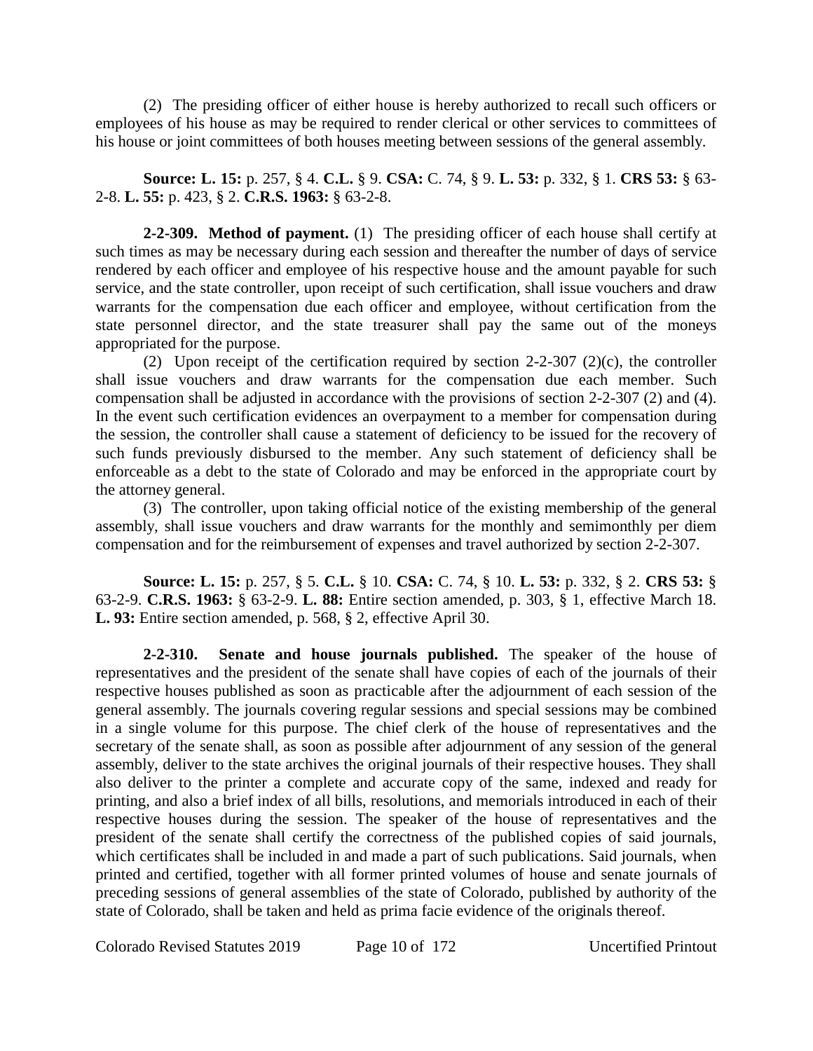(2) The presiding officer of either house is hereby authorized to recall such officers or employees of his house as may be required to render clerical or other services to committees of his house or joint committees of both houses meeting between sessions of the general assembly.

**Source: L. 15:** p. 257, § 4. **C.L.** § 9. **CSA:** C. 74, § 9. **L. 53:** p. 332, § 1. **CRS 53:** § 63-2-8. **L. 55:** p. 423, § 2. **C.R.S. 1963:** § 63-2-8.

**2-2-309. Method of payment.** (1) The presiding officer of each house shall certify at such times as may be necessary during each session and thereafter the number of days of service rendered by each officer and employee of his respective house and the amount payable for such service, and the state controller, upon receipt of such certification, shall issue vouchers and draw warrants for the compensation due each officer and employee, without certification from the state personnel director, and the state treasurer shall pay the same out of the moneys appropriated for the purpose.

(2) Upon receipt of the certification required by section 2-2-307 (2)(c), the controller shall issue vouchers and draw warrants for the compensation due each member. Such compensation shall be adjusted in accordance with the provisions of section 2-2-307 (2) and (4). In the event such certification evidences an overpayment to a member for compensation during the session, the controller shall cause a statement of deficiency to be issued for the recovery of such funds previously disbursed to the member. Any such statement of deficiency shall be enforceable as a debt to the state of Colorado and may be enforced in the appropriate court by the attorney general.

(3) The controller, upon taking official notice of the existing membership of the general assembly, shall issue vouchers and draw warrants for the monthly and semimonthly per diem compensation and for the reimbursement of expenses and travel authorized by section 2-2-307.

**Source: L. 15:** p. 257, § 5. **C.L.** § 10. **CSA:** C. 74, § 10. **L. 53:** p. 332, § 2. **CRS 53:** § 63-2-9. **C.R.S. 1963:** § 63-2-9. **L. 88:** Entire section amended, p. 303, § 1, effective March 18. **L. 93:** Entire section amended, p. 568, § 2, effective April 30.

**2-2-310. Senate and house journals published.** The speaker of the house of representatives and the president of the senate shall have copies of each of the journals of their respective houses published as soon as practicable after the adjournment of each session of the general assembly. The journals covering regular sessions and special sessions may be combined in a single volume for this purpose. The chief clerk of the house of representatives and the secretary of the senate shall, as soon as possible after adjournment of any session of the general assembly, deliver to the state archives the original journals of their respective houses. They shall also deliver to the printer a complete and accurate copy of the same, indexed and ready for printing, and also a brief index of all bills, resolutions, and memorials introduced in each of their respective houses during the session. The speaker of the house of representatives and the president of the senate shall certify the correctness of the published copies of said journals, which certificates shall be included in and made a part of such publications. Said journals, when printed and certified, together with all former printed volumes of house and senate journals of preceding sessions of general assemblies of the state of Colorado, published by authority of the state of Colorado, shall be taken and held as prima facie evidence of the originals thereof.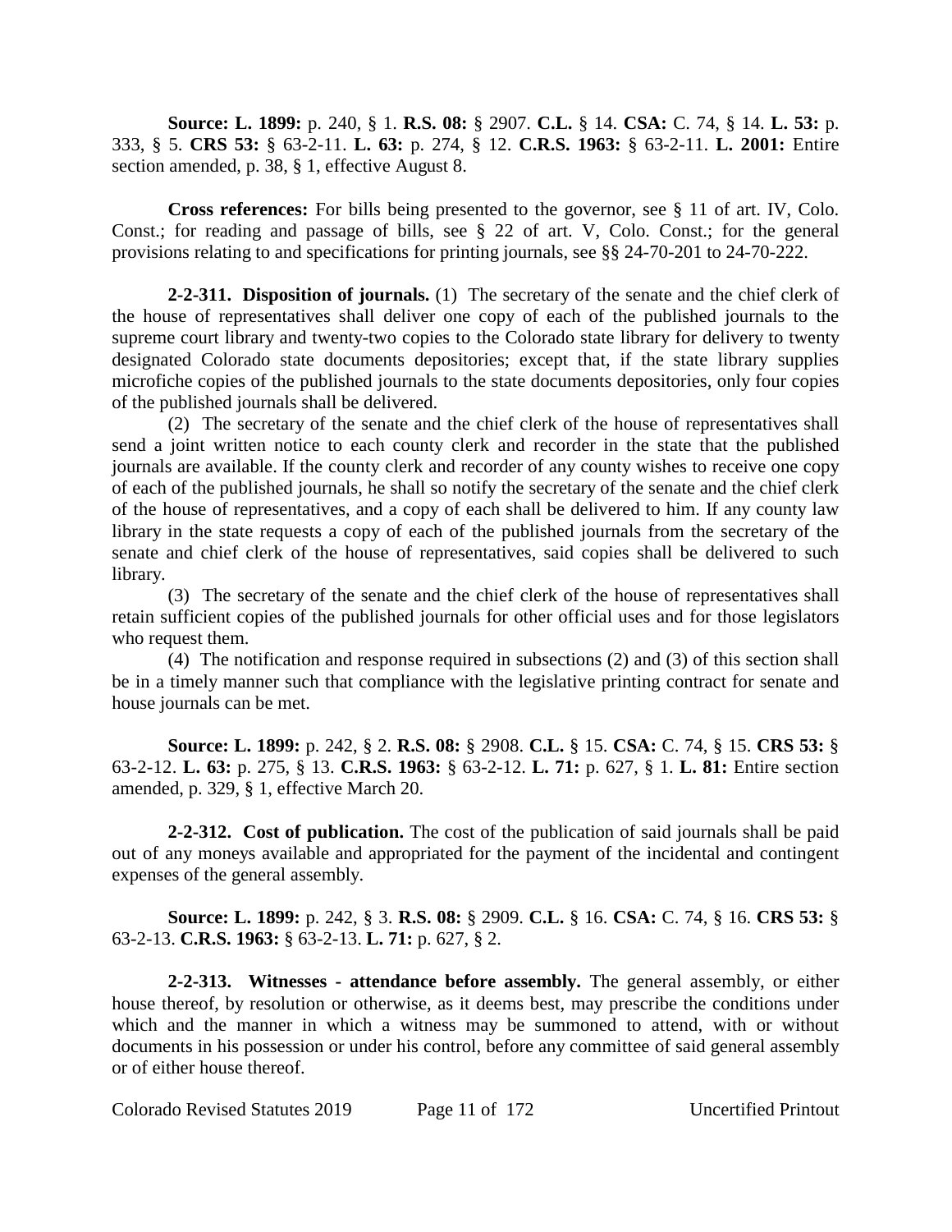**Source: L. 1899:** p. 240, § 1. **R.S. 08:** § 2907. **C.L.** § 14. **CSA:** C. 74, § 14. **L. 53:** p. 333, § 5. **CRS 53:** § 63-2-11. **L. 63:** p. 274, § 12. **C.R.S. 1963:** § 63-2-11. **L. 2001:** Entire section amended, p. 38, § 1, effective August 8.

**Cross references:** For bills being presented to the governor, see § 11 of art. IV, Colo. Const.; for reading and passage of bills, see § 22 of art. V, Colo. Const.; for the general provisions relating to and specifications for printing journals, see §§ 24-70-201 to 24-70-222.

**2-2-311. Disposition of journals.** (1) The secretary of the senate and the chief clerk of the house of representatives shall deliver one copy of each of the published journals to the supreme court library and twenty-two copies to the Colorado state library for delivery to twenty designated Colorado state documents depositories; except that, if the state library supplies microfiche copies of the published journals to the state documents depositories, only four copies of the published journals shall be delivered.

(2) The secretary of the senate and the chief clerk of the house of representatives shall send a joint written notice to each county clerk and recorder in the state that the published journals are available. If the county clerk and recorder of any county wishes to receive one copy of each of the published journals, he shall so notify the secretary of the senate and the chief clerk of the house of representatives, and a copy of each shall be delivered to him. If any county law library in the state requests a copy of each of the published journals from the secretary of the senate and chief clerk of the house of representatives, said copies shall be delivered to such library.

(3) The secretary of the senate and the chief clerk of the house of representatives shall retain sufficient copies of the published journals for other official uses and for those legislators who request them.

(4) The notification and response required in subsections (2) and (3) of this section shall be in a timely manner such that compliance with the legislative printing contract for senate and house journals can be met.

**Source: L. 1899:** p. 242, § 2. **R.S. 08:** § 2908. **C.L.** § 15. **CSA:** C. 74, § 15. **CRS 53:** § 63-2-12. **L. 63:** p. 275, § 13. **C.R.S. 1963:** § 63-2-12. **L. 71:** p. 627, § 1. **L. 81:** Entire section amended, p. 329, § 1, effective March 20.

**2-2-312. Cost of publication.** The cost of the publication of said journals shall be paid out of any moneys available and appropriated for the payment of the incidental and contingent expenses of the general assembly.

**Source: L. 1899:** p. 242, § 3. **R.S. 08:** § 2909. **C.L.** § 16. **CSA:** C. 74, § 16. **CRS 53:** § 63-2-13. **C.R.S. 1963:** § 63-2-13. **L. 71:** p. 627, § 2.

**2-2-313. Witnesses - attendance before assembly.** The general assembly, or either house thereof, by resolution or otherwise, as it deems best, may prescribe the conditions under which and the manner in which a witness may be summoned to attend, with or without documents in his possession or under his control, before any committee of said general assembly or of either house thereof.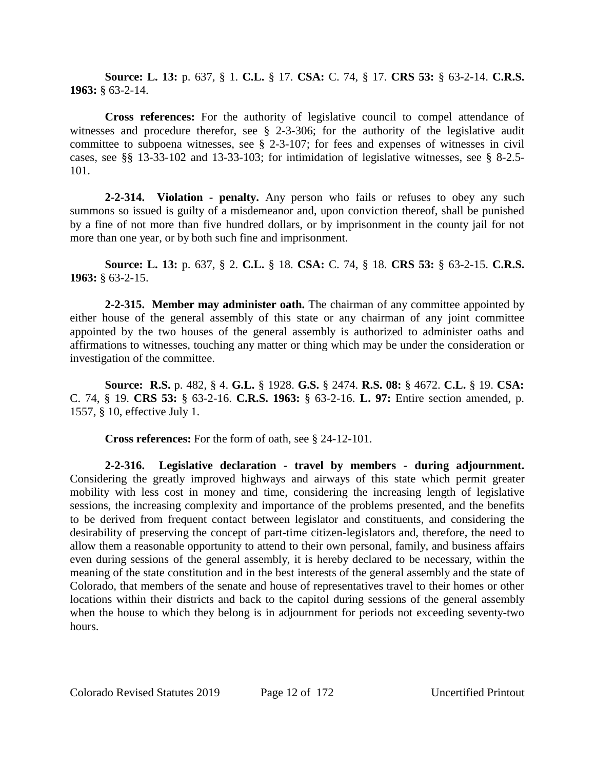**Source: L. 13:** p. 637, § 1. **C.L.** § 17. **CSA:** C. 74, § 17. **CRS 53:** § 63-2-14. **C.R.S. 1963:** § 63-2-14.

**Cross references:** For the authority of legislative council to compel attendance of witnesses and procedure therefor, see § 2-3-306; for the authority of the legislative audit committee to subpoena witnesses, see § 2-3-107; for fees and expenses of witnesses in civil cases, see §§ 13-33-102 and 13-33-103; for intimidation of legislative witnesses, see § 8-2.5-101.

**2-2-314. Violation - penalty.** Any person who fails or refuses to obey any such summons so issued is guilty of a misdemeanor and, upon conviction thereof, shall be punished by a fine of not more than five hundred dollars, or by imprisonment in the county jail for not more than one year, or by both such fine and imprisonment.

**Source: L. 13:** p. 637, § 2. **C.L.** § 18. **CSA:** C. 74, § 18. **CRS 53:** § 63-2-15. **C.R.S. 1963:** § 63-2-15.

**2-2-315. Member may administer oath.** The chairman of any committee appointed by either house of the general assembly of this state or any chairman of any joint committee appointed by the two houses of the general assembly is authorized to administer oaths and affirmations to witnesses, touching any matter or thing which may be under the consideration or investigation of the committee.

**Source: R.S.** p. 482, § 4. **G.L.** § 1928. **G.S.** § 2474. **R.S. 08:** § 4672. **C.L.** § 19. **CSA:** C. 74, § 19. **CRS 53:** § 63-2-16. **C.R.S. 1963:** § 63-2-16. **L. 97:** Entire section amended, p. 1557, § 10, effective July 1.

**Cross references:** For the form of oath, see § 24-12-101.

**2-2-316. Legislative declaration - travel by members - during adjournment.** Considering the greatly improved highways and airways of this state which permit greater mobility with less cost in money and time, considering the increasing length of legislative sessions, the increasing complexity and importance of the problems presented, and the benefits to be derived from frequent contact between legislator and constituents, and considering the desirability of preserving the concept of part-time citizen-legislators and, therefore, the need to allow them a reasonable opportunity to attend to their own personal, family, and business affairs even during sessions of the general assembly, it is hereby declared to be necessary, within the meaning of the state constitution and in the best interests of the general assembly and the state of Colorado, that members of the senate and house of representatives travel to their homes or other locations within their districts and back to the capitol during sessions of the general assembly when the house to which they belong is in adjournment for periods not exceeding seventy-two hours.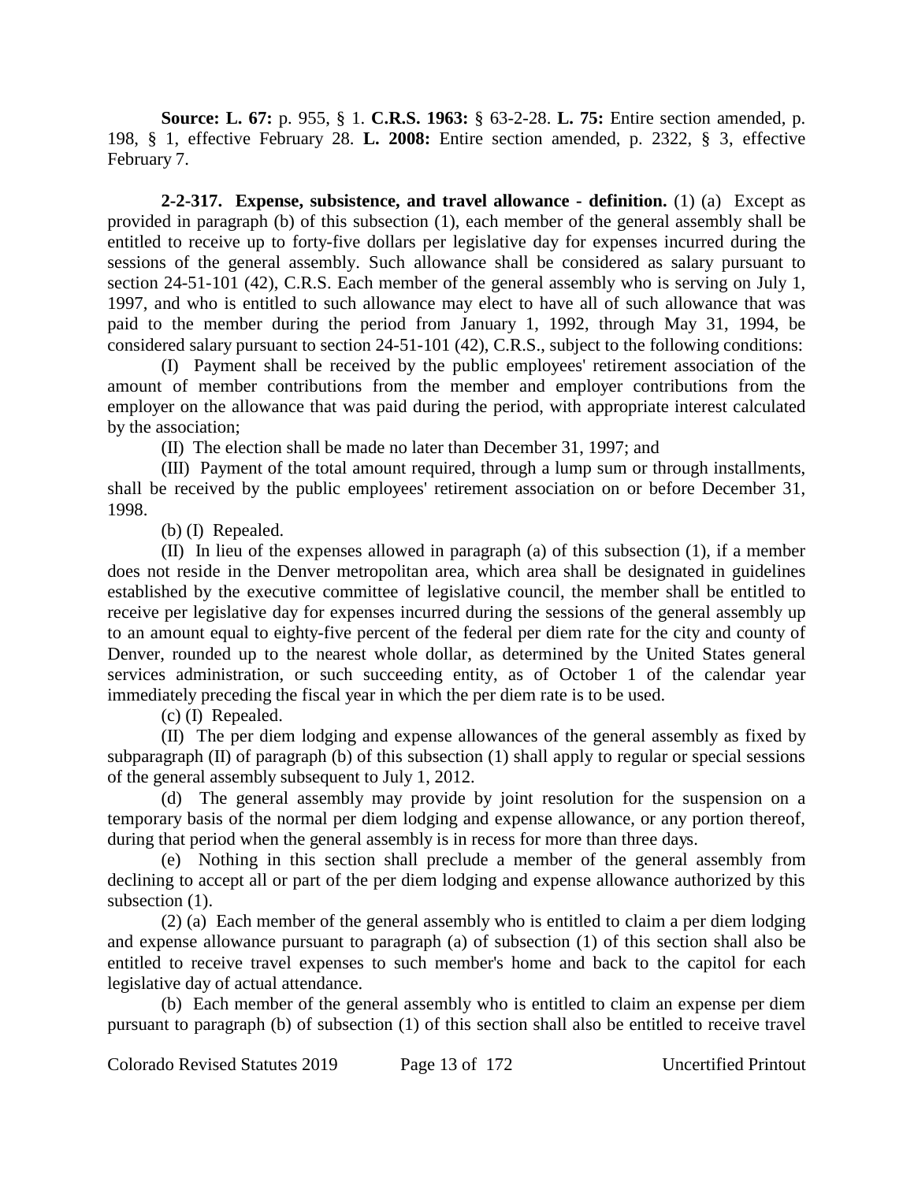**Source: L. 67:** p. 955, § 1. **C.R.S. 1963:** § 63-2-28. **L. 75:** Entire section amended, p. 198, § 1, effective February 28. **L. 2008:** Entire section amended, p. 2322, § 3, effective February 7.

**2-2-317. Expense, subsistence, and travel allowance - definition.** (1) (a) Except as provided in paragraph (b) of this subsection (1), each member of the general assembly shall be entitled to receive up to forty-five dollars per legislative day for expenses incurred during the sessions of the general assembly. Such allowance shall be considered as salary pursuant to section 24-51-101 (42), C.R.S. Each member of the general assembly who is serving on July 1, 1997, and who is entitled to such allowance may elect to have all of such allowance that was paid to the member during the period from January 1, 1992, through May 31, 1994, be considered salary pursuant to section 24-51-101 (42), C.R.S., subject to the following conditions:

(I) Payment shall be received by the public employees' retirement association of the amount of member contributions from the member and employer contributions from the employer on the allowance that was paid during the period, with appropriate interest calculated by the association;

(II) The election shall be made no later than December 31, 1997; and

(III) Payment of the total amount required, through a lump sum or through installments, shall be received by the public employees' retirement association on or before December 31, 1998.

(b) (I) Repealed.

(II) In lieu of the expenses allowed in paragraph (a) of this subsection (1), if a member does not reside in the Denver metropolitan area, which area shall be designated in guidelines established by the executive committee of legislative council, the member shall be entitled to receive per legislative day for expenses incurred during the sessions of the general assembly up to an amount equal to eighty-five percent of the federal per diem rate for the city and county of Denver, rounded up to the nearest whole dollar, as determined by the United States general services administration, or such succeeding entity, as of October 1 of the calendar year immediately preceding the fiscal year in which the per diem rate is to be used.

(c) (I) Repealed.

(II) The per diem lodging and expense allowances of the general assembly as fixed by subparagraph (II) of paragraph (b) of this subsection (1) shall apply to regular or special sessions of the general assembly subsequent to July 1, 2012.

(d) The general assembly may provide by joint resolution for the suspension on a temporary basis of the normal per diem lodging and expense allowance, or any portion thereof, during that period when the general assembly is in recess for more than three days.

(e) Nothing in this section shall preclude a member of the general assembly from declining to accept all or part of the per diem lodging and expense allowance authorized by this subsection (1).

(2) (a) Each member of the general assembly who is entitled to claim a per diem lodging and expense allowance pursuant to paragraph (a) of subsection (1) of this section shall also be entitled to receive travel expenses to such member's home and back to the capitol for each legislative day of actual attendance.

(b) Each member of the general assembly who is entitled to claim an expense per diem pursuant to paragraph (b) of subsection (1) of this section shall also be entitled to receive travel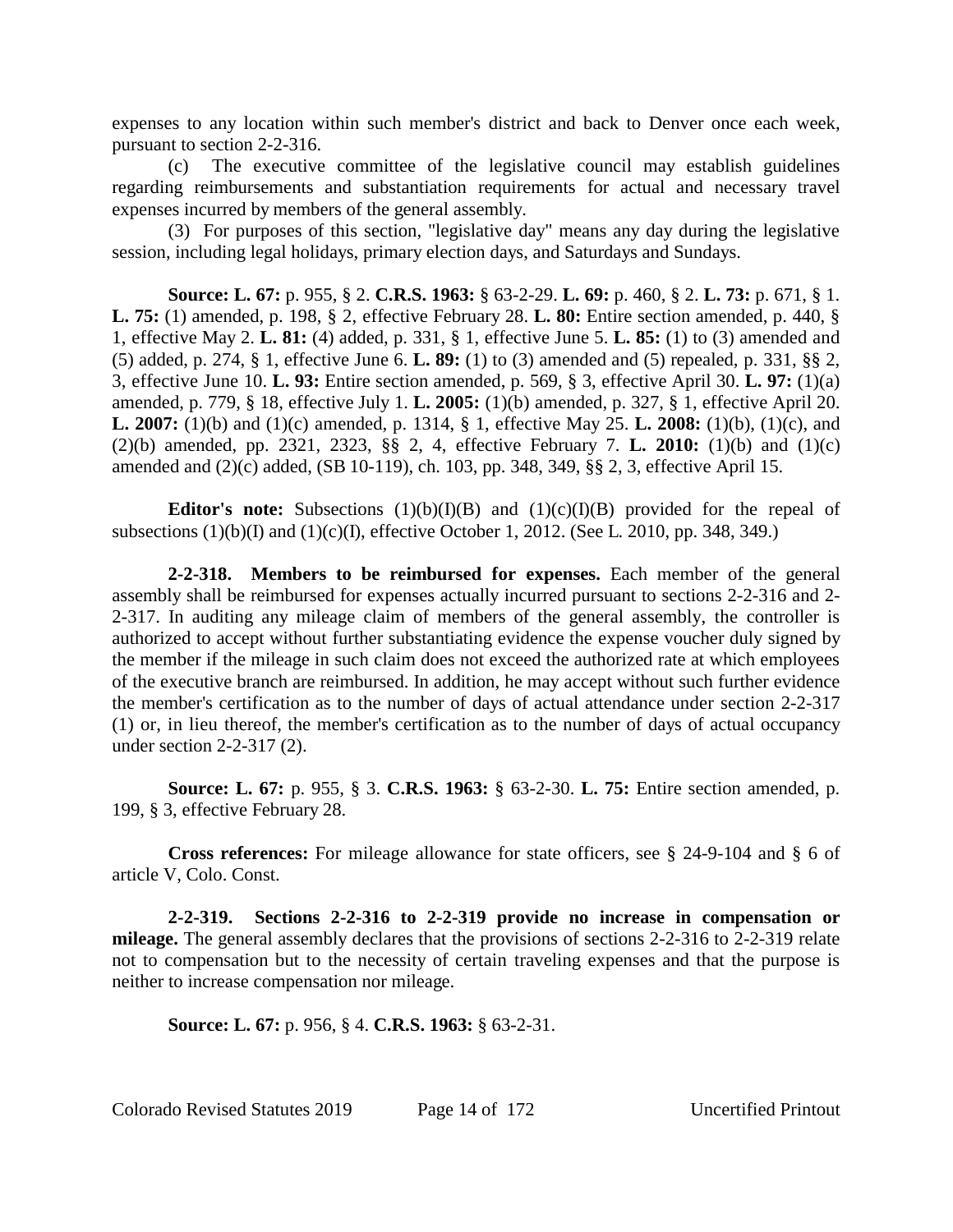expenses to any location within such member's district and back to Denver once each week, pursuant to section 2-2-316.

(c) The executive committee of the legislative council may establish guidelines regarding reimbursements and substantiation requirements for actual and necessary travel expenses incurred by members of the general assembly.

(3) For purposes of this section, "legislative day" means any day during the legislative session, including legal holidays, primary election days, and Saturdays and Sundays.

**Source: L. 67:** p. 955, § 2. **C.R.S. 1963:** § 63-2-29. **L. 69:** p. 460, § 2. **L. 73:** p. 671, § 1. **L. 75:** (1) amended, p. 198, § 2, effective February 28. **L. 80:** Entire section amended, p. 440, § 1, effective May 2. **L. 81:** (4) added, p. 331, § 1, effective June 5. **L. 85:** (1) to (3) amended and (5) added, p. 274, § 1, effective June 6. **L. 89:** (1) to (3) amended and (5) repealed, p. 331, §§ 2, 3, effective June 10. **L. 93:** Entire section amended, p. 569, § 3, effective April 30. **L. 97:** (1)(a) amended, p. 779, § 18, effective July 1. **L. 2005:** (1)(b) amended, p. 327, § 1, effective April 20. **L. 2007:** (1)(b) and (1)(c) amended, p. 1314, § 1, effective May 25. **L. 2008:** (1)(b), (1)(c), and (2)(b) amended, pp. 2321, 2323, §§ 2, 4, effective February 7. **L. 2010:** (1)(b) and (1)(c) amended and (2)(c) added, (SB 10-119), ch. 103, pp. 348, 349, §§ 2, 3, effective April 15.

**Editor's note:** Subsections (1)(b)(I)(B) and (1)(c)(I)(B) provided for the repeal of subsections (1)(b)(I) and (1)(c)(I), effective October 1, 2012. (See L. 2010, pp. 348, 349.)

**2-2-318. Members to be reimbursed for expenses.** Each member of the general assembly shall be reimbursed for expenses actually incurred pursuant to sections 2-2-316 and 2-2-317. In auditing any mileage claim of members of the general assembly, the controller is authorized to accept without further substantiating evidence the expense voucher duly signed by the member if the mileage in such claim does not exceed the authorized rate at which employees of the executive branch are reimbursed. In addition, he may accept without such further evidence the member's certification as to the number of days of actual attendance under section 2-2-317 (1) or, in lieu thereof, the member's certification as to the number of days of actual occupancy under section 2-2-317 (2).

**Source: L. 67:** p. 955, § 3. **C.R.S. 1963:** § 63-2-30. **L. 75:** Entire section amended, p. 199, § 3, effective February 28.

**Cross references:** For mileage allowance for state officers, see § 24-9-104 and § 6 of article V, Colo. Const.

**2-2-319. Sections 2-2-316 to 2-2-319 provide no increase in compensation or mileage.** The general assembly declares that the provisions of sections 2-2-316 to 2-2-319 relate not to compensation but to the necessity of certain traveling expenses and that the purpose is neither to increase compensation nor mileage.

**Source: L. 67:** p. 956, § 4. **C.R.S. 1963:** § 63-2-31.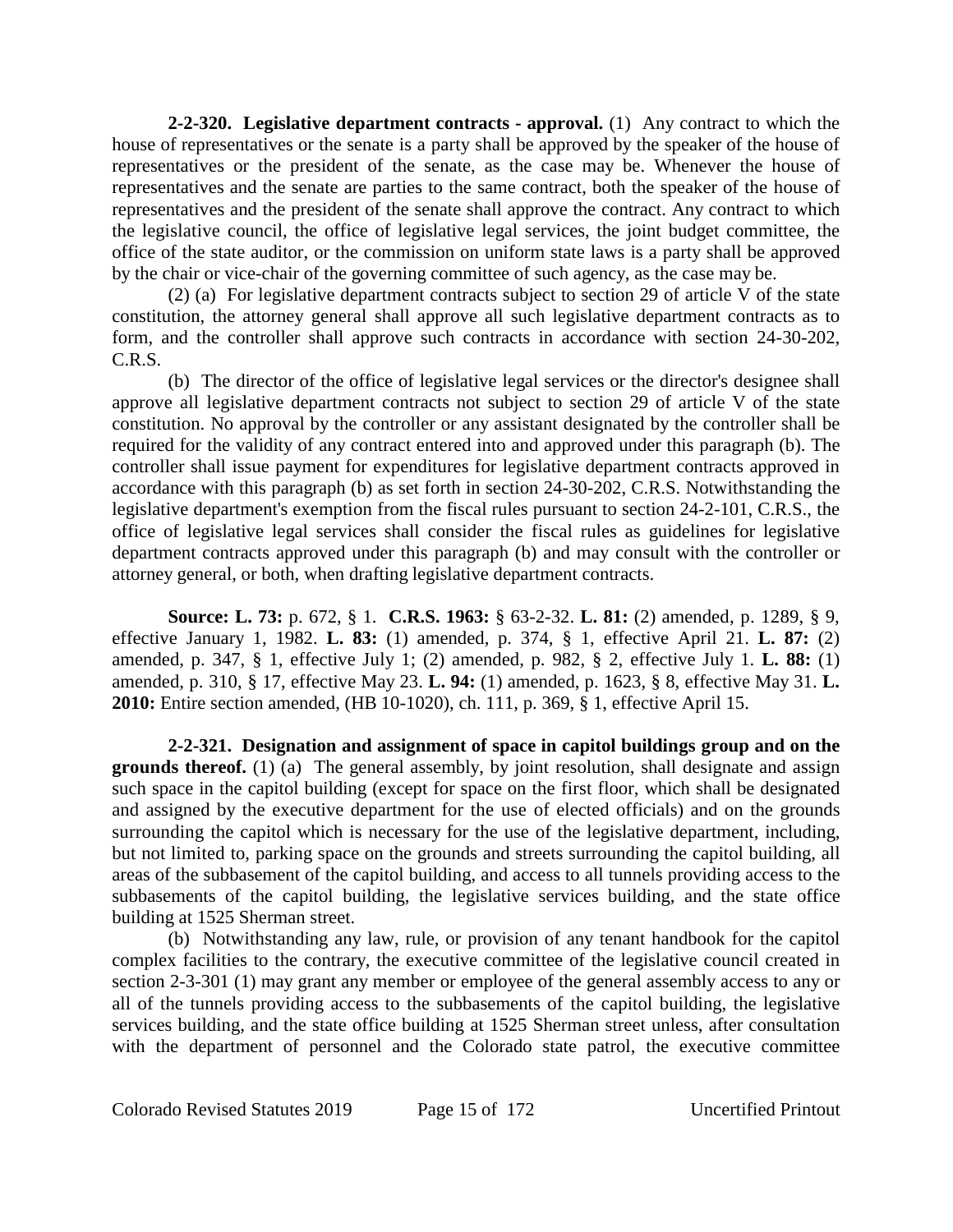**2-2-320. Legislative department contracts - approval.** (1) Any contract to which the house of representatives or the senate is a party shall be approved by the speaker of the house of representatives or the president of the senate, as the case may be. Whenever the house of representatives and the senate are parties to the same contract, both the speaker of the house of representatives and the president of the senate shall approve the contract. Any contract to which the legislative council, the office of legislative legal services, the joint budget committee, the office of the state auditor, or the commission on uniform state laws is a party shall be approved by the chair or vice-chair of the governing committee of such agency, as the case may be.

(2) (a) For legislative department contracts subject to section 29 of article V of the state constitution, the attorney general shall approve all such legislative department contracts as to form, and the controller shall approve such contracts in accordance with section 24-30-202, C.R.S.

(b) The director of the office of legislative legal services or the director's designee shall approve all legislative department contracts not subject to section 29 of article V of the state constitution. No approval by the controller or any assistant designated by the controller shall be required for the validity of any contract entered into and approved under this paragraph (b). The controller shall issue payment for expenditures for legislative department contracts approved in accordance with this paragraph (b) as set forth in section 24-30-202, C.R.S. Notwithstanding the legislative department's exemption from the fiscal rules pursuant to section 24-2-101, C.R.S., the office of legislative legal services shall consider the fiscal rules as guidelines for legislative department contracts approved under this paragraph (b) and may consult with the controller or attorney general, or both, when drafting legislative department contracts.

**Source: L. 73:** p. 672, § 1. **C.R.S. 1963:** § 63-2-32. **L. 81:** (2) amended, p. 1289, § 9, effective January 1, 1982. **L. 83:** (1) amended, p. 374, § 1, effective April 21. **L. 87:** (2) amended, p. 347, § 1, effective July 1; (2) amended, p. 982, § 2, effective July 1. **L. 88:** (1) amended, p. 310, § 17, effective May 23. **L. 94:** (1) amended, p. 1623, § 8, effective May 31. **L. 2010:** Entire section amended, (HB 10-1020), ch. 111, p. 369, § 1, effective April 15.

**2-2-321. Designation and assignment of space in capitol buildings group and on the grounds thereof.** (1) (a) The general assembly, by joint resolution, shall designate and assign such space in the capitol building (except for space on the first floor, which shall be designated and assigned by the executive department for the use of elected officials) and on the grounds surrounding the capitol which is necessary for the use of the legislative department, including, but not limited to, parking space on the grounds and streets surrounding the capitol building, all areas of the subbasement of the capitol building, and access to all tunnels providing access to the subbasements of the capitol building, the legislative services building, and the state office building at 1525 Sherman street.

(b) Notwithstanding any law, rule, or provision of any tenant handbook for the capitol complex facilities to the contrary, the executive committee of the legislative council created in section 2-3-301 (1) may grant any member or employee of the general assembly access to any or all of the tunnels providing access to the subbasements of the capitol building, the legislative services building, and the state office building at 1525 Sherman street unless, after consultation with the department of personnel and the Colorado state patrol, the executive committee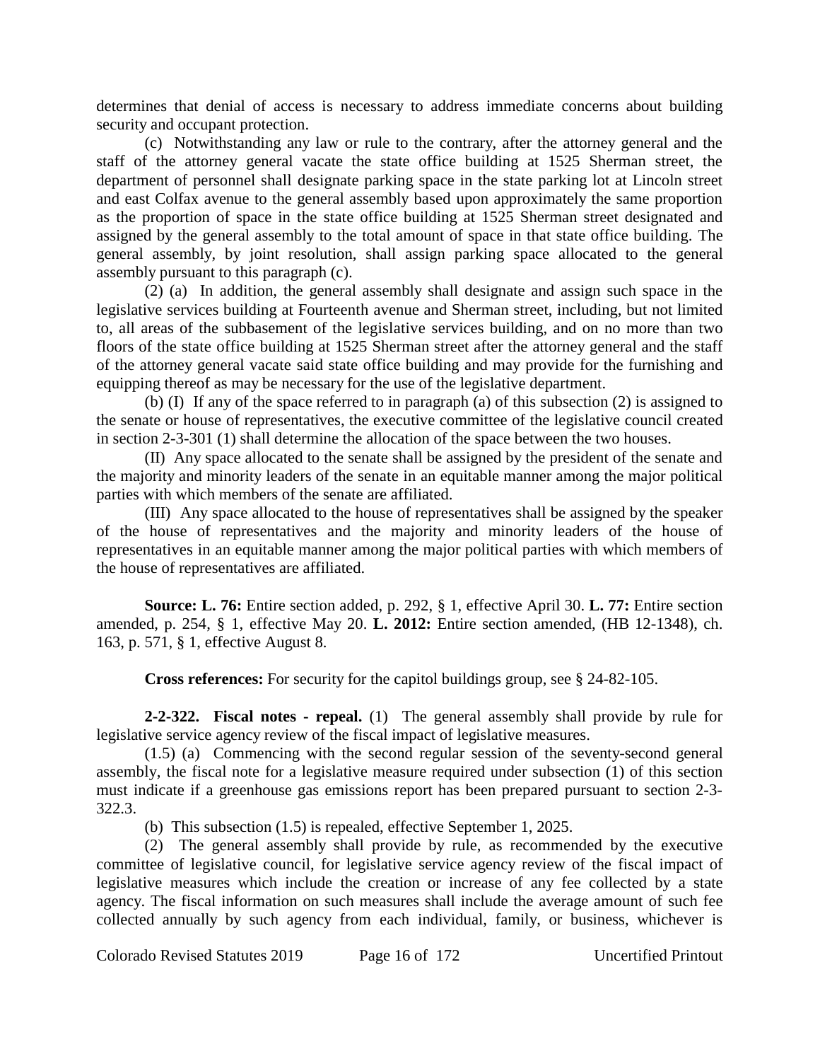determines that denial of access is necessary to address immediate concerns about building security and occupant protection.

(c) Notwithstanding any law or rule to the contrary, after the attorney general and the staff of the attorney general vacate the state office building at 1525 Sherman street, the department of personnel shall designate parking space in the state parking lot at Lincoln street and east Colfax avenue to the general assembly based upon approximately the same proportion as the proportion of space in the state office building at 1525 Sherman street designated and assigned by the general assembly to the total amount of space in that state office building. The general assembly, by joint resolution, shall assign parking space allocated to the general assembly pursuant to this paragraph (c).

(2) (a) In addition, the general assembly shall designate and assign such space in the legislative services building at Fourteenth avenue and Sherman street, including, but not limited to, all areas of the subbasement of the legislative services building, and on no more than two floors of the state office building at 1525 Sherman street after the attorney general and the staff of the attorney general vacate said state office building and may provide for the furnishing and equipping thereof as may be necessary for the use of the legislative department.

(b) (I) If any of the space referred to in paragraph (a) of this subsection (2) is assigned to the senate or house of representatives, the executive committee of the legislative council created in section 2-3-301 (1) shall determine the allocation of the space between the two houses.

(II) Any space allocated to the senate shall be assigned by the president of the senate and the majority and minority leaders of the senate in an equitable manner among the major political parties with which members of the senate are affiliated.

(III) Any space allocated to the house of representatives shall be assigned by the speaker of the house of representatives and the majority and minority leaders of the house of representatives in an equitable manner among the major political parties with which members of the house of representatives are affiliated.

**Source: L. 76:** Entire section added, p. 292, § 1, effective April 30. **L. 77:** Entire section amended, p. 254, § 1, effective May 20. **L. 2012:** Entire section amended, (HB 12-1348), ch. 163, p. 571, § 1, effective August 8.

**Cross references:** For security for the capitol buildings group, see § 24-82-105.

**2-2-322. Fiscal notes - repeal.** (1) The general assembly shall provide by rule for legislative service agency review of the fiscal impact of legislative measures.

(1.5) (a) Commencing with the second regular session of the seventy-second general assembly, the fiscal note for a legislative measure required under subsection (1) of this section must indicate if a greenhouse gas emissions report has been prepared pursuant to section 2-3-322.3.

(b) This subsection (1.5) is repealed, effective September 1, 2025.

(2) The general assembly shall provide by rule, as recommended by the executive committee of legislative council, for legislative service agency review of the fiscal impact of legislative measures which include the creation or increase of any fee collected by a state agency. The fiscal information on such measures shall include the average amount of such fee collected annually by such agency from each individual, family, or business, whichever is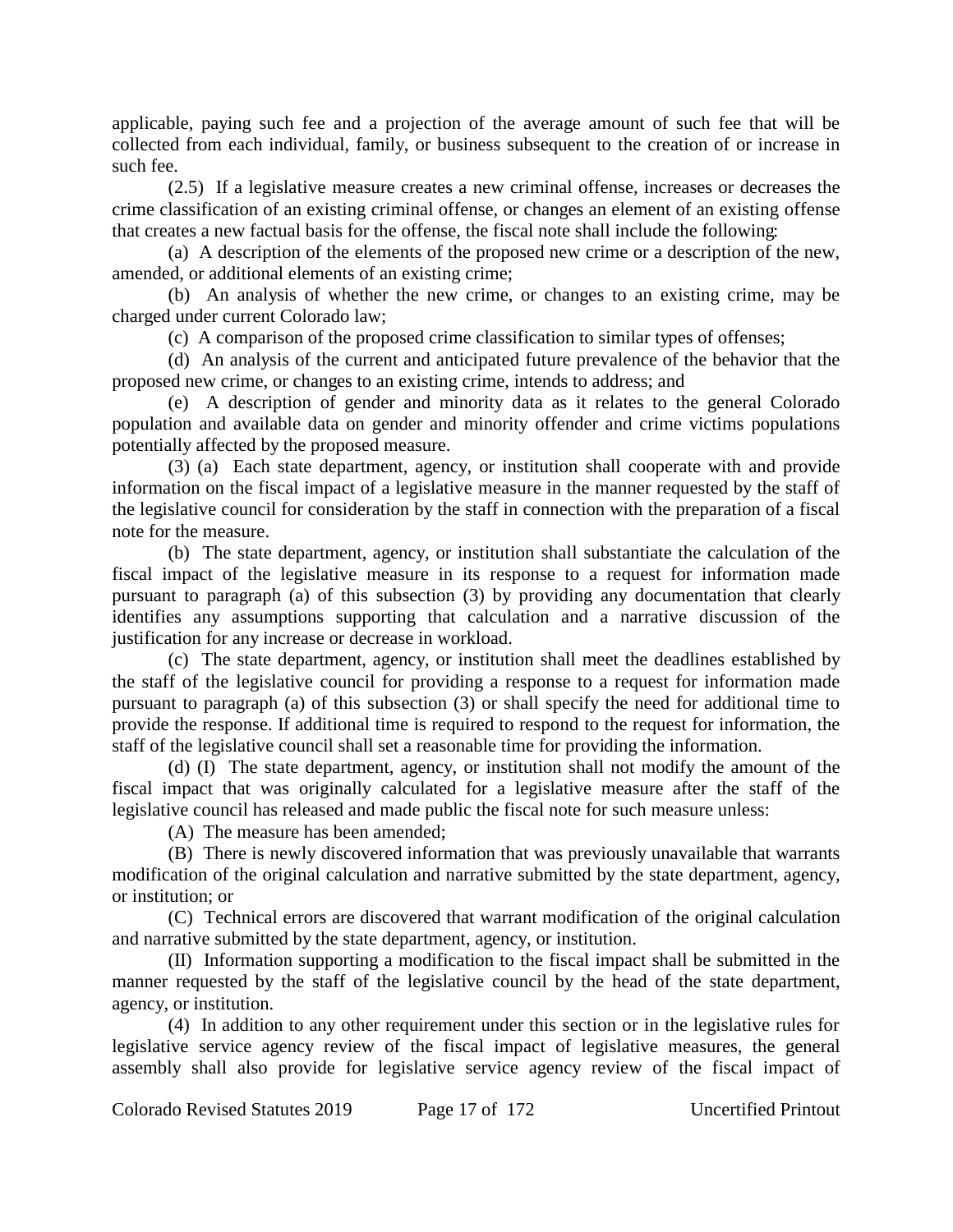applicable, paying such fee and a projection of the average amount of such fee that will be collected from each individual, family, or business subsequent to the creation of or increase in such fee.

(2.5) If a legislative measure creates a new criminal offense, increases or decreases the crime classification of an existing criminal offense, or changes an element of an existing offense that creates a new factual basis for the offense, the fiscal note shall include the following:

(a) A description of the elements of the proposed new crime or a description of the new, amended, or additional elements of an existing crime;

(b) An analysis of whether the new crime, or changes to an existing crime, may be charged under current Colorado law;

(c) A comparison of the proposed crime classification to similar types of offenses;

(d) An analysis of the current and anticipated future prevalence of the behavior that the proposed new crime, or changes to an existing crime, intends to address; and

(e) A description of gender and minority data as it relates to the general Colorado population and available data on gender and minority offender and crime victims populations potentially affected by the proposed measure.

(3) (a) Each state department, agency, or institution shall cooperate with and provide information on the fiscal impact of a legislative measure in the manner requested by the staff of the legislative council for consideration by the staff in connection with the preparation of a fiscal note for the measure.

(b) The state department, agency, or institution shall substantiate the calculation of the fiscal impact of the legislative measure in its response to a request for information made pursuant to paragraph (a) of this subsection (3) by providing any documentation that clearly identifies any assumptions supporting that calculation and a narrative discussion of the justification for any increase or decrease in workload.

(c) The state department, agency, or institution shall meet the deadlines established by the staff of the legislative council for providing a response to a request for information made pursuant to paragraph (a) of this subsection (3) or shall specify the need for additional time to provide the response. If additional time is required to respond to the request for information, the staff of the legislative council shall set a reasonable time for providing the information.

(d) (I) The state department, agency, or institution shall not modify the amount of the fiscal impact that was originally calculated for a legislative measure after the staff of the legislative council has released and made public the fiscal note for such measure unless:

(A) The measure has been amended;

(B) There is newly discovered information that was previously unavailable that warrants modification of the original calculation and narrative submitted by the state department, agency, or institution; or

(C) Technical errors are discovered that warrant modification of the original calculation and narrative submitted by the state department, agency, or institution.

(II) Information supporting a modification to the fiscal impact shall be submitted in the manner requested by the staff of the legislative council by the head of the state department, agency, or institution.

(4) In addition to any other requirement under this section or in the legislative rules for legislative service agency review of the fiscal impact of legislative measures, the general assembly shall also provide for legislative service agency review of the fiscal impact of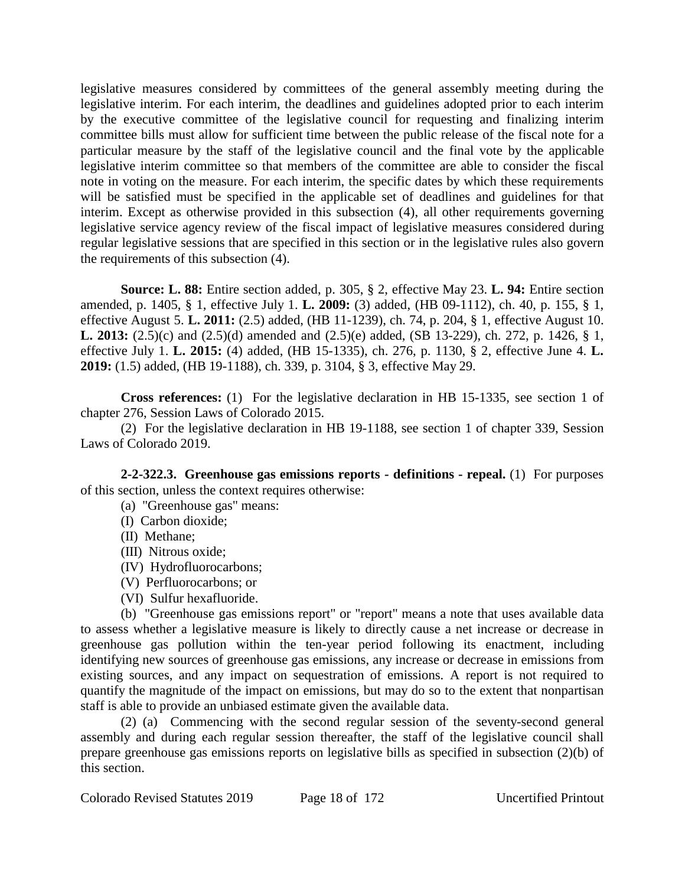legislative measures considered by committees of the general assembly meeting during the legislative interim. For each interim, the deadlines and guidelines adopted prior to each interim by the executive committee of the legislative council for requesting and finalizing interim committee bills must allow for sufficient time between the public release of the fiscal note for a particular measure by the staff of the legislative council and the final vote by the applicable legislative interim committee so that members of the committee are able to consider the fiscal note in voting on the measure. For each interim, the specific dates by which these requirements will be satisfied must be specified in the applicable set of deadlines and guidelines for that interim. Except as otherwise provided in this subsection (4), all other requirements governing legislative service agency review of the fiscal impact of legislative measures considered during regular legislative sessions that are specified in this section or in the legislative rules also govern the requirements of this subsection (4).

**Source: L. 88:** Entire section added, p. 305, § 2, effective May 23. **L. 94:** Entire section amended, p. 1405, § 1, effective July 1. **L. 2009:** (3) added, (HB 09-1112), ch. 40, p. 155, § 1, effective August 5. **L. 2011:** (2.5) added, (HB 11-1239), ch. 74, p. 204, § 1, effective August 10. **L. 2013:** (2.5)(c) and (2.5)(d) amended and (2.5)(e) added, (SB 13-229), ch. 272, p. 1426, § 1, effective July 1. **L. 2015:** (4) added, (HB 15-1335), ch. 276, p. 1130, § 2, effective June 4. **L. 2019:** (1.5) added, (HB 19-1188), ch. 339, p. 3104, § 3, effective May 29.

**Cross references:** (1) For the legislative declaration in HB 15-1335, see section 1 of chapter 276, Session Laws of Colorado 2015.

(2) For the legislative declaration in HB 19-1188, see section 1 of chapter 339, Session Laws of Colorado 2019.

**2-2-322.3. Greenhouse gas emissions reports - definitions - repeal.** (1) For purposes of this section, unless the context requires otherwise:

(a) "Greenhouse gas" means:

(I) Carbon dioxide;

(II) Methane;

(III) Nitrous oxide;

(IV) Hydrofluorocarbons;

(V) Perfluorocarbons; or

(VI) Sulfur hexafluoride.

(b) "Greenhouse gas emissions report" or "report" means a note that uses available data to assess whether a legislative measure is likely to directly cause a net increase or decrease in greenhouse gas pollution within the ten-year period following its enactment, including identifying new sources of greenhouse gas emissions, any increase or decrease in emissions from existing sources, and any impact on sequestration of emissions. A report is not required to quantify the magnitude of the impact on emissions, but may do so to the extent that nonpartisan staff is able to provide an unbiased estimate given the available data.

(2) (a) Commencing with the second regular session of the seventy-second general assembly and during each regular session thereafter, the staff of the legislative council shall prepare greenhouse gas emissions reports on legislative bills as specified in subsection (2)(b) of this section.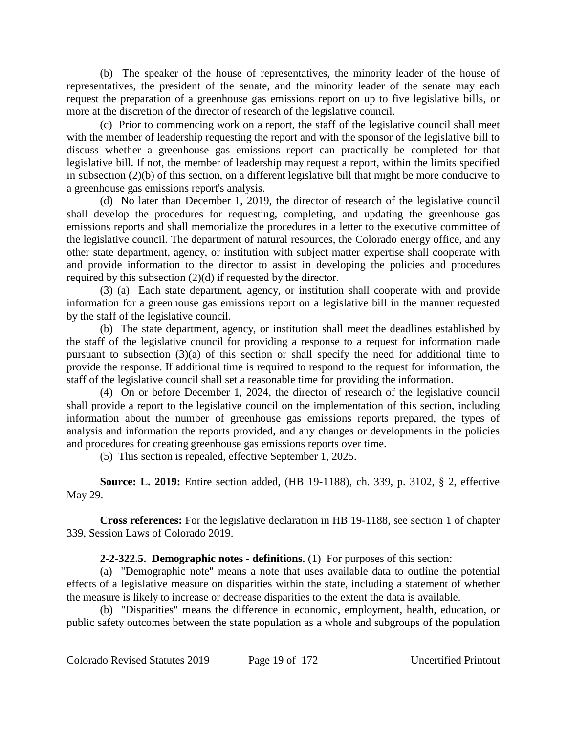(b) The speaker of the house of representatives, the minority leader of the house of representatives, the president of the senate, and the minority leader of the senate may each request the preparation of a greenhouse gas emissions report on up to five legislative bills, or more at the discretion of the director of research of the legislative council.

(c) Prior to commencing work on a report, the staff of the legislative council shall meet with the member of leadership requesting the report and with the sponsor of the legislative bill to discuss whether a greenhouse gas emissions report can practically be completed for that legislative bill. If not, the member of leadership may request a report, within the limits specified in subsection (2)(b) of this section, on a different legislative bill that might be more conducive to a greenhouse gas emissions report's analysis.

(d) No later than December 1, 2019, the director of research of the legislative council shall develop the procedures for requesting, completing, and updating the greenhouse gas emissions reports and shall memorialize the procedures in a letter to the executive committee of the legislative council. The department of natural resources, the Colorado energy office, and any other state department, agency, or institution with subject matter expertise shall cooperate with and provide information to the director to assist in developing the policies and procedures required by this subsection (2)(d) if requested by the director.

(3) (a) Each state department, agency, or institution shall cooperate with and provide information for a greenhouse gas emissions report on a legislative bill in the manner requested by the staff of the legislative council.

(b) The state department, agency, or institution shall meet the deadlines established by the staff of the legislative council for providing a response to a request for information made pursuant to subsection (3)(a) of this section or shall specify the need for additional time to provide the response. If additional time is required to respond to the request for information, the staff of the legislative council shall set a reasonable time for providing the information.

(4) On or before December 1, 2024, the director of research of the legislative council shall provide a report to the legislative council on the implementation of this section, including information about the number of greenhouse gas emissions reports prepared, the types of analysis and information the reports provided, and any changes or developments in the policies and procedures for creating greenhouse gas emissions reports over time.

(5) This section is repealed, effective September 1, 2025.

**Source: L. 2019:** Entire section added, (HB 19-1188), ch. 339, p. 3102, § 2, effective May 29.

**Cross references:** For the legislative declaration in HB 19-1188, see section 1 of chapter 339, Session Laws of Colorado 2019.

**2-2-322.5. Demographic notes - definitions.** (1) For purposes of this section:

(a) "Demographic note" means a note that uses available data to outline the potential effects of a legislative measure on disparities within the state, including a statement of whether the measure is likely to increase or decrease disparities to the extent the data is available.

(b) "Disparities" means the difference in economic, employment, health, education, or public safety outcomes between the state population as a whole and subgroups of the population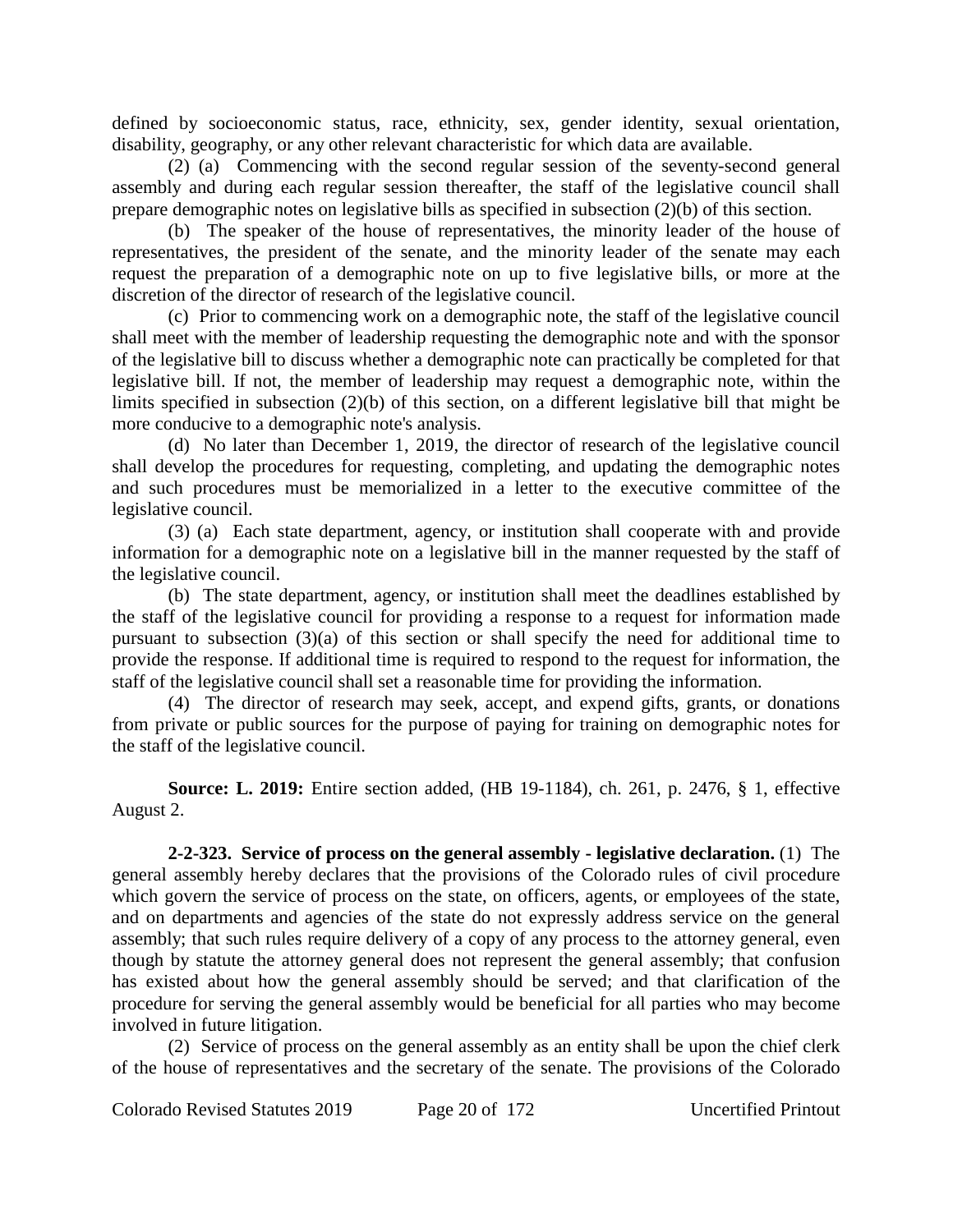defined by socioeconomic status, race, ethnicity, sex, gender identity, sexual orientation, disability, geography, or any other relevant characteristic for which data are available.

(2) (a) Commencing with the second regular session of the seventy-second general assembly and during each regular session thereafter, the staff of the legislative council shall prepare demographic notes on legislative bills as specified in subsection (2)(b) of this section.

(b) The speaker of the house of representatives, the minority leader of the house of representatives, the president of the senate, and the minority leader of the senate may each request the preparation of a demographic note on up to five legislative bills, or more at the discretion of the director of research of the legislative council.

(c) Prior to commencing work on a demographic note, the staff of the legislative council shall meet with the member of leadership requesting the demographic note and with the sponsor of the legislative bill to discuss whether a demographic note can practically be completed for that legislative bill. If not, the member of leadership may request a demographic note, within the limits specified in subsection (2)(b) of this section, on a different legislative bill that might be more conducive to a demographic note's analysis.

(d) No later than December 1, 2019, the director of research of the legislative council shall develop the procedures for requesting, completing, and updating the demographic notes and such procedures must be memorialized in a letter to the executive committee of the legislative council.

(3) (a) Each state department, agency, or institution shall cooperate with and provide information for a demographic note on a legislative bill in the manner requested by the staff of the legislative council.

(b) The state department, agency, or institution shall meet the deadlines established by the staff of the legislative council for providing a response to a request for information made pursuant to subsection (3)(a) of this section or shall specify the need for additional time to provide the response. If additional time is required to respond to the request for information, the staff of the legislative council shall set a reasonable time for providing the information.

(4) The director of research may seek, accept, and expend gifts, grants, or donations from private or public sources for the purpose of paying for training on demographic notes for the staff of the legislative council.

**Source: L. 2019:** Entire section added, (HB 19-1184), ch. 261, p. 2476, § 1, effective August 2.

**2-2-323. Service of process on the general assembly - legislative declaration.** (1) The general assembly hereby declares that the provisions of the Colorado rules of civil procedure which govern the service of process on the state, on officers, agents, or employees of the state, and on departments and agencies of the state do not expressly address service on the general assembly; that such rules require delivery of a copy of any process to the attorney general, even though by statute the attorney general does not represent the general assembly; that confusion has existed about how the general assembly should be served; and that clarification of the procedure for serving the general assembly would be beneficial for all parties who may become involved in future litigation.

(2) Service of process on the general assembly as an entity shall be upon the chief clerk of the house of representatives and the secretary of the senate. The provisions of the Colorado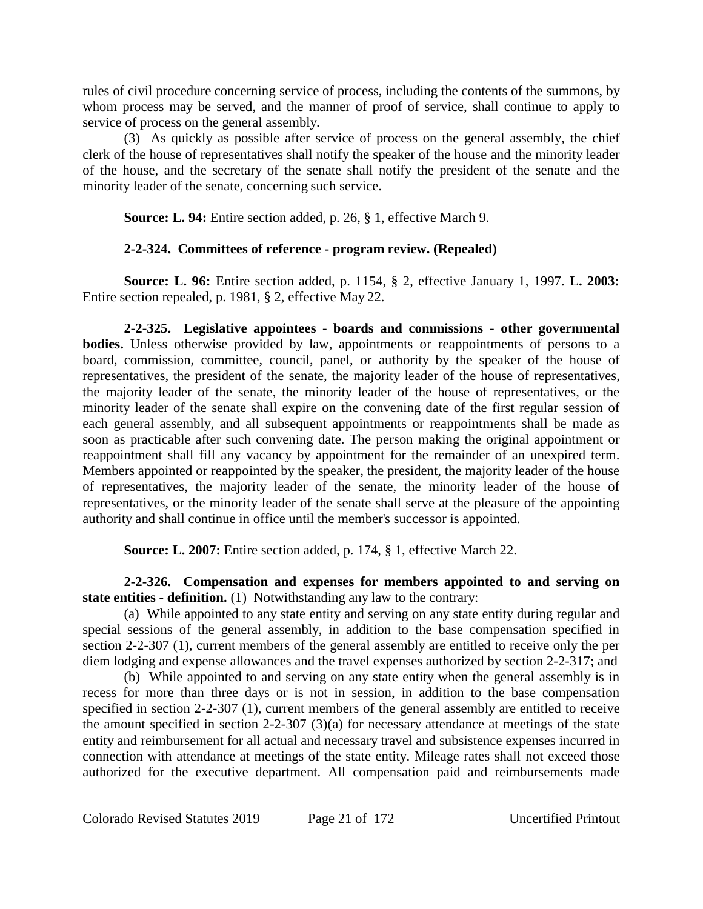rules of civil procedure concerning service of process, including the contents of the summons, by whom process may be served, and the manner of proof of service, shall continue to apply to service of process on the general assembly.

(3) As quickly as possible after service of process on the general assembly, the chief clerk of the house of representatives shall notify the speaker of the house and the minority leader of the house, and the secretary of the senate shall notify the president of the senate and the minority leader of the senate, concerning such service.

**Source: L. 94:** Entire section added, p. 26, § 1, effective March 9.

**2-2-324. Committees of reference - program review. (Repealed)**

**Source: L. 96:** Entire section added, p. 1154, § 2, effective January 1, 1997. **L. 2003:** Entire section repealed, p. 1981, § 2, effective May 22.

**2-2-325. Legislative appointees - boards and commissions - other governmental bodies.** Unless otherwise provided by law, appointments or reappointments of persons to a board, commission, committee, council, panel, or authority by the speaker of the house of representatives, the president of the senate, the majority leader of the house of representatives, the majority leader of the senate, the minority leader of the house of representatives, or the minority leader of the senate shall expire on the convening date of the first regular session of each general assembly, and all subsequent appointments or reappointments shall be made as soon as practicable after such convening date. The person making the original appointment or reappointment shall fill any vacancy by appointment for the remainder of an unexpired term. Members appointed or reappointed by the speaker, the president, the majority leader of the house of representatives, the majority leader of the senate, the minority leader of the house of representatives, or the minority leader of the senate shall serve at the pleasure of the appointing authority and shall continue in office until the member's successor is appointed.

**Source: L. 2007:** Entire section added, p. 174, § 1, effective March 22.

**2-2-326. Compensation and expenses for members appointed to and serving on state entities - definition.** (1) Notwithstanding any law to the contrary:

(a) While appointed to any state entity and serving on any state entity during regular and special sessions of the general assembly, in addition to the base compensation specified in section 2-2-307 (1), current members of the general assembly are entitled to receive only the per diem lodging and expense allowances and the travel expenses authorized by section 2-2-317; and

(b) While appointed to and serving on any state entity when the general assembly is in recess for more than three days or is not in session, in addition to the base compensation specified in section 2-2-307 (1), current members of the general assembly are entitled to receive the amount specified in section 2-2-307 (3)(a) for necessary attendance at meetings of the state entity and reimbursement for all actual and necessary travel and subsistence expenses incurred in connection with attendance at meetings of the state entity. Mileage rates shall not exceed those authorized for the executive department. All compensation paid and reimbursements made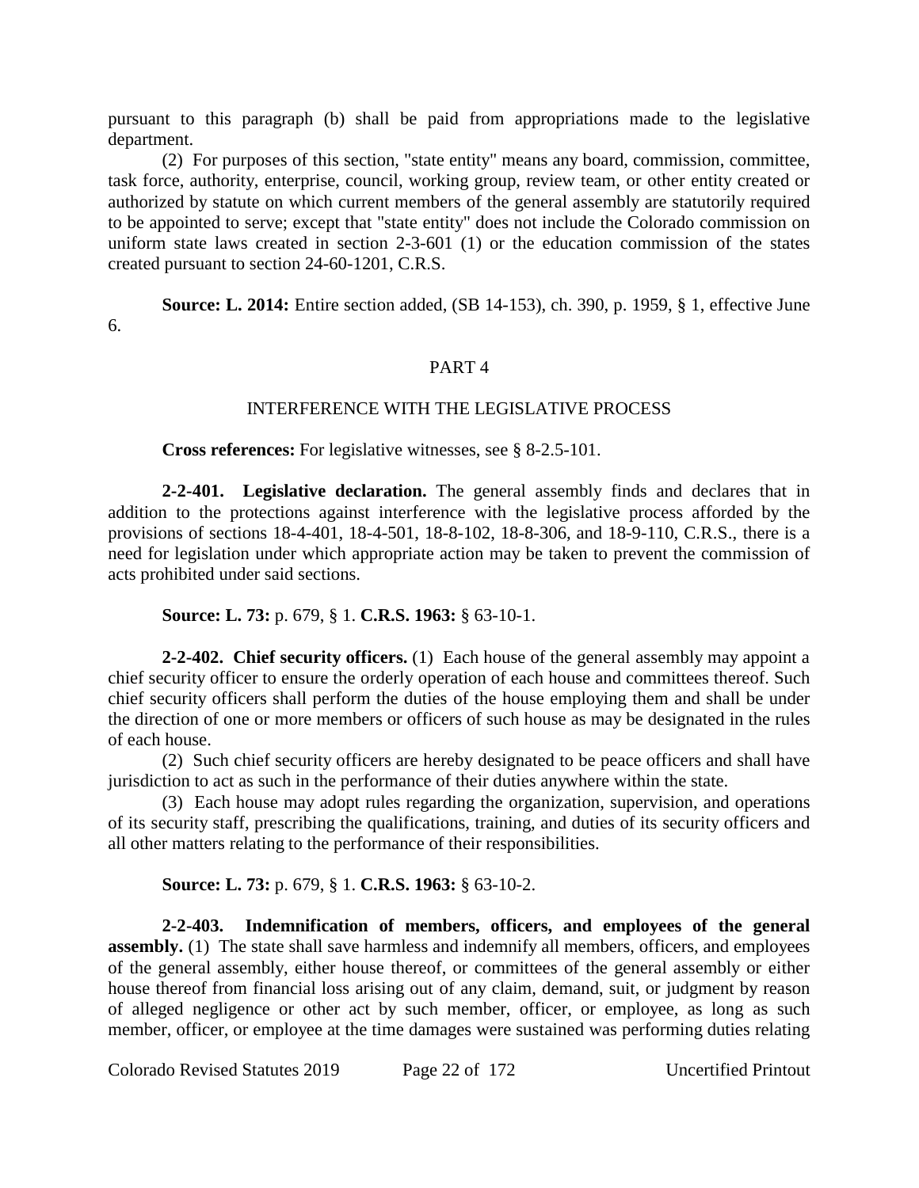pursuant to this paragraph (b) shall be paid from appropriations made to the legislative department.

(2) For purposes of this section, "state entity" means any board, commission, committee, task force, authority, enterprise, council, working group, review team, or other entity created or authorized by statute on which current members of the general assembly are statutorily required to be appointed to serve; except that "state entity" does not include the Colorado commission on uniform state laws created in section 2-3-601 (1) or the education commission of the states created pursuant to section 24-60-1201, C.R.S.

**Source: L. 2014:** Entire section added, (SB 14-153), ch. 390, p. 1959, § 1, effective June 6.

## PART 4

## INTERFERENCE WITH THE LEGISLATIVE PROCESS

**Cross references:** For legislative witnesses, see § 8-2.5-101.

**2-2-401. Legislative declaration.** The general assembly finds and declares that in addition to the protections against interference with the legislative process afforded by the provisions of sections 18-4-401, 18-4-501, 18-8-102, 18-8-306, and 18-9-110, C.R.S., there is a need for legislation under which appropriate action may be taken to prevent the commission of acts prohibited under said sections.

**Source: L. 73:** p. 679, § 1. **C.R.S. 1963:** § 63-10-1.

**2-2-402. Chief security officers.** (1) Each house of the general assembly may appoint a chief security officer to ensure the orderly operation of each house and committees thereof. Such chief security officers shall perform the duties of the house employing them and shall be under the direction of one or more members or officers of such house as may be designated in the rules of each house.

(2) Such chief security officers are hereby designated to be peace officers and shall have jurisdiction to act as such in the performance of their duties anywhere within the state.

(3) Each house may adopt rules regarding the organization, supervision, and operations of its security staff, prescribing the qualifications, training, and duties of its security officers and all other matters relating to the performance of their responsibilities.

**Source: L. 73:** p. 679, § 1. **C.R.S. 1963:** § 63-10-2.

**2-2-403. Indemnification of members, officers, and employees of the general assembly.** (1) The state shall save harmless and indemnify all members, officers, and employees of the general assembly, either house thereof, or committees of the general assembly or either house thereof from financial loss arising out of any claim, demand, suit, or judgment by reason of alleged negligence or other act by such member, officer, or employee, as long as such member, officer, or employee at the time damages were sustained was performing duties relating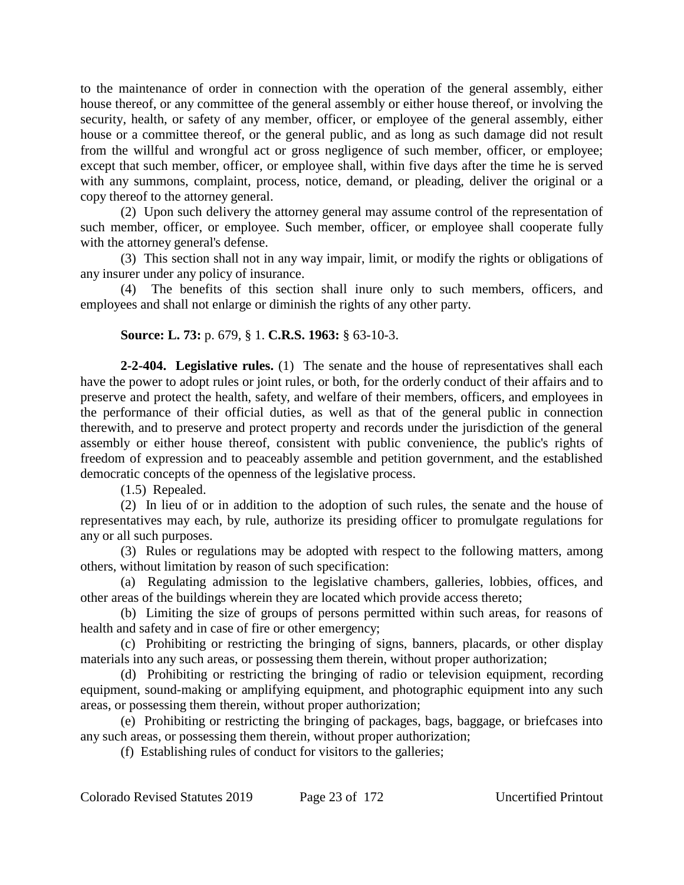to the maintenance of order in connection with the operation of the general assembly, either house thereof, or any committee of the general assembly or either house thereof, or involving the security, health, or safety of any member, officer, or employee of the general assembly, either house or a committee thereof, or the general public, and as long as such damage did not result from the willful and wrongful act or gross negligence of such member, officer, or employee; except that such member, officer, or employee shall, within five days after the time he is served with any summons, complaint, process, notice, demand, or pleading, deliver the original or a copy thereof to the attorney general.

(2) Upon such delivery the attorney general may assume control of the representation of such member, officer, or employee. Such member, officer, or employee shall cooperate fully with the attorney general's defense.

(3) This section shall not in any way impair, limit, or modify the rights or obligations of any insurer under any policy of insurance.

(4) The benefits of this section shall inure only to such members, officers, and employees and shall not enlarge or diminish the rights of any other party.

**Source: L. 73:** p. 679, § 1. **C.R.S. 1963:** § 63-10-3.

**2-2-404. Legislative rules.** (1) The senate and the house of representatives shall each have the power to adopt rules or joint rules, or both, for the orderly conduct of their affairs and to preserve and protect the health, safety, and welfare of their members, officers, and employees in the performance of their official duties, as well as that of the general public in connection therewith, and to preserve and protect property and records under the jurisdiction of the general assembly or either house thereof, consistent with public convenience, the public's rights of freedom of expression and to peaceably assemble and petition government, and the established democratic concepts of the openness of the legislative process.

(1.5) Repealed.

(2) In lieu of or in addition to the adoption of such rules, the senate and the house of representatives may each, by rule, authorize its presiding officer to promulgate regulations for any or all such purposes.

(3) Rules or regulations may be adopted with respect to the following matters, among others, without limitation by reason of such specification:

(a) Regulating admission to the legislative chambers, galleries, lobbies, offices, and other areas of the buildings wherein they are located which provide access thereto;

(b) Limiting the size of groups of persons permitted within such areas, for reasons of health and safety and in case of fire or other emergency;

(c) Prohibiting or restricting the bringing of signs, banners, placards, or other display materials into any such areas, or possessing them therein, without proper authorization;

(d) Prohibiting or restricting the bringing of radio or television equipment, recording equipment, sound-making or amplifying equipment, and photographic equipment into any such areas, or possessing them therein, without proper authorization;

(e) Prohibiting or restricting the bringing of packages, bags, baggage, or briefcases into any such areas, or possessing them therein, without proper authorization;

(f) Establishing rules of conduct for visitors to the galleries;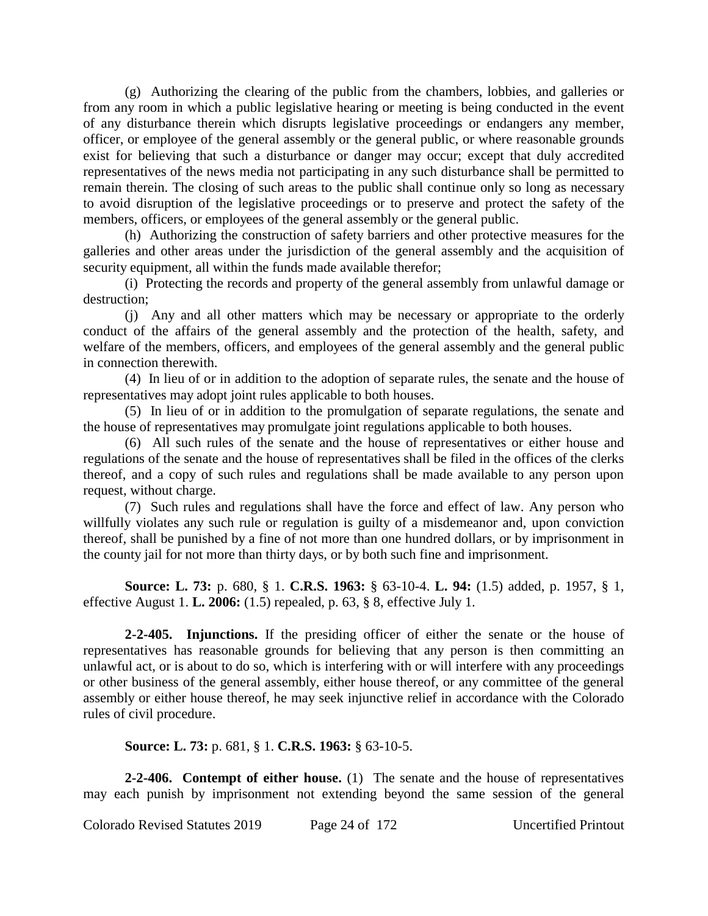(g) Authorizing the clearing of the public from the chambers, lobbies, and galleries or from any room in which a public legislative hearing or meeting is being conducted in the event of any disturbance therein which disrupts legislative proceedings or endangers any member, officer, or employee of the general assembly or the general public, or where reasonable grounds exist for believing that such a disturbance or danger may occur; except that duly accredited representatives of the news media not participating in any such disturbance shall be permitted to remain therein. The closing of such areas to the public shall continue only so long as necessary to avoid disruption of the legislative proceedings or to preserve and protect the safety of the members, officers, or employees of the general assembly or the general public.

(h) Authorizing the construction of safety barriers and other protective measures for the galleries and other areas under the jurisdiction of the general assembly and the acquisition of security equipment, all within the funds made available therefor;

(i) Protecting the records and property of the general assembly from unlawful damage or destruction;

(j) Any and all other matters which may be necessary or appropriate to the orderly conduct of the affairs of the general assembly and the protection of the health, safety, and welfare of the members, officers, and employees of the general assembly and the general public in connection therewith.

(4) In lieu of or in addition to the adoption of separate rules, the senate and the house of representatives may adopt joint rules applicable to both houses.

(5) In lieu of or in addition to the promulgation of separate regulations, the senate and the house of representatives may promulgate joint regulations applicable to both houses.

(6) All such rules of the senate and the house of representatives or either house and regulations of the senate and the house of representatives shall be filed in the offices of the clerks thereof, and a copy of such rules and regulations shall be made available to any person upon request, without charge.

(7) Such rules and regulations shall have the force and effect of law. Any person who willfully violates any such rule or regulation is guilty of a misdemeanor and, upon conviction thereof, shall be punished by a fine of not more than one hundred dollars, or by imprisonment in the county jail for not more than thirty days, or by both such fine and imprisonment.

**Source: L. 73:** p. 680, § 1. **C.R.S. 1963:** § 63-10-4. **L. 94:** (1.5) added, p. 1957, § 1, effective August 1. **L. 2006:** (1.5) repealed, p. 63, § 8, effective July 1.

**2-2-405. Injunctions.** If the presiding officer of either the senate or the house of representatives has reasonable grounds for believing that any person is then committing an unlawful act, or is about to do so, which is interfering with or will interfere with any proceedings or other business of the general assembly, either house thereof, or any committee of the general assembly or either house thereof, he may seek injunctive relief in accordance with the Colorado rules of civil procedure.

**Source: L. 73:** p. 681, § 1. **C.R.S. 1963:** § 63-10-5.

**2-2-406. Contempt of either house.** (1) The senate and the house of representatives may each punish by imprisonment not extending beyond the same session of the general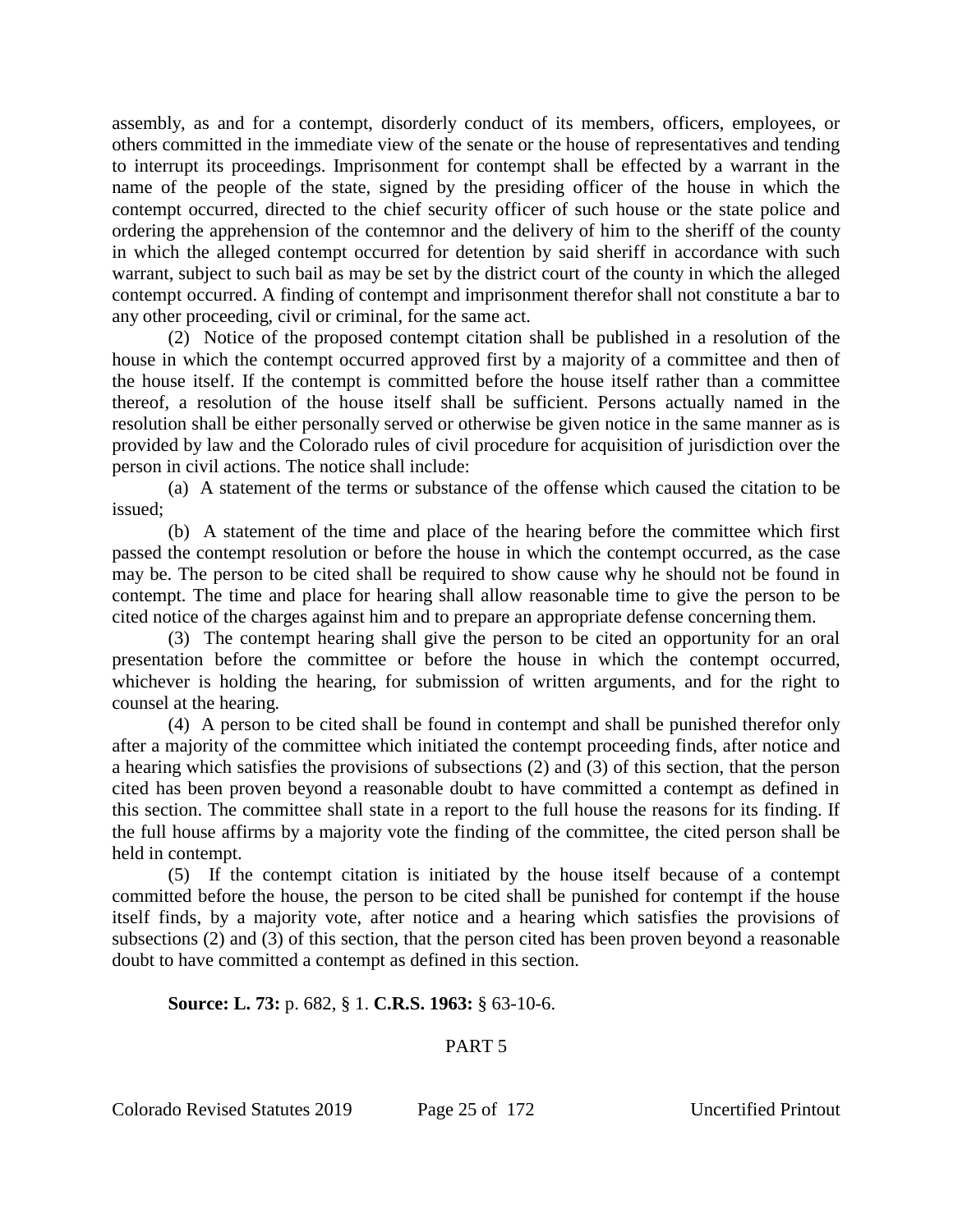assembly, as and for a contempt, disorderly conduct of its members, officers, employees, or others committed in the immediate view of the senate or the house of representatives and tending to interrupt its proceedings. Imprisonment for contempt shall be effected by a warrant in the name of the people of the state, signed by the presiding officer of the house in which the contempt occurred, directed to the chief security officer of such house or the state police and ordering the apprehension of the contemnor and the delivery of him to the sheriff of the county in which the alleged contempt occurred for detention by said sheriff in accordance with such warrant, subject to such bail as may be set by the district court of the county in which the alleged contempt occurred. A finding of contempt and imprisonment therefor shall not constitute a bar to any other proceeding, civil or criminal, for the same act.

(2) Notice of the proposed contempt citation shall be published in a resolution of the house in which the contempt occurred approved first by a majority of a committee and then of the house itself. If the contempt is committed before the house itself rather than a committee thereof, a resolution of the house itself shall be sufficient. Persons actually named in the resolution shall be either personally served or otherwise be given notice in the same manner as is provided by law and the Colorado rules of civil procedure for acquisition of jurisdiction over the person in civil actions. The notice shall include:

(a) A statement of the terms or substance of the offense which caused the citation to be issued;

(b) A statement of the time and place of the hearing before the committee which first passed the contempt resolution or before the house in which the contempt occurred, as the case may be. The person to be cited shall be required to show cause why he should not be found in contempt. The time and place for hearing shall allow reasonable time to give the person to be cited notice of the charges against him and to prepare an appropriate defense concerning them.

(3) The contempt hearing shall give the person to be cited an opportunity for an oral presentation before the committee or before the house in which the contempt occurred, whichever is holding the hearing, for submission of written arguments, and for the right to counsel at the hearing.

(4) A person to be cited shall be found in contempt and shall be punished therefor only after a majority of the committee which initiated the contempt proceeding finds, after notice and a hearing which satisfies the provisions of subsections (2) and (3) of this section, that the person cited has been proven beyond a reasonable doubt to have committed a contempt as defined in this section. The committee shall state in a report to the full house the reasons for its finding. If the full house affirms by a majority vote the finding of the committee, the cited person shall be held in contempt.

(5) If the contempt citation is initiated by the house itself because of a contempt committed before the house, the person to be cited shall be punished for contempt if the house itself finds, by a majority vote, after notice and a hearing which satisfies the provisions of subsections (2) and (3) of this section, that the person cited has been proven beyond a reasonable doubt to have committed a contempt as defined in this section.

**Source: L. 73:** p. 682, § 1. **C.R.S. 1963:** § 63-10-6.

PART 5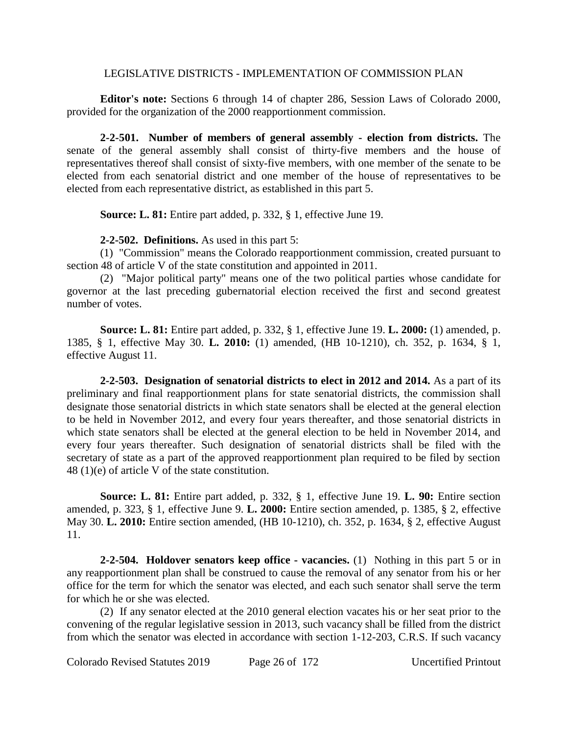## LEGISLATIVE DISTRICTS - IMPLEMENTATION OF COMMISSION PLAN

**Editor's note:** Sections 6 through 14 of chapter 286, Session Laws of Colorado 2000, provided for the organization of the 2000 reapportionment commission.

**2-2-501. Number of members of general assembly - election from districts.** The senate of the general assembly shall consist of thirty-five members and the house of representatives thereof shall consist of sixty-five members, with one member of the senate to be elected from each senatorial district and one member of the house of representatives to be elected from each representative district, as established in this part 5.

**Source: L. 81:** Entire part added, p. 332, § 1, effective June 19.

**2-2-502. Definitions.** As used in this part 5:

(1) "Commission" means the Colorado reapportionment commission, created pursuant to section 48 of article V of the state constitution and appointed in 2011.

(2) "Major political party" means one of the two political parties whose candidate for governor at the last preceding gubernatorial election received the first and second greatest number of votes.

**Source: L. 81:** Entire part added, p. 332, § 1, effective June 19. **L. 2000:** (1) amended, p. 1385, § 1, effective May 30. **L. 2010:** (1) amended, (HB 10-1210), ch. 352, p. 1634, § 1, effective August 11.

**2-2-503. Designation of senatorial districts to elect in 2012 and 2014.** As a part of its preliminary and final reapportionment plans for state senatorial districts, the commission shall designate those senatorial districts in which state senators shall be elected at the general election to be held in November 2012, and every four years thereafter, and those senatorial districts in which state senators shall be elected at the general election to be held in November 2014, and every four years thereafter. Such designation of senatorial districts shall be filed with the secretary of state as a part of the approved reapportionment plan required to be filed by section 48 (1)(e) of article V of the state constitution.

**Source: L. 81:** Entire part added, p. 332, § 1, effective June 19. **L. 90:** Entire section amended, p. 323, § 1, effective June 9. **L. 2000:** Entire section amended, p. 1385, § 2, effective May 30. **L. 2010:** Entire section amended, (HB 10-1210), ch. 352, p. 1634, § 2, effective August 11.

**2-2-504. Holdover senators keep office - vacancies.** (1) Nothing in this part 5 or in any reapportionment plan shall be construed to cause the removal of any senator from his or her office for the term for which the senator was elected, and each such senator shall serve the term for which he or she was elected.

(2) If any senator elected at the 2010 general election vacates his or her seat prior to the convening of the regular legislative session in 2013, such vacancy shall be filled from the district from which the senator was elected in accordance with section 1-12-203, C.R.S. If such vacancy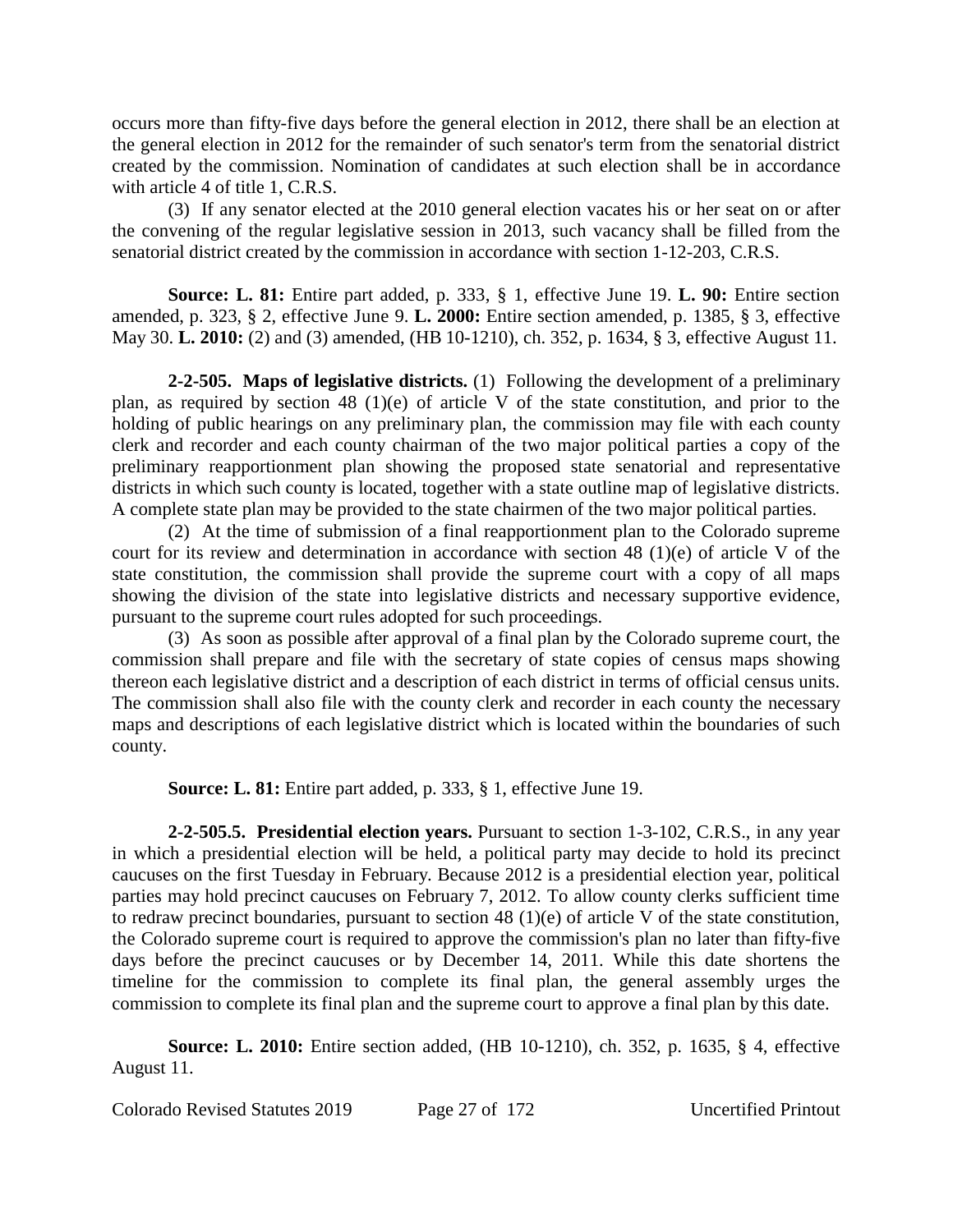occurs more than fifty-five days before the general election in 2012, there shall be an election at the general election in 2012 for the remainder of such senator's term from the senatorial district created by the commission. Nomination of candidates at such election shall be in accordance with article 4 of title 1, C.R.S.

(3) If any senator elected at the 2010 general election vacates his or her seat on or after the convening of the regular legislative session in 2013, such vacancy shall be filled from the senatorial district created by the commission in accordance with section 1-12-203, C.R.S.

**Source: L. 81:** Entire part added, p. 333, § 1, effective June 19. **L. 90:** Entire section amended, p. 323, § 2, effective June 9. **L. 2000:** Entire section amended, p. 1385, § 3, effective May 30. **L. 2010:** (2) and (3) amended, (HB 10-1210), ch. 352, p. 1634, § 3, effective August 11.

**2-2-505. Maps of legislative districts.** (1) Following the development of a preliminary plan, as required by section 48 (1)(e) of article V of the state constitution, and prior to the holding of public hearings on any preliminary plan, the commission may file with each county clerk and recorder and each county chairman of the two major political parties a copy of the preliminary reapportionment plan showing the proposed state senatorial and representative districts in which such county is located, together with a state outline map of legislative districts. A complete state plan may be provided to the state chairmen of the two major political parties.

(2) At the time of submission of a final reapportionment plan to the Colorado supreme court for its review and determination in accordance with section 48 (1)(e) of article V of the state constitution, the commission shall provide the supreme court with a copy of all maps showing the division of the state into legislative districts and necessary supportive evidence, pursuant to the supreme court rules adopted for such proceedings.

(3) As soon as possible after approval of a final plan by the Colorado supreme court, the commission shall prepare and file with the secretary of state copies of census maps showing thereon each legislative district and a description of each district in terms of official census units. The commission shall also file with the county clerk and recorder in each county the necessary maps and descriptions of each legislative district which is located within the boundaries of such county.

**Source: L. 81:** Entire part added, p. 333, § 1, effective June 19.

**2-2-505.5. Presidential election years.** Pursuant to section 1-3-102, C.R.S., in any year in which a presidential election will be held, a political party may decide to hold its precinct caucuses on the first Tuesday in February. Because 2012 is a presidential election year, political parties may hold precinct caucuses on February 7, 2012. To allow county clerks sufficient time to redraw precinct boundaries, pursuant to section 48 (1)(e) of article V of the state constitution, the Colorado supreme court is required to approve the commission's plan no later than fifty-five days before the precinct caucuses or by December 14, 2011. While this date shortens the timeline for the commission to complete its final plan, the general assembly urges the commission to complete its final plan and the supreme court to approve a final plan by this date.

**Source: L. 2010:** Entire section added, (HB 10-1210), ch. 352, p. 1635, § 4, effective August 11.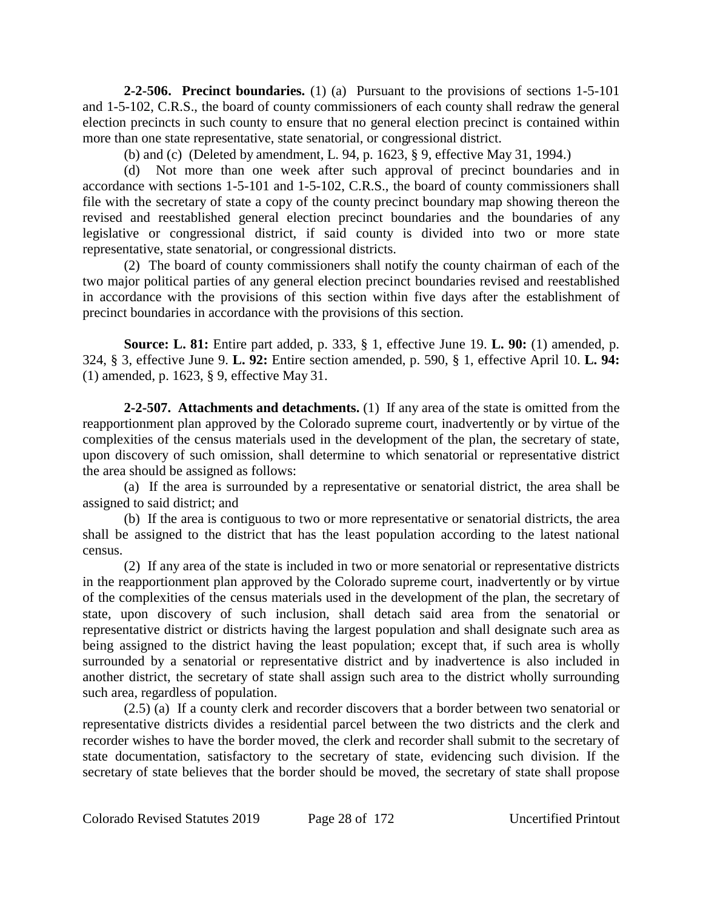**2-2-506. Precinct boundaries.** (1) (a) Pursuant to the provisions of sections 1-5-101 and 1-5-102, C.R.S., the board of county commissioners of each county shall redraw the general election precincts in such county to ensure that no general election precinct is contained within more than one state representative, state senatorial, or congressional district.

(b) and (c) (Deleted by amendment, L. 94, p. 1623, § 9, effective May 31, 1994.)

(d) Not more than one week after such approval of precinct boundaries and in accordance with sections 1-5-101 and 1-5-102, C.R.S., the board of county commissioners shall file with the secretary of state a copy of the county precinct boundary map showing thereon the revised and reestablished general election precinct boundaries and the boundaries of any legislative or congressional district, if said county is divided into two or more state representative, state senatorial, or congressional districts.

(2) The board of county commissioners shall notify the county chairman of each of the two major political parties of any general election precinct boundaries revised and reestablished in accordance with the provisions of this section within five days after the establishment of precinct boundaries in accordance with the provisions of this section.

**Source: L. 81:** Entire part added, p. 333, § 1, effective June 19. **L. 90:** (1) amended, p. 324, § 3, effective June 9. **L. 92:** Entire section amended, p. 590, § 1, effective April 10. **L. 94:** (1) amended, p. 1623, § 9, effective May 31.

**2-2-507. Attachments and detachments.** (1) If any area of the state is omitted from the reapportionment plan approved by the Colorado supreme court, inadvertently or by virtue of the complexities of the census materials used in the development of the plan, the secretary of state, upon discovery of such omission, shall determine to which senatorial or representative district the area should be assigned as follows:

(a) If the area is surrounded by a representative or senatorial district, the area shall be assigned to said district; and

(b) If the area is contiguous to two or more representative or senatorial districts, the area shall be assigned to the district that has the least population according to the latest national census.

(2) If any area of the state is included in two or more senatorial or representative districts in the reapportionment plan approved by the Colorado supreme court, inadvertently or by virtue of the complexities of the census materials used in the development of the plan, the secretary of state, upon discovery of such inclusion, shall detach said area from the senatorial or representative district or districts having the largest population and shall designate such area as being assigned to the district having the least population; except that, if such area is wholly surrounded by a senatorial or representative district and by inadvertence is also included in another district, the secretary of state shall assign such area to the district wholly surrounding such area, regardless of population.

(2.5) (a) If a county clerk and recorder discovers that a border between two senatorial or representative districts divides a residential parcel between the two districts and the clerk and recorder wishes to have the border moved, the clerk and recorder shall submit to the secretary of state documentation, satisfactory to the secretary of state, evidencing such division. If the secretary of state believes that the border should be moved, the secretary of state shall propose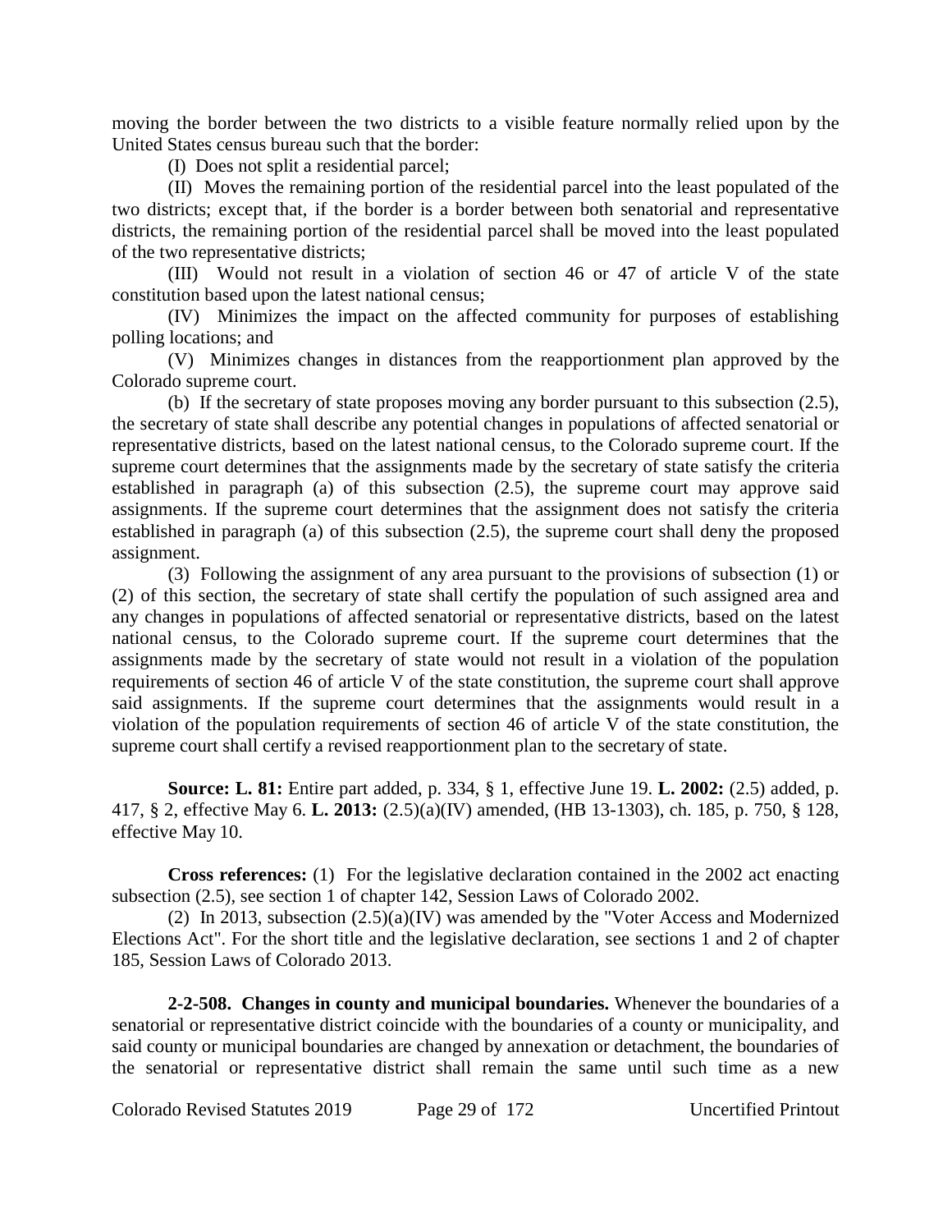moving the border between the two districts to a visible feature normally relied upon by the United States census bureau such that the border:

(I) Does not split a residential parcel;

(II) Moves the remaining portion of the residential parcel into the least populated of the two districts; except that, if the border is a border between both senatorial and representative districts, the remaining portion of the residential parcel shall be moved into the least populated of the two representative districts;

(III) Would not result in a violation of section 46 or 47 of article V of the state constitution based upon the latest national census;

(IV) Minimizes the impact on the affected community for purposes of establishing polling locations; and

(V) Minimizes changes in distances from the reapportionment plan approved by the Colorado supreme court.

(b) If the secretary of state proposes moving any border pursuant to this subsection (2.5), the secretary of state shall describe any potential changes in populations of affected senatorial or representative districts, based on the latest national census, to the Colorado supreme court. If the supreme court determines that the assignments made by the secretary of state satisfy the criteria established in paragraph (a) of this subsection (2.5), the supreme court may approve said assignments. If the supreme court determines that the assignment does not satisfy the criteria established in paragraph (a) of this subsection (2.5), the supreme court shall deny the proposed assignment.

(3) Following the assignment of any area pursuant to the provisions of subsection (1) or (2) of this section, the secretary of state shall certify the population of such assigned area and any changes in populations of affected senatorial or representative districts, based on the latest national census, to the Colorado supreme court. If the supreme court determines that the assignments made by the secretary of state would not result in a violation of the population requirements of section 46 of article V of the state constitution, the supreme court shall approve said assignments. If the supreme court determines that the assignments would result in a violation of the population requirements of section 46 of article V of the state constitution, the supreme court shall certify a revised reapportionment plan to the secretary of state.

**Source: L. 81:** Entire part added, p. 334, § 1, effective June 19. **L. 2002:** (2.5) added, p. 417, § 2, effective May 6. **L. 2013:** (2.5)(a)(IV) amended, (HB 13-1303), ch. 185, p. 750, § 128, effective May 10.

**Cross references:** (1) For the legislative declaration contained in the 2002 act enacting subsection (2.5), see section 1 of chapter 142, Session Laws of Colorado 2002.

(2) In 2013, subsection (2.5)(a)(IV) was amended by the "Voter Access and Modernized Elections Act". For the short title and the legislative declaration, see sections 1 and 2 of chapter 185, Session Laws of Colorado 2013.

**2-2-508. Changes in county and municipal boundaries.** Whenever the boundaries of a senatorial or representative district coincide with the boundaries of a county or municipality, and said county or municipal boundaries are changed by annexation or detachment, the boundaries of the senatorial or representative district shall remain the same until such time as a new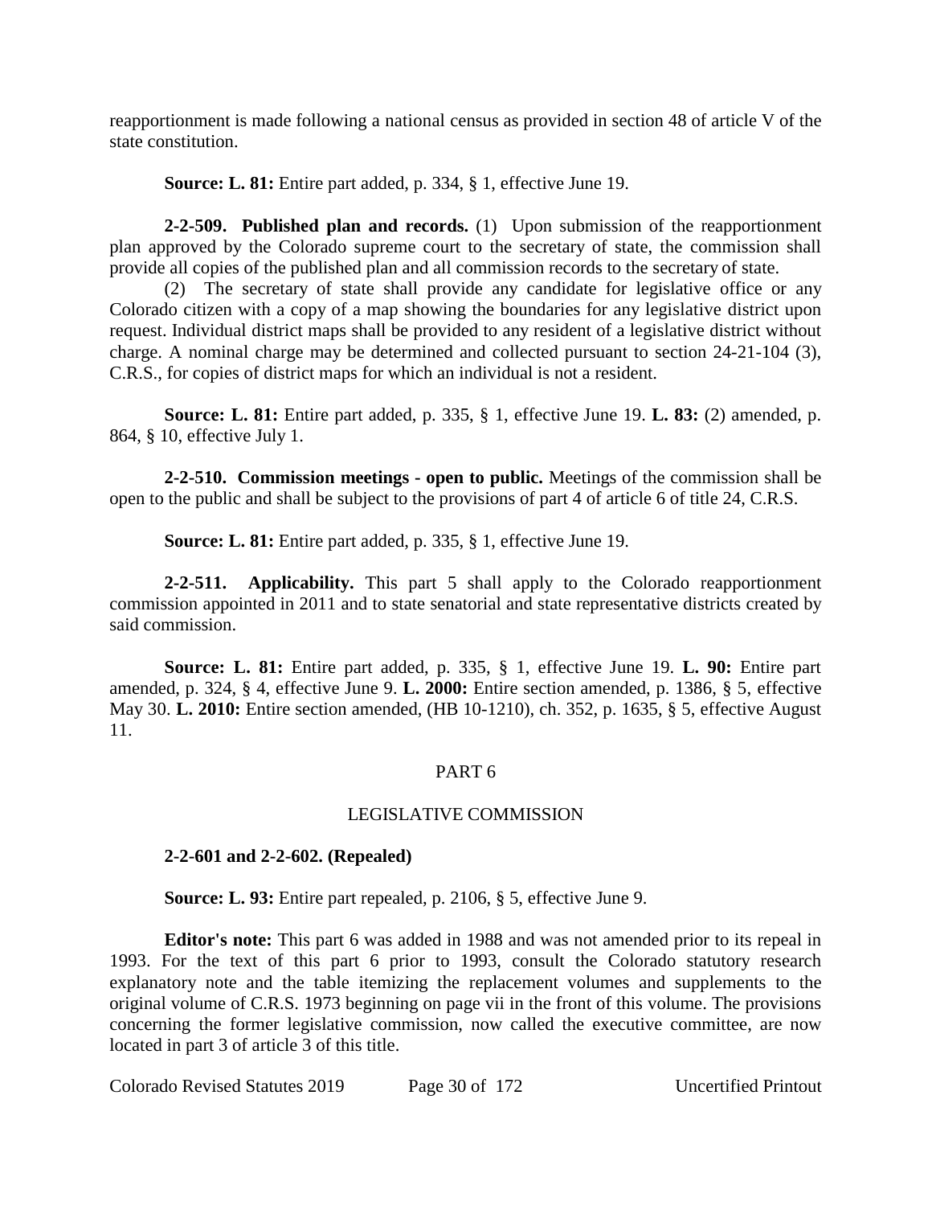reapportionment is made following a national census as provided in section 48 of article V of the state constitution.

**Source: L. 81:** Entire part added, p. 334, § 1, effective June 19.

**2-2-509. Published plan and records.** (1) Upon submission of the reapportionment plan approved by the Colorado supreme court to the secretary of state, the commission shall provide all copies of the published plan and all commission records to the secretary of state.

(2) The secretary of state shall provide any candidate for legislative office or any Colorado citizen with a copy of a map showing the boundaries for any legislative district upon request. Individual district maps shall be provided to any resident of a legislative district without charge. A nominal charge may be determined and collected pursuant to section 24-21-104 (3), C.R.S., for copies of district maps for which an individual is not a resident.

**Source: L. 81:** Entire part added, p. 335, § 1, effective June 19. **L. 83:** (2) amended, p. 864, § 10, effective July 1.

**2-2-510. Commission meetings - open to public.** Meetings of the commission shall be open to the public and shall be subject to the provisions of part 4 of article 6 of title 24, C.R.S.

**Source: L. 81:** Entire part added, p. 335, § 1, effective June 19.

**2-2-511. Applicability.** This part 5 shall apply to the Colorado reapportionment commission appointed in 2011 and to state senatorial and state representative districts created by said commission.

**Source: L. 81:** Entire part added, p. 335, § 1, effective June 19. **L. 90:** Entire part amended, p. 324, § 4, effective June 9. **L. 2000:** Entire section amended, p. 1386, § 5, effective May 30. **L. 2010:** Entire section amended, (HB 10-1210), ch. 352, p. 1635, § 5, effective August 11.

## PART 6

## LEGISLATIVE COMMISSION

**2-2-601 and 2-2-602. (Repealed)**

**Source: L. 93:** Entire part repealed, p. 2106, § 5, effective June 9.

**Editor's note:** This part 6 was added in 1988 and was not amended prior to its repeal in 1993. For the text of this part 6 prior to 1993, consult the Colorado statutory research explanatory note and the table itemizing the replacement volumes and supplements to the original volume of C.R.S. 1973 beginning on page vii in the front of this volume. The provisions concerning the former legislative commission, now called the executive committee, are now located in part 3 of article 3 of this title.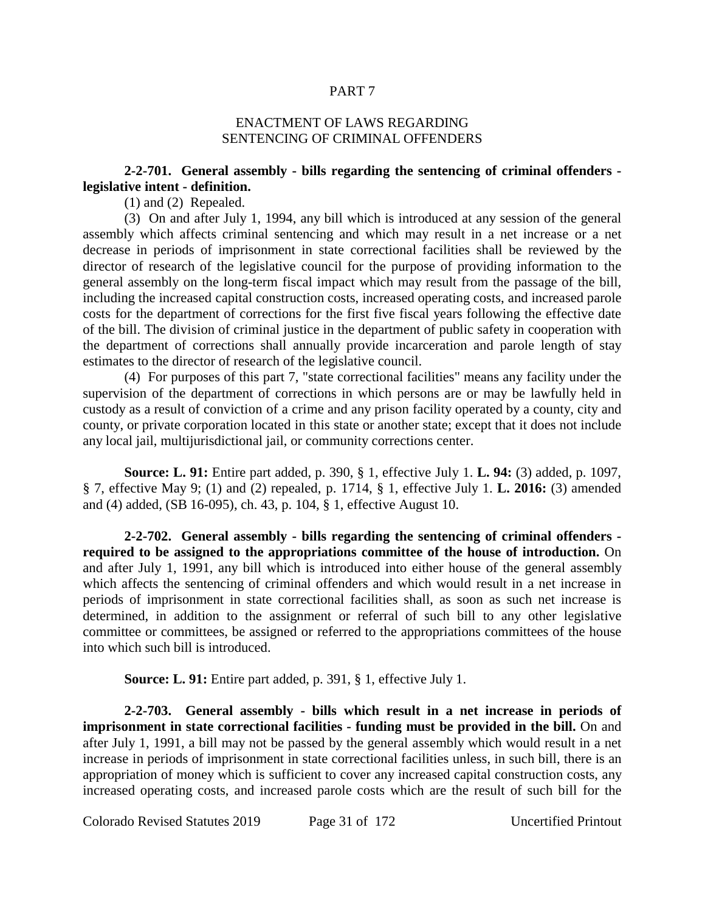PART 7

ENACTMENT OF LAWS REGARDING SENTENCING OF CRIMINAL OFFENDERS

**2-2-701. General assembly - bills regarding the sentencing of criminal offenders - legislative intent - definition.**

(1) and (2) Repealed.

(3) On and after July 1, 1994, any bill which is introduced at any session of the general assembly which affects criminal sentencing and which may result in a net increase or a net decrease in periods of imprisonment in state correctional facilities shall be reviewed by the director of research of the legislative council for the purpose of providing information to the general assembly on the long-term fiscal impact which may result from the passage of the bill, including the increased capital construction costs, increased operating costs, and increased parole costs for the department of corrections for the first five fiscal years following the effective date of the bill. The division of criminal justice in the department of public safety in cooperation with the department of corrections shall annually provide incarceration and parole length of stay estimates to the director of research of the legislative council.

(4) For purposes of this part 7, "state correctional facilities" means any facility under the supervision of the department of corrections in which persons are or may be lawfully held in custody as a result of conviction of a crime and any prison facility operated by a county, city and county, or private corporation located in this state or another state; except that it does not include any local jail, multijurisdictional jail, or community corrections center.

**Source: L. 91:** Entire part added, p. 390, § 1, effective July 1. **L. 94:** (3) added, p. 1097, § 7, effective May 9; (1) and (2) repealed, p. 1714, § 1, effective July 1. **L. 2016:** (3) amended and (4) added, (SB 16-095), ch. 43, p. 104, § 1, effective August 10.

**2-2-702. General assembly - bills regarding the sentencing of criminal offenders - required to be assigned to the appropriations committee of the house of introduction.** On and after July 1, 1991, any bill which is introduced into either house of the general assembly which affects the sentencing of criminal offenders and which would result in a net increase in periods of imprisonment in state correctional facilities shall, as soon as such net increase is determined, in addition to the assignment or referral of such bill to any other legislative committee or committees, be assigned or referred to the appropriations committees of the house into which such bill is introduced.

**Source: L. 91:** Entire part added, p. 391, § 1, effective July 1.

**2-2-703. General assembly - bills which result in a net increase in periods of imprisonment in state correctional facilities - funding must be provided in the bill.** On and after July 1, 1991, a bill may not be passed by the general assembly which would result in a net increase in periods of imprisonment in state correctional facilities unless, in such bill, there is an appropriation of money which is sufficient to cover any increased capital construction costs, any increased operating costs, and increased parole costs which are the result of such bill for the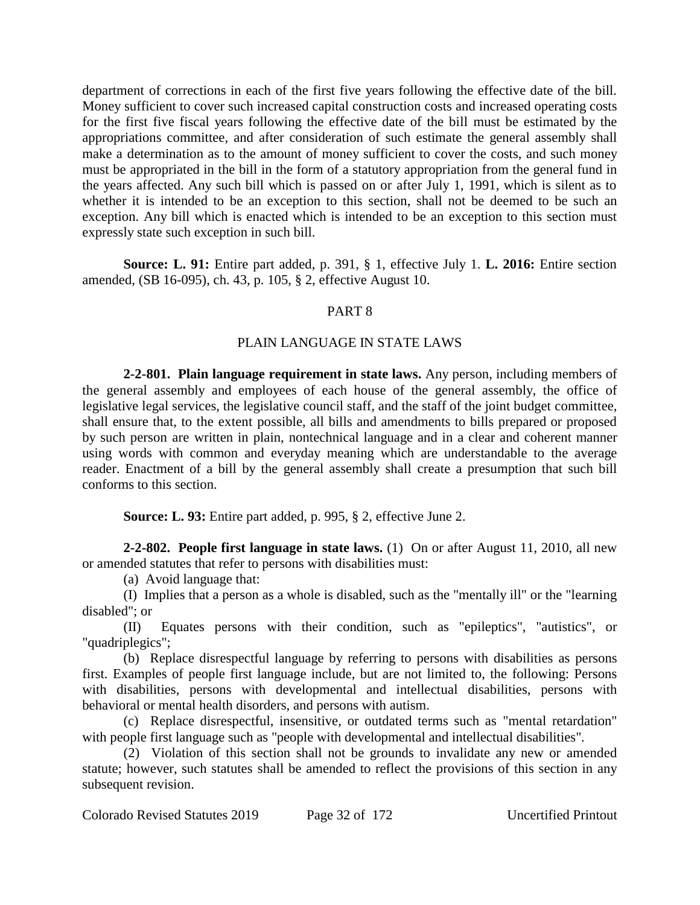department of corrections in each of the first five years following the effective date of the bill. Money sufficient to cover such increased capital construction costs and increased operating costs for the first five fiscal years following the effective date of the bill must be estimated by the appropriations committee, and after consideration of such estimate the general assembly shall make a determination as to the amount of money sufficient to cover the costs, and such money must be appropriated in the bill in the form of a statutory appropriation from the general fund in the years affected. Any such bill which is passed on or after July 1, 1991, which is silent as to whether it is intended to be an exception to this section, shall not be deemed to be such an exception. Any bill which is enacted which is intended to be an exception to this section must expressly state such exception in such bill.

**Source: L. 91:** Entire part added, p. 391, § 1, effective July 1. **L. 2016:** Entire section amended, (SB 16-095), ch. 43, p. 105, § 2, effective August 10.

## PART 8

## PLAIN LANGUAGE IN STATE LAWS

**2-2-801. Plain language requirement in state laws.** Any person, including members of the general assembly and employees of each house of the general assembly, the office of legislative legal services, the legislative council staff, and the staff of the joint budget committee, shall ensure that, to the extent possible, all bills and amendments to bills prepared or proposed by such person are written in plain, nontechnical language and in a clear and coherent manner using words with common and everyday meaning which are understandable to the average reader. Enactment of a bill by the general assembly shall create a presumption that such bill conforms to this section.

**Source: L. 93:** Entire part added, p. 995, § 2, effective June 2.

**2-2-802. People first language in state laws.** (1) On or after August 11, 2010, all new or amended statutes that refer to persons with disabilities must:

(a) Avoid language that:

(I) Implies that a person as a whole is disabled, such as the "mentally ill" or the "learning disabled"; or

(II) Equates persons with their condition, such as "epileptics", "autistics", or "quadriplegics";

(b) Replace disrespectful language by referring to persons with disabilities as persons first. Examples of people first language include, but are not limited to, the following: Persons with disabilities, persons with developmental and intellectual disabilities, persons with behavioral or mental health disorders, and persons with autism.

(c) Replace disrespectful, insensitive, or outdated terms such as "mental retardation" with people first language such as "people with developmental and intellectual disabilities".

(2) Violation of this section shall not be grounds to invalidate any new or amended statute; however, such statutes shall be amended to reflect the provisions of this section in any subsequent revision.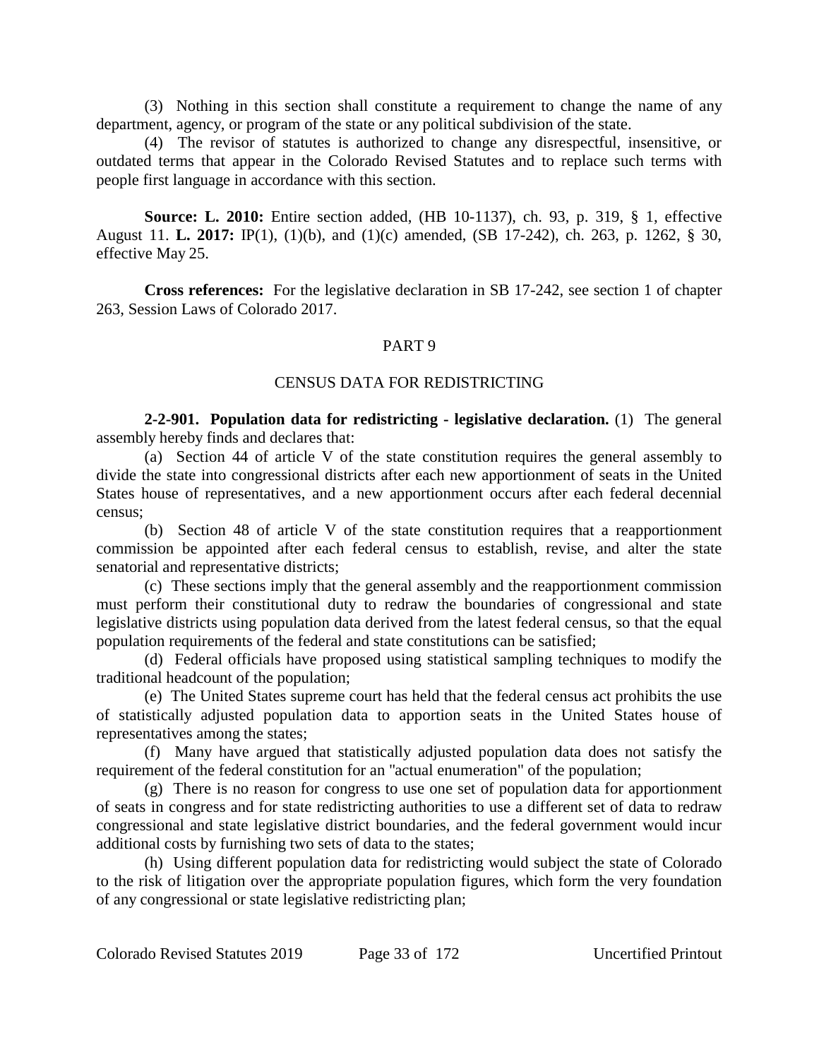(3) Nothing in this section shall constitute a requirement to change the name of any department, agency, or program of the state or any political subdivision of the state.

(4) The revisor of statutes is authorized to change any disrespectful, insensitive, or outdated terms that appear in the Colorado Revised Statutes and to replace such terms with people first language in accordance with this section.

**Source: L. 2010:** Entire section added, (HB 10-1137), ch. 93, p. 319, § 1, effective August 11. **L. 2017:** IP(1), (1)(b), and (1)(c) amended, (SB 17-242), ch. 263, p. 1262, § 30, effective May 25.

**Cross references:** For the legislative declaration in SB 17-242, see section 1 of chapter 263, Session Laws of Colorado 2017.

## PART 9

## CENSUS DATA FOR REDISTRICTING

**2-2-901. Population data for redistricting - legislative declaration.** (1) The general assembly hereby finds and declares that:

(a) Section 44 of article V of the state constitution requires the general assembly to divide the state into congressional districts after each new apportionment of seats in the United States house of representatives, and a new apportionment occurs after each federal decennial census;

(b) Section 48 of article V of the state constitution requires that a reapportionment commission be appointed after each federal census to establish, revise, and alter the state senatorial and representative districts;

(c) These sections imply that the general assembly and the reapportionment commission must perform their constitutional duty to redraw the boundaries of congressional and state legislative districts using population data derived from the latest federal census, so that the equal population requirements of the federal and state constitutions can be satisfied;

(d) Federal officials have proposed using statistical sampling techniques to modify the traditional headcount of the population;

(e) The United States supreme court has held that the federal census act prohibits the use of statistically adjusted population data to apportion seats in the United States house of representatives among the states;

(f) Many have argued that statistically adjusted population data does not satisfy the requirement of the federal constitution for an "actual enumeration" of the population;

(g) There is no reason for congress to use one set of population data for apportionment of seats in congress and for state redistricting authorities to use a different set of data to redraw congressional and state legislative district boundaries, and the federal government would incur additional costs by furnishing two sets of data to the states;

(h) Using different population data for redistricting would subject the state of Colorado to the risk of litigation over the appropriate population figures, which form the very foundation of any congressional or state legislative redistricting plan;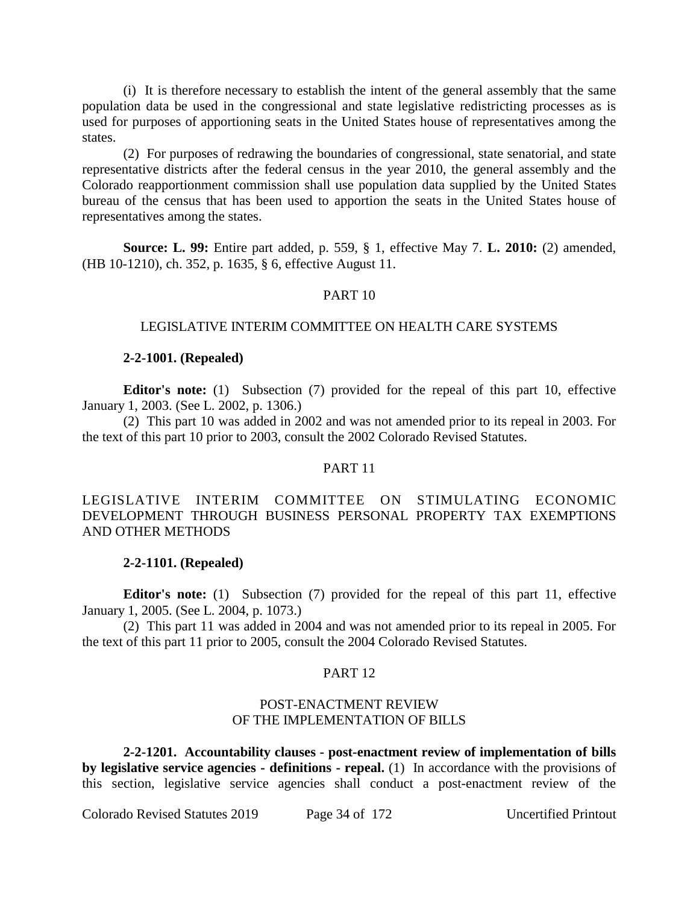(i) It is therefore necessary to establish the intent of the general assembly that the same population data be used in the congressional and state legislative redistricting processes as is used for purposes of apportioning seats in the United States house of representatives among the states.

(2) For purposes of redrawing the boundaries of congressional, state senatorial, and state representative districts after the federal census in the year 2010, the general assembly and the Colorado reapportionment commission shall use population data supplied by the United States bureau of the census that has been used to apportion the seats in the United States house of representatives among the states.

**Source: L. 99:** Entire part added, p. 559, § 1, effective May 7. **L. 2010:** (2) amended, (HB 10-1210), ch. 352, p. 1635, § 6, effective August 11.

## PART 10

## LEGISLATIVE INTERIM COMMITTEE ON HEALTH CARE SYSTEMS

**2-2-1001. (Repealed)**

**Editor's note:** (1) Subsection (7) provided for the repeal of this part 10, effective January 1, 2003. (See L. 2002, p. 1306.)

(2) This part 10 was added in 2002 and was not amended prior to its repeal in 2003. For the text of this part 10 prior to 2003, consult the 2002 Colorado Revised Statutes.

## PART 11

## LEGISLATIVE INTERIM COMMITTEE ON STIMULATING ECONOMIC DEVELOPMENT THROUGH BUSINESS PERSONAL PROPERTY TAX EXEMPTIONS AND OTHER METHODS

**2-2-1101. (Repealed)**

**Editor's note:** (1) Subsection (7) provided for the repeal of this part 11, effective January 1, 2005. (See L. 2004, p. 1073.)

(2) This part 11 was added in 2004 and was not amended prior to its repeal in 2005. For the text of this part 11 prior to 2005, consult the 2004 Colorado Revised Statutes.

## PART 12

## POST-ENACTMENT REVIEW OF THE IMPLEMENTATION OF BILLS

**2-2-1201. Accountability clauses - post-enactment review of implementation of bills by legislative service agencies - definitions - repeal.** (1) In accordance with the provisions of this section, legislative service agencies shall conduct a post-enactment review of the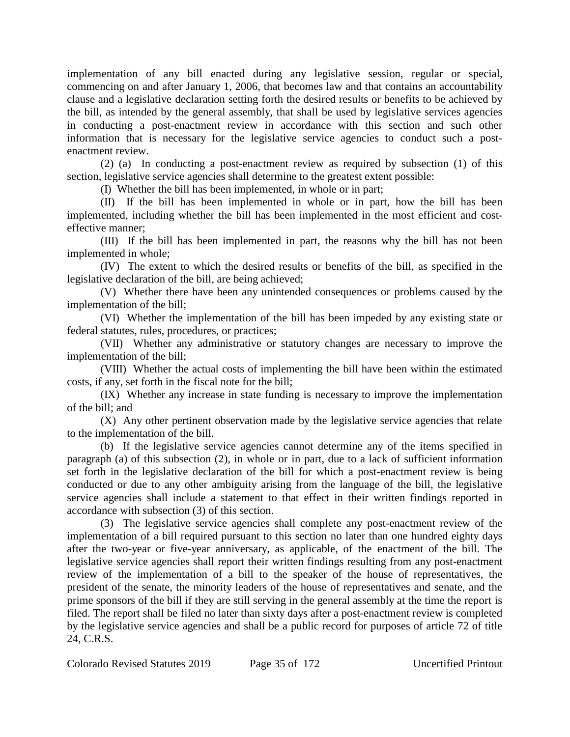implementation of any bill enacted during any legislative session, regular or special, commencing on and after January 1, 2006, that becomes law and that contains an accountability clause and a legislative declaration setting forth the desired results or benefits to be achieved by the bill, as intended by the general assembly, that shall be used by legislative services agencies in conducting a post-enactment review in accordance with this section and such other information that is necessary for the legislative service agencies to conduct such a post-enactment review.

(2) (a) In conducting a post-enactment review as required by subsection (1) of this section, legislative service agencies shall determine to the greatest extent possible:

(I) Whether the bill has been implemented, in whole or in part;

(II) If the bill has been implemented in whole or in part, how the bill has been implemented, including whether the bill has been implemented in the most efficient and cost-effective manner;

(III) If the bill has been implemented in part, the reasons why the bill has not been implemented in whole;

(IV) The extent to which the desired results or benefits of the bill, as specified in the legislative declaration of the bill, are being achieved;

(V) Whether there have been any unintended consequences or problems caused by the implementation of the bill;

(VI) Whether the implementation of the bill has been impeded by any existing state or federal statutes, rules, procedures, or practices;

(VII) Whether any administrative or statutory changes are necessary to improve the implementation of the bill;

(VIII) Whether the actual costs of implementing the bill have been within the estimated costs, if any, set forth in the fiscal note for the bill;

(IX) Whether any increase in state funding is necessary to improve the implementation of the bill; and

(X) Any other pertinent observation made by the legislative service agencies that relate to the implementation of the bill.

(b) If the legislative service agencies cannot determine any of the items specified in paragraph (a) of this subsection (2), in whole or in part, due to a lack of sufficient information set forth in the legislative declaration of the bill for which a post-enactment review is being conducted or due to any other ambiguity arising from the language of the bill, the legislative service agencies shall include a statement to that effect in their written findings reported in accordance with subsection (3) of this section.

(3) The legislative service agencies shall complete any post-enactment review of the implementation of a bill required pursuant to this section no later than one hundred eighty days after the two-year or five-year anniversary, as applicable, of the enactment of the bill. The legislative service agencies shall report their written findings resulting from any post-enactment review of the implementation of a bill to the speaker of the house of representatives, the president of the senate, the minority leaders of the house of representatives and senate, and the prime sponsors of the bill if they are still serving in the general assembly at the time the report is filed. The report shall be filed no later than sixty days after a post-enactment review is completed by the legislative service agencies and shall be a public record for purposes of article 72 of title 24, C.R.S.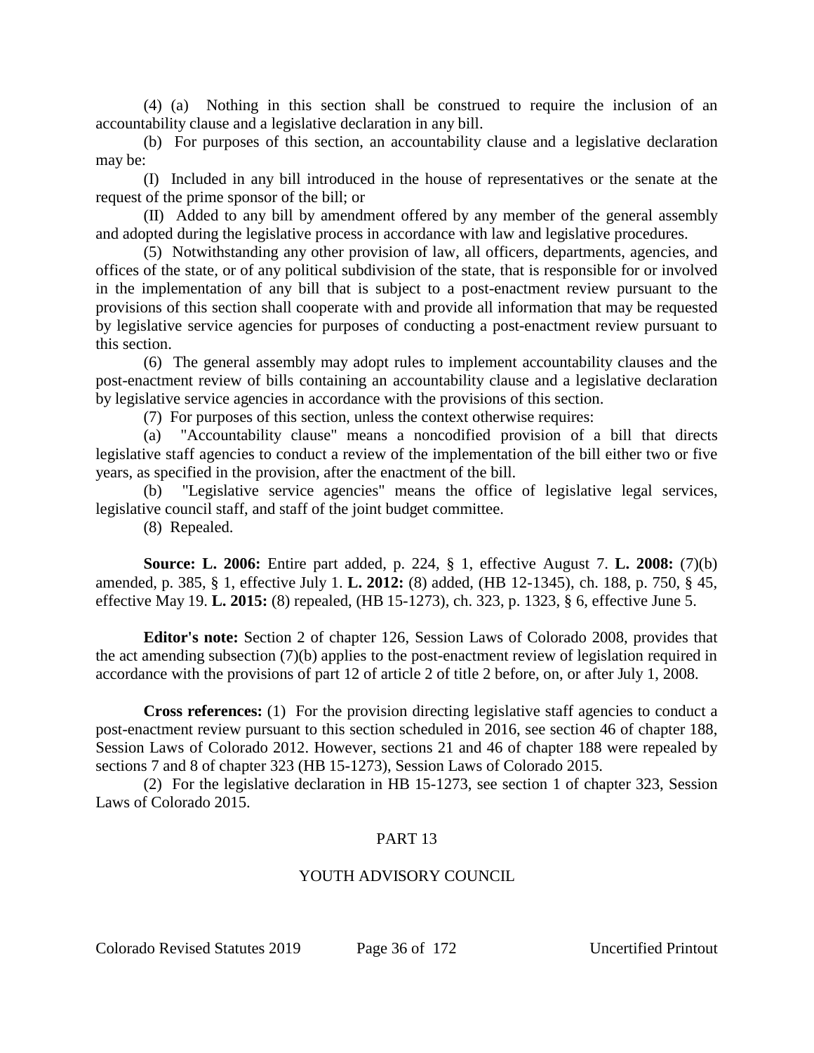(4) (a) Nothing in this section shall be construed to require the inclusion of an accountability clause and a legislative declaration in any bill.

(b) For purposes of this section, an accountability clause and a legislative declaration may be:

(I) Included in any bill introduced in the house of representatives or the senate at the request of the prime sponsor of the bill; or

(II) Added to any bill by amendment offered by any member of the general assembly and adopted during the legislative process in accordance with law and legislative procedures.

(5) Notwithstanding any other provision of law, all officers, departments, agencies, and offices of the state, or of any political subdivision of the state, that is responsible for or involved in the implementation of any bill that is subject to a post-enactment review pursuant to the provisions of this section shall cooperate with and provide all information that may be requested by legislative service agencies for purposes of conducting a post-enactment review pursuant to this section.

(6) The general assembly may adopt rules to implement accountability clauses and the post-enactment review of bills containing an accountability clause and a legislative declaration by legislative service agencies in accordance with the provisions of this section.

(7) For purposes of this section, unless the context otherwise requires:

(a) "Accountability clause" means a noncodified provision of a bill that directs legislative staff agencies to conduct a review of the implementation of the bill either two or five years, as specified in the provision, after the enactment of the bill.

(b) "Legislative service agencies" means the office of legislative legal services, legislative council staff, and staff of the joint budget committee.

(8) Repealed.

**Source: L. 2006:** Entire part added, p. 224, § 1, effective August 7. **L. 2008:** (7)(b) amended, p. 385, § 1, effective July 1. **L. 2012:** (8) added, (HB 12-1345), ch. 188, p. 750, § 45, effective May 19. **L. 2015:** (8) repealed, (HB 15-1273), ch. 323, p. 1323, § 6, effective June 5.

**Editor's note:** Section 2 of chapter 126, Session Laws of Colorado 2008, provides that the act amending subsection (7)(b) applies to the post-enactment review of legislation required in accordance with the provisions of part 12 of article 2 of title 2 before, on, or after July 1, 2008.

**Cross references:** (1) For the provision directing legislative staff agencies to conduct a post-enactment review pursuant to this section scheduled in 2016, see section 46 of chapter 188, Session Laws of Colorado 2012. However, sections 21 and 46 of chapter 188 were repealed by sections 7 and 8 of chapter 323 (HB 15-1273), Session Laws of Colorado 2015.

(2) For the legislative declaration in HB 15-1273, see section 1 of chapter 323, Session Laws of Colorado 2015.

## PART 13

## YOUTH ADVISORY COUNCIL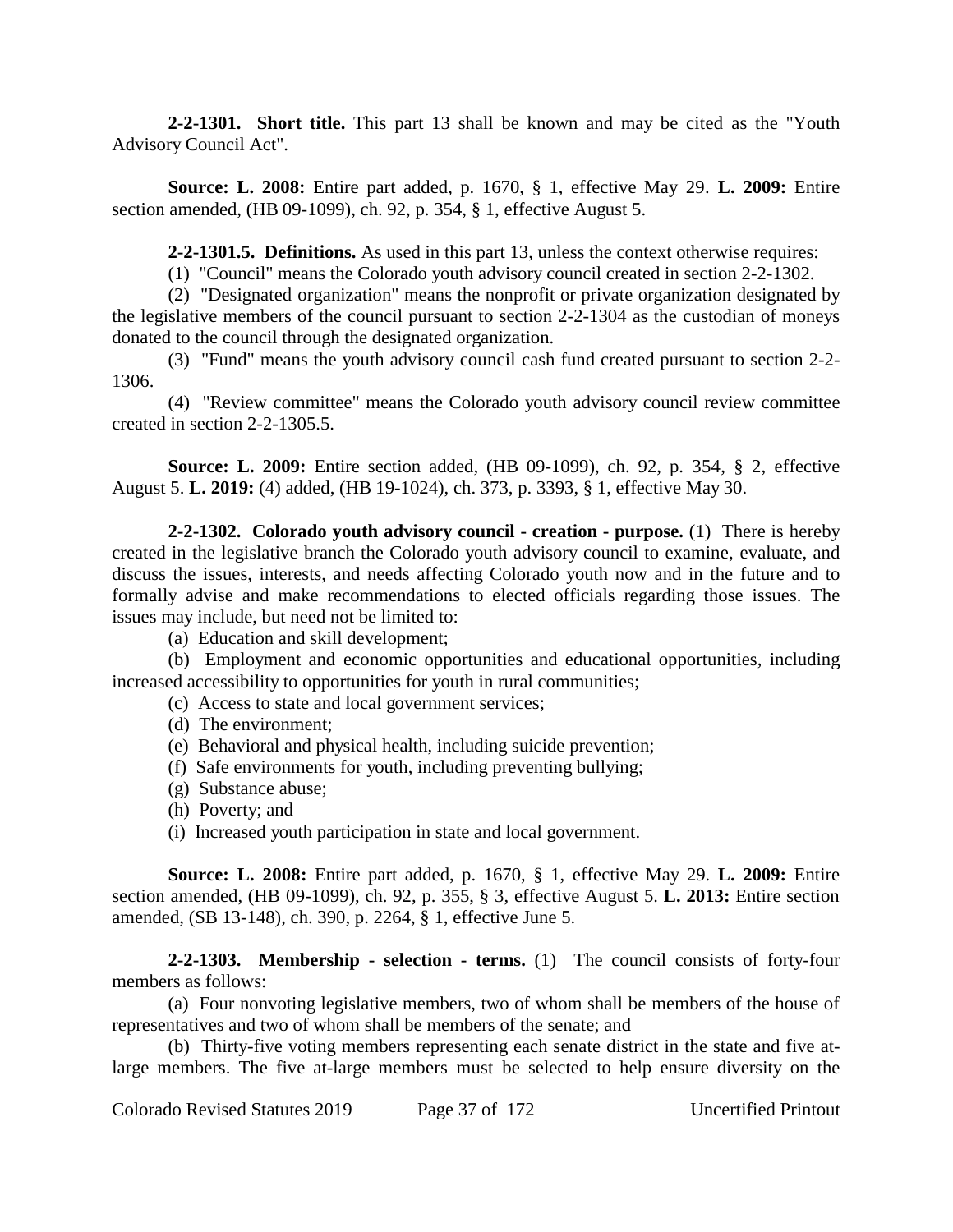**2-2-1301. Short title.** This part 13 shall be known and may be cited as the "Youth Advisory Council Act".

**Source: L. 2008:** Entire part added, p. 1670, § 1, effective May 29. **L. 2009:** Entire section amended, (HB 09-1099), ch. 92, p. 354, § 1, effective August 5.

**2-2-1301.5. Definitions.** As used in this part 13, unless the context otherwise requires:

(1) "Council" means the Colorado youth advisory council created in section 2-2-1302.

(2) "Designated organization" means the nonprofit or private organization designated by the legislative members of the council pursuant to section 2-2-1304 as the custodian of moneys donated to the council through the designated organization.

(3) "Fund" means the youth advisory council cash fund created pursuant to section 2-2-1306.

(4) "Review committee" means the Colorado youth advisory council review committee created in section 2-2-1305.5.

**Source: L. 2009:** Entire section added, (HB 09-1099), ch. 92, p. 354, § 2, effective August 5. **L. 2019:** (4) added, (HB 19-1024), ch. 373, p. 3393, § 1, effective May 30.

**2-2-1302. Colorado youth advisory council - creation - purpose.** (1) There is hereby created in the legislative branch the Colorado youth advisory council to examine, evaluate, and discuss the issues, interests, and needs affecting Colorado youth now and in the future and to formally advise and make recommendations to elected officials regarding those issues. The issues may include, but need not be limited to:

(a) Education and skill development;

(b) Employment and economic opportunities and educational opportunities, including increased accessibility to opportunities for youth in rural communities;

(c) Access to state and local government services;

(d) The environment;

(e) Behavioral and physical health, including suicide prevention;

(f) Safe environments for youth, including preventing bullying;

(g) Substance abuse;

(h) Poverty; and

(i) Increased youth participation in state and local government.

**Source: L. 2008:** Entire part added, p. 1670, § 1, effective May 29. **L. 2009:** Entire section amended, (HB 09-1099), ch. 92, p. 355, § 3, effective August 5. **L. 2013:** Entire section amended, (SB 13-148), ch. 390, p. 2264, § 1, effective June 5.

**2-2-1303. Membership - selection - terms.** (1) The council consists of forty-four members as follows:

(a) Four nonvoting legislative members, two of whom shall be members of the house of representatives and two of whom shall be members of the senate; and

(b) Thirty-five voting members representing each senate district in the state and five at-large members. The five at-large members must be selected to help ensure diversity on the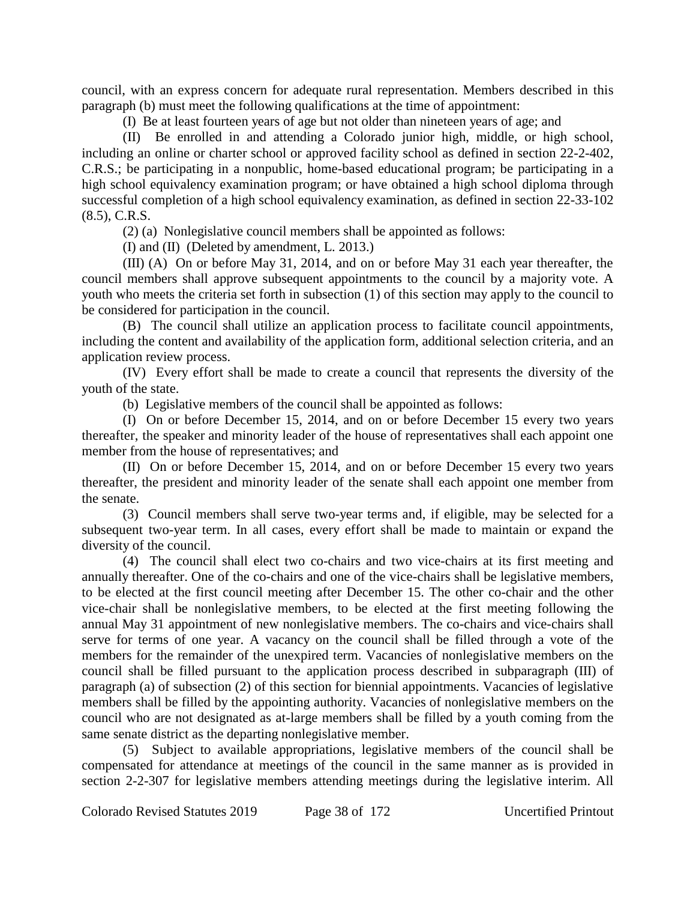council, with an express concern for adequate rural representation. Members described in this paragraph (b) must meet the following qualifications at the time of appointment:

(I) Be at least fourteen years of age but not older than nineteen years of age; and

(II) Be enrolled in and attending a Colorado junior high, middle, or high school, including an online or charter school or approved facility school as defined in section 22-2-402, C.R.S.; be participating in a nonpublic, home-based educational program; be participating in a high school equivalency examination program; or have obtained a high school diploma through successful completion of a high school equivalency examination, as defined in section 22-33-102 (8.5), C.R.S.

(2) (a) Nonlegislative council members shall be appointed as follows:

(I) and (II) (Deleted by amendment, L. 2013.)

(III) (A) On or before May 31, 2014, and on or before May 31 each year thereafter, the council members shall approve subsequent appointments to the council by a majority vote. A youth who meets the criteria set forth in subsection (1) of this section may apply to the council to be considered for participation in the council.

(B) The council shall utilize an application process to facilitate council appointments, including the content and availability of the application form, additional selection criteria, and an application review process.

(IV) Every effort shall be made to create a council that represents the diversity of the youth of the state.

(b) Legislative members of the council shall be appointed as follows:

(I) On or before December 15, 2014, and on or before December 15 every two years thereafter, the speaker and minority leader of the house of representatives shall each appoint one member from the house of representatives; and

(II) On or before December 15, 2014, and on or before December 15 every two years thereafter, the president and minority leader of the senate shall each appoint one member from the senate.

(3) Council members shall serve two-year terms and, if eligible, may be selected for a subsequent two-year term. In all cases, every effort shall be made to maintain or expand the diversity of the council.

(4) The council shall elect two co-chairs and two vice-chairs at its first meeting and annually thereafter. One of the co-chairs and one of the vice-chairs shall be legislative members, to be elected at the first council meeting after December 15. The other co-chair and the other vice-chair shall be nonlegislative members, to be elected at the first meeting following the annual May 31 appointment of new nonlegislative members. The co-chairs and vice-chairs shall serve for terms of one year. A vacancy on the council shall be filled through a vote of the members for the remainder of the unexpired term. Vacancies of nonlegislative members on the council shall be filled pursuant to the application process described in subparagraph (III) of paragraph (a) of subsection (2) of this section for biennial appointments. Vacancies of legislative members shall be filled by the appointing authority. Vacancies of nonlegislative members on the council who are not designated as at-large members shall be filled by a youth coming from the same senate district as the departing nonlegislative member.

(5) Subject to available appropriations, legislative members of the council shall be compensated for attendance at meetings of the council in the same manner as is provided in section 2-2-307 for legislative members attending meetings during the legislative interim. All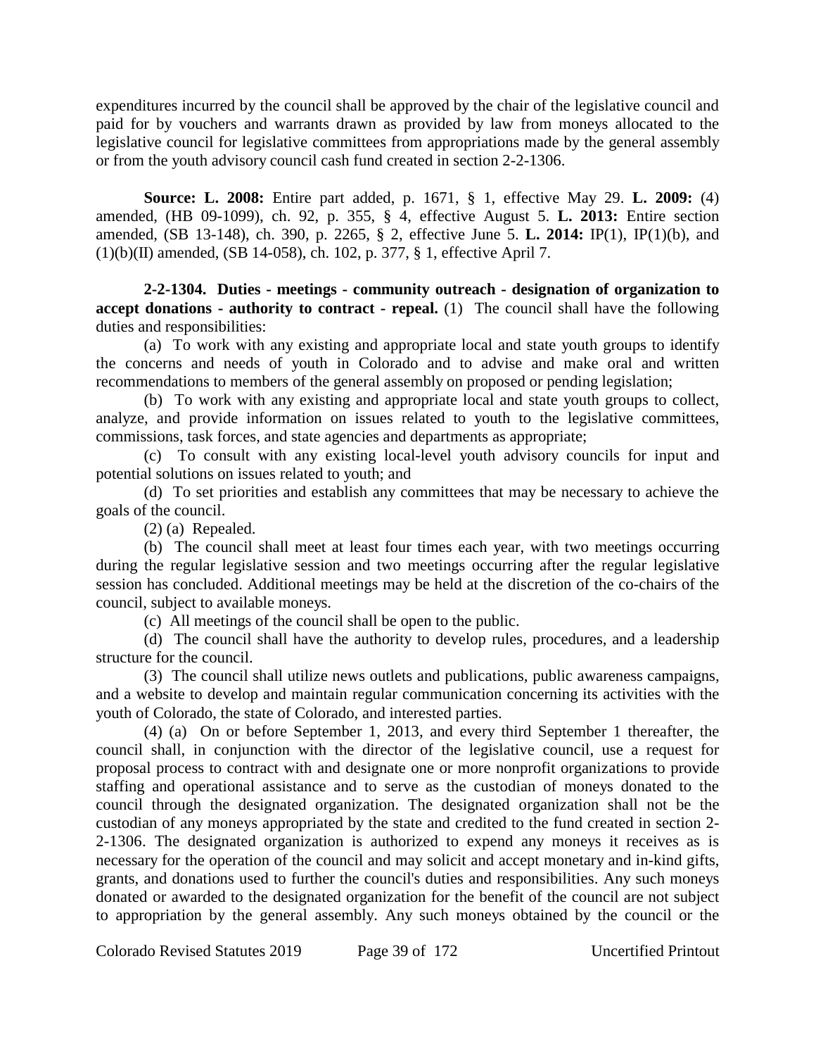expenditures incurred by the council shall be approved by the chair of the legislative council and paid for by vouchers and warrants drawn as provided by law from moneys allocated to the legislative council for legislative committees from appropriations made by the general assembly or from the youth advisory council cash fund created in section 2-2-1306.

**Source: L. 2008:** Entire part added, p. 1671, § 1, effective May 29. **L. 2009:** (4) amended, (HB 09-1099), ch. 92, p. 355, § 4, effective August 5. **L. 2013:** Entire section amended, (SB 13-148), ch. 390, p. 2265, § 2, effective June 5. **L. 2014:** IP(1), IP(1)(b), and (1)(b)(II) amended, (SB 14-058), ch. 102, p. 377, § 1, effective April 7.

**2-2-1304. Duties - meetings - community outreach - designation of organization to accept donations - authority to contract - repeal.** (1) The council shall have the following duties and responsibilities:

(a) To work with any existing and appropriate local and state youth groups to identify the concerns and needs of youth in Colorado and to advise and make oral and written recommendations to members of the general assembly on proposed or pending legislation;

(b) To work with any existing and appropriate local and state youth groups to collect, analyze, and provide information on issues related to youth to the legislative committees, commissions, task forces, and state agencies and departments as appropriate;

(c) To consult with any existing local-level youth advisory councils for input and potential solutions on issues related to youth; and

(d) To set priorities and establish any committees that may be necessary to achieve the goals of the council.

(2) (a) Repealed.

(b) The council shall meet at least four times each year, with two meetings occurring during the regular legislative session and two meetings occurring after the regular legislative session has concluded. Additional meetings may be held at the discretion of the co-chairs of the council, subject to available moneys.

(c) All meetings of the council shall be open to the public.

(d) The council shall have the authority to develop rules, procedures, and a leadership structure for the council.

(3) The council shall utilize news outlets and publications, public awareness campaigns, and a website to develop and maintain regular communication concerning its activities with the youth of Colorado, the state of Colorado, and interested parties.

(4) (a) On or before September 1, 2013, and every third September 1 thereafter, the council shall, in conjunction with the director of the legislative council, use a request for proposal process to contract with and designate one or more nonprofit organizations to provide staffing and operational assistance and to serve as the custodian of moneys donated to the council through the designated organization. The designated organization shall not be the custodian of any moneys appropriated by the state and credited to the fund created in section 2-2-1306. The designated organization is authorized to expend any moneys it receives as is necessary for the operation of the council and may solicit and accept monetary and in-kind gifts, grants, and donations used to further the council's duties and responsibilities. Any such moneys donated or awarded to the designated organization for the benefit of the council are not subject to appropriation by the general assembly. Any such moneys obtained by the council or the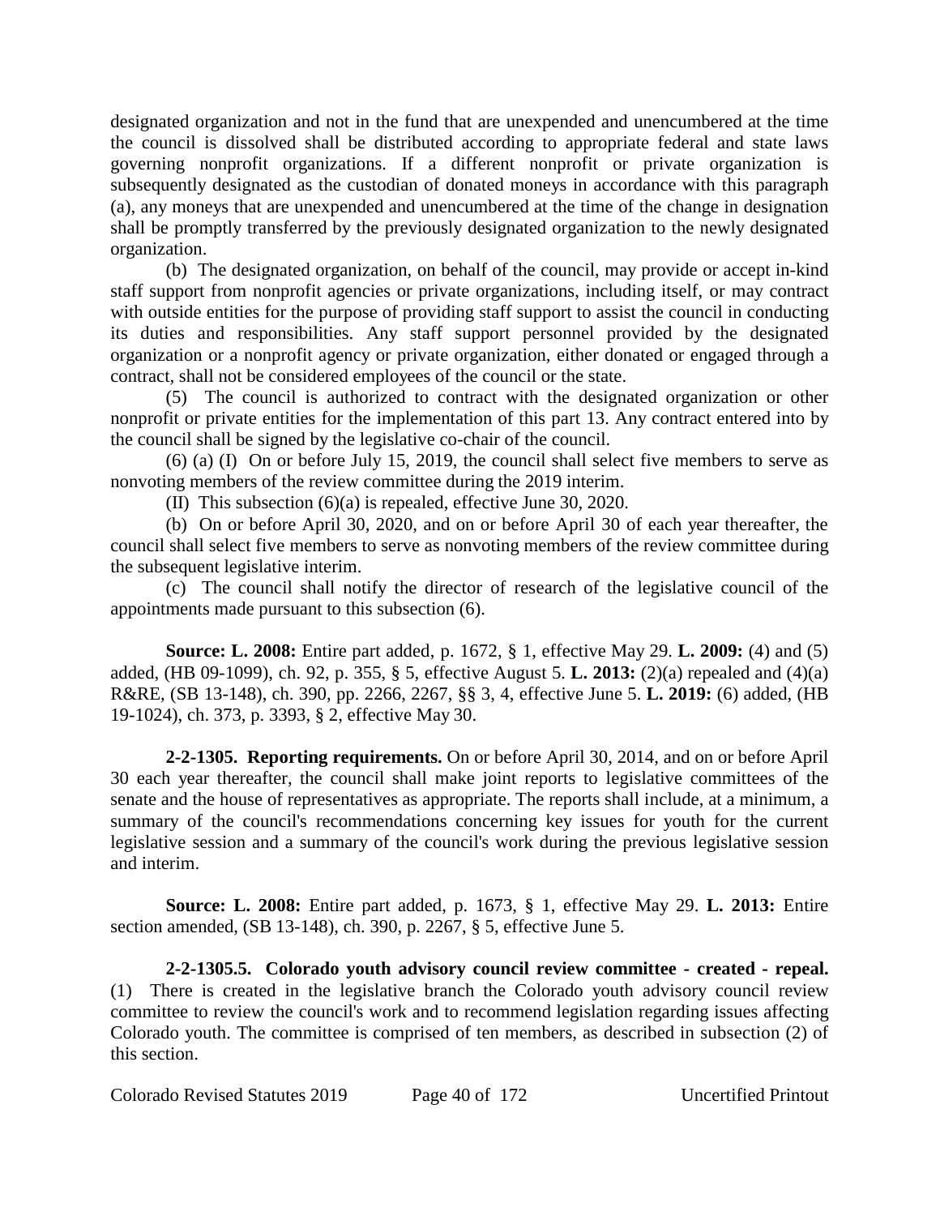designated organization and not in the fund that are unexpended and unencumbered at the time the council is dissolved shall be distributed according to appropriate federal and state laws governing nonprofit organizations. If a different nonprofit or private organization is subsequently designated as the custodian of donated moneys in accordance with this paragraph (a), any moneys that are unexpended and unencumbered at the time of the change in designation shall be promptly transferred by the previously designated organization to the newly designated organization.

(b) The designated organization, on behalf of the council, may provide or accept in-kind staff support from nonprofit agencies or private organizations, including itself, or may contract with outside entities for the purpose of providing staff support to assist the council in conducting its duties and responsibilities. Any staff support personnel provided by the designated organization or a nonprofit agency or private organization, either donated or engaged through a contract, shall not be considered employees of the council or the state.

(5) The council is authorized to contract with the designated organization or other nonprofit or private entities for the implementation of this part 13. Any contract entered into by the council shall be signed by the legislative co-chair of the council.

(6) (a) (I) On or before July 15, 2019, the council shall select five members to serve as nonvoting members of the review committee during the 2019 interim.

(II) This subsection (6)(a) is repealed, effective June 30, 2020.

(b) On or before April 30, 2020, and on or before April 30 of each year thereafter, the council shall select five members to serve as nonvoting members of the review committee during the subsequent legislative interim.

(c) The council shall notify the director of research of the legislative council of the appointments made pursuant to this subsection (6).

**Source: L. 2008:** Entire part added, p. 1672, § 1, effective May 29. **L. 2009:** (4) and (5) added, (HB 09-1099), ch. 92, p. 355, § 5, effective August 5. **L. 2013:** (2)(a) repealed and (4)(a) R&RE, (SB 13-148), ch. 390, pp. 2266, 2267, §§ 3, 4, effective June 5. **L. 2019:** (6) added, (HB 19-1024), ch. 373, p. 3393, § 2, effective May 30.

**2-2-1305. Reporting requirements.** On or before April 30, 2014, and on or before April 30 each year thereafter, the council shall make joint reports to legislative committees of the senate and the house of representatives as appropriate. The reports shall include, at a minimum, a summary of the council's recommendations concerning key issues for youth for the current legislative session and a summary of the council's work during the previous legislative session and interim.

**Source: L. 2008:** Entire part added, p. 1673, § 1, effective May 29. **L. 2013:** Entire section amended, (SB 13-148), ch. 390, p. 2267, § 5, effective June 5.

**2-2-1305.5. Colorado youth advisory council review committee - created - repeal.** (1) There is created in the legislative branch the Colorado youth advisory council review committee to review the council's work and to recommend legislation regarding issues affecting Colorado youth. The committee is comprised of ten members, as described in subsection (2) of this section.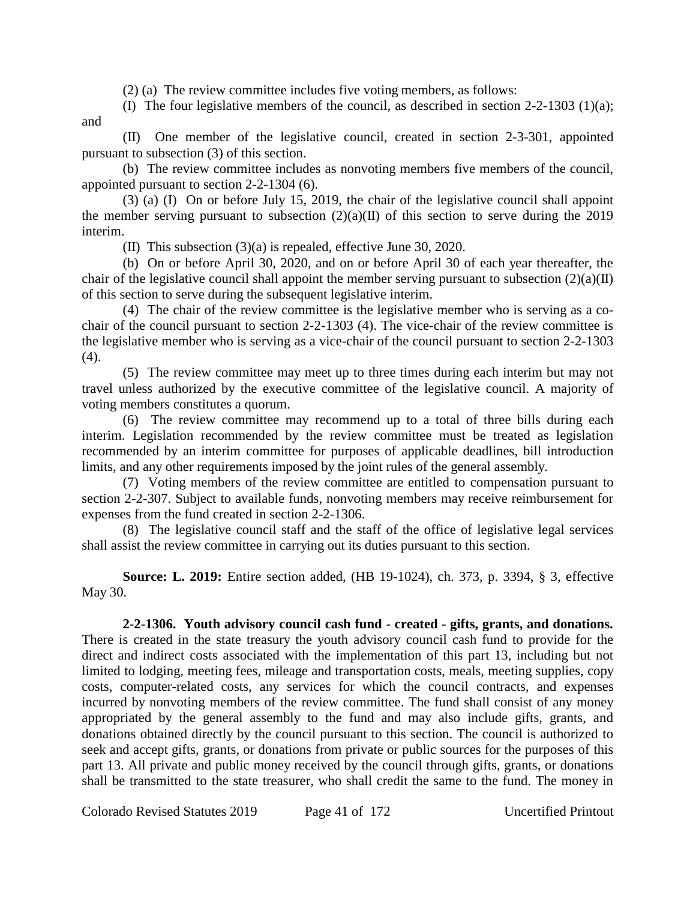(2) (a) The review committee includes five voting members, as follows:

(I) The four legislative members of the council, as described in section 2-2-1303 (1)(a); and

(II) One member of the legislative council, created in section 2-3-301, appointed pursuant to subsection (3) of this section.

(b) The review committee includes as nonvoting members five members of the council, appointed pursuant to section 2-2-1304 (6).

(3) (a) (I) On or before July 15, 2019, the chair of the legislative council shall appoint the member serving pursuant to subsection (2)(a)(II) of this section to serve during the 2019 interim.

(II) This subsection (3)(a) is repealed, effective June 30, 2020.

(b) On or before April 30, 2020, and on or before April 30 of each year thereafter, the chair of the legislative council shall appoint the member serving pursuant to subsection (2)(a)(II) of this section to serve during the subsequent legislative interim.

(4) The chair of the review committee is the legislative member who is serving as a co-chair of the council pursuant to section 2-2-1303 (4). The vice-chair of the review committee is the legislative member who is serving as a vice-chair of the council pursuant to section 2-2-1303 (4).

(5) The review committee may meet up to three times during each interim but may not travel unless authorized by the executive committee of the legislative council. A majority of voting members constitutes a quorum.

(6) The review committee may recommend up to a total of three bills during each interim. Legislation recommended by the review committee must be treated as legislation recommended by an interim committee for purposes of applicable deadlines, bill introduction limits, and any other requirements imposed by the joint rules of the general assembly.

(7) Voting members of the review committee are entitled to compensation pursuant to section 2-2-307. Subject to available funds, nonvoting members may receive reimbursement for expenses from the fund created in section 2-2-1306.

(8) The legislative council staff and the staff of the office of legislative legal services shall assist the review committee in carrying out its duties pursuant to this section.

**Source: L. 2019:** Entire section added, (HB 19-1024), ch. 373, p. 3394, § 3, effective May 30.

**2-2-1306. Youth advisory council cash fund - created - gifts, grants, and donations.** There is created in the state treasury the youth advisory council cash fund to provide for the direct and indirect costs associated with the implementation of this part 13, including but not limited to lodging, meeting fees, mileage and transportation costs, meals, meeting supplies, copy costs, computer-related costs, any services for which the council contracts, and expenses incurred by nonvoting members of the review committee. The fund shall consist of any money appropriated by the general assembly to the fund and may also include gifts, grants, and donations obtained directly by the council pursuant to this section. The council is authorized to seek and accept gifts, grants, or donations from private or public sources for the purposes of this part 13. All private and public money received by the council through gifts, grants, or donations shall be transmitted to the state treasurer, who shall credit the same to the fund. The money in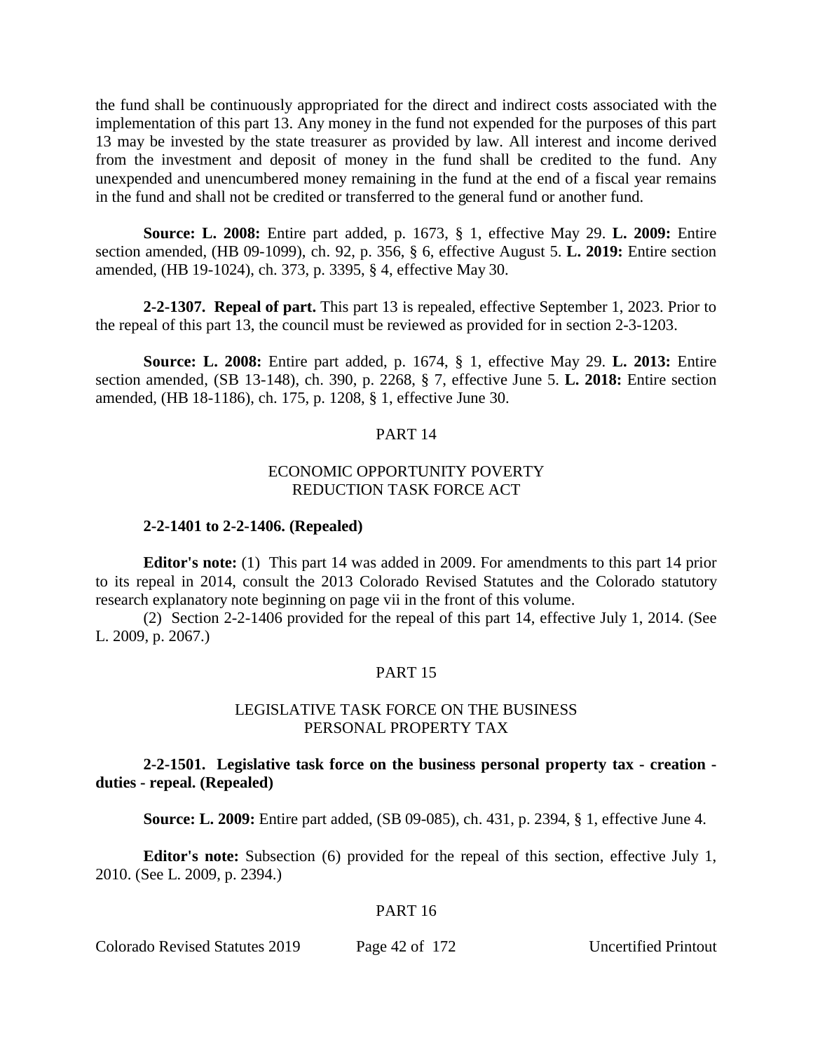the fund shall be continuously appropriated for the direct and indirect costs associated with the implementation of this part 13. Any money in the fund not expended for the purposes of this part 13 may be invested by the state treasurer as provided by law. All interest and income derived from the investment and deposit of money in the fund shall be credited to the fund. Any unexpended and unencumbered money remaining in the fund at the end of a fiscal year remains in the fund and shall not be credited or transferred to the general fund or another fund.

**Source: L. 2008:** Entire part added, p. 1673, § 1, effective May 29. **L. 2009:** Entire section amended, (HB 09-1099), ch. 92, p. 356, § 6, effective August 5. **L. 2019:** Entire section amended, (HB 19-1024), ch. 373, p. 3395, § 4, effective May 30.

**2-2-1307. Repeal of part.** This part 13 is repealed, effective September 1, 2023. Prior to the repeal of this part 13, the council must be reviewed as provided for in section 2-3-1203.

**Source: L. 2008:** Entire part added, p. 1674, § 1, effective May 29. **L. 2013:** Entire section amended, (SB 13-148), ch. 390, p. 2268, § 7, effective June 5. **L. 2018:** Entire section amended, (HB 18-1186), ch. 175, p. 1208, § 1, effective June 30.

## PART 14

## ECONOMIC OPPORTUNITY POVERTY REDUCTION TASK FORCE ACT

**2-2-1401 to 2-2-1406. (Repealed)**

**Editor's note:** (1) This part 14 was added in 2009. For amendments to this part 14 prior to its repeal in 2014, consult the 2013 Colorado Revised Statutes and the Colorado statutory research explanatory note beginning on page vii in the front of this volume.

(2) Section 2-2-1406 provided for the repeal of this part 14, effective July 1, 2014. (See L. 2009, p. 2067.)

## PART 15

## LEGISLATIVE TASK FORCE ON THE BUSINESS PERSONAL PROPERTY TAX

**2-2-1501. Legislative task force on the business personal property tax - creation - duties - repeal. (Repealed)**

**Source: L. 2009:** Entire part added, (SB 09-085), ch. 431, p. 2394, § 1, effective June 4.

**Editor's note:** Subsection (6) provided for the repeal of this section, effective July 1, 2010. (See L. 2009, p. 2394.)

## PART 16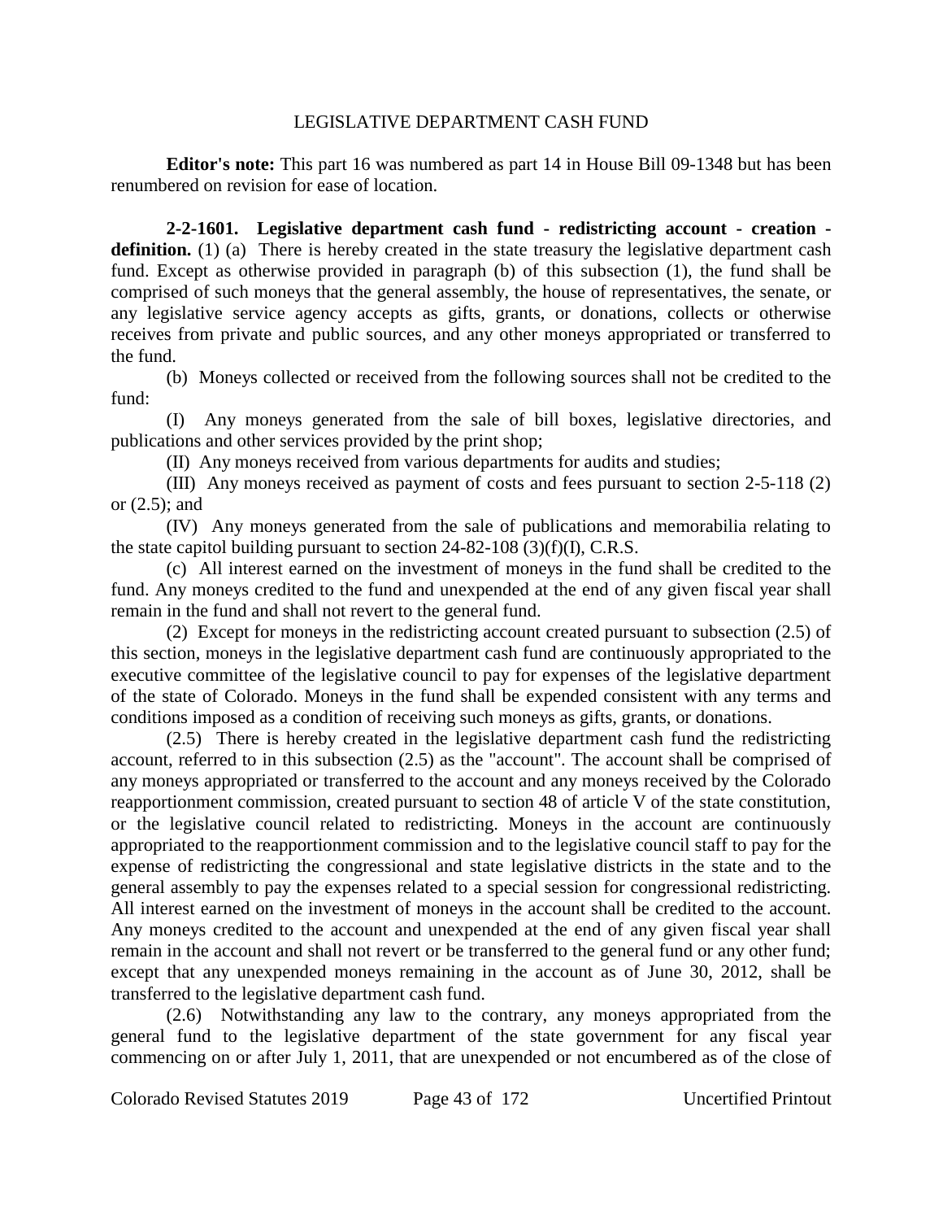## LEGISLATIVE DEPARTMENT CASH FUND

**Editor's note:** This part 16 was numbered as part 14 in House Bill 09-1348 but has been renumbered on revision for ease of location.

**2-2-1601. Legislative department cash fund - redistricting account - creation - definition.** (1) (a) There is hereby created in the state treasury the legislative department cash fund. Except as otherwise provided in paragraph (b) of this subsection (1), the fund shall be comprised of such moneys that the general assembly, the house of representatives, the senate, or any legislative service agency accepts as gifts, grants, or donations, collects or otherwise receives from private and public sources, and any other moneys appropriated or transferred to the fund.

(b) Moneys collected or received from the following sources shall not be credited to the fund:

(I) Any moneys generated from the sale of bill boxes, legislative directories, and publications and other services provided by the print shop;

(II) Any moneys received from various departments for audits and studies;

(III) Any moneys received as payment of costs and fees pursuant to section 2-5-118 (2) or (2.5); and

(IV) Any moneys generated from the sale of publications and memorabilia relating to the state capitol building pursuant to section 24-82-108 (3)(f)(I), C.R.S.

(c) All interest earned on the investment of moneys in the fund shall be credited to the fund. Any moneys credited to the fund and unexpended at the end of any given fiscal year shall remain in the fund and shall not revert to the general fund.

(2) Except for moneys in the redistricting account created pursuant to subsection (2.5) of this section, moneys in the legislative department cash fund are continuously appropriated to the executive committee of the legislative council to pay for expenses of the legislative department of the state of Colorado. Moneys in the fund shall be expended consistent with any terms and conditions imposed as a condition of receiving such moneys as gifts, grants, or donations.

(2.5) There is hereby created in the legislative department cash fund the redistricting account, referred to in this subsection (2.5) as the "account". The account shall be comprised of any moneys appropriated or transferred to the account and any moneys received by the Colorado reapportionment commission, created pursuant to section 48 of article V of the state constitution, or the legislative council related to redistricting. Moneys in the account are continuously appropriated to the reapportionment commission and to the legislative council staff to pay for the expense of redistricting the congressional and state legislative districts in the state and to the general assembly to pay the expenses related to a special session for congressional redistricting. All interest earned on the investment of moneys in the account shall be credited to the account. Any moneys credited to the account and unexpended at the end of any given fiscal year shall remain in the account and shall not revert or be transferred to the general fund or any other fund; except that any unexpended moneys remaining in the account as of June 30, 2012, shall be transferred to the legislative department cash fund.

(2.6) Notwithstanding any law to the contrary, any moneys appropriated from the general fund to the legislative department of the state government for any fiscal year commencing on or after July 1, 2011, that are unexpended or not encumbered as of the close of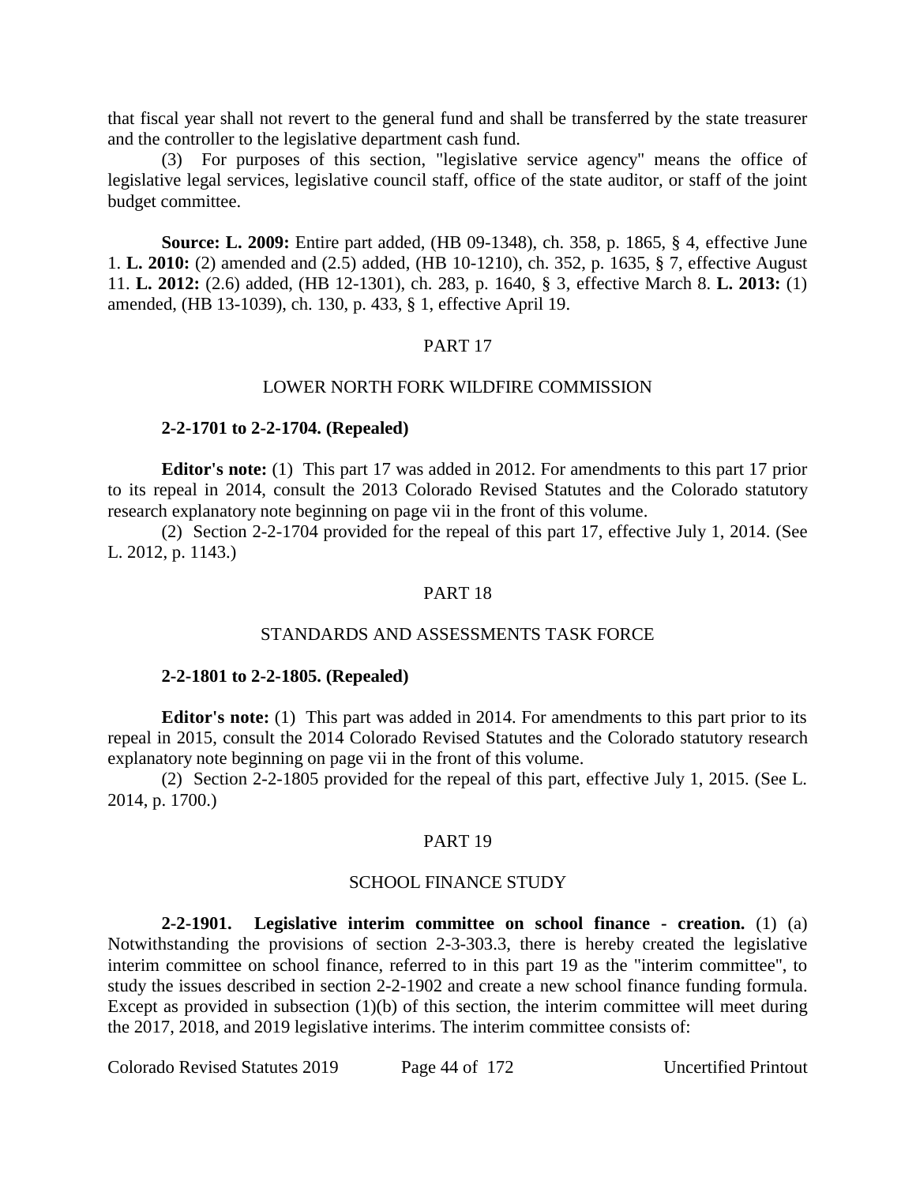that fiscal year shall not revert to the general fund and shall be transferred by the state treasurer and the controller to the legislative department cash fund.

(3) For purposes of this section, "legislative service agency" means the office of legislative legal services, legislative council staff, office of the state auditor, or staff of the joint budget committee.

**Source: L. 2009:** Entire part added, (HB 09-1348), ch. 358, p. 1865, § 4, effective June 1. **L. 2010:** (2) amended and (2.5) added, (HB 10-1210), ch. 352, p. 1635, § 7, effective August 11. **L. 2012:** (2.6) added, (HB 12-1301), ch. 283, p. 1640, § 3, effective March 8. **L. 2013:** (1) amended, (HB 13-1039), ch. 130, p. 433, § 1, effective April 19.

## PART 17

## LOWER NORTH FORK WILDFIRE COMMISSION

**2-2-1701 to 2-2-1704. (Repealed)**

**Editor's note:** (1) This part 17 was added in 2012. For amendments to this part 17 prior to its repeal in 2014, consult the 2013 Colorado Revised Statutes and the Colorado statutory research explanatory note beginning on page vii in the front of this volume.

(2) Section 2-2-1704 provided for the repeal of this part 17, effective July 1, 2014. (See L. 2012, p. 1143.)

## PART 18

## STANDARDS AND ASSESSMENTS TASK FORCE

**2-2-1801 to 2-2-1805. (Repealed)**

**Editor's note:** (1) This part was added in 2014. For amendments to this part prior to its repeal in 2015, consult the 2014 Colorado Revised Statutes and the Colorado statutory research explanatory note beginning on page vii in the front of this volume.

(2) Section 2-2-1805 provided for the repeal of this part, effective July 1, 2015. (See L. 2014, p. 1700.)

## PART 19

## SCHOOL FINANCE STUDY

**2-2-1901. Legislative interim committee on school finance - creation.** (1) (a) Notwithstanding the provisions of section 2-3-303.3, there is hereby created the legislative interim committee on school finance, referred to in this part 19 as the "interim committee", to study the issues described in section 2-2-1902 and create a new school finance funding formula. Except as provided in subsection (1)(b) of this section, the interim committee will meet during the 2017, 2018, and 2019 legislative interims. The interim committee consists of: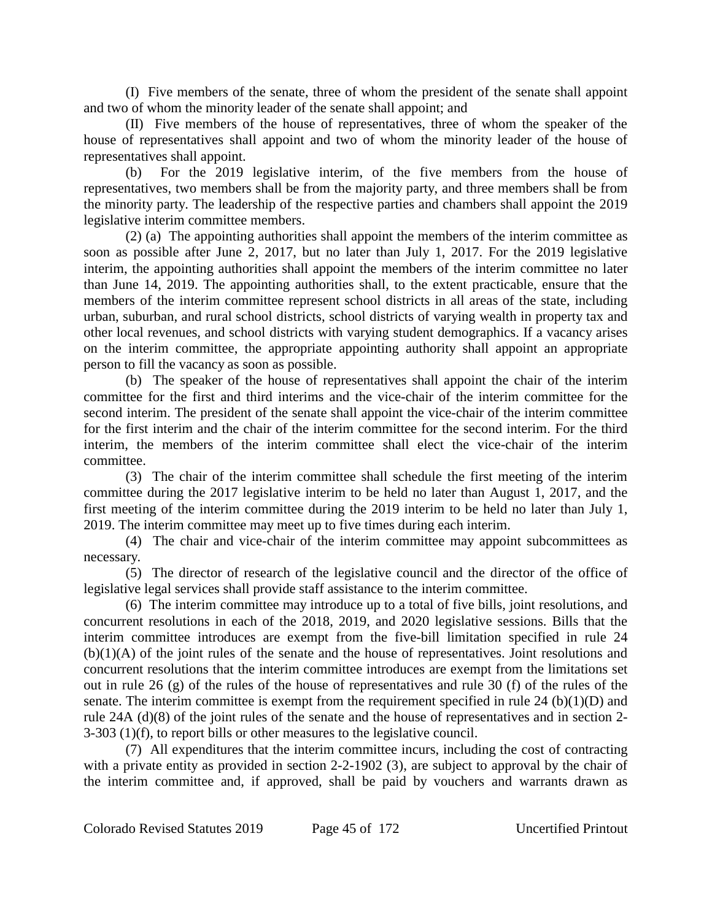(I) Five members of the senate, three of whom the president of the senate shall appoint and two of whom the minority leader of the senate shall appoint; and

(II) Five members of the house of representatives, three of whom the speaker of the house of representatives shall appoint and two of whom the minority leader of the house of representatives shall appoint.

(b) For the 2019 legislative interim, of the five members from the house of representatives, two members shall be from the majority party, and three members shall be from the minority party. The leadership of the respective parties and chambers shall appoint the 2019 legislative interim committee members.

(2) (a) The appointing authorities shall appoint the members of the interim committee as soon as possible after June 2, 2017, but no later than July 1, 2017. For the 2019 legislative interim, the appointing authorities shall appoint the members of the interim committee no later than June 14, 2019. The appointing authorities shall, to the extent practicable, ensure that the members of the interim committee represent school districts in all areas of the state, including urban, suburban, and rural school districts, school districts of varying wealth in property tax and other local revenues, and school districts with varying student demographics. If a vacancy arises on the interim committee, the appropriate appointing authority shall appoint an appropriate person to fill the vacancy as soon as possible.

(b) The speaker of the house of representatives shall appoint the chair of the interim committee for the first and third interims and the vice-chair of the interim committee for the second interim. The president of the senate shall appoint the vice-chair of the interim committee for the first interim and the chair of the interim committee for the second interim. For the third interim, the members of the interim committee shall elect the vice-chair of the interim committee.

(3) The chair of the interim committee shall schedule the first meeting of the interim committee during the 2017 legislative interim to be held no later than August 1, 2017, and the first meeting of the interim committee during the 2019 interim to be held no later than July 1, 2019. The interim committee may meet up to five times during each interim.

(4) The chair and vice-chair of the interim committee may appoint subcommittees as necessary.

(5) The director of research of the legislative council and the director of the office of legislative legal services shall provide staff assistance to the interim committee.

(6) The interim committee may introduce up to a total of five bills, joint resolutions, and concurrent resolutions in each of the 2018, 2019, and 2020 legislative sessions. Bills that the interim committee introduces are exempt from the five-bill limitation specified in rule 24 (b)(1)(A) of the joint rules of the senate and the house of representatives. Joint resolutions and concurrent resolutions that the interim committee introduces are exempt from the limitations set out in rule 26 (g) of the rules of the house of representatives and rule 30 (f) of the rules of the senate. The interim committee is exempt from the requirement specified in rule 24 (b)(1)(D) and rule 24A (d)(8) of the joint rules of the senate and the house of representatives and in section 2-3-303 (1)(f), to report bills or other measures to the legislative council.

(7) All expenditures that the interim committee incurs, including the cost of contracting with a private entity as provided in section 2-2-1902 (3), are subject to approval by the chair of the interim committee and, if approved, shall be paid by vouchers and warrants drawn as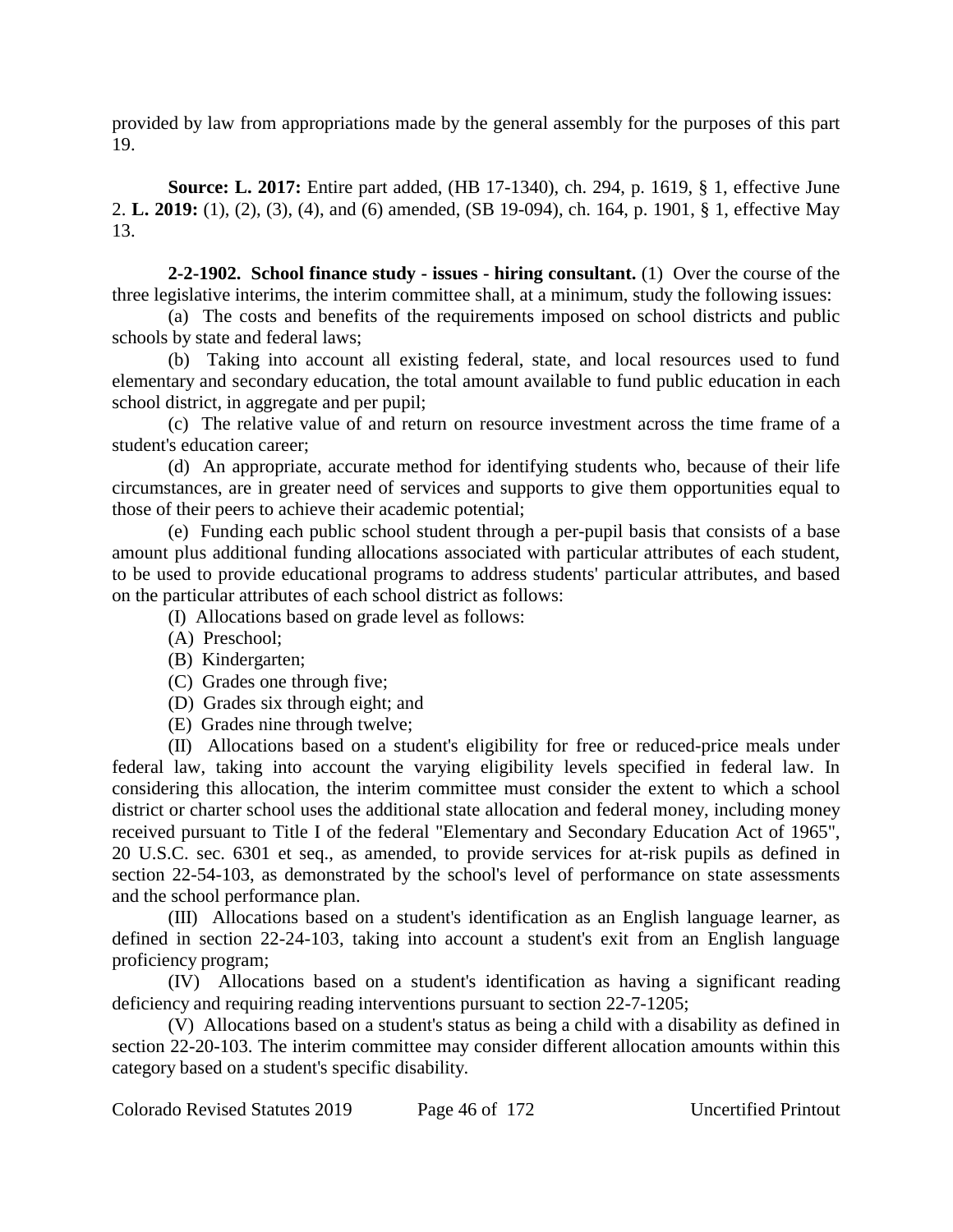provided by law from appropriations made by the general assembly for the purposes of this part 19.

**Source: L. 2017:** Entire part added, (HB 17-1340), ch. 294, p. 1619, § 1, effective June 2. **L. 2019:** (1), (2), (3), (4), and (6) amended, (SB 19-094), ch. 164, p. 1901, § 1, effective May 13.

**2-2-1902. School finance study - issues - hiring consultant.** (1) Over the course of the three legislative interims, the interim committee shall, at a minimum, study the following issues:

(a) The costs and benefits of the requirements imposed on school districts and public schools by state and federal laws;

(b) Taking into account all existing federal, state, and local resources used to fund elementary and secondary education, the total amount available to fund public education in each school district, in aggregate and per pupil;

(c) The relative value of and return on resource investment across the time frame of a student's education career;

(d) An appropriate, accurate method for identifying students who, because of their life circumstances, are in greater need of services and supports to give them opportunities equal to those of their peers to achieve their academic potential;

(e) Funding each public school student through a per-pupil basis that consists of a base amount plus additional funding allocations associated with particular attributes of each student, to be used to provide educational programs to address students' particular attributes, and based on the particular attributes of each school district as follows:

(I) Allocations based on grade level as follows:

(A) Preschool;

(B) Kindergarten;

(C) Grades one through five;

(D) Grades six through eight; and

(E) Grades nine through twelve;

(II) Allocations based on a student's eligibility for free or reduced-price meals under federal law, taking into account the varying eligibility levels specified in federal law. In considering this allocation, the interim committee must consider the extent to which a school district or charter school uses the additional state allocation and federal money, including money received pursuant to Title I of the federal "Elementary and Secondary Education Act of 1965", 20 U.S.C. sec. 6301 et seq., as amended, to provide services for at-risk pupils as defined in section 22-54-103, as demonstrated by the school's level of performance on state assessments and the school performance plan.

(III) Allocations based on a student's identification as an English language learner, as defined in section 22-24-103, taking into account a student's exit from an English language proficiency program;

(IV) Allocations based on a student's identification as having a significant reading deficiency and requiring reading interventions pursuant to section 22-7-1205;

(V) Allocations based on a student's status as being a child with a disability as defined in section 22-20-103. The interim committee may consider different allocation amounts within this category based on a student's specific disability.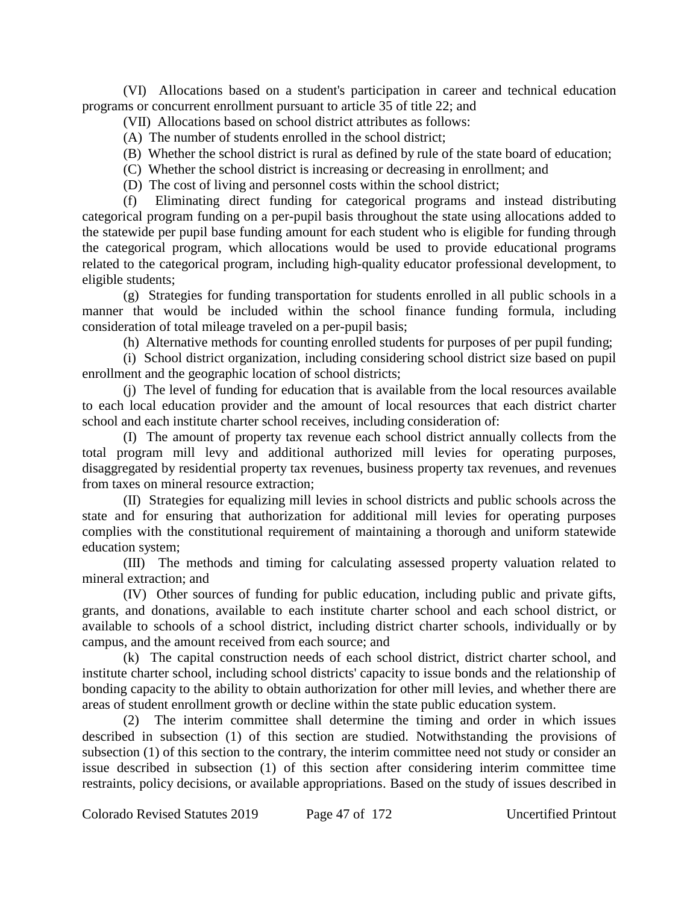(VI) Allocations based on a student's participation in career and technical education programs or concurrent enrollment pursuant to article 35 of title 22; and

(VII) Allocations based on school district attributes as follows:

(A) The number of students enrolled in the school district;

(B) Whether the school district is rural as defined by rule of the state board of education;

(C) Whether the school district is increasing or decreasing in enrollment; and

(D) The cost of living and personnel costs within the school district;

(f) Eliminating direct funding for categorical programs and instead distributing categorical program funding on a per-pupil basis throughout the state using allocations added to the statewide per pupil base funding amount for each student who is eligible for funding through the categorical program, which allocations would be used to provide educational programs related to the categorical program, including high-quality educator professional development, to eligible students;

(g) Strategies for funding transportation for students enrolled in all public schools in a manner that would be included within the school finance funding formula, including consideration of total mileage traveled on a per-pupil basis;

(h) Alternative methods for counting enrolled students for purposes of per pupil funding;

(i) School district organization, including considering school district size based on pupil enrollment and the geographic location of school districts;

(j) The level of funding for education that is available from the local resources available to each local education provider and the amount of local resources that each district charter school and each institute charter school receives, including consideration of:

(I) The amount of property tax revenue each school district annually collects from the total program mill levy and additional authorized mill levies for operating purposes, disaggregated by residential property tax revenues, business property tax revenues, and revenues from taxes on mineral resource extraction;

(II) Strategies for equalizing mill levies in school districts and public schools across the state and for ensuring that authorization for additional mill levies for operating purposes complies with the constitutional requirement of maintaining a thorough and uniform statewide education system;

(III) The methods and timing for calculating assessed property valuation related to mineral extraction; and

(IV) Other sources of funding for public education, including public and private gifts, grants, and donations, available to each institute charter school and each school district, or available to schools of a school district, including district charter schools, individually or by campus, and the amount received from each source; and

(k) The capital construction needs of each school district, district charter school, and institute charter school, including school districts' capacity to issue bonds and the relationship of bonding capacity to the ability to obtain authorization for other mill levies, and whether there are areas of student enrollment growth or decline within the state public education system.

(2) The interim committee shall determine the timing and order in which issues described in subsection (1) of this section are studied. Notwithstanding the provisions of subsection (1) of this section to the contrary, the interim committee need not study or consider an issue described in subsection (1) of this section after considering interim committee time restraints, policy decisions, or available appropriations. Based on the study of issues described in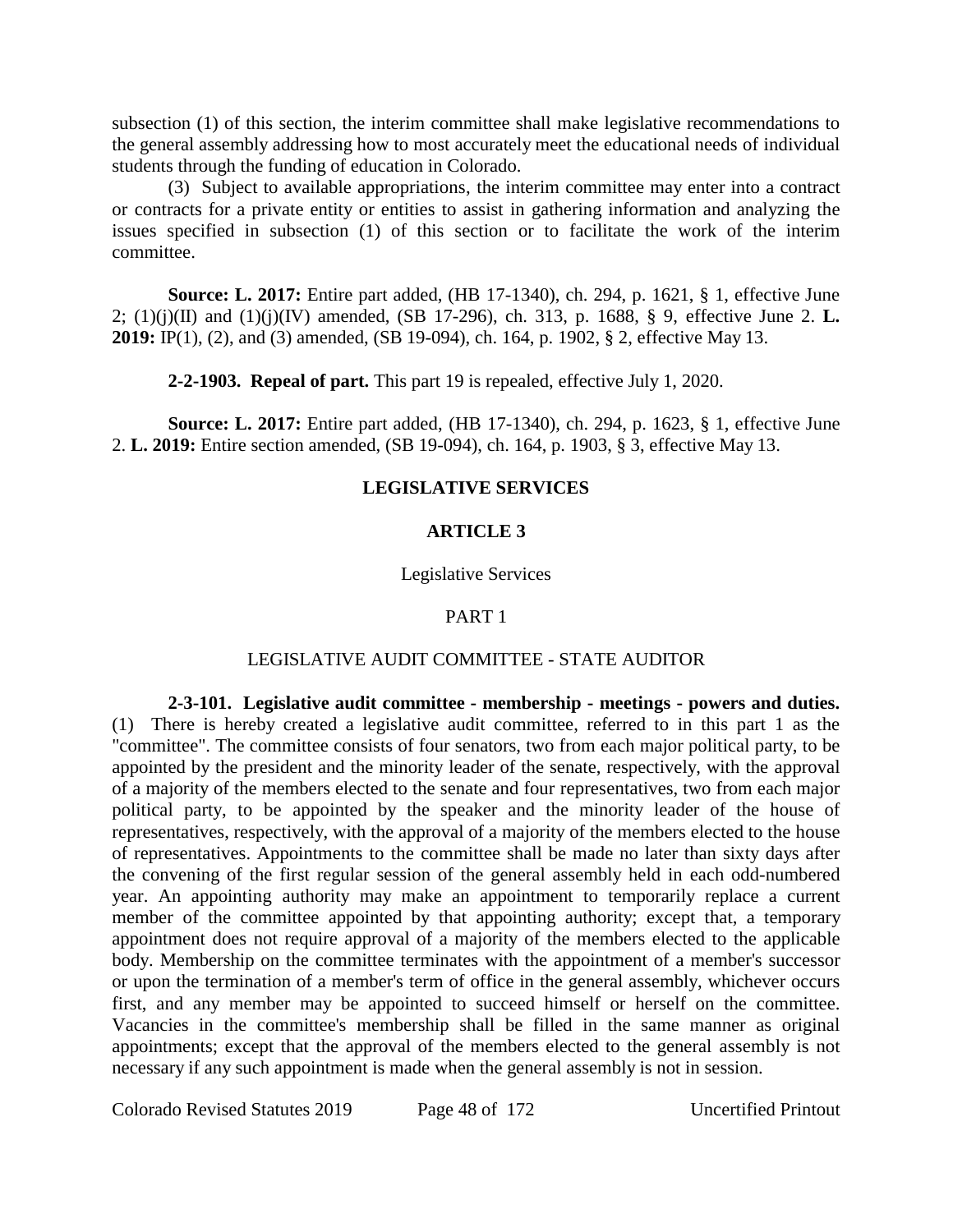subsection (1) of this section, the interim committee shall make legislative recommendations to the general assembly addressing how to most accurately meet the educational needs of individual students through the funding of education in Colorado.

(3) Subject to available appropriations, the interim committee may enter into a contract or contracts for a private entity or entities to assist in gathering information and analyzing the issues specified in subsection (1) of this section or to facilitate the work of the interim committee.

**Source: L. 2017:** Entire part added, (HB 17-1340), ch. 294, p. 1621, § 1, effective June 2; (1)(j)(II) and (1)(j)(IV) amended, (SB 17-296), ch. 313, p. 1688, § 9, effective June 2. **L. 2019:** IP(1), (2), and (3) amended, (SB 19-094), ch. 164, p. 1902, § 2, effective May 13.

**2-2-1903. Repeal of part.** This part 19 is repealed, effective July 1, 2020.

**Source: L. 2017:** Entire part added, (HB 17-1340), ch. 294, p. 1623, § 1, effective June 2. **L. 2019:** Entire section amended, (SB 19-094), ch. 164, p. 1903, § 3, effective May 13.

## LEGISLATIVE SERVICES

## ARTICLE 3

Legislative Services

PART 1

LEGISLATIVE AUDIT COMMITTEE - STATE AUDITOR

**2-3-101. Legislative audit committee - membership - meetings - powers and duties.** (1) There is hereby created a legislative audit committee, referred to in this part 1 as the "committee". The committee consists of four senators, two from each major political party, to be appointed by the president and the minority leader of the senate, respectively, with the approval of a majority of the members elected to the senate and four representatives, two from each major political party, to be appointed by the speaker and the minority leader of the house of representatives, respectively, with the approval of a majority of the members elected to the house of representatives. Appointments to the committee shall be made no later than sixty days after the convening of the first regular session of the general assembly held in each odd-numbered year. An appointing authority may make an appointment to temporarily replace a current member of the committee appointed by that appointing authority; except that, a temporary appointment does not require approval of a majority of the members elected to the applicable body. Membership on the committee terminates with the appointment of a member's successor or upon the termination of a member's term of office in the general assembly, whichever occurs first, and any member may be appointed to succeed himself or herself on the committee. Vacancies in the committee's membership shall be filled in the same manner as original appointments; except that the approval of the members elected to the general assembly is not necessary if any such appointment is made when the general assembly is not in session.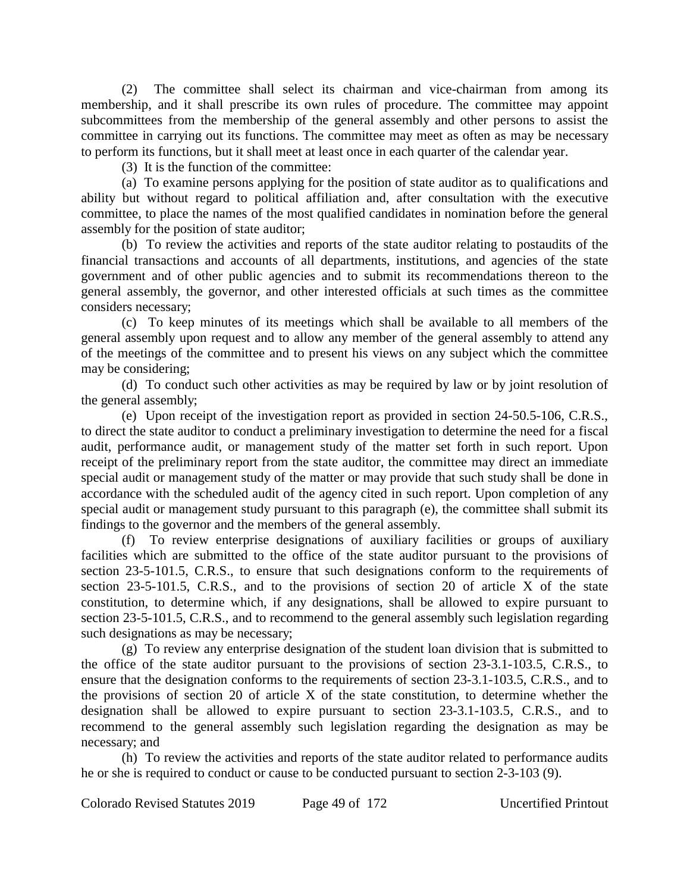(2) The committee shall select its chairman and vice-chairman from among its membership, and it shall prescribe its own rules of procedure. The committee may appoint subcommittees from the membership of the general assembly and other persons to assist the committee in carrying out its functions. The committee may meet as often as may be necessary to perform its functions, but it shall meet at least once in each quarter of the calendar year.

(3) It is the function of the committee:

(a) To examine persons applying for the position of state auditor as to qualifications and ability but without regard to political affiliation and, after consultation with the executive committee, to place the names of the most qualified candidates in nomination before the general assembly for the position of state auditor;

(b) To review the activities and reports of the state auditor relating to postaudits of the financial transactions and accounts of all departments, institutions, and agencies of the state government and of other public agencies and to submit its recommendations thereon to the general assembly, the governor, and other interested officials at such times as the committee considers necessary;

(c) To keep minutes of its meetings which shall be available to all members of the general assembly upon request and to allow any member of the general assembly to attend any of the meetings of the committee and to present his views on any subject which the committee may be considering;

(d) To conduct such other activities as may be required by law or by joint resolution of the general assembly;

(e) Upon receipt of the investigation report as provided in section 24-50.5-106, C.R.S., to direct the state auditor to conduct a preliminary investigation to determine the need for a fiscal audit, performance audit, or management study of the matter set forth in such report. Upon receipt of the preliminary report from the state auditor, the committee may direct an immediate special audit or management study of the matter or may provide that such study shall be done in accordance with the scheduled audit of the agency cited in such report. Upon completion of any special audit or management study pursuant to this paragraph (e), the committee shall submit its findings to the governor and the members of the general assembly.

(f) To review enterprise designations of auxiliary facilities or groups of auxiliary facilities which are submitted to the office of the state auditor pursuant to the provisions of section 23-5-101.5, C.R.S., to ensure that such designations conform to the requirements of section 23-5-101.5, C.R.S., and to the provisions of section 20 of article X of the state constitution, to determine which, if any designations, shall be allowed to expire pursuant to section 23-5-101.5, C.R.S., and to recommend to the general assembly such legislation regarding such designations as may be necessary;

(g) To review any enterprise designation of the student loan division that is submitted to the office of the state auditor pursuant to the provisions of section 23-3.1-103.5, C.R.S., to ensure that the designation conforms to the requirements of section 23-3.1-103.5, C.R.S., and to the provisions of section 20 of article X of the state constitution, to determine whether the designation shall be allowed to expire pursuant to section 23-3.1-103.5, C.R.S., and to recommend to the general assembly such legislation regarding the designation as may be necessary; and

(h) To review the activities and reports of the state auditor related to performance audits he or she is required to conduct or cause to be conducted pursuant to section 2-3-103 (9).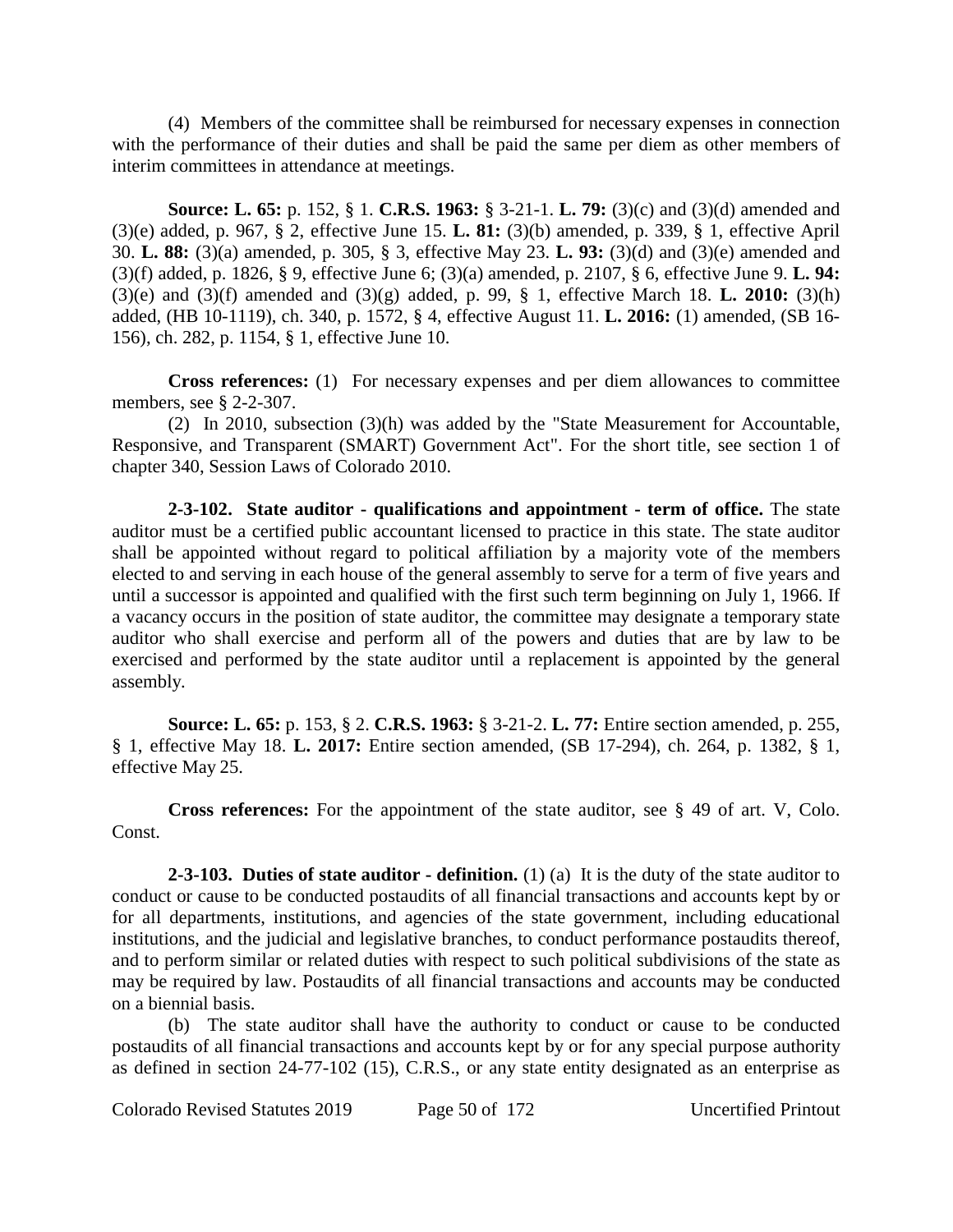(4) Members of the committee shall be reimbursed for necessary expenses in connection with the performance of their duties and shall be paid the same per diem as other members of interim committees in attendance at meetings.

**Source: L. 65:** p. 152, § 1. **C.R.S. 1963:** § 3-21-1. **L. 79:** (3)(c) and (3)(d) amended and (3)(e) added, p. 967, § 2, effective June 15. **L. 81:** (3)(b) amended, p. 339, § 1, effective April 30. **L. 88:** (3)(a) amended, p. 305, § 3, effective May 23. **L. 93:** (3)(d) and (3)(e) amended and (3)(f) added, p. 1826, § 9, effective June 6; (3)(a) amended, p. 2107, § 6, effective June 9. **L. 94:** (3)(e) and (3)(f) amended and (3)(g) added, p. 99, § 1, effective March 18. **L. 2010:** (3)(h) added, (HB 10-1119), ch. 340, p. 1572, § 4, effective August 11. **L. 2016:** (1) amended, (SB 16-156), ch. 282, p. 1154, § 1, effective June 10.

**Cross references:** (1) For necessary expenses and per diem allowances to committee members, see § 2-2-307.

(2) In 2010, subsection (3)(h) was added by the "State Measurement for Accountable, Responsive, and Transparent (SMART) Government Act". For the short title, see section 1 of chapter 340, Session Laws of Colorado 2010.

**2-3-102. State auditor - qualifications and appointment - term of office.** The state auditor must be a certified public accountant licensed to practice in this state. The state auditor shall be appointed without regard to political affiliation by a majority vote of the members elected to and serving in each house of the general assembly to serve for a term of five years and until a successor is appointed and qualified with the first such term beginning on July 1, 1966. If a vacancy occurs in the position of state auditor, the committee may designate a temporary state auditor who shall exercise and perform all of the powers and duties that are by law to be exercised and performed by the state auditor until a replacement is appointed by the general assembly.

**Source: L. 65:** p. 153, § 2. **C.R.S. 1963:** § 3-21-2. **L. 77:** Entire section amended, p. 255, § 1, effective May 18. **L. 2017:** Entire section amended, (SB 17-294), ch. 264, p. 1382, § 1, effective May 25.

**Cross references:** For the appointment of the state auditor, see § 49 of art. V, Colo. Const.

**2-3-103. Duties of state auditor - definition.** (1) (a) It is the duty of the state auditor to conduct or cause to be conducted postaudits of all financial transactions and accounts kept by or for all departments, institutions, and agencies of the state government, including educational institutions, and the judicial and legislative branches, to conduct performance postaudits thereof, and to perform similar or related duties with respect to such political subdivisions of the state as may be required by law. Postaudits of all financial transactions and accounts may be conducted on a biennial basis.

(b) The state auditor shall have the authority to conduct or cause to be conducted postaudits of all financial transactions and accounts kept by or for any special purpose authority as defined in section 24-77-102 (15), C.R.S., or any state entity designated as an enterprise as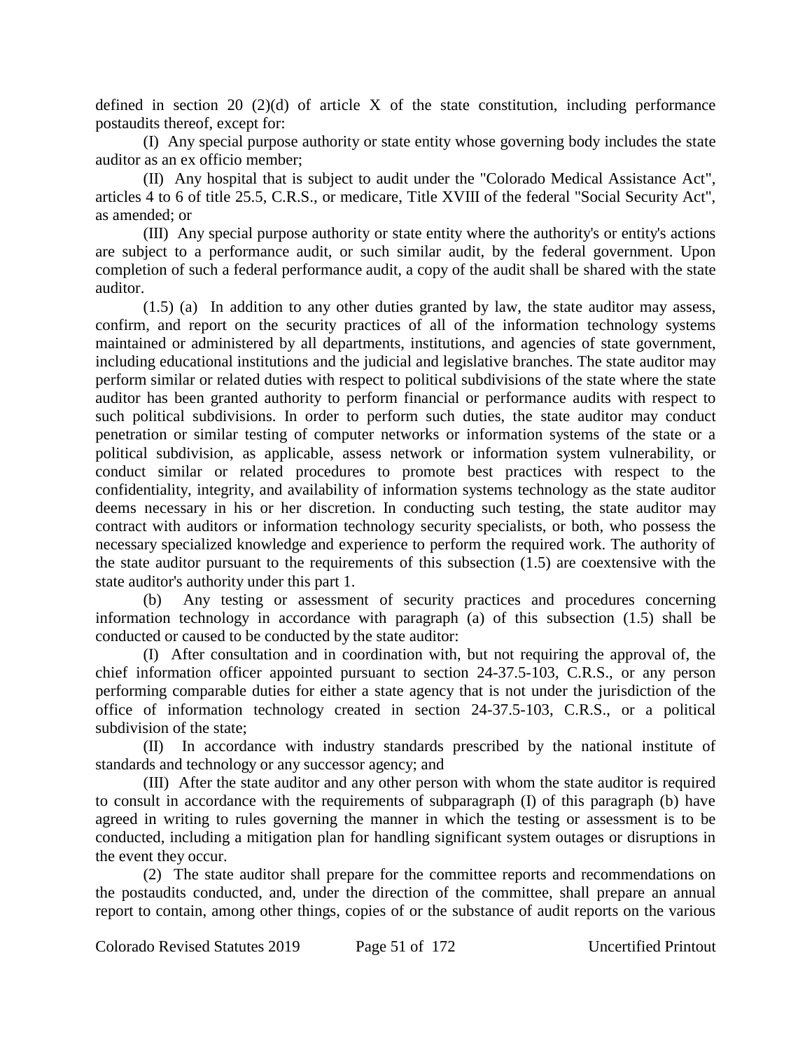defined in section 20 (2)(d) of article X of the state constitution, including performance postaudits thereof, except for:

(I) Any special purpose authority or state entity whose governing body includes the state auditor as an ex officio member;

(II) Any hospital that is subject to audit under the "Colorado Medical Assistance Act", articles 4 to 6 of title 25.5, C.R.S., or medicare, Title XVIII of the federal "Social Security Act", as amended; or

(III) Any special purpose authority or state entity where the authority's or entity's actions are subject to a performance audit, or such similar audit, by the federal government. Upon completion of such a federal performance audit, a copy of the audit shall be shared with the state auditor.

(1.5) (a) In addition to any other duties granted by law, the state auditor may assess, confirm, and report on the security practices of all of the information technology systems maintained or administered by all departments, institutions, and agencies of state government, including educational institutions and the judicial and legislative branches. The state auditor may perform similar or related duties with respect to political subdivisions of the state where the state auditor has been granted authority to perform financial or performance audits with respect to such political subdivisions. In order to perform such duties, the state auditor may conduct penetration or similar testing of computer networks or information systems of the state or a political subdivision, as applicable, assess network or information system vulnerability, or conduct similar or related procedures to promote best practices with respect to the confidentiality, integrity, and availability of information systems technology as the state auditor deems necessary in his or her discretion. In conducting such testing, the state auditor may contract with auditors or information technology security specialists, or both, who possess the necessary specialized knowledge and experience to perform the required work. The authority of the state auditor pursuant to the requirements of this subsection (1.5) are coextensive with the state auditor's authority under this part 1.

(b) Any testing or assessment of security practices and procedures concerning information technology in accordance with paragraph (a) of this subsection (1.5) shall be conducted or caused to be conducted by the state auditor:

(I) After consultation and in coordination with, but not requiring the approval of, the chief information officer appointed pursuant to section 24-37.5-103, C.R.S., or any person performing comparable duties for either a state agency that is not under the jurisdiction of the office of information technology created in section 24-37.5-103, C.R.S., or a political subdivision of the state;

(II) In accordance with industry standards prescribed by the national institute of standards and technology or any successor agency; and

(III) After the state auditor and any other person with whom the state auditor is required to consult in accordance with the requirements of subparagraph (I) of this paragraph (b) have agreed in writing to rules governing the manner in which the testing or assessment is to be conducted, including a mitigation plan for handling significant system outages or disruptions in the event they occur.

(2) The state auditor shall prepare for the committee reports and recommendations on the postaudits conducted, and, under the direction of the committee, shall prepare an annual report to contain, among other things, copies of or the substance of audit reports on the various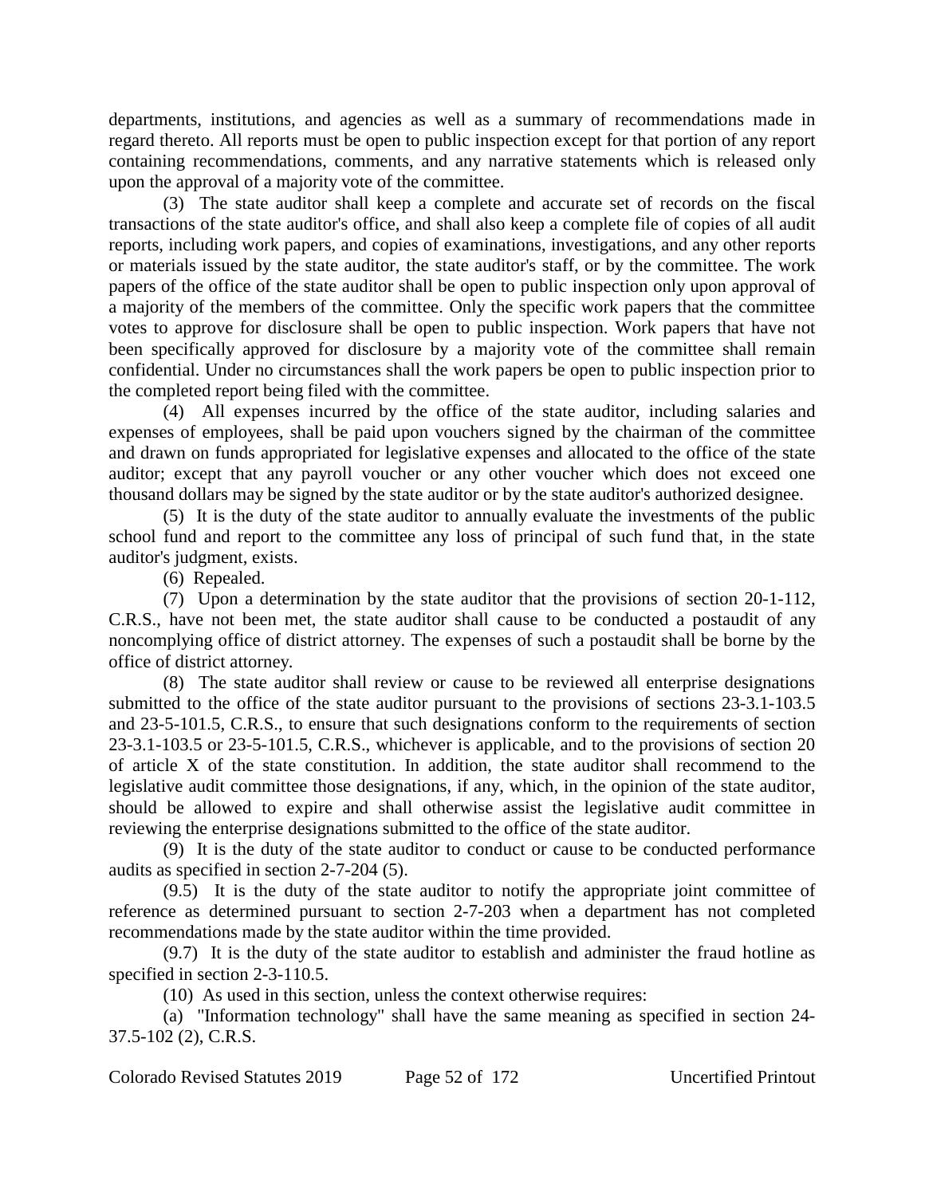departments, institutions, and agencies as well as a summary of recommendations made in regard thereto. All reports must be open to public inspection except for that portion of any report containing recommendations, comments, and any narrative statements which is released only upon the approval of a majority vote of the committee.

(3) The state auditor shall keep a complete and accurate set of records on the fiscal transactions of the state auditor's office, and shall also keep a complete file of copies of all audit reports, including work papers, and copies of examinations, investigations, and any other reports or materials issued by the state auditor, the state auditor's staff, or by the committee. The work papers of the office of the state auditor shall be open to public inspection only upon approval of a majority of the members of the committee. Only the specific work papers that the committee votes to approve for disclosure shall be open to public inspection. Work papers that have not been specifically approved for disclosure by a majority vote of the committee shall remain confidential. Under no circumstances shall the work papers be open to public inspection prior to the completed report being filed with the committee.

(4) All expenses incurred by the office of the state auditor, including salaries and expenses of employees, shall be paid upon vouchers signed by the chairman of the committee and drawn on funds appropriated for legislative expenses and allocated to the office of the state auditor; except that any payroll voucher or any other voucher which does not exceed one thousand dollars may be signed by the state auditor or by the state auditor's authorized designee.

(5) It is the duty of the state auditor to annually evaluate the investments of the public school fund and report to the committee any loss of principal of such fund that, in the state auditor's judgment, exists.

(6) Repealed.

(7) Upon a determination by the state auditor that the provisions of section 20-1-112, C.R.S., have not been met, the state auditor shall cause to be conducted a postaudit of any noncomplying office of district attorney. The expenses of such a postaudit shall be borne by the office of district attorney.

(8) The state auditor shall review or cause to be reviewed all enterprise designations submitted to the office of the state auditor pursuant to the provisions of sections 23-3.1-103.5 and 23-5-101.5, C.R.S., to ensure that such designations conform to the requirements of section 23-3.1-103.5 or 23-5-101.5, C.R.S., whichever is applicable, and to the provisions of section 20 of article X of the state constitution. In addition, the state auditor shall recommend to the legislative audit committee those designations, if any, which, in the opinion of the state auditor, should be allowed to expire and shall otherwise assist the legislative audit committee in reviewing the enterprise designations submitted to the office of the state auditor.

(9) It is the duty of the state auditor to conduct or cause to be conducted performance audits as specified in section 2-7-204 (5).

(9.5) It is the duty of the state auditor to notify the appropriate joint committee of reference as determined pursuant to section 2-7-203 when a department has not completed recommendations made by the state auditor within the time provided.

(9.7) It is the duty of the state auditor to establish and administer the fraud hotline as specified in section 2-3-110.5.

(10) As used in this section, unless the context otherwise requires:

(a) "Information technology" shall have the same meaning as specified in section 24-37.5-102 (2), C.R.S.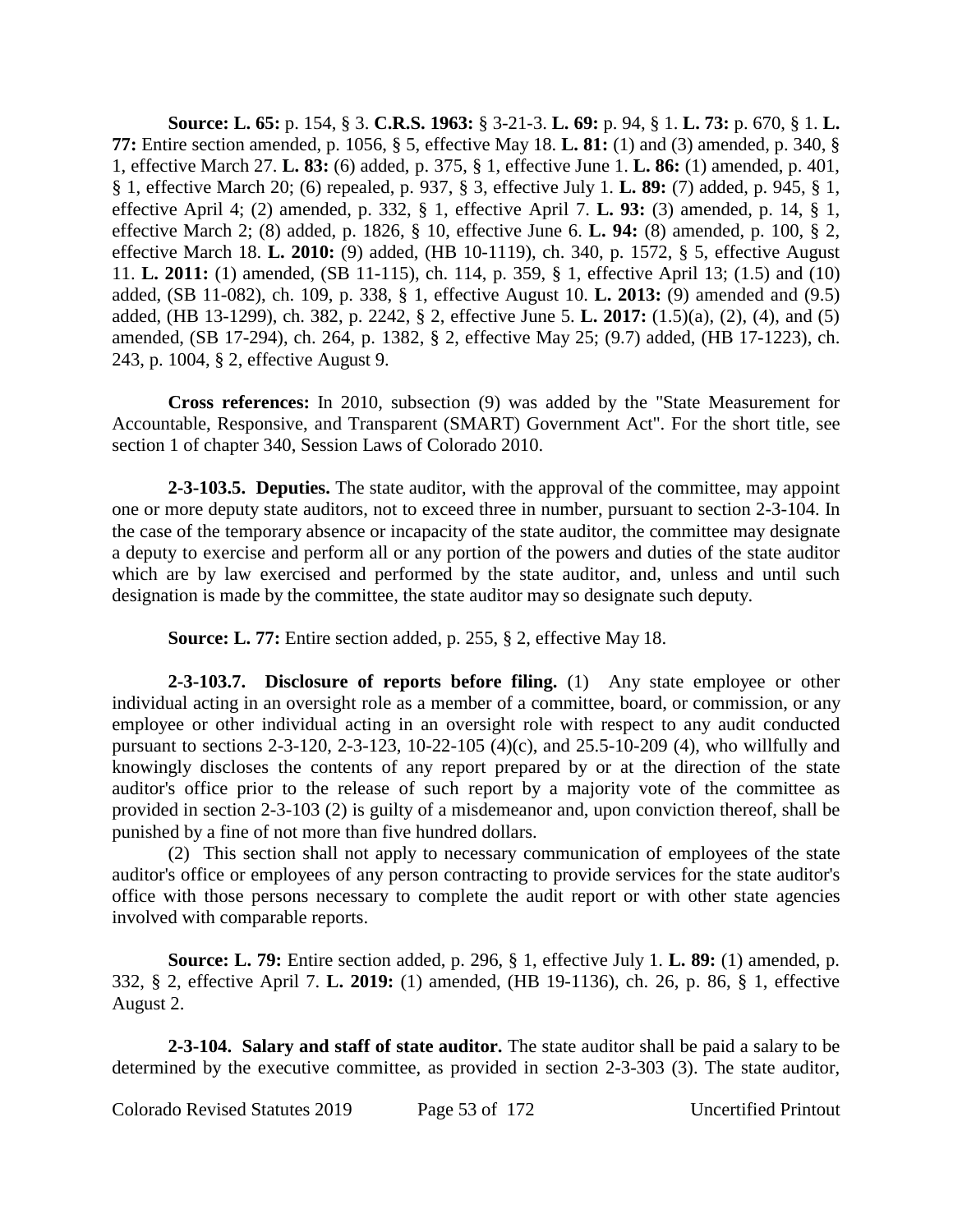**Source: L. 65:** p. 154, § 3. **C.R.S. 1963:** § 3-21-3. **L. 69:** p. 94, § 1. **L. 73:** p. 670, § 1. **L. 77:** Entire section amended, p. 1056, § 5, effective May 18. **L. 81:** (1) and (3) amended, p. 340, § 1, effective March 27. **L. 83:** (6) added, p. 375, § 1, effective June 1. **L. 86:** (1) amended, p. 401, § 1, effective March 20; (6) repealed, p. 937, § 3, effective July 1. **L. 89:** (7) added, p. 945, § 1, effective April 4; (2) amended, p. 332, § 1, effective April 7. **L. 93:** (3) amended, p. 14, § 1, effective March 2; (8) added, p. 1826, § 10, effective June 6. **L. 94:** (8) amended, p. 100, § 2, effective March 18. **L. 2010:** (9) added, (HB 10-1119), ch. 340, p. 1572, § 5, effective August 11. **L. 2011:** (1) amended, (SB 11-115), ch. 114, p. 359, § 1, effective April 13; (1.5) and (10) added, (SB 11-082), ch. 109, p. 338, § 1, effective August 10. **L. 2013:** (9) amended and (9.5) added, (HB 13-1299), ch. 382, p. 2242, § 2, effective June 5. **L. 2017:** (1.5)(a), (2), (4), and (5) amended, (SB 17-294), ch. 264, p. 1382, § 2, effective May 25; (9.7) added, (HB 17-1223), ch. 243, p. 1004, § 2, effective August 9.

**Cross references:** In 2010, subsection (9) was added by the "State Measurement for Accountable, Responsive, and Transparent (SMART) Government Act". For the short title, see section 1 of chapter 340, Session Laws of Colorado 2010.

**2-3-103.5. Deputies.** The state auditor, with the approval of the committee, may appoint one or more deputy state auditors, not to exceed three in number, pursuant to section 2-3-104. In the case of the temporary absence or incapacity of the state auditor, the committee may designate a deputy to exercise and perform all or any portion of the powers and duties of the state auditor which are by law exercised and performed by the state auditor, and, unless and until such designation is made by the committee, the state auditor may so designate such deputy.

**Source: L. 77:** Entire section added, p. 255, § 2, effective May 18.

**2-3-103.7. Disclosure of reports before filing.** (1) Any state employee or other individual acting in an oversight role as a member of a committee, board, or commission, or any employee or other individual acting in an oversight role with respect to any audit conducted pursuant to sections 2-3-120, 2-3-123, 10-22-105 (4)(c), and 25.5-10-209 (4), who willfully and knowingly discloses the contents of any report prepared by or at the direction of the state auditor's office prior to the release of such report by a majority vote of the committee as provided in section 2-3-103 (2) is guilty of a misdemeanor and, upon conviction thereof, shall be punished by a fine of not more than five hundred dollars.

(2) This section shall not apply to necessary communication of employees of the state auditor's office or employees of any person contracting to provide services for the state auditor's office with those persons necessary to complete the audit report or with other state agencies involved with comparable reports.

**Source: L. 79:** Entire section added, p. 296, § 1, effective July 1. **L. 89:** (1) amended, p. 332, § 2, effective April 7. **L. 2019:** (1) amended, (HB 19-1136), ch. 26, p. 86, § 1, effective August 2.

**2-3-104. Salary and staff of state auditor.** The state auditor shall be paid a salary to be determined by the executive committee, as provided in section 2-3-303 (3). The state auditor,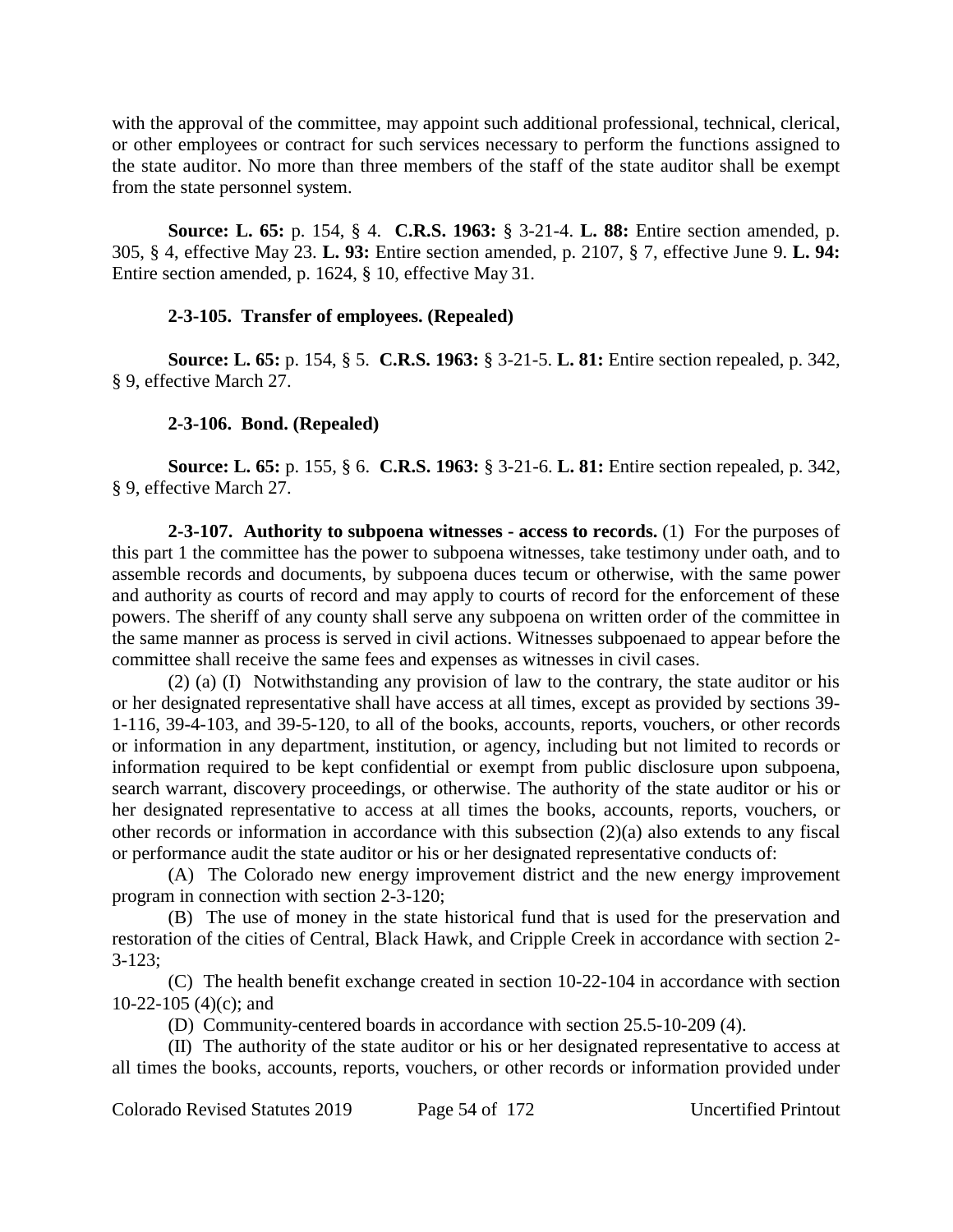with the approval of the committee, may appoint such additional professional, technical, clerical, or other employees or contract for such services necessary to perform the functions assigned to the state auditor. No more than three members of the staff of the state auditor shall be exempt from the state personnel system.

**Source: L. 65:** p. 154, § 4. **C.R.S. 1963:** § 3-21-4. **L. 88:** Entire section amended, p. 305, § 4, effective May 23. **L. 93:** Entire section amended, p. 2107, § 7, effective June 9. **L. 94:** Entire section amended, p. 1624, § 10, effective May 31.

**2-3-105. Transfer of employees. (Repealed)**

**Source: L. 65:** p. 154, § 5. **C.R.S. 1963:** § 3-21-5. **L. 81:** Entire section repealed, p. 342, § 9, effective March 27.

**2-3-106. Bond. (Repealed)**

**Source: L. 65:** p. 155, § 6. **C.R.S. 1963:** § 3-21-6. **L. 81:** Entire section repealed, p. 342, § 9, effective March 27.

**2-3-107. Authority to subpoena witnesses - access to records.** (1) For the purposes of this part 1 the committee has the power to subpoena witnesses, take testimony under oath, and to assemble records and documents, by subpoena duces tecum or otherwise, with the same power and authority as courts of record and may apply to courts of record for the enforcement of these powers. The sheriff of any county shall serve any subpoena on written order of the committee in the same manner as process is served in civil actions. Witnesses subpoenaed to appear before the committee shall receive the same fees and expenses as witnesses in civil cases.

(2) (a) (I) Notwithstanding any provision of law to the contrary, the state auditor or his or her designated representative shall have access at all times, except as provided by sections 39-1-116, 39-4-103, and 39-5-120, to all of the books, accounts, reports, vouchers, or other records or information in any department, institution, or agency, including but not limited to records or information required to be kept confidential or exempt from public disclosure upon subpoena, search warrant, discovery proceedings, or otherwise. The authority of the state auditor or his or her designated representative to access at all times the books, accounts, reports, vouchers, or other records or information in accordance with this subsection (2)(a) also extends to any fiscal or performance audit the state auditor or his or her designated representative conducts of:

(A) The Colorado new energy improvement district and the new energy improvement program in connection with section 2-3-120;

(B) The use of money in the state historical fund that is used for the preservation and restoration of the cities of Central, Black Hawk, and Cripple Creek in accordance with section 2-3-123;

(C) The health benefit exchange created in section 10-22-104 in accordance with section 10-22-105 (4)(c); and

(D) Community-centered boards in accordance with section 25.5-10-209 (4).

(II) The authority of the state auditor or his or her designated representative to access at all times the books, accounts, reports, vouchers, or other records or information provided under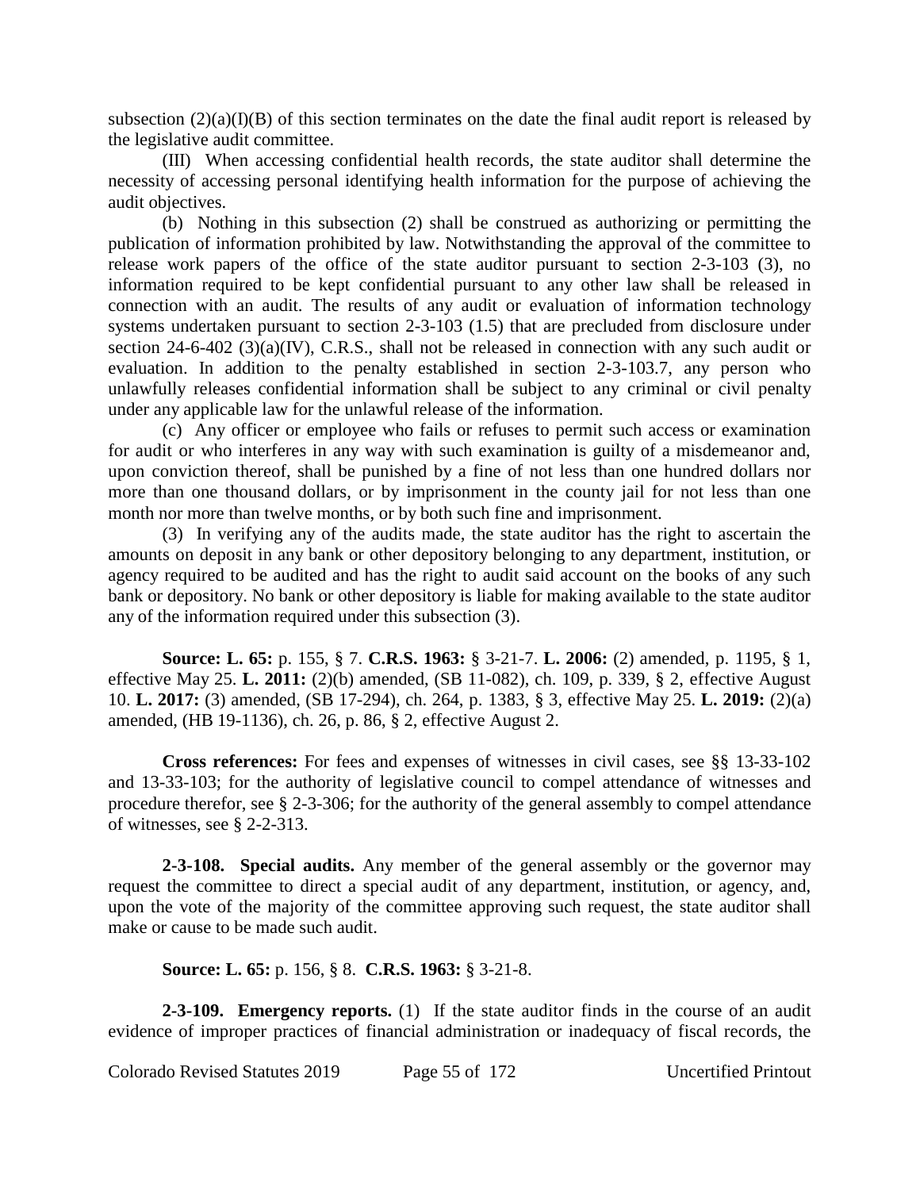subsection (2)(a)(I)(B) of this section terminates on the date the final audit report is released by the legislative audit committee.

(III) When accessing confidential health records, the state auditor shall determine the necessity of accessing personal identifying health information for the purpose of achieving the audit objectives.

(b) Nothing in this subsection (2) shall be construed as authorizing or permitting the publication of information prohibited by law. Notwithstanding the approval of the committee to release work papers of the office of the state auditor pursuant to section 2-3-103 (3), no information required to be kept confidential pursuant to any other law shall be released in connection with an audit. The results of any audit or evaluation of information technology systems undertaken pursuant to section 2-3-103 (1.5) that are precluded from disclosure under section 24-6-402 (3)(a)(IV), C.R.S., shall not be released in connection with any such audit or evaluation. In addition to the penalty established in section 2-3-103.7, any person who unlawfully releases confidential information shall be subject to any criminal or civil penalty under any applicable law for the unlawful release of the information.

(c) Any officer or employee who fails or refuses to permit such access or examination for audit or who interferes in any way with such examination is guilty of a misdemeanor and, upon conviction thereof, shall be punished by a fine of not less than one hundred dollars nor more than one thousand dollars, or by imprisonment in the county jail for not less than one month nor more than twelve months, or by both such fine and imprisonment.

(3) In verifying any of the audits made, the state auditor has the right to ascertain the amounts on deposit in any bank or other depository belonging to any department, institution, or agency required to be audited and has the right to audit said account on the books of any such bank or depository. No bank or other depository is liable for making available to the state auditor any of the information required under this subsection (3).

**Source: L. 65:** p. 155, § 7. **C.R.S. 1963:** § 3-21-7. **L. 2006:** (2) amended, p. 1195, § 1, effective May 25. **L. 2011:** (2)(b) amended, (SB 11-082), ch. 109, p. 339, § 2, effective August 10. **L. 2017:** (3) amended, (SB 17-294), ch. 264, p. 1383, § 3, effective May 25. **L. 2019:** (2)(a) amended, (HB 19-1136), ch. 26, p. 86, § 2, effective August 2.

**Cross references:** For fees and expenses of witnesses in civil cases, see §§ 13-33-102 and 13-33-103; for the authority of legislative council to compel attendance of witnesses and procedure therefor, see § 2-3-306; for the authority of the general assembly to compel attendance of witnesses, see § 2-2-313.

**2-3-108. Special audits.** Any member of the general assembly or the governor may request the committee to direct a special audit of any department, institution, or agency, and, upon the vote of the majority of the committee approving such request, the state auditor shall make or cause to be made such audit.

**Source: L. 65:** p. 156, § 8. **C.R.S. 1963:** § 3-21-8.

**2-3-109. Emergency reports.** (1) If the state auditor finds in the course of an audit evidence of improper practices of financial administration or inadequacy of fiscal records, the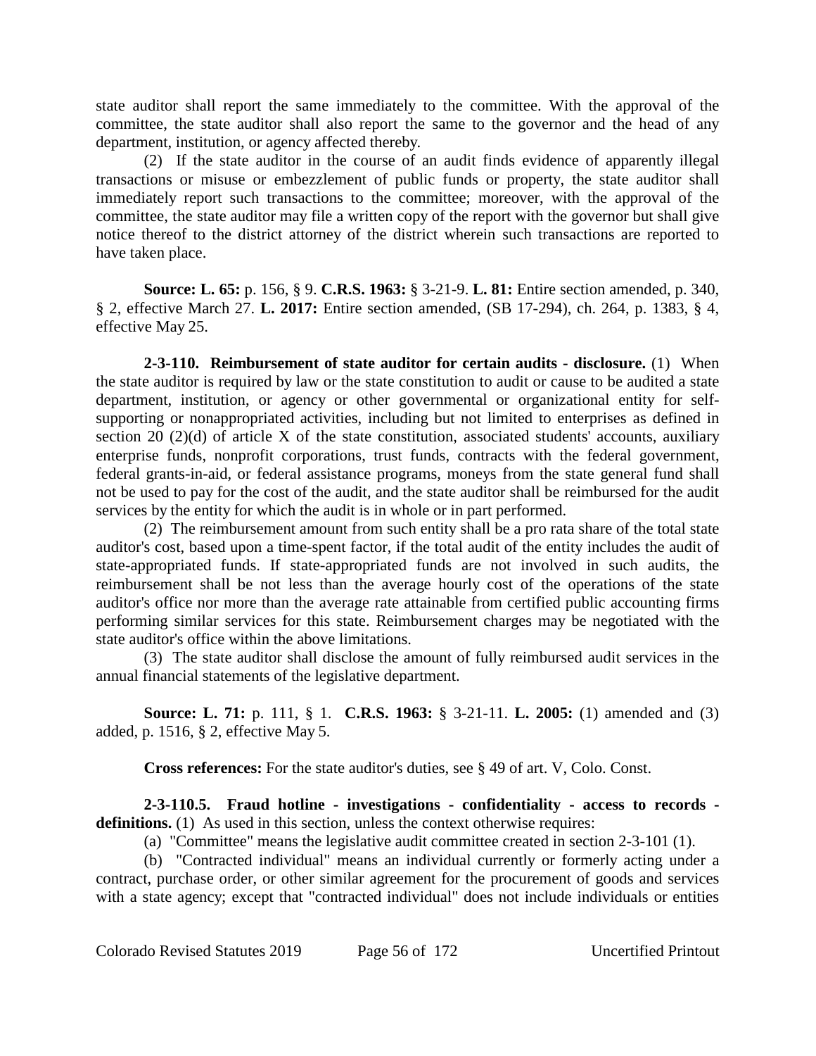state auditor shall report the same immediately to the committee. With the approval of the committee, the state auditor shall also report the same to the governor and the head of any department, institution, or agency affected thereby.

(2) If the state auditor in the course of an audit finds evidence of apparently illegal transactions or misuse or embezzlement of public funds or property, the state auditor shall immediately report such transactions to the committee; moreover, with the approval of the committee, the state auditor may file a written copy of the report with the governor but shall give notice thereof to the district attorney of the district wherein such transactions are reported to have taken place.

**Source: L. 65:** p. 156, § 9. **C.R.S. 1963:** § 3-21-9. **L. 81:** Entire section amended, p. 340, § 2, effective March 27. **L. 2017:** Entire section amended, (SB 17-294), ch. 264, p. 1383, § 4, effective May 25.

**2-3-110. Reimbursement of state auditor for certain audits - disclosure.** (1) When the state auditor is required by law or the state constitution to audit or cause to be audited a state department, institution, or agency or other governmental or organizational entity for self-supporting or nonappropriated activities, including but not limited to enterprises as defined in section 20 (2)(d) of article X of the state constitution, associated students' accounts, auxiliary enterprise funds, nonprofit corporations, trust funds, contracts with the federal government, federal grants-in-aid, or federal assistance programs, moneys from the state general fund shall not be used to pay for the cost of the audit, and the state auditor shall be reimbursed for the audit services by the entity for which the audit is in whole or in part performed.

(2) The reimbursement amount from such entity shall be a pro rata share of the total state auditor's cost, based upon a time-spent factor, if the total audit of the entity includes the audit of state-appropriated funds. If state-appropriated funds are not involved in such audits, the reimbursement shall be not less than the average hourly cost of the operations of the state auditor's office nor more than the average rate attainable from certified public accounting firms performing similar services for this state. Reimbursement charges may be negotiated with the state auditor's office within the above limitations.

(3) The state auditor shall disclose the amount of fully reimbursed audit services in the annual financial statements of the legislative department.

**Source: L. 71:** p. 111, § 1. **C.R.S. 1963:** § 3-21-11. **L. 2005:** (1) amended and (3) added, p. 1516, § 2, effective May 5.

**Cross references:** For the state auditor's duties, see § 49 of art. V, Colo. Const.

**2-3-110.5. Fraud hotline - investigations - confidentiality - access to records - definitions.** (1) As used in this section, unless the context otherwise requires:

(a) "Committee" means the legislative audit committee created in section 2-3-101 (1).

(b) "Contracted individual" means an individual currently or formerly acting under a contract, purchase order, or other similar agreement for the procurement of goods and services with a state agency; except that "contracted individual" does not include individuals or entities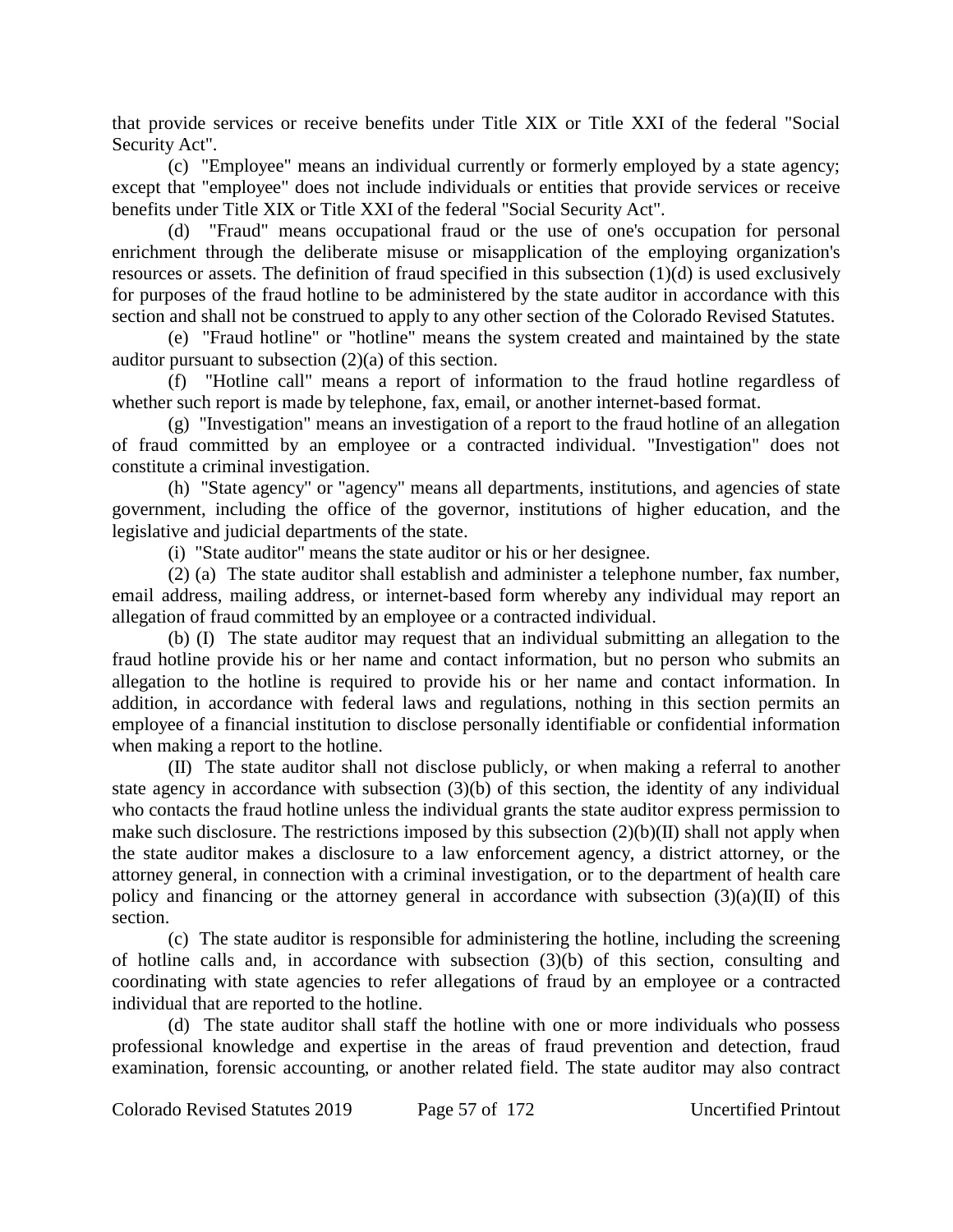that provide services or receive benefits under Title XIX or Title XXI of the federal "Social Security Act".

(c) "Employee" means an individual currently or formerly employed by a state agency; except that "employee" does not include individuals or entities that provide services or receive benefits under Title XIX or Title XXI of the federal "Social Security Act".

(d) "Fraud" means occupational fraud or the use of one's occupation for personal enrichment through the deliberate misuse or misapplication of the employing organization's resources or assets. The definition of fraud specified in this subsection (1)(d) is used exclusively for purposes of the fraud hotline to be administered by the state auditor in accordance with this section and shall not be construed to apply to any other section of the Colorado Revised Statutes.

(e) "Fraud hotline" or "hotline" means the system created and maintained by the state auditor pursuant to subsection (2)(a) of this section.

(f) "Hotline call" means a report of information to the fraud hotline regardless of whether such report is made by telephone, fax, email, or another internet-based format.

(g) "Investigation" means an investigation of a report to the fraud hotline of an allegation of fraud committed by an employee or a contracted individual. "Investigation" does not constitute a criminal investigation.

(h) "State agency" or "agency" means all departments, institutions, and agencies of state government, including the office of the governor, institutions of higher education, and the legislative and judicial departments of the state.

(i) "State auditor" means the state auditor or his or her designee.

(2) (a) The state auditor shall establish and administer a telephone number, fax number, email address, mailing address, or internet-based form whereby any individual may report an allegation of fraud committed by an employee or a contracted individual.

(b) (I) The state auditor may request that an individual submitting an allegation to the fraud hotline provide his or her name and contact information, but no person who submits an allegation to the hotline is required to provide his or her name and contact information. In addition, in accordance with federal laws and regulations, nothing in this section permits an employee of a financial institution to disclose personally identifiable or confidential information when making a report to the hotline.

(II) The state auditor shall not disclose publicly, or when making a referral to another state agency in accordance with subsection (3)(b) of this section, the identity of any individual who contacts the fraud hotline unless the individual grants the state auditor express permission to make such disclosure. The restrictions imposed by this subsection (2)(b)(II) shall not apply when the state auditor makes a disclosure to a law enforcement agency, a district attorney, or the attorney general, in connection with a criminal investigation, or to the department of health care policy and financing or the attorney general in accordance with subsection (3)(a)(II) of this section.

(c) The state auditor is responsible for administering the hotline, including the screening of hotline calls and, in accordance with subsection (3)(b) of this section, consulting and coordinating with state agencies to refer allegations of fraud by an employee or a contracted individual that are reported to the hotline.

(d) The state auditor shall staff the hotline with one or more individuals who possess professional knowledge and expertise in the areas of fraud prevention and detection, fraud examination, forensic accounting, or another related field. The state auditor may also contract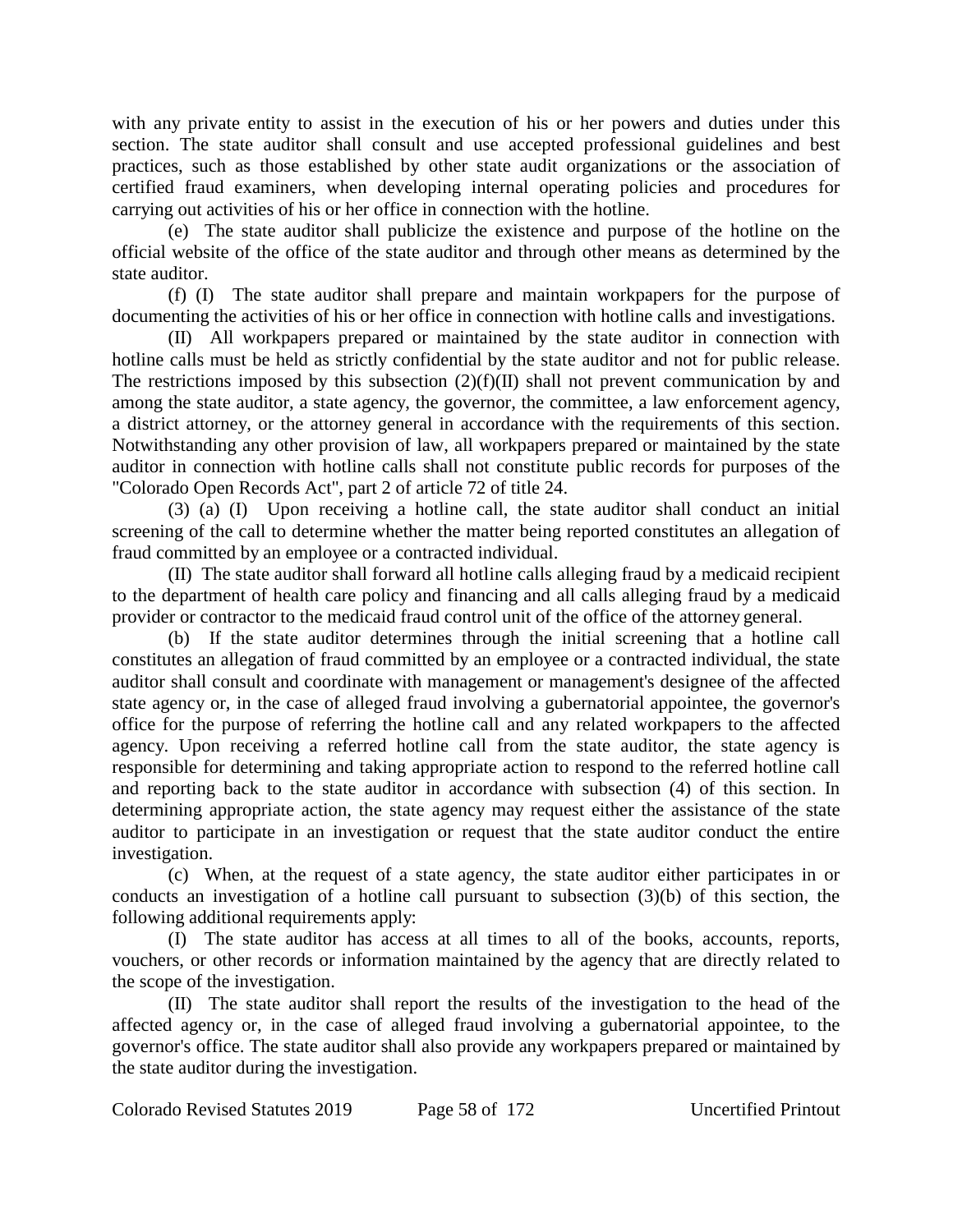with any private entity to assist in the execution of his or her powers and duties under this section. The state auditor shall consult and use accepted professional guidelines and best practices, such as those established by other state audit organizations or the association of certified fraud examiners, when developing internal operating policies and procedures for carrying out activities of his or her office in connection with the hotline.

(e) The state auditor shall publicize the existence and purpose of the hotline on the official website of the office of the state auditor and through other means as determined by the state auditor.

(f) (I) The state auditor shall prepare and maintain workpapers for the purpose of documenting the activities of his or her office in connection with hotline calls and investigations.

(II) All workpapers prepared or maintained by the state auditor in connection with hotline calls must be held as strictly confidential by the state auditor and not for public release. The restrictions imposed by this subsection (2)(f)(II) shall not prevent communication by and among the state auditor, a state agency, the governor, the committee, a law enforcement agency, a district attorney, or the attorney general in accordance with the requirements of this section. Notwithstanding any other provision of law, all workpapers prepared or maintained by the state auditor in connection with hotline calls shall not constitute public records for purposes of the "Colorado Open Records Act", part 2 of article 72 of title 24.

(3) (a) (I) Upon receiving a hotline call, the state auditor shall conduct an initial screening of the call to determine whether the matter being reported constitutes an allegation of fraud committed by an employee or a contracted individual.

(II) The state auditor shall forward all hotline calls alleging fraud by a medicaid recipient to the department of health care policy and financing and all calls alleging fraud by a medicaid provider or contractor to the medicaid fraud control unit of the office of the attorney general.

(b) If the state auditor determines through the initial screening that a hotline call constitutes an allegation of fraud committed by an employee or a contracted individual, the state auditor shall consult and coordinate with management or management's designee of the affected state agency or, in the case of alleged fraud involving a gubernatorial appointee, the governor's office for the purpose of referring the hotline call and any related workpapers to the affected agency. Upon receiving a referred hotline call from the state auditor, the state agency is responsible for determining and taking appropriate action to respond to the referred hotline call and reporting back to the state auditor in accordance with subsection (4) of this section. In determining appropriate action, the state agency may request either the assistance of the state auditor to participate in an investigation or request that the state auditor conduct the entire investigation.

(c) When, at the request of a state agency, the state auditor either participates in or conducts an investigation of a hotline call pursuant to subsection (3)(b) of this section, the following additional requirements apply:

(I) The state auditor has access at all times to all of the books, accounts, reports, vouchers, or other records or information maintained by the agency that are directly related to the scope of the investigation.

(II) The state auditor shall report the results of the investigation to the head of the affected agency or, in the case of alleged fraud involving a gubernatorial appointee, to the governor's office. The state auditor shall also provide any workpapers prepared or maintained by the state auditor during the investigation.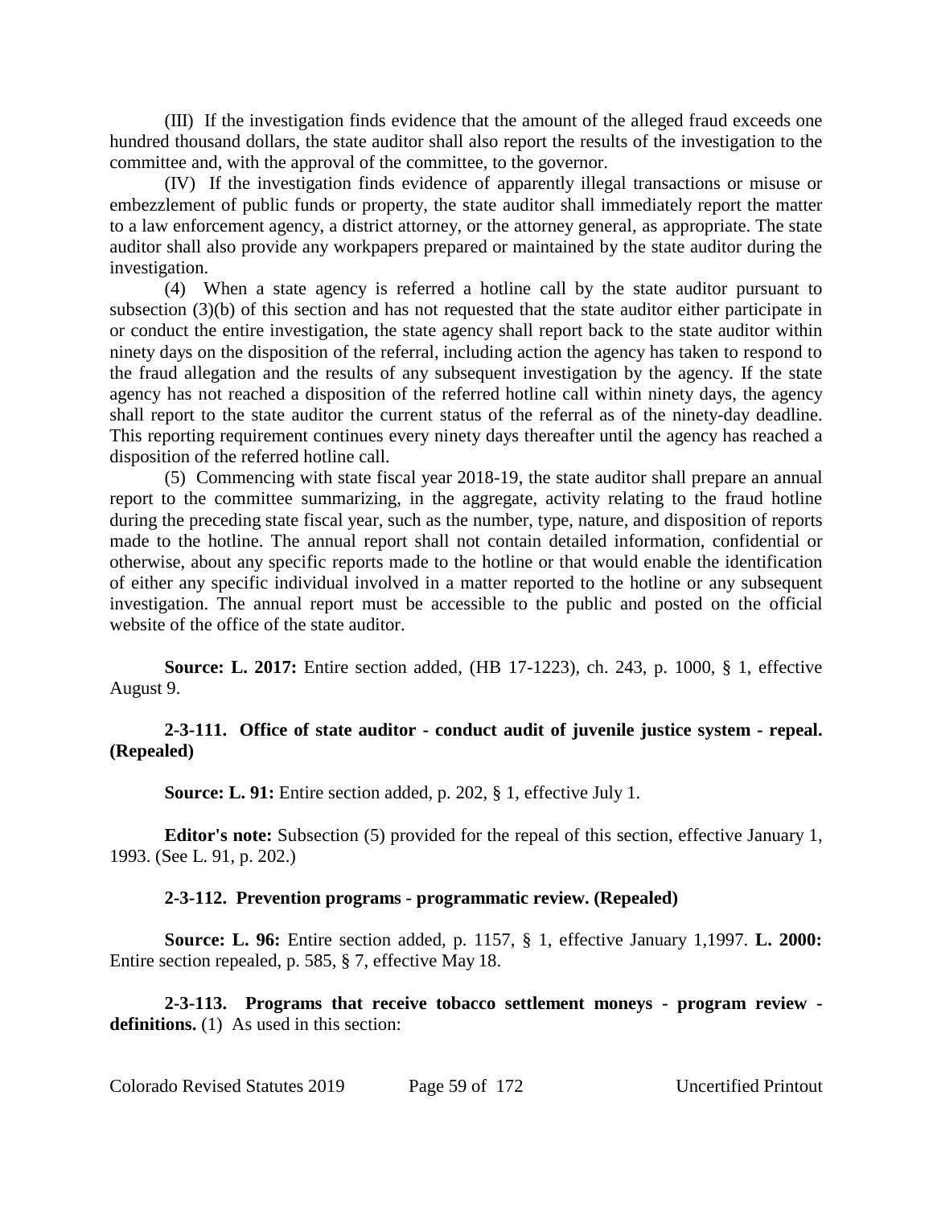(III) If the investigation finds evidence that the amount of the alleged fraud exceeds one hundred thousand dollars, the state auditor shall also report the results of the investigation to the committee and, with the approval of the committee, to the governor.

(IV) If the investigation finds evidence of apparently illegal transactions or misuse or embezzlement of public funds or property, the state auditor shall immediately report the matter to a law enforcement agency, a district attorney, or the attorney general, as appropriate. The state auditor shall also provide any workpapers prepared or maintained by the state auditor during the investigation.

(4) When a state agency is referred a hotline call by the state auditor pursuant to subsection (3)(b) of this section and has not requested that the state auditor either participate in or conduct the entire investigation, the state agency shall report back to the state auditor within ninety days on the disposition of the referral, including action the agency has taken to respond to the fraud allegation and the results of any subsequent investigation by the agency. If the state agency has not reached a disposition of the referred hotline call within ninety days, the agency shall report to the state auditor the current status of the referral as of the ninety-day deadline. This reporting requirement continues every ninety days thereafter until the agency has reached a disposition of the referred hotline call.

(5) Commencing with state fiscal year 2018-19, the state auditor shall prepare an annual report to the committee summarizing, in the aggregate, activity relating to the fraud hotline during the preceding state fiscal year, such as the number, type, nature, and disposition of reports made to the hotline. The annual report shall not contain detailed information, confidential or otherwise, about any specific reports made to the hotline or that would enable the identification of either any specific individual involved in a matter reported to the hotline or any subsequent investigation. The annual report must be accessible to the public and posted on the official website of the office of the state auditor.

**Source: L. 2017:** Entire section added, (HB 17-1223), ch. 243, p. 1000, § 1, effective August 9.

**2-3-111. Office of state auditor - conduct audit of juvenile justice system - repeal. (Repealed)**

**Source: L. 91:** Entire section added, p. 202, § 1, effective July 1.

**Editor's note:** Subsection (5) provided for the repeal of this section, effective January 1, 1993. (See L. 91, p. 202.)

**2-3-112. Prevention programs - programmatic review. (Repealed)**

**Source: L. 96:** Entire section added, p. 1157, § 1, effective January 1,1997. **L. 2000:** Entire section repealed, p. 585, § 7, effective May 18.

**2-3-113. Programs that receive tobacco settlement moneys - program review - definitions.** (1) As used in this section: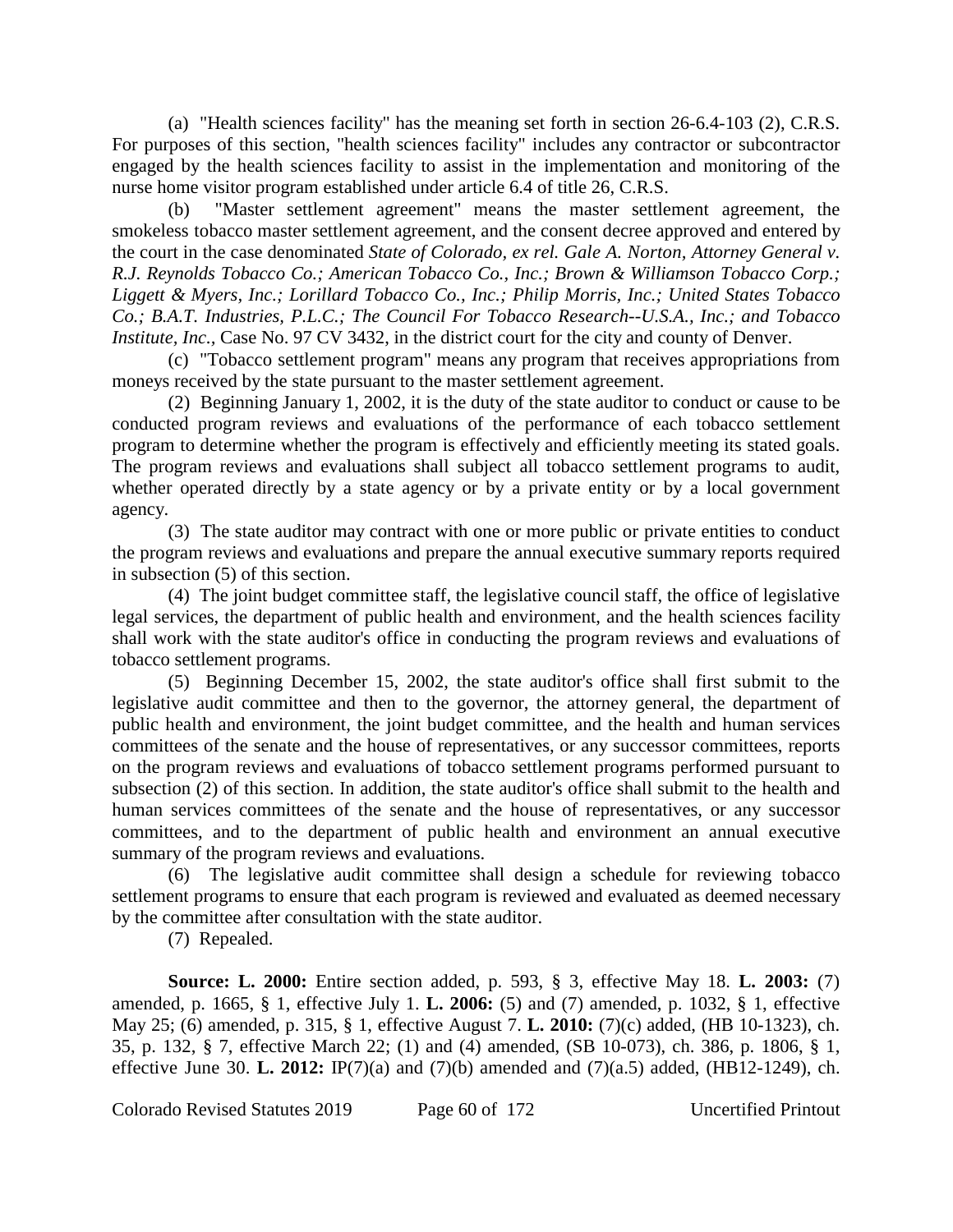(a) "Health sciences facility" has the meaning set forth in section 26-6.4-103 (2), C.R.S. For purposes of this section, "health sciences facility" includes any contractor or subcontractor engaged by the health sciences facility to assist in the implementation and monitoring of the nurse home visitor program established under article 6.4 of title 26, C.R.S.

(b) "Master settlement agreement" means the master settlement agreement, the smokeless tobacco master settlement agreement, and the consent decree approved and entered by the court in the case denominated *State of Colorado, ex rel. Gale A. Norton, Attorney General v. R.J. Reynolds Tobacco Co.; American Tobacco Co., Inc.; Brown & Williamson Tobacco Corp.; Liggett & Myers, Inc.; Lorillard Tobacco Co., Inc.; Philip Morris, Inc.; United States Tobacco Co.; B.A.T. Industries, P.L.C.; The Council For Tobacco Research--U.S.A., Inc.; and Tobacco Institute, Inc.*, Case No. 97 CV 3432, in the district court for the city and county of Denver.

(c) "Tobacco settlement program" means any program that receives appropriations from moneys received by the state pursuant to the master settlement agreement.

(2) Beginning January 1, 2002, it is the duty of the state auditor to conduct or cause to be conducted program reviews and evaluations of the performance of each tobacco settlement program to determine whether the program is effectively and efficiently meeting its stated goals. The program reviews and evaluations shall subject all tobacco settlement programs to audit, whether operated directly by a state agency or by a private entity or by a local government agency.

(3) The state auditor may contract with one or more public or private entities to conduct the program reviews and evaluations and prepare the annual executive summary reports required in subsection (5) of this section.

(4) The joint budget committee staff, the legislative council staff, the office of legislative legal services, the department of public health and environment, and the health sciences facility shall work with the state auditor's office in conducting the program reviews and evaluations of tobacco settlement programs.

(5) Beginning December 15, 2002, the state auditor's office shall first submit to the legislative audit committee and then to the governor, the attorney general, the department of public health and environment, the joint budget committee, and the health and human services committees of the senate and the house of representatives, or any successor committees, reports on the program reviews and evaluations of tobacco settlement programs performed pursuant to subsection (2) of this section. In addition, the state auditor's office shall submit to the health and human services committees of the senate and the house of representatives, or any successor committees, and to the department of public health and environment an annual executive summary of the program reviews and evaluations.

(6) The legislative audit committee shall design a schedule for reviewing tobacco settlement programs to ensure that each program is reviewed and evaluated as deemed necessary by the committee after consultation with the state auditor.

(7) Repealed.

**Source: L. 2000:** Entire section added, p. 593, § 3, effective May 18. **L. 2003:** (7) amended, p. 1665, § 1, effective July 1. **L. 2006:** (5) and (7) amended, p. 1032, § 1, effective May 25; (6) amended, p. 315, § 1, effective August 7. **L. 2010:** (7)(c) added, (HB 10-1323), ch. 35, p. 132, § 7, effective March 22; (1) and (4) amended, (SB 10-073), ch. 386, p. 1806, § 1, effective June 30. **L. 2012:** IP(7)(a) and (7)(b) amended and (7)(a.5) added, (HB12-1249), ch.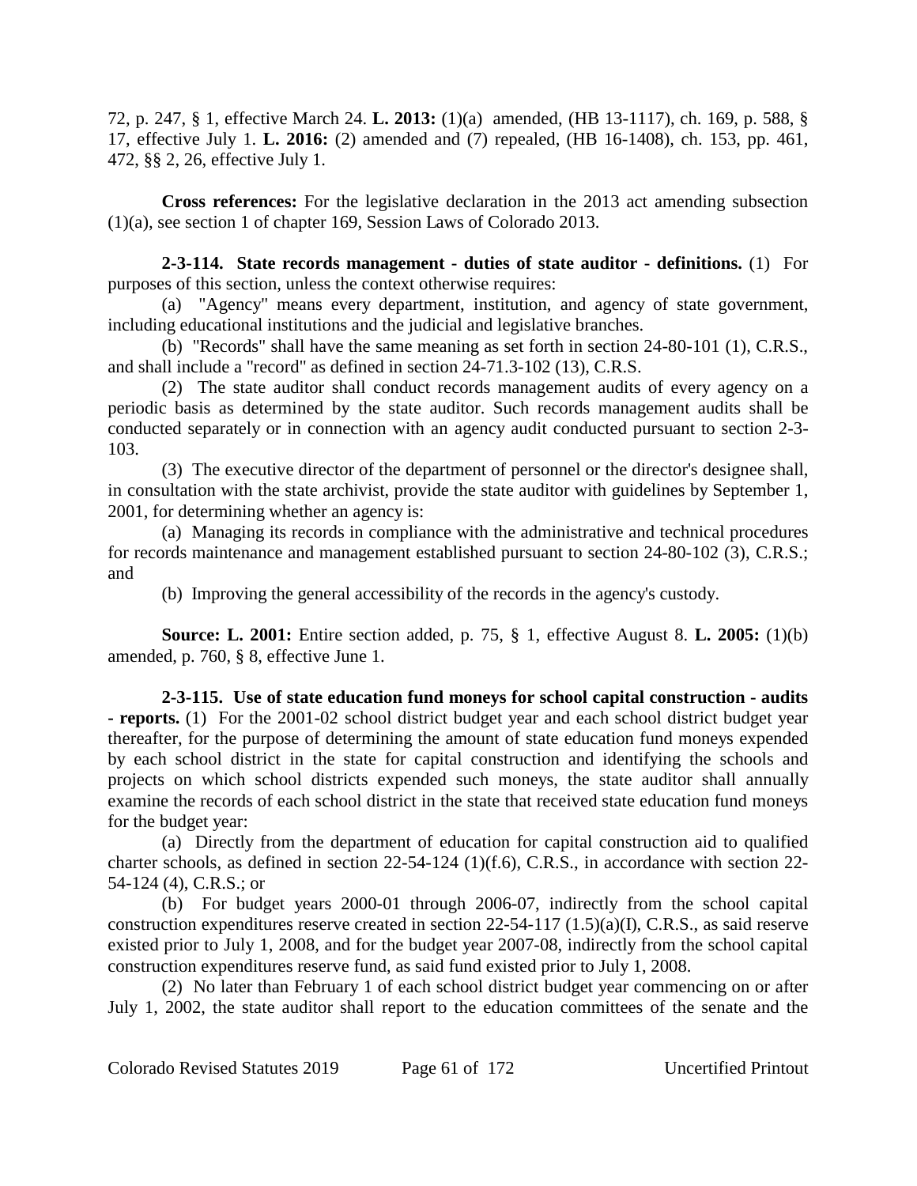72, p. 247, § 1, effective March 24. **L. 2013:** (1)(a) amended, (HB 13-1117), ch. 169, p. 588, § 17, effective July 1. **L. 2016:** (2) amended and (7) repealed, (HB 16-1408), ch. 153, pp. 461, 472, §§ 2, 26, effective July 1.

**Cross references:** For the legislative declaration in the 2013 act amending subsection (1)(a), see section 1 of chapter 169, Session Laws of Colorado 2013.

**2-3-114. State records management - duties of state auditor - definitions.** (1) For purposes of this section, unless the context otherwise requires:

(a) "Agency" means every department, institution, and agency of state government, including educational institutions and the judicial and legislative branches.

(b) "Records" shall have the same meaning as set forth in section 24-80-101 (1), C.R.S., and shall include a "record" as defined in section 24-71.3-102 (13), C.R.S.

(2) The state auditor shall conduct records management audits of every agency on a periodic basis as determined by the state auditor. Such records management audits shall be conducted separately or in connection with an agency audit conducted pursuant to section 2-3-103.

(3) The executive director of the department of personnel or the director's designee shall, in consultation with the state archivist, provide the state auditor with guidelines by September 1, 2001, for determining whether an agency is:

(a) Managing its records in compliance with the administrative and technical procedures for records maintenance and management established pursuant to section 24-80-102 (3), C.R.S.; and

(b) Improving the general accessibility of the records in the agency's custody.

**Source: L. 2001:** Entire section added, p. 75, § 1, effective August 8. **L. 2005:** (1)(b) amended, p. 760, § 8, effective June 1.

**2-3-115. Use of state education fund moneys for school capital construction - audits - reports.** (1) For the 2001-02 school district budget year and each school district budget year thereafter, for the purpose of determining the amount of state education fund moneys expended by each school district in the state for capital construction and identifying the schools and projects on which school districts expended such moneys, the state auditor shall annually examine the records of each school district in the state that received state education fund moneys for the budget year:

(a) Directly from the department of education for capital construction aid to qualified charter schools, as defined in section 22-54-124 (1)(f.6), C.R.S., in accordance with section 22-54-124 (4), C.R.S.; or

(b) For budget years 2000-01 through 2006-07, indirectly from the school capital construction expenditures reserve created in section 22-54-117 (1.5)(a)(I), C.R.S., as said reserve existed prior to July 1, 2008, and for the budget year 2007-08, indirectly from the school capital construction expenditures reserve fund, as said fund existed prior to July 1, 2008.

(2) No later than February 1 of each school district budget year commencing on or after July 1, 2002, the state auditor shall report to the education committees of the senate and the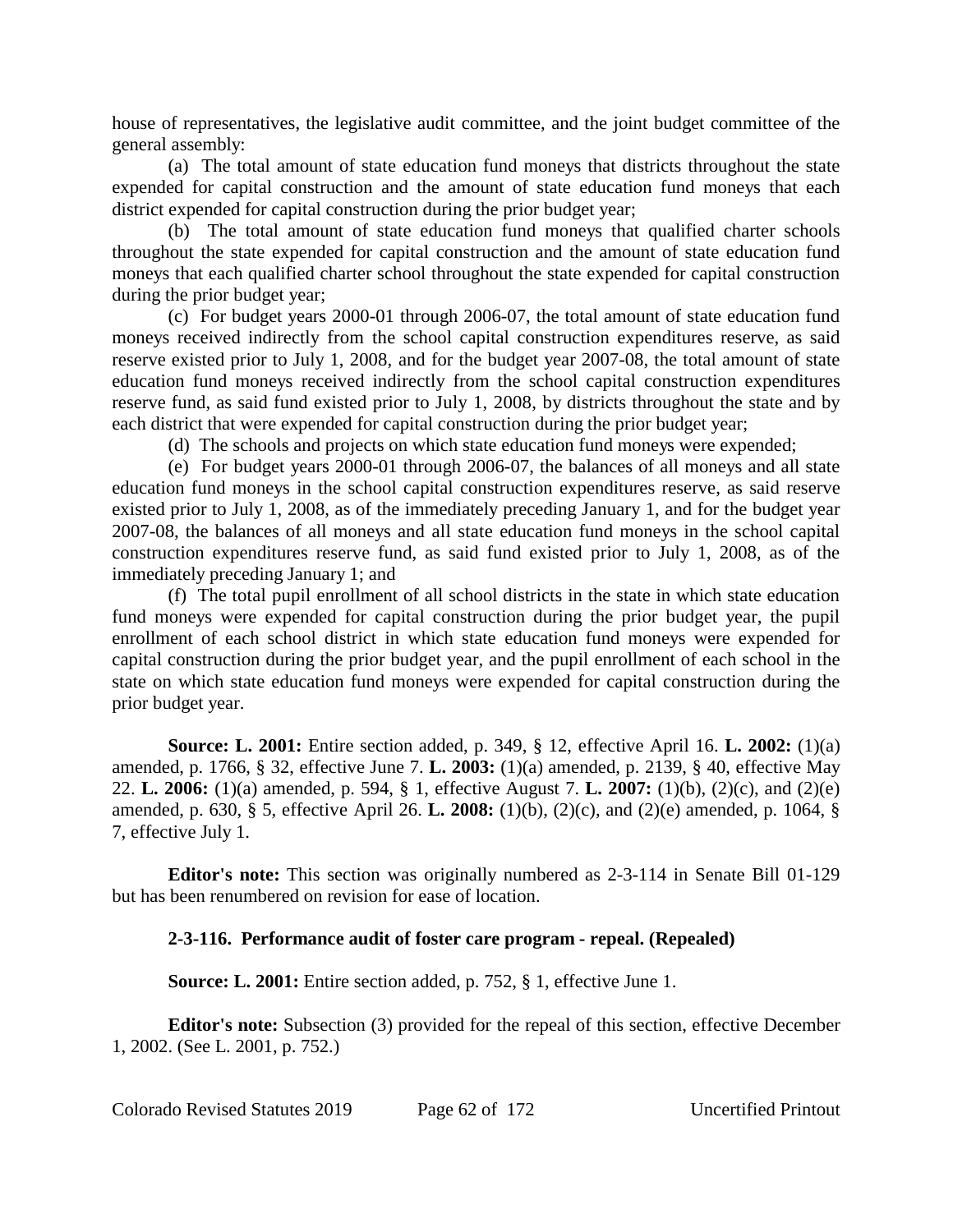house of representatives, the legislative audit committee, and the joint budget committee of the general assembly:

(a) The total amount of state education fund moneys that districts throughout the state expended for capital construction and the amount of state education fund moneys that each district expended for capital construction during the prior budget year;

(b) The total amount of state education fund moneys that qualified charter schools throughout the state expended for capital construction and the amount of state education fund moneys that each qualified charter school throughout the state expended for capital construction during the prior budget year;

(c) For budget years 2000-01 through 2006-07, the total amount of state education fund moneys received indirectly from the school capital construction expenditures reserve, as said reserve existed prior to July 1, 2008, and for the budget year 2007-08, the total amount of state education fund moneys received indirectly from the school capital construction expenditures reserve fund, as said fund existed prior to July 1, 2008, by districts throughout the state and by each district that were expended for capital construction during the prior budget year;

(d) The schools and projects on which state education fund moneys were expended;

(e) For budget years 2000-01 through 2006-07, the balances of all moneys and all state education fund moneys in the school capital construction expenditures reserve, as said reserve existed prior to July 1, 2008, as of the immediately preceding January 1, and for the budget year 2007-08, the balances of all moneys and all state education fund moneys in the school capital construction expenditures reserve fund, as said fund existed prior to July 1, 2008, as of the immediately preceding January 1; and

(f) The total pupil enrollment of all school districts in the state in which state education fund moneys were expended for capital construction during the prior budget year, the pupil enrollment of each school district in which state education fund moneys were expended for capital construction during the prior budget year, and the pupil enrollment of each school in the state on which state education fund moneys were expended for capital construction during the prior budget year.

**Source: L. 2001:** Entire section added, p. 349, § 12, effective April 16. **L. 2002:** (1)(a) amended, p. 1766, § 32, effective June 7. **L. 2003:** (1)(a) amended, p. 2139, § 40, effective May 22. **L. 2006:** (1)(a) amended, p. 594, § 1, effective August 7. **L. 2007:** (1)(b), (2)(c), and (2)(e) amended, p. 630, § 5, effective April 26. **L. 2008:** (1)(b), (2)(c), and (2)(e) amended, p. 1064, § 7, effective July 1.

**Editor's note:** This section was originally numbered as 2-3-114 in Senate Bill 01-129 but has been renumbered on revision for ease of location.

### 2-3-116. Performance audit of foster care program - repeal. (Repealed)

**Source: L. 2001:** Entire section added, p. 752, § 1, effective June 1.

**Editor's note:** Subsection (3) provided for the repeal of this section, effective December 1, 2002. (See L. 2001, p. 752.)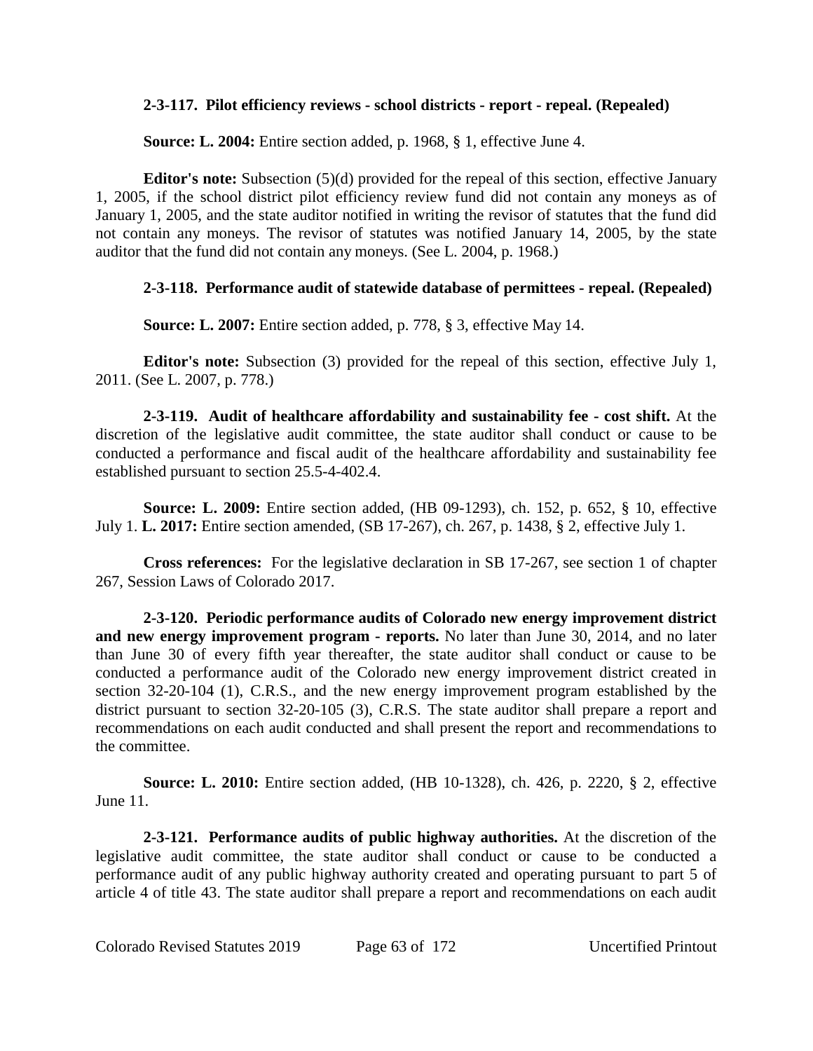**2-3-117. Pilot efficiency reviews - school districts - report - repeal. (Repealed)**

**Source: L. 2004:** Entire section added, p. 1968, § 1, effective June 4.

**Editor's note:** Subsection (5)(d) provided for the repeal of this section, effective January 1, 2005, if the school district pilot efficiency review fund did not contain any moneys as of January 1, 2005, and the state auditor notified in writing the revisor of statutes that the fund did not contain any moneys. The revisor of statutes was notified January 14, 2005, by the state auditor that the fund did not contain any moneys. (See L. 2004, p. 1968.)

**2-3-118. Performance audit of statewide database of permittees - repeal. (Repealed)**

**Source: L. 2007:** Entire section added, p. 778, § 3, effective May 14.

**Editor's note:** Subsection (3) provided for the repeal of this section, effective July 1, 2011. (See L. 2007, p. 778.)

**2-3-119. Audit of healthcare affordability and sustainability fee - cost shift.** At the discretion of the legislative audit committee, the state auditor shall conduct or cause to be conducted a performance and fiscal audit of the healthcare affordability and sustainability fee established pursuant to section 25.5-4-402.4.

**Source: L. 2009:** Entire section added, (HB 09-1293), ch. 152, p. 652, § 10, effective July 1. **L. 2017:** Entire section amended, (SB 17-267), ch. 267, p. 1438, § 2, effective July 1.

**Cross references:** For the legislative declaration in SB 17-267, see section 1 of chapter 267, Session Laws of Colorado 2017.

**2-3-120. Periodic performance audits of Colorado new energy improvement district and new energy improvement program - reports.** No later than June 30, 2014, and no later than June 30 of every fifth year thereafter, the state auditor shall conduct or cause to be conducted a performance audit of the Colorado new energy improvement district created in section 32-20-104 (1), C.R.S., and the new energy improvement program established by the district pursuant to section 32-20-105 (3), C.R.S. The state auditor shall prepare a report and recommendations on each audit conducted and shall present the report and recommendations to the committee.

**Source: L. 2010:** Entire section added, (HB 10-1328), ch. 426, p. 2220, § 2, effective June 11.

**2-3-121. Performance audits of public highway authorities.** At the discretion of the legislative audit committee, the state auditor shall conduct or cause to be conducted a performance audit of any public highway authority created and operating pursuant to part 5 of article 4 of title 43. The state auditor shall prepare a report and recommendations on each audit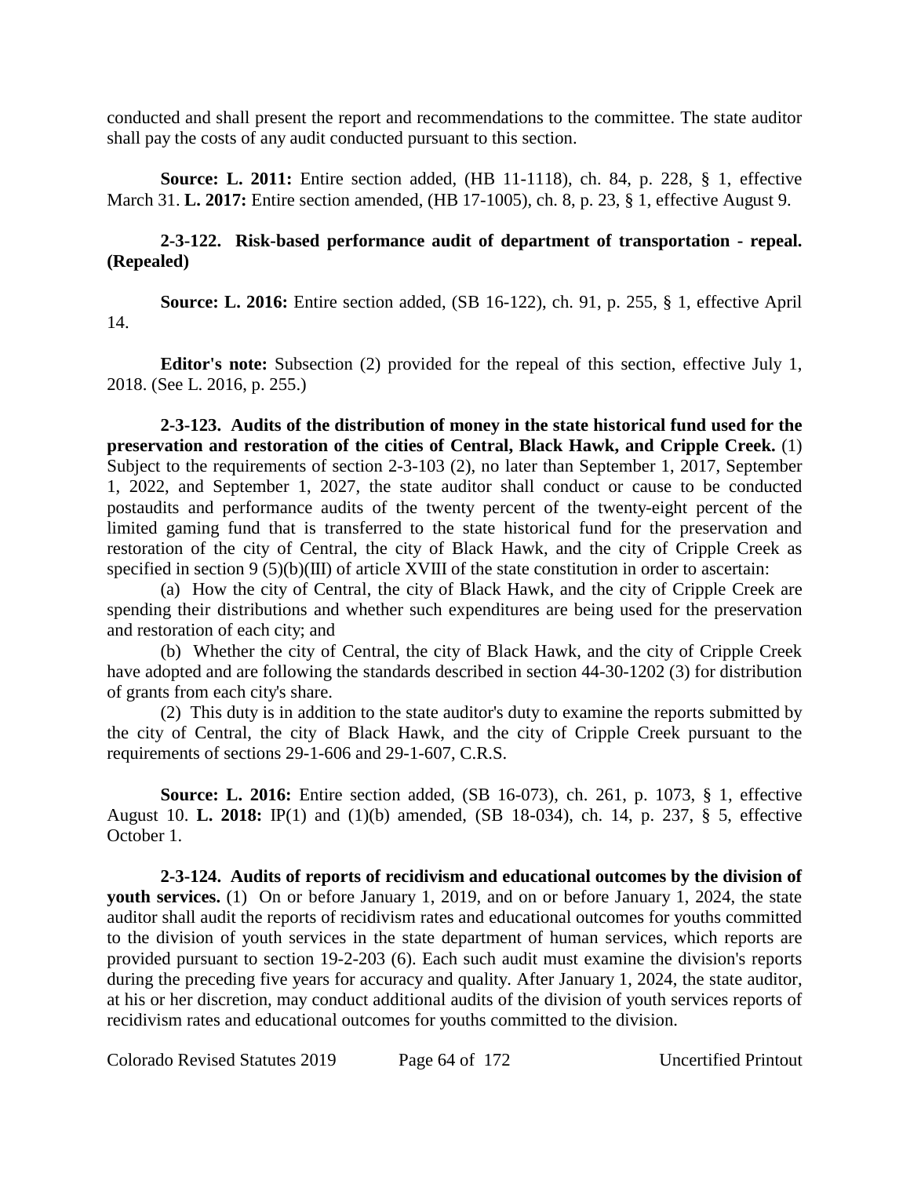conducted and shall present the report and recommendations to the committee. The state auditor shall pay the costs of any audit conducted pursuant to this section.

**Source: L. 2011:** Entire section added, (HB 11-1118), ch. 84, p. 228, § 1, effective March 31. **L. 2017:** Entire section amended, (HB 17-1005), ch. 8, p. 23, § 1, effective August 9.

**2-3-122. Risk-based performance audit of department of transportation - repeal. (Repealed)**

**Source: L. 2016:** Entire section added, (SB 16-122), ch. 91, p. 255, § 1, effective April 14.

**Editor's note:** Subsection (2) provided for the repeal of this section, effective July 1, 2018. (See L. 2016, p. 255.)

**2-3-123. Audits of the distribution of money in the state historical fund used for the preservation and restoration of the cities of Central, Black Hawk, and Cripple Creek.** (1) Subject to the requirements of section 2-3-103 (2), no later than September 1, 2017, September 1, 2022, and September 1, 2027, the state auditor shall conduct or cause to be conducted postaudits and performance audits of the twenty percent of the twenty-eight percent of the limited gaming fund that is transferred to the state historical fund for the preservation and restoration of the city of Central, the city of Black Hawk, and the city of Cripple Creek as specified in section 9 (5)(b)(III) of article XVIII of the state constitution in order to ascertain:

(a) How the city of Central, the city of Black Hawk, and the city of Cripple Creek are spending their distributions and whether such expenditures are being used for the preservation and restoration of each city; and

(b) Whether the city of Central, the city of Black Hawk, and the city of Cripple Creek have adopted and are following the standards described in section 44-30-1202 (3) for distribution of grants from each city's share.

(2) This duty is in addition to the state auditor's duty to examine the reports submitted by the city of Central, the city of Black Hawk, and the city of Cripple Creek pursuant to the requirements of sections 29-1-606 and 29-1-607, C.R.S.

**Source: L. 2016:** Entire section added, (SB 16-073), ch. 261, p. 1073, § 1, effective August 10. **L. 2018:** IP(1) and (1)(b) amended, (SB 18-034), ch. 14, p. 237, § 5, effective October 1.

**2-3-124. Audits of reports of recidivism and educational outcomes by the division of youth services.** (1) On or before January 1, 2019, and on or before January 1, 2024, the state auditor shall audit the reports of recidivism rates and educational outcomes for youths committed to the division of youth services in the state department of human services, which reports are provided pursuant to section 19-2-203 (6). Each such audit must examine the division's reports during the preceding five years for accuracy and quality. After January 1, 2024, the state auditor, at his or her discretion, may conduct additional audits of the division of youth services reports of recidivism rates and educational outcomes for youths committed to the division.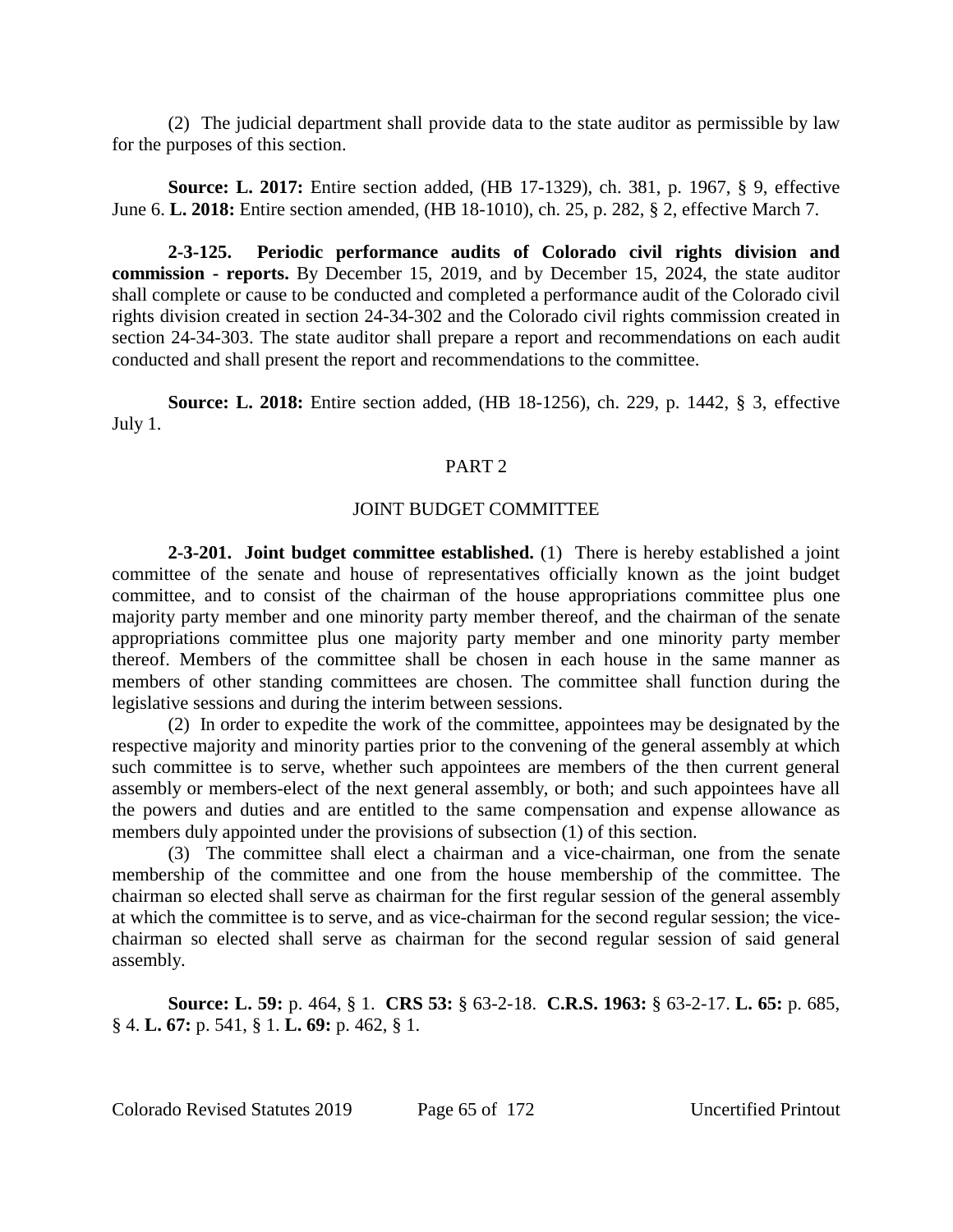(2) The judicial department shall provide data to the state auditor as permissible by law for the purposes of this section.

**Source: L. 2017:** Entire section added, (HB 17-1329), ch. 381, p. 1967, § 9, effective June 6. **L. 2018:** Entire section amended, (HB 18-1010), ch. 25, p. 282, § 2, effective March 7.

**2-3-125. Periodic performance audits of Colorado civil rights division and commission - reports.** By December 15, 2019, and by December 15, 2024, the state auditor shall complete or cause to be conducted and completed a performance audit of the Colorado civil rights division created in section 24-34-302 and the Colorado civil rights commission created in section 24-34-303. The state auditor shall prepare a report and recommendations on each audit conducted and shall present the report and recommendations to the committee.

**Source: L. 2018:** Entire section added, (HB 18-1256), ch. 229, p. 1442, § 3, effective July 1.

## PART 2

## JOINT BUDGET COMMITTEE

**2-3-201. Joint budget committee established.** (1) There is hereby established a joint committee of the senate and house of representatives officially known as the joint budget committee, and to consist of the chairman of the house appropriations committee plus one majority party member and one minority party member thereof, and the chairman of the senate appropriations committee plus one majority party member and one minority party member thereof. Members of the committee shall be chosen in each house in the same manner as members of other standing committees are chosen. The committee shall function during the legislative sessions and during the interim between sessions.

(2) In order to expedite the work of the committee, appointees may be designated by the respective majority and minority parties prior to the convening of the general assembly at which such committee is to serve, whether such appointees are members of the then current general assembly or members-elect of the next general assembly, or both; and such appointees have all the powers and duties and are entitled to the same compensation and expense allowance as members duly appointed under the provisions of subsection (1) of this section.

(3) The committee shall elect a chairman and a vice-chairman, one from the senate membership of the committee and one from the house membership of the committee. The chairman so elected shall serve as chairman for the first regular session of the general assembly at which the committee is to serve, and as vice-chairman for the second regular session; the vice-chairman so elected shall serve as chairman for the second regular session of said general assembly.

**Source: L. 59:** p. 464, § 1. **CRS 53:** § 63-2-18. **C.R.S. 1963:** § 63-2-17. **L. 65:** p. 685, § 4. **L. 67:** p. 541, § 1. **L. 69:** p. 462, § 1.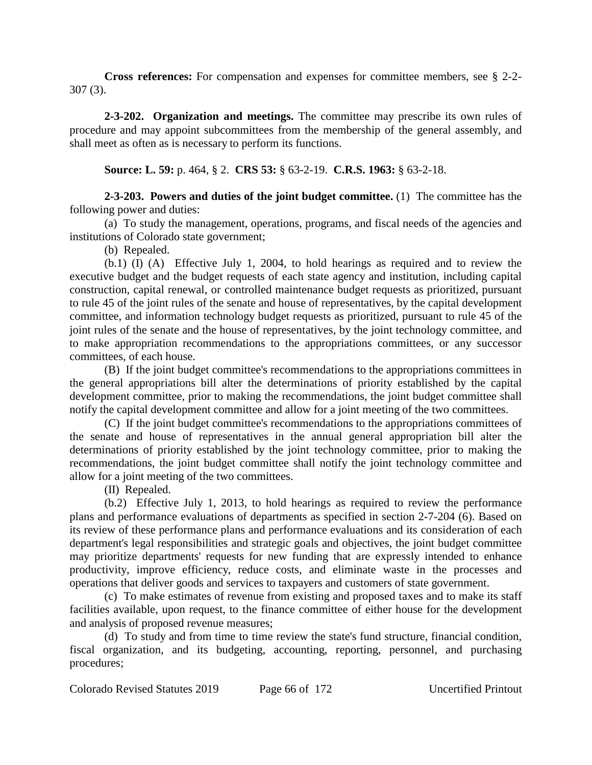**Cross references:** For compensation and expenses for committee members, see § 2-2-307 (3).

**2-3-202. Organization and meetings.** The committee may prescribe its own rules of procedure and may appoint subcommittees from the membership of the general assembly, and shall meet as often as is necessary to perform its functions.

**Source: L. 59:** p. 464, § 2. **CRS 53:** § 63-2-19. **C.R.S. 1963:** § 63-2-18.

**2-3-203. Powers and duties of the joint budget committee.** (1) The committee has the following power and duties:

(a) To study the management, operations, programs, and fiscal needs of the agencies and institutions of Colorado state government;

(b) Repealed.

(b.1) (I) (A) Effective July 1, 2004, to hold hearings as required and to review the executive budget and the budget requests of each state agency and institution, including capital construction, capital renewal, or controlled maintenance budget requests as prioritized, pursuant to rule 45 of the joint rules of the senate and house of representatives, by the capital development committee, and information technology budget requests as prioritized, pursuant to rule 45 of the joint rules of the senate and the house of representatives, by the joint technology committee, and to make appropriation recommendations to the appropriations committees, or any successor committees, of each house.

(B) If the joint budget committee's recommendations to the appropriations committees in the general appropriations bill alter the determinations of priority established by the capital development committee, prior to making the recommendations, the joint budget committee shall notify the capital development committee and allow for a joint meeting of the two committees.

(C) If the joint budget committee's recommendations to the appropriations committees of the senate and house of representatives in the annual general appropriation bill alter the determinations of priority established by the joint technology committee, prior to making the recommendations, the joint budget committee shall notify the joint technology committee and allow for a joint meeting of the two committees.

(II) Repealed.

(b.2) Effective July 1, 2013, to hold hearings as required to review the performance plans and performance evaluations of departments as specified in section 2-7-204 (6). Based on its review of these performance plans and performance evaluations and its consideration of each department's legal responsibilities and strategic goals and objectives, the joint budget committee may prioritize departments' requests for new funding that are expressly intended to enhance productivity, improve efficiency, reduce costs, and eliminate waste in the processes and operations that deliver goods and services to taxpayers and customers of state government.

(c) To make estimates of revenue from existing and proposed taxes and to make its staff facilities available, upon request, to the finance committee of either house for the development and analysis of proposed revenue measures;

(d) To study and from time to time review the state's fund structure, financial condition, fiscal organization, and its budgeting, accounting, reporting, personnel, and purchasing procedures;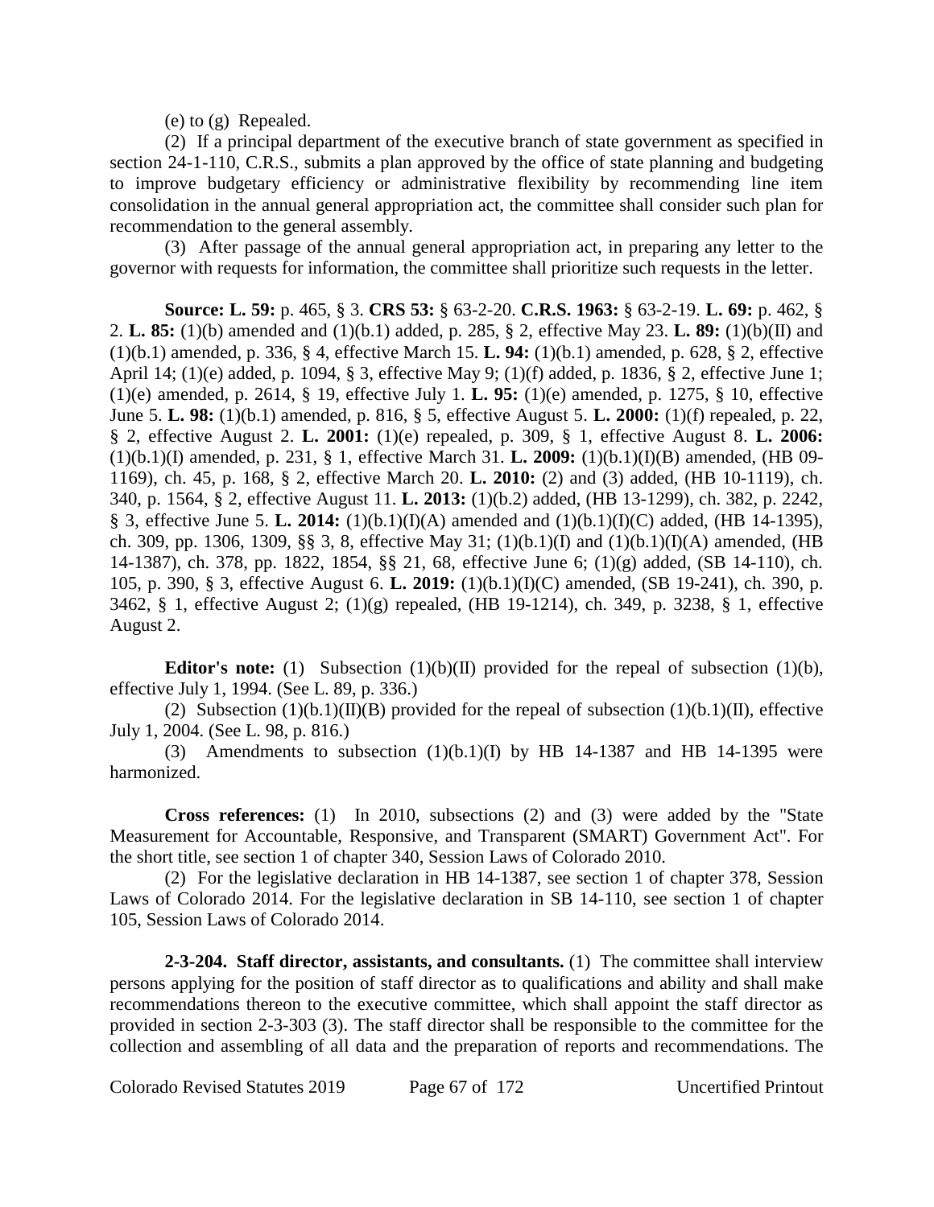(e) to (g) Repealed.

(2) If a principal department of the executive branch of state government as specified in section 24-1-110, C.R.S., submits a plan approved by the office of state planning and budgeting to improve budgetary efficiency or administrative flexibility by recommending line item consolidation in the annual general appropriation act, the committee shall consider such plan for recommendation to the general assembly.

(3) After passage of the annual general appropriation act, in preparing any letter to the governor with requests for information, the committee shall prioritize such requests in the letter.

**Source: L. 59:** p. 465, § 3. **CRS 53:** § 63-2-20. **C.R.S. 1963:** § 63-2-19. **L. 69:** p. 462, § 2. **L. 85:** (1)(b) amended and (1)(b.1) added, p. 285, § 2, effective May 23. **L. 89:** (1)(b)(II) and (1)(b.1) amended, p. 336, § 4, effective March 15. **L. 94:** (1)(b.1) amended, p. 628, § 2, effective April 14; (1)(e) added, p. 1094, § 3, effective May 9; (1)(f) added, p. 1836, § 2, effective June 1; (1)(e) amended, p. 2614, § 19, effective July 1. **L. 95:** (1)(e) amended, p. 1275, § 10, effective June 5. **L. 98:** (1)(b.1) amended, p. 816, § 5, effective August 5. **L. 2000:** (1)(f) repealed, p. 22, § 2, effective August 2. **L. 2001:** (1)(e) repealed, p. 309, § 1, effective August 8. **L. 2006:** (1)(b.1)(I) amended, p. 231, § 1, effective March 31. **L. 2009:** (1)(b.1)(I)(B) amended, (HB 09-1169), ch. 45, p. 168, § 2, effective March 20. **L. 2010:** (2) and (3) added, (HB 10-1119), ch. 340, p. 1564, § 2, effective August 11. **L. 2013:** (1)(b.2) added, (HB 13-1299), ch. 382, p. 2242, § 3, effective June 5. **L. 2014:** (1)(b.1)(I)(A) amended and (1)(b.1)(I)(C) added, (HB 14-1395), ch. 309, pp. 1306, 1309, §§ 3, 8, effective May 31; (1)(b.1)(I) and (1)(b.1)(I)(A) amended, (HB 14-1387), ch. 378, pp. 1822, 1854, §§ 21, 68, effective June 6; (1)(g) added, (SB 14-110), ch. 105, p. 390, § 3, effective August 6. **L. 2019:** (1)(b.1)(I)(C) amended, (SB 19-241), ch. 390, p. 3462, § 1, effective August 2; (1)(g) repealed, (HB 19-1214), ch. 349, p. 3238, § 1, effective August 2.

**Editor's note:** (1) Subsection (1)(b)(II) provided for the repeal of subsection (1)(b), effective July 1, 1994. (See L. 89, p. 336.)

(2) Subsection (1)(b.1)(II)(B) provided for the repeal of subsection (1)(b.1)(II), effective July 1, 2004. (See L. 98, p. 816.)

(3) Amendments to subsection (1)(b.1)(I) by HB 14-1387 and HB 14-1395 were harmonized.

**Cross references:** (1) In 2010, subsections (2) and (3) were added by the "State Measurement for Accountable, Responsive, and Transparent (SMART) Government Act". For the short title, see section 1 of chapter 340, Session Laws of Colorado 2010.

(2) For the legislative declaration in HB 14-1387, see section 1 of chapter 378, Session Laws of Colorado 2014. For the legislative declaration in SB 14-110, see section 1 of chapter 105, Session Laws of Colorado 2014.

**2-3-204. Staff director, assistants, and consultants.** (1) The committee shall interview persons applying for the position of staff director as to qualifications and ability and shall make recommendations thereon to the executive committee, which shall appoint the staff director as provided in section 2-3-303 (3). The staff director shall be responsible to the committee for the collection and assembling of all data and the preparation of reports and recommendations. The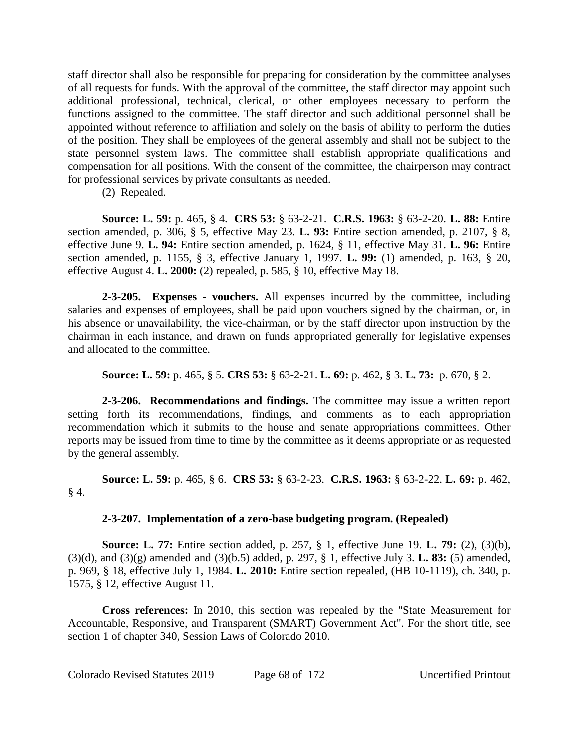staff director shall also be responsible for preparing for consideration by the committee analyses of all requests for funds. With the approval of the committee, the staff director may appoint such additional professional, technical, clerical, or other employees necessary to perform the functions assigned to the committee. The staff director and such additional personnel shall be appointed without reference to affiliation and solely on the basis of ability to perform the duties of the position. They shall be employees of the general assembly and shall not be subject to the state personnel system laws. The committee shall establish appropriate qualifications and compensation for all positions. With the consent of the committee, the chairperson may contract for professional services by private consultants as needed.

(2) Repealed.

**Source: L. 59:** p. 465, § 4. **CRS 53:** § 63-2-21. **C.R.S. 1963:** § 63-2-20. **L. 88:** Entire section amended, p. 306, § 5, effective May 23. **L. 93:** Entire section amended, p. 2107, § 8, effective June 9. **L. 94:** Entire section amended, p. 1624, § 11, effective May 31. **L. 96:** Entire section amended, p. 1155, § 3, effective January 1, 1997. **L. 99:** (1) amended, p. 163, § 20, effective August 4. **L. 2000:** (2) repealed, p. 585, § 10, effective May 18.

**2-3-205. Expenses - vouchers.** All expenses incurred by the committee, including salaries and expenses of employees, shall be paid upon vouchers signed by the chairman, or, in his absence or unavailability, the vice-chairman, or by the staff director upon instruction by the chairman in each instance, and drawn on funds appropriated generally for legislative expenses and allocated to the committee.

**Source: L. 59:** p. 465, § 5. **CRS 53:** § 63-2-21. **L. 69:** p. 462, § 3. **L. 73:** p. 670, § 2.

**2-3-206. Recommendations and findings.** The committee may issue a written report setting forth its recommendations, findings, and comments as to each appropriation recommendation which it submits to the house and senate appropriations committees. Other reports may be issued from time to time by the committee as it deems appropriate or as requested by the general assembly.

**Source: L. 59:** p. 465, § 6. **CRS 53:** § 63-2-23. **C.R.S. 1963:** § 63-2-22. **L. 69:** p. 462, § 4.

**2-3-207. Implementation of a zero-base budgeting program. (Repealed)**

**Source: L. 77:** Entire section added, p. 257, § 1, effective June 19. **L. 79:** (2), (3)(b), (3)(d), and (3)(g) amended and (3)(b.5) added, p. 297, § 1, effective July 3. **L. 83:** (5) amended, p. 969, § 18, effective July 1, 1984. **L. 2010:** Entire section repealed, (HB 10-1119), ch. 340, p. 1575, § 12, effective August 11.

**Cross references:** In 2010, this section was repealed by the "State Measurement for Accountable, Responsive, and Transparent (SMART) Government Act". For the short title, see section 1 of chapter 340, Session Laws of Colorado 2010.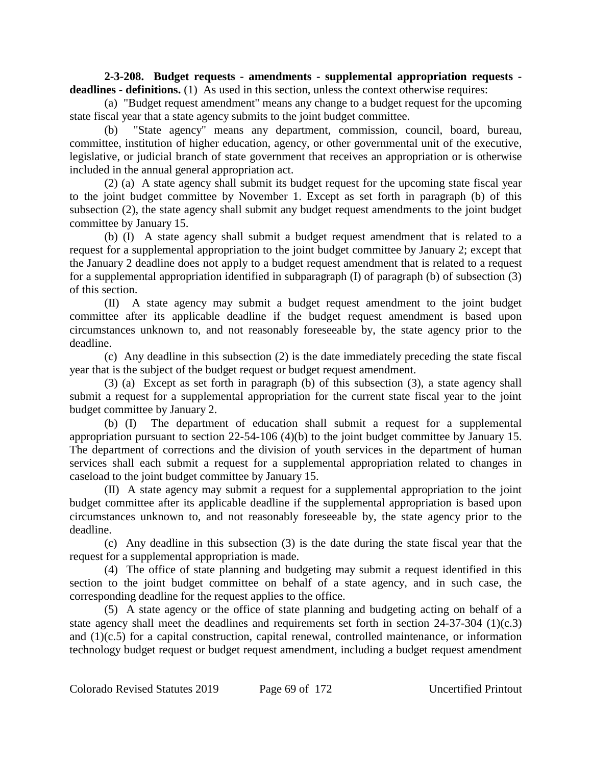**2-3-208. Budget requests - amendments - supplemental appropriation requests - deadlines - definitions.** (1) As used in this section, unless the context otherwise requires:

(a) "Budget request amendment" means any change to a budget request for the upcoming state fiscal year that a state agency submits to the joint budget committee.

(b) "State agency" means any department, commission, council, board, bureau, committee, institution of higher education, agency, or other governmental unit of the executive, legislative, or judicial branch of state government that receives an appropriation or is otherwise included in the annual general appropriation act.

(2) (a) A state agency shall submit its budget request for the upcoming state fiscal year to the joint budget committee by November 1. Except as set forth in paragraph (b) of this subsection (2), the state agency shall submit any budget request amendments to the joint budget committee by January 15.

(b) (I) A state agency shall submit a budget request amendment that is related to a request for a supplemental appropriation to the joint budget committee by January 2; except that the January 2 deadline does not apply to a budget request amendment that is related to a request for a supplemental appropriation identified in subparagraph (I) of paragraph (b) of subsection (3) of this section.

(II) A state agency may submit a budget request amendment to the joint budget committee after its applicable deadline if the budget request amendment is based upon circumstances unknown to, and not reasonably foreseeable by, the state agency prior to the deadline.

(c) Any deadline in this subsection (2) is the date immediately preceding the state fiscal year that is the subject of the budget request or budget request amendment.

(3) (a) Except as set forth in paragraph (b) of this subsection (3), a state agency shall submit a request for a supplemental appropriation for the current state fiscal year to the joint budget committee by January 2.

(b) (I) The department of education shall submit a request for a supplemental appropriation pursuant to section 22-54-106 (4)(b) to the joint budget committee by January 15. The department of corrections and the division of youth services in the department of human services shall each submit a request for a supplemental appropriation related to changes in caseload to the joint budget committee by January 15.

(II) A state agency may submit a request for a supplemental appropriation to the joint budget committee after its applicable deadline if the supplemental appropriation is based upon circumstances unknown to, and not reasonably foreseeable by, the state agency prior to the deadline.

(c) Any deadline in this subsection (3) is the date during the state fiscal year that the request for a supplemental appropriation is made.

(4) The office of state planning and budgeting may submit a request identified in this section to the joint budget committee on behalf of a state agency, and in such case, the corresponding deadline for the request applies to the office.

(5) A state agency or the office of state planning and budgeting acting on behalf of a state agency shall meet the deadlines and requirements set forth in section 24-37-304 (1)(c.3) and (1)(c.5) for a capital construction, capital renewal, controlled maintenance, or information technology budget request or budget request amendment, including a budget request amendment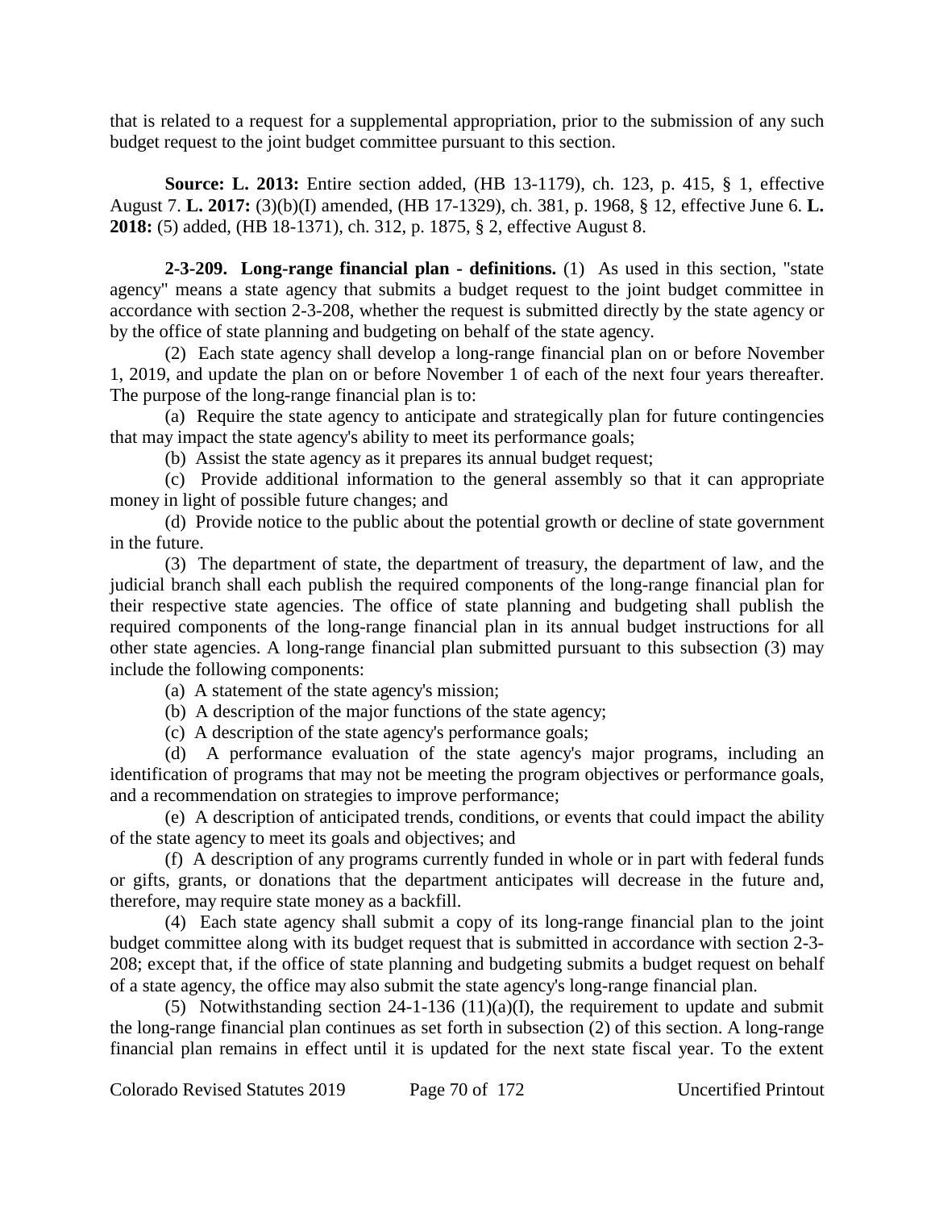that is related to a request for a supplemental appropriation, prior to the submission of any such budget request to the joint budget committee pursuant to this section.

**Source: L. 2013:** Entire section added, (HB 13-1179), ch. 123, p. 415, § 1, effective August 7. **L. 2017:** (3)(b)(I) amended, (HB 17-1329), ch. 381, p. 1968, § 12, effective June 6. **L. 2018:** (5) added, (HB 18-1371), ch. 312, p. 1875, § 2, effective August 8.

**2-3-209. Long-range financial plan - definitions.** (1) As used in this section, "state agency" means a state agency that submits a budget request to the joint budget committee in accordance with section 2-3-208, whether the request is submitted directly by the state agency or by the office of state planning and budgeting on behalf of the state agency.

(2) Each state agency shall develop a long-range financial plan on or before November 1, 2019, and update the plan on or before November 1 of each of the next four years thereafter. The purpose of the long-range financial plan is to:

(a) Require the state agency to anticipate and strategically plan for future contingencies that may impact the state agency's ability to meet its performance goals;

(b) Assist the state agency as it prepares its annual budget request;

(c) Provide additional information to the general assembly so that it can appropriate money in light of possible future changes; and

(d) Provide notice to the public about the potential growth or decline of state government in the future.

(3) The department of state, the department of treasury, the department of law, and the judicial branch shall each publish the required components of the long-range financial plan for their respective state agencies. The office of state planning and budgeting shall publish the required components of the long-range financial plan in its annual budget instructions for all other state agencies. A long-range financial plan submitted pursuant to this subsection (3) may include the following components:

(a) A statement of the state agency's mission;

(b) A description of the major functions of the state agency;

(c) A description of the state agency's performance goals;

(d) A performance evaluation of the state agency's major programs, including an identification of programs that may not be meeting the program objectives or performance goals, and a recommendation on strategies to improve performance;

(e) A description of anticipated trends, conditions, or events that could impact the ability of the state agency to meet its goals and objectives; and

(f) A description of any programs currently funded in whole or in part with federal funds or gifts, grants, or donations that the department anticipates will decrease in the future and, therefore, may require state money as a backfill.

(4) Each state agency shall submit a copy of its long-range financial plan to the joint budget committee along with its budget request that is submitted in accordance with section 2-3-208; except that, if the office of state planning and budgeting submits a budget request on behalf of a state agency, the office may also submit the state agency's long-range financial plan.

(5) Notwithstanding section 24-1-136 (11)(a)(I), the requirement to update and submit the long-range financial plan continues as set forth in subsection (2) of this section. A long-range financial plan remains in effect until it is updated for the next state fiscal year. To the extent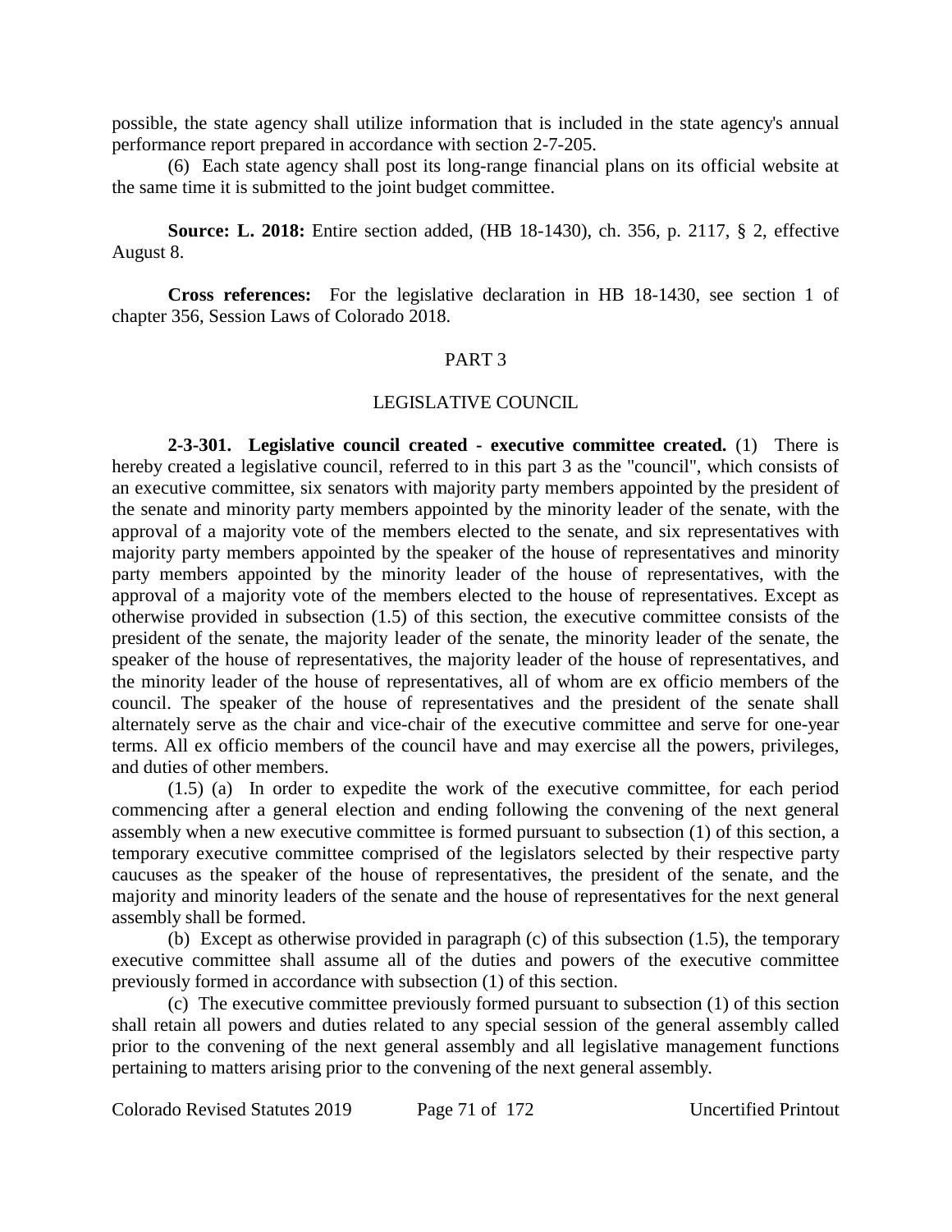possible, the state agency shall utilize information that is included in the state agency's annual performance report prepared in accordance with section 2-7-205.

(6) Each state agency shall post its long-range financial plans on its official website at the same time it is submitted to the joint budget committee.

**Source: L. 2018:** Entire section added, (HB 18-1430), ch. 356, p. 2117, § 2, effective August 8.

**Cross references:** For the legislative declaration in HB 18-1430, see section 1 of chapter 356, Session Laws of Colorado 2018.

## PART 3

## LEGISLATIVE COUNCIL

**2-3-301. Legislative council created - executive committee created.** (1) There is hereby created a legislative council, referred to in this part 3 as the "council", which consists of an executive committee, six senators with majority party members appointed by the president of the senate and minority party members appointed by the minority leader of the senate, with the approval of a majority vote of the members elected to the senate, and six representatives with majority party members appointed by the speaker of the house of representatives and minority party members appointed by the minority leader of the house of representatives, with the approval of a majority vote of the members elected to the house of representatives. Except as otherwise provided in subsection (1.5) of this section, the executive committee consists of the president of the senate, the majority leader of the senate, the minority leader of the senate, the speaker of the house of representatives, the majority leader of the house of representatives, and the minority leader of the house of representatives, all of whom are ex officio members of the council. The speaker of the house of representatives and the president of the senate shall alternately serve as the chair and vice-chair of the executive committee and serve for one-year terms. All ex officio members of the council have and may exercise all the powers, privileges, and duties of other members.

(1.5) (a) In order to expedite the work of the executive committee, for each period commencing after a general election and ending following the convening of the next general assembly when a new executive committee is formed pursuant to subsection (1) of this section, a temporary executive committee comprised of the legislators selected by their respective party caucuses as the speaker of the house of representatives, the president of the senate, and the majority and minority leaders of the senate and the house of representatives for the next general assembly shall be formed.

(b) Except as otherwise provided in paragraph (c) of this subsection (1.5), the temporary executive committee shall assume all of the duties and powers of the executive committee previously formed in accordance with subsection (1) of this section.

(c) The executive committee previously formed pursuant to subsection (1) of this section shall retain all powers and duties related to any special session of the general assembly called prior to the convening of the next general assembly and all legislative management functions pertaining to matters arising prior to the convening of the next general assembly.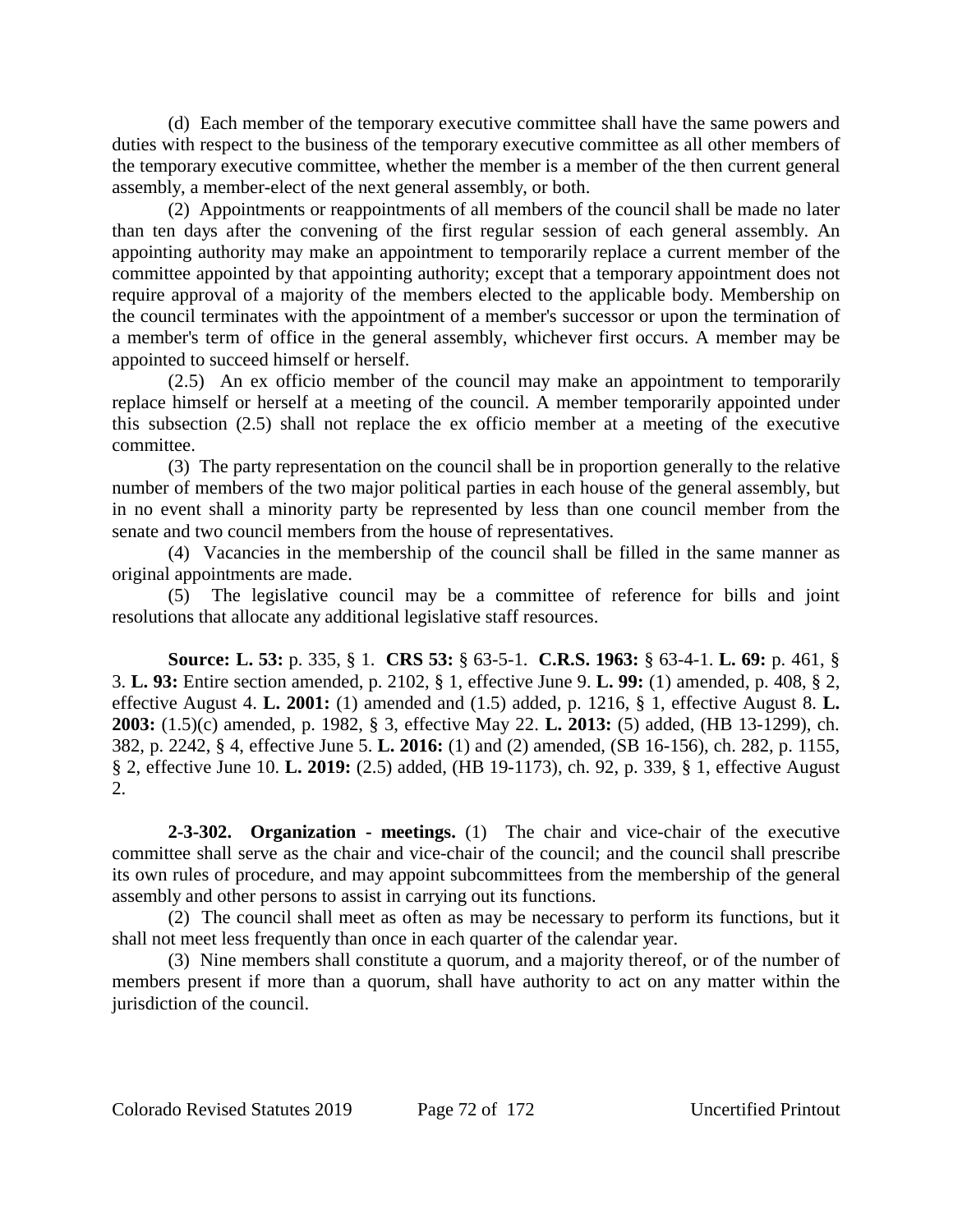(d) Each member of the temporary executive committee shall have the same powers and duties with respect to the business of the temporary executive committee as all other members of the temporary executive committee, whether the member is a member of the then current general assembly, a member-elect of the next general assembly, or both.

(2) Appointments or reappointments of all members of the council shall be made no later than ten days after the convening of the first regular session of each general assembly. An appointing authority may make an appointment to temporarily replace a current member of the committee appointed by that appointing authority; except that a temporary appointment does not require approval of a majority of the members elected to the applicable body. Membership on the council terminates with the appointment of a member's successor or upon the termination of a member's term of office in the general assembly, whichever first occurs. A member may be appointed to succeed himself or herself.

(2.5) An ex officio member of the council may make an appointment to temporarily replace himself or herself at a meeting of the council. A member temporarily appointed under this subsection (2.5) shall not replace the ex officio member at a meeting of the executive committee.

(3) The party representation on the council shall be in proportion generally to the relative number of members of the two major political parties in each house of the general assembly, but in no event shall a minority party be represented by less than one council member from the senate and two council members from the house of representatives.

(4) Vacancies in the membership of the council shall be filled in the same manner as original appointments are made.

(5) The legislative council may be a committee of reference for bills and joint resolutions that allocate any additional legislative staff resources.

**Source: L. 53:** p. 335, § 1. **CRS 53:** § 63-5-1. **C.R.S. 1963:** § 63-4-1. **L. 69:** p. 461, § 3. **L. 93:** Entire section amended, p. 2102, § 1, effective June 9. **L. 99:** (1) amended, p. 408, § 2, effective August 4. **L. 2001:** (1) amended and (1.5) added, p. 1216, § 1, effective August 8. **L. 2003:** (1.5)(c) amended, p. 1982, § 3, effective May 22. **L. 2013:** (5) added, (HB 13-1299), ch. 382, p. 2242, § 4, effective June 5. **L. 2016:** (1) and (2) amended, (SB 16-156), ch. 282, p. 1155, § 2, effective June 10. **L. 2019:** (2.5) added, (HB 19-1173), ch. 92, p. 339, § 1, effective August 2.

**2-3-302. Organization - meetings.** (1) The chair and vice-chair of the executive committee shall serve as the chair and vice-chair of the council; and the council shall prescribe its own rules of procedure, and may appoint subcommittees from the membership of the general assembly and other persons to assist in carrying out its functions.

(2) The council shall meet as often as may be necessary to perform its functions, but it shall not meet less frequently than once in each quarter of the calendar year.

(3) Nine members shall constitute a quorum, and a majority thereof, or of the number of members present if more than a quorum, shall have authority to act on any matter within the jurisdiction of the council.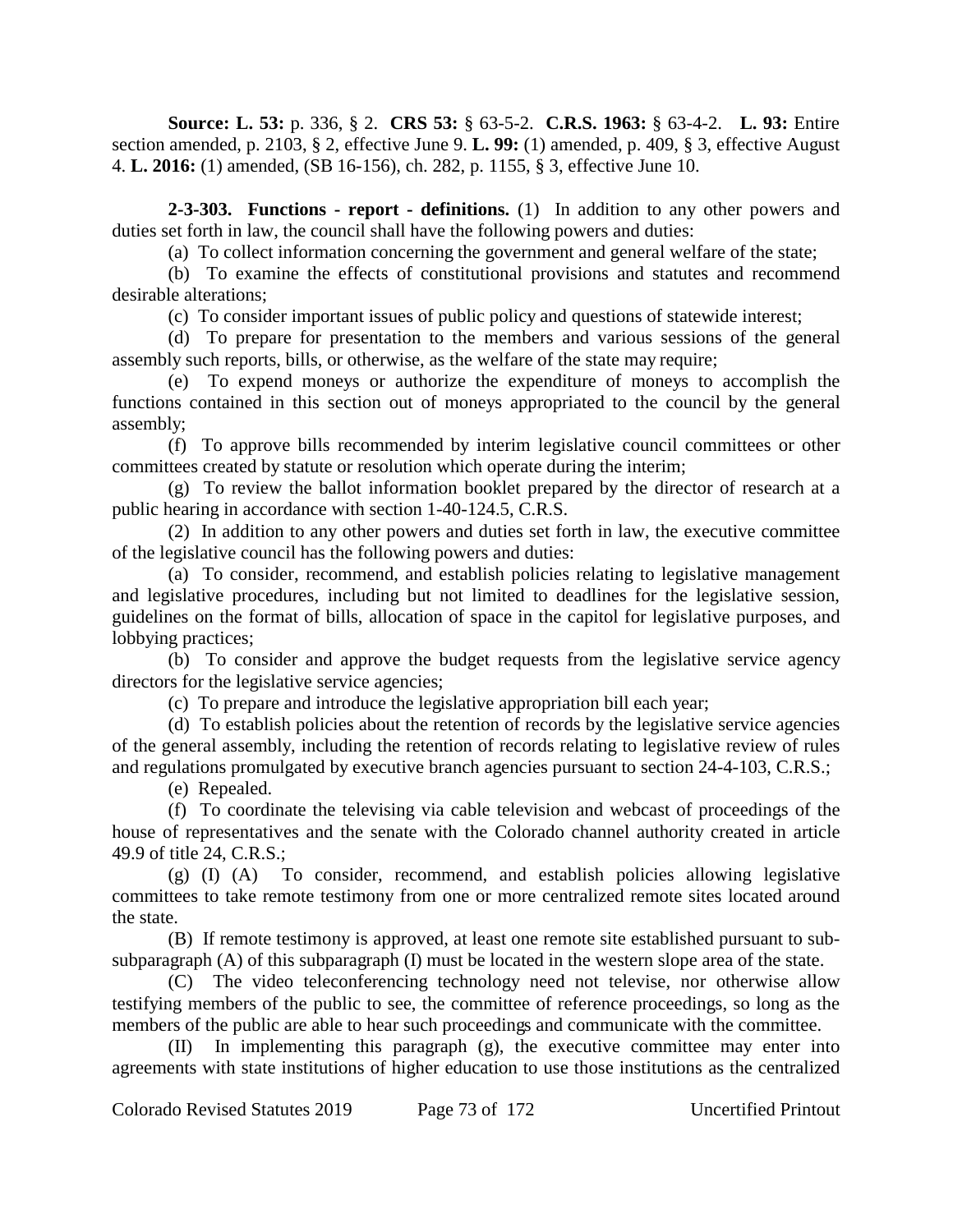**Source: L. 53:** p. 336, § 2. **CRS 53:** § 63-5-2. **C.R.S. 1963:** § 63-4-2. **L. 93:** Entire section amended, p. 2103, § 2, effective June 9. **L. 99:** (1) amended, p. 409, § 3, effective August 4. **L. 2016:** (1) amended, (SB 16-156), ch. 282, p. 1155, § 3, effective June 10.

**2-3-303. Functions - report - definitions.** (1) In addition to any other powers and duties set forth in law, the council shall have the following powers and duties:

(a) To collect information concerning the government and general welfare of the state;

(b) To examine the effects of constitutional provisions and statutes and recommend desirable alterations;

(c) To consider important issues of public policy and questions of statewide interest;

(d) To prepare for presentation to the members and various sessions of the general assembly such reports, bills, or otherwise, as the welfare of the state may require;

(e) To expend moneys or authorize the expenditure of moneys to accomplish the functions contained in this section out of moneys appropriated to the council by the general assembly;

(f) To approve bills recommended by interim legislative council committees or other committees created by statute or resolution which operate during the interim;

(g) To review the ballot information booklet prepared by the director of research at a public hearing in accordance with section 1-40-124.5, C.R.S.

(2) In addition to any other powers and duties set forth in law, the executive committee of the legislative council has the following powers and duties:

(a) To consider, recommend, and establish policies relating to legislative management and legislative procedures, including but not limited to deadlines for the legislative session, guidelines on the format of bills, allocation of space in the capitol for legislative purposes, and lobbying practices;

(b) To consider and approve the budget requests from the legislative service agency directors for the legislative service agencies;

(c) To prepare and introduce the legislative appropriation bill each year;

(d) To establish policies about the retention of records by the legislative service agencies of the general assembly, including the retention of records relating to legislative review of rules and regulations promulgated by executive branch agencies pursuant to section 24-4-103, C.R.S.;

(e) Repealed.

(f) To coordinate the televising via cable television and webcast of proceedings of the house of representatives and the senate with the Colorado channel authority created in article 49.9 of title 24, C.R.S.;

(g) (I) (A) To consider, recommend, and establish policies allowing legislative committees to take remote testimony from one or more centralized remote sites located around the state.

(B) If remote testimony is approved, at least one remote site established pursuant to sub-subparagraph (A) of this subparagraph (I) must be located in the western slope area of the state.

(C) The video teleconferencing technology need not televise, nor otherwise allow testifying members of the public to see, the committee of reference proceedings, so long as the members of the public are able to hear such proceedings and communicate with the committee.

(II) In implementing this paragraph (g), the executive committee may enter into agreements with state institutions of higher education to use those institutions as the centralized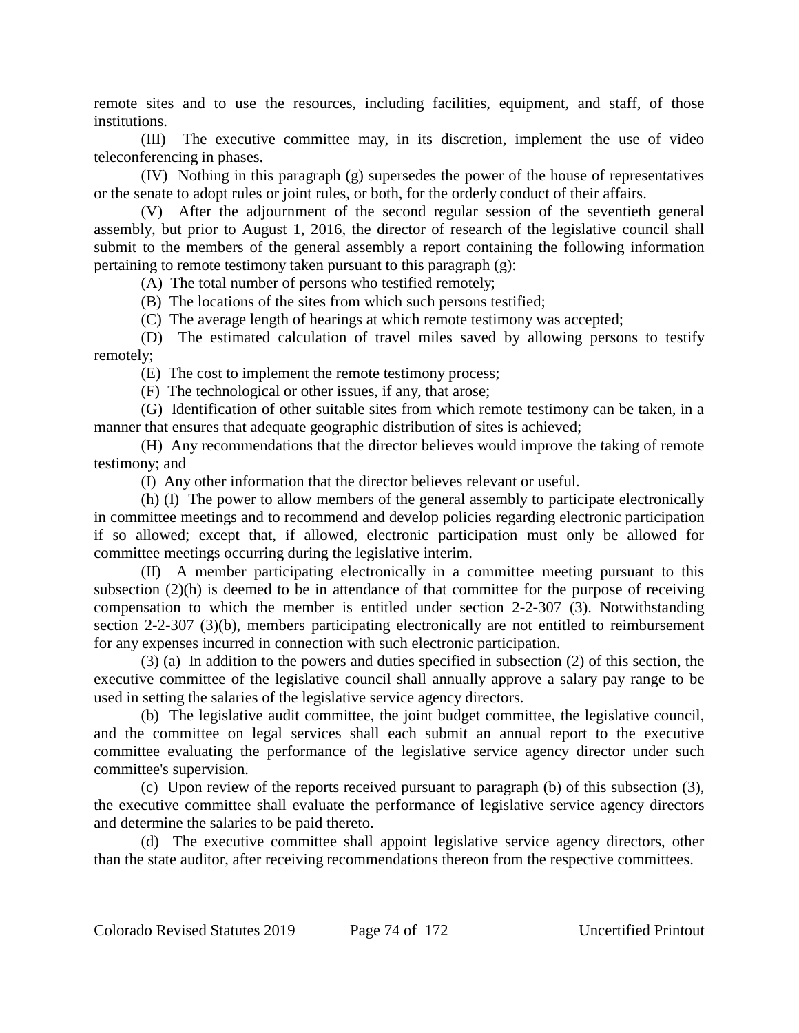remote sites and to use the resources, including facilities, equipment, and staff, of those institutions.

(III) The executive committee may, in its discretion, implement the use of video teleconferencing in phases.

(IV) Nothing in this paragraph (g) supersedes the power of the house of representatives or the senate to adopt rules or joint rules, or both, for the orderly conduct of their affairs.

(V) After the adjournment of the second regular session of the seventieth general assembly, but prior to August 1, 2016, the director of research of the legislative council shall submit to the members of the general assembly a report containing the following information pertaining to remote testimony taken pursuant to this paragraph (g):

(A) The total number of persons who testified remotely;

(B) The locations of the sites from which such persons testified;

(C) The average length of hearings at which remote testimony was accepted;

(D) The estimated calculation of travel miles saved by allowing persons to testify remotely;

(E) The cost to implement the remote testimony process;

(F) The technological or other issues, if any, that arose;

(G) Identification of other suitable sites from which remote testimony can be taken, in a manner that ensures that adequate geographic distribution of sites is achieved;

(H) Any recommendations that the director believes would improve the taking of remote testimony; and

(I) Any other information that the director believes relevant or useful.

(h) (I) The power to allow members of the general assembly to participate electronically in committee meetings and to recommend and develop policies regarding electronic participation if so allowed; except that, if allowed, electronic participation must only be allowed for committee meetings occurring during the legislative interim.

(II) A member participating electronically in a committee meeting pursuant to this subsection (2)(h) is deemed to be in attendance of that committee for the purpose of receiving compensation to which the member is entitled under section 2-2-307 (3). Notwithstanding section 2-2-307 (3)(b), members participating electronically are not entitled to reimbursement for any expenses incurred in connection with such electronic participation.

(3) (a) In addition to the powers and duties specified in subsection (2) of this section, the executive committee of the legislative council shall annually approve a salary pay range to be used in setting the salaries of the legislative service agency directors.

(b) The legislative audit committee, the joint budget committee, the legislative council, and the committee on legal services shall each submit an annual report to the executive committee evaluating the performance of the legislative service agency director under such committee's supervision.

(c) Upon review of the reports received pursuant to paragraph (b) of this subsection (3), the executive committee shall evaluate the performance of legislative service agency directors and determine the salaries to be paid thereto.

(d) The executive committee shall appoint legislative service agency directors, other than the state auditor, after receiving recommendations thereon from the respective committees.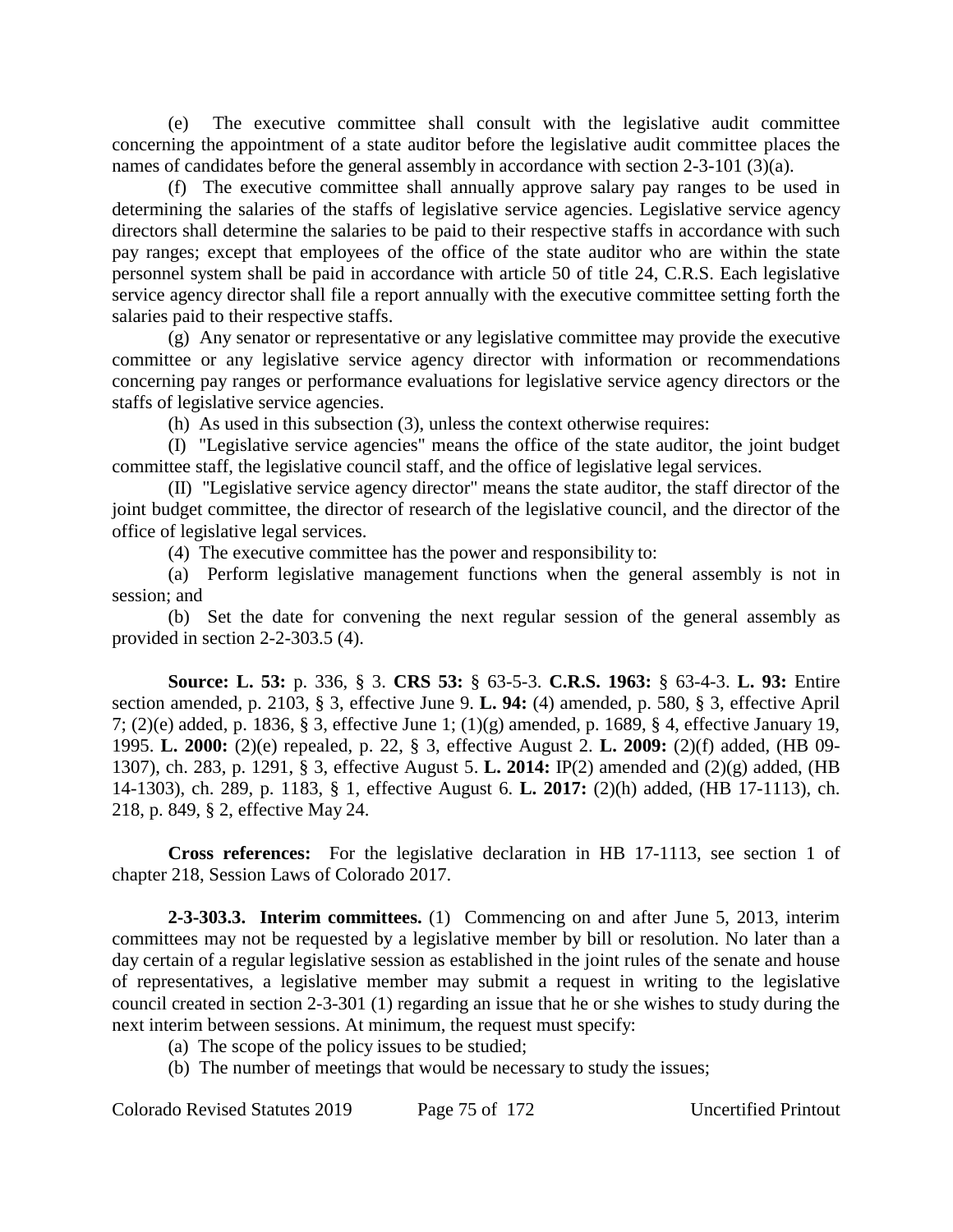(e) The executive committee shall consult with the legislative audit committee concerning the appointment of a state auditor before the legislative audit committee places the names of candidates before the general assembly in accordance with section 2-3-101 (3)(a).

(f) The executive committee shall annually approve salary pay ranges to be used in determining the salaries of the staffs of legislative service agencies. Legislative service agency directors shall determine the salaries to be paid to their respective staffs in accordance with such pay ranges; except that employees of the office of the state auditor who are within the state personnel system shall be paid in accordance with article 50 of title 24, C.R.S. Each legislative service agency director shall file a report annually with the executive committee setting forth the salaries paid to their respective staffs.

(g) Any senator or representative or any legislative committee may provide the executive committee or any legislative service agency director with information or recommendations concerning pay ranges or performance evaluations for legislative service agency directors or the staffs of legislative service agencies.

(h) As used in this subsection (3), unless the context otherwise requires:

(I) "Legislative service agencies" means the office of the state auditor, the joint budget committee staff, the legislative council staff, and the office of legislative legal services.

(II) "Legislative service agency director" means the state auditor, the staff director of the joint budget committee, the director of research of the legislative council, and the director of the office of legislative legal services.

(4) The executive committee has the power and responsibility to:

(a) Perform legislative management functions when the general assembly is not in session; and

(b) Set the date for convening the next regular session of the general assembly as provided in section 2-2-303.5 (4).

**Source: L. 53:** p. 336, § 3. **CRS 53:** § 63-5-3. **C.R.S. 1963:** § 63-4-3. **L. 93:** Entire section amended, p. 2103, § 3, effective June 9. **L. 94:** (4) amended, p. 580, § 3, effective April 7; (2)(e) added, p. 1836, § 3, effective June 1; (1)(g) amended, p. 1689, § 4, effective January 19, 1995. **L. 2000:** (2)(e) repealed, p. 22, § 3, effective August 2. **L. 2009:** (2)(f) added, (HB 09-1307), ch. 283, p. 1291, § 3, effective August 5. **L. 2014:** IP(2) amended and (2)(g) added, (HB 14-1303), ch. 289, p. 1183, § 1, effective August 6. **L. 2017:** (2)(h) added, (HB 17-1113), ch. 218, p. 849, § 2, effective May 24.

**Cross references:** For the legislative declaration in HB 17-1113, see section 1 of chapter 218, Session Laws of Colorado 2017.

**2-3-303.3. Interim committees.** (1) Commencing on and after June 5, 2013, interim committees may not be requested by a legislative member by bill or resolution. No later than a day certain of a regular legislative session as established in the joint rules of the senate and house of representatives, a legislative member may submit a request in writing to the legislative council created in section 2-3-301 (1) regarding an issue that he or she wishes to study during the next interim between sessions. At minimum, the request must specify:

(a) The scope of the policy issues to be studied;

(b) The number of meetings that would be necessary to study the issues;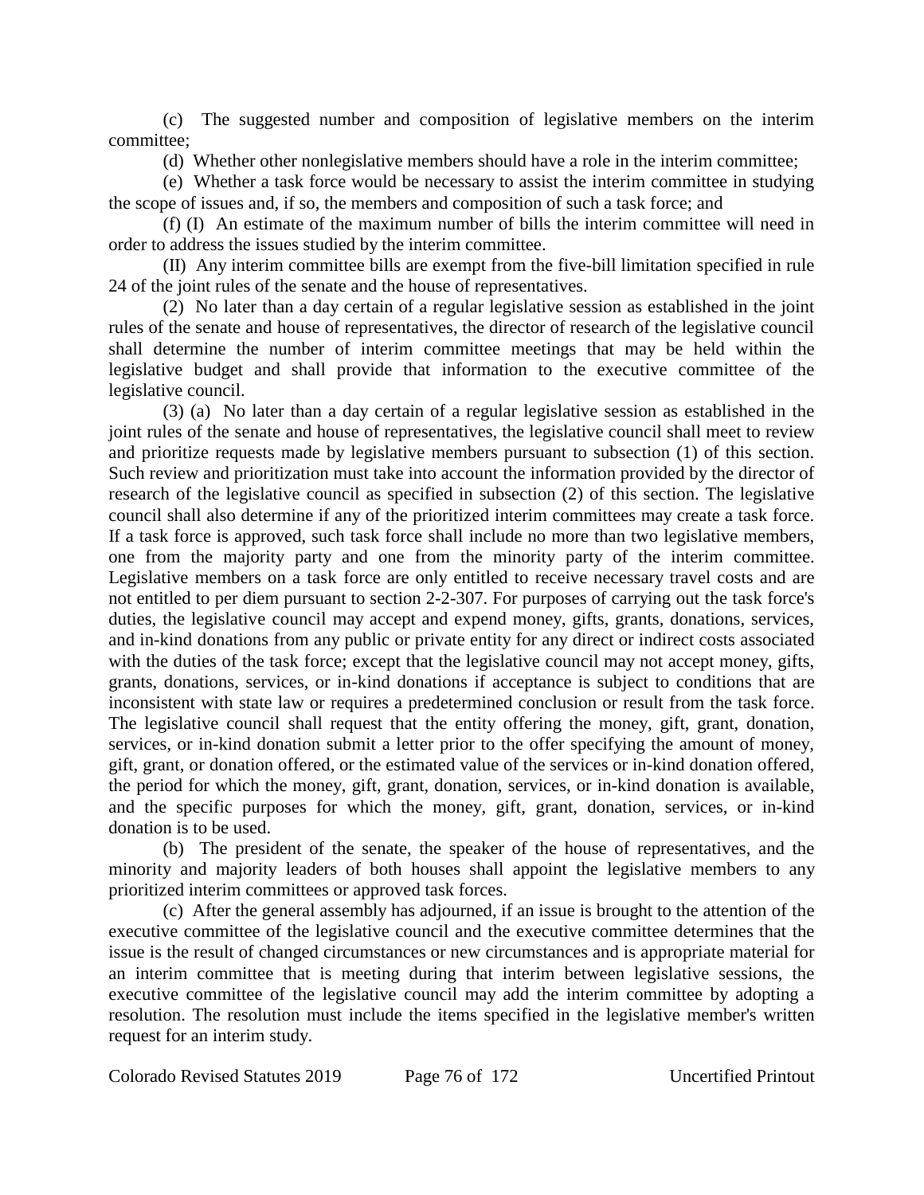(c) The suggested number and composition of legislative members on the interim committee;

(d) Whether other nonlegislative members should have a role in the interim committee;

(e) Whether a task force would be necessary to assist the interim committee in studying the scope of issues and, if so, the members and composition of such a task force; and

(f) (I) An estimate of the maximum number of bills the interim committee will need in order to address the issues studied by the interim committee.

(II) Any interim committee bills are exempt from the five-bill limitation specified in rule 24 of the joint rules of the senate and the house of representatives.

(2) No later than a day certain of a regular legislative session as established in the joint rules of the senate and house of representatives, the director of research of the legislative council shall determine the number of interim committee meetings that may be held within the legislative budget and shall provide that information to the executive committee of the legislative council.

(3) (a) No later than a day certain of a regular legislative session as established in the joint rules of the senate and house of representatives, the legislative council shall meet to review and prioritize requests made by legislative members pursuant to subsection (1) of this section. Such review and prioritization must take into account the information provided by the director of research of the legislative council as specified in subsection (2) of this section. The legislative council shall also determine if any of the prioritized interim committees may create a task force. If a task force is approved, such task force shall include no more than two legislative members, one from the majority party and one from the minority party of the interim committee. Legislative members on a task force are only entitled to receive necessary travel costs and are not entitled to per diem pursuant to section 2-2-307. For purposes of carrying out the task force's duties, the legislative council may accept and expend money, gifts, grants, donations, services, and in-kind donations from any public or private entity for any direct or indirect costs associated with the duties of the task force; except that the legislative council may not accept money, gifts, grants, donations, services, or in-kind donations if acceptance is subject to conditions that are inconsistent with state law or requires a predetermined conclusion or result from the task force. The legislative council shall request that the entity offering the money, gift, grant, donation, services, or in-kind donation submit a letter prior to the offer specifying the amount of money, gift, grant, or donation offered, or the estimated value of the services or in-kind donation offered, the period for which the money, gift, grant, donation, services, or in-kind donation is available, and the specific purposes for which the money, gift, grant, donation, services, or in-kind donation is to be used.

(b) The president of the senate, the speaker of the house of representatives, and the minority and majority leaders of both houses shall appoint the legislative members to any prioritized interim committees or approved task forces.

(c) After the general assembly has adjourned, if an issue is brought to the attention of the executive committee of the legislative council and the executive committee determines that the issue is the result of changed circumstances or new circumstances and is appropriate material for an interim committee that is meeting during that interim between legislative sessions, the executive committee of the legislative council may add the interim committee by adopting a resolution. The resolution must include the items specified in the legislative member's written request for an interim study.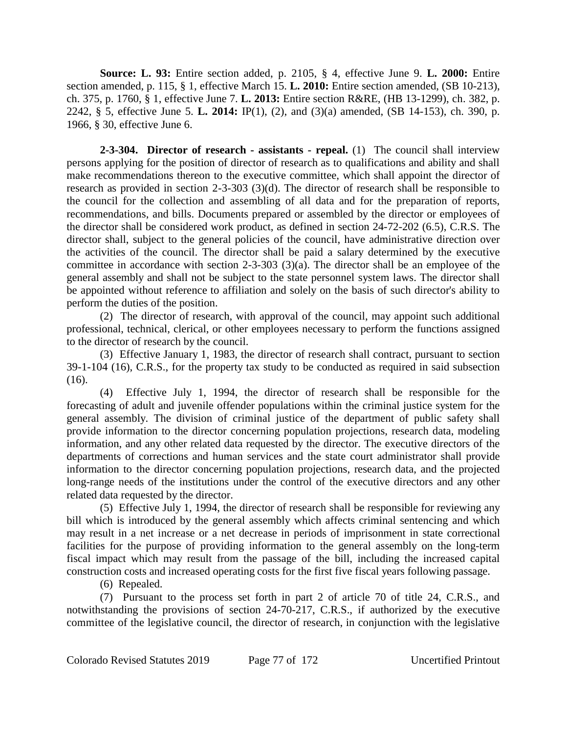**Source: L. 93:** Entire section added, p. 2105, § 4, effective June 9. **L. 2000:** Entire section amended, p. 115, § 1, effective March 15. **L. 2010:** Entire section amended, (SB 10-213), ch. 375, p. 1760, § 1, effective June 7. **L. 2013:** Entire section R&RE, (HB 13-1299), ch. 382, p. 2242, § 5, effective June 5. **L. 2014:** IP(1), (2), and (3)(a) amended, (SB 14-153), ch. 390, p. 1966, § 30, effective June 6.

**2-3-304. Director of research - assistants - repeal.** (1) The council shall interview persons applying for the position of director of research as to qualifications and ability and shall make recommendations thereon to the executive committee, which shall appoint the director of research as provided in section 2-3-303 (3)(d). The director of research shall be responsible to the council for the collection and assembling of all data and for the preparation of reports, recommendations, and bills. Documents prepared or assembled by the director or employees of the director shall be considered work product, as defined in section 24-72-202 (6.5), C.R.S. The director shall, subject to the general policies of the council, have administrative direction over the activities of the council. The director shall be paid a salary determined by the executive committee in accordance with section 2-3-303 (3)(a). The director shall be an employee of the general assembly and shall not be subject to the state personnel system laws. The director shall be appointed without reference to affiliation and solely on the basis of such director's ability to perform the duties of the position.

(2) The director of research, with approval of the council, may appoint such additional professional, technical, clerical, or other employees necessary to perform the functions assigned to the director of research by the council.

(3) Effective January 1, 1983, the director of research shall contract, pursuant to section 39-1-104 (16), C.R.S., for the property tax study to be conducted as required in said subsection (16).

(4) Effective July 1, 1994, the director of research shall be responsible for the forecasting of adult and juvenile offender populations within the criminal justice system for the general assembly. The division of criminal justice of the department of public safety shall provide information to the director concerning population projections, research data, modeling information, and any other related data requested by the director. The executive directors of the departments of corrections and human services and the state court administrator shall provide information to the director concerning population projections, research data, and the projected long-range needs of the institutions under the control of the executive directors and any other related data requested by the director.

(5) Effective July 1, 1994, the director of research shall be responsible for reviewing any bill which is introduced by the general assembly which affects criminal sentencing and which may result in a net increase or a net decrease in periods of imprisonment in state correctional facilities for the purpose of providing information to the general assembly on the long-term fiscal impact which may result from the passage of the bill, including the increased capital construction costs and increased operating costs for the first five fiscal years following passage.

(6) Repealed.

(7) Pursuant to the process set forth in part 2 of article 70 of title 24, C.R.S., and notwithstanding the provisions of section 24-70-217, C.R.S., if authorized by the executive committee of the legislative council, the director of research, in conjunction with the legislative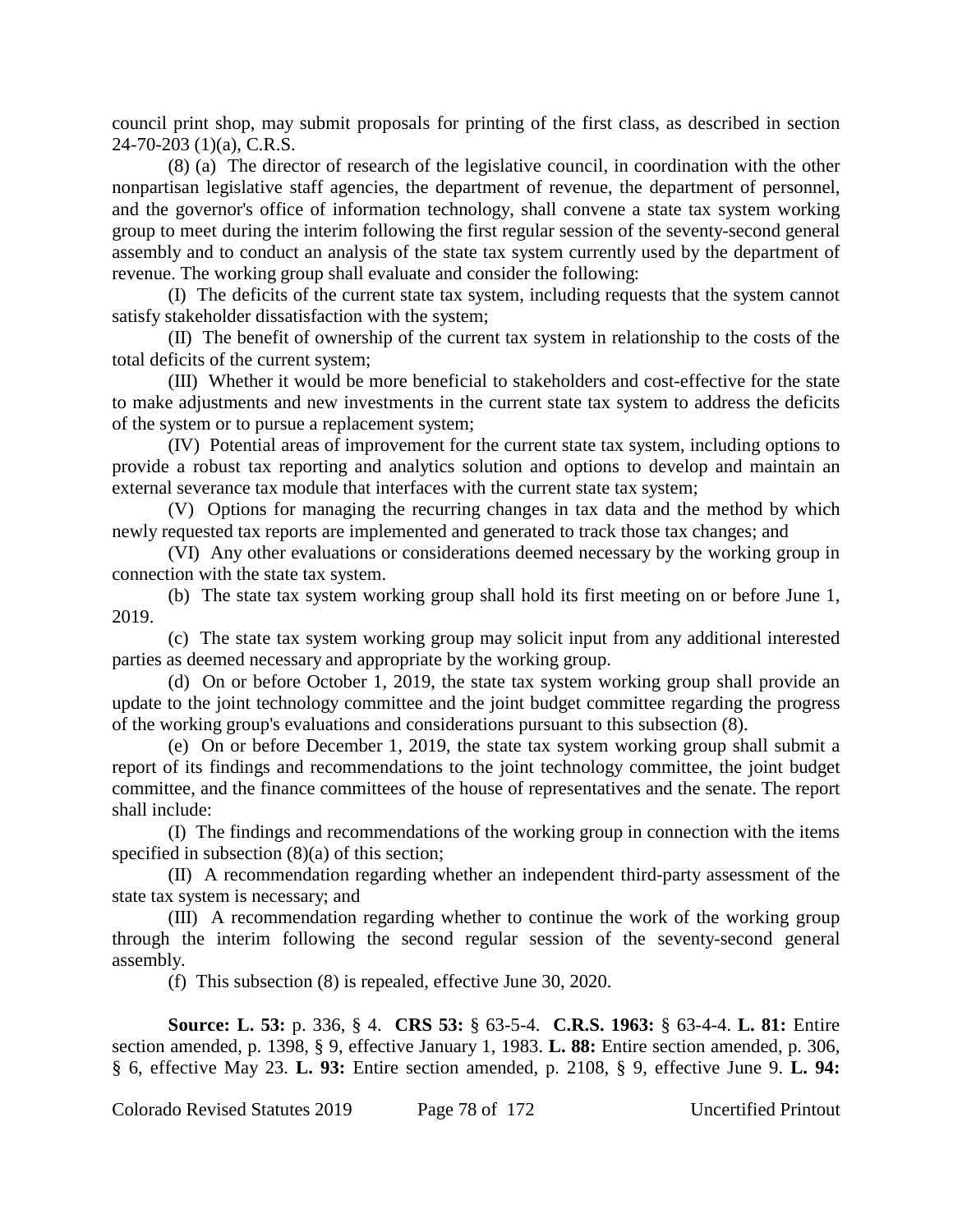council print shop, may submit proposals for printing of the first class, as described in section 24-70-203 (1)(a), C.R.S.

(8) (a) The director of research of the legislative council, in coordination with the other nonpartisan legislative staff agencies, the department of revenue, the department of personnel, and the governor's office of information technology, shall convene a state tax system working group to meet during the interim following the first regular session of the seventy-second general assembly and to conduct an analysis of the state tax system currently used by the department of revenue. The working group shall evaluate and consider the following:

(I) The deficits of the current state tax system, including requests that the system cannot satisfy stakeholder dissatisfaction with the system;

(II) The benefit of ownership of the current tax system in relationship to the costs of the total deficits of the current system;

(III) Whether it would be more beneficial to stakeholders and cost-effective for the state to make adjustments and new investments in the current state tax system to address the deficits of the system or to pursue a replacement system;

(IV) Potential areas of improvement for the current state tax system, including options to provide a robust tax reporting and analytics solution and options to develop and maintain an external severance tax module that interfaces with the current state tax system;

(V) Options for managing the recurring changes in tax data and the method by which newly requested tax reports are implemented and generated to track those tax changes; and

(VI) Any other evaluations or considerations deemed necessary by the working group in connection with the state tax system.

(b) The state tax system working group shall hold its first meeting on or before June 1, 2019.

(c) The state tax system working group may solicit input from any additional interested parties as deemed necessary and appropriate by the working group.

(d) On or before October 1, 2019, the state tax system working group shall provide an update to the joint technology committee and the joint budget committee regarding the progress of the working group's evaluations and considerations pursuant to this subsection (8).

(e) On or before December 1, 2019, the state tax system working group shall submit a report of its findings and recommendations to the joint technology committee, the joint budget committee, and the finance committees of the house of representatives and the senate. The report shall include:

(I) The findings and recommendations of the working group in connection with the items specified in subsection (8)(a) of this section;

(II) A recommendation regarding whether an independent third-party assessment of the state tax system is necessary; and

(III) A recommendation regarding whether to continue the work of the working group through the interim following the second regular session of the seventy-second general assembly.

(f) This subsection (8) is repealed, effective June 30, 2020.

**Source: L. 53:** p. 336, § 4. **CRS 53:** § 63-5-4. **C.R.S. 1963:** § 63-4-4. **L. 81:** Entire section amended, p. 1398, § 9, effective January 1, 1983. **L. 88:** Entire section amended, p. 306, § 6, effective May 23. **L. 93:** Entire section amended, p. 2108, § 9, effective June 9. **L. 94:**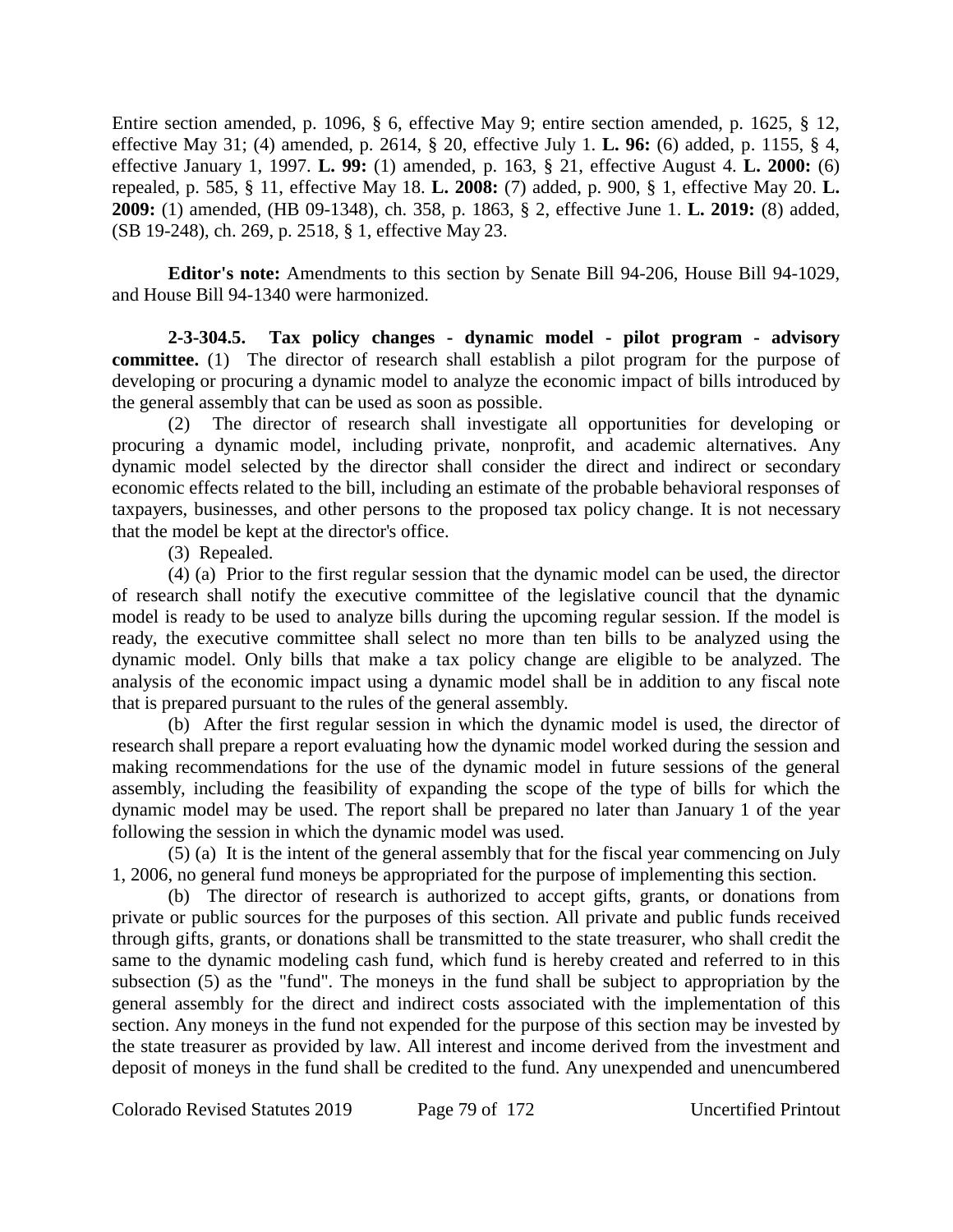Entire section amended, p. 1096, § 6, effective May 9; entire section amended, p. 1625, § 12, effective May 31; (4) amended, p. 2614, § 20, effective July 1. **L. 96:** (6) added, p. 1155, § 4, effective January 1, 1997. **L. 99:** (1) amended, p. 163, § 21, effective August 4. **L. 2000:** (6) repealed, p. 585, § 11, effective May 18. **L. 2008:** (7) added, p. 900, § 1, effective May 20. **L. 2009:** (1) amended, (HB 09-1348), ch. 358, p. 1863, § 2, effective June 1. **L. 2019:** (8) added, (SB 19-248), ch. 269, p. 2518, § 1, effective May 23.

**Editor's note:** Amendments to this section by Senate Bill 94-206, House Bill 94-1029, and House Bill 94-1340 were harmonized.

**2-3-304.5. Tax policy changes - dynamic model - pilot program - advisory committee.** (1) The director of research shall establish a pilot program for the purpose of developing or procuring a dynamic model to analyze the economic impact of bills introduced by the general assembly that can be used as soon as possible.

(2) The director of research shall investigate all opportunities for developing or procuring a dynamic model, including private, nonprofit, and academic alternatives. Any dynamic model selected by the director shall consider the direct and indirect or secondary economic effects related to the bill, including an estimate of the probable behavioral responses of taxpayers, businesses, and other persons to the proposed tax policy change. It is not necessary that the model be kept at the director's office.

(3) Repealed.

(4) (a) Prior to the first regular session that the dynamic model can be used, the director of research shall notify the executive committee of the legislative council that the dynamic model is ready to be used to analyze bills during the upcoming regular session. If the model is ready, the executive committee shall select no more than ten bills to be analyzed using the dynamic model. Only bills that make a tax policy change are eligible to be analyzed. The analysis of the economic impact using a dynamic model shall be in addition to any fiscal note that is prepared pursuant to the rules of the general assembly.

(b) After the first regular session in which the dynamic model is used, the director of research shall prepare a report evaluating how the dynamic model worked during the session and making recommendations for the use of the dynamic model in future sessions of the general assembly, including the feasibility of expanding the scope of the type of bills for which the dynamic model may be used. The report shall be prepared no later than January 1 of the year following the session in which the dynamic model was used.

(5) (a) It is the intent of the general assembly that for the fiscal year commencing on July 1, 2006, no general fund moneys be appropriated for the purpose of implementing this section.

(b) The director of research is authorized to accept gifts, grants, or donations from private or public sources for the purposes of this section. All private and public funds received through gifts, grants, or donations shall be transmitted to the state treasurer, who shall credit the same to the dynamic modeling cash fund, which fund is hereby created and referred to in this subsection (5) as the "fund". The moneys in the fund shall be subject to appropriation by the general assembly for the direct and indirect costs associated with the implementation of this section. Any moneys in the fund not expended for the purpose of this section may be invested by the state treasurer as provided by law. All interest and income derived from the investment and deposit of moneys in the fund shall be credited to the fund. Any unexpended and unencumbered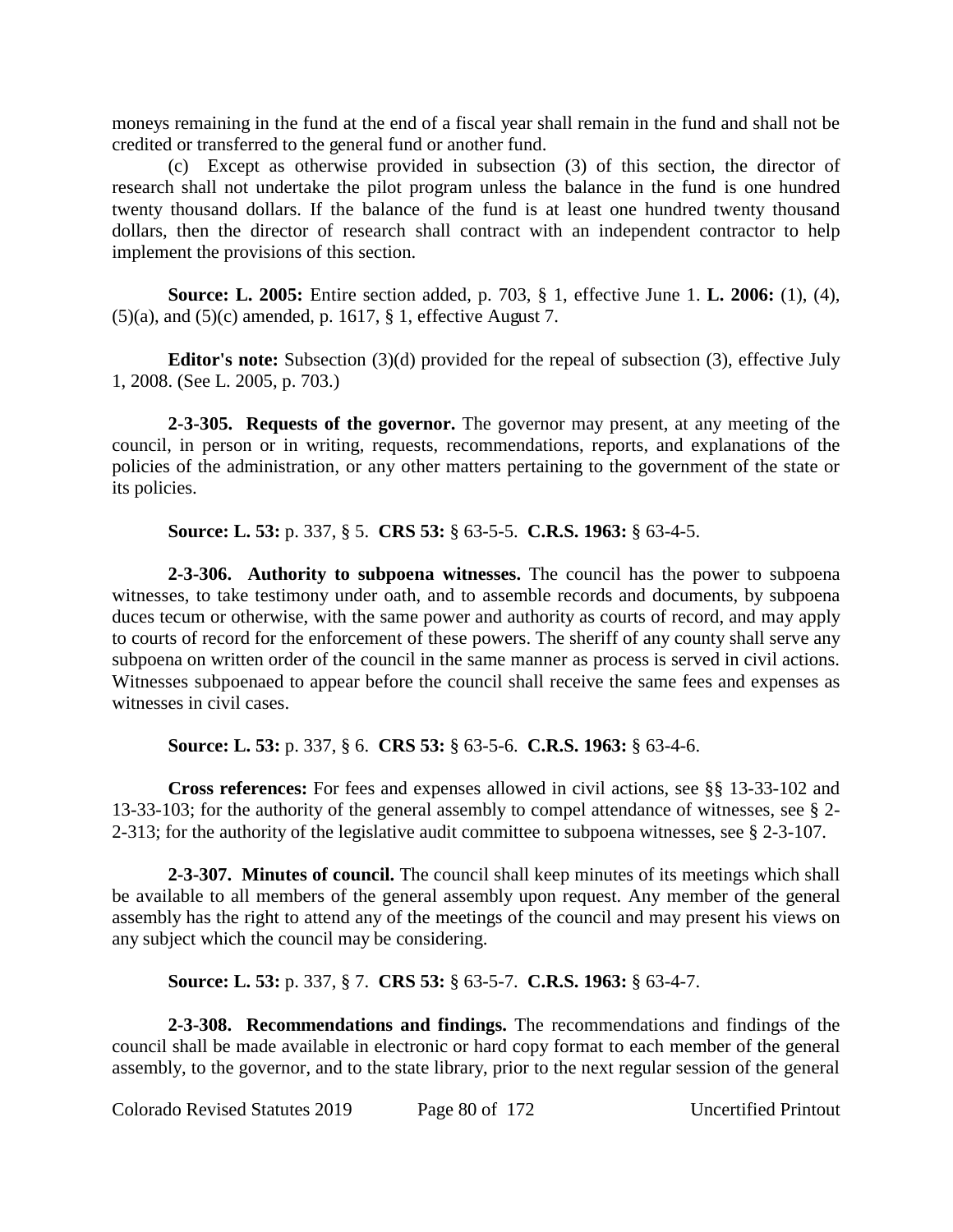moneys remaining in the fund at the end of a fiscal year shall remain in the fund and shall not be credited or transferred to the general fund or another fund.

(c) Except as otherwise provided in subsection (3) of this section, the director of research shall not undertake the pilot program unless the balance in the fund is one hundred twenty thousand dollars. If the balance of the fund is at least one hundred twenty thousand dollars, then the director of research shall contract with an independent contractor to help implement the provisions of this section.

**Source: L. 2005:** Entire section added, p. 703, § 1, effective June 1. **L. 2006:** (1), (4), (5)(a), and (5)(c) amended, p. 1617, § 1, effective August 7.

**Editor's note:** Subsection (3)(d) provided for the repeal of subsection (3), effective July 1, 2008. (See L. 2005, p. 703.)

**2-3-305. Requests of the governor.** The governor may present, at any meeting of the council, in person or in writing, requests, recommendations, reports, and explanations of the policies of the administration, or any other matters pertaining to the government of the state or its policies.

**Source: L. 53:** p. 337, § 5. **CRS 53:** § 63-5-5. **C.R.S. 1963:** § 63-4-5.

**2-3-306. Authority to subpoena witnesses.** The council has the power to subpoena witnesses, to take testimony under oath, and to assemble records and documents, by subpoena duces tecum or otherwise, with the same power and authority as courts of record, and may apply to courts of record for the enforcement of these powers. The sheriff of any county shall serve any subpoena on written order of the council in the same manner as process is served in civil actions. Witnesses subpoenaed to appear before the council shall receive the same fees and expenses as witnesses in civil cases.

**Source: L. 53:** p. 337, § 6. **CRS 53:** § 63-5-6. **C.R.S. 1963:** § 63-4-6.

**Cross references:** For fees and expenses allowed in civil actions, see §§ 13-33-102 and 13-33-103; for the authority of the general assembly to compel attendance of witnesses, see § 2-2-313; for the authority of the legislative audit committee to subpoena witnesses, see § 2-3-107.

**2-3-307. Minutes of council.** The council shall keep minutes of its meetings which shall be available to all members of the general assembly upon request. Any member of the general assembly has the right to attend any of the meetings of the council and may present his views on any subject which the council may be considering.

**Source: L. 53:** p. 337, § 7. **CRS 53:** § 63-5-7. **C.R.S. 1963:** § 63-4-7.

**2-3-308. Recommendations and findings.** The recommendations and findings of the council shall be made available in electronic or hard copy format to each member of the general assembly, to the governor, and to the state library, prior to the next regular session of the general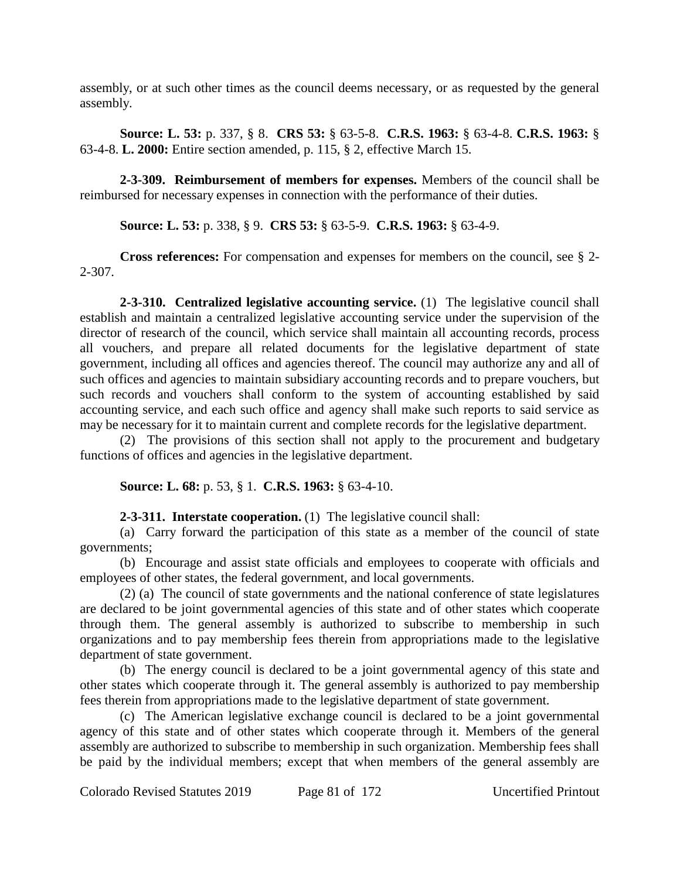assembly, or at such other times as the council deems necessary, or as requested by the general assembly.

**Source: L. 53:** p. 337, § 8. **CRS 53:** § 63-5-8. **C.R.S. 1963:** § 63-4-8. **C.R.S. 1963:** § 63-4-8. **L. 2000:** Entire section amended, p. 115, § 2, effective March 15.

**2-3-309. Reimbursement of members for expenses.** Members of the council shall be reimbursed for necessary expenses in connection with the performance of their duties.

**Source: L. 53:** p. 338, § 9. **CRS 53:** § 63-5-9. **C.R.S. 1963:** § 63-4-9.

**Cross references:** For compensation and expenses for members on the council, see § 2-2-307.

**2-3-310. Centralized legislative accounting service.** (1) The legislative council shall establish and maintain a centralized legislative accounting service under the supervision of the director of research of the council, which service shall maintain all accounting records, process all vouchers, and prepare all related documents for the legislative department of state government, including all offices and agencies thereof. The council may authorize any and all of such offices and agencies to maintain subsidiary accounting records and to prepare vouchers, but such records and vouchers shall conform to the system of accounting established by said accounting service, and each such office and agency shall make such reports to said service as may be necessary for it to maintain current and complete records for the legislative department.

(2) The provisions of this section shall not apply to the procurement and budgetary functions of offices and agencies in the legislative department.

**Source: L. 68:** p. 53, § 1. **C.R.S. 1963:** § 63-4-10.

**2-3-311. Interstate cooperation.** (1) The legislative council shall:

(a) Carry forward the participation of this state as a member of the council of state governments;

(b) Encourage and assist state officials and employees to cooperate with officials and employees of other states, the federal government, and local governments.

(2) (a) The council of state governments and the national conference of state legislatures are declared to be joint governmental agencies of this state and of other states which cooperate through them. The general assembly is authorized to subscribe to membership in such organizations and to pay membership fees therein from appropriations made to the legislative department of state government.

(b) The energy council is declared to be a joint governmental agency of this state and other states which cooperate through it. The general assembly is authorized to pay membership fees therein from appropriations made to the legislative department of state government.

(c) The American legislative exchange council is declared to be a joint governmental agency of this state and of other states which cooperate through it. Members of the general assembly are authorized to subscribe to membership in such organization. Membership fees shall be paid by the individual members; except that when members of the general assembly are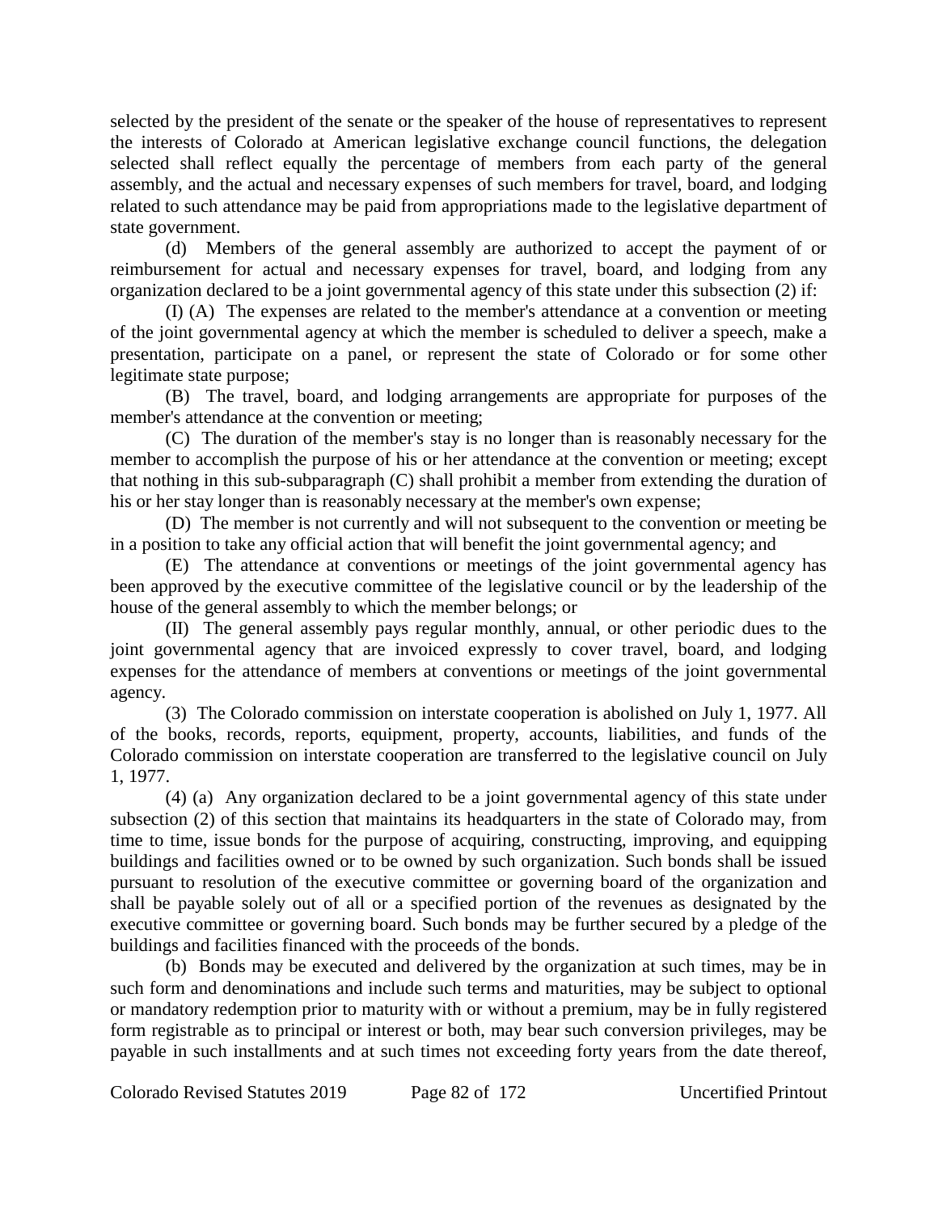selected by the president of the senate or the speaker of the house of representatives to represent the interests of Colorado at American legislative exchange council functions, the delegation selected shall reflect equally the percentage of members from each party of the general assembly, and the actual and necessary expenses of such members for travel, board, and lodging related to such attendance may be paid from appropriations made to the legislative department of state government.

(d) Members of the general assembly are authorized to accept the payment of or reimbursement for actual and necessary expenses for travel, board, and lodging from any organization declared to be a joint governmental agency of this state under this subsection (2) if:

(I) (A) The expenses are related to the member's attendance at a convention or meeting of the joint governmental agency at which the member is scheduled to deliver a speech, make a presentation, participate on a panel, or represent the state of Colorado or for some other legitimate state purpose;

(B) The travel, board, and lodging arrangements are appropriate for purposes of the member's attendance at the convention or meeting;

(C) The duration of the member's stay is no longer than is reasonably necessary for the member to accomplish the purpose of his or her attendance at the convention or meeting; except that nothing in this sub-subparagraph (C) shall prohibit a member from extending the duration of his or her stay longer than is reasonably necessary at the member's own expense;

(D) The member is not currently and will not subsequent to the convention or meeting be in a position to take any official action that will benefit the joint governmental agency; and

(E) The attendance at conventions or meetings of the joint governmental agency has been approved by the executive committee of the legislative council or by the leadership of the house of the general assembly to which the member belongs; or

(II) The general assembly pays regular monthly, annual, or other periodic dues to the joint governmental agency that are invoiced expressly to cover travel, board, and lodging expenses for the attendance of members at conventions or meetings of the joint governmental agency.

(3) The Colorado commission on interstate cooperation is abolished on July 1, 1977. All of the books, records, reports, equipment, property, accounts, liabilities, and funds of the Colorado commission on interstate cooperation are transferred to the legislative council on July 1, 1977.

(4) (a) Any organization declared to be a joint governmental agency of this state under subsection (2) of this section that maintains its headquarters in the state of Colorado may, from time to time, issue bonds for the purpose of acquiring, constructing, improving, and equipping buildings and facilities owned or to be owned by such organization. Such bonds shall be issued pursuant to resolution of the executive committee or governing board of the organization and shall be payable solely out of all or a specified portion of the revenues as designated by the executive committee or governing board. Such bonds may be further secured by a pledge of the buildings and facilities financed with the proceeds of the bonds.

(b) Bonds may be executed and delivered by the organization at such times, may be in such form and denominations and include such terms and maturities, may be subject to optional or mandatory redemption prior to maturity with or without a premium, may be in fully registered form registrable as to principal or interest or both, may bear such conversion privileges, may be payable in such installments and at such times not exceeding forty years from the date thereof,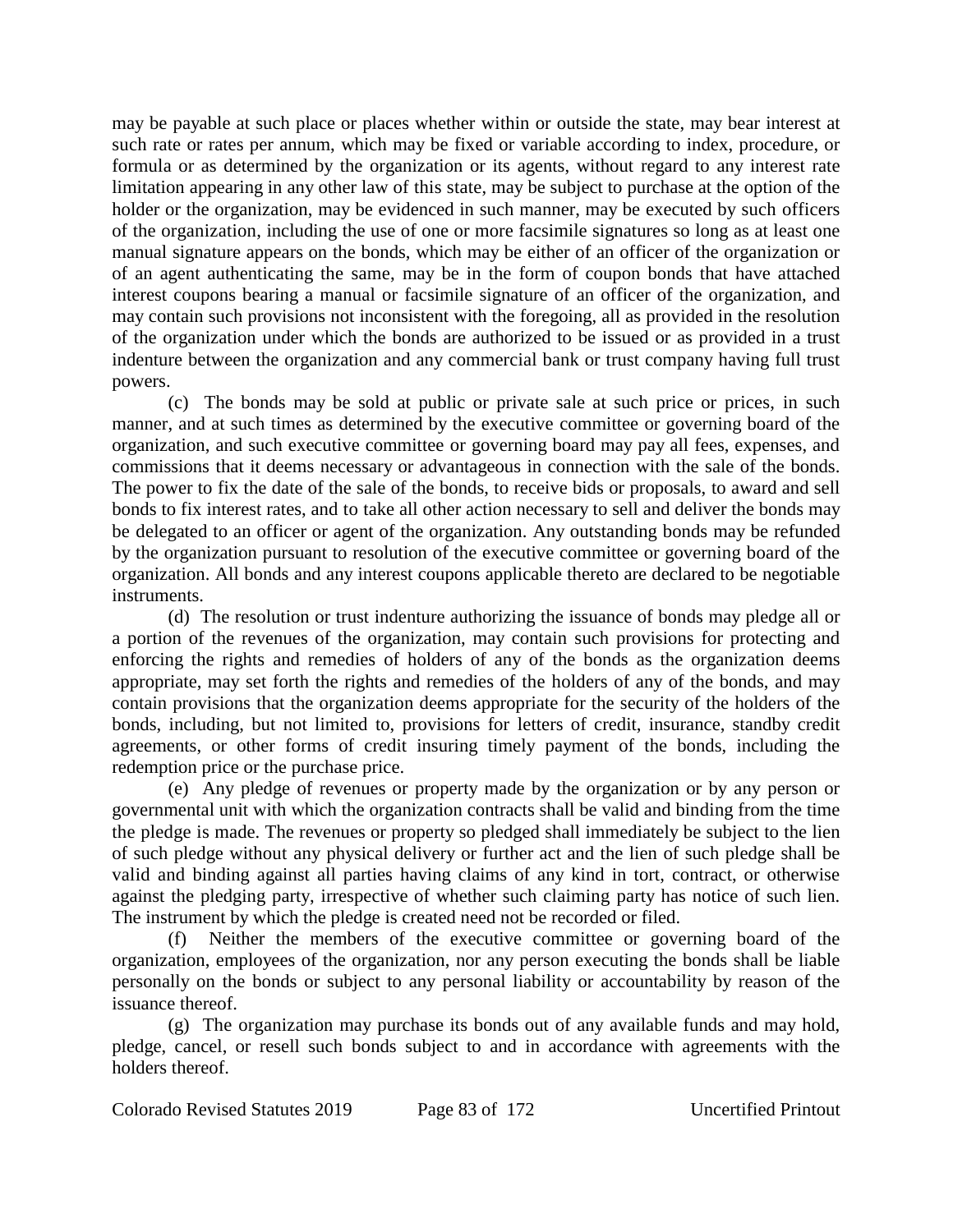may be payable at such place or places whether within or outside the state, may bear interest at such rate or rates per annum, which may be fixed or variable according to index, procedure, or formula or as determined by the organization or its agents, without regard to any interest rate limitation appearing in any other law of this state, may be subject to purchase at the option of the holder or the organization, may be evidenced in such manner, may be executed by such officers of the organization, including the use of one or more facsimile signatures so long as at least one manual signature appears on the bonds, which may be either of an officer of the organization or of an agent authenticating the same, may be in the form of coupon bonds that have attached interest coupons bearing a manual or facsimile signature of an officer of the organization, and may contain such provisions not inconsistent with the foregoing, all as provided in the resolution of the organization under which the bonds are authorized to be issued or as provided in a trust indenture between the organization and any commercial bank or trust company having full trust powers.

(c) The bonds may be sold at public or private sale at such price or prices, in such manner, and at such times as determined by the executive committee or governing board of the organization, and such executive committee or governing board may pay all fees, expenses, and commissions that it deems necessary or advantageous in connection with the sale of the bonds. The power to fix the date of the sale of the bonds, to receive bids or proposals, to award and sell bonds to fix interest rates, and to take all other action necessary to sell and deliver the bonds may be delegated to an officer or agent of the organization. Any outstanding bonds may be refunded by the organization pursuant to resolution of the executive committee or governing board of the organization. All bonds and any interest coupons applicable thereto are declared to be negotiable instruments.

(d) The resolution or trust indenture authorizing the issuance of bonds may pledge all or a portion of the revenues of the organization, may contain such provisions for protecting and enforcing the rights and remedies of holders of any of the bonds as the organization deems appropriate, may set forth the rights and remedies of the holders of any of the bonds, and may contain provisions that the organization deems appropriate for the security of the holders of the bonds, including, but not limited to, provisions for letters of credit, insurance, standby credit agreements, or other forms of credit insuring timely payment of the bonds, including the redemption price or the purchase price.

(e) Any pledge of revenues or property made by the organization or by any person or governmental unit with which the organization contracts shall be valid and binding from the time the pledge is made. The revenues or property so pledged shall immediately be subject to the lien of such pledge without any physical delivery or further act and the lien of such pledge shall be valid and binding against all parties having claims of any kind in tort, contract, or otherwise against the pledging party, irrespective of whether such claiming party has notice of such lien. The instrument by which the pledge is created need not be recorded or filed.

(f) Neither the members of the executive committee or governing board of the organization, employees of the organization, nor any person executing the bonds shall be liable personally on the bonds or subject to any personal liability or accountability by reason of the issuance thereof.

(g) The organization may purchase its bonds out of any available funds and may hold, pledge, cancel, or resell such bonds subject to and in accordance with agreements with the holders thereof.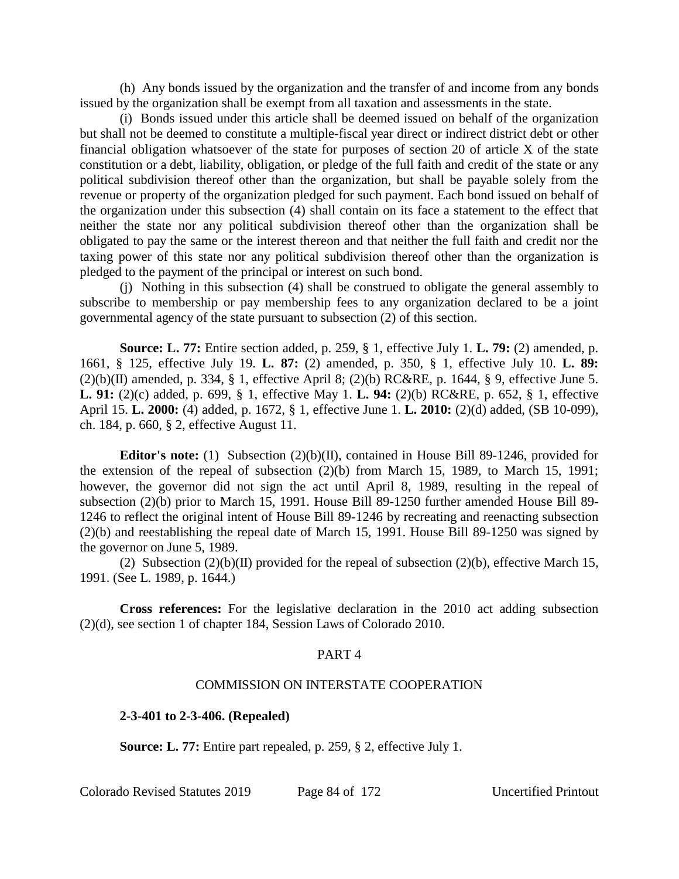(h) Any bonds issued by the organization and the transfer of and income from any bonds issued by the organization shall be exempt from all taxation and assessments in the state.

(i) Bonds issued under this article shall be deemed issued on behalf of the organization but shall not be deemed to constitute a multiple-fiscal year direct or indirect district debt or other financial obligation whatsoever of the state for purposes of section 20 of article X of the state constitution or a debt, liability, obligation, or pledge of the full faith and credit of the state or any political subdivision thereof other than the organization, but shall be payable solely from the revenue or property of the organization pledged for such payment. Each bond issued on behalf of the organization under this subsection (4) shall contain on its face a statement to the effect that neither the state nor any political subdivision thereof other than the organization shall be obligated to pay the same or the interest thereon and that neither the full faith and credit nor the taxing power of this state nor any political subdivision thereof other than the organization is pledged to the payment of the principal or interest on such bond.

(j) Nothing in this subsection (4) shall be construed to obligate the general assembly to subscribe to membership or pay membership fees to any organization declared to be a joint governmental agency of the state pursuant to subsection (2) of this section.

**Source: L. 77:** Entire section added, p. 259, § 1, effective July 1. **L. 79:** (2) amended, p. 1661, § 125, effective July 19. **L. 87:** (2) amended, p. 350, § 1, effective July 10. **L. 89:** (2)(b)(II) amended, p. 334, § 1, effective April 8; (2)(b) RC&RE, p. 1644, § 9, effective June 5. **L. 91:** (2)(c) added, p. 699, § 1, effective May 1. **L. 94:** (2)(b) RC&RE, p. 652, § 1, effective April 15. **L. 2000:** (4) added, p. 1672, § 1, effective June 1. **L. 2010:** (2)(d) added, (SB 10-099), ch. 184, p. 660, § 2, effective August 11.

**Editor's note:** (1) Subsection (2)(b)(II), contained in House Bill 89-1246, provided for the extension of the repeal of subsection (2)(b) from March 15, 1989, to March 15, 1991; however, the governor did not sign the act until April 8, 1989, resulting in the repeal of subsection (2)(b) prior to March 15, 1991. House Bill 89-1250 further amended House Bill 89-1246 to reflect the original intent of House Bill 89-1246 by recreating and reenacting subsection (2)(b) and reestablishing the repeal date of March 15, 1991. House Bill 89-1250 was signed by the governor on June 5, 1989.

(2) Subsection (2)(b)(II) provided for the repeal of subsection (2)(b), effective March 15, 1991. (See L. 1989, p. 1644.)

**Cross references:** For the legislative declaration in the 2010 act adding subsection (2)(d), see section 1 of chapter 184, Session Laws of Colorado 2010.

## PART 4

## COMMISSION ON INTERSTATE COOPERATION

**2-3-401 to 2-3-406. (Repealed)**

**Source: L. 77:** Entire part repealed, p. 259, § 2, effective July 1.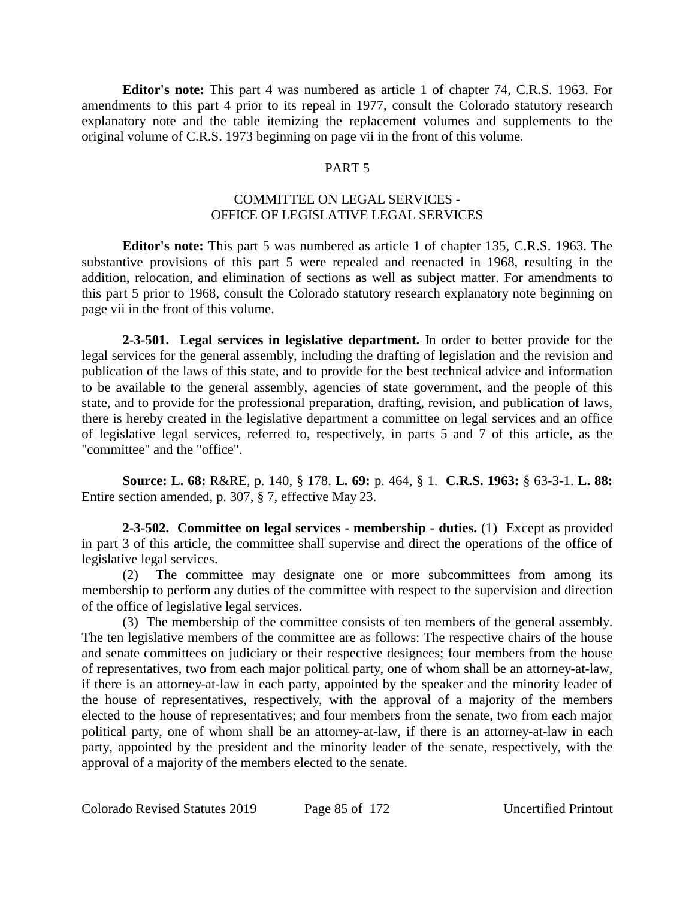**Editor's note:** This part 4 was numbered as article 1 of chapter 74, C.R.S. 1963. For amendments to this part 4 prior to its repeal in 1977, consult the Colorado statutory research explanatory note and the table itemizing the replacement volumes and supplements to the original volume of C.R.S. 1973 beginning on page vii in the front of this volume.

## PART 5

## COMMITTEE ON LEGAL SERVICES - OFFICE OF LEGISLATIVE LEGAL SERVICES

**Editor's note:** This part 5 was numbered as article 1 of chapter 135, C.R.S. 1963. The substantive provisions of this part 5 were repealed and reenacted in 1968, resulting in the addition, relocation, and elimination of sections as well as subject matter. For amendments to this part 5 prior to 1968, consult the Colorado statutory research explanatory note beginning on page vii in the front of this volume.

**2-3-501. Legal services in legislative department.** In order to better provide for the legal services for the general assembly, including the drafting of legislation and the revision and publication of the laws of this state, and to provide for the best technical advice and information to be available to the general assembly, agencies of state government, and the people of this state, and to provide for the professional preparation, drafting, revision, and publication of laws, there is hereby created in the legislative department a committee on legal services and an office of legislative legal services, referred to, respectively, in parts 5 and 7 of this article, as the "committee" and the "office".

**Source: L. 68:** R&RE, p. 140, § 178. **L. 69:** p. 464, § 1. **C.R.S. 1963:** § 63-3-1. **L. 88:** Entire section amended, p. 307, § 7, effective May 23.

**2-3-502. Committee on legal services - membership - duties.** (1) Except as provided in part 3 of this article, the committee shall supervise and direct the operations of the office of legislative legal services.

(2) The committee may designate one or more subcommittees from among its membership to perform any duties of the committee with respect to the supervision and direction of the office of legislative legal services.

(3) The membership of the committee consists of ten members of the general assembly. The ten legislative members of the committee are as follows: The respective chairs of the house and senate committees on judiciary or their respective designees; four members from the house of representatives, two from each major political party, one of whom shall be an attorney-at-law, if there is an attorney-at-law in each party, appointed by the speaker and the minority leader of the house of representatives, respectively, with the approval of a majority of the members elected to the house of representatives; and four members from the senate, two from each major political party, one of whom shall be an attorney-at-law, if there is an attorney-at-law in each party, appointed by the president and the minority leader of the senate, respectively, with the approval of a majority of the members elected to the senate.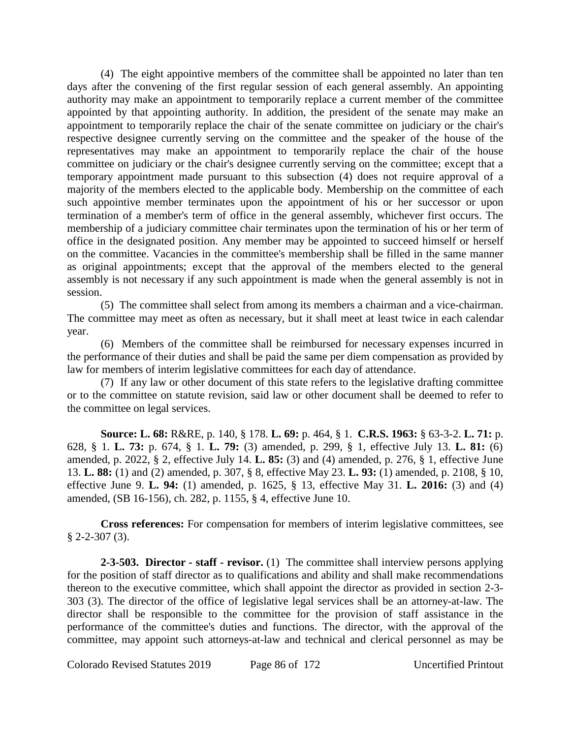(4) The eight appointive members of the committee shall be appointed no later than ten days after the convening of the first regular session of each general assembly. An appointing authority may make an appointment to temporarily replace a current member of the committee appointed by that appointing authority. In addition, the president of the senate may make an appointment to temporarily replace the chair of the senate committee on judiciary or the chair's respective designee currently serving on the committee and the speaker of the house of the representatives may make an appointment to temporarily replace the chair of the house committee on judiciary or the chair's designee currently serving on the committee; except that a temporary appointment made pursuant to this subsection (4) does not require approval of a majority of the members elected to the applicable body. Membership on the committee of each such appointive member terminates upon the appointment of his or her successor or upon termination of a member's term of office in the general assembly, whichever first occurs. The membership of a judiciary committee chair terminates upon the termination of his or her term of office in the designated position. Any member may be appointed to succeed himself or herself on the committee. Vacancies in the committee's membership shall be filled in the same manner as original appointments; except that the approval of the members elected to the general assembly is not necessary if any such appointment is made when the general assembly is not in session.

(5) The committee shall select from among its members a chairman and a vice-chairman. The committee may meet as often as necessary, but it shall meet at least twice in each calendar year.

(6) Members of the committee shall be reimbursed for necessary expenses incurred in the performance of their duties and shall be paid the same per diem compensation as provided by law for members of interim legislative committees for each day of attendance.

(7) If any law or other document of this state refers to the legislative drafting committee or to the committee on statute revision, said law or other document shall be deemed to refer to the committee on legal services.

**Source: L. 68:** R&RE, p. 140, § 178. **L. 69:** p. 464, § 1. **C.R.S. 1963:** § 63-3-2. **L. 71:** p. 628, § 1. **L. 73:** p. 674, § 1. **L. 79:** (3) amended, p. 299, § 1, effective July 13. **L. 81:** (6) amended, p. 2022, § 2, effective July 14. **L. 85:** (3) and (4) amended, p. 276, § 1, effective June 13. **L. 88:** (1) and (2) amended, p. 307, § 8, effective May 23. **L. 93:** (1) amended, p. 2108, § 10, effective June 9. **L. 94:** (1) amended, p. 1625, § 13, effective May 31. **L. 2016:** (3) and (4) amended, (SB 16-156), ch. 282, p. 1155, § 4, effective June 10.

**Cross references:** For compensation for members of interim legislative committees, see § 2-2-307 (3).

**2-3-503. Director - staff - revisor.** (1) The committee shall interview persons applying for the position of staff director as to qualifications and ability and shall make recommendations thereon to the executive committee, which shall appoint the director as provided in section 2-3-303 (3). The director of the office of legislative legal services shall be an attorney-at-law. The director shall be responsible to the committee for the provision of staff assistance in the performance of the committee's duties and functions. The director, with the approval of the committee, may appoint such attorneys-at-law and technical and clerical personnel as may be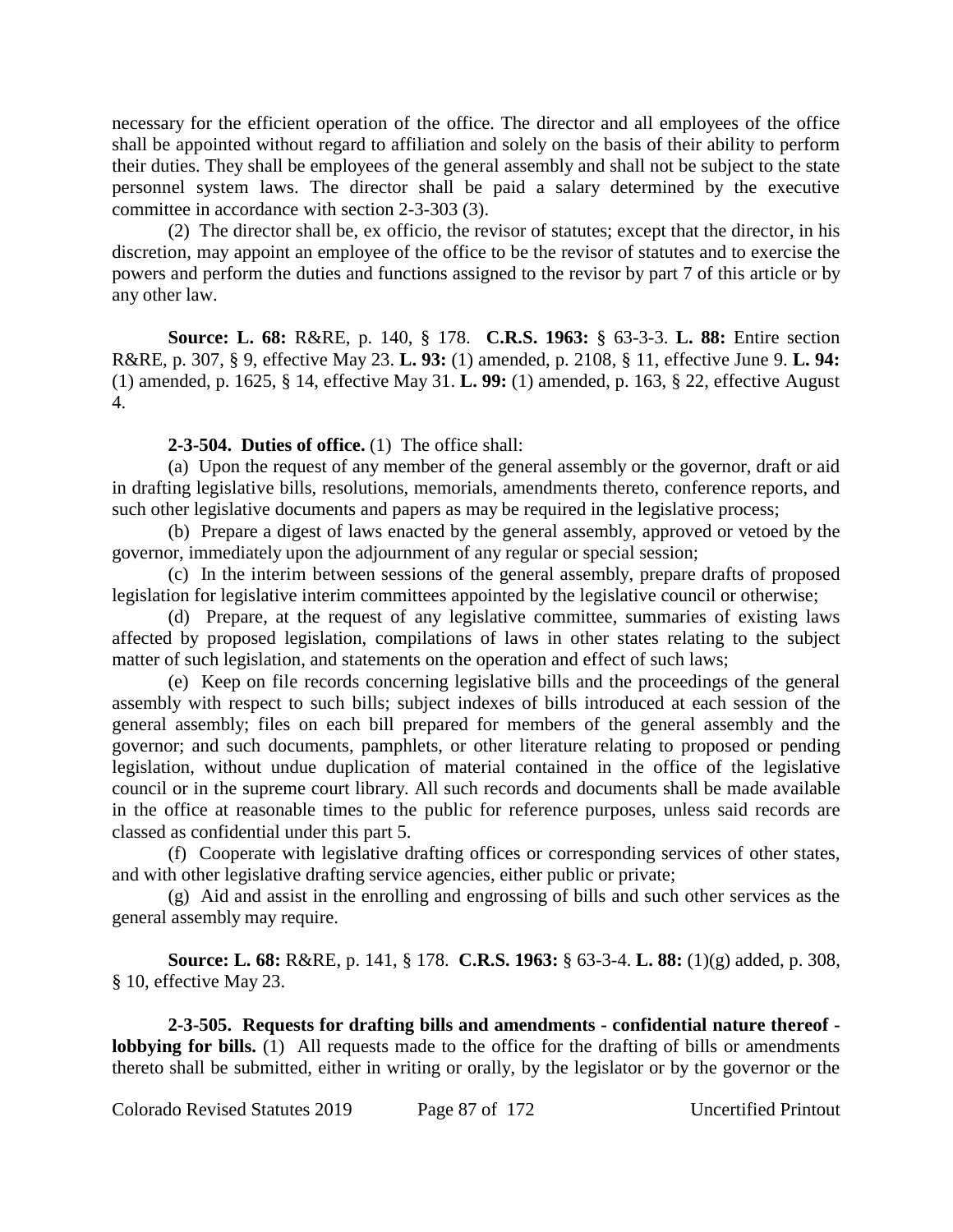necessary for the efficient operation of the office. The director and all employees of the office shall be appointed without regard to affiliation and solely on the basis of their ability to perform their duties. They shall be employees of the general assembly and shall not be subject to the state personnel system laws. The director shall be paid a salary determined by the executive committee in accordance with section 2-3-303 (3).

(2) The director shall be, ex officio, the revisor of statutes; except that the director, in his discretion, may appoint an employee of the office to be the revisor of statutes and to exercise the powers and perform the duties and functions assigned to the revisor by part 7 of this article or by any other law.

**Source: L. 68:** R&RE, p. 140, § 178. **C.R.S. 1963:** § 63-3-3. **L. 88:** Entire section R&RE, p. 307, § 9, effective May 23. **L. 93:** (1) amended, p. 2108, § 11, effective June 9. **L. 94:** (1) amended, p. 1625, § 14, effective May 31. **L. 99:** (1) amended, p. 163, § 22, effective August 4.

**2-3-504. Duties of office.** (1) The office shall:

(a) Upon the request of any member of the general assembly or the governor, draft or aid in drafting legislative bills, resolutions, memorials, amendments thereto, conference reports, and such other legislative documents and papers as may be required in the legislative process;

(b) Prepare a digest of laws enacted by the general assembly, approved or vetoed by the governor, immediately upon the adjournment of any regular or special session;

(c) In the interim between sessions of the general assembly, prepare drafts of proposed legislation for legislative interim committees appointed by the legislative council or otherwise;

(d) Prepare, at the request of any legislative committee, summaries of existing laws affected by proposed legislation, compilations of laws in other states relating to the subject matter of such legislation, and statements on the operation and effect of such laws;

(e) Keep on file records concerning legislative bills and the proceedings of the general assembly with respect to such bills; subject indexes of bills introduced at each session of the general assembly; files on each bill prepared for members of the general assembly and the governor; and such documents, pamphlets, or other literature relating to proposed or pending legislation, without undue duplication of material contained in the office of the legislative council or in the supreme court library. All such records and documents shall be made available in the office at reasonable times to the public for reference purposes, unless said records are classed as confidential under this part 5.

(f) Cooperate with legislative drafting offices or corresponding services of other states, and with other legislative drafting service agencies, either public or private;

(g) Aid and assist in the enrolling and engrossing of bills and such other services as the general assembly may require.

**Source: L. 68:** R&RE, p. 141, § 178. **C.R.S. 1963:** § 63-3-4. **L. 88:** (1)(g) added, p. 308, § 10, effective May 23.

**2-3-505. Requests for drafting bills and amendments - confidential nature thereof - lobbying for bills.** (1) All requests made to the office for the drafting of bills or amendments thereto shall be submitted, either in writing or orally, by the legislator or by the governor or the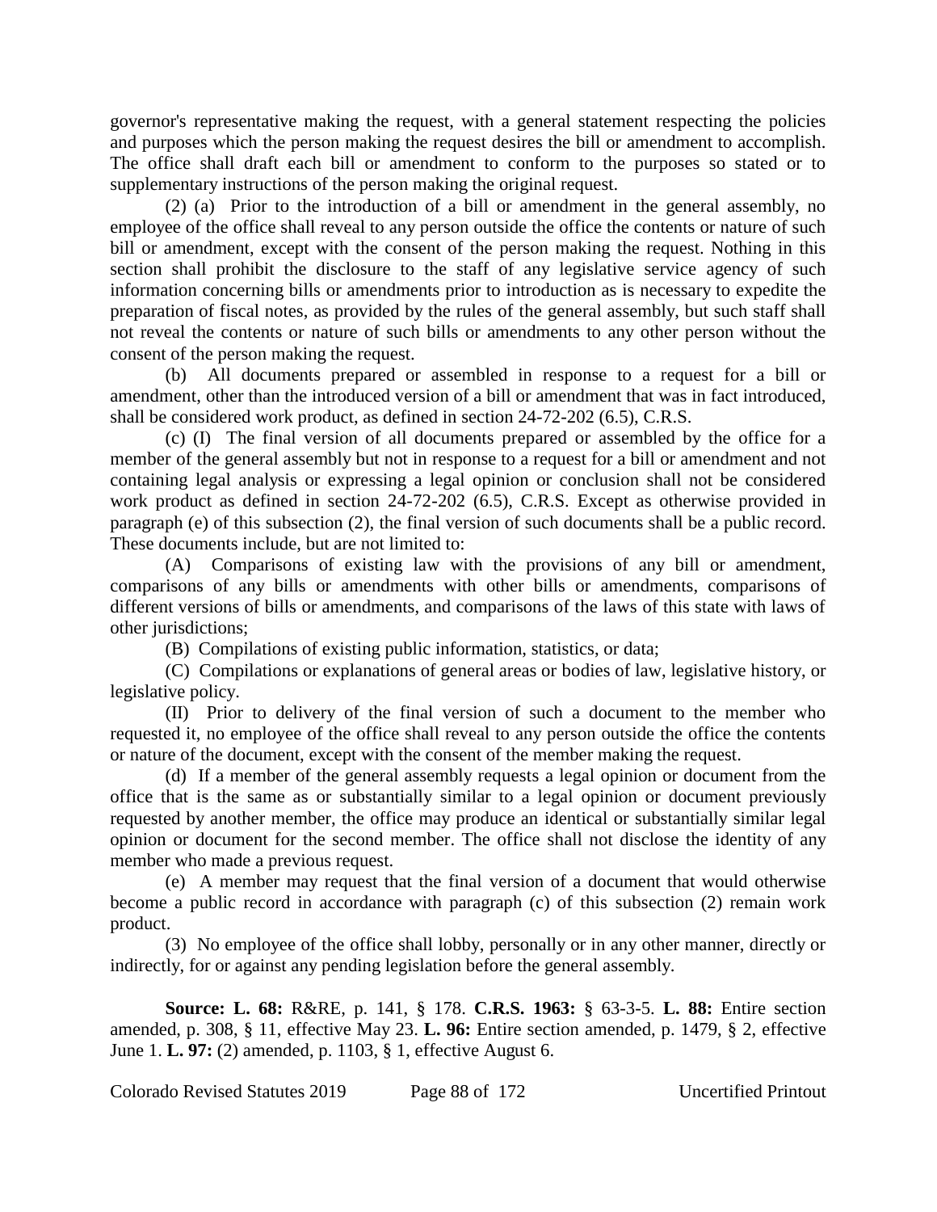governor's representative making the request, with a general statement respecting the policies and purposes which the person making the request desires the bill or amendment to accomplish. The office shall draft each bill or amendment to conform to the purposes so stated or to supplementary instructions of the person making the original request.

(2) (a) Prior to the introduction of a bill or amendment in the general assembly, no employee of the office shall reveal to any person outside the office the contents or nature of such bill or amendment, except with the consent of the person making the request. Nothing in this section shall prohibit the disclosure to the staff of any legislative service agency of such information concerning bills or amendments prior to introduction as is necessary to expedite the preparation of fiscal notes, as provided by the rules of the general assembly, but such staff shall not reveal the contents or nature of such bills or amendments to any other person without the consent of the person making the request.

(b) All documents prepared or assembled in response to a request for a bill or amendment, other than the introduced version of a bill or amendment that was in fact introduced, shall be considered work product, as defined in section 24-72-202 (6.5), C.R.S.

(c) (I) The final version of all documents prepared or assembled by the office for a member of the general assembly but not in response to a request for a bill or amendment and not containing legal analysis or expressing a legal opinion or conclusion shall not be considered work product as defined in section 24-72-202 (6.5), C.R.S. Except as otherwise provided in paragraph (e) of this subsection (2), the final version of such documents shall be a public record. These documents include, but are not limited to:

(A) Comparisons of existing law with the provisions of any bill or amendment, comparisons of any bills or amendments with other bills or amendments, comparisons of different versions of bills or amendments, and comparisons of the laws of this state with laws of other jurisdictions;

(B) Compilations of existing public information, statistics, or data;

(C) Compilations or explanations of general areas or bodies of law, legislative history, or legislative policy.

(II) Prior to delivery of the final version of such a document to the member who requested it, no employee of the office shall reveal to any person outside the office the contents or nature of the document, except with the consent of the member making the request.

(d) If a member of the general assembly requests a legal opinion or document from the office that is the same as or substantially similar to a legal opinion or document previously requested by another member, the office may produce an identical or substantially similar legal opinion or document for the second member. The office shall not disclose the identity of any member who made a previous request.

(e) A member may request that the final version of a document that would otherwise become a public record in accordance with paragraph (c) of this subsection (2) remain work product.

(3) No employee of the office shall lobby, personally or in any other manner, directly or indirectly, for or against any pending legislation before the general assembly.

**Source: L. 68:** R&RE, p. 141, § 178. **C.R.S. 1963:** § 63-3-5. **L. 88:** Entire section amended, p. 308, § 11, effective May 23. **L. 96:** Entire section amended, p. 1479, § 2, effective June 1. **L. 97:** (2) amended, p. 1103, § 1, effective August 6.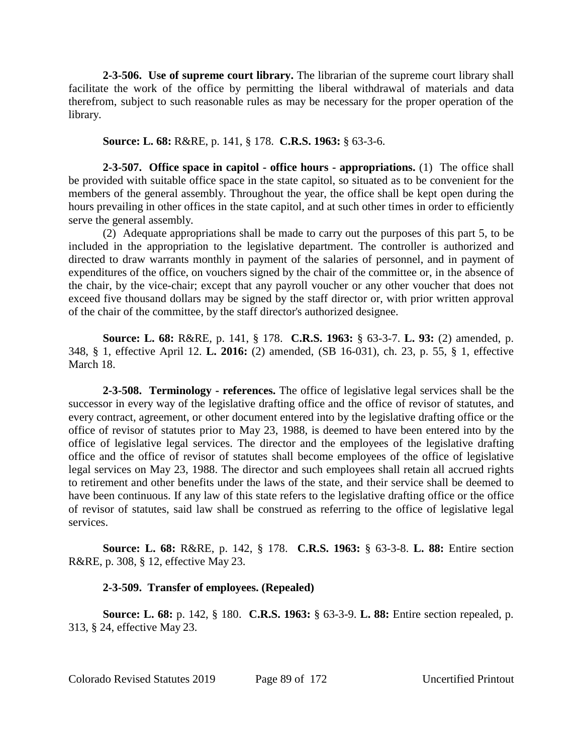**2-3-506. Use of supreme court library.** The librarian of the supreme court library shall facilitate the work of the office by permitting the liberal withdrawal of materials and data therefrom, subject to such reasonable rules as may be necessary for the proper operation of the library.

**Source: L. 68:** R&RE, p. 141, § 178. **C.R.S. 1963:** § 63-3-6.

**2-3-507. Office space in capitol - office hours - appropriations.** (1) The office shall be provided with suitable office space in the state capitol, so situated as to be convenient for the members of the general assembly. Throughout the year, the office shall be kept open during the hours prevailing in other offices in the state capitol, and at such other times in order to efficiently serve the general assembly.

(2) Adequate appropriations shall be made to carry out the purposes of this part 5, to be included in the appropriation to the legislative department. The controller is authorized and directed to draw warrants monthly in payment of the salaries of personnel, and in payment of expenditures of the office, on vouchers signed by the chair of the committee or, in the absence of the chair, by the vice-chair; except that any payroll voucher or any other voucher that does not exceed five thousand dollars may be signed by the staff director or, with prior written approval of the chair of the committee, by the staff director's authorized designee.

**Source: L. 68:** R&RE, p. 141, § 178. **C.R.S. 1963:** § 63-3-7. **L. 93:** (2) amended, p. 348, § 1, effective April 12. **L. 2016:** (2) amended, (SB 16-031), ch. 23, p. 55, § 1, effective March 18.

**2-3-508. Terminology - references.** The office of legislative legal services shall be the successor in every way of the legislative drafting office and the office of revisor of statutes, and every contract, agreement, or other document entered into by the legislative drafting office or the office of revisor of statutes prior to May 23, 1988, is deemed to have been entered into by the office of legislative legal services. The director and the employees of the legislative drafting office and the office of revisor of statutes shall become employees of the office of legislative legal services on May 23, 1988. The director and such employees shall retain all accrued rights to retirement and other benefits under the laws of the state, and their service shall be deemed to have been continuous. If any law of this state refers to the legislative drafting office or the office of revisor of statutes, said law shall be construed as referring to the office of legislative legal services.

**Source: L. 68:** R&RE, p. 142, § 178. **C.R.S. 1963:** § 63-3-8. **L. 88:** Entire section R&RE, p. 308, § 12, effective May 23.

**2-3-509. Transfer of employees. (Repealed)**

**Source: L. 68:** p. 142, § 180. **C.R.S. 1963:** § 63-3-9. **L. 88:** Entire section repealed, p. 313, § 24, effective May 23.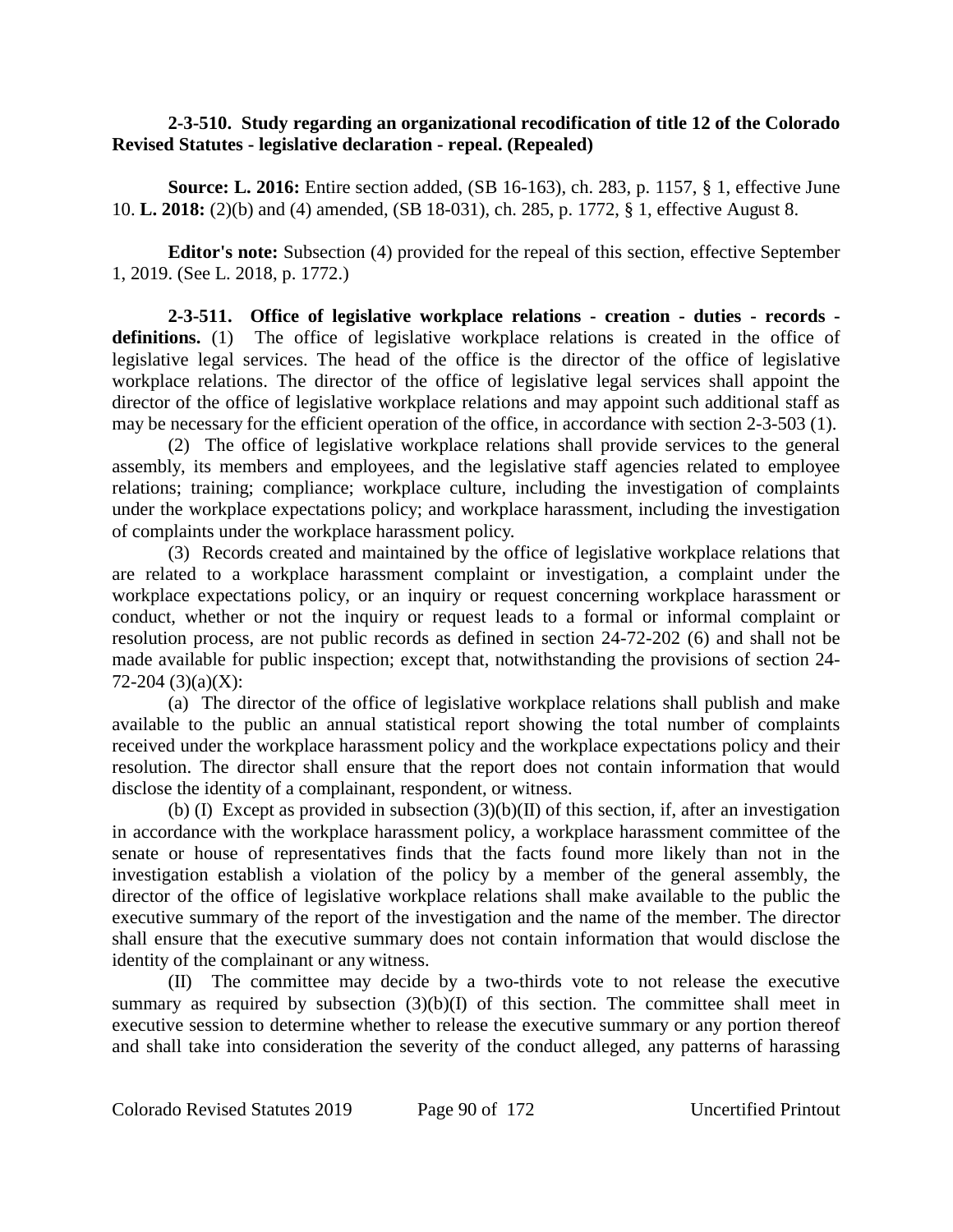**2-3-510. Study regarding an organizational recodification of title 12 of the Colorado Revised Statutes - legislative declaration - repeal. (Repealed)**

**Source: L. 2016:** Entire section added, (SB 16-163), ch. 283, p. 1157, § 1, effective June 10. **L. 2018:** (2)(b) and (4) amended, (SB 18-031), ch. 285, p. 1772, § 1, effective August 8.

**Editor's note:** Subsection (4) provided for the repeal of this section, effective September 1, 2019. (See L. 2018, p. 1772.)

**2-3-511. Office of legislative workplace relations - creation - duties - records - definitions.** (1) The office of legislative workplace relations is created in the office of legislative legal services. The head of the office is the director of the office of legislative workplace relations. The director of the office of legislative legal services shall appoint the director of the office of legislative workplace relations and may appoint such additional staff as may be necessary for the efficient operation of the office, in accordance with section 2-3-503 (1).

(2) The office of legislative workplace relations shall provide services to the general assembly, its members and employees, and the legislative staff agencies related to employee relations; training; compliance; workplace culture, including the investigation of complaints under the workplace expectations policy; and workplace harassment, including the investigation of complaints under the workplace harassment policy.

(3) Records created and maintained by the office of legislative workplace relations that are related to a workplace harassment complaint or investigation, a complaint under the workplace expectations policy, or an inquiry or request concerning workplace harassment or conduct, whether or not the inquiry or request leads to a formal or informal complaint or resolution process, are not public records as defined in section 24-72-202 (6) and shall not be made available for public inspection; except that, notwithstanding the provisions of section 24-72-204 (3)(a)(X):

(a) The director of the office of legislative workplace relations shall publish and make available to the public an annual statistical report showing the total number of complaints received under the workplace harassment policy and the workplace expectations policy and their resolution. The director shall ensure that the report does not contain information that would disclose the identity of a complainant, respondent, or witness.

(b) (I) Except as provided in subsection (3)(b)(II) of this section, if, after an investigation in accordance with the workplace harassment policy, a workplace harassment committee of the senate or house of representatives finds that the facts found more likely than not in the investigation establish a violation of the policy by a member of the general assembly, the director of the office of legislative workplace relations shall make available to the public the executive summary of the report of the investigation and the name of the member. The director shall ensure that the executive summary does not contain information that would disclose the identity of the complainant or any witness.

(II) The committee may decide by a two-thirds vote to not release the executive summary as required by subsection (3)(b)(I) of this section. The committee shall meet in executive session to determine whether to release the executive summary or any portion thereof and shall take into consideration the severity of the conduct alleged, any patterns of harassing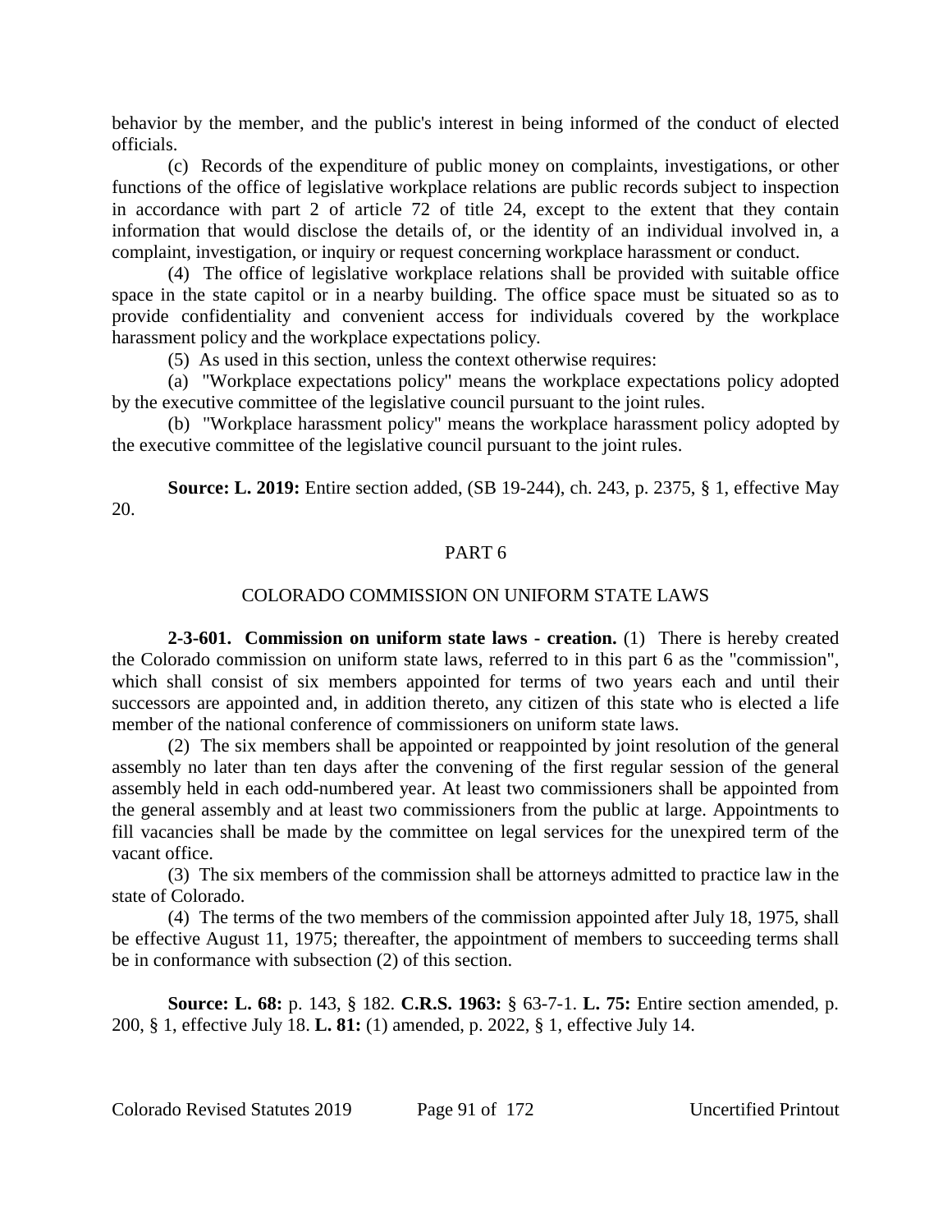behavior by the member, and the public's interest in being informed of the conduct of elected officials.

(c) Records of the expenditure of public money on complaints, investigations, or other functions of the office of legislative workplace relations are public records subject to inspection in accordance with part 2 of article 72 of title 24, except to the extent that they contain information that would disclose the details of, or the identity of an individual involved in, a complaint, investigation, or inquiry or request concerning workplace harassment or conduct.

(4) The office of legislative workplace relations shall be provided with suitable office space in the state capitol or in a nearby building. The office space must be situated so as to provide confidentiality and convenient access for individuals covered by the workplace harassment policy and the workplace expectations policy.

(5) As used in this section, unless the context otherwise requires:

(a) "Workplace expectations policy" means the workplace expectations policy adopted by the executive committee of the legislative council pursuant to the joint rules.

(b) "Workplace harassment policy" means the workplace harassment policy adopted by the executive committee of the legislative council pursuant to the joint rules.

**Source: L. 2019:** Entire section added, (SB 19-244), ch. 243, p. 2375, § 1, effective May 20.

## PART 6

## COLORADO COMMISSION ON UNIFORM STATE LAWS

**2-3-601. Commission on uniform state laws - creation.** (1) There is hereby created the Colorado commission on uniform state laws, referred to in this part 6 as the "commission", which shall consist of six members appointed for terms of two years each and until their successors are appointed and, in addition thereto, any citizen of this state who is elected a life member of the national conference of commissioners on uniform state laws.

(2) The six members shall be appointed or reappointed by joint resolution of the general assembly no later than ten days after the convening of the first regular session of the general assembly held in each odd-numbered year. At least two commissioners shall be appointed from the general assembly and at least two commissioners from the public at large. Appointments to fill vacancies shall be made by the committee on legal services for the unexpired term of the vacant office.

(3) The six members of the commission shall be attorneys admitted to practice law in the state of Colorado.

(4) The terms of the two members of the commission appointed after July 18, 1975, shall be effective August 11, 1975; thereafter, the appointment of members to succeeding terms shall be in conformance with subsection (2) of this section.

**Source: L. 68:** p. 143, § 182. **C.R.S. 1963:** § 63-7-1. **L. 75:** Entire section amended, p. 200, § 1, effective July 18. **L. 81:** (1) amended, p. 2022, § 1, effective July 14.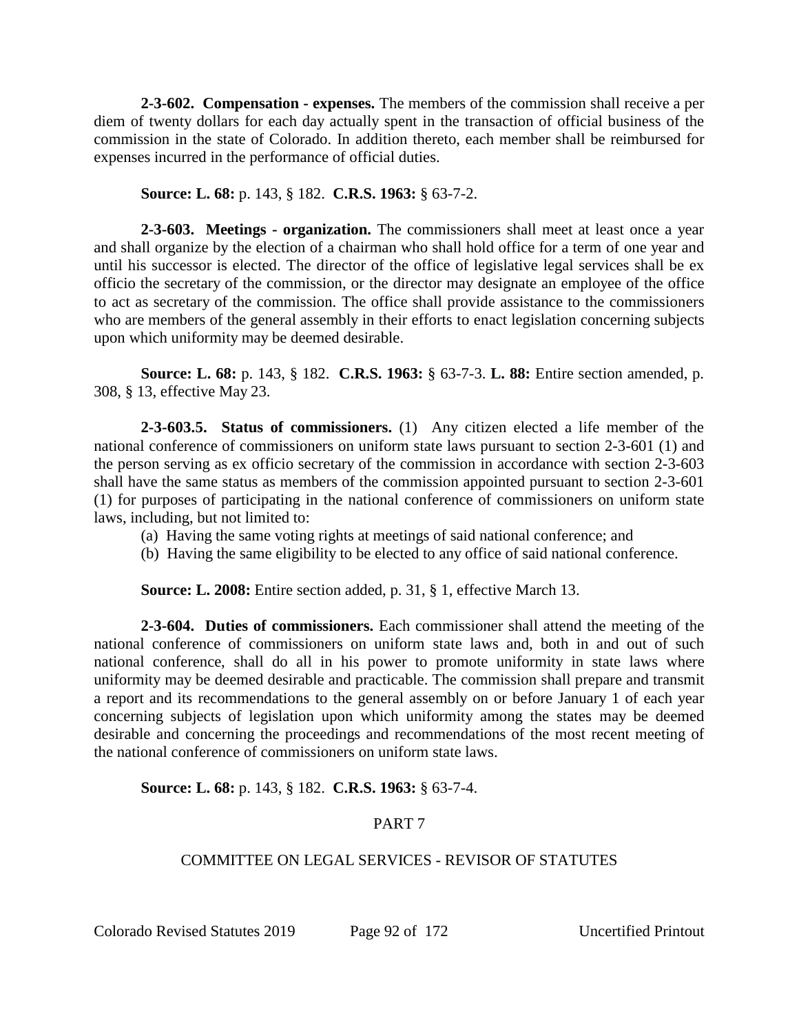**2-3-602. Compensation - expenses.** The members of the commission shall receive a per diem of twenty dollars for each day actually spent in the transaction of official business of the commission in the state of Colorado. In addition thereto, each member shall be reimbursed for expenses incurred in the performance of official duties.

**Source: L. 68:** p. 143, § 182. **C.R.S. 1963:** § 63-7-2.

**2-3-603. Meetings - organization.** The commissioners shall meet at least once a year and shall organize by the election of a chairman who shall hold office for a term of one year and until his successor is elected. The director of the office of legislative legal services shall be ex officio the secretary of the commission, or the director may designate an employee of the office to act as secretary of the commission. The office shall provide assistance to the commissioners who are members of the general assembly in their efforts to enact legislation concerning subjects upon which uniformity may be deemed desirable.

**Source: L. 68:** p. 143, § 182. **C.R.S. 1963:** § 63-7-3. **L. 88:** Entire section amended, p. 308, § 13, effective May 23.

**2-3-603.5. Status of commissioners.** (1) Any citizen elected a life member of the national conference of commissioners on uniform state laws pursuant to section 2-3-601 (1) and the person serving as ex officio secretary of the commission in accordance with section 2-3-603 shall have the same status as members of the commission appointed pursuant to section 2-3-601 (1) for purposes of participating in the national conference of commissioners on uniform state laws, including, but not limited to:

(a) Having the same voting rights at meetings of said national conference; and

(b) Having the same eligibility to be elected to any office of said national conference.

**Source: L. 2008:** Entire section added, p. 31, § 1, effective March 13.

**2-3-604. Duties of commissioners.** Each commissioner shall attend the meeting of the national conference of commissioners on uniform state laws and, both in and out of such national conference, shall do all in his power to promote uniformity in state laws where uniformity may be deemed desirable and practicable. The commission shall prepare and transmit a report and its recommendations to the general assembly on or before January 1 of each year concerning subjects of legislation upon which uniformity among the states may be deemed desirable and concerning the proceedings and recommendations of the most recent meeting of the national conference of commissioners on uniform state laws.

**Source: L. 68:** p. 143, § 182. **C.R.S. 1963:** § 63-7-4.

## PART 7

## COMMITTEE ON LEGAL SERVICES - REVISOR OF STATUTES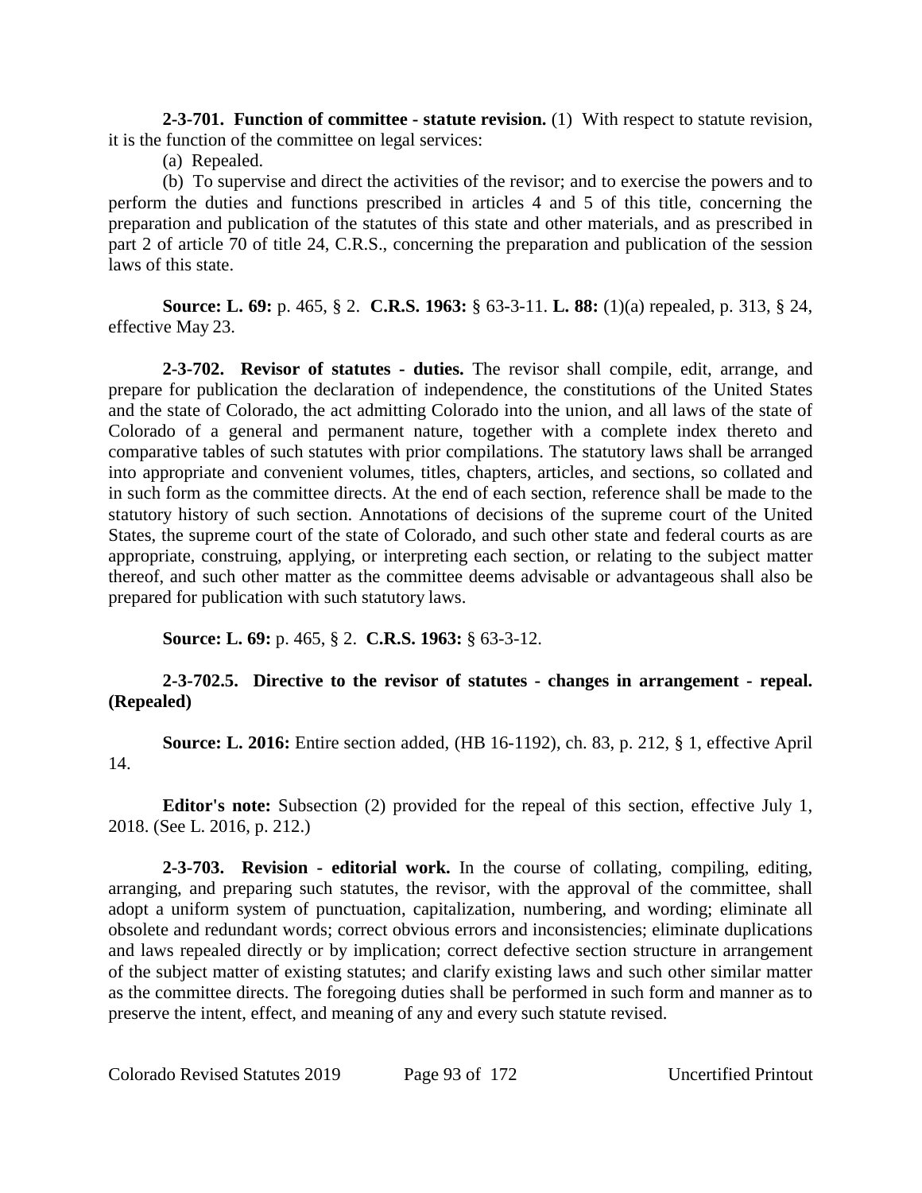**2-3-701. Function of committee - statute revision.** (1) With respect to statute revision, it is the function of the committee on legal services:

(a) Repealed.

(b) To supervise and direct the activities of the revisor; and to exercise the powers and to perform the duties and functions prescribed in articles 4 and 5 of this title, concerning the preparation and publication of the statutes of this state and other materials, and as prescribed in part 2 of article 70 of title 24, C.R.S., concerning the preparation and publication of the session laws of this state.

**Source: L. 69:** p. 465, § 2. **C.R.S. 1963:** § 63-3-11. **L. 88:** (1)(a) repealed, p. 313, § 24, effective May 23.

**2-3-702. Revisor of statutes - duties.** The revisor shall compile, edit, arrange, and prepare for publication the declaration of independence, the constitutions of the United States and the state of Colorado, the act admitting Colorado into the union, and all laws of the state of Colorado of a general and permanent nature, together with a complete index thereto and comparative tables of such statutes with prior compilations. The statutory laws shall be arranged into appropriate and convenient volumes, titles, chapters, articles, and sections, so collated and in such form as the committee directs. At the end of each section, reference shall be made to the statutory history of such section. Annotations of decisions of the supreme court of the United States, the supreme court of the state of Colorado, and such other state and federal courts as are appropriate, construing, applying, or interpreting each section, or relating to the subject matter thereof, and such other matter as the committee deems advisable or advantageous shall also be prepared for publication with such statutory laws.

**Source: L. 69:** p. 465, § 2. **C.R.S. 1963:** § 63-3-12.

**2-3-702.5. Directive to the revisor of statutes - changes in arrangement - repeal. (Repealed)**

**Source: L. 2016:** Entire section added, (HB 16-1192), ch. 83, p. 212, § 1, effective April 14.

**Editor's note:** Subsection (2) provided for the repeal of this section, effective July 1, 2018. (See L. 2016, p. 212.)

**2-3-703. Revision - editorial work.** In the course of collating, compiling, editing, arranging, and preparing such statutes, the revisor, with the approval of the committee, shall adopt a uniform system of punctuation, capitalization, numbering, and wording; eliminate all obsolete and redundant words; correct obvious errors and inconsistencies; eliminate duplications and laws repealed directly or by implication; correct defective section structure in arrangement of the subject matter of existing statutes; and clarify existing laws and such other similar matter as the committee directs. The foregoing duties shall be performed in such form and manner as to preserve the intent, effect, and meaning of any and every such statute revised.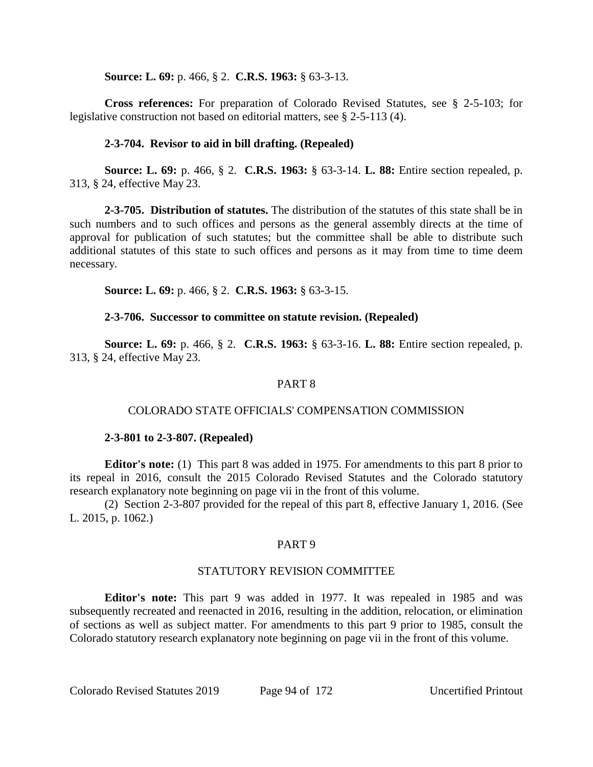**Source: L. 69:** p. 466, § 2. **C.R.S. 1963:** § 63-3-13.

**Cross references:** For preparation of Colorado Revised Statutes, see § 2-5-103; for legislative construction not based on editorial matters, see § 2-5-113 (4).

**2-3-704. Revisor to aid in bill drafting. (Repealed)**

**Source: L. 69:** p. 466, § 2. **C.R.S. 1963:** § 63-3-14. **L. 88:** Entire section repealed, p. 313, § 24, effective May 23.

**2-3-705. Distribution of statutes.** The distribution of the statutes of this state shall be in such numbers and to such offices and persons as the general assembly directs at the time of approval for publication of such statutes; but the committee shall be able to distribute such additional statutes of this state to such offices and persons as it may from time to time deem necessary.

**Source: L. 69:** p. 466, § 2. **C.R.S. 1963:** § 63-3-15.

**2-3-706. Successor to committee on statute revision. (Repealed)**

**Source: L. 69:** p. 466, § 2. **C.R.S. 1963:** § 63-3-16. **L. 88:** Entire section repealed, p. 313, § 24, effective May 23.

## PART 8

## COLORADO STATE OFFICIALS' COMPENSATION COMMISSION

**2-3-801 to 2-3-807. (Repealed)**

**Editor's note:** (1) This part 8 was added in 1975. For amendments to this part 8 prior to its repeal in 2016, consult the 2015 Colorado Revised Statutes and the Colorado statutory research explanatory note beginning on page vii in the front of this volume.

(2) Section 2-3-807 provided for the repeal of this part 8, effective January 1, 2016. (See L. 2015, p. 1062.)

## PART 9

## STATUTORY REVISION COMMITTEE

**Editor's note:** This part 9 was added in 1977. It was repealed in 1985 and was subsequently recreated and reenacted in 2016, resulting in the addition, relocation, or elimination of sections as well as subject matter. For amendments to this part 9 prior to 1985, consult the Colorado statutory research explanatory note beginning on page vii in the front of this volume.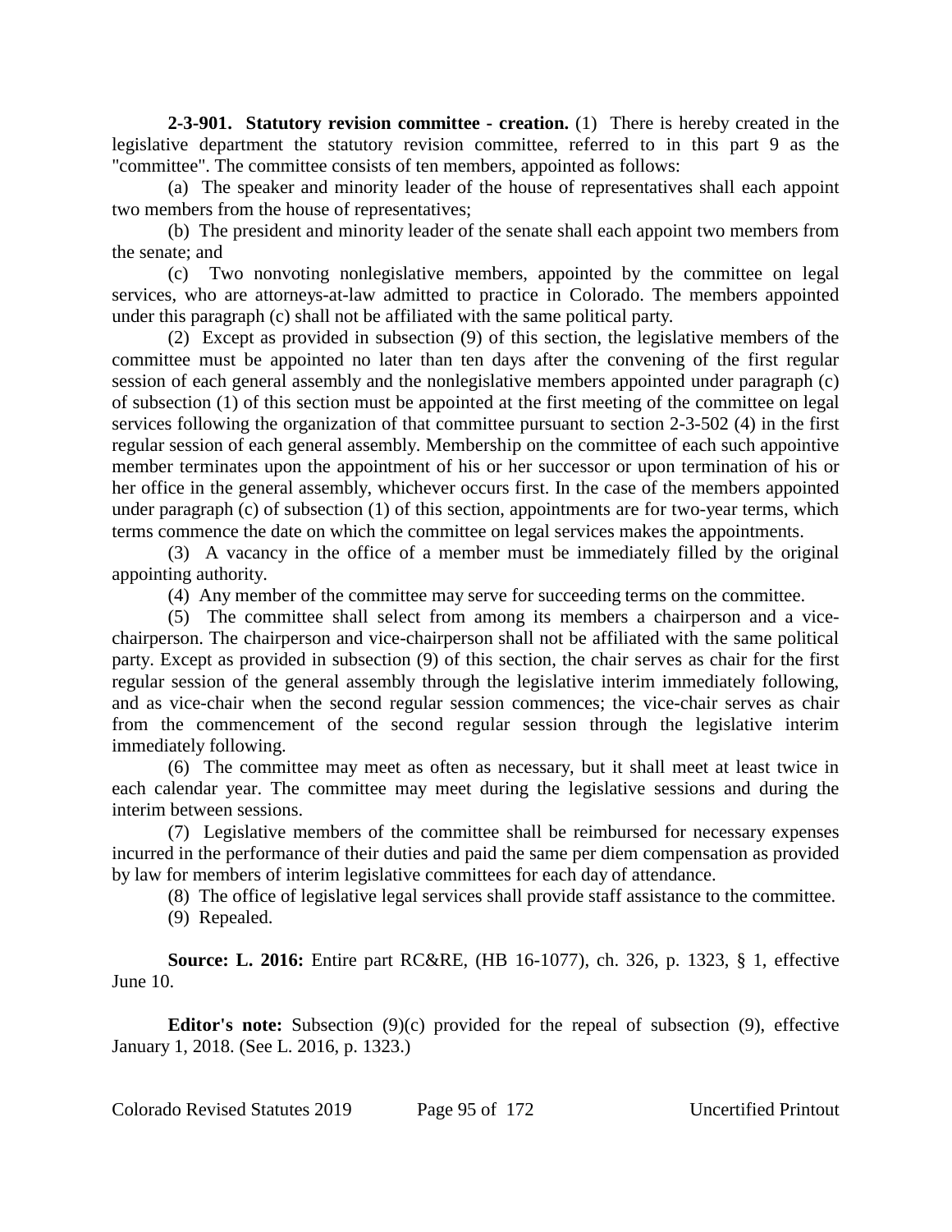**2-3-901. Statutory revision committee - creation.** (1) There is hereby created in the legislative department the statutory revision committee, referred to in this part 9 as the "committee". The committee consists of ten members, appointed as follows:

(a) The speaker and minority leader of the house of representatives shall each appoint two members from the house of representatives;

(b) The president and minority leader of the senate shall each appoint two members from the senate; and

(c) Two nonvoting nonlegislative members, appointed by the committee on legal services, who are attorneys-at-law admitted to practice in Colorado. The members appointed under this paragraph (c) shall not be affiliated with the same political party.

(2) Except as provided in subsection (9) of this section, the legislative members of the committee must be appointed no later than ten days after the convening of the first regular session of each general assembly and the nonlegislative members appointed under paragraph (c) of subsection (1) of this section must be appointed at the first meeting of the committee on legal services following the organization of that committee pursuant to section 2-3-502 (4) in the first regular session of each general assembly. Membership on the committee of each such appointive member terminates upon the appointment of his or her successor or upon termination of his or her office in the general assembly, whichever occurs first. In the case of the members appointed under paragraph (c) of subsection (1) of this section, appointments are for two-year terms, which terms commence the date on which the committee on legal services makes the appointments.

(3) A vacancy in the office of a member must be immediately filled by the original appointing authority.

(4) Any member of the committee may serve for succeeding terms on the committee.

(5) The committee shall select from among its members a chairperson and a vice-chairperson. The chairperson and vice-chairperson shall not be affiliated with the same political party. Except as provided in subsection (9) of this section, the chair serves as chair for the first regular session of the general assembly through the legislative interim immediately following, and as vice-chair when the second regular session commences; the vice-chair serves as chair from the commencement of the second regular session through the legislative interim immediately following.

(6) The committee may meet as often as necessary, but it shall meet at least twice in each calendar year. The committee may meet during the legislative sessions and during the interim between sessions.

(7) Legislative members of the committee shall be reimbursed for necessary expenses incurred in the performance of their duties and paid the same per diem compensation as provided by law for members of interim legislative committees for each day of attendance.

(8) The office of legislative legal services shall provide staff assistance to the committee.

(9) Repealed.

**Source: L. 2016:** Entire part RC&RE, (HB 16-1077), ch. 326, p. 1323, § 1, effective June 10.

**Editor's note:** Subsection (9)(c) provided for the repeal of subsection (9), effective January 1, 2018. (See L. 2016, p. 1323.)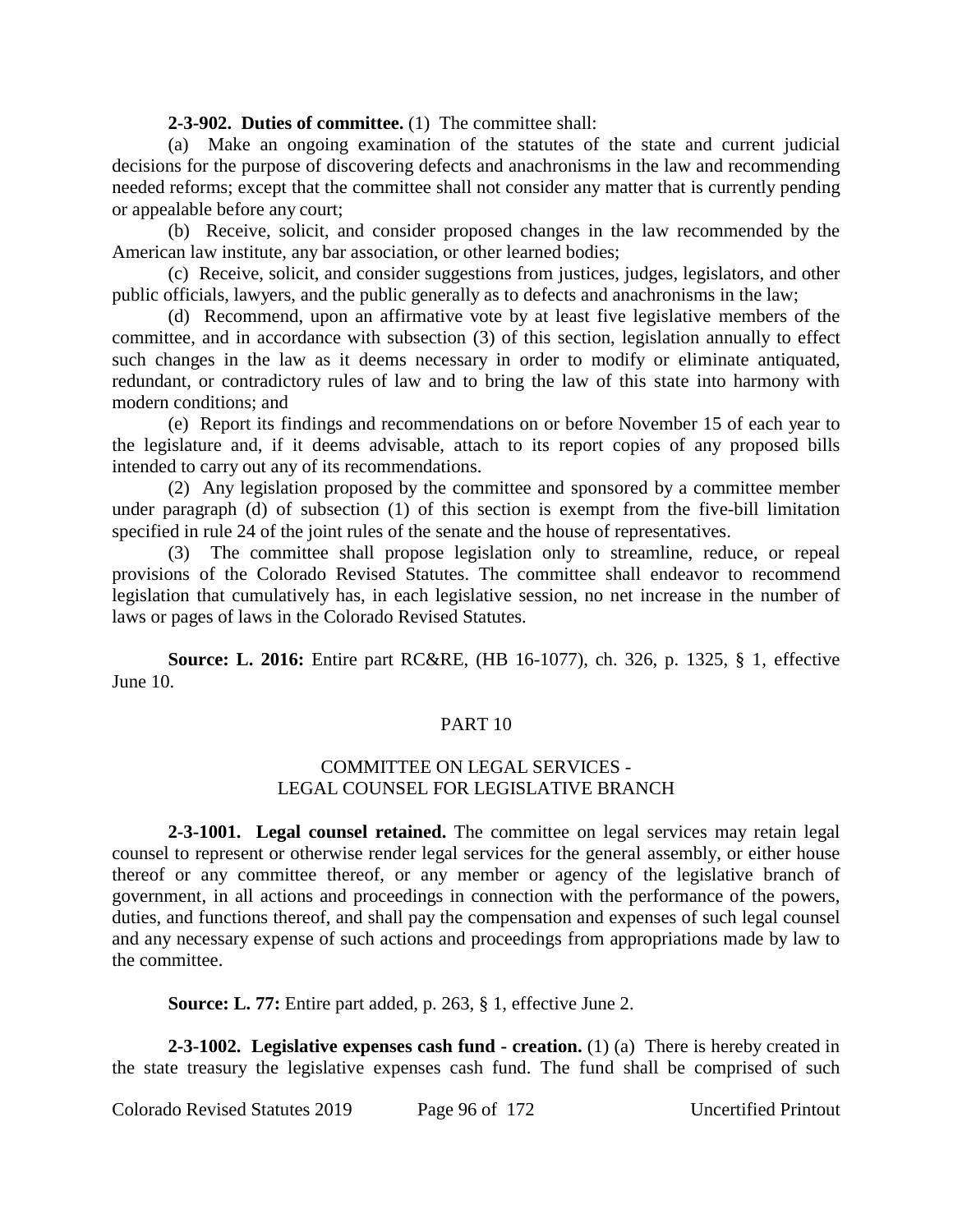**2-3-902. Duties of committee.** (1) The committee shall:

(a) Make an ongoing examination of the statutes of the state and current judicial decisions for the purpose of discovering defects and anachronisms in the law and recommending needed reforms; except that the committee shall not consider any matter that is currently pending or appealable before any court;

(b) Receive, solicit, and consider proposed changes in the law recommended by the American law institute, any bar association, or other learned bodies;

(c) Receive, solicit, and consider suggestions from justices, judges, legislators, and other public officials, lawyers, and the public generally as to defects and anachronisms in the law;

(d) Recommend, upon an affirmative vote by at least five legislative members of the committee, and in accordance with subsection (3) of this section, legislation annually to effect such changes in the law as it deems necessary in order to modify or eliminate antiquated, redundant, or contradictory rules of law and to bring the law of this state into harmony with modern conditions; and

(e) Report its findings and recommendations on or before November 15 of each year to the legislature and, if it deems advisable, attach to its report copies of any proposed bills intended to carry out any of its recommendations.

(2) Any legislation proposed by the committee and sponsored by a committee member under paragraph (d) of subsection (1) of this section is exempt from the five-bill limitation specified in rule 24 of the joint rules of the senate and the house of representatives.

(3) The committee shall propose legislation only to streamline, reduce, or repeal provisions of the Colorado Revised Statutes. The committee shall endeavor to recommend legislation that cumulatively has, in each legislative session, no net increase in the number of laws or pages of laws in the Colorado Revised Statutes.

**Source: L. 2016:** Entire part RC&RE, (HB 16-1077), ch. 326, p. 1325, § 1, effective June 10.

## PART 10

## COMMITTEE ON LEGAL SERVICES - LEGAL COUNSEL FOR LEGISLATIVE BRANCH

**2-3-1001. Legal counsel retained.** The committee on legal services may retain legal counsel to represent or otherwise render legal services for the general assembly, or either house thereof or any committee thereof, or any member or agency of the legislative branch of government, in all actions and proceedings in connection with the performance of the powers, duties, and functions thereof, and shall pay the compensation and expenses of such legal counsel and any necessary expense of such actions and proceedings from appropriations made by law to the committee.

**Source: L. 77:** Entire part added, p. 263, § 1, effective June 2.

**2-3-1002. Legislative expenses cash fund - creation.** (1) (a) There is hereby created in the state treasury the legislative expenses cash fund. The fund shall be comprised of such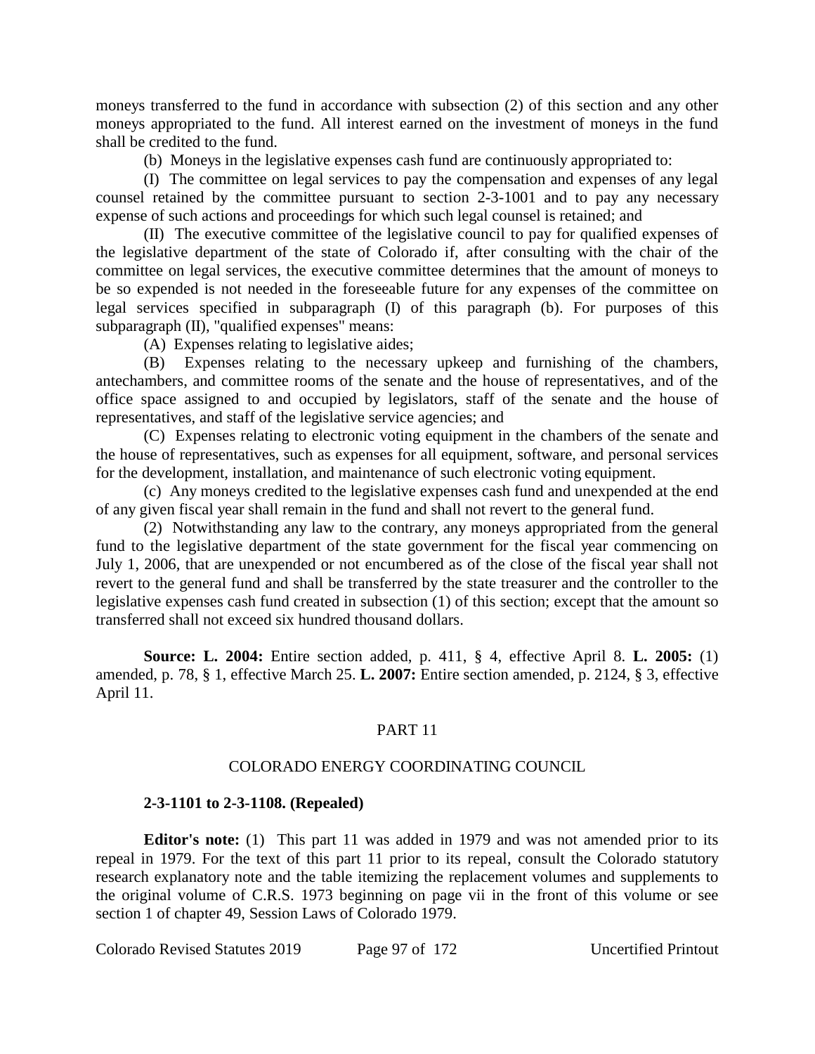moneys transferred to the fund in accordance with subsection (2) of this section and any other moneys appropriated to the fund. All interest earned on the investment of moneys in the fund shall be credited to the fund.

(b) Moneys in the legislative expenses cash fund are continuously appropriated to:

(I) The committee on legal services to pay the compensation and expenses of any legal counsel retained by the committee pursuant to section 2-3-1001 and to pay any necessary expense of such actions and proceedings for which such legal counsel is retained; and

(II) The executive committee of the legislative council to pay for qualified expenses of the legislative department of the state of Colorado if, after consulting with the chair of the committee on legal services, the executive committee determines that the amount of moneys to be so expended is not needed in the foreseeable future for any expenses of the committee on legal services specified in subparagraph (I) of this paragraph (b). For purposes of this subparagraph (II), "qualified expenses" means:

(A) Expenses relating to legislative aides;

(B) Expenses relating to the necessary upkeep and furnishing of the chambers, antechambers, and committee rooms of the senate and the house of representatives, and of the office space assigned to and occupied by legislators, staff of the senate and the house of representatives, and staff of the legislative service agencies; and

(C) Expenses relating to electronic voting equipment in the chambers of the senate and the house of representatives, such as expenses for all equipment, software, and personal services for the development, installation, and maintenance of such electronic voting equipment.

(c) Any moneys credited to the legislative expenses cash fund and unexpended at the end of any given fiscal year shall remain in the fund and shall not revert to the general fund.

(2) Notwithstanding any law to the contrary, any moneys appropriated from the general fund to the legislative department of the state government for the fiscal year commencing on July 1, 2006, that are unexpended or not encumbered as of the close of the fiscal year shall not revert to the general fund and shall be transferred by the state treasurer and the controller to the legislative expenses cash fund created in subsection (1) of this section; except that the amount so transferred shall not exceed six hundred thousand dollars.

**Source: L. 2004:** Entire section added, p. 411, § 4, effective April 8. **L. 2005:** (1) amended, p. 78, § 1, effective March 25. **L. 2007:** Entire section amended, p. 2124, § 3, effective April 11.

## PART 11

## COLORADO ENERGY COORDINATING COUNCIL

**2-3-1101 to 2-3-1108. (Repealed)**

**Editor's note:** (1) This part 11 was added in 1979 and was not amended prior to its repeal in 1979. For the text of this part 11 prior to its repeal, consult the Colorado statutory research explanatory note and the table itemizing the replacement volumes and supplements to the original volume of C.R.S. 1973 beginning on page vii in the front of this volume or see section 1 of chapter 49, Session Laws of Colorado 1979.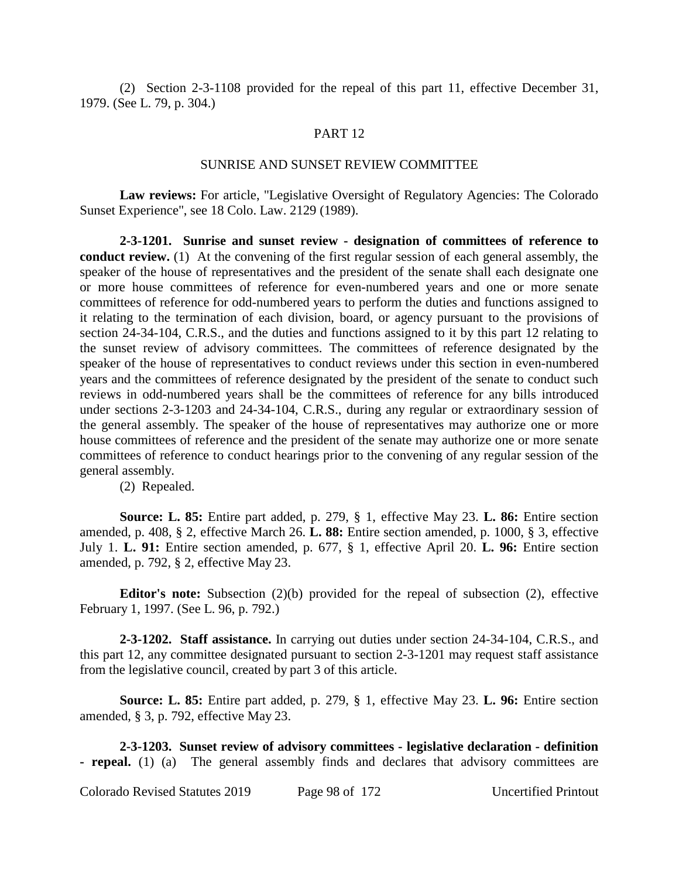(2) Section 2-3-1108 provided for the repeal of this part 11, effective December 31, 1979. (See L. 79, p. 304.)

## PART 12

## SUNRISE AND SUNSET REVIEW COMMITTEE

**Law reviews:** For article, "Legislative Oversight of Regulatory Agencies: The Colorado Sunset Experience", see 18 Colo. Law. 2129 (1989).

**2-3-1201. Sunrise and sunset review - designation of committees of reference to conduct review.** (1) At the convening of the first regular session of each general assembly, the speaker of the house of representatives and the president of the senate shall each designate one or more house committees of reference for even-numbered years and one or more senate committees of reference for odd-numbered years to perform the duties and functions assigned to it relating to the termination of each division, board, or agency pursuant to the provisions of section 24-34-104, C.R.S., and the duties and functions assigned to it by this part 12 relating to the sunset review of advisory committees. The committees of reference designated by the speaker of the house of representatives to conduct reviews under this section in even-numbered years and the committees of reference designated by the president of the senate to conduct such reviews in odd-numbered years shall be the committees of reference for any bills introduced under sections 2-3-1203 and 24-34-104, C.R.S., during any regular or extraordinary session of the general assembly. The speaker of the house of representatives may authorize one or more house committees of reference and the president of the senate may authorize one or more senate committees of reference to conduct hearings prior to the convening of any regular session of the general assembly.

(2) Repealed.

**Source: L. 85:** Entire part added, p. 279, § 1, effective May 23. **L. 86:** Entire section amended, p. 408, § 2, effective March 26. **L. 88:** Entire section amended, p. 1000, § 3, effective July 1. **L. 91:** Entire section amended, p. 677, § 1, effective April 20. **L. 96:** Entire section amended, p. 792, § 2, effective May 23.

**Editor's note:** Subsection (2)(b) provided for the repeal of subsection (2), effective February 1, 1997. (See L. 96, p. 792.)

**2-3-1202. Staff assistance.** In carrying out duties under section 24-34-104, C.R.S., and this part 12, any committee designated pursuant to section 2-3-1201 may request staff assistance from the legislative council, created by part 3 of this article.

**Source: L. 85:** Entire part added, p. 279, § 1, effective May 23. **L. 96:** Entire section amended, § 3, p. 792, effective May 23.

**2-3-1203. Sunset review of advisory committees - legislative declaration - definition - repeal.** (1) (a) The general assembly finds and declares that advisory committees are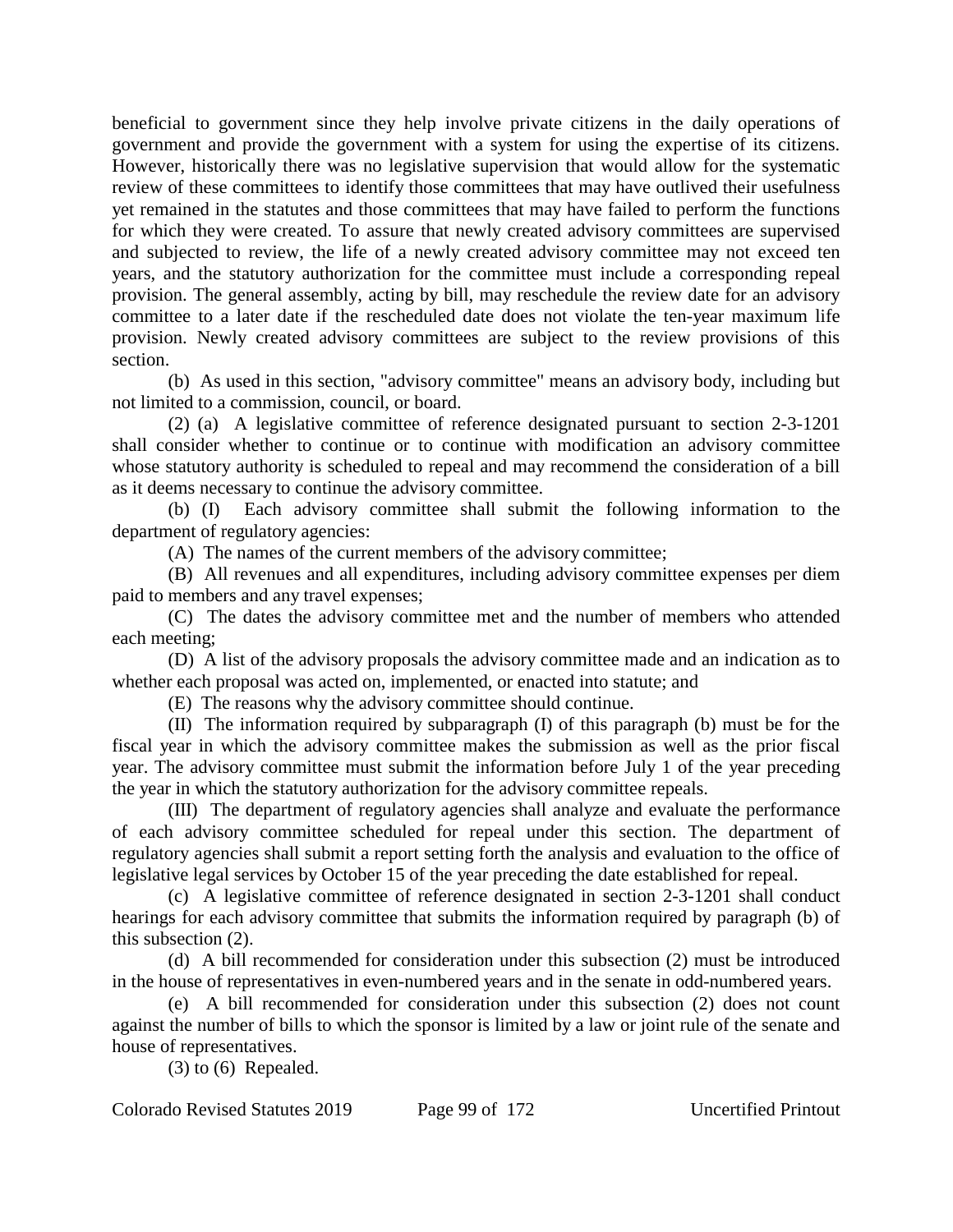beneficial to government since they help involve private citizens in the daily operations of government and provide the government with a system for using the expertise of its citizens. However, historically there was no legislative supervision that would allow for the systematic review of these committees to identify those committees that may have outlived their usefulness yet remained in the statutes and those committees that may have failed to perform the functions for which they were created. To assure that newly created advisory committees are supervised and subjected to review, the life of a newly created advisory committee may not exceed ten years, and the statutory authorization for the committee must include a corresponding repeal provision. The general assembly, acting by bill, may reschedule the review date for an advisory committee to a later date if the rescheduled date does not violate the ten-year maximum life provision. Newly created advisory committees are subject to the review provisions of this section.

(b) As used in this section, "advisory committee" means an advisory body, including but not limited to a commission, council, or board.

(2) (a) A legislative committee of reference designated pursuant to section 2-3-1201 shall consider whether to continue or to continue with modification an advisory committee whose statutory authority is scheduled to repeal and may recommend the consideration of a bill as it deems necessary to continue the advisory committee.

(b) (I) Each advisory committee shall submit the following information to the department of regulatory agencies:

(A) The names of the current members of the advisory committee;

(B) All revenues and all expenditures, including advisory committee expenses per diem paid to members and any travel expenses;

(C) The dates the advisory committee met and the number of members who attended each meeting;

(D) A list of the advisory proposals the advisory committee made and an indication as to whether each proposal was acted on, implemented, or enacted into statute; and

(E) The reasons why the advisory committee should continue.

(II) The information required by subparagraph (I) of this paragraph (b) must be for the fiscal year in which the advisory committee makes the submission as well as the prior fiscal year. The advisory committee must submit the information before July 1 of the year preceding the year in which the statutory authorization for the advisory committee repeals.

(III) The department of regulatory agencies shall analyze and evaluate the performance of each advisory committee scheduled for repeal under this section. The department of regulatory agencies shall submit a report setting forth the analysis and evaluation to the office of legislative legal services by October 15 of the year preceding the date established for repeal.

(c) A legislative committee of reference designated in section 2-3-1201 shall conduct hearings for each advisory committee that submits the information required by paragraph (b) of this subsection (2).

(d) A bill recommended for consideration under this subsection (2) must be introduced in the house of representatives in even-numbered years and in the senate in odd-numbered years.

(e) A bill recommended for consideration under this subsection (2) does not count against the number of bills to which the sponsor is limited by a law or joint rule of the senate and house of representatives.

(3) to (6) Repealed.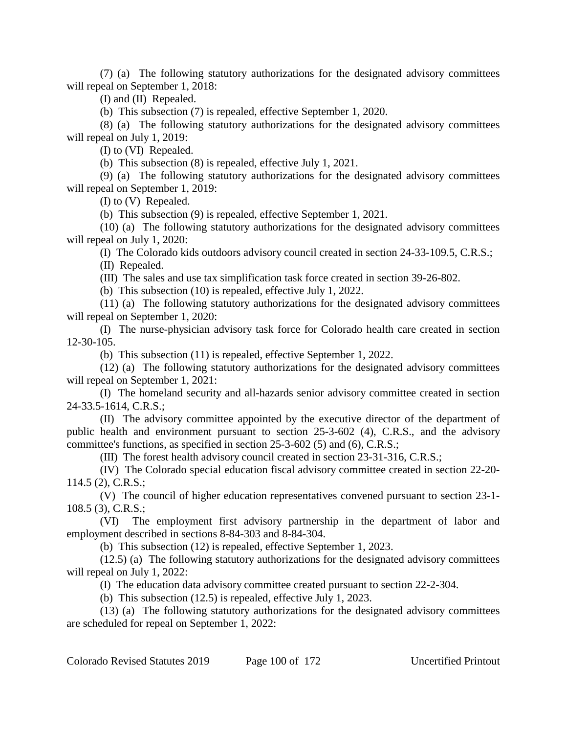(7) (a) The following statutory authorizations for the designated advisory committees will repeal on September 1, 2018:

(I) and (II) Repealed.

(b) This subsection (7) is repealed, effective September 1, 2020.

(8) (a) The following statutory authorizations for the designated advisory committees will repeal on July 1, 2019:

(I) to (VI) Repealed.

(b) This subsection (8) is repealed, effective July 1, 2021.

(9) (a) The following statutory authorizations for the designated advisory committees will repeal on September 1, 2019:

(I) to (V) Repealed.

(b) This subsection (9) is repealed, effective September 1, 2021.

(10) (a) The following statutory authorizations for the designated advisory committees will repeal on July 1, 2020:

(I) The Colorado kids outdoors advisory council created in section 24-33-109.5, C.R.S.;

(II) Repealed.

(III) The sales and use tax simplification task force created in section 39-26-802.

(b) This subsection (10) is repealed, effective July 1, 2022.

(11) (a) The following statutory authorizations for the designated advisory committees will repeal on September 1, 2020:

(I) The nurse-physician advisory task force for Colorado health care created in section 12-30-105.

(b) This subsection (11) is repealed, effective September 1, 2022.

(12) (a) The following statutory authorizations for the designated advisory committees will repeal on September 1, 2021:

(I) The homeland security and all-hazards senior advisory committee created in section 24-33.5-1614, C.R.S.;

(II) The advisory committee appointed by the executive director of the department of public health and environment pursuant to section 25-3-602 (4), C.R.S., and the advisory committee's functions, as specified in section 25-3-602 (5) and (6), C.R.S.;

(III) The forest health advisory council created in section 23-31-316, C.R.S.;

(IV) The Colorado special education fiscal advisory committee created in section 22-20-114.5 (2), C.R.S.;

(V) The council of higher education representatives convened pursuant to section 23-1-108.5 (3), C.R.S.;

(VI) The employment first advisory partnership in the department of labor and employment described in sections 8-84-303 and 8-84-304.

(b) This subsection (12) is repealed, effective September 1, 2023.

(12.5) (a) The following statutory authorizations for the designated advisory committees will repeal on July 1, 2022:

(I) The education data advisory committee created pursuant to section 22-2-304.

(b) This subsection (12.5) is repealed, effective July 1, 2023.

(13) (a) The following statutory authorizations for the designated advisory committees are scheduled for repeal on September 1, 2022: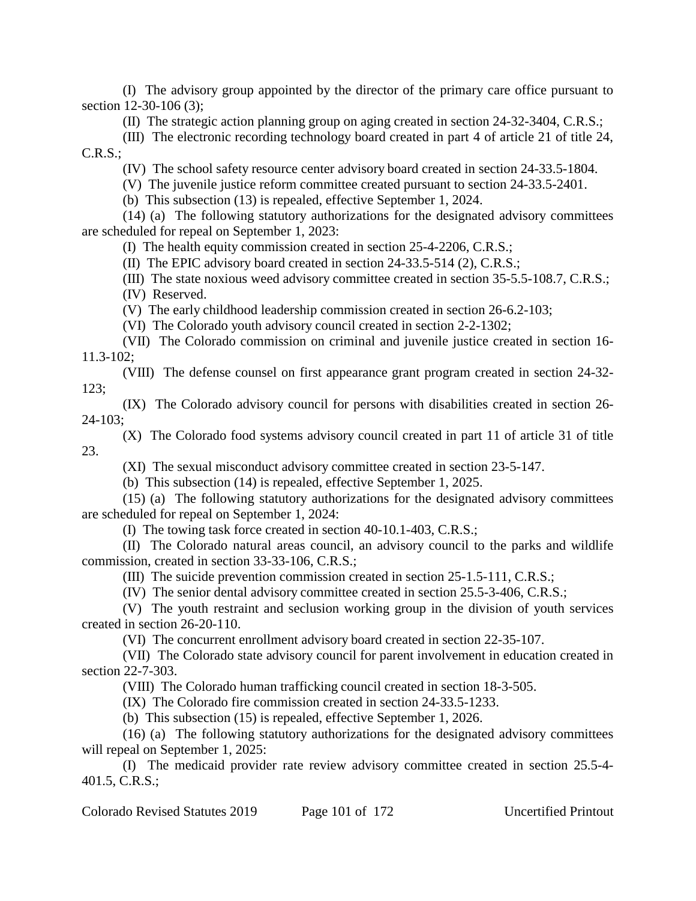(I) The advisory group appointed by the director of the primary care office pursuant to section 12-30-106 (3);

(II) The strategic action planning group on aging created in section 24-32-3404, C.R.S.;

(III) The electronic recording technology board created in part 4 of article 21 of title 24, C.R.S.;

(IV) The school safety resource center advisory board created in section 24-33.5-1804.

(V) The juvenile justice reform committee created pursuant to section 24-33.5-2401.

(b) This subsection (13) is repealed, effective September 1, 2024.

(14) (a) The following statutory authorizations for the designated advisory committees are scheduled for repeal on September 1, 2023:

(I) The health equity commission created in section 25-4-2206, C.R.S.;

(II) The EPIC advisory board created in section 24-33.5-514 (2), C.R.S.;

(III) The state noxious weed advisory committee created in section 35-5.5-108.7, C.R.S.;

(IV) Reserved.

(V) The early childhood leadership commission created in section 26-6.2-103;

(VI) The Colorado youth advisory council created in section 2-2-1302;

(VII) The Colorado commission on criminal and juvenile justice created in section 16-11.3-102;

(VIII) The defense counsel on first appearance grant program created in section 24-32-123;

(IX) The Colorado advisory council for persons with disabilities created in section 26-24-103;

(X) The Colorado food systems advisory council created in part 11 of article 31 of title 23.

(XI) The sexual misconduct advisory committee created in section 23-5-147.

(b) This subsection (14) is repealed, effective September 1, 2025.

(15) (a) The following statutory authorizations for the designated advisory committees are scheduled for repeal on September 1, 2024:

(I) The towing task force created in section 40-10.1-403, C.R.S.;

(II) The Colorado natural areas council, an advisory council to the parks and wildlife commission, created in section 33-33-106, C.R.S.;

(III) The suicide prevention commission created in section 25-1.5-111, C.R.S.;

(IV) The senior dental advisory committee created in section 25.5-3-406, C.R.S.;

(V) The youth restraint and seclusion working group in the division of youth services created in section 26-20-110.

(VI) The concurrent enrollment advisory board created in section 22-35-107.

(VII) The Colorado state advisory council for parent involvement in education created in section 22-7-303.

(VIII) The Colorado human trafficking council created in section 18-3-505.

(IX) The Colorado fire commission created in section 24-33.5-1233.

(b) This subsection (15) is repealed, effective September 1, 2026.

(16) (a) The following statutory authorizations for the designated advisory committees will repeal on September 1, 2025:

(I) The medicaid provider rate review advisory committee created in section 25.5-4-401.5, C.R.S.;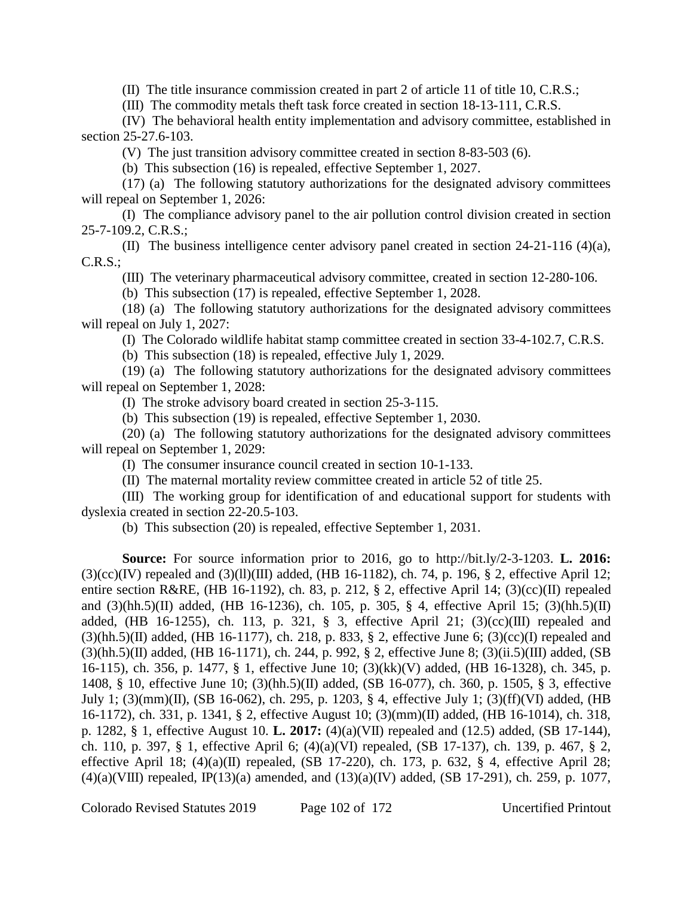(II) The title insurance commission created in part 2 of article 11 of title 10, C.R.S.;

(III) The commodity metals theft task force created in section 18-13-111, C.R.S.

(IV) The behavioral health entity implementation and advisory committee, established in section 25-27.6-103.

(V) The just transition advisory committee created in section 8-83-503 (6).

(b) This subsection (16) is repealed, effective September 1, 2027.

(17) (a) The following statutory authorizations for the designated advisory committees will repeal on September 1, 2026:

(I) The compliance advisory panel to the air pollution control division created in section 25-7-109.2, C.R.S.;

(II) The business intelligence center advisory panel created in section 24-21-116 (4)(a), C.R.S.;

(III) The veterinary pharmaceutical advisory committee, created in section 12-280-106.

(b) This subsection (17) is repealed, effective September 1, 2028.

(18) (a) The following statutory authorizations for the designated advisory committees will repeal on July 1, 2027:

(I) The Colorado wildlife habitat stamp committee created in section 33-4-102.7, C.R.S.

(b) This subsection (18) is repealed, effective July 1, 2029.

(19) (a) The following statutory authorizations for the designated advisory committees will repeal on September 1, 2028:

(I) The stroke advisory board created in section 25-3-115.

(b) This subsection (19) is repealed, effective September 1, 2030.

(20) (a) The following statutory authorizations for the designated advisory committees will repeal on September 1, 2029:

(I) The consumer insurance council created in section 10-1-133.

(II) The maternal mortality review committee created in article 52 of title 25.

(III) The working group for identification of and educational support for students with dyslexia created in section 22-20.5-103.

(b) This subsection (20) is repealed, effective September 1, 2031.

**Source:** For source information prior to 2016, go to http://bit.ly/2-3-1203. **L. 2016:** (3)(cc)(IV) repealed and (3)(ll)(III) added, (HB 16-1182), ch. 74, p. 196, § 2, effective April 12; entire section R&RE, (HB 16-1192), ch. 83, p. 212, § 2, effective April 14; (3)(cc)(II) repealed and (3)(hh.5)(II) added, (HB 16-1236), ch. 105, p. 305, § 4, effective April 15; (3)(hh.5)(II) added, (HB 16-1255), ch. 113, p. 321, § 3, effective April 21; (3)(cc)(III) repealed and (3)(hh.5)(II) added, (HB 16-1177), ch. 218, p. 833, § 2, effective June 6; (3)(cc)(I) repealed and (3)(hh.5)(II) added, (HB 16-1171), ch. 244, p. 992, § 2, effective June 8; (3)(ii.5)(III) added, (SB 16-115), ch. 356, p. 1477, § 1, effective June 10; (3)(kk)(V) added, (HB 16-1328), ch. 345, p. 1408, § 10, effective June 10; (3)(hh.5)(II) added, (SB 16-077), ch. 360, p. 1505, § 3, effective July 1; (3)(mm)(II), (SB 16-062), ch. 295, p. 1203, § 4, effective July 1; (3)(ff)(VI) added, (HB 16-1172), ch. 331, p. 1341, § 2, effective August 10; (3)(mm)(II) added, (HB 16-1014), ch. 318, p. 1282, § 1, effective August 10. **L. 2017:** (4)(a)(VII) repealed and (12.5) added, (SB 17-144), ch. 110, p. 397, § 1, effective April 6; (4)(a)(VI) repealed, (SB 17-137), ch. 139, p. 467, § 2, effective April 18; (4)(a)(II) repealed, (SB 17-220), ch. 173, p. 632, § 4, effective April 28; (4)(a)(VIII) repealed, IP(13)(a) amended, and (13)(a)(IV) added, (SB 17-291), ch. 259, p. 1077,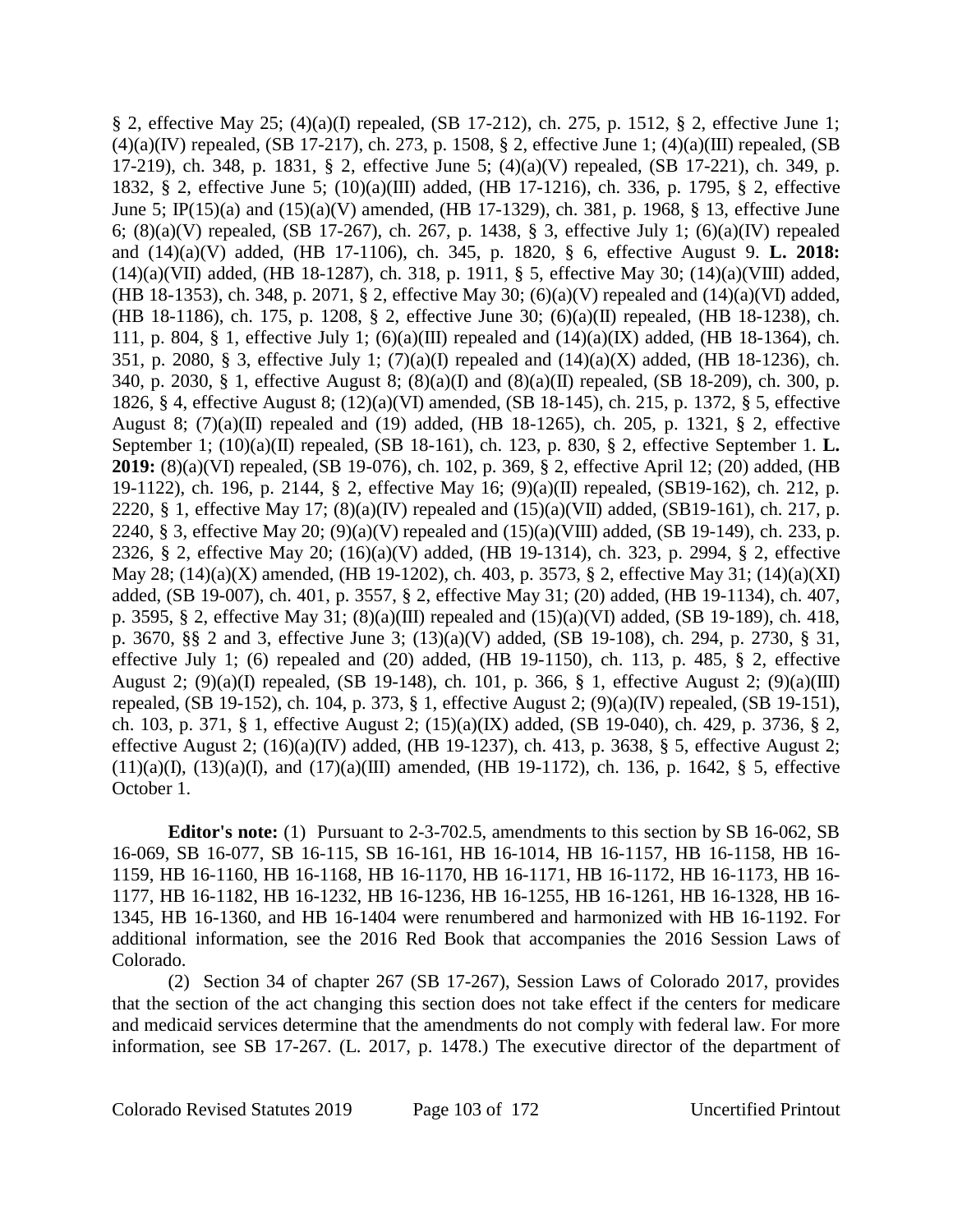§ 2, effective May 25; (4)(a)(I) repealed, (SB 17-212), ch. 275, p. 1512, § 2, effective June 1; (4)(a)(IV) repealed, (SB 17-217), ch. 273, p. 1508, § 2, effective June 1; (4)(a)(III) repealed, (SB 17-219), ch. 348, p. 1831, § 2, effective June 5; (4)(a)(V) repealed, (SB 17-221), ch. 349, p. 1832, § 2, effective June 5; (10)(a)(III) added, (HB 17-1216), ch. 336, p. 1795, § 2, effective June 5; IP(15)(a) and (15)(a)(V) amended, (HB 17-1329), ch. 381, p. 1968, § 13, effective June 6; (8)(a)(V) repealed, (SB 17-267), ch. 267, p. 1438, § 3, effective July 1; (6)(a)(IV) repealed and (14)(a)(V) added, (HB 17-1106), ch. 345, p. 1820, § 6, effective August 9. **L. 2018:** (14)(a)(VII) added, (HB 18-1287), ch. 318, p. 1911, § 5, effective May 30; (14)(a)(VIII) added, (HB 18-1353), ch. 348, p. 2071, § 2, effective May 30; (6)(a)(V) repealed and (14)(a)(VI) added, (HB 18-1186), ch. 175, p. 1208, § 2, effective June 30; (6)(a)(II) repealed, (HB 18-1238), ch. 111, p. 804, § 1, effective July 1; (6)(a)(III) repealed and (14)(a)(IX) added, (HB 18-1364), ch. 351, p. 2080, § 3, effective July 1; (7)(a)(I) repealed and (14)(a)(X) added, (HB 18-1236), ch. 340, p. 2030, § 1, effective August 8; (8)(a)(I) and (8)(a)(II) repealed, (SB 18-209), ch. 300, p. 1826, § 4, effective August 8; (12)(a)(VI) amended, (SB 18-145), ch. 215, p. 1372, § 5, effective August 8; (7)(a)(II) repealed and (19) added, (HB 18-1265), ch. 205, p. 1321, § 2, effective September 1; (10)(a)(II) repealed, (SB 18-161), ch. 123, p. 830, § 2, effective September 1. **L. 2019:** (8)(a)(VI) repealed, (SB 19-076), ch. 102, p. 369, § 2, effective April 12; (20) added, (HB 19-1122), ch. 196, p. 2144, § 2, effective May 16; (9)(a)(II) repealed, (SB19-162), ch. 212, p. 2220, § 1, effective May 17; (8)(a)(IV) repealed and (15)(a)(VII) added, (SB19-161), ch. 217, p. 2240, § 3, effective May 20; (9)(a)(V) repealed and (15)(a)(VIII) added, (SB 19-149), ch. 233, p. 2326, § 2, effective May 20; (16)(a)(V) added, (HB 19-1314), ch. 323, p. 2994, § 2, effective May 28; (14)(a)(X) amended, (HB 19-1202), ch. 403, p. 3573, § 2, effective May 31; (14)(a)(XI) added, (SB 19-007), ch. 401, p. 3557, § 2, effective May 31; (20) added, (HB 19-1134), ch. 407, p. 3595, § 2, effective May 31; (8)(a)(III) repealed and (15)(a)(VI) added, (SB 19-189), ch. 418, p. 3670, §§ 2 and 3, effective June 3; (13)(a)(V) added, (SB 19-108), ch. 294, p. 2730, § 31, effective July 1; (6) repealed and (20) added, (HB 19-1150), ch. 113, p. 485, § 2, effective August 2; (9)(a)(I) repealed, (SB 19-148), ch. 101, p. 366, § 1, effective August 2; (9)(a)(III) repealed, (SB 19-152), ch. 104, p. 373, § 1, effective August 2; (9)(a)(IV) repealed, (SB 19-151), ch. 103, p. 371, § 1, effective August 2; (15)(a)(IX) added, (SB 19-040), ch. 429, p. 3736, § 2, effective August 2; (16)(a)(IV) added, (HB 19-1237), ch. 413, p. 3638, § 5, effective August 2; (11)(a)(I), (13)(a)(I), and (17)(a)(III) amended, (HB 19-1172), ch. 136, p. 1642, § 5, effective October 1.

**Editor's note:** (1) Pursuant to 2-3-702.5, amendments to this section by SB 16-062, SB 16-069, SB 16-077, SB 16-115, SB 16-161, HB 16-1014, HB 16-1157, HB 16-1158, HB 16-1159, HB 16-1160, HB 16-1168, HB 16-1170, HB 16-1171, HB 16-1172, HB 16-1173, HB 16-1177, HB 16-1182, HB 16-1232, HB 16-1236, HB 16-1255, HB 16-1261, HB 16-1328, HB 16-1345, HB 16-1360, and HB 16-1404 were renumbered and harmonized with HB 16-1192. For additional information, see the 2016 Red Book that accompanies the 2016 Session Laws of Colorado.

(2) Section 34 of chapter 267 (SB 17-267), Session Laws of Colorado 2017, provides that the section of the act changing this section does not take effect if the centers for medicare and medicaid services determine that the amendments do not comply with federal law. For more information, see SB 17-267. (L. 2017, p. 1478.) The executive director of the department of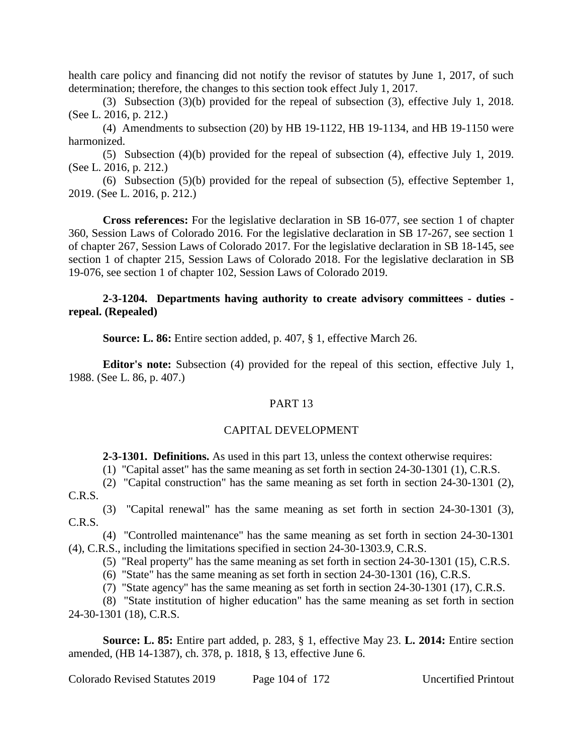health care policy and financing did not notify the revisor of statutes by June 1, 2017, of such determination; therefore, the changes to this section took effect July 1, 2017.

(3) Subsection (3)(b) provided for the repeal of subsection (3), effective July 1, 2018. (See L. 2016, p. 212.)

(4) Amendments to subsection (20) by HB 19-1122, HB 19-1134, and HB 19-1150 were harmonized.

(5) Subsection (4)(b) provided for the repeal of subsection (4), effective July 1, 2019. (See L. 2016, p. 212.)

(6) Subsection (5)(b) provided for the repeal of subsection (5), effective September 1, 2019. (See L. 2016, p. 212.)

**Cross references:** For the legislative declaration in SB 16-077, see section 1 of chapter 360, Session Laws of Colorado 2016. For the legislative declaration in SB 17-267, see section 1 of chapter 267, Session Laws of Colorado 2017. For the legislative declaration in SB 18-145, see section 1 of chapter 215, Session Laws of Colorado 2018. For the legislative declaration in SB 19-076, see section 1 of chapter 102, Session Laws of Colorado 2019.

**2-3-1204. Departments having authority to create advisory committees - duties - repeal. (Repealed)**

**Source: L. 86:** Entire section added, p. 407, § 1, effective March 26.

**Editor's note:** Subsection (4) provided for the repeal of this section, effective July 1, 1988. (See L. 86, p. 407.)

## PART 13

## CAPITAL DEVELOPMENT

**2-3-1301. Definitions.** As used in this part 13, unless the context otherwise requires:

(1) "Capital asset" has the same meaning as set forth in section 24-30-1301 (1), C.R.S.

(2) "Capital construction" has the same meaning as set forth in section 24-30-1301 (2), C.R.S.

(3) "Capital renewal" has the same meaning as set forth in section 24-30-1301 (3), C.R.S.

(4) "Controlled maintenance" has the same meaning as set forth in section 24-30-1301 (4), C.R.S., including the limitations specified in section 24-30-1303.9, C.R.S.

(5) "Real property" has the same meaning as set forth in section 24-30-1301 (15), C.R.S.

(6) "State" has the same meaning as set forth in section 24-30-1301 (16), C.R.S.

(7) "State agency" has the same meaning as set forth in section 24-30-1301 (17), C.R.S.

(8) "State institution of higher education" has the same meaning as set forth in section 24-30-1301 (18), C.R.S.

**Source: L. 85:** Entire part added, p. 283, § 1, effective May 23. **L. 2014:** Entire section amended, (HB 14-1387), ch. 378, p. 1818, § 13, effective June 6.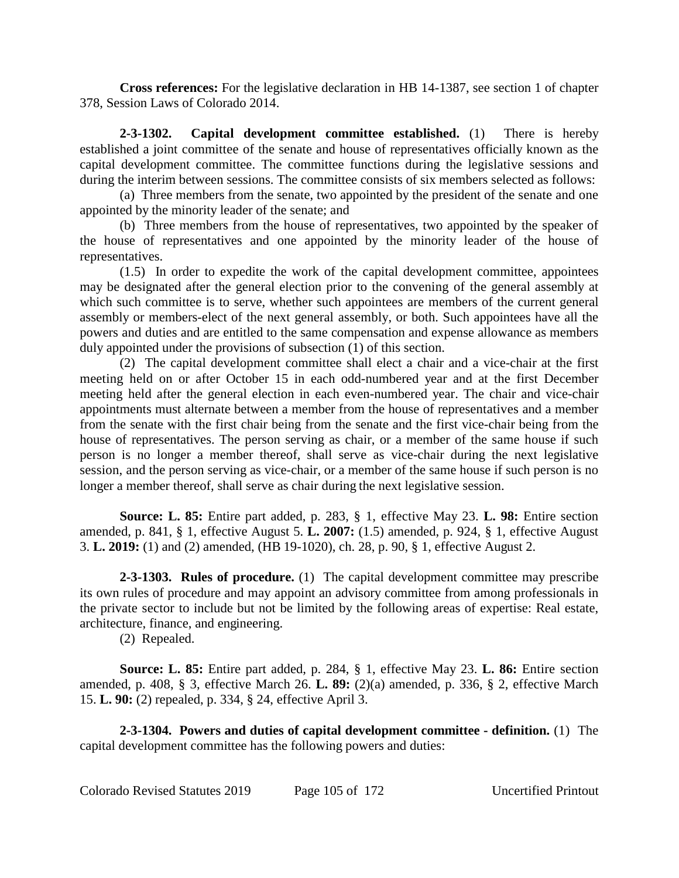**Cross references:** For the legislative declaration in HB 14-1387, see section 1 of chapter 378, Session Laws of Colorado 2014.

**2-3-1302. Capital development committee established.** (1) There is hereby established a joint committee of the senate and house of representatives officially known as the capital development committee. The committee functions during the legislative sessions and during the interim between sessions. The committee consists of six members selected as follows:

(a) Three members from the senate, two appointed by the president of the senate and one appointed by the minority leader of the senate; and

(b) Three members from the house of representatives, two appointed by the speaker of the house of representatives and one appointed by the minority leader of the house of representatives.

(1.5) In order to expedite the work of the capital development committee, appointees may be designated after the general election prior to the convening of the general assembly at which such committee is to serve, whether such appointees are members of the current general assembly or members-elect of the next general assembly, or both. Such appointees have all the powers and duties and are entitled to the same compensation and expense allowance as members duly appointed under the provisions of subsection (1) of this section.

(2) The capital development committee shall elect a chair and a vice-chair at the first meeting held on or after October 15 in each odd-numbered year and at the first December meeting held after the general election in each even-numbered year. The chair and vice-chair appointments must alternate between a member from the house of representatives and a member from the senate with the first chair being from the senate and the first vice-chair being from the house of representatives. The person serving as chair, or a member of the same house if such person is no longer a member thereof, shall serve as vice-chair during the next legislative session, and the person serving as vice-chair, or a member of the same house if such person is no longer a member thereof, shall serve as chair during the next legislative session.

**Source: L. 85:** Entire part added, p. 283, § 1, effective May 23. **L. 98:** Entire section amended, p. 841, § 1, effective August 5. **L. 2007:** (1.5) amended, p. 924, § 1, effective August 3. **L. 2019:** (1) and (2) amended, (HB 19-1020), ch. 28, p. 90, § 1, effective August 2.

**2-3-1303. Rules of procedure.** (1) The capital development committee may prescribe its own rules of procedure and may appoint an advisory committee from among professionals in the private sector to include but not be limited by the following areas of expertise: Real estate, architecture, finance, and engineering.

(2) Repealed.

**Source: L. 85:** Entire part added, p. 284, § 1, effective May 23. **L. 86:** Entire section amended, p. 408, § 3, effective March 26. **L. 89:** (2)(a) amended, p. 336, § 2, effective March 15. **L. 90:** (2) repealed, p. 334, § 24, effective April 3.

**2-3-1304. Powers and duties of capital development committee - definition.** (1) The capital development committee has the following powers and duties: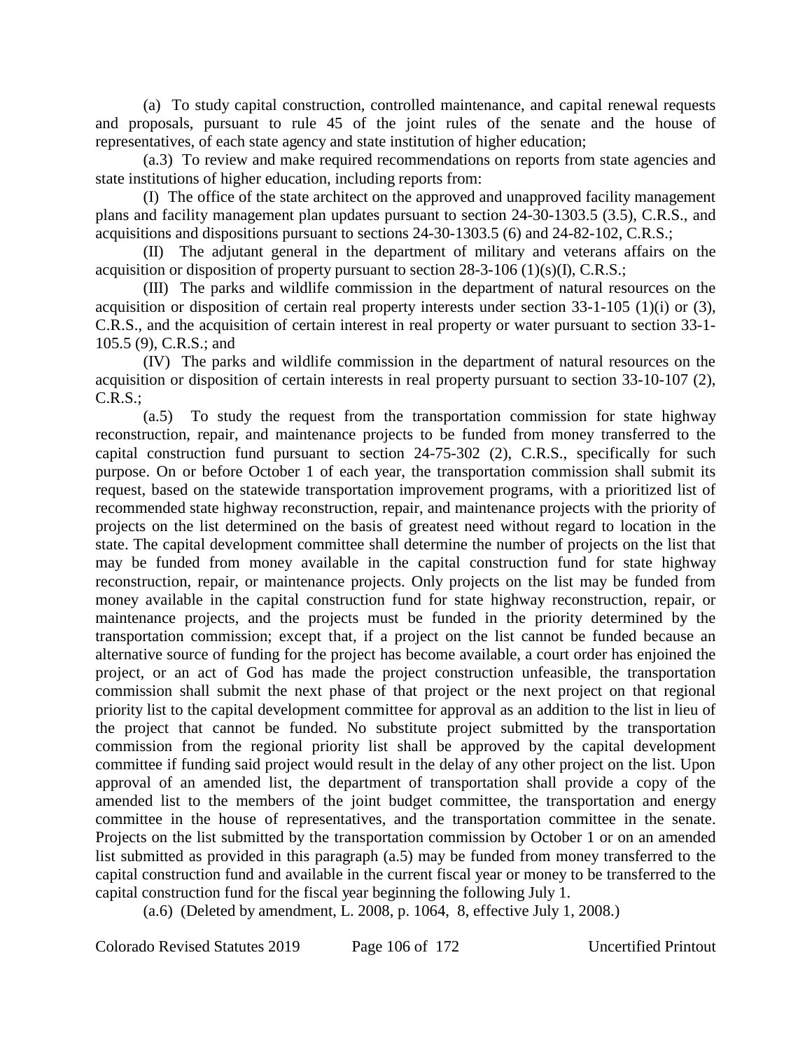(a) To study capital construction, controlled maintenance, and capital renewal requests and proposals, pursuant to rule 45 of the joint rules of the senate and the house of representatives, of each state agency and state institution of higher education;

(a.3) To review and make required recommendations on reports from state agencies and state institutions of higher education, including reports from:

(I) The office of the state architect on the approved and unapproved facility management plans and facility management plan updates pursuant to section 24-30-1303.5 (3.5), C.R.S., and acquisitions and dispositions pursuant to sections 24-30-1303.5 (6) and 24-82-102, C.R.S.;

(II) The adjutant general in the department of military and veterans affairs on the acquisition or disposition of property pursuant to section 28-3-106 (1)(s)(I), C.R.S.;

(III) The parks and wildlife commission in the department of natural resources on the acquisition or disposition of certain real property interests under section 33-1-105 (1)(i) or (3), C.R.S., and the acquisition of certain interest in real property or water pursuant to section 33-1-105.5 (9), C.R.S.; and

(IV) The parks and wildlife commission in the department of natural resources on the acquisition or disposition of certain interests in real property pursuant to section 33-10-107 (2), C.R.S.;

(a.5) To study the request from the transportation commission for state highway reconstruction, repair, and maintenance projects to be funded from money transferred to the capital construction fund pursuant to section 24-75-302 (2), C.R.S., specifically for such purpose. On or before October 1 of each year, the transportation commission shall submit its request, based on the statewide transportation improvement programs, with a prioritized list of recommended state highway reconstruction, repair, and maintenance projects with the priority of projects on the list determined on the basis of greatest need without regard to location in the state. The capital development committee shall determine the number of projects on the list that may be funded from money available in the capital construction fund for state highway reconstruction, repair, or maintenance projects. Only projects on the list may be funded from money available in the capital construction fund for state highway reconstruction, repair, or maintenance projects, and the projects must be funded in the priority determined by the transportation commission; except that, if a project on the list cannot be funded because an alternative source of funding for the project has become available, a court order has enjoined the project, or an act of God has made the project construction unfeasible, the transportation commission shall submit the next phase of that project or the next project on that regional priority list to the capital development committee for approval as an addition to the list in lieu of the project that cannot be funded. No substitute project submitted by the transportation commission from the regional priority list shall be approved by the capital development committee if funding said project would result in the delay of any other project on the list. Upon approval of an amended list, the department of transportation shall provide a copy of the amended list to the members of the joint budget committee, the transportation and energy committee in the house of representatives, and the transportation committee in the senate. Projects on the list submitted by the transportation commission by October 1 or on an amended list submitted as provided in this paragraph (a.5) may be funded from money transferred to the capital construction fund and available in the current fiscal year or money to be transferred to the capital construction fund for the fiscal year beginning the following July 1.

(a.6) (Deleted by amendment, L. 2008, p. 1064, 8, effective July 1, 2008.)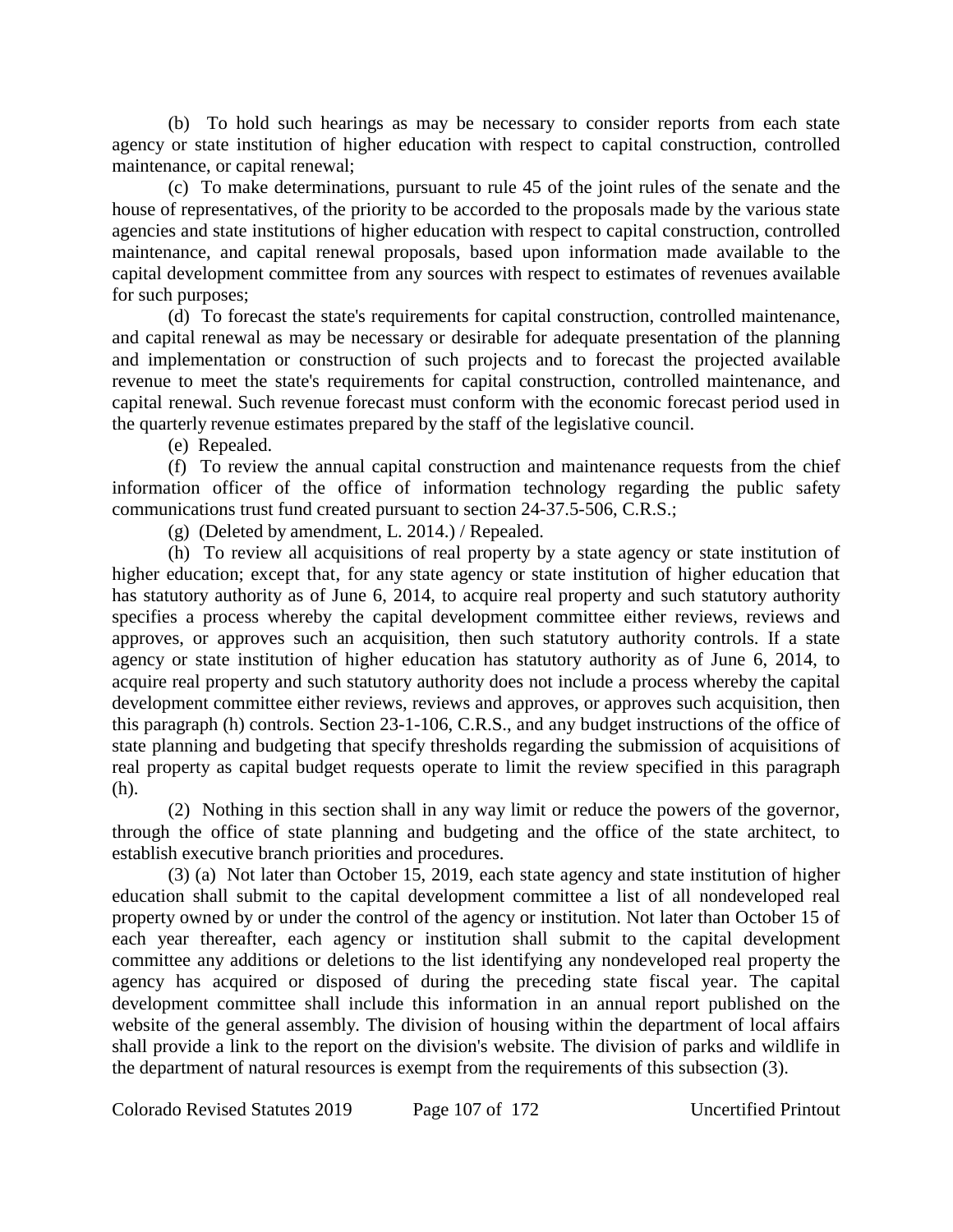(b) To hold such hearings as may be necessary to consider reports from each state agency or state institution of higher education with respect to capital construction, controlled maintenance, or capital renewal;

(c) To make determinations, pursuant to rule 45 of the joint rules of the senate and the house of representatives, of the priority to be accorded to the proposals made by the various state agencies and state institutions of higher education with respect to capital construction, controlled maintenance, and capital renewal proposals, based upon information made available to the capital development committee from any sources with respect to estimates of revenues available for such purposes;

(d) To forecast the state's requirements for capital construction, controlled maintenance, and capital renewal as may be necessary or desirable for adequate presentation of the planning and implementation or construction of such projects and to forecast the projected available revenue to meet the state's requirements for capital construction, controlled maintenance, and capital renewal. Such revenue forecast must conform with the economic forecast period used in the quarterly revenue estimates prepared by the staff of the legislative council.

(e) Repealed.

(f) To review the annual capital construction and maintenance requests from the chief information officer of the office of information technology regarding the public safety communications trust fund created pursuant to section 24-37.5-506, C.R.S.;

(g) (Deleted by amendment, L. 2014.) / Repealed.

(h) To review all acquisitions of real property by a state agency or state institution of higher education; except that, for any state agency or state institution of higher education that has statutory authority as of June 6, 2014, to acquire real property and such statutory authority specifies a process whereby the capital development committee either reviews, reviews and approves, or approves such an acquisition, then such statutory authority controls. If a state agency or state institution of higher education has statutory authority as of June 6, 2014, to acquire real property and such statutory authority does not include a process whereby the capital development committee either reviews, reviews and approves, or approves such acquisition, then this paragraph (h) controls. Section 23-1-106, C.R.S., and any budget instructions of the office of state planning and budgeting that specify thresholds regarding the submission of acquisitions of real property as capital budget requests operate to limit the review specified in this paragraph (h).

(2) Nothing in this section shall in any way limit or reduce the powers of the governor, through the office of state planning and budgeting and the office of the state architect, to establish executive branch priorities and procedures.

(3) (a) Not later than October 15, 2019, each state agency and state institution of higher education shall submit to the capital development committee a list of all nondeveloped real property owned by or under the control of the agency or institution. Not later than October 15 of each year thereafter, each agency or institution shall submit to the capital development committee any additions or deletions to the list identifying any nondeveloped real property the agency has acquired or disposed of during the preceding state fiscal year. The capital development committee shall include this information in an annual report published on the website of the general assembly. The division of housing within the department of local affairs shall provide a link to the report on the division's website. The division of parks and wildlife in the department of natural resources is exempt from the requirements of this subsection (3).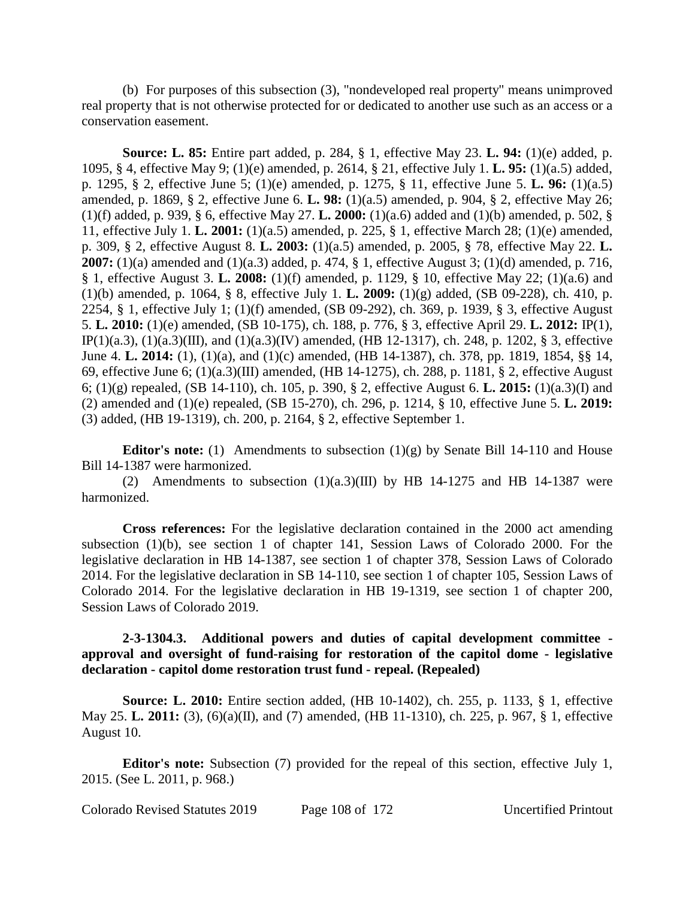(b) For purposes of this subsection (3), "nondeveloped real property" means unimproved real property that is not otherwise protected for or dedicated to another use such as an access or a conservation easement.

**Source: L. 85:** Entire part added, p. 284, § 1, effective May 23. **L. 94:** (1)(e) added, p. 1095, § 4, effective May 9; (1)(e) amended, p. 2614, § 21, effective July 1. **L. 95:** (1)(a.5) added, p. 1295, § 2, effective June 5; (1)(e) amended, p. 1275, § 11, effective June 5. **L. 96:** (1)(a.5) amended, p. 1869, § 2, effective June 6. **L. 98:** (1)(a.5) amended, p. 904, § 2, effective May 26; (1)(f) added, p. 939, § 6, effective May 27. **L. 2000:** (1)(a.6) added and (1)(b) amended, p. 502, § 11, effective July 1. **L. 2001:** (1)(a.5) amended, p. 225, § 1, effective March 28; (1)(e) amended, p. 309, § 2, effective August 8. **L. 2003:** (1)(a.5) amended, p. 2005, § 78, effective May 22. **L. 2007:** (1)(a) amended and (1)(a.3) added, p. 474, § 1, effective August 3; (1)(d) amended, p. 716, § 1, effective August 3. **L. 2008:** (1)(f) amended, p. 1129, § 10, effective May 22; (1)(a.6) and (1)(b) amended, p. 1064, § 8, effective July 1. **L. 2009:** (1)(g) added, (SB 09-228), ch. 410, p. 2254, § 1, effective July 1; (1)(f) amended, (SB 09-292), ch. 369, p. 1939, § 3, effective August 5. **L. 2010:** (1)(e) amended, (SB 10-175), ch. 188, p. 776, § 3, effective April 29. **L. 2012:** IP(1), IP(1)(a.3), (1)(a.3)(III), and (1)(a.3)(IV) amended, (HB 12-1317), ch. 248, p. 1202, § 3, effective June 4. **L. 2014:** (1), (1)(a), and (1)(c) amended, (HB 14-1387), ch. 378, pp. 1819, 1854, §§ 14, 69, effective June 6; (1)(a.3)(III) amended, (HB 14-1275), ch. 288, p. 1181, § 2, effective August 6; (1)(g) repealed, (SB 14-110), ch. 105, p. 390, § 2, effective August 6. **L. 2015:** (1)(a.3)(I) and (2) amended and (1)(e) repealed, (SB 15-270), ch. 296, p. 1214, § 10, effective June 5. **L. 2019:** (3) added, (HB 19-1319), ch. 200, p. 2164, § 2, effective September 1.

**Editor's note:** (1) Amendments to subsection (1)(g) by Senate Bill 14-110 and House Bill 14-1387 were harmonized.

(2) Amendments to subsection (1)(a.3)(III) by HB 14-1275 and HB 14-1387 were harmonized.

**Cross references:** For the legislative declaration contained in the 2000 act amending subsection (1)(b), see section 1 of chapter 141, Session Laws of Colorado 2000. For the legislative declaration in HB 14-1387, see section 1 of chapter 378, Session Laws of Colorado 2014. For the legislative declaration in SB 14-110, see section 1 of chapter 105, Session Laws of Colorado 2014. For the legislative declaration in HB 19-1319, see section 1 of chapter 200, Session Laws of Colorado 2019.

**2-3-1304.3. Additional powers and duties of capital development committee - approval and oversight of fund-raising for restoration of the capitol dome - legislative declaration - capitol dome restoration trust fund - repeal. (Repealed)**

**Source: L. 2010:** Entire section added, (HB 10-1402), ch. 255, p. 1133, § 1, effective May 25. **L. 2011:** (3), (6)(a)(II), and (7) amended, (HB 11-1310), ch. 225, p. 967, § 1, effective August 10.

**Editor's note:** Subsection (7) provided for the repeal of this section, effective July 1, 2015. (See L. 2011, p. 968.)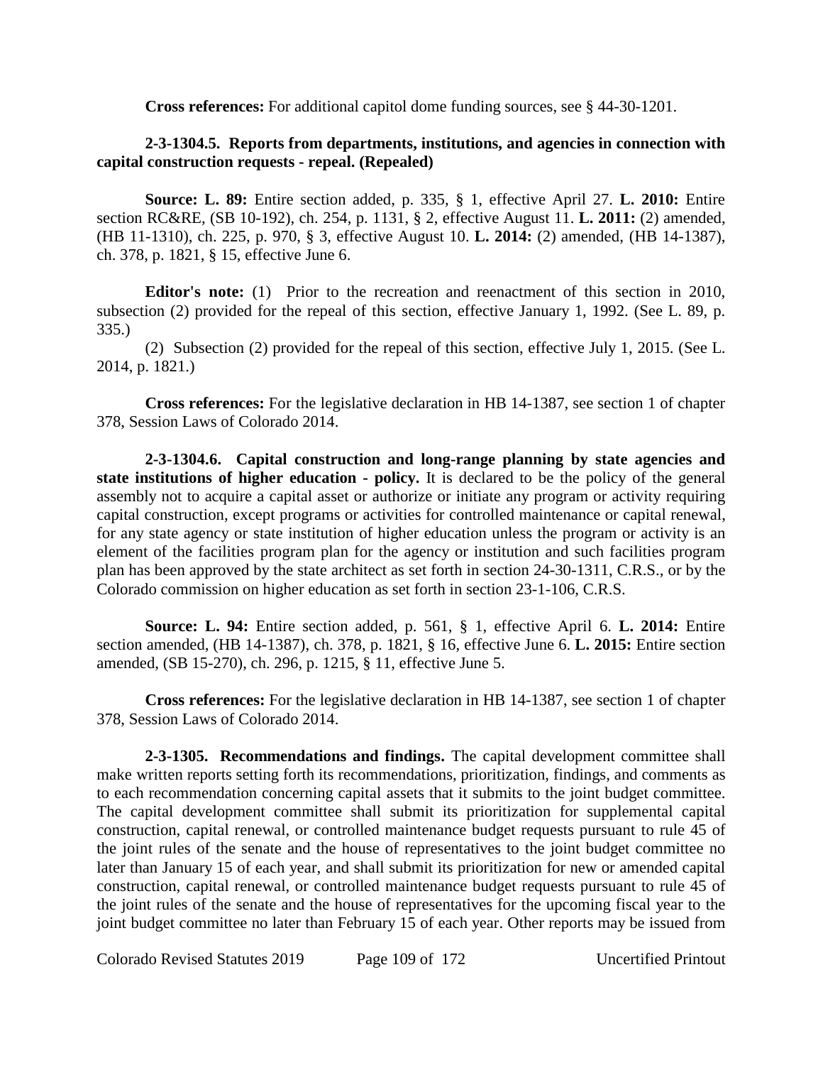**Cross references:** For additional capitol dome funding sources, see § 44-30-1201.

**2-3-1304.5. Reports from departments, institutions, and agencies in connection with capital construction requests - repeal. (Repealed)**

**Source: L. 89:** Entire section added, p. 335, § 1, effective April 27. **L. 2010:** Entire section RC&RE, (SB 10-192), ch. 254, p. 1131, § 2, effective August 11. **L. 2011:** (2) amended, (HB 11-1310), ch. 225, p. 970, § 3, effective August 10. **L. 2014:** (2) amended, (HB 14-1387), ch. 378, p. 1821, § 15, effective June 6.

**Editor's note:** (1) Prior to the recreation and reenactment of this section in 2010, subsection (2) provided for the repeal of this section, effective January 1, 1992. (See L. 89, p. 335.)

(2) Subsection (2) provided for the repeal of this section, effective July 1, 2015. (See L. 2014, p. 1821.)

**Cross references:** For the legislative declaration in HB 14-1387, see section 1 of chapter 378, Session Laws of Colorado 2014.

**2-3-1304.6. Capital construction and long-range planning by state agencies and state institutions of higher education - policy.** It is declared to be the policy of the general assembly not to acquire a capital asset or authorize or initiate any program or activity requiring capital construction, except programs or activities for controlled maintenance or capital renewal, for any state agency or state institution of higher education unless the program or activity is an element of the facilities program plan for the agency or institution and such facilities program plan has been approved by the state architect as set forth in section 24-30-1311, C.R.S., or by the Colorado commission on higher education as set forth in section 23-1-106, C.R.S.

**Source: L. 94:** Entire section added, p. 561, § 1, effective April 6. **L. 2014:** Entire section amended, (HB 14-1387), ch. 378, p. 1821, § 16, effective June 6. **L. 2015:** Entire section amended, (SB 15-270), ch. 296, p. 1215, § 11, effective June 5.

**Cross references:** For the legislative declaration in HB 14-1387, see section 1 of chapter 378, Session Laws of Colorado 2014.

**2-3-1305. Recommendations and findings.** The capital development committee shall make written reports setting forth its recommendations, prioritization, findings, and comments as to each recommendation concerning capital assets that it submits to the joint budget committee. The capital development committee shall submit its prioritization for supplemental capital construction, capital renewal, or controlled maintenance budget requests pursuant to rule 45 of the joint rules of the senate and the house of representatives to the joint budget committee no later than January 15 of each year, and shall submit its prioritization for new or amended capital construction, capital renewal, or controlled maintenance budget requests pursuant to rule 45 of the joint rules of the senate and the house of representatives for the upcoming fiscal year to the joint budget committee no later than February 15 of each year. Other reports may be issued from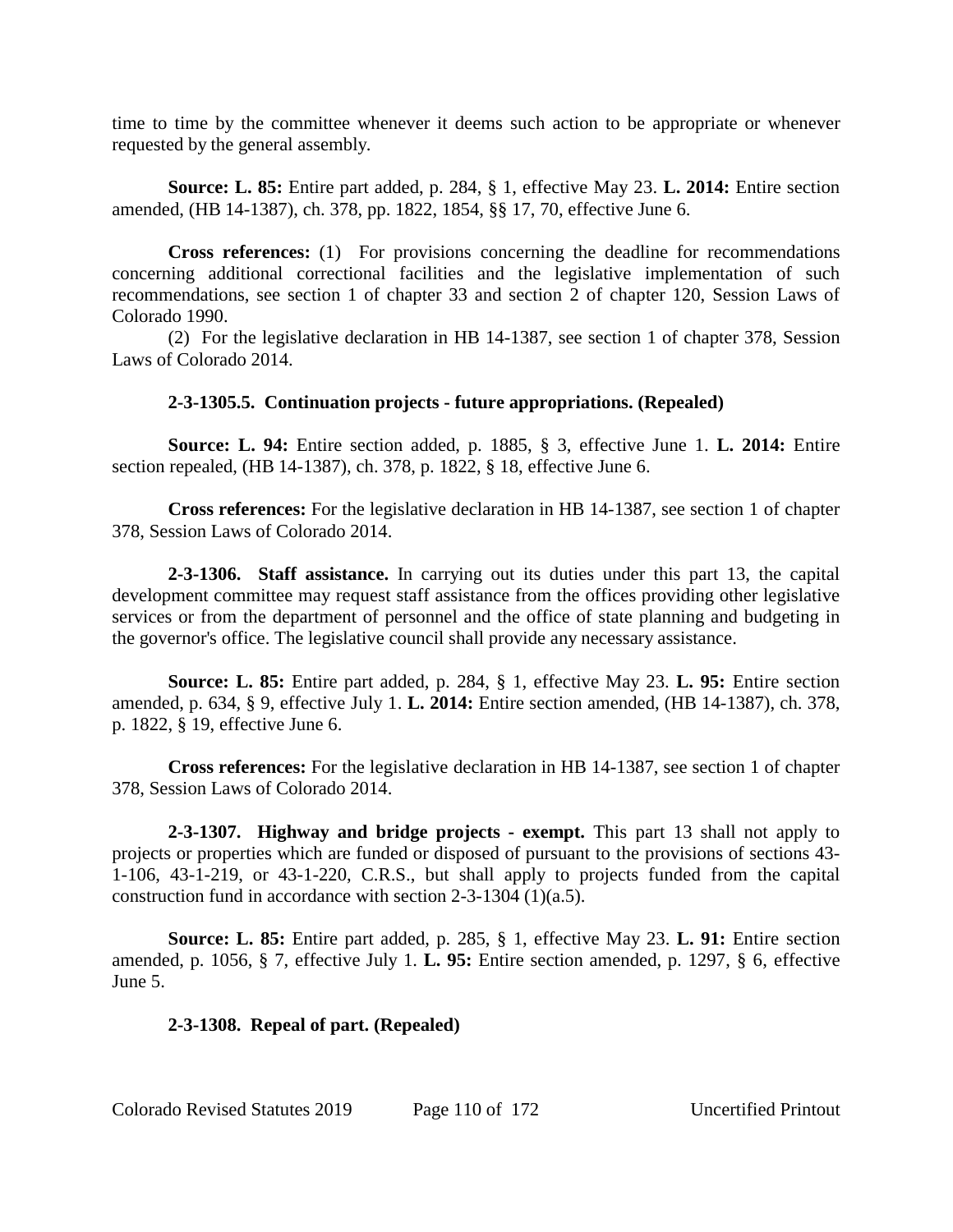time to time by the committee whenever it deems such action to be appropriate or whenever requested by the general assembly.

**Source: L. 85:** Entire part added, p. 284, § 1, effective May 23. **L. 2014:** Entire section amended, (HB 14-1387), ch. 378, pp. 1822, 1854, §§ 17, 70, effective June 6.

**Cross references:** (1) For provisions concerning the deadline for recommendations concerning additional correctional facilities and the legislative implementation of such recommendations, see section 1 of chapter 33 and section 2 of chapter 120, Session Laws of Colorado 1990.

(2) For the legislative declaration in HB 14-1387, see section 1 of chapter 378, Session Laws of Colorado 2014.

**2-3-1305.5. Continuation projects - future appropriations. (Repealed)**

**Source: L. 94:** Entire section added, p. 1885, § 3, effective June 1. **L. 2014:** Entire section repealed, (HB 14-1387), ch. 378, p. 1822, § 18, effective June 6.

**Cross references:** For the legislative declaration in HB 14-1387, see section 1 of chapter 378, Session Laws of Colorado 2014.

**2-3-1306. Staff assistance.** In carrying out its duties under this part 13, the capital development committee may request staff assistance from the offices providing other legislative services or from the department of personnel and the office of state planning and budgeting in the governor's office. The legislative council shall provide any necessary assistance.

**Source: L. 85:** Entire part added, p. 284, § 1, effective May 23. **L. 95:** Entire section amended, p. 634, § 9, effective July 1. **L. 2014:** Entire section amended, (HB 14-1387), ch. 378, p. 1822, § 19, effective June 6.

**Cross references:** For the legislative declaration in HB 14-1387, see section 1 of chapter 378, Session Laws of Colorado 2014.

**2-3-1307. Highway and bridge projects - exempt.** This part 13 shall not apply to projects or properties which are funded or disposed of pursuant to the provisions of sections 43-1-106, 43-1-219, or 43-1-220, C.R.S., but shall apply to projects funded from the capital construction fund in accordance with section 2-3-1304 (1)(a.5).

**Source: L. 85:** Entire part added, p. 285, § 1, effective May 23. **L. 91:** Entire section amended, p. 1056, § 7, effective July 1. **L. 95:** Entire section amended, p. 1297, § 6, effective June 5.

**2-3-1308. Repeal of part. (Repealed)**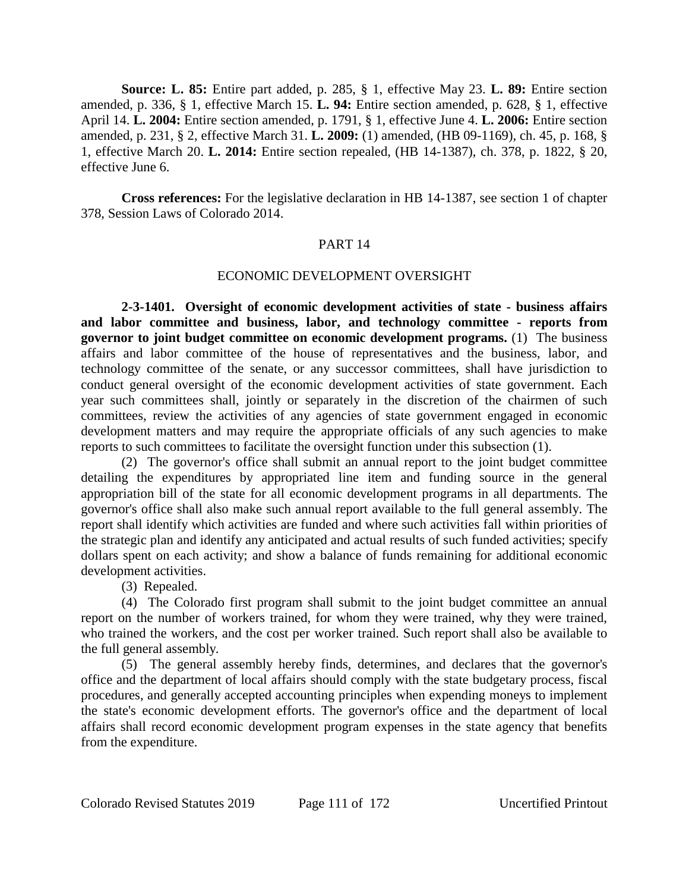**Source: L. 85:** Entire part added, p. 285, § 1, effective May 23. **L. 89:** Entire section amended, p. 336, § 1, effective March 15. **L. 94:** Entire section amended, p. 628, § 1, effective April 14. **L. 2004:** Entire section amended, p. 1791, § 1, effective June 4. **L. 2006:** Entire section amended, p. 231, § 2, effective March 31. **L. 2009:** (1) amended, (HB 09-1169), ch. 45, p. 168, § 1, effective March 20. **L. 2014:** Entire section repealed, (HB 14-1387), ch. 378, p. 1822, § 20, effective June 6.

**Cross references:** For the legislative declaration in HB 14-1387, see section 1 of chapter 378, Session Laws of Colorado 2014.

## PART 14

## ECONOMIC DEVELOPMENT OVERSIGHT

**2-3-1401. Oversight of economic development activities of state - business affairs and labor committee and business, labor, and technology committee - reports from governor to joint budget committee on economic development programs.** (1) The business affairs and labor committee of the house of representatives and the business, labor, and technology committee of the senate, or any successor committees, shall have jurisdiction to conduct general oversight of the economic development activities of state government. Each year such committees shall, jointly or separately in the discretion of the chairmen of such committees, review the activities of any agencies of state government engaged in economic development matters and may require the appropriate officials of any such agencies to make reports to such committees to facilitate the oversight function under this subsection (1).

(2) The governor's office shall submit an annual report to the joint budget committee detailing the expenditures by appropriated line item and funding source in the general appropriation bill of the state for all economic development programs in all departments. The governor's office shall also make such annual report available to the full general assembly. The report shall identify which activities are funded and where such activities fall within priorities of the strategic plan and identify any anticipated and actual results of such funded activities; specify dollars spent on each activity; and show a balance of funds remaining for additional economic development activities.

(3) Repealed.

(4) The Colorado first program shall submit to the joint budget committee an annual report on the number of workers trained, for whom they were trained, why they were trained, who trained the workers, and the cost per worker trained. Such report shall also be available to the full general assembly.

(5) The general assembly hereby finds, determines, and declares that the governor's office and the department of local affairs should comply with the state budgetary process, fiscal procedures, and generally accepted accounting principles when expending moneys to implement the state's economic development efforts. The governor's office and the department of local affairs shall record economic development program expenses in the state agency that benefits from the expenditure.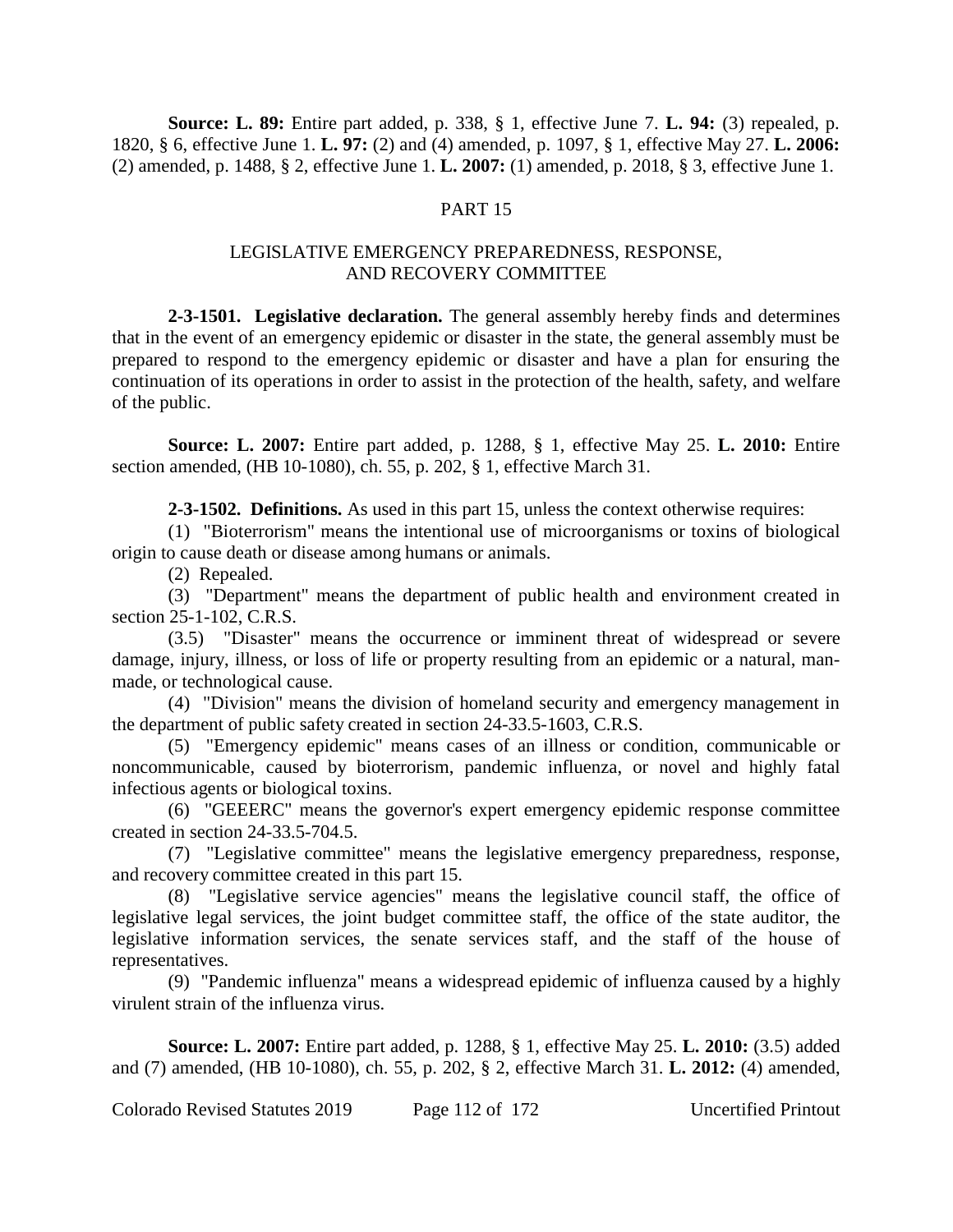**Source: L. 89:** Entire part added, p. 338, § 1, effective June 7. **L. 94:** (3) repealed, p. 1820, § 6, effective June 1. **L. 97:** (2) and (4) amended, p. 1097, § 1, effective May 27. **L. 2006:** (2) amended, p. 1488, § 2, effective June 1. **L. 2007:** (1) amended, p. 2018, § 3, effective June 1.

## PART 15

## LEGISLATIVE EMERGENCY PREPAREDNESS, RESPONSE, AND RECOVERY COMMITTEE

**2-3-1501. Legislative declaration.** The general assembly hereby finds and determines that in the event of an emergency epidemic or disaster in the state, the general assembly must be prepared to respond to the emergency epidemic or disaster and have a plan for ensuring the continuation of its operations in order to assist in the protection of the health, safety, and welfare of the public.

**Source: L. 2007:** Entire part added, p. 1288, § 1, effective May 25. **L. 2010:** Entire section amended, (HB 10-1080), ch. 55, p. 202, § 1, effective March 31.

**2-3-1502. Definitions.** As used in this part 15, unless the context otherwise requires:

(1) "Bioterrorism" means the intentional use of microorganisms or toxins of biological origin to cause death or disease among humans or animals.

(2) Repealed.

(3) "Department" means the department of public health and environment created in section 25-1-102, C.R.S.

(3.5) "Disaster" means the occurrence or imminent threat of widespread or severe damage, injury, illness, or loss of life or property resulting from an epidemic or a natural, man-made, or technological cause.

(4) "Division" means the division of homeland security and emergency management in the department of public safety created in section 24-33.5-1603, C.R.S.

(5) "Emergency epidemic" means cases of an illness or condition, communicable or noncommunicable, caused by bioterrorism, pandemic influenza, or novel and highly fatal infectious agents or biological toxins.

(6) "GEEERC" means the governor's expert emergency epidemic response committee created in section 24-33.5-704.5.

(7) "Legislative committee" means the legislative emergency preparedness, response, and recovery committee created in this part 15.

(8) "Legislative service agencies" means the legislative council staff, the office of legislative legal services, the joint budget committee staff, the office of the state auditor, the legislative information services, the senate services staff, and the staff of the house of representatives.

(9) "Pandemic influenza" means a widespread epidemic of influenza caused by a highly virulent strain of the influenza virus.

**Source: L. 2007:** Entire part added, p. 1288, § 1, effective May 25. **L. 2010:** (3.5) added and (7) amended, (HB 10-1080), ch. 55, p. 202, § 2, effective March 31. **L. 2012:** (4) amended,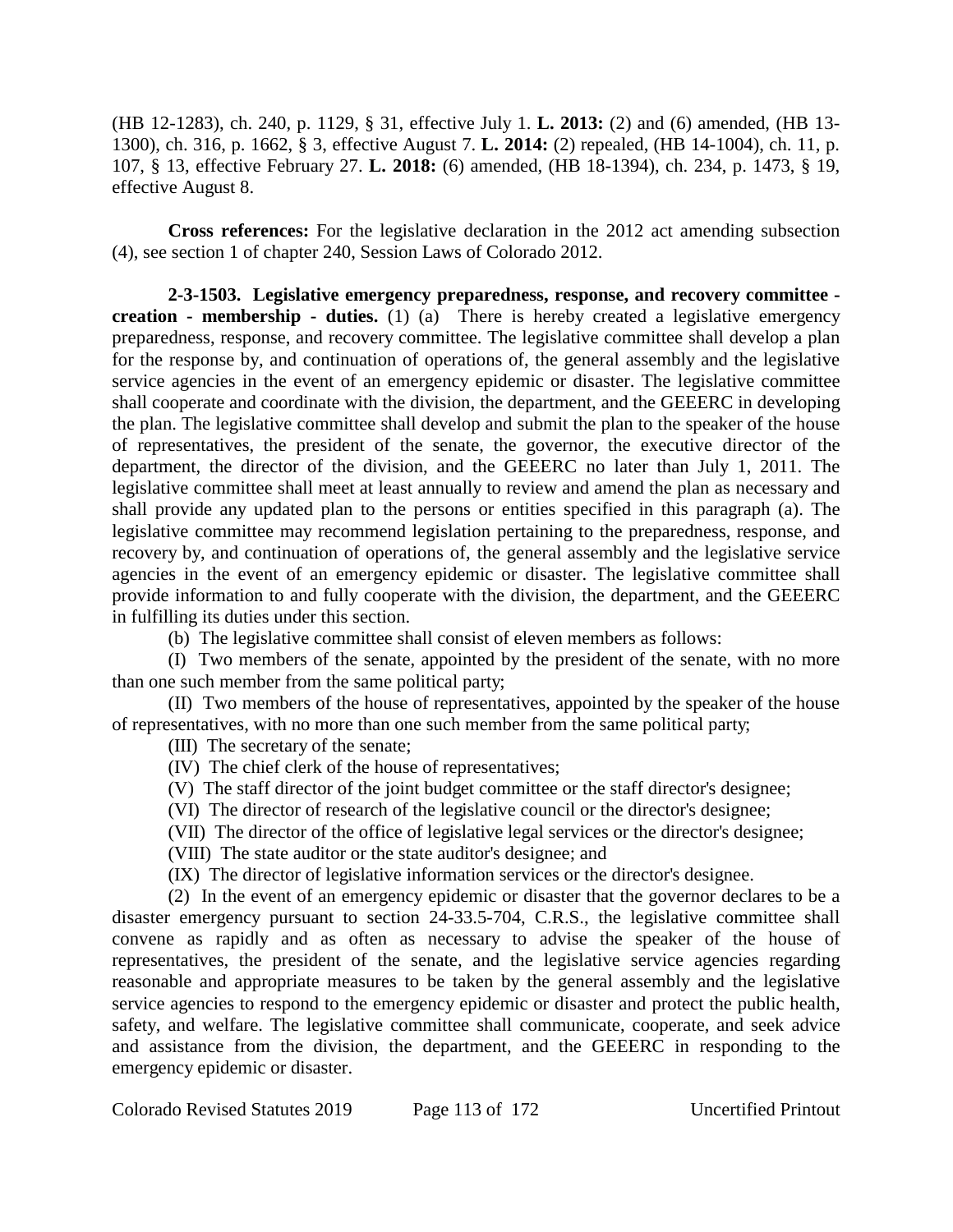(HB 12-1283), ch. 240, p. 1129, § 31, effective July 1. **L. 2013:** (2) and (6) amended, (HB 13-1300), ch. 316, p. 1662, § 3, effective August 7. **L. 2014:** (2) repealed, (HB 14-1004), ch. 11, p. 107, § 13, effective February 27. **L. 2018:** (6) amended, (HB 18-1394), ch. 234, p. 1473, § 19, effective August 8.

**Cross references:** For the legislative declaration in the 2012 act amending subsection (4), see section 1 of chapter 240, Session Laws of Colorado 2012.

**2-3-1503. Legislative emergency preparedness, response, and recovery committee - creation - membership - duties.** (1) (a) There is hereby created a legislative emergency preparedness, response, and recovery committee. The legislative committee shall develop a plan for the response by, and continuation of operations of, the general assembly and the legislative service agencies in the event of an emergency epidemic or disaster. The legislative committee shall cooperate and coordinate with the division, the department, and the GEEERC in developing the plan. The legislative committee shall develop and submit the plan to the speaker of the house of representatives, the president of the senate, the governor, the executive director of the department, the director of the division, and the GEEERC no later than July 1, 2011. The legislative committee shall meet at least annually to review and amend the plan as necessary and shall provide any updated plan to the persons or entities specified in this paragraph (a). The legislative committee may recommend legislation pertaining to the preparedness, response, and recovery by, and continuation of operations of, the general assembly and the legislative service agencies in the event of an emergency epidemic or disaster. The legislative committee shall provide information to and fully cooperate with the division, the department, and the GEEERC in fulfilling its duties under this section.

(b) The legislative committee shall consist of eleven members as follows:

(I) Two members of the senate, appointed by the president of the senate, with no more than one such member from the same political party;

(II) Two members of the house of representatives, appointed by the speaker of the house of representatives, with no more than one such member from the same political party;

(III) The secretary of the senate;

(IV) The chief clerk of the house of representatives;

(V) The staff director of the joint budget committee or the staff director's designee;

(VI) The director of research of the legislative council or the director's designee;

(VII) The director of the office of legislative legal services or the director's designee;

(VIII) The state auditor or the state auditor's designee; and

(IX) The director of legislative information services or the director's designee.

(2) In the event of an emergency epidemic or disaster that the governor declares to be a disaster emergency pursuant to section 24-33.5-704, C.R.S., the legislative committee shall convene as rapidly and as often as necessary to advise the speaker of the house of representatives, the president of the senate, and the legislative service agencies regarding reasonable and appropriate measures to be taken by the general assembly and the legislative service agencies to respond to the emergency epidemic or disaster and protect the public health, safety, and welfare. The legislative committee shall communicate, cooperate, and seek advice and assistance from the division, the department, and the GEEERC in responding to the emergency epidemic or disaster.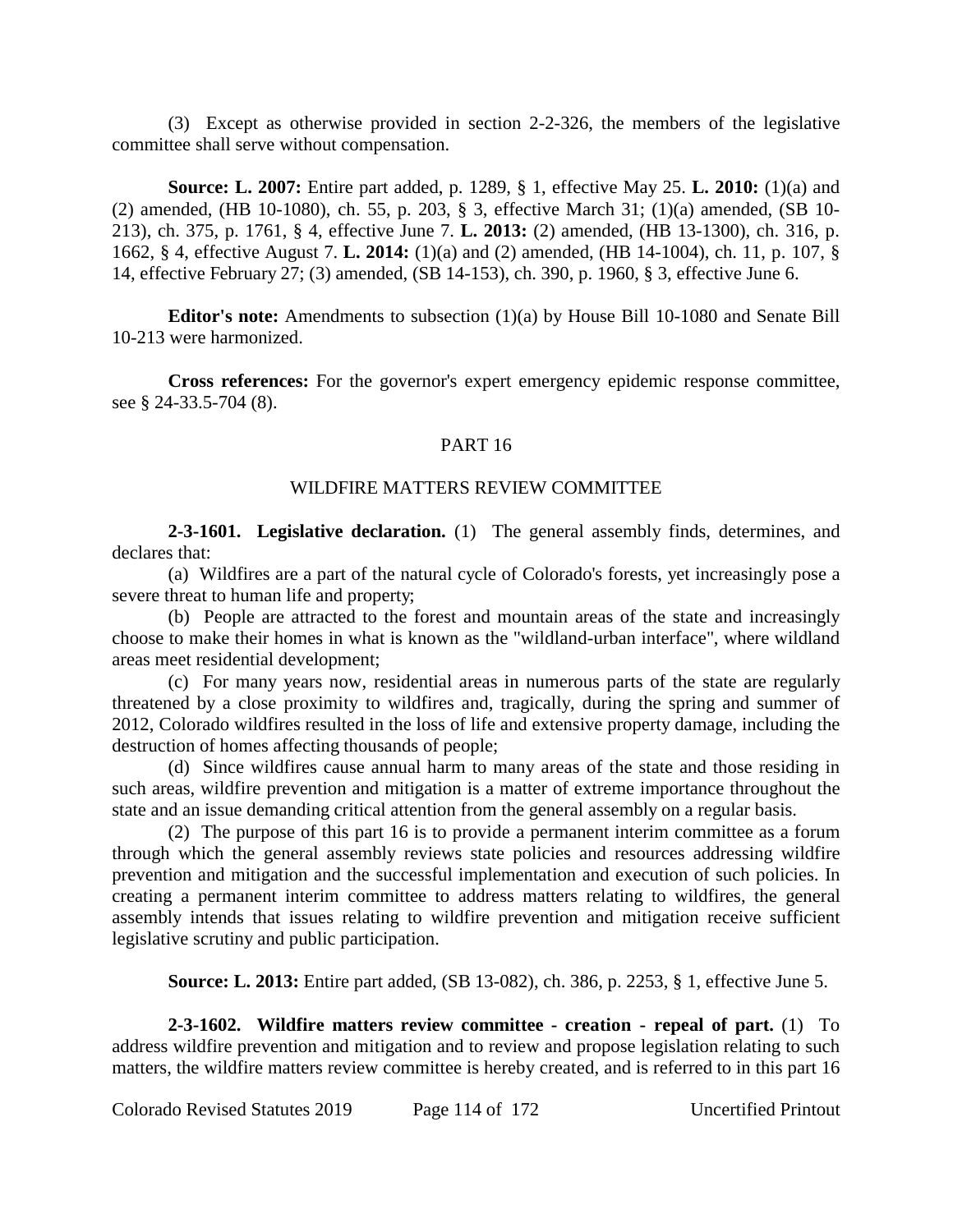(3) Except as otherwise provided in section 2-2-326, the members of the legislative committee shall serve without compensation.

**Source: L. 2007:** Entire part added, p. 1289, § 1, effective May 25. **L. 2010:** (1)(a) and (2) amended, (HB 10-1080), ch. 55, p. 203, § 3, effective March 31; (1)(a) amended, (SB 10-213), ch. 375, p. 1761, § 4, effective June 7. **L. 2013:** (2) amended, (HB 13-1300), ch. 316, p. 1662, § 4, effective August 7. **L. 2014:** (1)(a) and (2) amended, (HB 14-1004), ch. 11, p. 107, § 14, effective February 27; (3) amended, (SB 14-153), ch. 390, p. 1960, § 3, effective June 6.

**Editor's note:** Amendments to subsection (1)(a) by House Bill 10-1080 and Senate Bill 10-213 were harmonized.

**Cross references:** For the governor's expert emergency epidemic response committee, see § 24-33.5-704 (8).

## PART 16

## WILDFIRE MATTERS REVIEW COMMITTEE

**2-3-1601. Legislative declaration.** (1) The general assembly finds, determines, and declares that:

(a) Wildfires are a part of the natural cycle of Colorado's forests, yet increasingly pose a severe threat to human life and property;

(b) People are attracted to the forest and mountain areas of the state and increasingly choose to make their homes in what is known as the "wildland-urban interface", where wildland areas meet residential development;

(c) For many years now, residential areas in numerous parts of the state are regularly threatened by a close proximity to wildfires and, tragically, during the spring and summer of 2012, Colorado wildfires resulted in the loss of life and extensive property damage, including the destruction of homes affecting thousands of people;

(d) Since wildfires cause annual harm to many areas of the state and those residing in such areas, wildfire prevention and mitigation is a matter of extreme importance throughout the state and an issue demanding critical attention from the general assembly on a regular basis.

(2) The purpose of this part 16 is to provide a permanent interim committee as a forum through which the general assembly reviews state policies and resources addressing wildfire prevention and mitigation and the successful implementation and execution of such policies. In creating a permanent interim committee to address matters relating to wildfires, the general assembly intends that issues relating to wildfire prevention and mitigation receive sufficient legislative scrutiny and public participation.

**Source: L. 2013:** Entire part added, (SB 13-082), ch. 386, p. 2253, § 1, effective June 5.

**2-3-1602. Wildfire matters review committee - creation - repeal of part.** (1) To address wildfire prevention and mitigation and to review and propose legislation relating to such matters, the wildfire matters review committee is hereby created, and is referred to in this part 16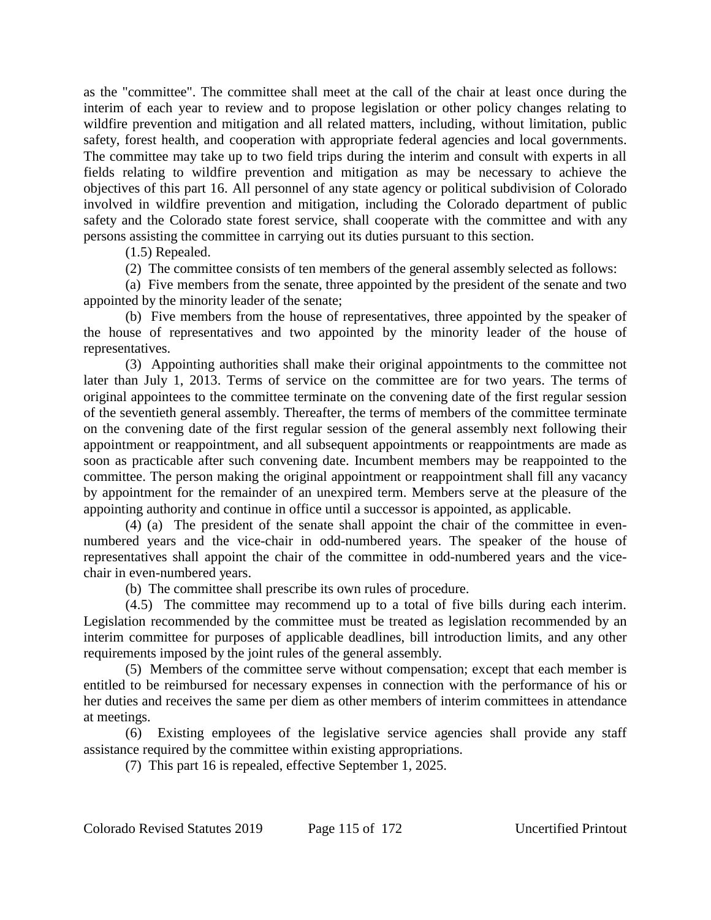as the "committee". The committee shall meet at the call of the chair at least once during the interim of each year to review and to propose legislation or other policy changes relating to wildfire prevention and mitigation and all related matters, including, without limitation, public safety, forest health, and cooperation with appropriate federal agencies and local governments. The committee may take up to two field trips during the interim and consult with experts in all fields relating to wildfire prevention and mitigation as may be necessary to achieve the objectives of this part 16. All personnel of any state agency or political subdivision of Colorado involved in wildfire prevention and mitigation, including the Colorado department of public safety and the Colorado state forest service, shall cooperate with the committee and with any persons assisting the committee in carrying out its duties pursuant to this section.

(1.5) Repealed.

(2) The committee consists of ten members of the general assembly selected as follows:

(a) Five members from the senate, three appointed by the president of the senate and two appointed by the minority leader of the senate;

(b) Five members from the house of representatives, three appointed by the speaker of the house of representatives and two appointed by the minority leader of the house of representatives.

(3) Appointing authorities shall make their original appointments to the committee not later than July 1, 2013. Terms of service on the committee are for two years. The terms of original appointees to the committee terminate on the convening date of the first regular session of the seventieth general assembly. Thereafter, the terms of members of the committee terminate on the convening date of the first regular session of the general assembly next following their appointment or reappointment, and all subsequent appointments or reappointments are made as soon as practicable after such convening date. Incumbent members may be reappointed to the committee. The person making the original appointment or reappointment shall fill any vacancy by appointment for the remainder of an unexpired term. Members serve at the pleasure of the appointing authority and continue in office until a successor is appointed, as applicable.

(4) (a) The president of the senate shall appoint the chair of the committee in even-numbered years and the vice-chair in odd-numbered years. The speaker of the house of representatives shall appoint the chair of the committee in odd-numbered years and the vice-chair in even-numbered years.

(b) The committee shall prescribe its own rules of procedure.

(4.5) The committee may recommend up to a total of five bills during each interim. Legislation recommended by the committee must be treated as legislation recommended by an interim committee for purposes of applicable deadlines, bill introduction limits, and any other requirements imposed by the joint rules of the general assembly.

(5) Members of the committee serve without compensation; except that each member is entitled to be reimbursed for necessary expenses in connection with the performance of his or her duties and receives the same per diem as other members of interim committees in attendance at meetings.

(6) Existing employees of the legislative service agencies shall provide any staff assistance required by the committee within existing appropriations.

(7) This part 16 is repealed, effective September 1, 2025.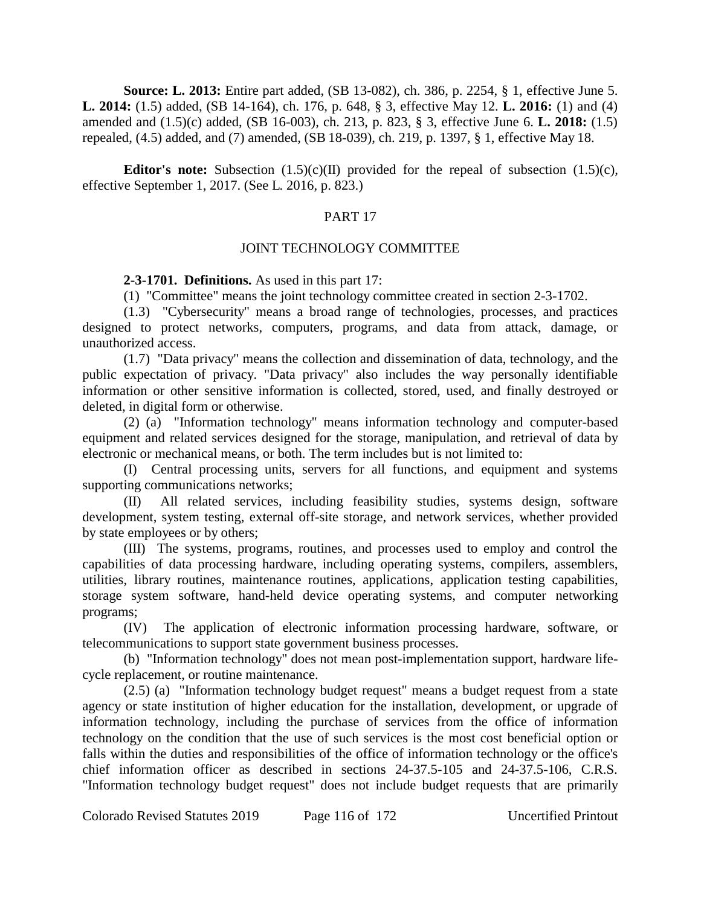**Source: L. 2013:** Entire part added, (SB 13-082), ch. 386, p. 2254, § 1, effective June 5. **L. 2014:** (1.5) added, (SB 14-164), ch. 176, p. 648, § 3, effective May 12. **L. 2016:** (1) and (4) amended and (1.5)(c) added, (SB 16-003), ch. 213, p. 823, § 3, effective June 6. **L. 2018:** (1.5) repealed, (4.5) added, and (7) amended, (SB 18-039), ch. 219, p. 1397, § 1, effective May 18.

**Editor's note:** Subsection (1.5)(c)(II) provided for the repeal of subsection (1.5)(c), effective September 1, 2017. (See L. 2016, p. 823.)

PART 17

JOINT TECHNOLOGY COMMITTEE

**2-3-1701. Definitions.** As used in this part 17:

(1) "Committee" means the joint technology committee created in section 2-3-1702.

(1.3) "Cybersecurity" means a broad range of technologies, processes, and practices designed to protect networks, computers, programs, and data from attack, damage, or unauthorized access.

(1.7) "Data privacy" means the collection and dissemination of data, technology, and the public expectation of privacy. "Data privacy" also includes the way personally identifiable information or other sensitive information is collected, stored, used, and finally destroyed or deleted, in digital form or otherwise.

(2) (a) "Information technology" means information technology and computer-based equipment and related services designed for the storage, manipulation, and retrieval of data by electronic or mechanical means, or both. The term includes but is not limited to:

(I) Central processing units, servers for all functions, and equipment and systems supporting communications networks;

(II) All related services, including feasibility studies, systems design, software development, system testing, external off-site storage, and network services, whether provided by state employees or by others;

(III) The systems, programs, routines, and processes used to employ and control the capabilities of data processing hardware, including operating systems, compilers, assemblers, utilities, library routines, maintenance routines, applications, application testing capabilities, storage system software, hand-held device operating systems, and computer networking programs;

(IV) The application of electronic information processing hardware, software, or telecommunications to support state government business processes.

(b) "Information technology" does not mean post-implementation support, hardware life-cycle replacement, or routine maintenance.

(2.5) (a) "Information technology budget request" means a budget request from a state agency or state institution of higher education for the installation, development, or upgrade of information technology, including the purchase of services from the office of information technology on the condition that the use of such services is the most cost beneficial option or falls within the duties and responsibilities of the office of information technology or the office's chief information officer as described in sections 24-37.5-105 and 24-37.5-106, C.R.S. "Information technology budget request" does not include budget requests that are primarily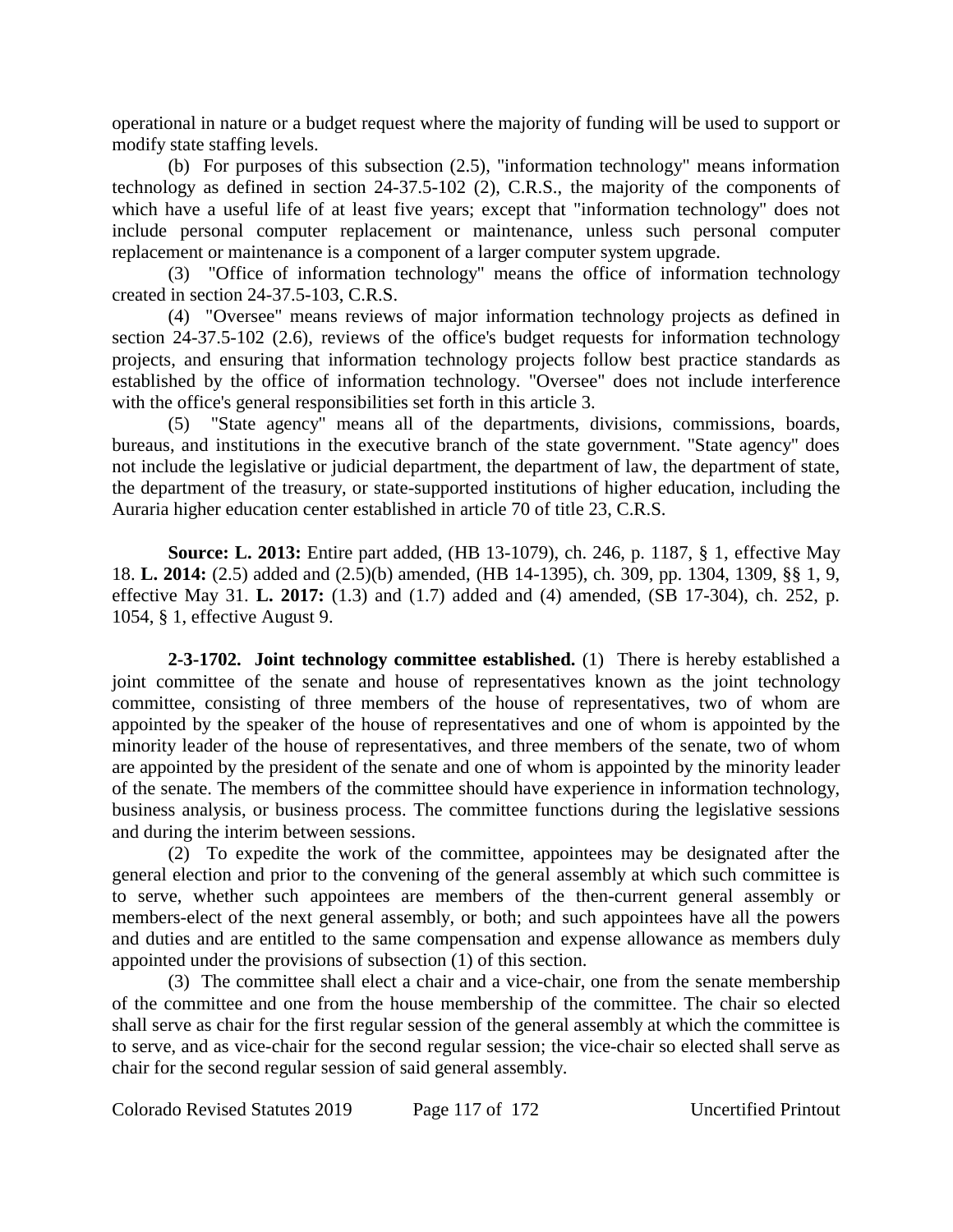operational in nature or a budget request where the majority of funding will be used to support or modify state staffing levels.

(b) For purposes of this subsection (2.5), "information technology" means information technology as defined in section 24-37.5-102 (2), C.R.S., the majority of the components of which have a useful life of at least five years; except that "information technology" does not include personal computer replacement or maintenance, unless such personal computer replacement or maintenance is a component of a larger computer system upgrade.

(3) "Office of information technology" means the office of information technology created in section 24-37.5-103, C.R.S.

(4) "Oversee" means reviews of major information technology projects as defined in section 24-37.5-102 (2.6), reviews of the office's budget requests for information technology projects, and ensuring that information technology projects follow best practice standards as established by the office of information technology. "Oversee" does not include interference with the office's general responsibilities set forth in this article 3.

(5) "State agency" means all of the departments, divisions, commissions, boards, bureaus, and institutions in the executive branch of the state government. "State agency" does not include the legislative or judicial department, the department of law, the department of state, the department of the treasury, or state-supported institutions of higher education, including the Auraria higher education center established in article 70 of title 23, C.R.S.

**Source: L. 2013:** Entire part added, (HB 13-1079), ch. 246, p. 1187, § 1, effective May 18. **L. 2014:** (2.5) added and (2.5)(b) amended, (HB 14-1395), ch. 309, pp. 1304, 1309, §§ 1, 9, effective May 31. **L. 2017:** (1.3) and (1.7) added and (4) amended, (SB 17-304), ch. 252, p. 1054, § 1, effective August 9.

**2-3-1702. Joint technology committee established.** (1) There is hereby established a joint committee of the senate and house of representatives known as the joint technology committee, consisting of three members of the house of representatives, two of whom are appointed by the speaker of the house of representatives and one of whom is appointed by the minority leader of the house of representatives, and three members of the senate, two of whom are appointed by the president of the senate and one of whom is appointed by the minority leader of the senate. The members of the committee should have experience in information technology, business analysis, or business process. The committee functions during the legislative sessions and during the interim between sessions.

(2) To expedite the work of the committee, appointees may be designated after the general election and prior to the convening of the general assembly at which such committee is to serve, whether such appointees are members of the then-current general assembly or members-elect of the next general assembly, or both; and such appointees have all the powers and duties and are entitled to the same compensation and expense allowance as members duly appointed under the provisions of subsection (1) of this section.

(3) The committee shall elect a chair and a vice-chair, one from the senate membership of the committee and one from the house membership of the committee. The chair so elected shall serve as chair for the first regular session of the general assembly at which the committee is to serve, and as vice-chair for the second regular session; the vice-chair so elected shall serve as chair for the second regular session of said general assembly.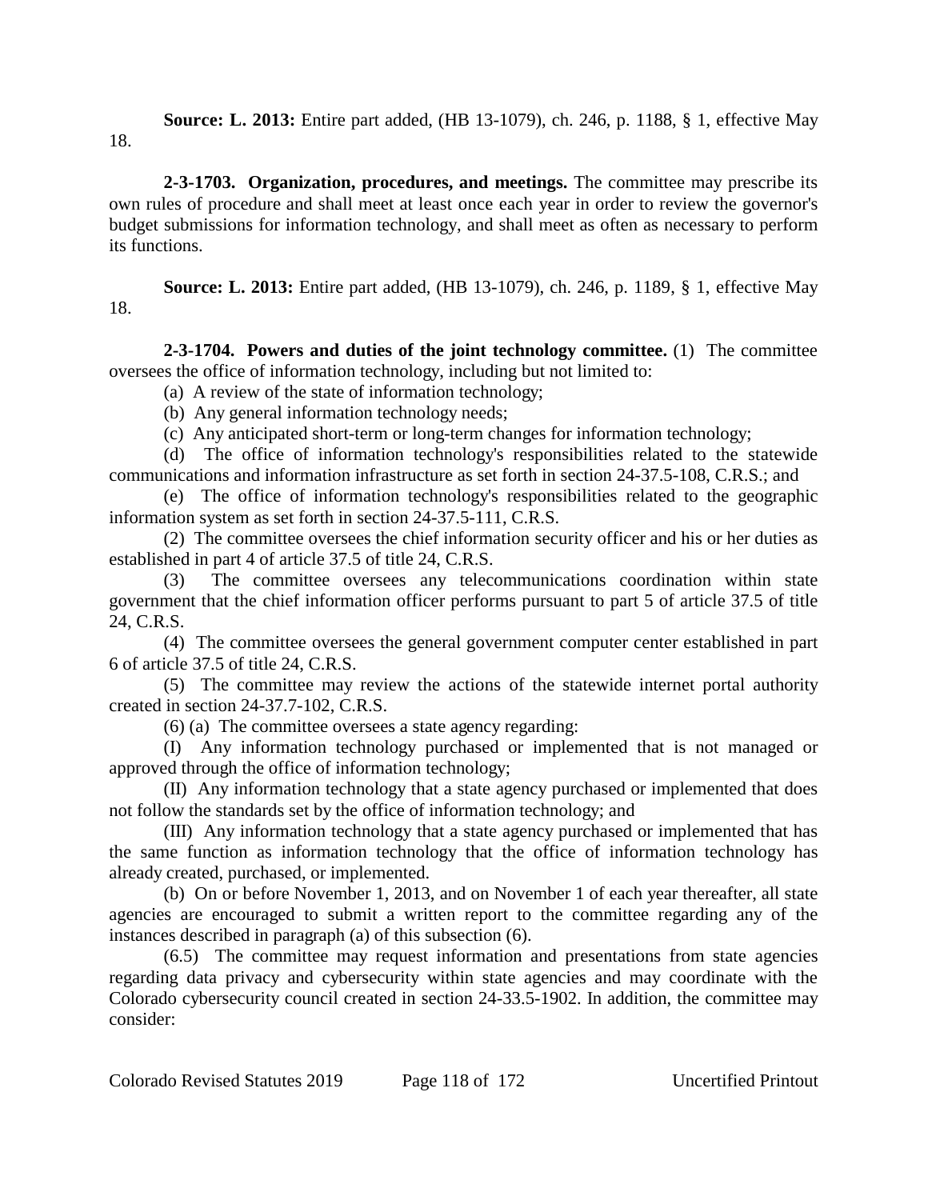**Source: L. 2013:** Entire part added, (HB 13-1079), ch. 246, p. 1188, § 1, effective May 18.

**2-3-1703. Organization, procedures, and meetings.** The committee may prescribe its own rules of procedure and shall meet at least once each year in order to review the governor's budget submissions for information technology, and shall meet as often as necessary to perform its functions.

**Source: L. 2013:** Entire part added, (HB 13-1079), ch. 246, p. 1189, § 1, effective May 18.

**2-3-1704. Powers and duties of the joint technology committee.** (1) The committee oversees the office of information technology, including but not limited to:

(a) A review of the state of information technology;

(b) Any general information technology needs;

(c) Any anticipated short-term or long-term changes for information technology;

(d) The office of information technology's responsibilities related to the statewide communications and information infrastructure as set forth in section 24-37.5-108, C.R.S.; and

(e) The office of information technology's responsibilities related to the geographic information system as set forth in section 24-37.5-111, C.R.S.

(2) The committee oversees the chief information security officer and his or her duties as established in part 4 of article 37.5 of title 24, C.R.S.

(3) The committee oversees any telecommunications coordination within state government that the chief information officer performs pursuant to part 5 of article 37.5 of title 24, C.R.S.

(4) The committee oversees the general government computer center established in part 6 of article 37.5 of title 24, C.R.S.

(5) The committee may review the actions of the statewide internet portal authority created in section 24-37.7-102, C.R.S.

(6) (a) The committee oversees a state agency regarding:

(I) Any information technology purchased or implemented that is not managed or approved through the office of information technology;

(II) Any information technology that a state agency purchased or implemented that does not follow the standards set by the office of information technology; and

(III) Any information technology that a state agency purchased or implemented that has the same function as information technology that the office of information technology has already created, purchased, or implemented.

(b) On or before November 1, 2013, and on November 1 of each year thereafter, all state agencies are encouraged to submit a written report to the committee regarding any of the instances described in paragraph (a) of this subsection (6).

(6.5) The committee may request information and presentations from state agencies regarding data privacy and cybersecurity within state agencies and may coordinate with the Colorado cybersecurity council created in section 24-33.5-1902. In addition, the committee may consider: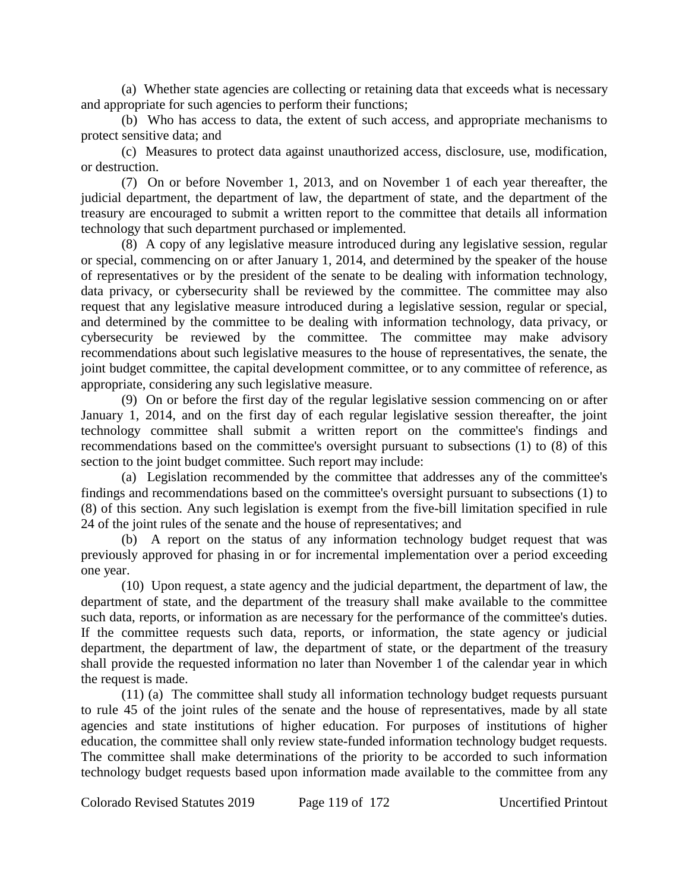(a) Whether state agencies are collecting or retaining data that exceeds what is necessary and appropriate for such agencies to perform their functions;

(b) Who has access to data, the extent of such access, and appropriate mechanisms to protect sensitive data; and

(c) Measures to protect data against unauthorized access, disclosure, use, modification, or destruction.

(7) On or before November 1, 2013, and on November 1 of each year thereafter, the judicial department, the department of law, the department of state, and the department of the treasury are encouraged to submit a written report to the committee that details all information technology that such department purchased or implemented.

(8) A copy of any legislative measure introduced during any legislative session, regular or special, commencing on or after January 1, 2014, and determined by the speaker of the house of representatives or by the president of the senate to be dealing with information technology, data privacy, or cybersecurity shall be reviewed by the committee. The committee may also request that any legislative measure introduced during a legislative session, regular or special, and determined by the committee to be dealing with information technology, data privacy, or cybersecurity be reviewed by the committee. The committee may make advisory recommendations about such legislative measures to the house of representatives, the senate, the joint budget committee, the capital development committee, or to any committee of reference, as appropriate, considering any such legislative measure.

(9) On or before the first day of the regular legislative session commencing on or after January 1, 2014, and on the first day of each regular legislative session thereafter, the joint technology committee shall submit a written report on the committee's findings and recommendations based on the committee's oversight pursuant to subsections (1) to (8) of this section to the joint budget committee. Such report may include:

(a) Legislation recommended by the committee that addresses any of the committee's findings and recommendations based on the committee's oversight pursuant to subsections (1) to (8) of this section. Any such legislation is exempt from the five-bill limitation specified in rule 24 of the joint rules of the senate and the house of representatives; and

(b) A report on the status of any information technology budget request that was previously approved for phasing in or for incremental implementation over a period exceeding one year.

(10) Upon request, a state agency and the judicial department, the department of law, the department of state, and the department of the treasury shall make available to the committee such data, reports, or information as are necessary for the performance of the committee's duties. If the committee requests such data, reports, or information, the state agency or judicial department, the department of law, the department of state, or the department of the treasury shall provide the requested information no later than November 1 of the calendar year in which the request is made.

(11) (a) The committee shall study all information technology budget requests pursuant to rule 45 of the joint rules of the senate and the house of representatives, made by all state agencies and state institutions of higher education. For purposes of institutions of higher education, the committee shall only review state-funded information technology budget requests. The committee shall make determinations of the priority to be accorded to such information technology budget requests based upon information made available to the committee from any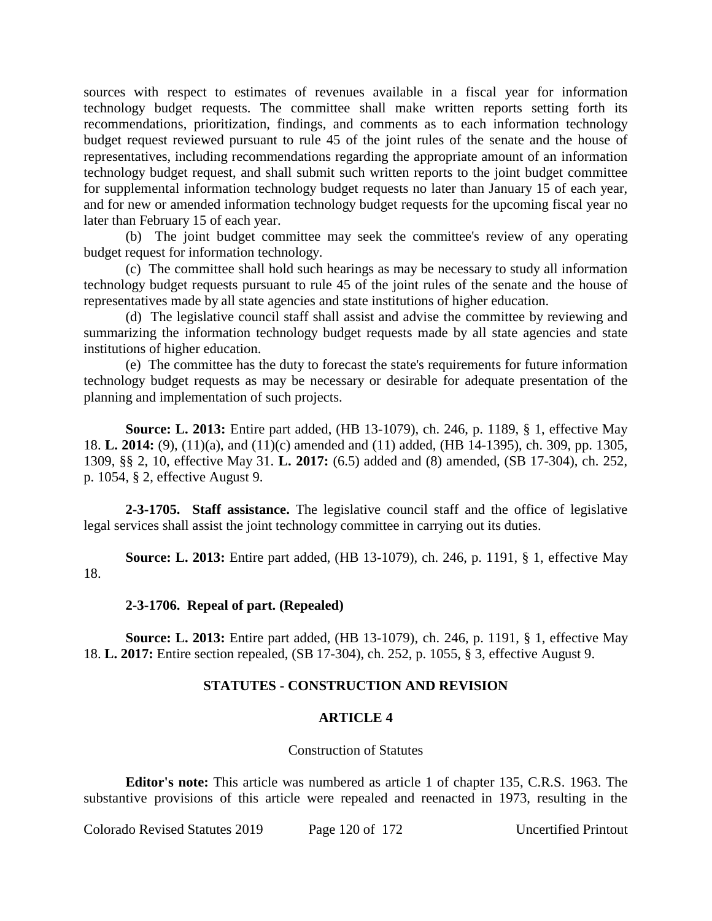sources with respect to estimates of revenues available in a fiscal year for information technology budget requests. The committee shall make written reports setting forth its recommendations, prioritization, findings, and comments as to each information technology budget request reviewed pursuant to rule 45 of the joint rules of the senate and the house of representatives, including recommendations regarding the appropriate amount of an information technology budget request, and shall submit such written reports to the joint budget committee for supplemental information technology budget requests no later than January 15 of each year, and for new or amended information technology budget requests for the upcoming fiscal year no later than February 15 of each year.

(b) The joint budget committee may seek the committee's review of any operating budget request for information technology.

(c) The committee shall hold such hearings as may be necessary to study all information technology budget requests pursuant to rule 45 of the joint rules of the senate and the house of representatives made by all state agencies and state institutions of higher education.

(d) The legislative council staff shall assist and advise the committee by reviewing and summarizing the information technology budget requests made by all state agencies and state institutions of higher education.

(e) The committee has the duty to forecast the state's requirements for future information technology budget requests as may be necessary or desirable for adequate presentation of the planning and implementation of such projects.

**Source: L. 2013:** Entire part added, (HB 13-1079), ch. 246, p. 1189, § 1, effective May 18. **L. 2014:** (9), (11)(a), and (11)(c) amended and (11) added, (HB 14-1395), ch. 309, pp. 1305, 1309, §§ 2, 10, effective May 31. **L. 2017:** (6.5) added and (8) amended, (SB 17-304), ch. 252, p. 1054, § 2, effective August 9.

**2-3-1705. Staff assistance.** The legislative council staff and the office of legislative legal services shall assist the joint technology committee in carrying out its duties.

**Source: L. 2013:** Entire part added, (HB 13-1079), ch. 246, p. 1191, § 1, effective May 18.

**2-3-1706. Repeal of part. (Repealed)**

**Source: L. 2013:** Entire part added, (HB 13-1079), ch. 246, p. 1191, § 1, effective May 18. **L. 2017:** Entire section repealed, (SB 17-304), ch. 252, p. 1055, § 3, effective August 9.

## STATUTES - CONSTRUCTION AND REVISION

## ARTICLE 4

### Construction of Statutes

**Editor's note:** This article was numbered as article 1 of chapter 135, C.R.S. 1963. The substantive provisions of this article were repealed and reenacted in 1973, resulting in the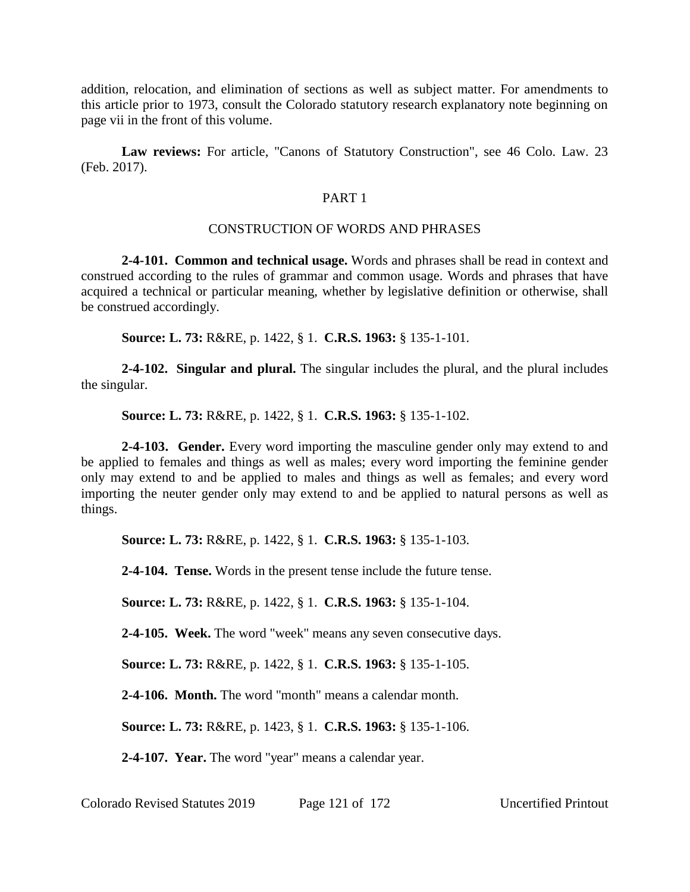addition, relocation, and elimination of sections as well as subject matter. For amendments to this article prior to 1973, consult the Colorado statutory research explanatory note beginning on page vii in the front of this volume.

**Law reviews:** For article, "Canons of Statutory Construction", see 46 Colo. Law. 23 (Feb. 2017).

## PART 1

## CONSTRUCTION OF WORDS AND PHRASES

**2-4-101. Common and technical usage.** Words and phrases shall be read in context and construed according to the rules of grammar and common usage. Words and phrases that have acquired a technical or particular meaning, whether by legislative definition or otherwise, shall be construed accordingly.

**Source: L. 73:** R&RE, p. 1422, § 1. **C.R.S. 1963:** § 135-1-101.

**2-4-102. Singular and plural.** The singular includes the plural, and the plural includes the singular.

**Source: L. 73:** R&RE, p. 1422, § 1. **C.R.S. 1963:** § 135-1-102.

**2-4-103. Gender.** Every word importing the masculine gender only may extend to and be applied to females and things as well as males; every word importing the feminine gender only may extend to and be applied to males and things as well as females; and every word importing the neuter gender only may extend to and be applied to natural persons as well as things.

**Source: L. 73:** R&RE, p. 1422, § 1. **C.R.S. 1963:** § 135-1-103.

**2-4-104. Tense.** Words in the present tense include the future tense.

**Source: L. 73:** R&RE, p. 1422, § 1. **C.R.S. 1963:** § 135-1-104.

**2-4-105. Week.** The word "week" means any seven consecutive days.

**Source: L. 73:** R&RE, p. 1422, § 1. **C.R.S. 1963:** § 135-1-105.

**2-4-106. Month.** The word "month" means a calendar month.

**Source: L. 73:** R&RE, p. 1423, § 1. **C.R.S. 1963:** § 135-1-106.

**2-4-107. Year.** The word "year" means a calendar year.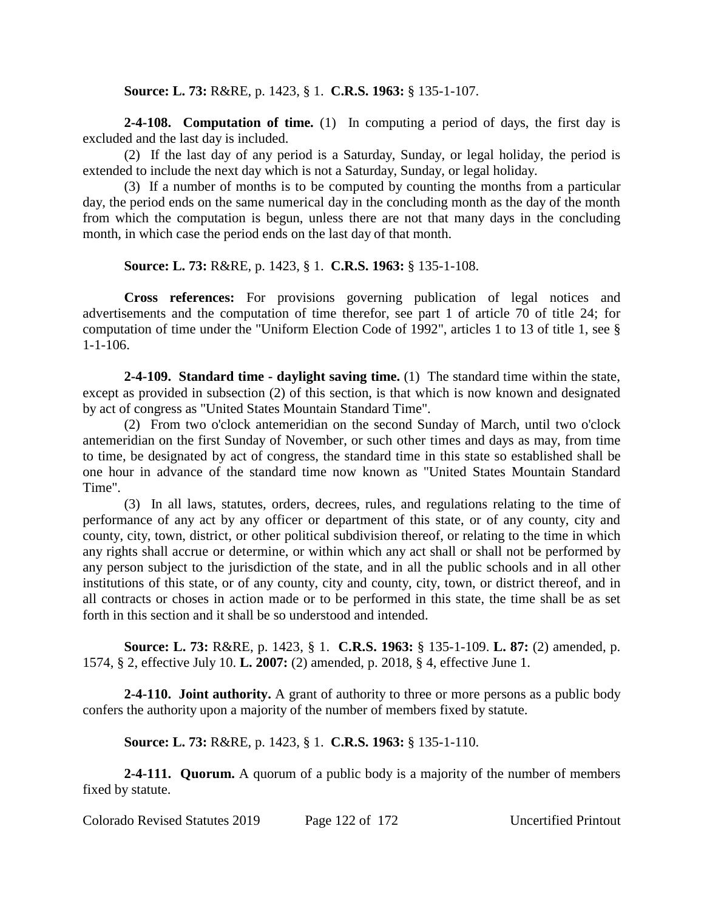**Source: L. 73:** R&RE, p. 1423, § 1. **C.R.S. 1963:** § 135-1-107.

**2-4-108. Computation of time.** (1) In computing a period of days, the first day is excluded and the last day is included.

(2) If the last day of any period is a Saturday, Sunday, or legal holiday, the period is extended to include the next day which is not a Saturday, Sunday, or legal holiday.

(3) If a number of months is to be computed by counting the months from a particular day, the period ends on the same numerical day in the concluding month as the day of the month from which the computation is begun, unless there are not that many days in the concluding month, in which case the period ends on the last day of that month.

**Source: L. 73:** R&RE, p. 1423, § 1. **C.R.S. 1963:** § 135-1-108.

**Cross references:** For provisions governing publication of legal notices and advertisements and the computation of time therefor, see part 1 of article 70 of title 24; for computation of time under the "Uniform Election Code of 1992", articles 1 to 13 of title 1, see § 1-1-106.

**2-4-109. Standard time - daylight saving time.** (1) The standard time within the state, except as provided in subsection (2) of this section, is that which is now known and designated by act of congress as "United States Mountain Standard Time".

(2) From two o'clock antemeridian on the second Sunday of March, until two o'clock antemeridian on the first Sunday of November, or such other times and days as may, from time to time, be designated by act of congress, the standard time in this state so established shall be one hour in advance of the standard time now known as "United States Mountain Standard Time".

(3) In all laws, statutes, orders, decrees, rules, and regulations relating to the time of performance of any act by any officer or department of this state, or of any county, city and county, city, town, district, or other political subdivision thereof, or relating to the time in which any rights shall accrue or determine, or within which any act shall or shall not be performed by any person subject to the jurisdiction of the state, and in all the public schools and in all other institutions of this state, or of any county, city and county, city, town, or district thereof, and in all contracts or choses in action made or to be performed in this state, the time shall be as set forth in this section and it shall be so understood and intended.

**Source: L. 73:** R&RE, p. 1423, § 1. **C.R.S. 1963:** § 135-1-109. **L. 87:** (2) amended, p. 1574, § 2, effective July 10. **L. 2007:** (2) amended, p. 2018, § 4, effective June 1.

**2-4-110. Joint authority.** A grant of authority to three or more persons as a public body confers the authority upon a majority of the number of members fixed by statute.

**Source: L. 73:** R&RE, p. 1423, § 1. **C.R.S. 1963:** § 135-1-110.

**2-4-111. Quorum.** A quorum of a public body is a majority of the number of members fixed by statute.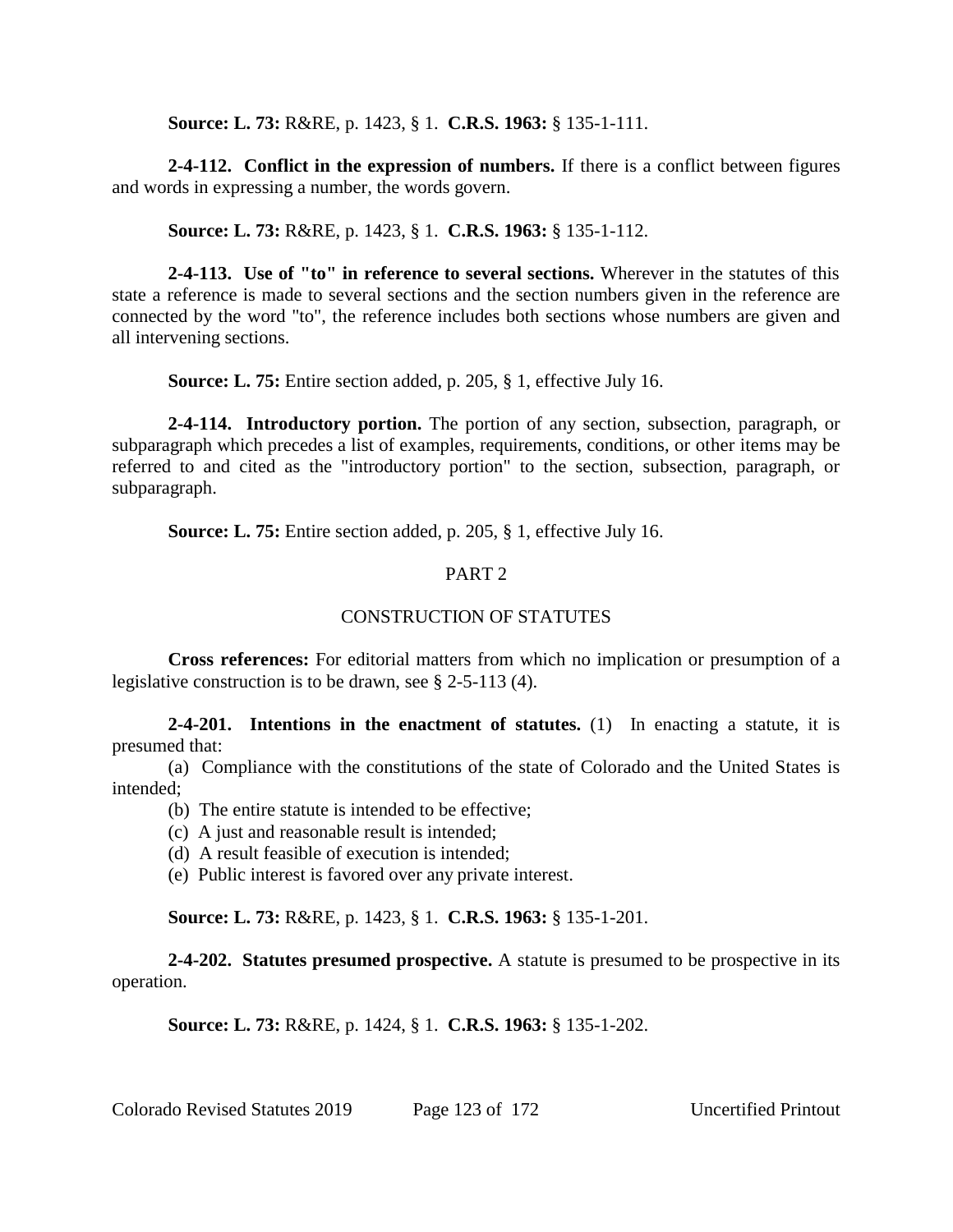**Source: L. 73:** R&RE, p. 1423, § 1. **C.R.S. 1963:** § 135-1-111.

**2-4-112. Conflict in the expression of numbers.** If there is a conflict between figures and words in expressing a number, the words govern.

**Source: L. 73:** R&RE, p. 1423, § 1. **C.R.S. 1963:** § 135-1-112.

**2-4-113. Use of "to" in reference to several sections.** Wherever in the statutes of this state a reference is made to several sections and the section numbers given in the reference are connected by the word "to", the reference includes both sections whose numbers are given and all intervening sections.

**Source: L. 75:** Entire section added, p. 205, § 1, effective July 16.

**2-4-114. Introductory portion.** The portion of any section, subsection, paragraph, or subparagraph which precedes a list of examples, requirements, conditions, or other items may be referred to and cited as the "introductory portion" to the section, subsection, paragraph, or subparagraph.

**Source: L. 75:** Entire section added, p. 205, § 1, effective July 16.

## PART 2

## CONSTRUCTION OF STATUTES

**Cross references:** For editorial matters from which no implication or presumption of a legislative construction is to be drawn, see § 2-5-113 (4).

**2-4-201. Intentions in the enactment of statutes.** (1) In enacting a statute, it is presumed that:

(a) Compliance with the constitutions of the state of Colorado and the United States is intended;

(b) The entire statute is intended to be effective;

(c) A just and reasonable result is intended;

(d) A result feasible of execution is intended;

(e) Public interest is favored over any private interest.

**Source: L. 73:** R&RE, p. 1423, § 1. **C.R.S. 1963:** § 135-1-201.

**2-4-202. Statutes presumed prospective.** A statute is presumed to be prospective in its operation.

**Source: L. 73:** R&RE, p. 1424, § 1. **C.R.S. 1963:** § 135-1-202.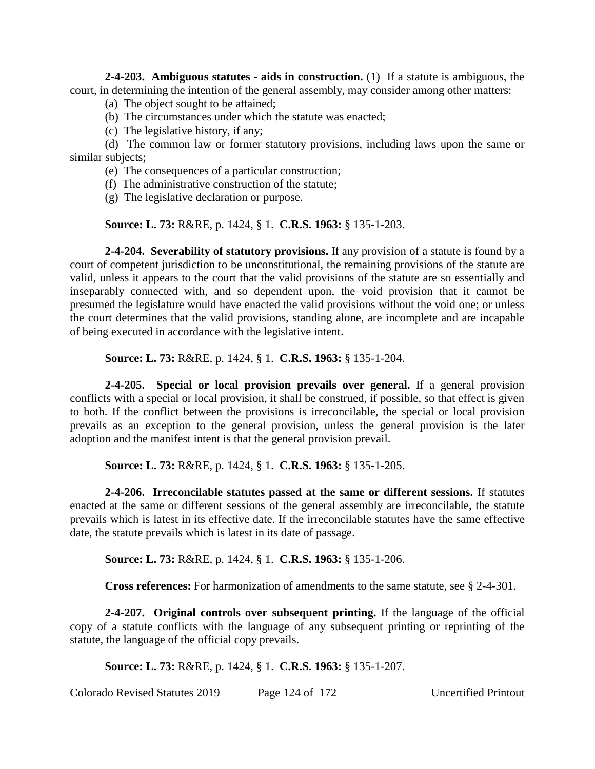**2-4-203. Ambiguous statutes - aids in construction.** (1) If a statute is ambiguous, the court, in determining the intention of the general assembly, may consider among other matters:

(a) The object sought to be attained;

(b) The circumstances under which the statute was enacted;

(c) The legislative history, if any;

(d) The common law or former statutory provisions, including laws upon the same or similar subjects;

(e) The consequences of a particular construction;

(f) The administrative construction of the statute;

(g) The legislative declaration or purpose.

**Source: L. 73:** R&RE, p. 1424, § 1. **C.R.S. 1963:** § 135-1-203.

**2-4-204. Severability of statutory provisions.** If any provision of a statute is found by a court of competent jurisdiction to be unconstitutional, the remaining provisions of the statute are valid, unless it appears to the court that the valid provisions of the statute are so essentially and inseparably connected with, and so dependent upon, the void provision that it cannot be presumed the legislature would have enacted the valid provisions without the void one; or unless the court determines that the valid provisions, standing alone, are incomplete and are incapable of being executed in accordance with the legislative intent.

**Source: L. 73:** R&RE, p. 1424, § 1. **C.R.S. 1963:** § 135-1-204.

**2-4-205. Special or local provision prevails over general.** If a general provision conflicts with a special or local provision, it shall be construed, if possible, so that effect is given to both. If the conflict between the provisions is irreconcilable, the special or local provision prevails as an exception to the general provision, unless the general provision is the later adoption and the manifest intent is that the general provision prevail.

**Source: L. 73:** R&RE, p. 1424, § 1. **C.R.S. 1963:** § 135-1-205.

**2-4-206. Irreconcilable statutes passed at the same or different sessions.** If statutes enacted at the same or different sessions of the general assembly are irreconcilable, the statute prevails which is latest in its effective date. If the irreconcilable statutes have the same effective date, the statute prevails which is latest in its date of passage.

**Source: L. 73:** R&RE, p. 1424, § 1. **C.R.S. 1963:** § 135-1-206.

**Cross references:** For harmonization of amendments to the same statute, see § 2-4-301.

**2-4-207. Original controls over subsequent printing.** If the language of the official copy of a statute conflicts with the language of any subsequent printing or reprinting of the statute, the language of the official copy prevails.

**Source: L. 73:** R&RE, p. 1424, § 1. **C.R.S. 1963:** § 135-1-207.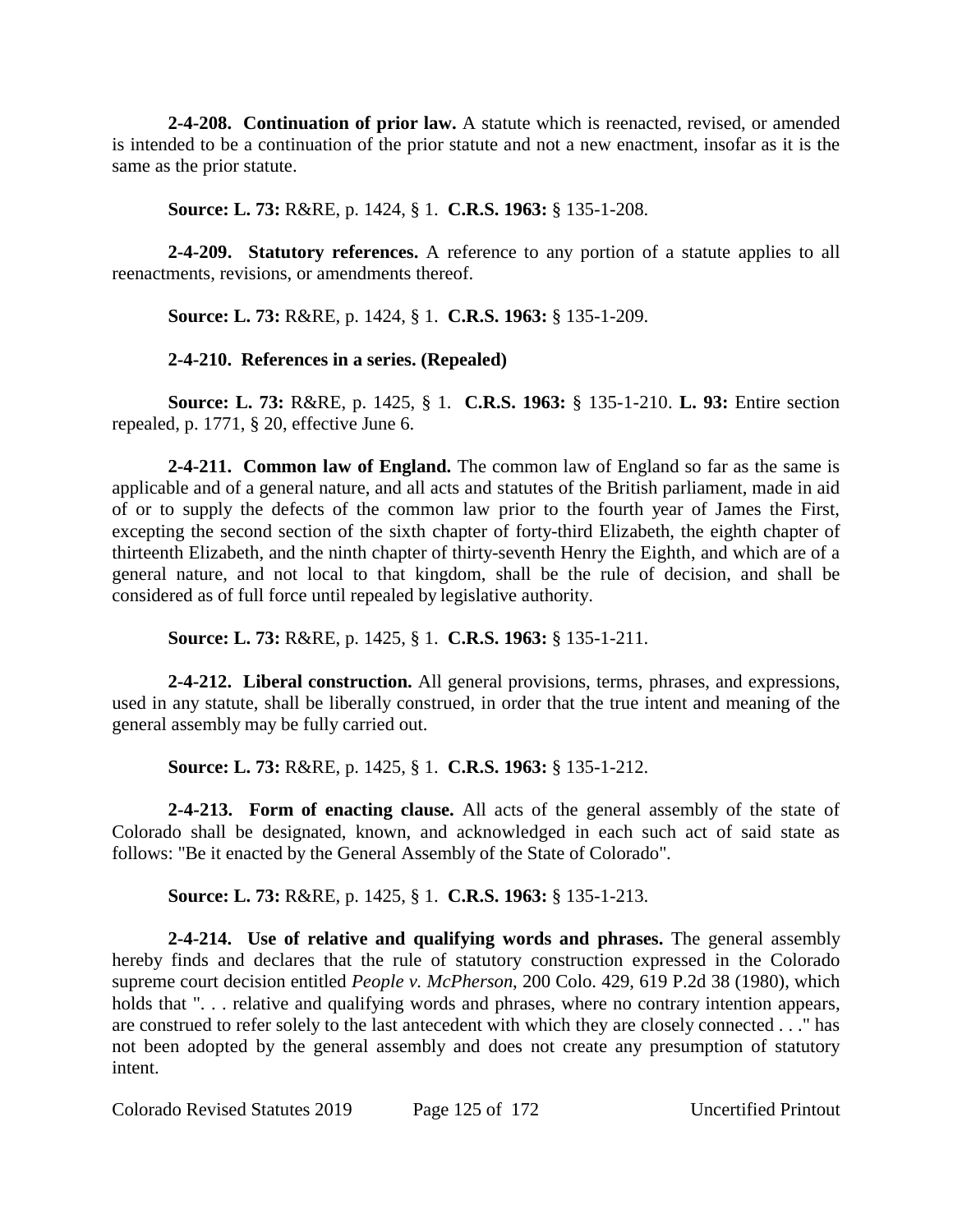**2-4-208. Continuation of prior law.** A statute which is reenacted, revised, or amended is intended to be a continuation of the prior statute and not a new enactment, insofar as it is the same as the prior statute.

**Source: L. 73:** R&RE, p. 1424, § 1. **C.R.S. 1963:** § 135-1-208.

**2-4-209. Statutory references.** A reference to any portion of a statute applies to all reenactments, revisions, or amendments thereof.

**Source: L. 73:** R&RE, p. 1424, § 1. **C.R.S. 1963:** § 135-1-209.

**2-4-210. References in a series. (Repealed)**

**Source: L. 73:** R&RE, p. 1425, § 1. **C.R.S. 1963:** § 135-1-210. **L. 93:** Entire section repealed, p. 1771, § 20, effective June 6.

**2-4-211. Common law of England.** The common law of England so far as the same is applicable and of a general nature, and all acts and statutes of the British parliament, made in aid of or to supply the defects of the common law prior to the fourth year of James the First, excepting the second section of the sixth chapter of forty-third Elizabeth, the eighth chapter of thirteenth Elizabeth, and the ninth chapter of thirty-seventh Henry the Eighth, and which are of a general nature, and not local to that kingdom, shall be the rule of decision, and shall be considered as of full force until repealed by legislative authority.

**Source: L. 73:** R&RE, p. 1425, § 1. **C.R.S. 1963:** § 135-1-211.

**2-4-212. Liberal construction.** All general provisions, terms, phrases, and expressions, used in any statute, shall be liberally construed, in order that the true intent and meaning of the general assembly may be fully carried out.

**Source: L. 73:** R&RE, p. 1425, § 1. **C.R.S. 1963:** § 135-1-212.

**2-4-213. Form of enacting clause.** All acts of the general assembly of the state of Colorado shall be designated, known, and acknowledged in each such act of said state as follows: "Be it enacted by the General Assembly of the State of Colorado".

**Source: L. 73:** R&RE, p. 1425, § 1. **C.R.S. 1963:** § 135-1-213.

**2-4-214. Use of relative and qualifying words and phrases.** The general assembly hereby finds and declares that the rule of statutory construction expressed in the Colorado supreme court decision entitled *People v. McPherson*, 200 Colo. 429, 619 P.2d 38 (1980), which holds that ". . . relative and qualifying words and phrases, where no contrary intention appears, are construed to refer solely to the last antecedent with which they are closely connected . . ." has not been adopted by the general assembly and does not create any presumption of statutory intent.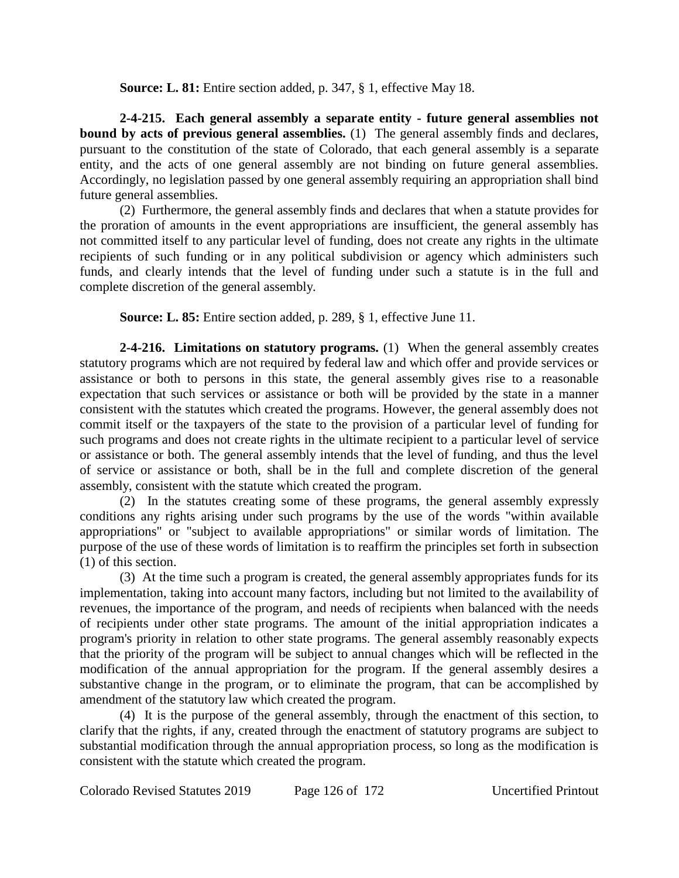**Source: L. 81:** Entire section added, p. 347, § 1, effective May 18.

**2-4-215. Each general assembly a separate entity - future general assemblies not bound by acts of previous general assemblies.** (1) The general assembly finds and declares, pursuant to the constitution of the state of Colorado, that each general assembly is a separate entity, and the acts of one general assembly are not binding on future general assemblies. Accordingly, no legislation passed by one general assembly requiring an appropriation shall bind future general assemblies.

(2) Furthermore, the general assembly finds and declares that when a statute provides for the proration of amounts in the event appropriations are insufficient, the general assembly has not committed itself to any particular level of funding, does not create any rights in the ultimate recipients of such funding or in any political subdivision or agency which administers such funds, and clearly intends that the level of funding under such a statute is in the full and complete discretion of the general assembly.

**Source: L. 85:** Entire section added, p. 289, § 1, effective June 11.

**2-4-216. Limitations on statutory programs.** (1) When the general assembly creates statutory programs which are not required by federal law and which offer and provide services or assistance or both to persons in this state, the general assembly gives rise to a reasonable expectation that such services or assistance or both will be provided by the state in a manner consistent with the statutes which created the programs. However, the general assembly does not commit itself or the taxpayers of the state to the provision of a particular level of funding for such programs and does not create rights in the ultimate recipient to a particular level of service or assistance or both. The general assembly intends that the level of funding, and thus the level of service or assistance or both, shall be in the full and complete discretion of the general assembly, consistent with the statute which created the program.

(2) In the statutes creating some of these programs, the general assembly expressly conditions any rights arising under such programs by the use of the words "within available appropriations" or "subject to available appropriations" or similar words of limitation. The purpose of the use of these words of limitation is to reaffirm the principles set forth in subsection (1) of this section.

(3) At the time such a program is created, the general assembly appropriates funds for its implementation, taking into account many factors, including but not limited to the availability of revenues, the importance of the program, and needs of recipients when balanced with the needs of recipients under other state programs. The amount of the initial appropriation indicates a program's priority in relation to other state programs. The general assembly reasonably expects that the priority of the program will be subject to annual changes which will be reflected in the modification of the annual appropriation for the program. If the general assembly desires a substantive change in the program, or to eliminate the program, that can be accomplished by amendment of the statutory law which created the program.

(4) It is the purpose of the general assembly, through the enactment of this section, to clarify that the rights, if any, created through the enactment of statutory programs are subject to substantial modification through the annual appropriation process, so long as the modification is consistent with the statute which created the program.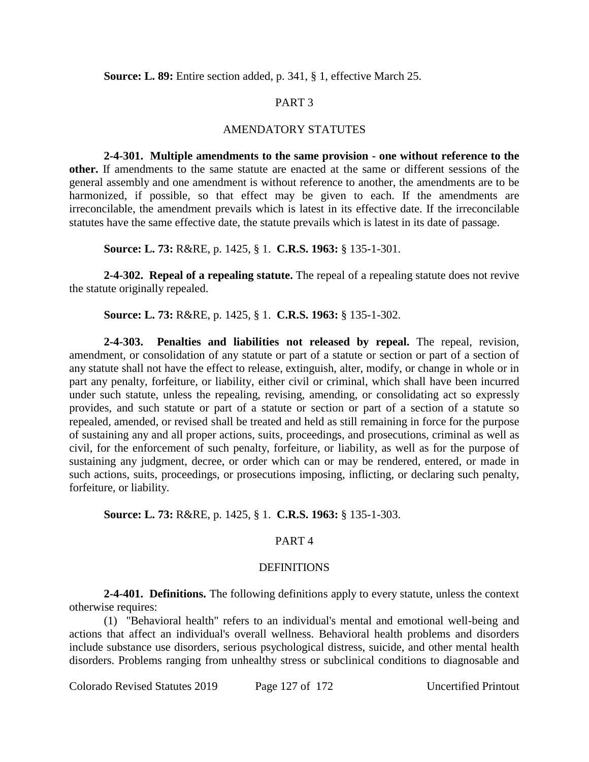**Source: L. 89:** Entire section added, p. 341, § 1, effective March 25.

## PART 3

## AMENDATORY STATUTES

**2-4-301. Multiple amendments to the same provision - one without reference to the other.** If amendments to the same statute are enacted at the same or different sessions of the general assembly and one amendment is without reference to another, the amendments are to be harmonized, if possible, so that effect may be given to each. If the amendments are irreconcilable, the amendment prevails which is latest in its effective date. If the irreconcilable statutes have the same effective date, the statute prevails which is latest in its date of passage.

**Source: L. 73:** R&RE, p. 1425, § 1. **C.R.S. 1963:** § 135-1-301.

**2-4-302. Repeal of a repealing statute.** The repeal of a repealing statute does not revive the statute originally repealed.

**Source: L. 73:** R&RE, p. 1425, § 1. **C.R.S. 1963:** § 135-1-302.

**2-4-303. Penalties and liabilities not released by repeal.** The repeal, revision, amendment, or consolidation of any statute or part of a statute or section or part of a section of any statute shall not have the effect to release, extinguish, alter, modify, or change in whole or in part any penalty, forfeiture, or liability, either civil or criminal, which shall have been incurred under such statute, unless the repealing, revising, amending, or consolidating act so expressly provides, and such statute or part of a statute or section or part of a section of a statute so repealed, amended, or revised shall be treated and held as still remaining in force for the purpose of sustaining any and all proper actions, suits, proceedings, and prosecutions, criminal as well as civil, for the enforcement of such penalty, forfeiture, or liability, as well as for the purpose of sustaining any judgment, decree, or order which can or may be rendered, entered, or made in such actions, suits, proceedings, or prosecutions imposing, inflicting, or declaring such penalty, forfeiture, or liability.

**Source: L. 73:** R&RE, p. 1425, § 1. **C.R.S. 1963:** § 135-1-303.

## PART 4

## DEFINITIONS

**2-4-401. Definitions.** The following definitions apply to every statute, unless the context otherwise requires:

(1) "Behavioral health" refers to an individual's mental and emotional well-being and actions that affect an individual's overall wellness. Behavioral health problems and disorders include substance use disorders, serious psychological distress, suicide, and other mental health disorders. Problems ranging from unhealthy stress or subclinical conditions to diagnosable and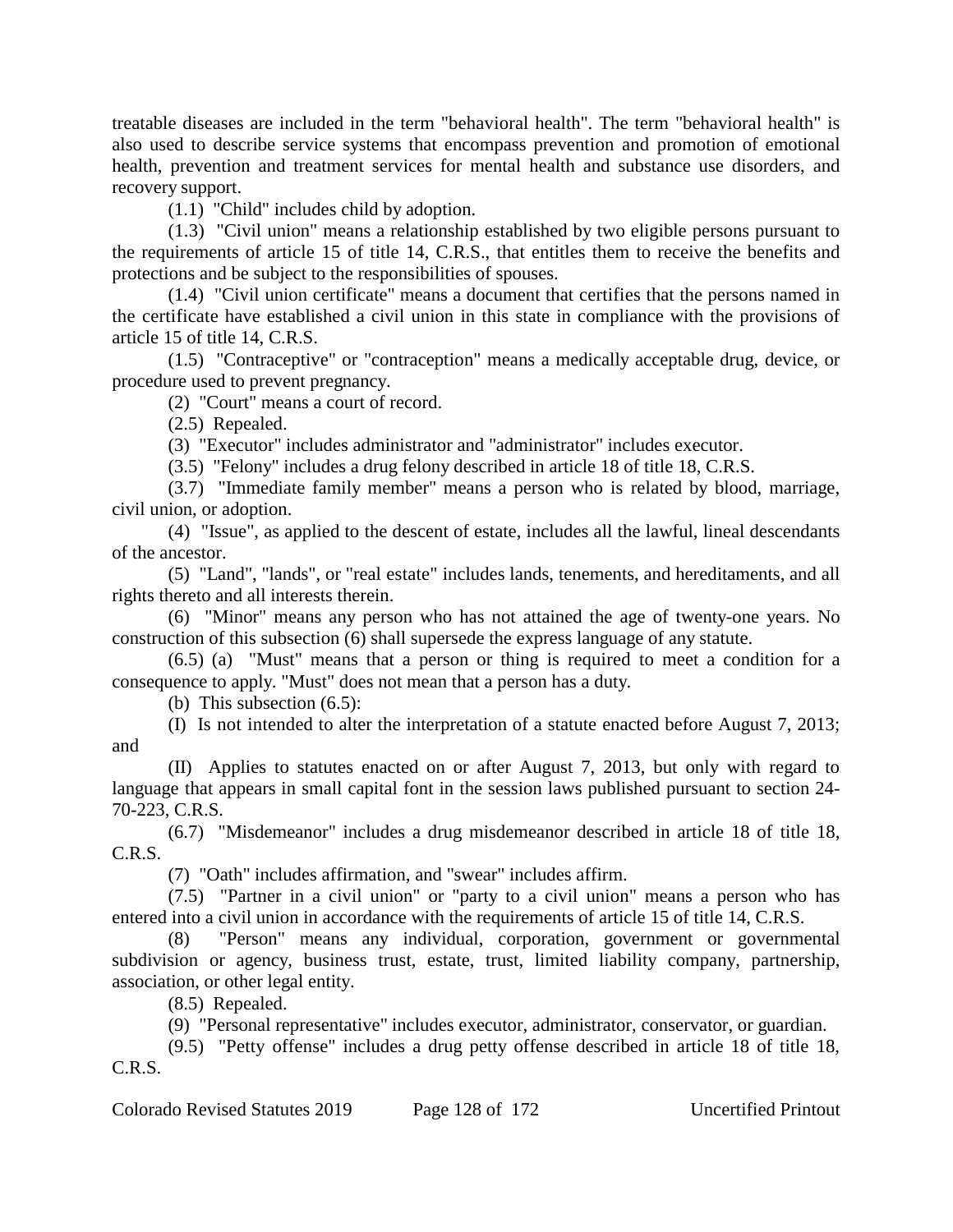treatable diseases are included in the term "behavioral health". The term "behavioral health" is also used to describe service systems that encompass prevention and promotion of emotional health, prevention and treatment services for mental health and substance use disorders, and recovery support.

(1.1) "Child" includes child by adoption.

(1.3) "Civil union" means a relationship established by two eligible persons pursuant to the requirements of article 15 of title 14, C.R.S., that entitles them to receive the benefits and protections and be subject to the responsibilities of spouses.

(1.4) "Civil union certificate" means a document that certifies that the persons named in the certificate have established a civil union in this state in compliance with the provisions of article 15 of title 14, C.R.S.

(1.5) "Contraceptive" or "contraception" means a medically acceptable drug, device, or procedure used to prevent pregnancy.

(2) "Court" means a court of record.

(2.5) Repealed.

(3) "Executor" includes administrator and "administrator" includes executor.

(3.5) "Felony" includes a drug felony described in article 18 of title 18, C.R.S.

(3.7) "Immediate family member" means a person who is related by blood, marriage, civil union, or adoption.

(4) "Issue", as applied to the descent of estate, includes all the lawful, lineal descendants of the ancestor.

(5) "Land", "lands", or "real estate" includes lands, tenements, and hereditaments, and all rights thereto and all interests therein.

(6) "Minor" means any person who has not attained the age of twenty-one years. No construction of this subsection (6) shall supersede the express language of any statute.

(6.5) (a) "Must" means that a person or thing is required to meet a condition for a consequence to apply. "Must" does not mean that a person has a duty.

(b) This subsection (6.5):

(I) Is not intended to alter the interpretation of a statute enacted before August 7, 2013; and

(II) Applies to statutes enacted on or after August 7, 2013, but only with regard to language that appears in small capital font in the session laws published pursuant to section 24-70-223, C.R.S.

(6.7) "Misdemeanor" includes a drug misdemeanor described in article 18 of title 18, C.R.S.

(7) "Oath" includes affirmation, and "swear" includes affirm.

(7.5) "Partner in a civil union" or "party to a civil union" means a person who has entered into a civil union in accordance with the requirements of article 15 of title 14, C.R.S.

(8) "Person" means any individual, corporation, government or governmental subdivision or agency, business trust, estate, trust, limited liability company, partnership, association, or other legal entity.

(8.5) Repealed.

(9) "Personal representative" includes executor, administrator, conservator, or guardian.

(9.5) "Petty offense" includes a drug petty offense described in article 18 of title 18, C.R.S.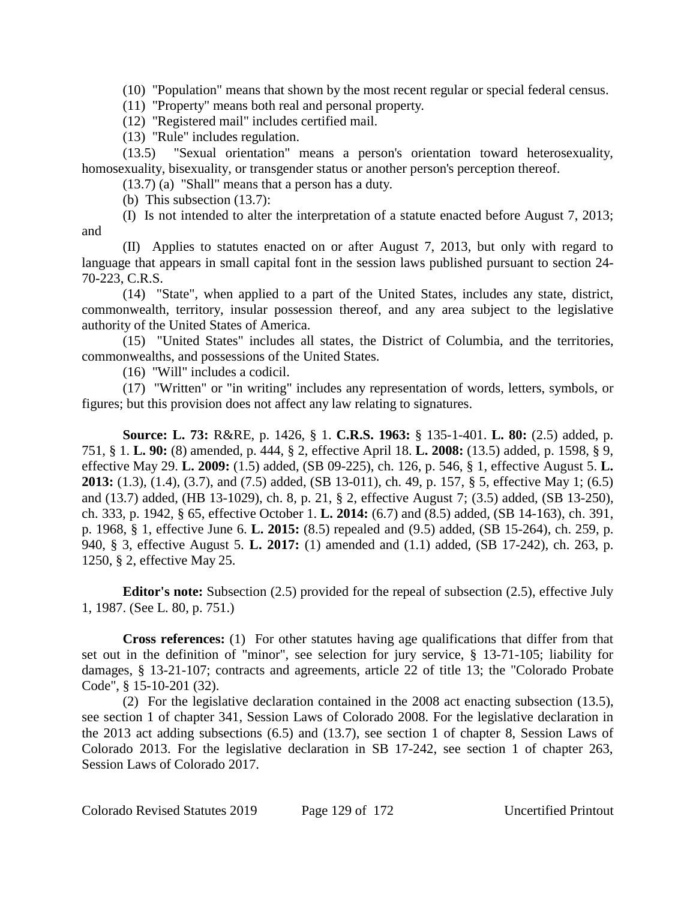(10) "Population" means that shown by the most recent regular or special federal census.

(11) "Property" means both real and personal property.

(12) "Registered mail" includes certified mail.

(13) "Rule" includes regulation.

(13.5) "Sexual orientation" means a person's orientation toward heterosexuality, homosexuality, bisexuality, or transgender status or another person's perception thereof.

(13.7) (a) "Shall" means that a person has a duty.

(b) This subsection (13.7):

(I) Is not intended to alter the interpretation of a statute enacted before August 7, 2013; and

(II) Applies to statutes enacted on or after August 7, 2013, but only with regard to language that appears in small capital font in the session laws published pursuant to section 24-70-223, C.R.S.

(14) "State", when applied to a part of the United States, includes any state, district, commonwealth, territory, insular possession thereof, and any area subject to the legislative authority of the United States of America.

(15) "United States" includes all states, the District of Columbia, and the territories, commonwealths, and possessions of the United States.

(16) "Will" includes a codicil.

(17) "Written" or "in writing" includes any representation of words, letters, symbols, or figures; but this provision does not affect any law relating to signatures.

**Source: L. 73:** R&RE, p. 1426, § 1. **C.R.S. 1963:** § 135-1-401. **L. 80:** (2.5) added, p. 751, § 1. **L. 90:** (8) amended, p. 444, § 2, effective April 18. **L. 2008:** (13.5) added, p. 1598, § 9, effective May 29. **L. 2009:** (1.5) added, (SB 09-225), ch. 126, p. 546, § 1, effective August 5. **L. 2013:** (1.3), (1.4), (3.7), and (7.5) added, (SB 13-011), ch. 49, p. 157, § 5, effective May 1; (6.5) and (13.7) added, (HB 13-1029), ch. 8, p. 21, § 2, effective August 7; (3.5) added, (SB 13-250), ch. 333, p. 1942, § 65, effective October 1. **L. 2014:** (6.7) and (8.5) added, (SB 14-163), ch. 391, p. 1968, § 1, effective June 6. **L. 2015:** (8.5) repealed and (9.5) added, (SB 15-264), ch. 259, p. 940, § 3, effective August 5. **L. 2017:** (1) amended and (1.1) added, (SB 17-242), ch. 263, p. 1250, § 2, effective May 25.

**Editor's note:** Subsection (2.5) provided for the repeal of subsection (2.5), effective July 1, 1987. (See L. 80, p. 751.)

**Cross references:** (1) For other statutes having age qualifications that differ from that set out in the definition of "minor", see selection for jury service, § 13-71-105; liability for damages, § 13-21-107; contracts and agreements, article 22 of title 13; the "Colorado Probate Code", § 15-10-201 (32).

(2) For the legislative declaration contained in the 2008 act enacting subsection (13.5), see section 1 of chapter 341, Session Laws of Colorado 2008. For the legislative declaration in the 2013 act adding subsections (6.5) and (13.7), see section 1 of chapter 8, Session Laws of Colorado 2013. For the legislative declaration in SB 17-242, see section 1 of chapter 263, Session Laws of Colorado 2017.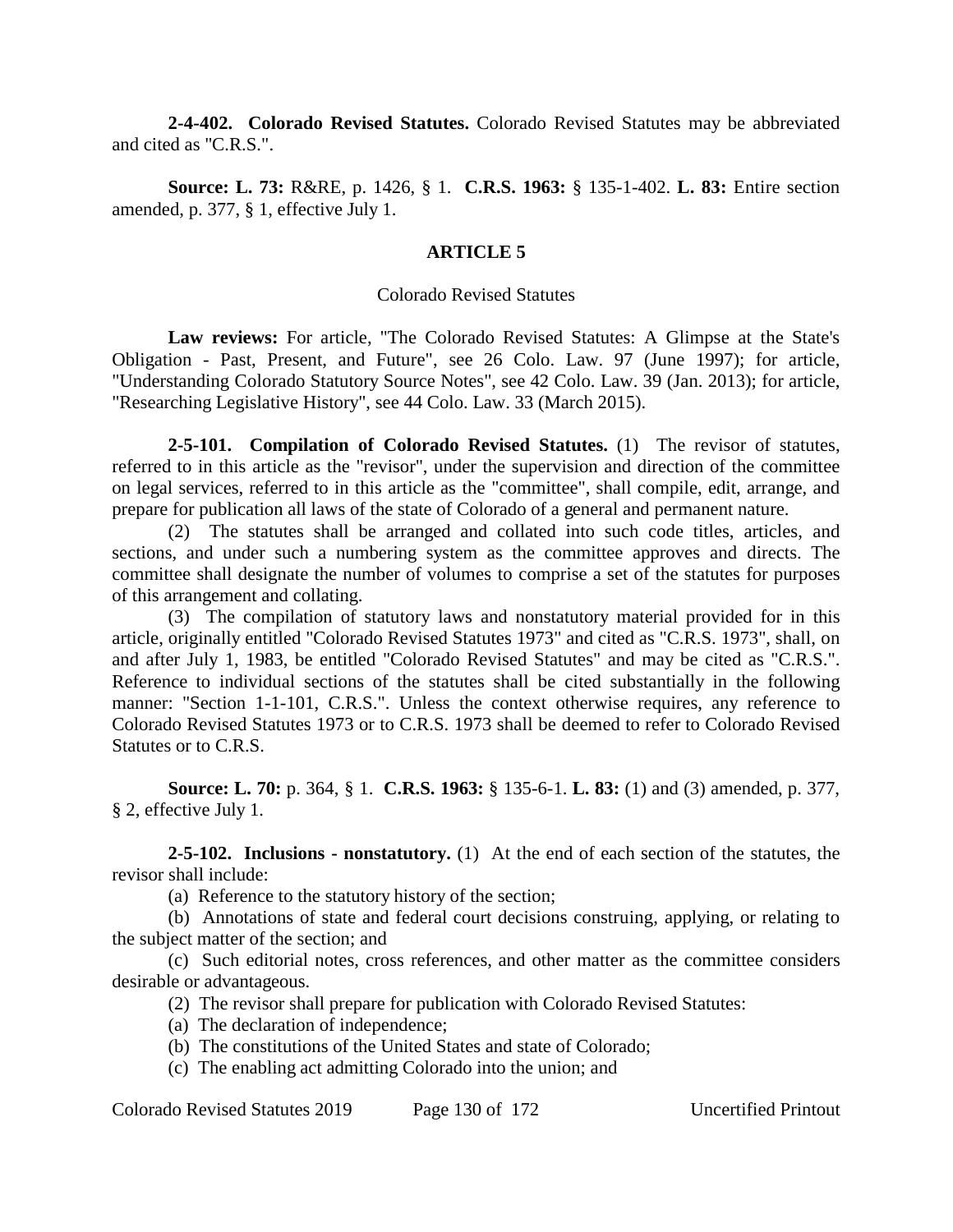**2-4-402. Colorado Revised Statutes.** Colorado Revised Statutes may be abbreviated and cited as "C.R.S.".

**Source: L. 73:** R&RE, p. 1426, § 1. **C.R.S. 1963:** § 135-1-402. **L. 83:** Entire section amended, p. 377, § 1, effective July 1.

## ARTICLE 5

### Colorado Revised Statutes

**Law reviews:** For article, "The Colorado Revised Statutes: A Glimpse at the State's Obligation - Past, Present, and Future", see 26 Colo. Law. 97 (June 1997); for article, "Understanding Colorado Statutory Source Notes", see 42 Colo. Law. 39 (Jan. 2013); for article, "Researching Legislative History", see 44 Colo. Law. 33 (March 2015).

**2-5-101. Compilation of Colorado Revised Statutes.** (1) The revisor of statutes, referred to in this article as the "revisor", under the supervision and direction of the committee on legal services, referred to in this article as the "committee", shall compile, edit, arrange, and prepare for publication all laws of the state of Colorado of a general and permanent nature.

(2) The statutes shall be arranged and collated into such code titles, articles, and sections, and under such a numbering system as the committee approves and directs. The committee shall designate the number of volumes to comprise a set of the statutes for purposes of this arrangement and collating.

(3) The compilation of statutory laws and nonstatutory material provided for in this article, originally entitled "Colorado Revised Statutes 1973" and cited as "C.R.S. 1973", shall, on and after July 1, 1983, be entitled "Colorado Revised Statutes" and may be cited as "C.R.S.". Reference to individual sections of the statutes shall be cited substantially in the following manner: "Section 1-1-101, C.R.S.". Unless the context otherwise requires, any reference to Colorado Revised Statutes 1973 or to C.R.S. 1973 shall be deemed to refer to Colorado Revised Statutes or to C.R.S.

**Source: L. 70:** p. 364, § 1. **C.R.S. 1963:** § 135-6-1. **L. 83:** (1) and (3) amended, p. 377, § 2, effective July 1.

**2-5-102. Inclusions - nonstatutory.** (1) At the end of each section of the statutes, the revisor shall include:

(a) Reference to the statutory history of the section;

(b) Annotations of state and federal court decisions construing, applying, or relating to the subject matter of the section; and

(c) Such editorial notes, cross references, and other matter as the committee considers desirable or advantageous.

(2) The revisor shall prepare for publication with Colorado Revised Statutes:

(a) The declaration of independence;

(b) The constitutions of the United States and state of Colorado;

(c) The enabling act admitting Colorado into the union; and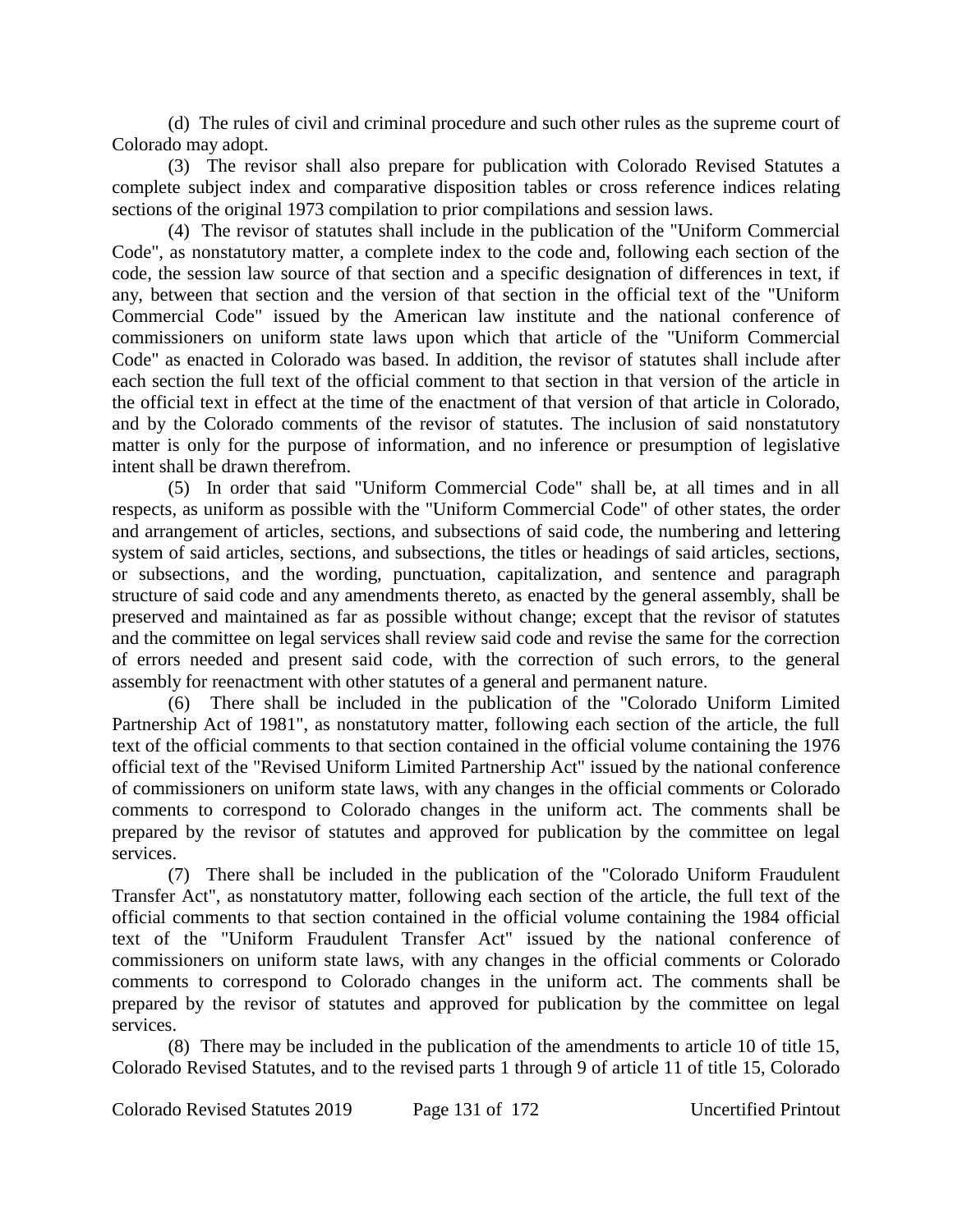(d) The rules of civil and criminal procedure and such other rules as the supreme court of Colorado may adopt.

(3) The revisor shall also prepare for publication with Colorado Revised Statutes a complete subject index and comparative disposition tables or cross reference indices relating sections of the original 1973 compilation to prior compilations and session laws.

(4) The revisor of statutes shall include in the publication of the "Uniform Commercial Code", as nonstatutory matter, a complete index to the code and, following each section of the code, the session law source of that section and a specific designation of differences in text, if any, between that section and the version of that section in the official text of the "Uniform Commercial Code" issued by the American law institute and the national conference of commissioners on uniform state laws upon which that article of the "Uniform Commercial Code" as enacted in Colorado was based. In addition, the revisor of statutes shall include after each section the full text of the official comment to that section in that version of the article in the official text in effect at the time of the enactment of that version of that article in Colorado, and by the Colorado comments of the revisor of statutes. The inclusion of said nonstatutory matter is only for the purpose of information, and no inference or presumption of legislative intent shall be drawn therefrom.

(5) In order that said "Uniform Commercial Code" shall be, at all times and in all respects, as uniform as possible with the "Uniform Commercial Code" of other states, the order and arrangement of articles, sections, and subsections of said code, the numbering and lettering system of said articles, sections, and subsections, the titles or headings of said articles, sections, or subsections, and the wording, punctuation, capitalization, and sentence and paragraph structure of said code and any amendments thereto, as enacted by the general assembly, shall be preserved and maintained as far as possible without change; except that the revisor of statutes and the committee on legal services shall review said code and revise the same for the correction of errors needed and present said code, with the correction of such errors, to the general assembly for reenactment with other statutes of a general and permanent nature.

(6) There shall be included in the publication of the "Colorado Uniform Limited Partnership Act of 1981", as nonstatutory matter, following each section of the article, the full text of the official comments to that section contained in the official volume containing the 1976 official text of the "Revised Uniform Limited Partnership Act" issued by the national conference of commissioners on uniform state laws, with any changes in the official comments or Colorado comments to correspond to Colorado changes in the uniform act. The comments shall be prepared by the revisor of statutes and approved for publication by the committee on legal services.

(7) There shall be included in the publication of the "Colorado Uniform Fraudulent Transfer Act", as nonstatutory matter, following each section of the article, the full text of the official comments to that section contained in the official volume containing the 1984 official text of the "Uniform Fraudulent Transfer Act" issued by the national conference of commissioners on uniform state laws, with any changes in the official comments or Colorado comments to correspond to Colorado changes in the uniform act. The comments shall be prepared by the revisor of statutes and approved for publication by the committee on legal services.

(8) There may be included in the publication of the amendments to article 10 of title 15, Colorado Revised Statutes, and to the revised parts 1 through 9 of article 11 of title 15, Colorado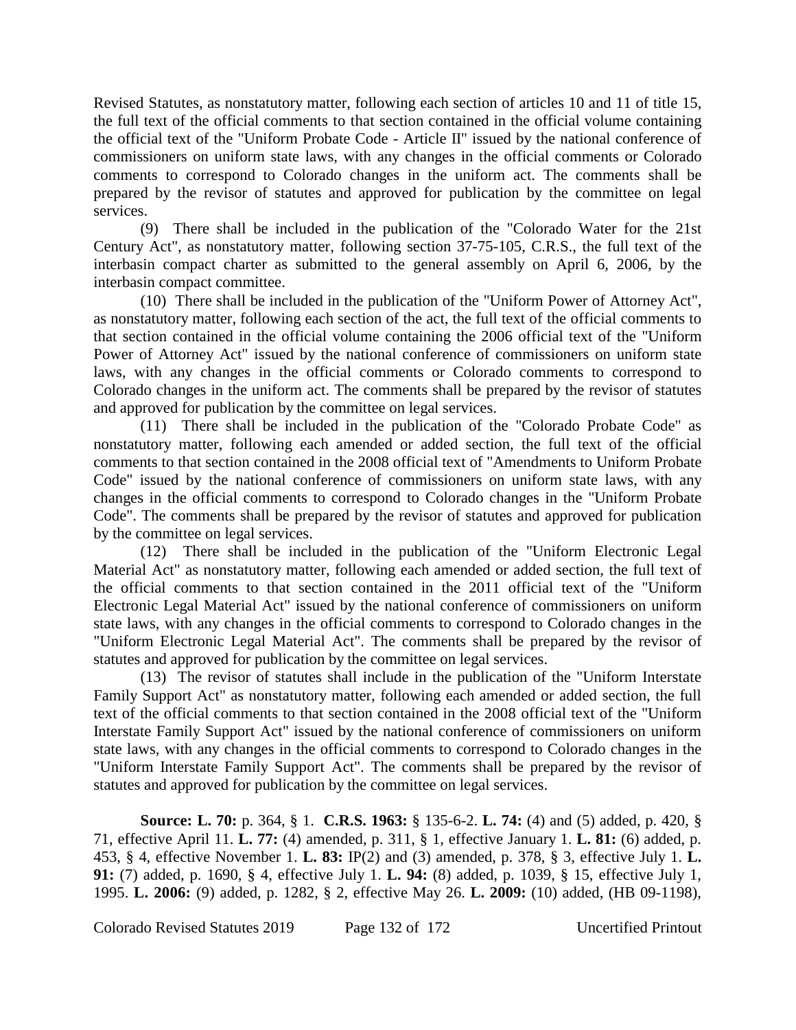Revised Statutes, as nonstatutory matter, following each section of articles 10 and 11 of title 15, the full text of the official comments to that section contained in the official volume containing the official text of the "Uniform Probate Code - Article II" issued by the national conference of commissioners on uniform state laws, with any changes in the official comments or Colorado comments to correspond to Colorado changes in the uniform act. The comments shall be prepared by the revisor of statutes and approved for publication by the committee on legal services.

(9) There shall be included in the publication of the "Colorado Water for the 21st Century Act", as nonstatutory matter, following section 37-75-105, C.R.S., the full text of the interbasin compact charter as submitted to the general assembly on April 6, 2006, by the interbasin compact committee.

(10) There shall be included in the publication of the "Uniform Power of Attorney Act", as nonstatutory matter, following each section of the act, the full text of the official comments to that section contained in the official volume containing the 2006 official text of the "Uniform Power of Attorney Act" issued by the national conference of commissioners on uniform state laws, with any changes in the official comments or Colorado comments to correspond to Colorado changes in the uniform act. The comments shall be prepared by the revisor of statutes and approved for publication by the committee on legal services.

(11) There shall be included in the publication of the "Colorado Probate Code" as nonstatutory matter, following each amended or added section, the full text of the official comments to that section contained in the 2008 official text of "Amendments to Uniform Probate Code" issued by the national conference of commissioners on uniform state laws, with any changes in the official comments to correspond to Colorado changes in the "Uniform Probate Code". The comments shall be prepared by the revisor of statutes and approved for publication by the committee on legal services.

(12) There shall be included in the publication of the "Uniform Electronic Legal Material Act" as nonstatutory matter, following each amended or added section, the full text of the official comments to that section contained in the 2011 official text of the "Uniform Electronic Legal Material Act" issued by the national conference of commissioners on uniform state laws, with any changes in the official comments to correspond to Colorado changes in the "Uniform Electronic Legal Material Act". The comments shall be prepared by the revisor of statutes and approved for publication by the committee on legal services.

(13) The revisor of statutes shall include in the publication of the "Uniform Interstate Family Support Act" as nonstatutory matter, following each amended or added section, the full text of the official comments to that section contained in the 2008 official text of the "Uniform Interstate Family Support Act" issued by the national conference of commissioners on uniform state laws, with any changes in the official comments to correspond to Colorado changes in the "Uniform Interstate Family Support Act". The comments shall be prepared by the revisor of statutes and approved for publication by the committee on legal services.

**Source: L. 70:** p. 364, § 1. **C.R.S. 1963:** § 135-6-2. **L. 74:** (4) and (5) added, p. 420, § 71, effective April 11. **L. 77:** (4) amended, p. 311, § 1, effective January 1. **L. 81:** (6) added, p. 453, § 4, effective November 1. **L. 83:** IP(2) and (3) amended, p. 378, § 3, effective July 1. **L. 91:** (7) added, p. 1690, § 4, effective July 1. **L. 94:** (8) added, p. 1039, § 15, effective July 1, 1995. **L. 2006:** (9) added, p. 1282, § 2, effective May 26. **L. 2009:** (10) added, (HB 09-1198),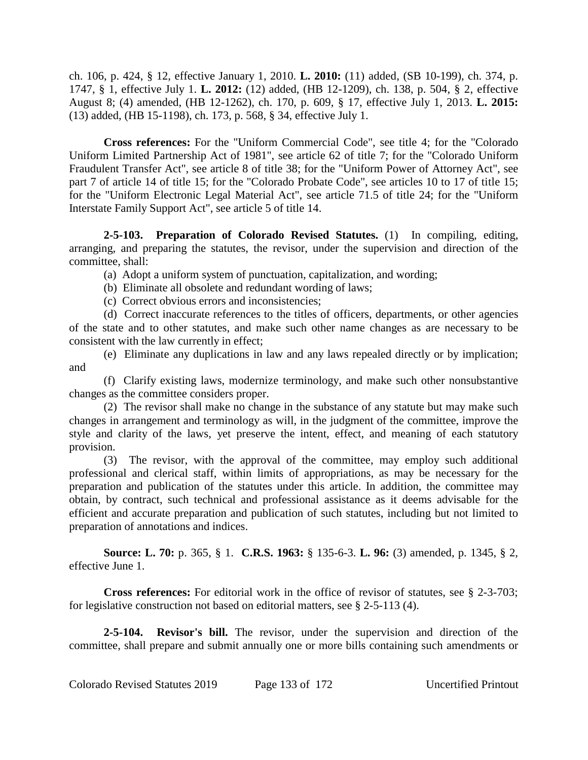ch. 106, p. 424, § 12, effective January 1, 2010. **L. 2010:** (11) added, (SB 10-199), ch. 374, p. 1747, § 1, effective July 1. **L. 2012:** (12) added, (HB 12-1209), ch. 138, p. 504, § 2, effective August 8; (4) amended, (HB 12-1262), ch. 170, p. 609, § 17, effective July 1, 2013. **L. 2015:** (13) added, (HB 15-1198), ch. 173, p. 568, § 34, effective July 1.

**Cross references:** For the "Uniform Commercial Code", see title 4; for the "Colorado Uniform Limited Partnership Act of 1981", see article 62 of title 7; for the "Colorado Uniform Fraudulent Transfer Act", see article 8 of title 38; for the "Uniform Power of Attorney Act", see part 7 of article 14 of title 15; for the "Colorado Probate Code", see articles 10 to 17 of title 15; for the "Uniform Electronic Legal Material Act", see article 71.5 of title 24; for the "Uniform Interstate Family Support Act", see article 5 of title 14.

**2-5-103. Preparation of Colorado Revised Statutes.** (1) In compiling, editing, arranging, and preparing the statutes, the revisor, under the supervision and direction of the committee, shall:

(a) Adopt a uniform system of punctuation, capitalization, and wording;

(b) Eliminate all obsolete and redundant wording of laws;

(c) Correct obvious errors and inconsistencies;

(d) Correct inaccurate references to the titles of officers, departments, or other agencies of the state and to other statutes, and make such other name changes as are necessary to be consistent with the law currently in effect;

(e) Eliminate any duplications in law and any laws repealed directly or by implication; and

(f) Clarify existing laws, modernize terminology, and make such other nonsubstantive changes as the committee considers proper.

(2) The revisor shall make no change in the substance of any statute but may make such changes in arrangement and terminology as will, in the judgment of the committee, improve the style and clarity of the laws, yet preserve the intent, effect, and meaning of each statutory provision.

(3) The revisor, with the approval of the committee, may employ such additional professional and clerical staff, within limits of appropriations, as may be necessary for the preparation and publication of the statutes under this article. In addition, the committee may obtain, by contract, such technical and professional assistance as it deems advisable for the efficient and accurate preparation and publication of such statutes, including but not limited to preparation of annotations and indices.

**Source: L. 70:** p. 365, § 1. **C.R.S. 1963:** § 135-6-3. **L. 96:** (3) amended, p. 1345, § 2, effective June 1.

**Cross references:** For editorial work in the office of revisor of statutes, see § 2-3-703; for legislative construction not based on editorial matters, see § 2-5-113 (4).

**2-5-104. Revisor's bill.** The revisor, under the supervision and direction of the committee, shall prepare and submit annually one or more bills containing such amendments or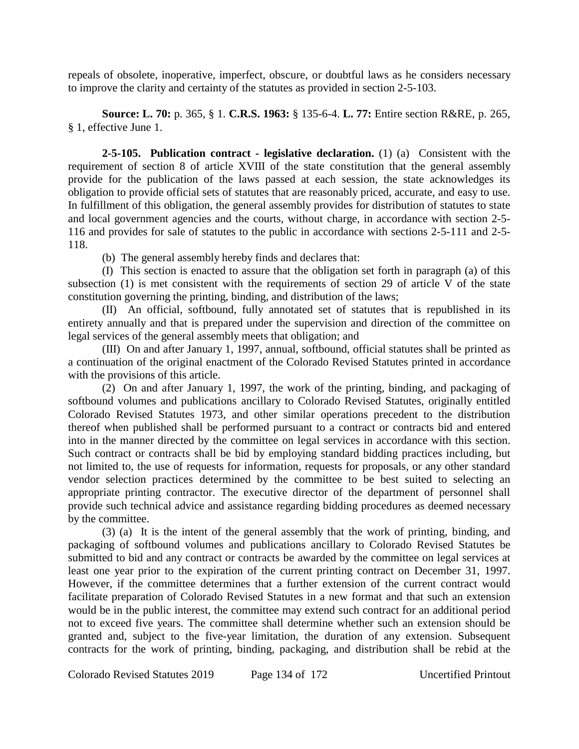repeals of obsolete, inoperative, imperfect, obscure, or doubtful laws as he considers necessary to improve the clarity and certainty of the statutes as provided in section 2-5-103.

**Source: L. 70:** p. 365, § 1. **C.R.S. 1963:** § 135-6-4. **L. 77:** Entire section R&RE, p. 265, § 1, effective June 1.

**2-5-105. Publication contract - legislative declaration.** (1) (a) Consistent with the requirement of section 8 of article XVIII of the state constitution that the general assembly provide for the publication of the laws passed at each session, the state acknowledges its obligation to provide official sets of statutes that are reasonably priced, accurate, and easy to use. In fulfillment of this obligation, the general assembly provides for distribution of statutes to state and local government agencies and the courts, without charge, in accordance with section 2-5-116 and provides for sale of statutes to the public in accordance with sections 2-5-111 and 2-5-118.

(b) The general assembly hereby finds and declares that:

(I) This section is enacted to assure that the obligation set forth in paragraph (a) of this subsection (1) is met consistent with the requirements of section 29 of article V of the state constitution governing the printing, binding, and distribution of the laws;

(II) An official, softbound, fully annotated set of statutes that is republished in its entirety annually and that is prepared under the supervision and direction of the committee on legal services of the general assembly meets that obligation; and

(III) On and after January 1, 1997, annual, softbound, official statutes shall be printed as a continuation of the original enactment of the Colorado Revised Statutes printed in accordance with the provisions of this article.

(2) On and after January 1, 1997, the work of the printing, binding, and packaging of softbound volumes and publications ancillary to Colorado Revised Statutes, originally entitled Colorado Revised Statutes 1973, and other similar operations precedent to the distribution thereof when published shall be performed pursuant to a contract or contracts bid and entered into in the manner directed by the committee on legal services in accordance with this section. Such contract or contracts shall be bid by employing standard bidding practices including, but not limited to, the use of requests for information, requests for proposals, or any other standard vendor selection practices determined by the committee to be best suited to selecting an appropriate printing contractor. The executive director of the department of personnel shall provide such technical advice and assistance regarding bidding procedures as deemed necessary by the committee.

(3) (a) It is the intent of the general assembly that the work of printing, binding, and packaging of softbound volumes and publications ancillary to Colorado Revised Statutes be submitted to bid and any contract or contracts be awarded by the committee on legal services at least one year prior to the expiration of the current printing contract on December 31, 1997. However, if the committee determines that a further extension of the current contract would facilitate preparation of Colorado Revised Statutes in a new format and that such an extension would be in the public interest, the committee may extend such contract for an additional period not to exceed five years. The committee shall determine whether such an extension should be granted and, subject to the five-year limitation, the duration of any extension. Subsequent contracts for the work of printing, binding, packaging, and distribution shall be rebid at the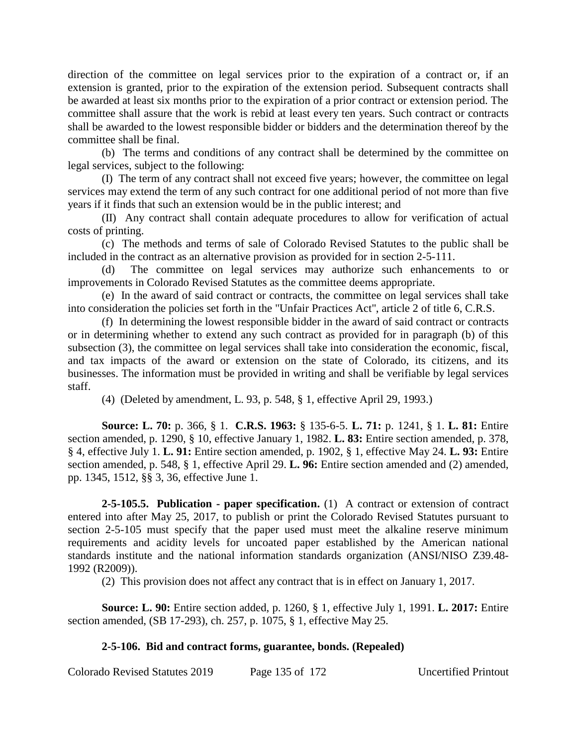direction of the committee on legal services prior to the expiration of a contract or, if an extension is granted, prior to the expiration of the extension period. Subsequent contracts shall be awarded at least six months prior to the expiration of a prior contract or extension period. The committee shall assure that the work is rebid at least every ten years. Such contract or contracts shall be awarded to the lowest responsible bidder or bidders and the determination thereof by the committee shall be final.

(b) The terms and conditions of any contract shall be determined by the committee on legal services, subject to the following:

(I) The term of any contract shall not exceed five years; however, the committee on legal services may extend the term of any such contract for one additional period of not more than five years if it finds that such an extension would be in the public interest; and

(II) Any contract shall contain adequate procedures to allow for verification of actual costs of printing.

(c) The methods and terms of sale of Colorado Revised Statutes to the public shall be included in the contract as an alternative provision as provided for in section 2-5-111.

(d) The committee on legal services may authorize such enhancements to or improvements in Colorado Revised Statutes as the committee deems appropriate.

(e) In the award of said contract or contracts, the committee on legal services shall take into consideration the policies set forth in the "Unfair Practices Act", article 2 of title 6, C.R.S.

(f) In determining the lowest responsible bidder in the award of said contract or contracts or in determining whether to extend any such contract as provided for in paragraph (b) of this subsection (3), the committee on legal services shall take into consideration the economic, fiscal, and tax impacts of the award or extension on the state of Colorado, its citizens, and its businesses. The information must be provided in writing and shall be verifiable by legal services staff.

(4) (Deleted by amendment, L. 93, p. 548, § 1, effective April 29, 1993.)

**Source: L. 70:** p. 366, § 1. **C.R.S. 1963:** § 135-6-5. **L. 71:** p. 1241, § 1. **L. 81:** Entire section amended, p. 1290, § 10, effective January 1, 1982. **L. 83:** Entire section amended, p. 378, § 4, effective July 1. **L. 91:** Entire section amended, p. 1902, § 1, effective May 24. **L. 93:** Entire section amended, p. 548, § 1, effective April 29. **L. 96:** Entire section amended and (2) amended, pp. 1345, 1512, §§ 3, 36, effective June 1.

**2-5-105.5. Publication - paper specification.** (1) A contract or extension of contract entered into after May 25, 2017, to publish or print the Colorado Revised Statutes pursuant to section 2-5-105 must specify that the paper used must meet the alkaline reserve minimum requirements and acidity levels for uncoated paper established by the American national standards institute and the national information standards organization (ANSI/NISO Z39.48-1992 (R2009)).

(2) This provision does not affect any contract that is in effect on January 1, 2017.

**Source: L. 90:** Entire section added, p. 1260, § 1, effective July 1, 1991. **L. 2017:** Entire section amended, (SB 17-293), ch. 257, p. 1075, § 1, effective May 25.

**2-5-106. Bid and contract forms, guarantee, bonds. (Repealed)**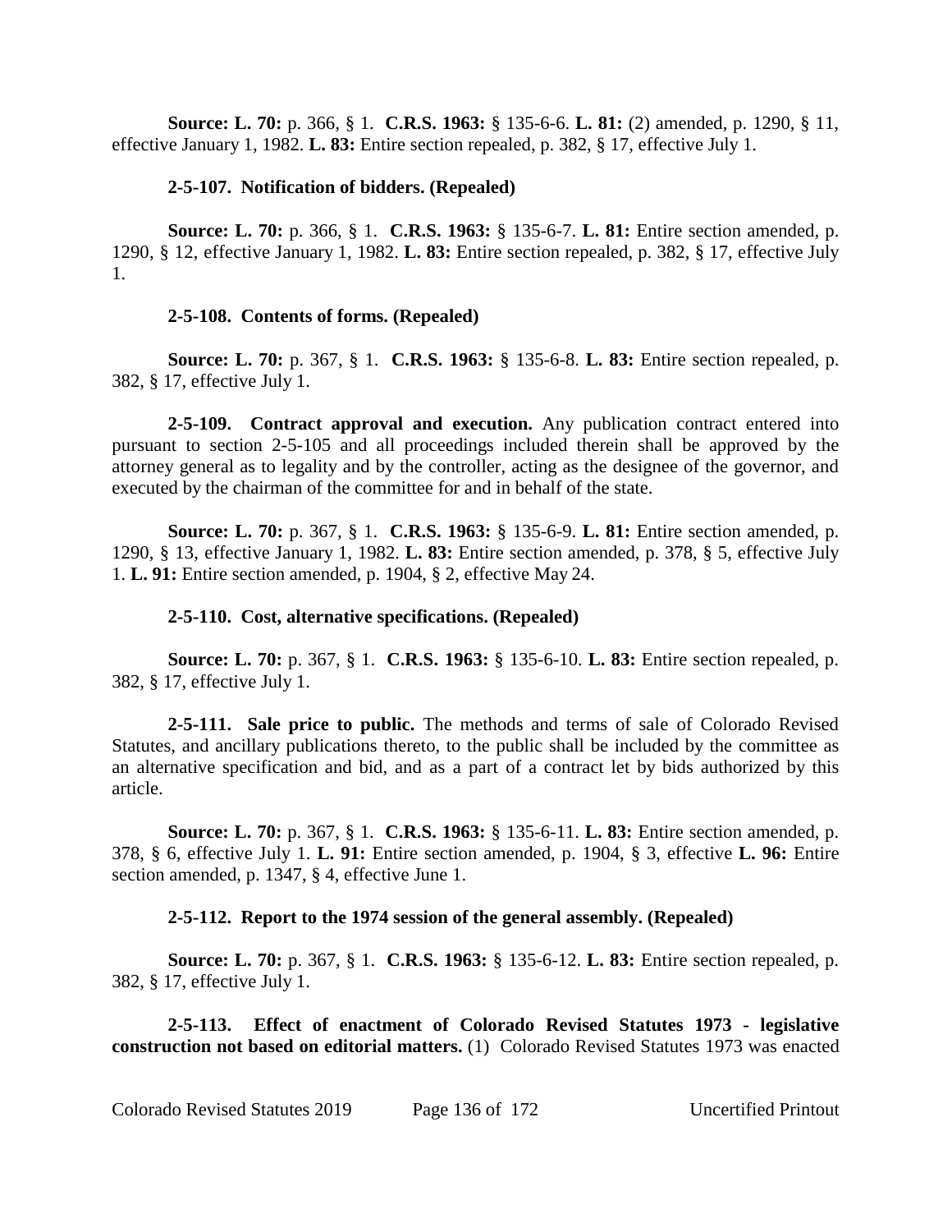**Source: L. 70:** p. 366, § 1. **C.R.S. 1963:** § 135-6-6. **L. 81:** (2) amended, p. 1290, § 11, effective January 1, 1982. **L. 83:** Entire section repealed, p. 382, § 17, effective July 1.

**2-5-107. Notification of bidders. (Repealed)**

**Source: L. 70:** p. 366, § 1. **C.R.S. 1963:** § 135-6-7. **L. 81:** Entire section amended, p. 1290, § 12, effective January 1, 1982. **L. 83:** Entire section repealed, p. 382, § 17, effective July 1.

**2-5-108. Contents of forms. (Repealed)**

**Source: L. 70:** p. 367, § 1. **C.R.S. 1963:** § 135-6-8. **L. 83:** Entire section repealed, p. 382, § 17, effective July 1.

**2-5-109. Contract approval and execution.** Any publication contract entered into pursuant to section 2-5-105 and all proceedings included therein shall be approved by the attorney general as to legality and by the controller, acting as the designee of the governor, and executed by the chairman of the committee for and in behalf of the state.

**Source: L. 70:** p. 367, § 1. **C.R.S. 1963:** § 135-6-9. **L. 81:** Entire section amended, p. 1290, § 13, effective January 1, 1982. **L. 83:** Entire section amended, p. 378, § 5, effective July 1. **L. 91:** Entire section amended, p. 1904, § 2, effective May 24.

**2-5-110. Cost, alternative specifications. (Repealed)**

**Source: L. 70:** p. 367, § 1. **C.R.S. 1963:** § 135-6-10. **L. 83:** Entire section repealed, p. 382, § 17, effective July 1.

**2-5-111. Sale price to public.** The methods and terms of sale of Colorado Revised Statutes, and ancillary publications thereto, to the public shall be included by the committee as an alternative specification and bid, and as a part of a contract let by bids authorized by this article.

**Source: L. 70:** p. 367, § 1. **C.R.S. 1963:** § 135-6-11. **L. 83:** Entire section amended, p. 378, § 6, effective July 1. **L. 91:** Entire section amended, p. 1904, § 3, effective **L. 96:** Entire section amended, p. 1347, § 4, effective June 1.

**2-5-112. Report to the 1974 session of the general assembly. (Repealed)**

**Source: L. 70:** p. 367, § 1. **C.R.S. 1963:** § 135-6-12. **L. 83:** Entire section repealed, p. 382, § 17, effective July 1.

**2-5-113. Effect of enactment of Colorado Revised Statutes 1973 - legislative construction not based on editorial matters.** (1) Colorado Revised Statutes 1973 was enacted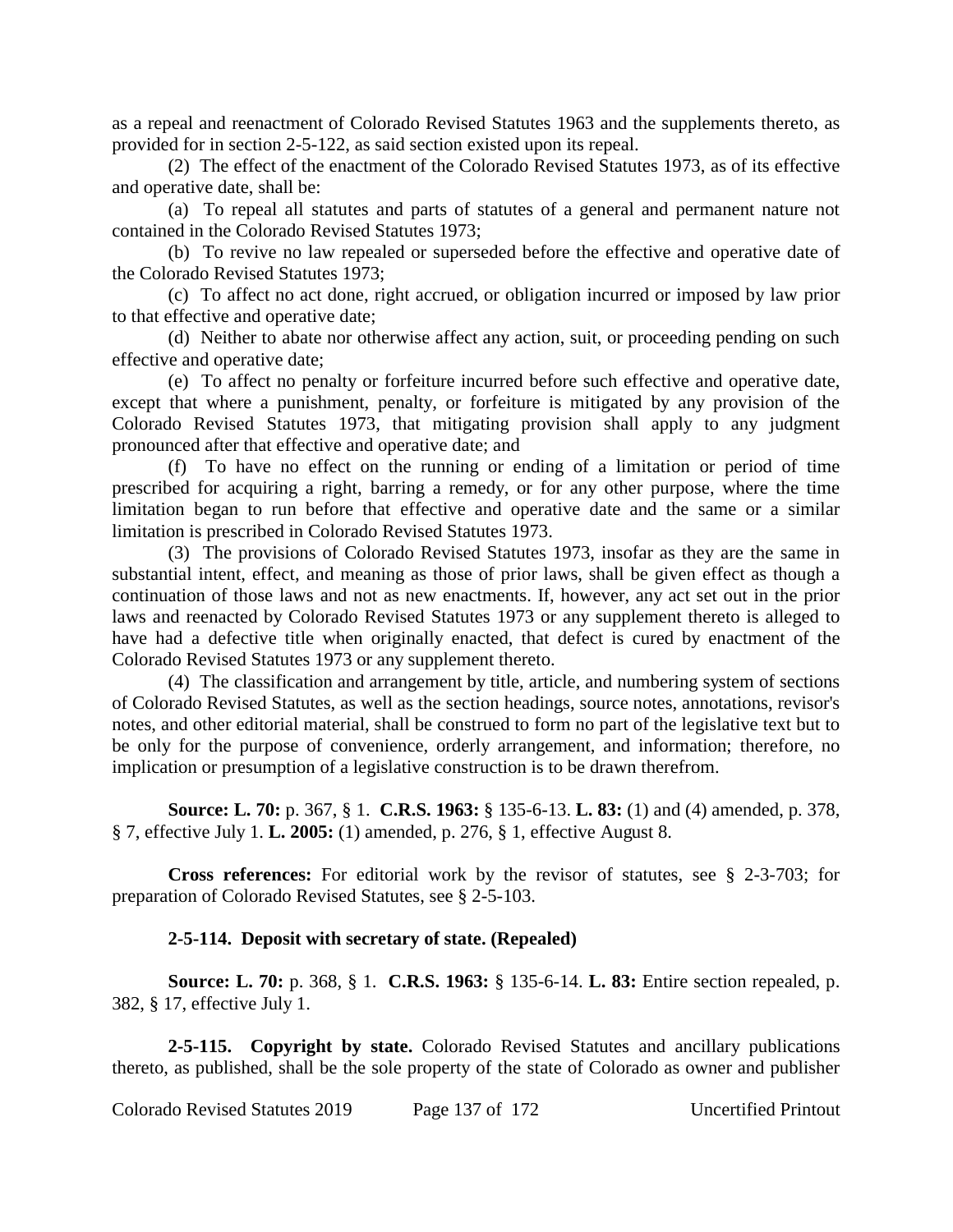as a repeal and reenactment of Colorado Revised Statutes 1963 and the supplements thereto, as provided for in section 2-5-122, as said section existed upon its repeal.

(2) The effect of the enactment of the Colorado Revised Statutes 1973, as of its effective and operative date, shall be:

(a) To repeal all statutes and parts of statutes of a general and permanent nature not contained in the Colorado Revised Statutes 1973;

(b) To revive no law repealed or superseded before the effective and operative date of the Colorado Revised Statutes 1973;

(c) To affect no act done, right accrued, or obligation incurred or imposed by law prior to that effective and operative date;

(d) Neither to abate nor otherwise affect any action, suit, or proceeding pending on such effective and operative date;

(e) To affect no penalty or forfeiture incurred before such effective and operative date, except that where a punishment, penalty, or forfeiture is mitigated by any provision of the Colorado Revised Statutes 1973, that mitigating provision shall apply to any judgment pronounced after that effective and operative date; and

(f) To have no effect on the running or ending of a limitation or period of time prescribed for acquiring a right, barring a remedy, or for any other purpose, where the time limitation began to run before that effective and operative date and the same or a similar limitation is prescribed in Colorado Revised Statutes 1973.

(3) The provisions of Colorado Revised Statutes 1973, insofar as they are the same in substantial intent, effect, and meaning as those of prior laws, shall be given effect as though a continuation of those laws and not as new enactments. If, however, any act set out in the prior laws and reenacted by Colorado Revised Statutes 1973 or any supplement thereto is alleged to have had a defective title when originally enacted, that defect is cured by enactment of the Colorado Revised Statutes 1973 or any supplement thereto.

(4) The classification and arrangement by title, article, and numbering system of sections of Colorado Revised Statutes, as well as the section headings, source notes, annotations, revisor's notes, and other editorial material, shall be construed to form no part of the legislative text but to be only for the purpose of convenience, orderly arrangement, and information; therefore, no implication or presumption of a legislative construction is to be drawn therefrom.

**Source: L. 70:** p. 367, § 1. **C.R.S. 1963:** § 135-6-13. **L. 83:** (1) and (4) amended, p. 378, § 7, effective July 1. **L. 2005:** (1) amended, p. 276, § 1, effective August 8.

**Cross references:** For editorial work by the revisor of statutes, see § 2-3-703; for preparation of Colorado Revised Statutes, see § 2-5-103.

**2-5-114. Deposit with secretary of state. (Repealed)**

**Source: L. 70:** p. 368, § 1. **C.R.S. 1963:** § 135-6-14. **L. 83:** Entire section repealed, p. 382, § 17, effective July 1.

**2-5-115. Copyright by state.** Colorado Revised Statutes and ancillary publications thereto, as published, shall be the sole property of the state of Colorado as owner and publisher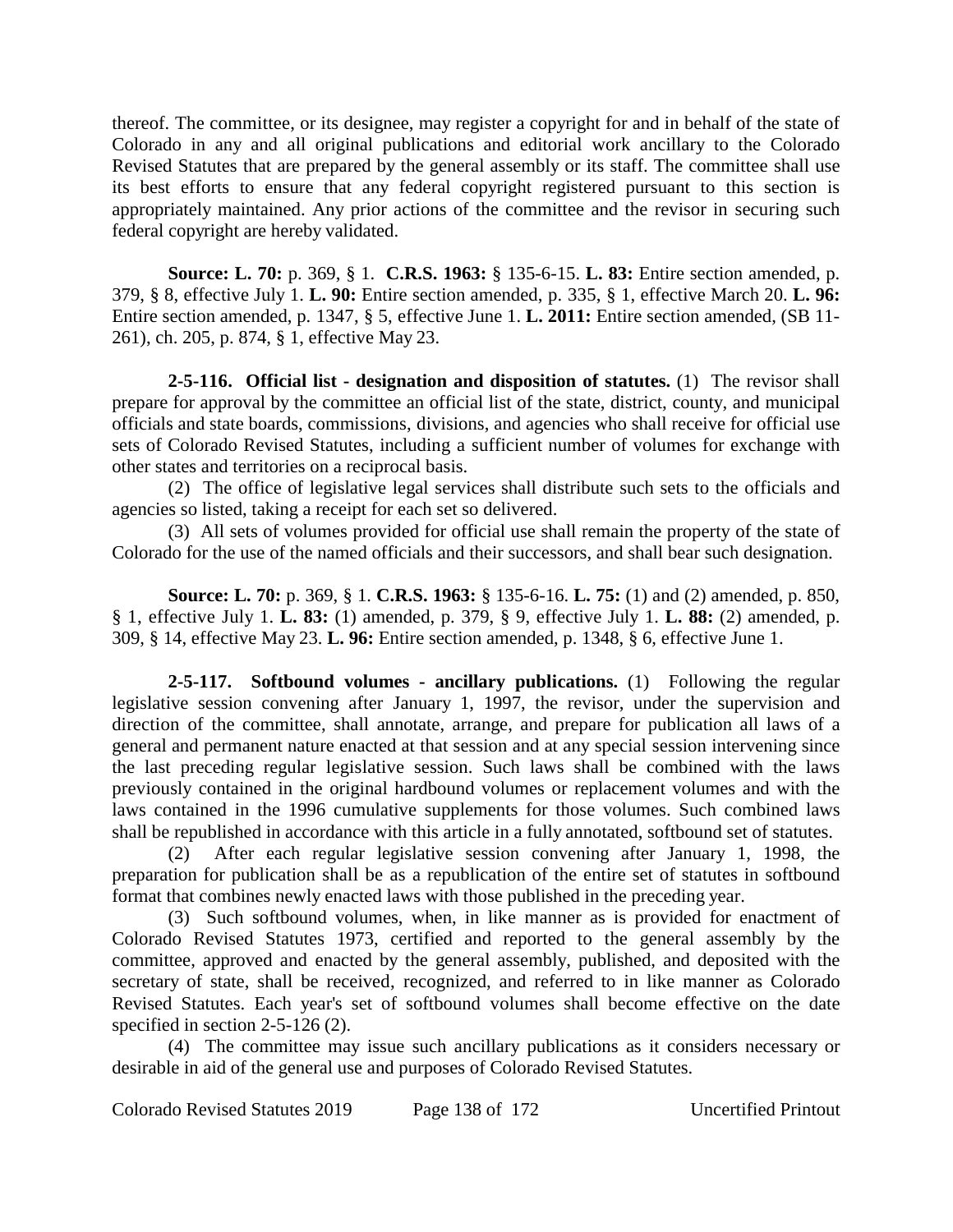thereof. The committee, or its designee, may register a copyright for and in behalf of the state of Colorado in any and all original publications and editorial work ancillary to the Colorado Revised Statutes that are prepared by the general assembly or its staff. The committee shall use its best efforts to ensure that any federal copyright registered pursuant to this section is appropriately maintained. Any prior actions of the committee and the revisor in securing such federal copyright are hereby validated.

**Source: L. 70:** p. 369, § 1. **C.R.S. 1963:** § 135-6-15. **L. 83:** Entire section amended, p. 379, § 8, effective July 1. **L. 90:** Entire section amended, p. 335, § 1, effective March 20. **L. 96:** Entire section amended, p. 1347, § 5, effective June 1. **L. 2011:** Entire section amended, (SB 11-261), ch. 205, p. 874, § 1, effective May 23.

**2-5-116. Official list - designation and disposition of statutes.** (1) The revisor shall prepare for approval by the committee an official list of the state, district, county, and municipal officials and state boards, commissions, divisions, and agencies who shall receive for official use sets of Colorado Revised Statutes, including a sufficient number of volumes for exchange with other states and territories on a reciprocal basis.

(2) The office of legislative legal services shall distribute such sets to the officials and agencies so listed, taking a receipt for each set so delivered.

(3) All sets of volumes provided for official use shall remain the property of the state of Colorado for the use of the named officials and their successors, and shall bear such designation.

**Source: L. 70:** p. 369, § 1. **C.R.S. 1963:** § 135-6-16. **L. 75:** (1) and (2) amended, p. 850, § 1, effective July 1. **L. 83:** (1) amended, p. 379, § 9, effective July 1. **L. 88:** (2) amended, p. 309, § 14, effective May 23. **L. 96:** Entire section amended, p. 1348, § 6, effective June 1.

**2-5-117. Softbound volumes - ancillary publications.** (1) Following the regular legislative session convening after January 1, 1997, the revisor, under the supervision and direction of the committee, shall annotate, arrange, and prepare for publication all laws of a general and permanent nature enacted at that session and at any special session intervening since the last preceding regular legislative session. Such laws shall be combined with the laws previously contained in the original hardbound volumes or replacement volumes and with the laws contained in the 1996 cumulative supplements for those volumes. Such combined laws shall be republished in accordance with this article in a fully annotated, softbound set of statutes.

(2) After each regular legislative session convening after January 1, 1998, the preparation for publication shall be as a republication of the entire set of statutes in softbound format that combines newly enacted laws with those published in the preceding year.

(3) Such softbound volumes, when, in like manner as is provided for enactment of Colorado Revised Statutes 1973, certified and reported to the general assembly by the committee, approved and enacted by the general assembly, published, and deposited with the secretary of state, shall be received, recognized, and referred to in like manner as Colorado Revised Statutes. Each year's set of softbound volumes shall become effective on the date specified in section 2-5-126 (2).

(4) The committee may issue such ancillary publications as it considers necessary or desirable in aid of the general use and purposes of Colorado Revised Statutes.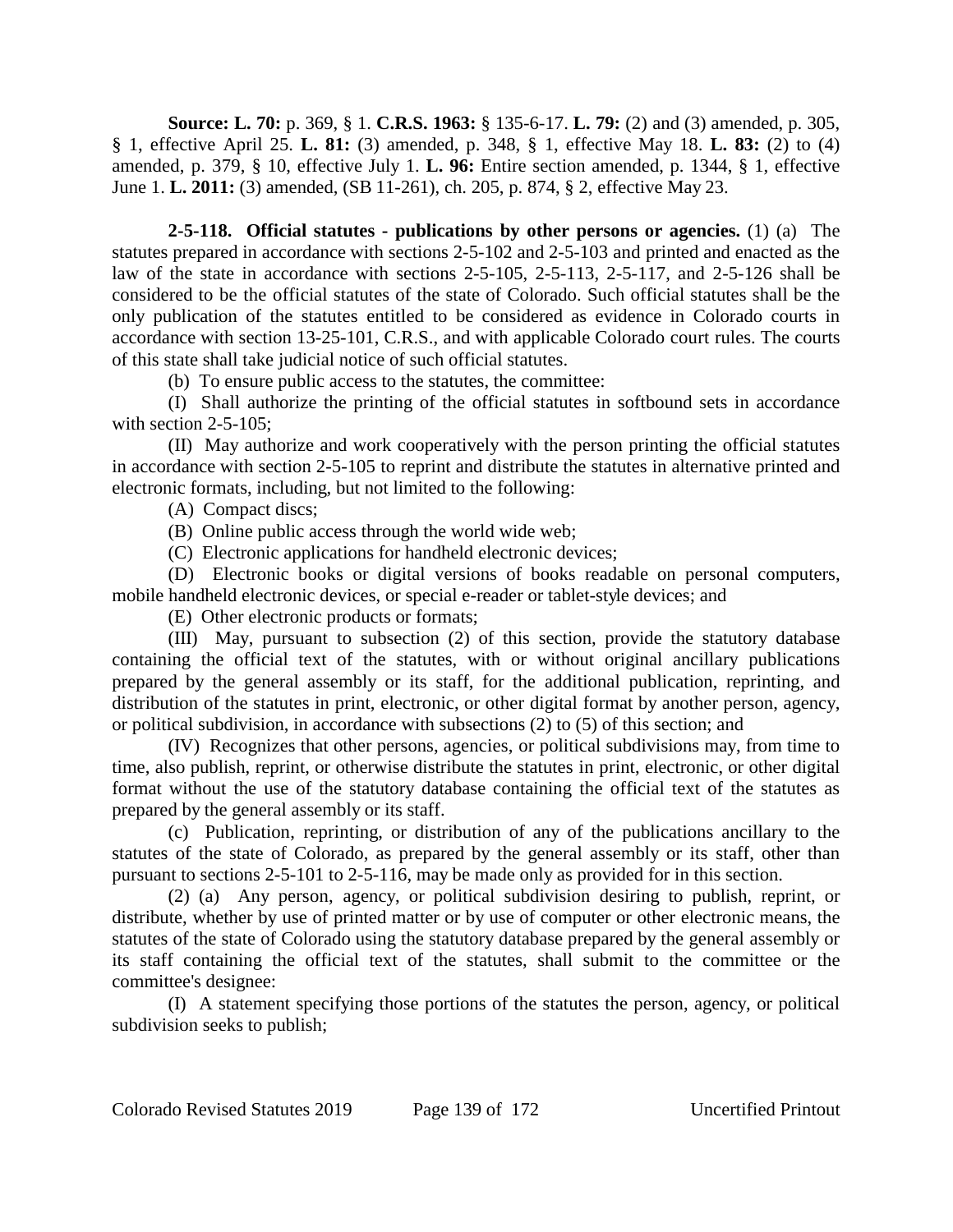**Source: L. 70:** p. 369, § 1. **C.R.S. 1963:** § 135-6-17. **L. 79:** (2) and (3) amended, p. 305, § 1, effective April 25. **L. 81:** (3) amended, p. 348, § 1, effective May 18. **L. 83:** (2) to (4) amended, p. 379, § 10, effective July 1. **L. 96:** Entire section amended, p. 1344, § 1, effective June 1. **L. 2011:** (3) amended, (SB 11-261), ch. 205, p. 874, § 2, effective May 23.

**2-5-118. Official statutes - publications by other persons or agencies.** (1) (a) The statutes prepared in accordance with sections 2-5-102 and 2-5-103 and printed and enacted as the law of the state in accordance with sections 2-5-105, 2-5-113, 2-5-117, and 2-5-126 shall be considered to be the official statutes of the state of Colorado. Such official statutes shall be the only publication of the statutes entitled to be considered as evidence in Colorado courts in accordance with section 13-25-101, C.R.S., and with applicable Colorado court rules. The courts of this state shall take judicial notice of such official statutes.

(b) To ensure public access to the statutes, the committee:

(I) Shall authorize the printing of the official statutes in softbound sets in accordance with section 2-5-105;

(II) May authorize and work cooperatively with the person printing the official statutes in accordance with section 2-5-105 to reprint and distribute the statutes in alternative printed and electronic formats, including, but not limited to the following:

(A) Compact discs;

(B) Online public access through the world wide web;

(C) Electronic applications for handheld electronic devices;

(D) Electronic books or digital versions of books readable on personal computers, mobile handheld electronic devices, or special e-reader or tablet-style devices; and

(E) Other electronic products or formats;

(III) May, pursuant to subsection (2) of this section, provide the statutory database containing the official text of the statutes, with or without original ancillary publications prepared by the general assembly or its staff, for the additional publication, reprinting, and distribution of the statutes in print, electronic, or other digital format by another person, agency, or political subdivision, in accordance with subsections (2) to (5) of this section; and

(IV) Recognizes that other persons, agencies, or political subdivisions may, from time to time, also publish, reprint, or otherwise distribute the statutes in print, electronic, or other digital format without the use of the statutory database containing the official text of the statutes as prepared by the general assembly or its staff.

(c) Publication, reprinting, or distribution of any of the publications ancillary to the statutes of the state of Colorado, as prepared by the general assembly or its staff, other than pursuant to sections 2-5-101 to 2-5-116, may be made only as provided for in this section.

(2) (a) Any person, agency, or political subdivision desiring to publish, reprint, or distribute, whether by use of printed matter or by use of computer or other electronic means, the statutes of the state of Colorado using the statutory database prepared by the general assembly or its staff containing the official text of the statutes, shall submit to the committee or the committee's designee:

(I) A statement specifying those portions of the statutes the person, agency, or political subdivision seeks to publish;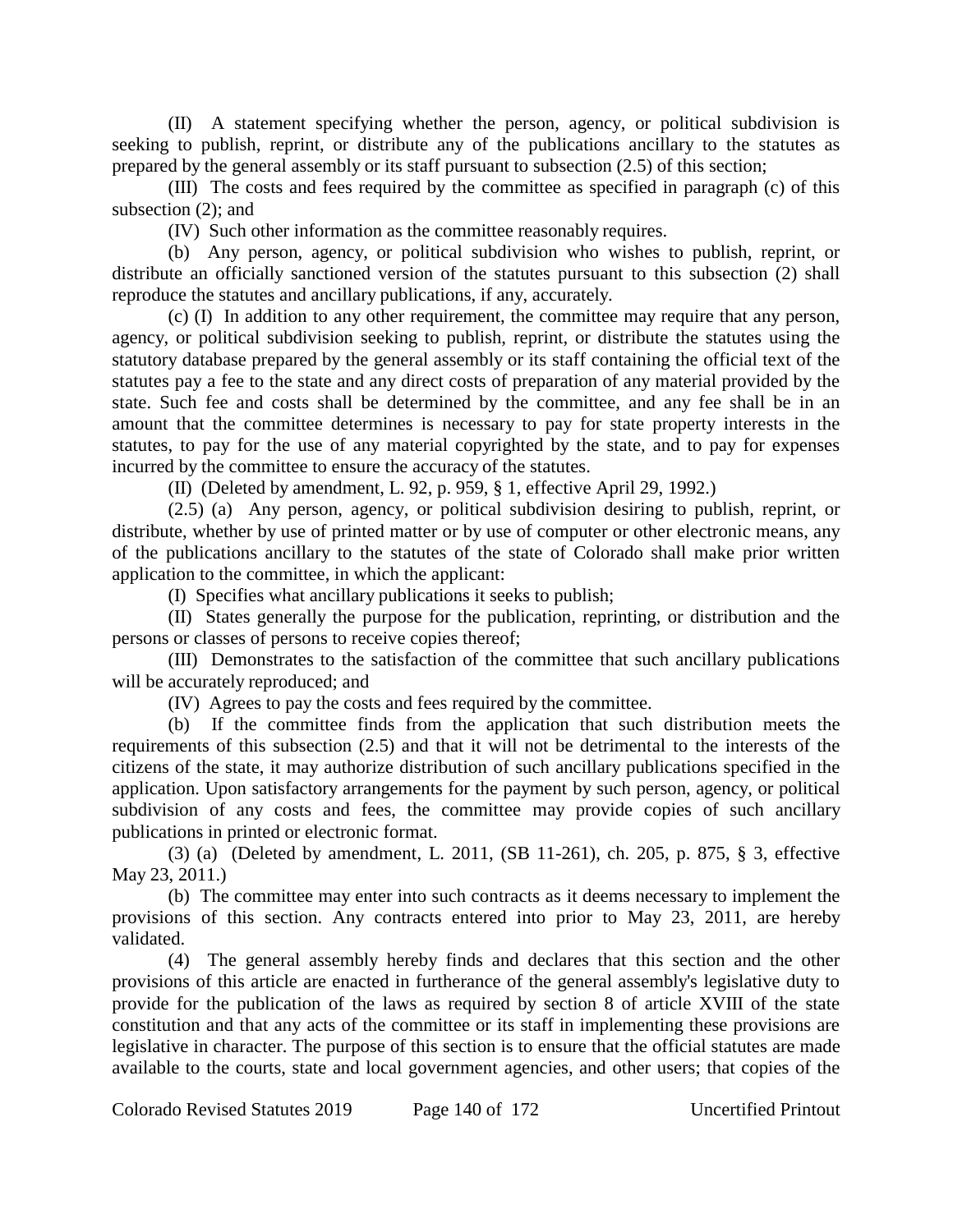(II) A statement specifying whether the person, agency, or political subdivision is seeking to publish, reprint, or distribute any of the publications ancillary to the statutes as prepared by the general assembly or its staff pursuant to subsection (2.5) of this section;

(III) The costs and fees required by the committee as specified in paragraph (c) of this subsection (2); and

(IV) Such other information as the committee reasonably requires.

(b) Any person, agency, or political subdivision who wishes to publish, reprint, or distribute an officially sanctioned version of the statutes pursuant to this subsection (2) shall reproduce the statutes and ancillary publications, if any, accurately.

(c) (I) In addition to any other requirement, the committee may require that any person, agency, or political subdivision seeking to publish, reprint, or distribute the statutes using the statutory database prepared by the general assembly or its staff containing the official text of the statutes pay a fee to the state and any direct costs of preparation of any material provided by the state. Such fee and costs shall be determined by the committee, and any fee shall be in an amount that the committee determines is necessary to pay for state property interests in the statutes, to pay for the use of any material copyrighted by the state, and to pay for expenses incurred by the committee to ensure the accuracy of the statutes.

(II) (Deleted by amendment, L. 92, p. 959, § 1, effective April 29, 1992.)

(2.5) (a) Any person, agency, or political subdivision desiring to publish, reprint, or distribute, whether by use of printed matter or by use of computer or other electronic means, any of the publications ancillary to the statutes of the state of Colorado shall make prior written application to the committee, in which the applicant:

(I) Specifies what ancillary publications it seeks to publish;

(II) States generally the purpose for the publication, reprinting, or distribution and the persons or classes of persons to receive copies thereof;

(III) Demonstrates to the satisfaction of the committee that such ancillary publications will be accurately reproduced; and

(IV) Agrees to pay the costs and fees required by the committee.

(b) If the committee finds from the application that such distribution meets the requirements of this subsection (2.5) and that it will not be detrimental to the interests of the citizens of the state, it may authorize distribution of such ancillary publications specified in the application. Upon satisfactory arrangements for the payment by such person, agency, or political subdivision of any costs and fees, the committee may provide copies of such ancillary publications in printed or electronic format.

(3) (a) (Deleted by amendment, L. 2011, (SB 11-261), ch. 205, p. 875, § 3, effective May 23, 2011.)

(b) The committee may enter into such contracts as it deems necessary to implement the provisions of this section. Any contracts entered into prior to May 23, 2011, are hereby validated.

(4) The general assembly hereby finds and declares that this section and the other provisions of this article are enacted in furtherance of the general assembly's legislative duty to provide for the publication of the laws as required by section 8 of article XVIII of the state constitution and that any acts of the committee or its staff in implementing these provisions are legislative in character. The purpose of this section is to ensure that the official statutes are made available to the courts, state and local government agencies, and other users; that copies of the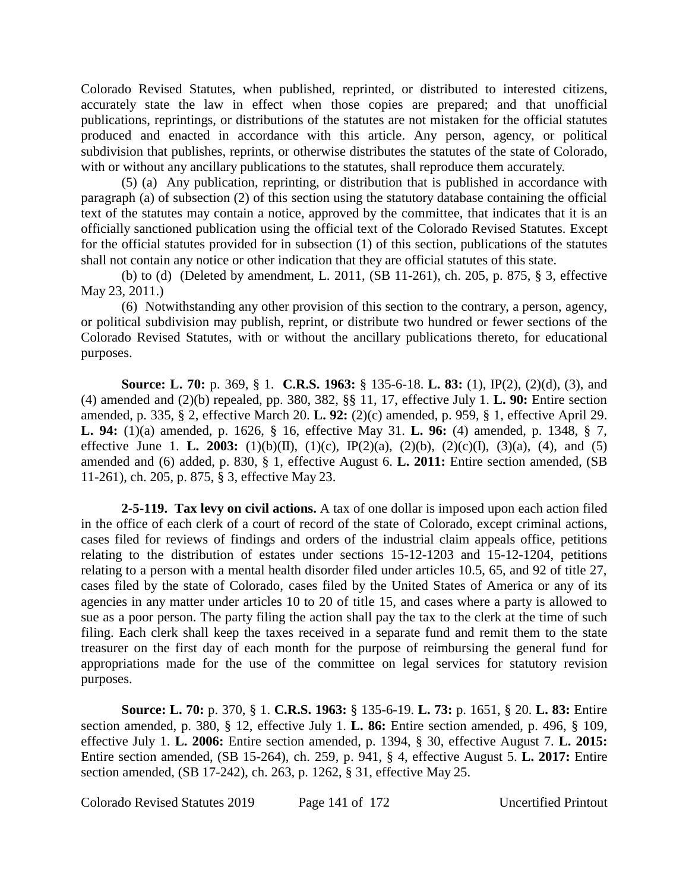Colorado Revised Statutes, when published, reprinted, or distributed to interested citizens, accurately state the law in effect when those copies are prepared; and that unofficial publications, reprintings, or distributions of the statutes are not mistaken for the official statutes produced and enacted in accordance with this article. Any person, agency, or political subdivision that publishes, reprints, or otherwise distributes the statutes of the state of Colorado, with or without any ancillary publications to the statutes, shall reproduce them accurately.

(5) (a) Any publication, reprinting, or distribution that is published in accordance with paragraph (a) of subsection (2) of this section using the statutory database containing the official text of the statutes may contain a notice, approved by the committee, that indicates that it is an officially sanctioned publication using the official text of the Colorado Revised Statutes. Except for the official statutes provided for in subsection (1) of this section, publications of the statutes shall not contain any notice or other indication that they are official statutes of this state.

(b) to (d) (Deleted by amendment, L. 2011, (SB 11-261), ch. 205, p. 875, § 3, effective May 23, 2011.)

(6) Notwithstanding any other provision of this section to the contrary, a person, agency, or political subdivision may publish, reprint, or distribute two hundred or fewer sections of the Colorado Revised Statutes, with or without the ancillary publications thereto, for educational purposes.

**Source: L. 70:** p. 369, § 1. **C.R.S. 1963:** § 135-6-18. **L. 83:** (1), IP(2), (2)(d), (3), and (4) amended and (2)(b) repealed, pp. 380, 382, §§ 11, 17, effective July 1. **L. 90:** Entire section amended, p. 335, § 2, effective March 20. **L. 92:** (2)(c) amended, p. 959, § 1, effective April 29. **L. 94:** (1)(a) amended, p. 1626, § 16, effective May 31. **L. 96:** (4) amended, p. 1348, § 7, effective June 1. **L. 2003:** (1)(b)(II), (1)(c), IP(2)(a), (2)(b), (2)(c)(I), (3)(a), (4), and (5) amended and (6) added, p. 830, § 1, effective August 6. **L. 2011:** Entire section amended, (SB 11-261), ch. 205, p. 875, § 3, effective May 23.

**2-5-119. Tax levy on civil actions.** A tax of one dollar is imposed upon each action filed in the office of each clerk of a court of record of the state of Colorado, except criminal actions, cases filed for reviews of findings and orders of the industrial claim appeals office, petitions relating to the distribution of estates under sections 15-12-1203 and 15-12-1204, petitions relating to a person with a mental health disorder filed under articles 10.5, 65, and 92 of title 27, cases filed by the state of Colorado, cases filed by the United States of America or any of its agencies in any matter under articles 10 to 20 of title 15, and cases where a party is allowed to sue as a poor person. The party filing the action shall pay the tax to the clerk at the time of such filing. Each clerk shall keep the taxes received in a separate fund and remit them to the state treasurer on the first day of each month for the purpose of reimbursing the general fund for appropriations made for the use of the committee on legal services for statutory revision purposes.

**Source: L. 70:** p. 370, § 1. **C.R.S. 1963:** § 135-6-19. **L. 73:** p. 1651, § 20. **L. 83:** Entire section amended, p. 380, § 12, effective July 1. **L. 86:** Entire section amended, p. 496, § 109, effective July 1. **L. 2006:** Entire section amended, p. 1394, § 30, effective August 7. **L. 2015:** Entire section amended, (SB 15-264), ch. 259, p. 941, § 4, effective August 5. **L. 2017:** Entire section amended, (SB 17-242), ch. 263, p. 1262, § 31, effective May 25.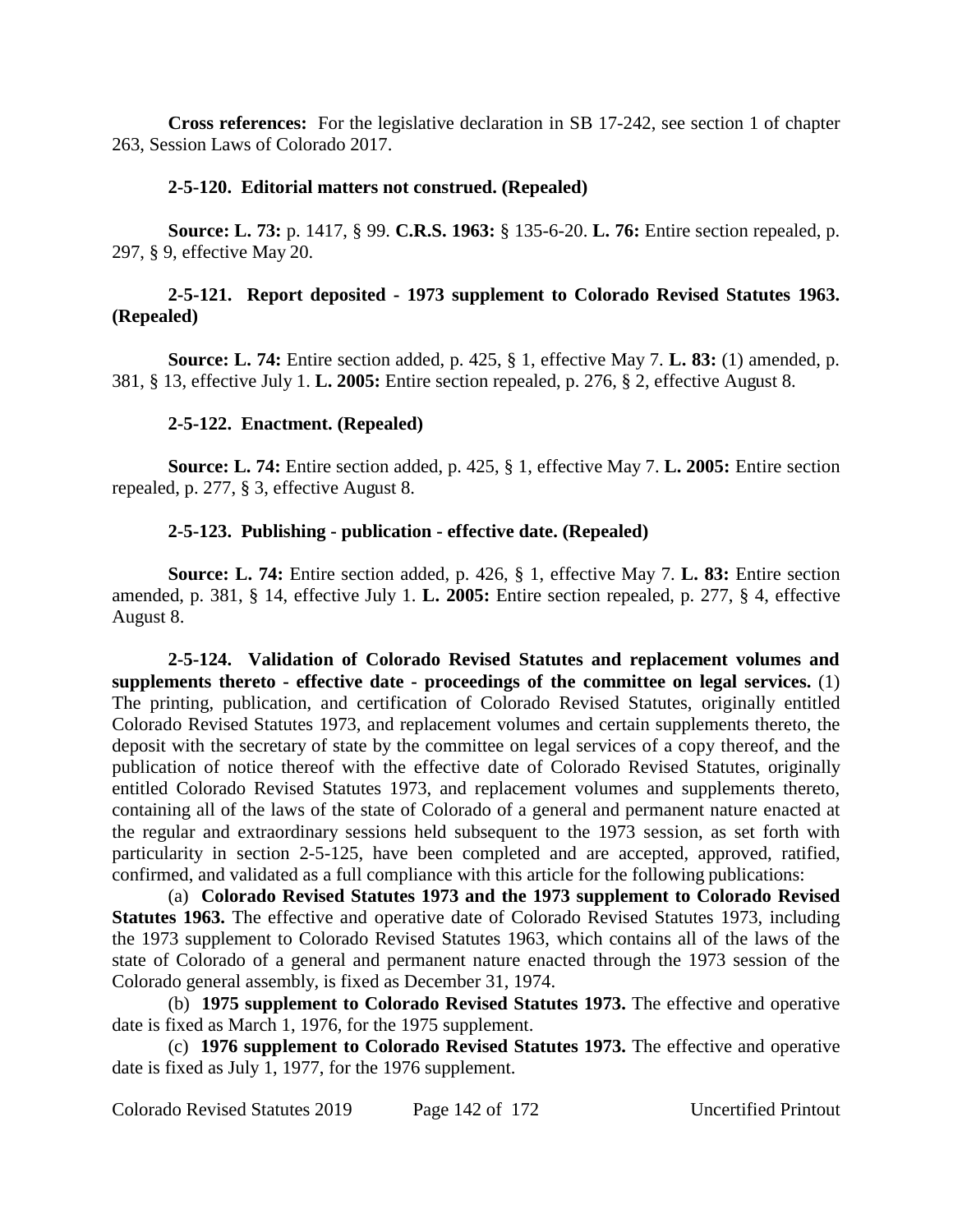**Cross references:** For the legislative declaration in SB 17-242, see section 1 of chapter 263, Session Laws of Colorado 2017.

**2-5-120. Editorial matters not construed. (Repealed)**

**Source: L. 73:** p. 1417, § 99. **C.R.S. 1963:** § 135-6-20. **L. 76:** Entire section repealed, p. 297, § 9, effective May 20.

**2-5-121. Report deposited - 1973 supplement to Colorado Revised Statutes 1963. (Repealed)**

**Source: L. 74:** Entire section added, p. 425, § 1, effective May 7. **L. 83:** (1) amended, p. 381, § 13, effective July 1. **L. 2005:** Entire section repealed, p. 276, § 2, effective August 8.

**2-5-122. Enactment. (Repealed)**

**Source: L. 74:** Entire section added, p. 425, § 1, effective May 7. **L. 2005:** Entire section repealed, p. 277, § 3, effective August 8.

**2-5-123. Publishing - publication - effective date. (Repealed)**

**Source: L. 74:** Entire section added, p. 426, § 1, effective May 7. **L. 83:** Entire section amended, p. 381, § 14, effective July 1. **L. 2005:** Entire section repealed, p. 277, § 4, effective August 8.

**2-5-124. Validation of Colorado Revised Statutes and replacement volumes and supplements thereto - effective date - proceedings of the committee on legal services.** (1) The printing, publication, and certification of Colorado Revised Statutes, originally entitled Colorado Revised Statutes 1973, and replacement volumes and certain supplements thereto, the deposit with the secretary of state by the committee on legal services of a copy thereof, and the publication of notice thereof with the effective date of Colorado Revised Statutes, originally entitled Colorado Revised Statutes 1973, and replacement volumes and supplements thereto, containing all of the laws of the state of Colorado of a general and permanent nature enacted at the regular and extraordinary sessions held subsequent to the 1973 session, as set forth with particularity in section 2-5-125, have been completed and are accepted, approved, ratified, confirmed, and validated as a full compliance with this article for the following publications:

(a) **Colorado Revised Statutes 1973 and the 1973 supplement to Colorado Revised Statutes 1963.** The effective and operative date of Colorado Revised Statutes 1973, including the 1973 supplement to Colorado Revised Statutes 1963, which contains all of the laws of the state of Colorado of a general and permanent nature enacted through the 1973 session of the Colorado general assembly, is fixed as December 31, 1974.

(b) **1975 supplement to Colorado Revised Statutes 1973.** The effective and operative date is fixed as March 1, 1976, for the 1975 supplement.

(c) **1976 supplement to Colorado Revised Statutes 1973.** The effective and operative date is fixed as July 1, 1977, for the 1976 supplement.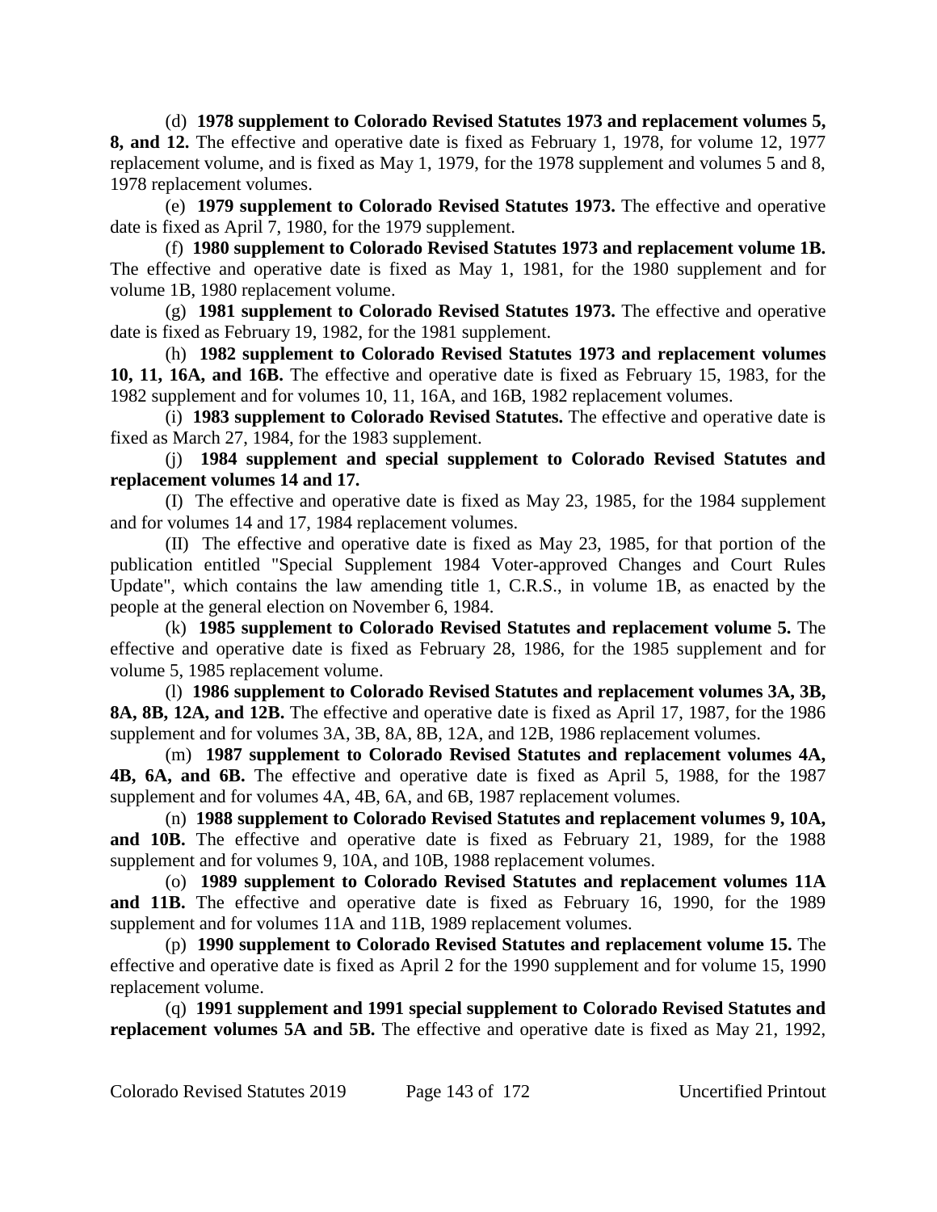(d) **1978 supplement to Colorado Revised Statutes 1973 and replacement volumes 5, 8, and 12.** The effective and operative date is fixed as February 1, 1978, for volume 12, 1977 replacement volume, and is fixed as May 1, 1979, for the 1978 supplement and volumes 5 and 8, 1978 replacement volumes.

(e) **1979 supplement to Colorado Revised Statutes 1973.** The effective and operative date is fixed as April 7, 1980, for the 1979 supplement.

(f) **1980 supplement to Colorado Revised Statutes 1973 and replacement volume 1B.** The effective and operative date is fixed as May 1, 1981, for the 1980 supplement and for volume 1B, 1980 replacement volume.

(g) **1981 supplement to Colorado Revised Statutes 1973.** The effective and operative date is fixed as February 19, 1982, for the 1981 supplement.

(h) **1982 supplement to Colorado Revised Statutes 1973 and replacement volumes 10, 11, 16A, and 16B.** The effective and operative date is fixed as February 15, 1983, for the 1982 supplement and for volumes 10, 11, 16A, and 16B, 1982 replacement volumes.

(i) **1983 supplement to Colorado Revised Statutes.** The effective and operative date is fixed as March 27, 1984, for the 1983 supplement.

(j) **1984 supplement and special supplement to Colorado Revised Statutes and replacement volumes 14 and 17.**

(I) The effective and operative date is fixed as May 23, 1985, for the 1984 supplement and for volumes 14 and 17, 1984 replacement volumes.

(II) The effective and operative date is fixed as May 23, 1985, for that portion of the publication entitled "Special Supplement 1984 Voter-approved Changes and Court Rules Update", which contains the law amending title 1, C.R.S., in volume 1B, as enacted by the people at the general election on November 6, 1984.

(k) **1985 supplement to Colorado Revised Statutes and replacement volume 5.** The effective and operative date is fixed as February 28, 1986, for the 1985 supplement and for volume 5, 1985 replacement volume.

(l) **1986 supplement to Colorado Revised Statutes and replacement volumes 3A, 3B, 8A, 8B, 12A, and 12B.** The effective and operative date is fixed as April 17, 1987, for the 1986 supplement and for volumes 3A, 3B, 8A, 8B, 12A, and 12B, 1986 replacement volumes.

(m) **1987 supplement to Colorado Revised Statutes and replacement volumes 4A, 4B, 6A, and 6B.** The effective and operative date is fixed as April 5, 1988, for the 1987 supplement and for volumes 4A, 4B, 6A, and 6B, 1987 replacement volumes.

(n) **1988 supplement to Colorado Revised Statutes and replacement volumes 9, 10A, and 10B.** The effective and operative date is fixed as February 21, 1989, for the 1988 supplement and for volumes 9, 10A, and 10B, 1988 replacement volumes.

(o) **1989 supplement to Colorado Revised Statutes and replacement volumes 11A and 11B.** The effective and operative date is fixed as February 16, 1990, for the 1989 supplement and for volumes 11A and 11B, 1989 replacement volumes.

(p) **1990 supplement to Colorado Revised Statutes and replacement volume 15.** The effective and operative date is fixed as April 2 for the 1990 supplement and for volume 15, 1990 replacement volume.

(q) **1991 supplement and 1991 special supplement to Colorado Revised Statutes and replacement volumes 5A and 5B.** The effective and operative date is fixed as May 21, 1992,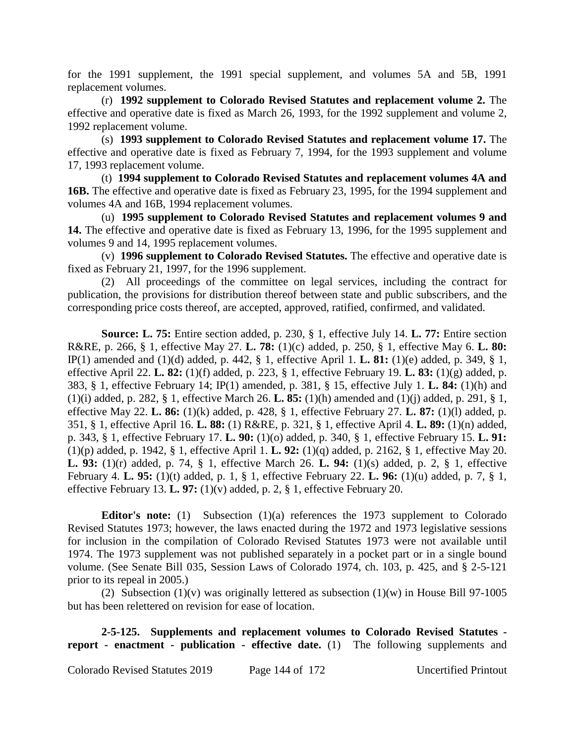for the 1991 supplement, the 1991 special supplement, and volumes 5A and 5B, 1991 replacement volumes.

(r) **1992 supplement to Colorado Revised Statutes and replacement volume 2.** The effective and operative date is fixed as March 26, 1993, for the 1992 supplement and volume 2, 1992 replacement volume.

(s) **1993 supplement to Colorado Revised Statutes and replacement volume 17.** The effective and operative date is fixed as February 7, 1994, for the 1993 supplement and volume 17, 1993 replacement volume.

(t) **1994 supplement to Colorado Revised Statutes and replacement volumes 4A and 16B.** The effective and operative date is fixed as February 23, 1995, for the 1994 supplement and volumes 4A and 16B, 1994 replacement volumes.

(u) **1995 supplement to Colorado Revised Statutes and replacement volumes 9 and 14.** The effective and operative date is fixed as February 13, 1996, for the 1995 supplement and volumes 9 and 14, 1995 replacement volumes.

(v) **1996 supplement to Colorado Revised Statutes.** The effective and operative date is fixed as February 21, 1997, for the 1996 supplement.

(2) All proceedings of the committee on legal services, including the contract for publication, the provisions for distribution thereof between state and public subscribers, and the corresponding price costs thereof, are accepted, approved, ratified, confirmed, and validated.

**Source: L. 75:** Entire section added, p. 230, § 1, effective July 14. **L. 77:** Entire section R&RE, p. 266, § 1, effective May 27. **L. 78:** (1)(c) added, p. 250, § 1, effective May 6. **L. 80:** IP(1) amended and (1)(d) added, p. 442, § 1, effective April 1. **L. 81:** (1)(e) added, p. 349, § 1, effective April 22. **L. 82:** (1)(f) added, p. 223, § 1, effective February 19. **L. 83:** (1)(g) added, p. 383, § 1, effective February 14; IP(1) amended, p. 381, § 15, effective July 1. **L. 84:** (1)(h) and (1)(i) added, p. 282, § 1, effective March 26. **L. 85:** (1)(h) amended and (1)(j) added, p. 291, § 1, effective May 22. **L. 86:** (1)(k) added, p. 428, § 1, effective February 27. **L. 87:** (1)(l) added, p. 351, § 1, effective April 16. **L. 88:** (1) R&RE, p. 321, § 1, effective April 4. **L. 89:** (1)(n) added, p. 343, § 1, effective February 17. **L. 90:** (1)(o) added, p. 340, § 1, effective February 15. **L. 91:** (1)(p) added, p. 1942, § 1, effective April 1. **L. 92:** (1)(q) added, p. 2162, § 1, effective May 20. **L. 93:** (1)(r) added, p. 74, § 1, effective March 26. **L. 94:** (1)(s) added, p. 2, § 1, effective February 4. **L. 95:** (1)(t) added, p. 1, § 1, effective February 22. **L. 96:** (1)(u) added, p. 7, § 1, effective February 13. **L. 97:** (1)(v) added, p. 2, § 1, effective February 20.

**Editor's note:** (1) Subsection (1)(a) references the 1973 supplement to Colorado Revised Statutes 1973; however, the laws enacted during the 1972 and 1973 legislative sessions for inclusion in the compilation of Colorado Revised Statutes 1973 were not available until 1974. The 1973 supplement was not published separately in a pocket part or in a single bound volume. (See Senate Bill 035, Session Laws of Colorado 1974, ch. 103, p. 425, and § 2-5-121 prior to its repeal in 2005.)

(2) Subsection (1)(v) was originally lettered as subsection (1)(w) in House Bill 97-1005 but has been relettered on revision for ease of location.

**2-5-125. Supplements and replacement volumes to Colorado Revised Statutes - report - enactment - publication - effective date.** (1) The following supplements and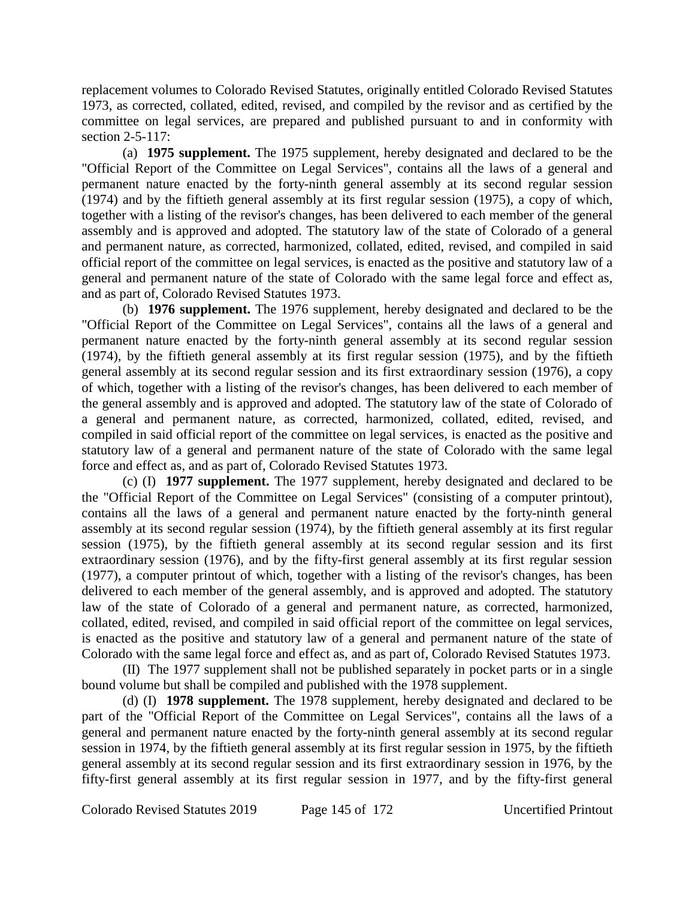replacement volumes to Colorado Revised Statutes, originally entitled Colorado Revised Statutes 1973, as corrected, collated, edited, revised, and compiled by the revisor and as certified by the committee on legal services, are prepared and published pursuant to and in conformity with section 2-5-117:

(a) **1975 supplement.** The 1975 supplement, hereby designated and declared to be the "Official Report of the Committee on Legal Services", contains all the laws of a general and permanent nature enacted by the forty-ninth general assembly at its second regular session (1974) and by the fiftieth general assembly at its first regular session (1975), a copy of which, together with a listing of the revisor's changes, has been delivered to each member of the general assembly and is approved and adopted. The statutory law of the state of Colorado of a general and permanent nature, as corrected, harmonized, collated, edited, revised, and compiled in said official report of the committee on legal services, is enacted as the positive and statutory law of a general and permanent nature of the state of Colorado with the same legal force and effect as, and as part of, Colorado Revised Statutes 1973.

(b) **1976 supplement.** The 1976 supplement, hereby designated and declared to be the "Official Report of the Committee on Legal Services", contains all the laws of a general and permanent nature enacted by the forty-ninth general assembly at its second regular session (1974), by the fiftieth general assembly at its first regular session (1975), and by the fiftieth general assembly at its second regular session and its first extraordinary session (1976), a copy of which, together with a listing of the revisor's changes, has been delivered to each member of the general assembly and is approved and adopted. The statutory law of the state of Colorado of a general and permanent nature, as corrected, harmonized, collated, edited, revised, and compiled in said official report of the committee on legal services, is enacted as the positive and statutory law of a general and permanent nature of the state of Colorado with the same legal force and effect as, and as part of, Colorado Revised Statutes 1973.

(c) (I) **1977 supplement.** The 1977 supplement, hereby designated and declared to be the "Official Report of the Committee on Legal Services" (consisting of a computer printout), contains all the laws of a general and permanent nature enacted by the forty-ninth general assembly at its second regular session (1974), by the fiftieth general assembly at its first regular session (1975), by the fiftieth general assembly at its second regular session and its first extraordinary session (1976), and by the fifty-first general assembly at its first regular session (1977), a computer printout of which, together with a listing of the revisor's changes, has been delivered to each member of the general assembly, and is approved and adopted. The statutory law of the state of Colorado of a general and permanent nature, as corrected, harmonized, collated, edited, revised, and compiled in said official report of the committee on legal services, is enacted as the positive and statutory law of a general and permanent nature of the state of Colorado with the same legal force and effect as, and as part of, Colorado Revised Statutes 1973.

(II) The 1977 supplement shall not be published separately in pocket parts or in a single bound volume but shall be compiled and published with the 1978 supplement.

(d) (I) **1978 supplement.** The 1978 supplement, hereby designated and declared to be part of the "Official Report of the Committee on Legal Services", contains all the laws of a general and permanent nature enacted by the forty-ninth general assembly at its second regular session in 1974, by the fiftieth general assembly at its first regular session in 1975, by the fiftieth general assembly at its second regular session and its first extraordinary session in 1976, by the fifty-first general assembly at its first regular session in 1977, and by the fifty-first general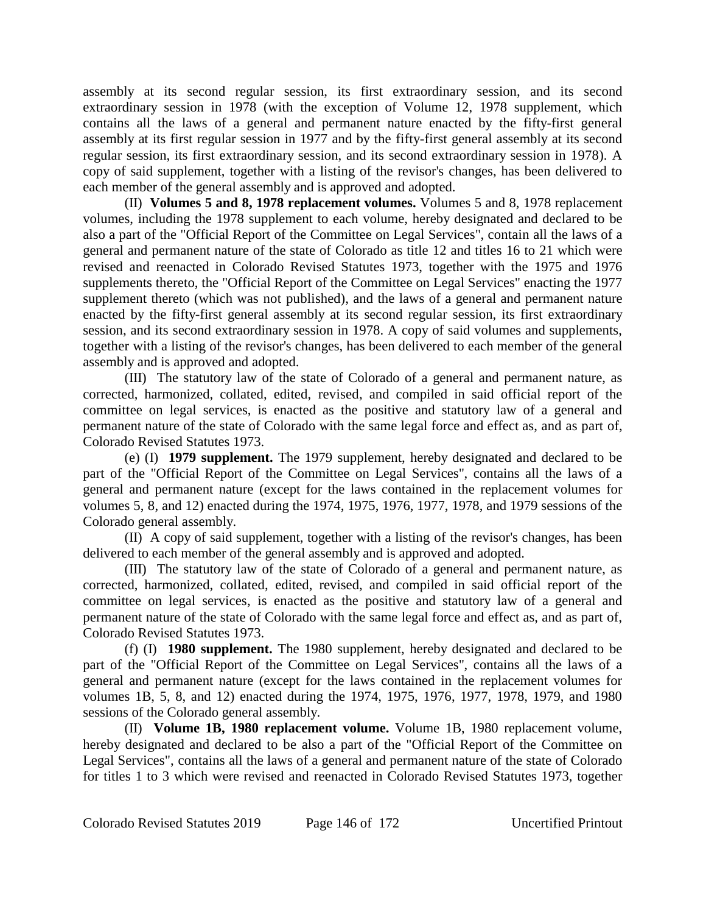assembly at its second regular session, its first extraordinary session, and its second extraordinary session in 1978 (with the exception of Volume 12, 1978 supplement, which contains all the laws of a general and permanent nature enacted by the fifty-first general assembly at its first regular session in 1977 and by the fifty-first general assembly at its second regular session, its first extraordinary session, and its second extraordinary session in 1978). A copy of said supplement, together with a listing of the revisor's changes, has been delivered to each member of the general assembly and is approved and adopted.

(II) **Volumes 5 and 8, 1978 replacement volumes.** Volumes 5 and 8, 1978 replacement volumes, including the 1978 supplement to each volume, hereby designated and declared to be also a part of the "Official Report of the Committee on Legal Services", contain all the laws of a general and permanent nature of the state of Colorado as title 12 and titles 16 to 21 which were revised and reenacted in Colorado Revised Statutes 1973, together with the 1975 and 1976 supplements thereto, the "Official Report of the Committee on Legal Services" enacting the 1977 supplement thereto (which was not published), and the laws of a general and permanent nature enacted by the fifty-first general assembly at its second regular session, its first extraordinary session, and its second extraordinary session in 1978. A copy of said volumes and supplements, together with a listing of the revisor's changes, has been delivered to each member of the general assembly and is approved and adopted.

(III) The statutory law of the state of Colorado of a general and permanent nature, as corrected, harmonized, collated, edited, revised, and compiled in said official report of the committee on legal services, is enacted as the positive and statutory law of a general and permanent nature of the state of Colorado with the same legal force and effect as, and as part of, Colorado Revised Statutes 1973.

(e) (I) **1979 supplement.** The 1979 supplement, hereby designated and declared to be part of the "Official Report of the Committee on Legal Services", contains all the laws of a general and permanent nature (except for the laws contained in the replacement volumes for volumes 5, 8, and 12) enacted during the 1974, 1975, 1976, 1977, 1978, and 1979 sessions of the Colorado general assembly.

(II) A copy of said supplement, together with a listing of the revisor's changes, has been delivered to each member of the general assembly and is approved and adopted.

(III) The statutory law of the state of Colorado of a general and permanent nature, as corrected, harmonized, collated, edited, revised, and compiled in said official report of the committee on legal services, is enacted as the positive and statutory law of a general and permanent nature of the state of Colorado with the same legal force and effect as, and as part of, Colorado Revised Statutes 1973.

(f) (I) **1980 supplement.** The 1980 supplement, hereby designated and declared to be part of the "Official Report of the Committee on Legal Services", contains all the laws of a general and permanent nature (except for the laws contained in the replacement volumes for volumes 1B, 5, 8, and 12) enacted during the 1974, 1975, 1976, 1977, 1978, 1979, and 1980 sessions of the Colorado general assembly.

(II) **Volume 1B, 1980 replacement volume.** Volume 1B, 1980 replacement volume, hereby designated and declared to be also a part of the "Official Report of the Committee on Legal Services", contains all the laws of a general and permanent nature of the state of Colorado for titles 1 to 3 which were revised and reenacted in Colorado Revised Statutes 1973, together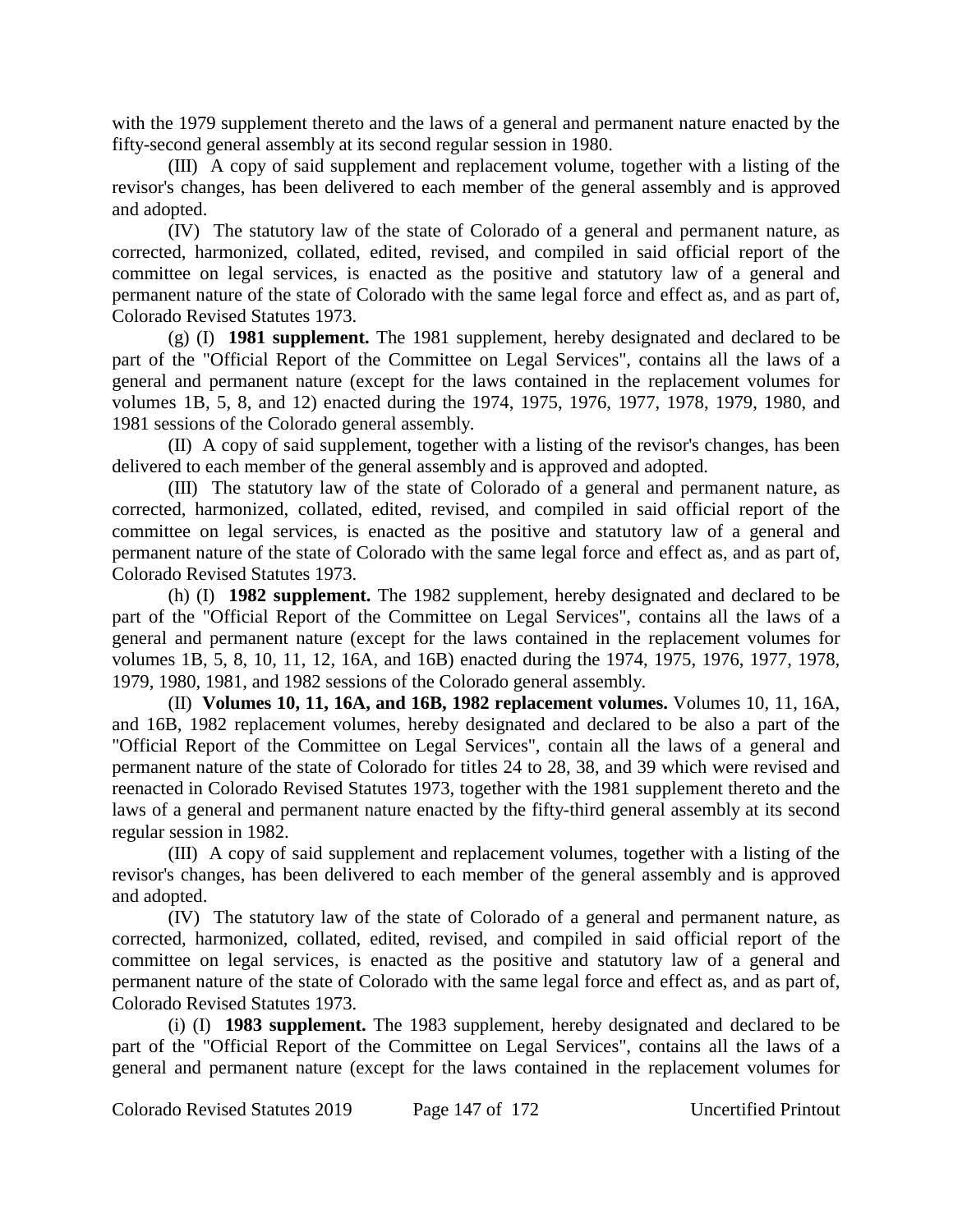with the 1979 supplement thereto and the laws of a general and permanent nature enacted by the fifty-second general assembly at its second regular session in 1980.

(III) A copy of said supplement and replacement volume, together with a listing of the revisor's changes, has been delivered to each member of the general assembly and is approved and adopted.

(IV) The statutory law of the state of Colorado of a general and permanent nature, as corrected, harmonized, collated, edited, revised, and compiled in said official report of the committee on legal services, is enacted as the positive and statutory law of a general and permanent nature of the state of Colorado with the same legal force and effect as, and as part of, Colorado Revised Statutes 1973.

(g) (I) **1981 supplement.** The 1981 supplement, hereby designated and declared to be part of the "Official Report of the Committee on Legal Services", contains all the laws of a general and permanent nature (except for the laws contained in the replacement volumes for volumes 1B, 5, 8, and 12) enacted during the 1974, 1975, 1976, 1977, 1978, 1979, 1980, and 1981 sessions of the Colorado general assembly.

(II) A copy of said supplement, together with a listing of the revisor's changes, has been delivered to each member of the general assembly and is approved and adopted.

(III) The statutory law of the state of Colorado of a general and permanent nature, as corrected, harmonized, collated, edited, revised, and compiled in said official report of the committee on legal services, is enacted as the positive and statutory law of a general and permanent nature of the state of Colorado with the same legal force and effect as, and as part of, Colorado Revised Statutes 1973.

(h) (I) **1982 supplement.** The 1982 supplement, hereby designated and declared to be part of the "Official Report of the Committee on Legal Services", contains all the laws of a general and permanent nature (except for the laws contained in the replacement volumes for volumes 1B, 5, 8, 10, 11, 12, 16A, and 16B) enacted during the 1974, 1975, 1976, 1977, 1978, 1979, 1980, 1981, and 1982 sessions of the Colorado general assembly.

(II) **Volumes 10, 11, 16A, and 16B, 1982 replacement volumes.** Volumes 10, 11, 16A, and 16B, 1982 replacement volumes, hereby designated and declared to be also a part of the "Official Report of the Committee on Legal Services", contain all the laws of a general and permanent nature of the state of Colorado for titles 24 to 28, 38, and 39 which were revised and reenacted in Colorado Revised Statutes 1973, together with the 1981 supplement thereto and the laws of a general and permanent nature enacted by the fifty-third general assembly at its second regular session in 1982.

(III) A copy of said supplement and replacement volumes, together with a listing of the revisor's changes, has been delivered to each member of the general assembly and is approved and adopted.

(IV) The statutory law of the state of Colorado of a general and permanent nature, as corrected, harmonized, collated, edited, revised, and compiled in said official report of the committee on legal services, is enacted as the positive and statutory law of a general and permanent nature of the state of Colorado with the same legal force and effect as, and as part of, Colorado Revised Statutes 1973.

(i) (I) **1983 supplement.** The 1983 supplement, hereby designated and declared to be part of the "Official Report of the Committee on Legal Services", contains all the laws of a general and permanent nature (except for the laws contained in the replacement volumes for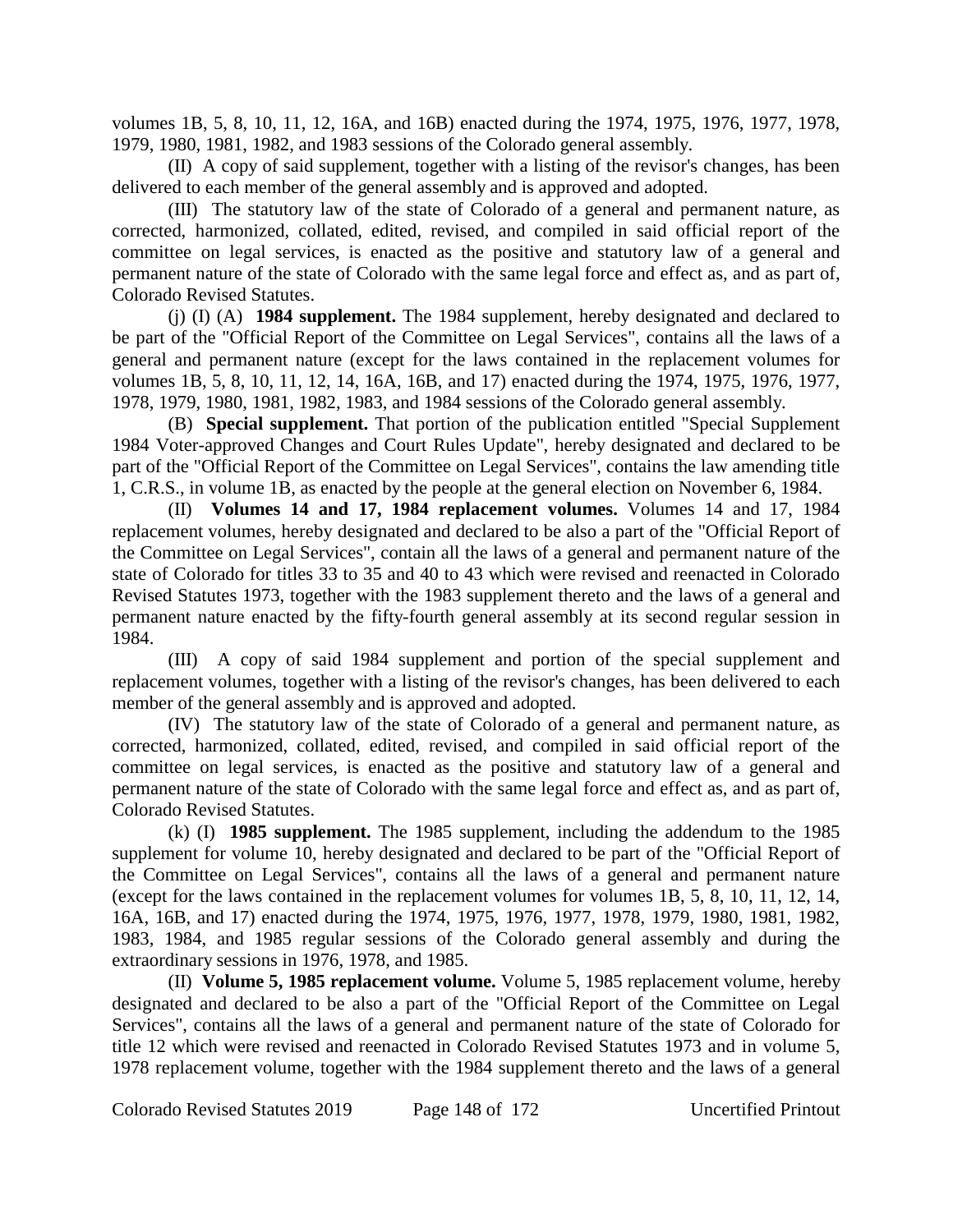volumes 1B, 5, 8, 10, 11, 12, 16A, and 16B) enacted during the 1974, 1975, 1976, 1977, 1978, 1979, 1980, 1981, 1982, and 1983 sessions of the Colorado general assembly.

(II) A copy of said supplement, together with a listing of the revisor's changes, has been delivered to each member of the general assembly and is approved and adopted.

(III) The statutory law of the state of Colorado of a general and permanent nature, as corrected, harmonized, collated, edited, revised, and compiled in said official report of the committee on legal services, is enacted as the positive and statutory law of a general and permanent nature of the state of Colorado with the same legal force and effect as, and as part of, Colorado Revised Statutes.

(j) (I) (A) **1984 supplement.** The 1984 supplement, hereby designated and declared to be part of the "Official Report of the Committee on Legal Services", contains all the laws of a general and permanent nature (except for the laws contained in the replacement volumes for volumes 1B, 5, 8, 10, 11, 12, 14, 16A, 16B, and 17) enacted during the 1974, 1975, 1976, 1977, 1978, 1979, 1980, 1981, 1982, 1983, and 1984 sessions of the Colorado general assembly.

(B) **Special supplement.** That portion of the publication entitled "Special Supplement 1984 Voter-approved Changes and Court Rules Update", hereby designated and declared to be part of the "Official Report of the Committee on Legal Services", contains the law amending title 1, C.R.S., in volume 1B, as enacted by the people at the general election on November 6, 1984.

(II) **Volumes 14 and 17, 1984 replacement volumes.** Volumes 14 and 17, 1984 replacement volumes, hereby designated and declared to be also a part of the "Official Report of the Committee on Legal Services", contain all the laws of a general and permanent nature of the state of Colorado for titles 33 to 35 and 40 to 43 which were revised and reenacted in Colorado Revised Statutes 1973, together with the 1983 supplement thereto and the laws of a general and permanent nature enacted by the fifty-fourth general assembly at its second regular session in 1984.

(III) A copy of said 1984 supplement and portion of the special supplement and replacement volumes, together with a listing of the revisor's changes, has been delivered to each member of the general assembly and is approved and adopted.

(IV) The statutory law of the state of Colorado of a general and permanent nature, as corrected, harmonized, collated, edited, revised, and compiled in said official report of the committee on legal services, is enacted as the positive and statutory law of a general and permanent nature of the state of Colorado with the same legal force and effect as, and as part of, Colorado Revised Statutes.

(k) (I) **1985 supplement.** The 1985 supplement, including the addendum to the 1985 supplement for volume 10, hereby designated and declared to be part of the "Official Report of the Committee on Legal Services", contains all the laws of a general and permanent nature (except for the laws contained in the replacement volumes for volumes 1B, 5, 8, 10, 11, 12, 14, 16A, 16B, and 17) enacted during the 1974, 1975, 1976, 1977, 1978, 1979, 1980, 1981, 1982, 1983, 1984, and 1985 regular sessions of the Colorado general assembly and during the extraordinary sessions in 1976, 1978, and 1985.

(II) **Volume 5, 1985 replacement volume.** Volume 5, 1985 replacement volume, hereby designated and declared to be also a part of the "Official Report of the Committee on Legal Services", contains all the laws of a general and permanent nature of the state of Colorado for title 12 which were revised and reenacted in Colorado Revised Statutes 1973 and in volume 5, 1978 replacement volume, together with the 1984 supplement thereto and the laws of a general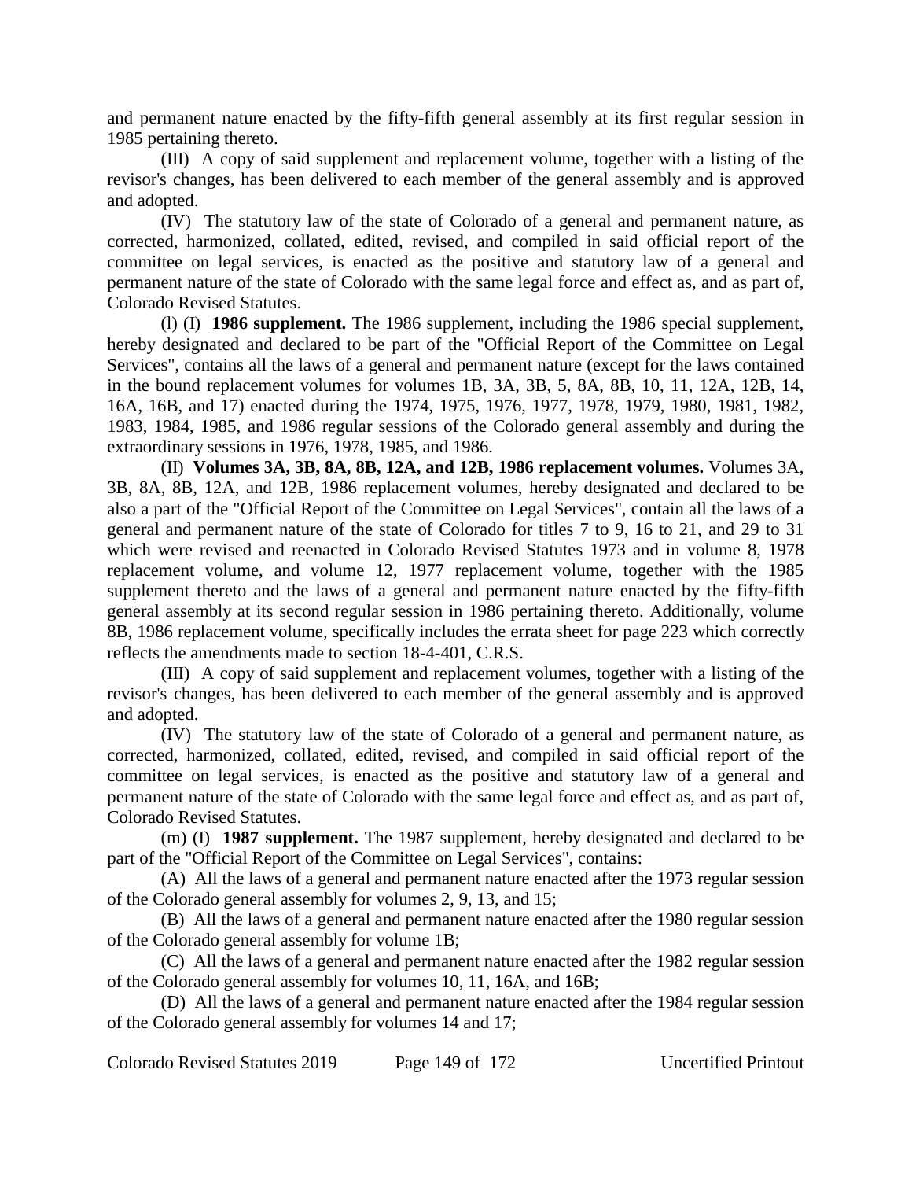and permanent nature enacted by the fifty-fifth general assembly at its first regular session in 1985 pertaining thereto.

(III) A copy of said supplement and replacement volume, together with a listing of the revisor's changes, has been delivered to each member of the general assembly and is approved and adopted.

(IV) The statutory law of the state of Colorado of a general and permanent nature, as corrected, harmonized, collated, edited, revised, and compiled in said official report of the committee on legal services, is enacted as the positive and statutory law of a general and permanent nature of the state of Colorado with the same legal force and effect as, and as part of, Colorado Revised Statutes.

(l) (I) **1986 supplement.** The 1986 supplement, including the 1986 special supplement, hereby designated and declared to be part of the "Official Report of the Committee on Legal Services", contains all the laws of a general and permanent nature (except for the laws contained in the bound replacement volumes for volumes 1B, 3A, 3B, 5, 8A, 8B, 10, 11, 12A, 12B, 14, 16A, 16B, and 17) enacted during the 1974, 1975, 1976, 1977, 1978, 1979, 1980, 1981, 1982, 1983, 1984, 1985, and 1986 regular sessions of the Colorado general assembly and during the extraordinary sessions in 1976, 1978, 1985, and 1986.

(II) **Volumes 3A, 3B, 8A, 8B, 12A, and 12B, 1986 replacement volumes.** Volumes 3A, 3B, 8A, 8B, 12A, and 12B, 1986 replacement volumes, hereby designated and declared to be also a part of the "Official Report of the Committee on Legal Services", contain all the laws of a general and permanent nature of the state of Colorado for titles 7 to 9, 16 to 21, and 29 to 31 which were revised and reenacted in Colorado Revised Statutes 1973 and in volume 8, 1978 replacement volume, and volume 12, 1977 replacement volume, together with the 1985 supplement thereto and the laws of a general and permanent nature enacted by the fifty-fifth general assembly at its second regular session in 1986 pertaining thereto. Additionally, volume 8B, 1986 replacement volume, specifically includes the errata sheet for page 223 which correctly reflects the amendments made to section 18-4-401, C.R.S.

(III) A copy of said supplement and replacement volumes, together with a listing of the revisor's changes, has been delivered to each member of the general assembly and is approved and adopted.

(IV) The statutory law of the state of Colorado of a general and permanent nature, as corrected, harmonized, collated, edited, revised, and compiled in said official report of the committee on legal services, is enacted as the positive and statutory law of a general and permanent nature of the state of Colorado with the same legal force and effect as, and as part of, Colorado Revised Statutes.

(m) (I) **1987 supplement.** The 1987 supplement, hereby designated and declared to be part of the "Official Report of the Committee on Legal Services", contains:

(A) All the laws of a general and permanent nature enacted after the 1973 regular session of the Colorado general assembly for volumes 2, 9, 13, and 15;

(B) All the laws of a general and permanent nature enacted after the 1980 regular session of the Colorado general assembly for volume 1B;

(C) All the laws of a general and permanent nature enacted after the 1982 regular session of the Colorado general assembly for volumes 10, 11, 16A, and 16B;

(D) All the laws of a general and permanent nature enacted after the 1984 regular session of the Colorado general assembly for volumes 14 and 17;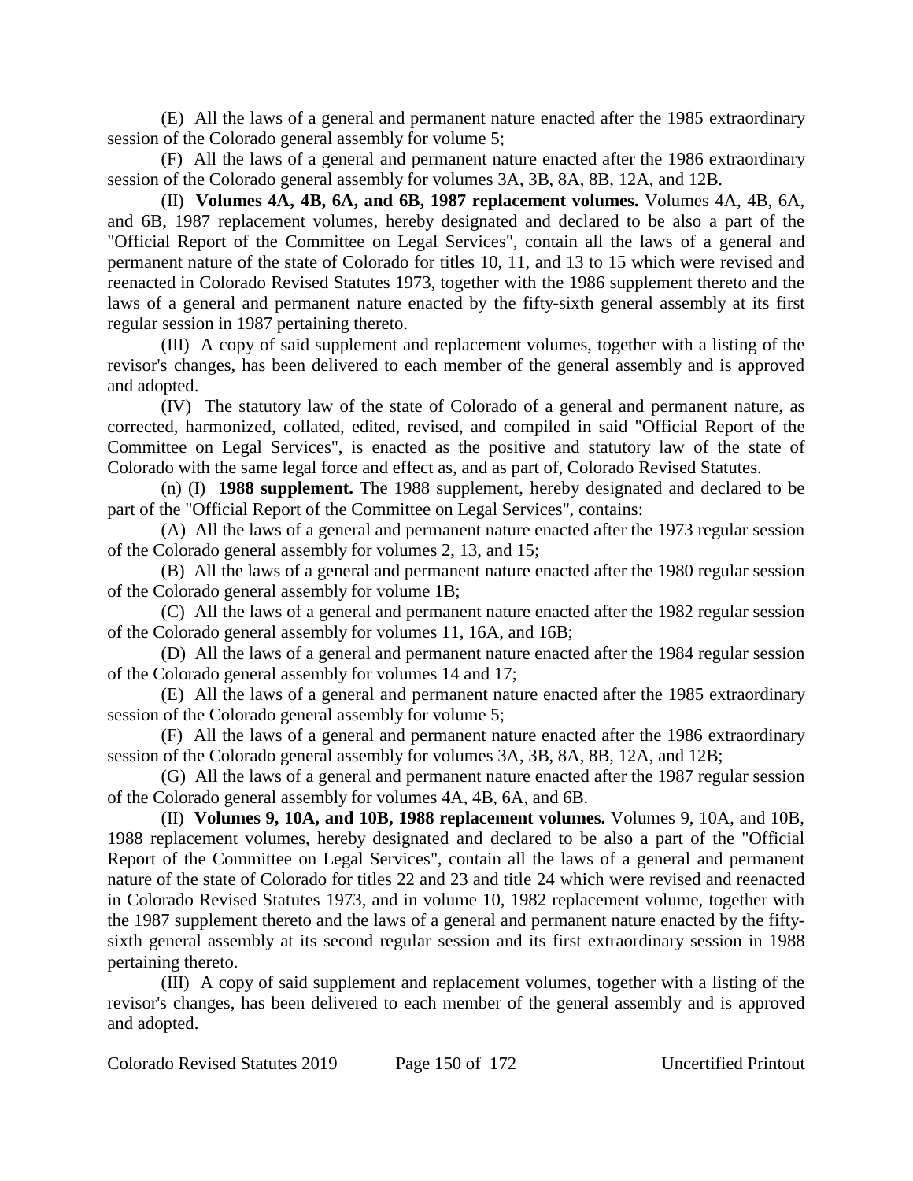(E) All the laws of a general and permanent nature enacted after the 1985 extraordinary session of the Colorado general assembly for volume 5;

(F) All the laws of a general and permanent nature enacted after the 1986 extraordinary session of the Colorado general assembly for volumes 3A, 3B, 8A, 8B, 12A, and 12B.

(II) **Volumes 4A, 4B, 6A, and 6B, 1987 replacement volumes.** Volumes 4A, 4B, 6A, and 6B, 1987 replacement volumes, hereby designated and declared to be also a part of the "Official Report of the Committee on Legal Services", contain all the laws of a general and permanent nature of the state of Colorado for titles 10, 11, and 13 to 15 which were revised and reenacted in Colorado Revised Statutes 1973, together with the 1986 supplement thereto and the laws of a general and permanent nature enacted by the fifty-sixth general assembly at its first regular session in 1987 pertaining thereto.

(III) A copy of said supplement and replacement volumes, together with a listing of the revisor's changes, has been delivered to each member of the general assembly and is approved and adopted.

(IV) The statutory law of the state of Colorado of a general and permanent nature, as corrected, harmonized, collated, edited, revised, and compiled in said "Official Report of the Committee on Legal Services", is enacted as the positive and statutory law of the state of Colorado with the same legal force and effect as, and as part of, Colorado Revised Statutes.

(n) (I) **1988 supplement.** The 1988 supplement, hereby designated and declared to be part of the "Official Report of the Committee on Legal Services", contains:

(A) All the laws of a general and permanent nature enacted after the 1973 regular session of the Colorado general assembly for volumes 2, 13, and 15;

(B) All the laws of a general and permanent nature enacted after the 1980 regular session of the Colorado general assembly for volume 1B;

(C) All the laws of a general and permanent nature enacted after the 1982 regular session of the Colorado general assembly for volumes 11, 16A, and 16B;

(D) All the laws of a general and permanent nature enacted after the 1984 regular session of the Colorado general assembly for volumes 14 and 17;

(E) All the laws of a general and permanent nature enacted after the 1985 extraordinary session of the Colorado general assembly for volume 5;

(F) All the laws of a general and permanent nature enacted after the 1986 extraordinary session of the Colorado general assembly for volumes 3A, 3B, 8A, 8B, 12A, and 12B;

(G) All the laws of a general and permanent nature enacted after the 1987 regular session of the Colorado general assembly for volumes 4A, 4B, 6A, and 6B.

(II) **Volumes 9, 10A, and 10B, 1988 replacement volumes.** Volumes 9, 10A, and 10B, 1988 replacement volumes, hereby designated and declared to be also a part of the "Official Report of the Committee on Legal Services", contain all the laws of a general and permanent nature of the state of Colorado for titles 22 and 23 and title 24 which were revised and reenacted in Colorado Revised Statutes 1973, and in volume 10, 1982 replacement volume, together with the 1987 supplement thereto and the laws of a general and permanent nature enacted by the fifty-sixth general assembly at its second regular session and its first extraordinary session in 1988 pertaining thereto.

(III) A copy of said supplement and replacement volumes, together with a listing of the revisor's changes, has been delivered to each member of the general assembly and is approved and adopted.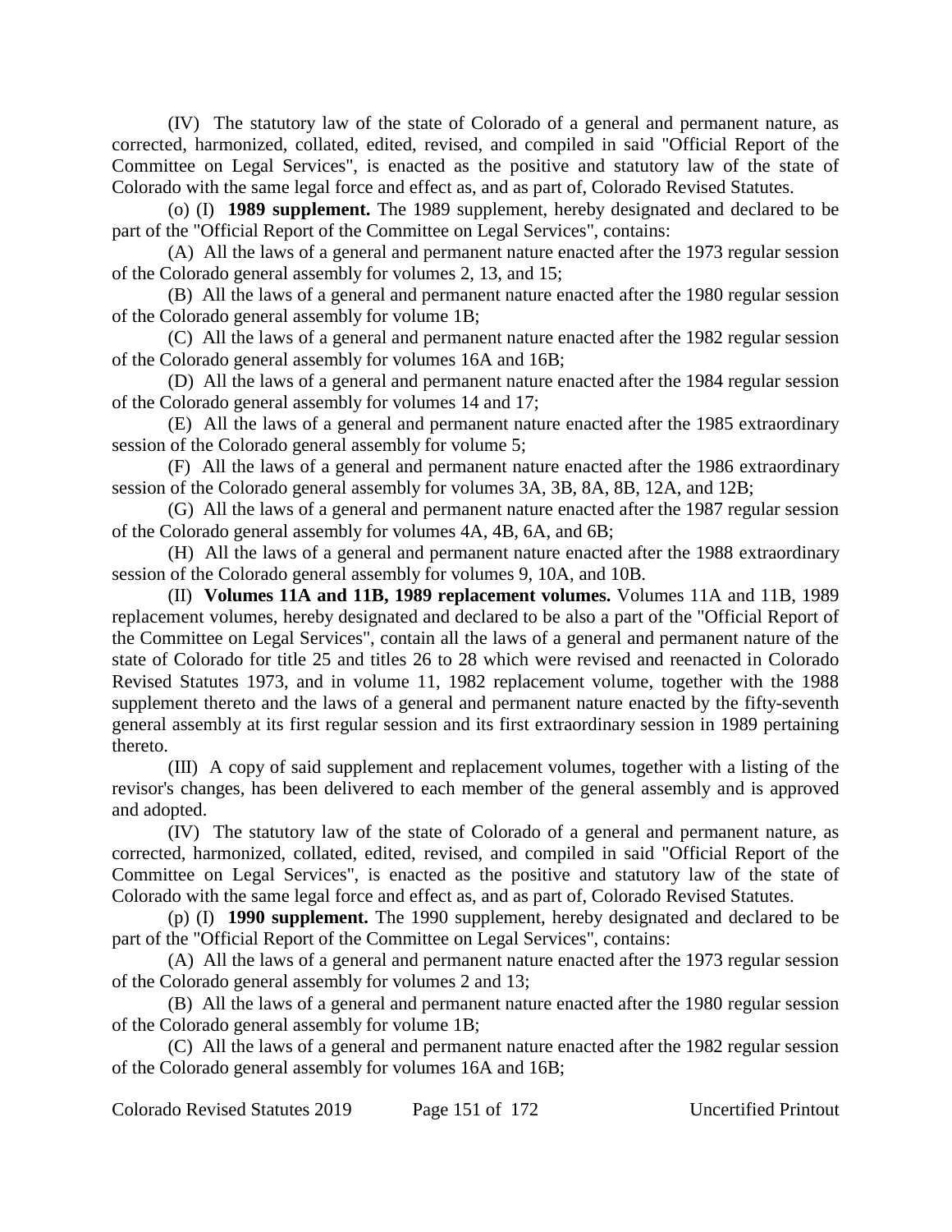(IV) The statutory law of the state of Colorado of a general and permanent nature, as corrected, harmonized, collated, edited, revised, and compiled in said "Official Report of the Committee on Legal Services", is enacted as the positive and statutory law of the state of Colorado with the same legal force and effect as, and as part of, Colorado Revised Statutes.

(o) (I) **1989 supplement.** The 1989 supplement, hereby designated and declared to be part of the "Official Report of the Committee on Legal Services", contains:

(A) All the laws of a general and permanent nature enacted after the 1973 regular session of the Colorado general assembly for volumes 2, 13, and 15;

(B) All the laws of a general and permanent nature enacted after the 1980 regular session of the Colorado general assembly for volume 1B;

(C) All the laws of a general and permanent nature enacted after the 1982 regular session of the Colorado general assembly for volumes 16A and 16B;

(D) All the laws of a general and permanent nature enacted after the 1984 regular session of the Colorado general assembly for volumes 14 and 17;

(E) All the laws of a general and permanent nature enacted after the 1985 extraordinary session of the Colorado general assembly for volume 5;

(F) All the laws of a general and permanent nature enacted after the 1986 extraordinary session of the Colorado general assembly for volumes 3A, 3B, 8A, 8B, 12A, and 12B;

(G) All the laws of a general and permanent nature enacted after the 1987 regular session of the Colorado general assembly for volumes 4A, 4B, 6A, and 6B;

(H) All the laws of a general and permanent nature enacted after the 1988 extraordinary session of the Colorado general assembly for volumes 9, 10A, and 10B.

(II) **Volumes 11A and 11B, 1989 replacement volumes.** Volumes 11A and 11B, 1989 replacement volumes, hereby designated and declared to be also a part of the "Official Report of the Committee on Legal Services", contain all the laws of a general and permanent nature of the state of Colorado for title 25 and titles 26 to 28 which were revised and reenacted in Colorado Revised Statutes 1973, and in volume 11, 1982 replacement volume, together with the 1988 supplement thereto and the laws of a general and permanent nature enacted by the fifty-seventh general assembly at its first regular session and its first extraordinary session in 1989 pertaining thereto.

(III) A copy of said supplement and replacement volumes, together with a listing of the revisor's changes, has been delivered to each member of the general assembly and is approved and adopted.

(IV) The statutory law of the state of Colorado of a general and permanent nature, as corrected, harmonized, collated, edited, revised, and compiled in said "Official Report of the Committee on Legal Services", is enacted as the positive and statutory law of the state of Colorado with the same legal force and effect as, and as part of, Colorado Revised Statutes.

(p) (I) **1990 supplement.** The 1990 supplement, hereby designated and declared to be part of the "Official Report of the Committee on Legal Services", contains:

(A) All the laws of a general and permanent nature enacted after the 1973 regular session of the Colorado general assembly for volumes 2 and 13;

(B) All the laws of a general and permanent nature enacted after the 1980 regular session of the Colorado general assembly for volume 1B;

(C) All the laws of a general and permanent nature enacted after the 1982 regular session of the Colorado general assembly for volumes 16A and 16B;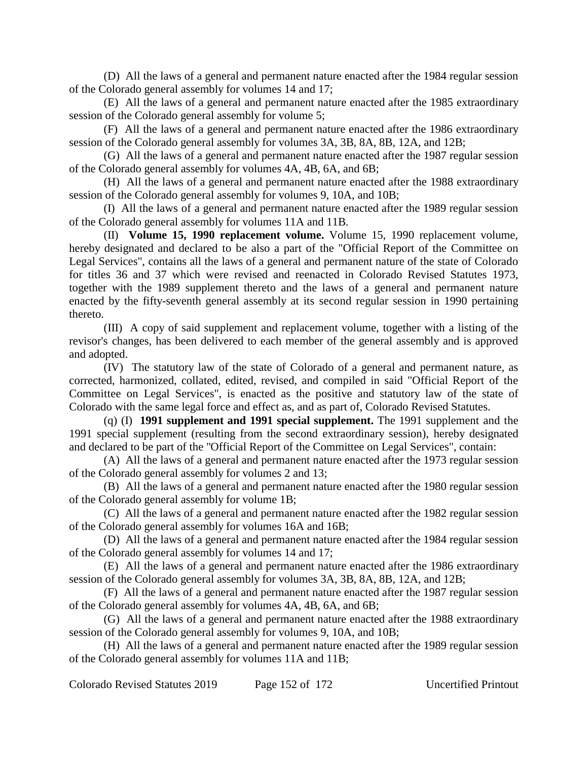(D) All the laws of a general and permanent nature enacted after the 1984 regular session of the Colorado general assembly for volumes 14 and 17;

(E) All the laws of a general and permanent nature enacted after the 1985 extraordinary session of the Colorado general assembly for volume 5;

(F) All the laws of a general and permanent nature enacted after the 1986 extraordinary session of the Colorado general assembly for volumes 3A, 3B, 8A, 8B, 12A, and 12B;

(G) All the laws of a general and permanent nature enacted after the 1987 regular session of the Colorado general assembly for volumes 4A, 4B, 6A, and 6B;

(H) All the laws of a general and permanent nature enacted after the 1988 extraordinary session of the Colorado general assembly for volumes 9, 10A, and 10B;

(I) All the laws of a general and permanent nature enacted after the 1989 regular session of the Colorado general assembly for volumes 11A and 11B.

(II) **Volume 15, 1990 replacement volume.** Volume 15, 1990 replacement volume, hereby designated and declared to be also a part of the "Official Report of the Committee on Legal Services", contains all the laws of a general and permanent nature of the state of Colorado for titles 36 and 37 which were revised and reenacted in Colorado Revised Statutes 1973, together with the 1989 supplement thereto and the laws of a general and permanent nature enacted by the fifty-seventh general assembly at its second regular session in 1990 pertaining thereto.

(III) A copy of said supplement and replacement volume, together with a listing of the revisor's changes, has been delivered to each member of the general assembly and is approved and adopted.

(IV) The statutory law of the state of Colorado of a general and permanent nature, as corrected, harmonized, collated, edited, revised, and compiled in said "Official Report of the Committee on Legal Services", is enacted as the positive and statutory law of the state of Colorado with the same legal force and effect as, and as part of, Colorado Revised Statutes.

(q) (I) **1991 supplement and 1991 special supplement.** The 1991 supplement and the 1991 special supplement (resulting from the second extraordinary session), hereby designated and declared to be part of the "Official Report of the Committee on Legal Services", contain:

(A) All the laws of a general and permanent nature enacted after the 1973 regular session of the Colorado general assembly for volumes 2 and 13;

(B) All the laws of a general and permanent nature enacted after the 1980 regular session of the Colorado general assembly for volume 1B;

(C) All the laws of a general and permanent nature enacted after the 1982 regular session of the Colorado general assembly for volumes 16A and 16B;

(D) All the laws of a general and permanent nature enacted after the 1984 regular session of the Colorado general assembly for volumes 14 and 17;

(E) All the laws of a general and permanent nature enacted after the 1986 extraordinary session of the Colorado general assembly for volumes 3A, 3B, 8A, 8B, 12A, and 12B;

(F) All the laws of a general and permanent nature enacted after the 1987 regular session of the Colorado general assembly for volumes 4A, 4B, 6A, and 6B;

(G) All the laws of a general and permanent nature enacted after the 1988 extraordinary session of the Colorado general assembly for volumes 9, 10A, and 10B;

(H) All the laws of a general and permanent nature enacted after the 1989 regular session of the Colorado general assembly for volumes 11A and 11B;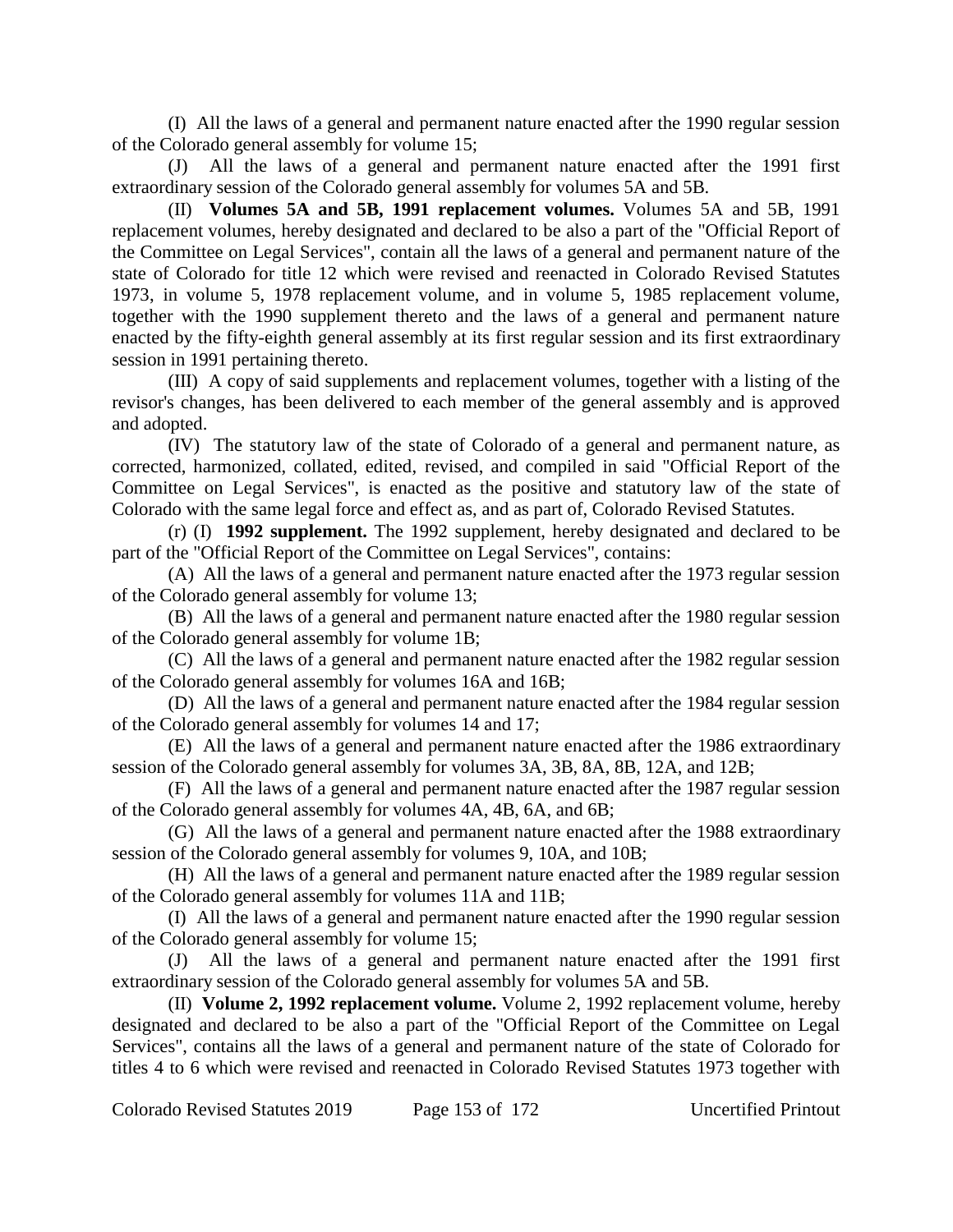(I) All the laws of a general and permanent nature enacted after the 1990 regular session of the Colorado general assembly for volume 15;

(J) All the laws of a general and permanent nature enacted after the 1991 first extraordinary session of the Colorado general assembly for volumes 5A and 5B.

(II) **Volumes 5A and 5B, 1991 replacement volumes.** Volumes 5A and 5B, 1991 replacement volumes, hereby designated and declared to be also a part of the "Official Report of the Committee on Legal Services", contain all the laws of a general and permanent nature of the state of Colorado for title 12 which were revised and reenacted in Colorado Revised Statutes 1973, in volume 5, 1978 replacement volume, and in volume 5, 1985 replacement volume, together with the 1990 supplement thereto and the laws of a general and permanent nature enacted by the fifty-eighth general assembly at its first regular session and its first extraordinary session in 1991 pertaining thereto.

(III) A copy of said supplements and replacement volumes, together with a listing of the revisor's changes, has been delivered to each member of the general assembly and is approved and adopted.

(IV) The statutory law of the state of Colorado of a general and permanent nature, as corrected, harmonized, collated, edited, revised, and compiled in said "Official Report of the Committee on Legal Services", is enacted as the positive and statutory law of the state of Colorado with the same legal force and effect as, and as part of, Colorado Revised Statutes.

(r) (I) **1992 supplement.** The 1992 supplement, hereby designated and declared to be part of the "Official Report of the Committee on Legal Services", contains:

(A) All the laws of a general and permanent nature enacted after the 1973 regular session of the Colorado general assembly for volume 13;

(B) All the laws of a general and permanent nature enacted after the 1980 regular session of the Colorado general assembly for volume 1B;

(C) All the laws of a general and permanent nature enacted after the 1982 regular session of the Colorado general assembly for volumes 16A and 16B;

(D) All the laws of a general and permanent nature enacted after the 1984 regular session of the Colorado general assembly for volumes 14 and 17;

(E) All the laws of a general and permanent nature enacted after the 1986 extraordinary session of the Colorado general assembly for volumes 3A, 3B, 8A, 8B, 12A, and 12B;

(F) All the laws of a general and permanent nature enacted after the 1987 regular session of the Colorado general assembly for volumes 4A, 4B, 6A, and 6B;

(G) All the laws of a general and permanent nature enacted after the 1988 extraordinary session of the Colorado general assembly for volumes 9, 10A, and 10B;

(H) All the laws of a general and permanent nature enacted after the 1989 regular session of the Colorado general assembly for volumes 11A and 11B;

(I) All the laws of a general and permanent nature enacted after the 1990 regular session of the Colorado general assembly for volume 15;

(J) All the laws of a general and permanent nature enacted after the 1991 first extraordinary session of the Colorado general assembly for volumes 5A and 5B.

(II) **Volume 2, 1992 replacement volume.** Volume 2, 1992 replacement volume, hereby designated and declared to be also a part of the "Official Report of the Committee on Legal Services", contains all the laws of a general and permanent nature of the state of Colorado for titles 4 to 6 which were revised and reenacted in Colorado Revised Statutes 1973 together with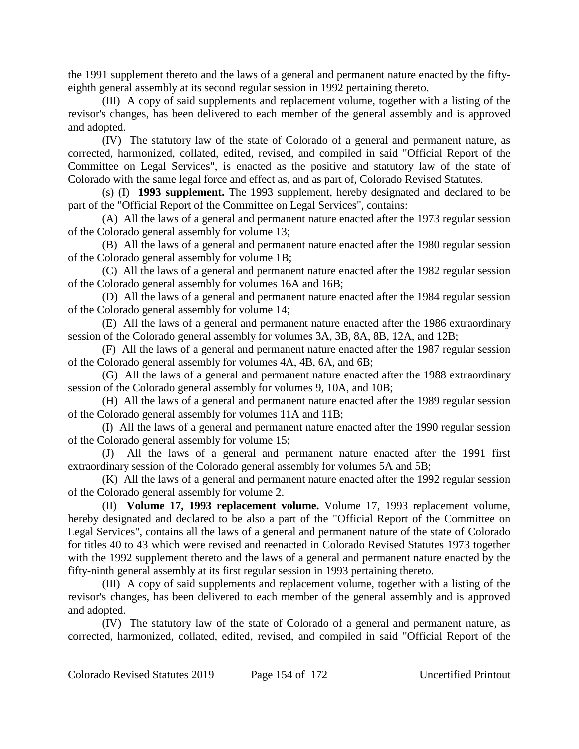the 1991 supplement thereto and the laws of a general and permanent nature enacted by the fifty-eighth general assembly at its second regular session in 1992 pertaining thereto.

(III) A copy of said supplements and replacement volume, together with a listing of the revisor's changes, has been delivered to each member of the general assembly and is approved and adopted.

(IV) The statutory law of the state of Colorado of a general and permanent nature, as corrected, harmonized, collated, edited, revised, and compiled in said "Official Report of the Committee on Legal Services", is enacted as the positive and statutory law of the state of Colorado with the same legal force and effect as, and as part of, Colorado Revised Statutes.

(s) (I) **1993 supplement.** The 1993 supplement, hereby designated and declared to be part of the "Official Report of the Committee on Legal Services", contains:

(A) All the laws of a general and permanent nature enacted after the 1973 regular session of the Colorado general assembly for volume 13;

(B) All the laws of a general and permanent nature enacted after the 1980 regular session of the Colorado general assembly for volume 1B;

(C) All the laws of a general and permanent nature enacted after the 1982 regular session of the Colorado general assembly for volumes 16A and 16B;

(D) All the laws of a general and permanent nature enacted after the 1984 regular session of the Colorado general assembly for volume 14;

(E) All the laws of a general and permanent nature enacted after the 1986 extraordinary session of the Colorado general assembly for volumes 3A, 3B, 8A, 8B, 12A, and 12B;

(F) All the laws of a general and permanent nature enacted after the 1987 regular session of the Colorado general assembly for volumes 4A, 4B, 6A, and 6B;

(G) All the laws of a general and permanent nature enacted after the 1988 extraordinary session of the Colorado general assembly for volumes 9, 10A, and 10B;

(H) All the laws of a general and permanent nature enacted after the 1989 regular session of the Colorado general assembly for volumes 11A and 11B;

(I) All the laws of a general and permanent nature enacted after the 1990 regular session of the Colorado general assembly for volume 15;

(J) All the laws of a general and permanent nature enacted after the 1991 first extraordinary session of the Colorado general assembly for volumes 5A and 5B;

(K) All the laws of a general and permanent nature enacted after the 1992 regular session of the Colorado general assembly for volume 2.

(II) **Volume 17, 1993 replacement volume.** Volume 17, 1993 replacement volume, hereby designated and declared to be also a part of the "Official Report of the Committee on Legal Services", contains all the laws of a general and permanent nature of the state of Colorado for titles 40 to 43 which were revised and reenacted in Colorado Revised Statutes 1973 together with the 1992 supplement thereto and the laws of a general and permanent nature enacted by the fifty-ninth general assembly at its first regular session in 1993 pertaining thereto.

(III) A copy of said supplements and replacement volume, together with a listing of the revisor's changes, has been delivered to each member of the general assembly and is approved and adopted.

(IV) The statutory law of the state of Colorado of a general and permanent nature, as corrected, harmonized, collated, edited, revised, and compiled in said "Official Report of the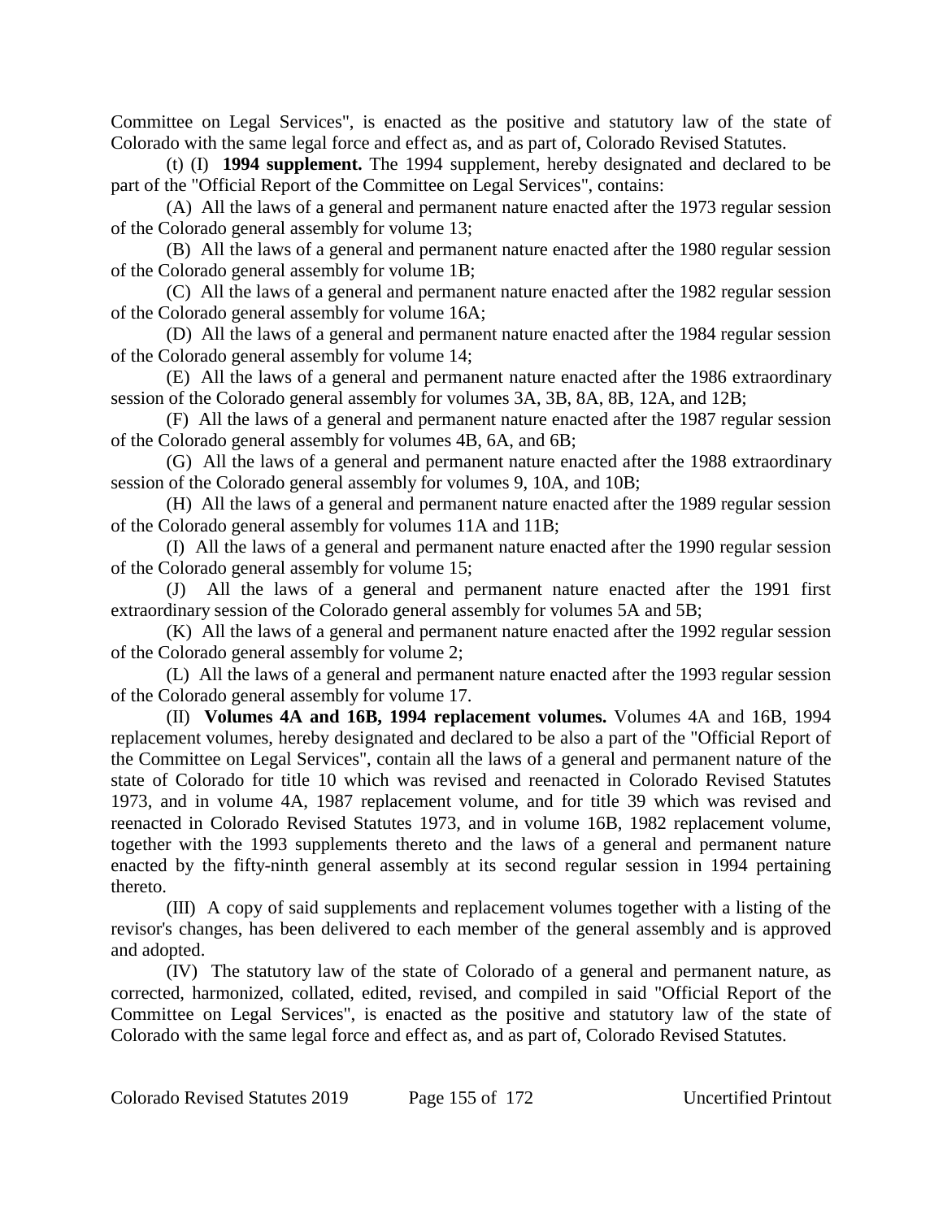Committee on Legal Services", is enacted as the positive and statutory law of the state of Colorado with the same legal force and effect as, and as part of, Colorado Revised Statutes.

(t) (I) **1994 supplement.** The 1994 supplement, hereby designated and declared to be part of the "Official Report of the Committee on Legal Services", contains:

(A) All the laws of a general and permanent nature enacted after the 1973 regular session of the Colorado general assembly for volume 13;

(B) All the laws of a general and permanent nature enacted after the 1980 regular session of the Colorado general assembly for volume 1B;

(C) All the laws of a general and permanent nature enacted after the 1982 regular session of the Colorado general assembly for volume 16A;

(D) All the laws of a general and permanent nature enacted after the 1984 regular session of the Colorado general assembly for volume 14;

(E) All the laws of a general and permanent nature enacted after the 1986 extraordinary session of the Colorado general assembly for volumes 3A, 3B, 8A, 8B, 12A, and 12B;

(F) All the laws of a general and permanent nature enacted after the 1987 regular session of the Colorado general assembly for volumes 4B, 6A, and 6B;

(G) All the laws of a general and permanent nature enacted after the 1988 extraordinary session of the Colorado general assembly for volumes 9, 10A, and 10B;

(H) All the laws of a general and permanent nature enacted after the 1989 regular session of the Colorado general assembly for volumes 11A and 11B;

(I) All the laws of a general and permanent nature enacted after the 1990 regular session of the Colorado general assembly for volume 15;

(J) All the laws of a general and permanent nature enacted after the 1991 first extraordinary session of the Colorado general assembly for volumes 5A and 5B;

(K) All the laws of a general and permanent nature enacted after the 1992 regular session of the Colorado general assembly for volume 2;

(L) All the laws of a general and permanent nature enacted after the 1993 regular session of the Colorado general assembly for volume 17.

(II) **Volumes 4A and 16B, 1994 replacement volumes.** Volumes 4A and 16B, 1994 replacement volumes, hereby designated and declared to be also a part of the "Official Report of the Committee on Legal Services", contain all the laws of a general and permanent nature of the state of Colorado for title 10 which was revised and reenacted in Colorado Revised Statutes 1973, and in volume 4A, 1987 replacement volume, and for title 39 which was revised and reenacted in Colorado Revised Statutes 1973, and in volume 16B, 1982 replacement volume, together with the 1993 supplements thereto and the laws of a general and permanent nature enacted by the fifty-ninth general assembly at its second regular session in 1994 pertaining thereto.

(III) A copy of said supplements and replacement volumes together with a listing of the revisor's changes, has been delivered to each member of the general assembly and is approved and adopted.

(IV) The statutory law of the state of Colorado of a general and permanent nature, as corrected, harmonized, collated, edited, revised, and compiled in said "Official Report of the Committee on Legal Services", is enacted as the positive and statutory law of the state of Colorado with the same legal force and effect as, and as part of, Colorado Revised Statutes.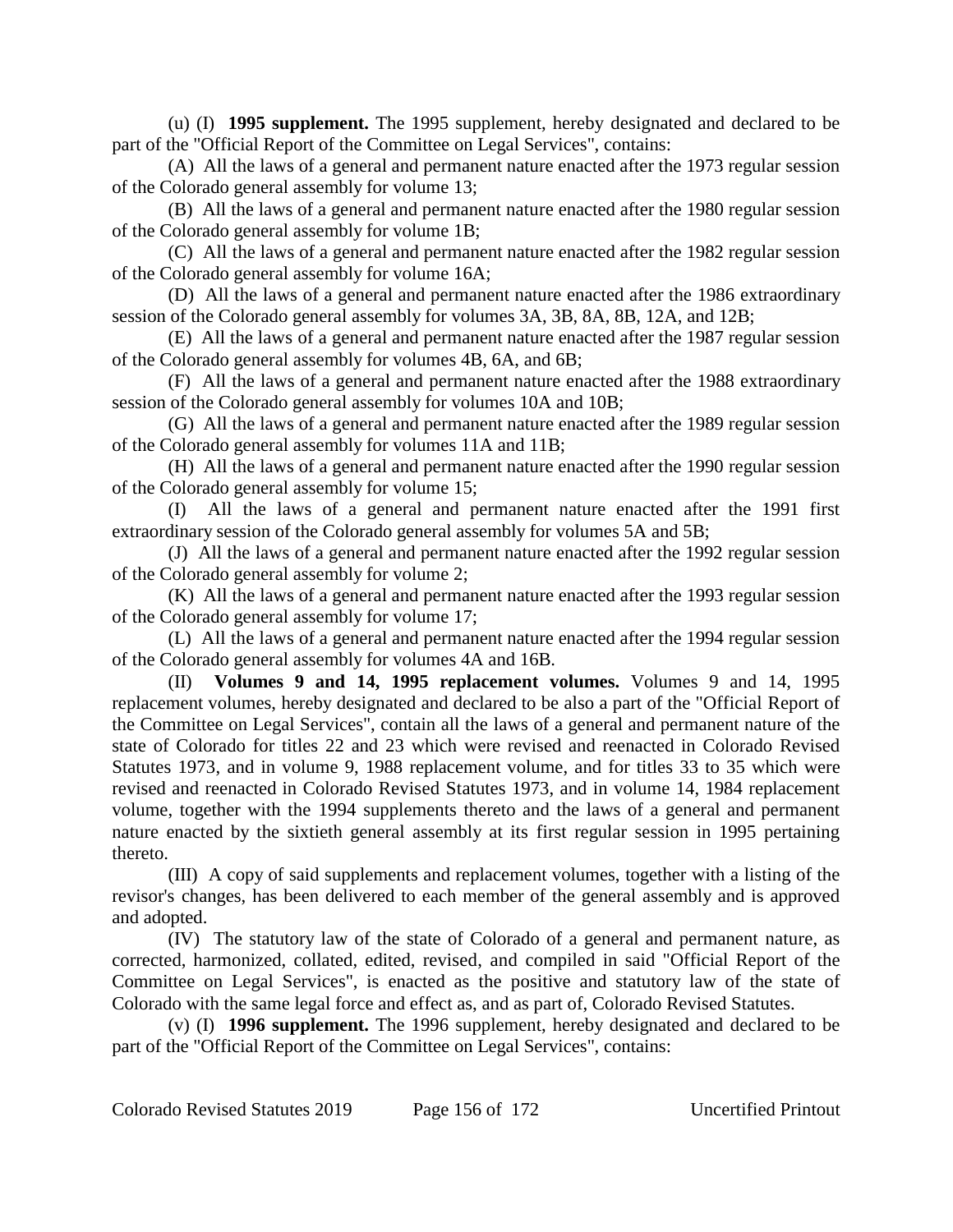(u) (I) **1995 supplement.** The 1995 supplement, hereby designated and declared to be part of the "Official Report of the Committee on Legal Services", contains:

(A) All the laws of a general and permanent nature enacted after the 1973 regular session of the Colorado general assembly for volume 13;

(B) All the laws of a general and permanent nature enacted after the 1980 regular session of the Colorado general assembly for volume 1B;

(C) All the laws of a general and permanent nature enacted after the 1982 regular session of the Colorado general assembly for volume 16A;

(D) All the laws of a general and permanent nature enacted after the 1986 extraordinary session of the Colorado general assembly for volumes 3A, 3B, 8A, 8B, 12A, and 12B;

(E) All the laws of a general and permanent nature enacted after the 1987 regular session of the Colorado general assembly for volumes 4B, 6A, and 6B;

(F) All the laws of a general and permanent nature enacted after the 1988 extraordinary session of the Colorado general assembly for volumes 10A and 10B;

(G) All the laws of a general and permanent nature enacted after the 1989 regular session of the Colorado general assembly for volumes 11A and 11B;

(H) All the laws of a general and permanent nature enacted after the 1990 regular session of the Colorado general assembly for volume 15;

(I) All the laws of a general and permanent nature enacted after the 1991 first extraordinary session of the Colorado general assembly for volumes 5A and 5B;

(J) All the laws of a general and permanent nature enacted after the 1992 regular session of the Colorado general assembly for volume 2;

(K) All the laws of a general and permanent nature enacted after the 1993 regular session of the Colorado general assembly for volume 17;

(L) All the laws of a general and permanent nature enacted after the 1994 regular session of the Colorado general assembly for volumes 4A and 16B.

(II) **Volumes 9 and 14, 1995 replacement volumes.** Volumes 9 and 14, 1995 replacement volumes, hereby designated and declared to be also a part of the "Official Report of the Committee on Legal Services", contain all the laws of a general and permanent nature of the state of Colorado for titles 22 and 23 which were revised and reenacted in Colorado Revised Statutes 1973, and in volume 9, 1988 replacement volume, and for titles 33 to 35 which were revised and reenacted in Colorado Revised Statutes 1973, and in volume 14, 1984 replacement volume, together with the 1994 supplements thereto and the laws of a general and permanent nature enacted by the sixtieth general assembly at its first regular session in 1995 pertaining thereto.

(III) A copy of said supplements and replacement volumes, together with a listing of the revisor's changes, has been delivered to each member of the general assembly and is approved and adopted.

(IV) The statutory law of the state of Colorado of a general and permanent nature, as corrected, harmonized, collated, edited, revised, and compiled in said "Official Report of the Committee on Legal Services", is enacted as the positive and statutory law of the state of Colorado with the same legal force and effect as, and as part of, Colorado Revised Statutes.

(v) (I) **1996 supplement.** The 1996 supplement, hereby designated and declared to be part of the "Official Report of the Committee on Legal Services", contains: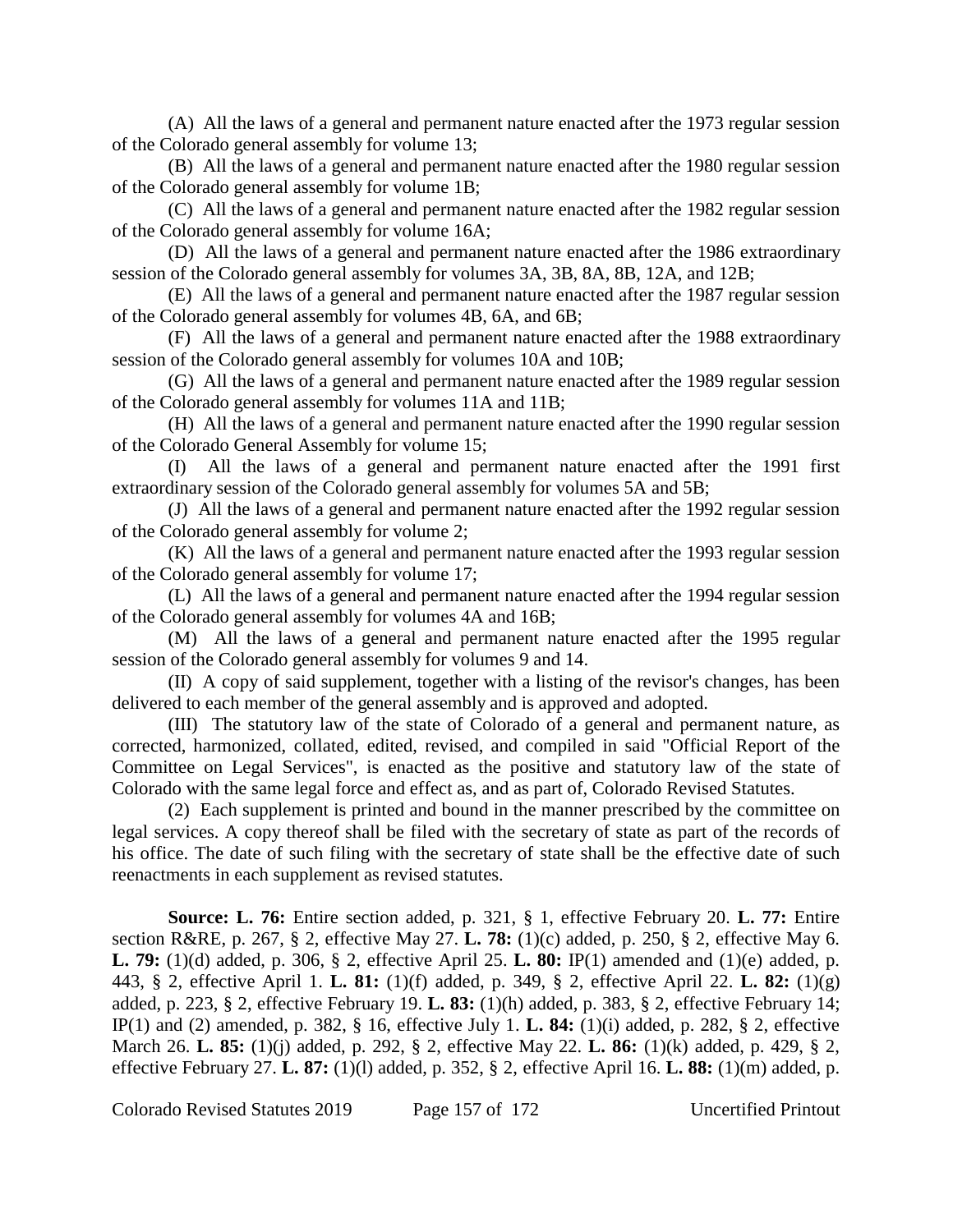(A) All the laws of a general and permanent nature enacted after the 1973 regular session of the Colorado general assembly for volume 13;

(B) All the laws of a general and permanent nature enacted after the 1980 regular session of the Colorado general assembly for volume 1B;

(C) All the laws of a general and permanent nature enacted after the 1982 regular session of the Colorado general assembly for volume 16A;

(D) All the laws of a general and permanent nature enacted after the 1986 extraordinary session of the Colorado general assembly for volumes 3A, 3B, 8A, 8B, 12A, and 12B;

(E) All the laws of a general and permanent nature enacted after the 1987 regular session of the Colorado general assembly for volumes 4B, 6A, and 6B;

(F) All the laws of a general and permanent nature enacted after the 1988 extraordinary session of the Colorado general assembly for volumes 10A and 10B;

(G) All the laws of a general and permanent nature enacted after the 1989 regular session of the Colorado general assembly for volumes 11A and 11B;

(H) All the laws of a general and permanent nature enacted after the 1990 regular session of the Colorado General Assembly for volume 15;

(I) All the laws of a general and permanent nature enacted after the 1991 first extraordinary session of the Colorado general assembly for volumes 5A and 5B;

(J) All the laws of a general and permanent nature enacted after the 1992 regular session of the Colorado general assembly for volume 2;

(K) All the laws of a general and permanent nature enacted after the 1993 regular session of the Colorado general assembly for volume 17;

(L) All the laws of a general and permanent nature enacted after the 1994 regular session of the Colorado general assembly for volumes 4A and 16B;

(M) All the laws of a general and permanent nature enacted after the 1995 regular session of the Colorado general assembly for volumes 9 and 14.

(II) A copy of said supplement, together with a listing of the revisor's changes, has been delivered to each member of the general assembly and is approved and adopted.

(III) The statutory law of the state of Colorado of a general and permanent nature, as corrected, harmonized, collated, edited, revised, and compiled in said "Official Report of the Committee on Legal Services", is enacted as the positive and statutory law of the state of Colorado with the same legal force and effect as, and as part of, Colorado Revised Statutes.

(2) Each supplement is printed and bound in the manner prescribed by the committee on legal services. A copy thereof shall be filed with the secretary of state as part of the records of his office. The date of such filing with the secretary of state shall be the effective date of such reenactments in each supplement as revised statutes.

**Source: L. 76:** Entire section added, p. 321, § 1, effective February 20. **L. 77:** Entire section R&RE, p. 267, § 2, effective May 27. **L. 78:** (1)(c) added, p. 250, § 2, effective May 6. **L. 79:** (1)(d) added, p. 306, § 2, effective April 25. **L. 80:** IP(1) amended and (1)(e) added, p. 443, § 2, effective April 1. **L. 81:** (1)(f) added, p. 349, § 2, effective April 22. **L. 82:** (1)(g) added, p. 223, § 2, effective February 19. **L. 83:** (1)(h) added, p. 383, § 2, effective February 14; IP(1) and (2) amended, p. 382, § 16, effective July 1. **L. 84:** (1)(i) added, p. 282, § 2, effective March 26. **L. 85:** (1)(j) added, p. 292, § 2, effective May 22. **L. 86:** (1)(k) added, p. 429, § 2, effective February 27. **L. 87:** (1)(l) added, p. 352, § 2, effective April 16. **L. 88:** (1)(m) added, p.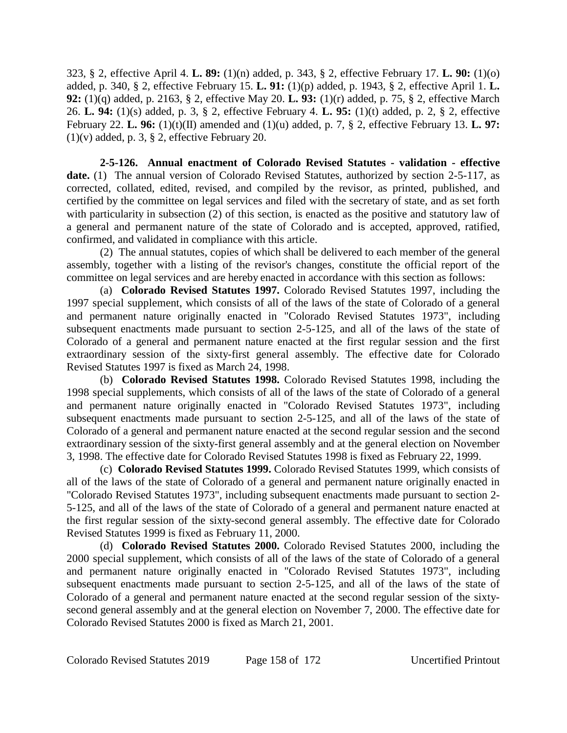323, § 2, effective April 4. **L. 89:** (1)(n) added, p. 343, § 2, effective February 17. **L. 90:** (1)(o) added, p. 340, § 2, effective February 15. **L. 91:** (1)(p) added, p. 1943, § 2, effective April 1. **L. 92:** (1)(q) added, p. 2163, § 2, effective May 20. **L. 93:** (1)(r) added, p. 75, § 2, effective March 26. **L. 94:** (1)(s) added, p. 3, § 2, effective February 4. **L. 95:** (1)(t) added, p. 2, § 2, effective February 22. **L. 96:** (1)(t)(II) amended and (1)(u) added, p. 7, § 2, effective February 13. **L. 97:** (1)(v) added, p. 3, § 2, effective February 20.

**2-5-126. Annual enactment of Colorado Revised Statutes - validation - effective date.** (1) The annual version of Colorado Revised Statutes, authorized by section 2-5-117, as corrected, collated, edited, revised, and compiled by the revisor, as printed, published, and certified by the committee on legal services and filed with the secretary of state, and as set forth with particularity in subsection (2) of this section, is enacted as the positive and statutory law of a general and permanent nature of the state of Colorado and is accepted, approved, ratified, confirmed, and validated in compliance with this article.

(2) The annual statutes, copies of which shall be delivered to each member of the general assembly, together with a listing of the revisor's changes, constitute the official report of the committee on legal services and are hereby enacted in accordance with this section as follows:

(a) **Colorado Revised Statutes 1997.** Colorado Revised Statutes 1997, including the 1997 special supplement, which consists of all of the laws of the state of Colorado of a general and permanent nature originally enacted in "Colorado Revised Statutes 1973", including subsequent enactments made pursuant to section 2-5-125, and all of the laws of the state of Colorado of a general and permanent nature enacted at the first regular session and the first extraordinary session of the sixty-first general assembly. The effective date for Colorado Revised Statutes 1997 is fixed as March 24, 1998.

(b) **Colorado Revised Statutes 1998.** Colorado Revised Statutes 1998, including the 1998 special supplements, which consists of all of the laws of the state of Colorado of a general and permanent nature originally enacted in "Colorado Revised Statutes 1973", including subsequent enactments made pursuant to section 2-5-125, and all of the laws of the state of Colorado of a general and permanent nature enacted at the second regular session and the second extraordinary session of the sixty-first general assembly and at the general election on November 3, 1998. The effective date for Colorado Revised Statutes 1998 is fixed as February 22, 1999.

(c) **Colorado Revised Statutes 1999.** Colorado Revised Statutes 1999, which consists of all of the laws of the state of Colorado of a general and permanent nature originally enacted in "Colorado Revised Statutes 1973", including subsequent enactments made pursuant to section 2-5-125, and all of the laws of the state of Colorado of a general and permanent nature enacted at the first regular session of the sixty-second general assembly. The effective date for Colorado Revised Statutes 1999 is fixed as February 11, 2000.

(d) **Colorado Revised Statutes 2000.** Colorado Revised Statutes 2000, including the 2000 special supplement, which consists of all of the laws of the state of Colorado of a general and permanent nature originally enacted in "Colorado Revised Statutes 1973", including subsequent enactments made pursuant to section 2-5-125, and all of the laws of the state of Colorado of a general and permanent nature enacted at the second regular session of the sixty-second general assembly and at the general election on November 7, 2000. The effective date for Colorado Revised Statutes 2000 is fixed as March 21, 2001.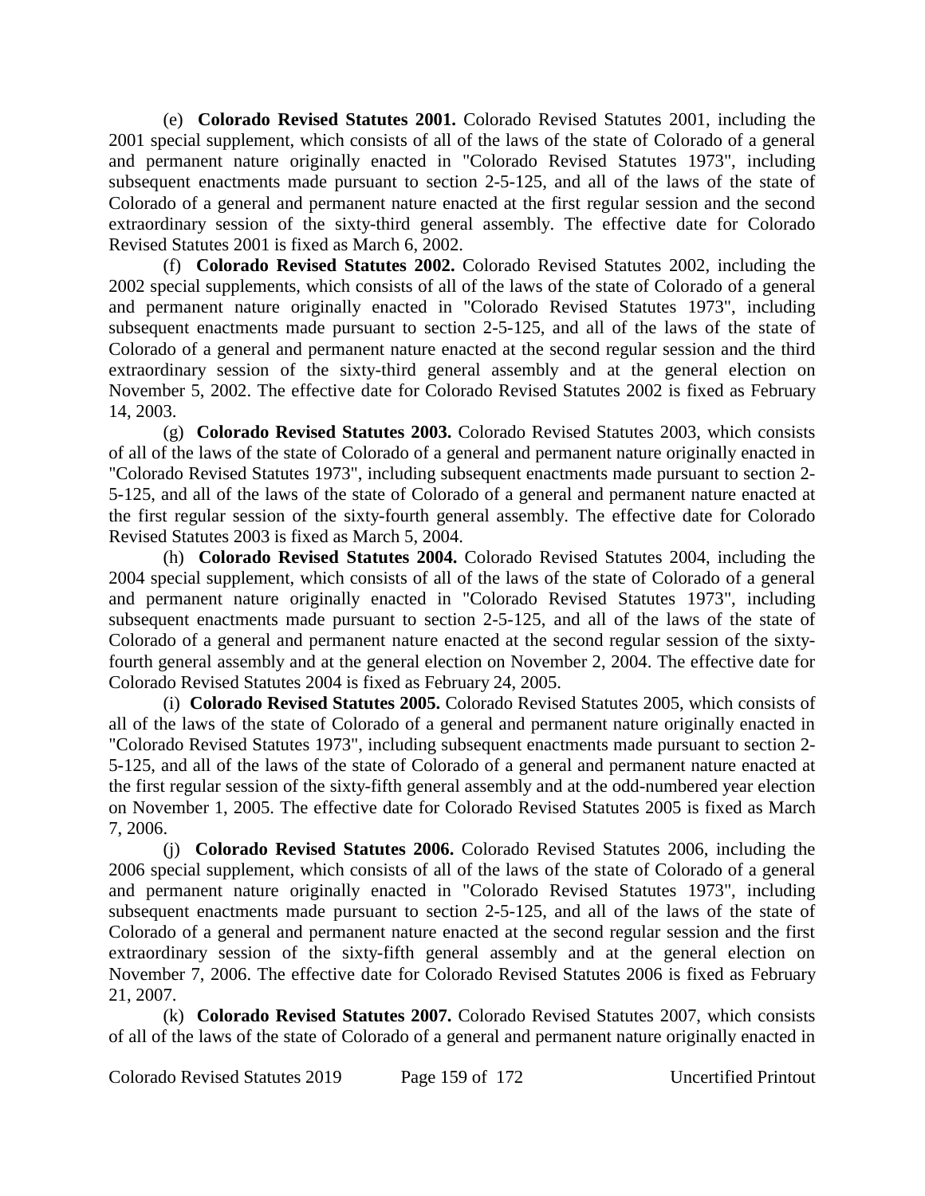(e) **Colorado Revised Statutes 2001.** Colorado Revised Statutes 2001, including the 2001 special supplement, which consists of all of the laws of the state of Colorado of a general and permanent nature originally enacted in "Colorado Revised Statutes 1973", including subsequent enactments made pursuant to section 2-5-125, and all of the laws of the state of Colorado of a general and permanent nature enacted at the first regular session and the second extraordinary session of the sixty-third general assembly. The effective date for Colorado Revised Statutes 2001 is fixed as March 6, 2002.

(f) **Colorado Revised Statutes 2002.** Colorado Revised Statutes 2002, including the 2002 special supplements, which consists of all of the laws of the state of Colorado of a general and permanent nature originally enacted in "Colorado Revised Statutes 1973", including subsequent enactments made pursuant to section 2-5-125, and all of the laws of the state of Colorado of a general and permanent nature enacted at the second regular session and the third extraordinary session of the sixty-third general assembly and at the general election on November 5, 2002. The effective date for Colorado Revised Statutes 2002 is fixed as February 14, 2003.

(g) **Colorado Revised Statutes 2003.** Colorado Revised Statutes 2003, which consists of all of the laws of the state of Colorado of a general and permanent nature originally enacted in "Colorado Revised Statutes 1973", including subsequent enactments made pursuant to section 2-5-125, and all of the laws of the state of Colorado of a general and permanent nature enacted at the first regular session of the sixty-fourth general assembly. The effective date for Colorado Revised Statutes 2003 is fixed as March 5, 2004.

(h) **Colorado Revised Statutes 2004.** Colorado Revised Statutes 2004, including the 2004 special supplement, which consists of all of the laws of the state of Colorado of a general and permanent nature originally enacted in "Colorado Revised Statutes 1973", including subsequent enactments made pursuant to section 2-5-125, and all of the laws of the state of Colorado of a general and permanent nature enacted at the second regular session of the sixty-fourth general assembly and at the general election on November 2, 2004. The effective date for Colorado Revised Statutes 2004 is fixed as February 24, 2005.

(i) **Colorado Revised Statutes 2005.** Colorado Revised Statutes 2005, which consists of all of the laws of the state of Colorado of a general and permanent nature originally enacted in "Colorado Revised Statutes 1973", including subsequent enactments made pursuant to section 2-5-125, and all of the laws of the state of Colorado of a general and permanent nature enacted at the first regular session of the sixty-fifth general assembly and at the odd-numbered year election on November 1, 2005. The effective date for Colorado Revised Statutes 2005 is fixed as March 7, 2006.

(j) **Colorado Revised Statutes 2006.** Colorado Revised Statutes 2006, including the 2006 special supplement, which consists of all of the laws of the state of Colorado of a general and permanent nature originally enacted in "Colorado Revised Statutes 1973", including subsequent enactments made pursuant to section 2-5-125, and all of the laws of the state of Colorado of a general and permanent nature enacted at the second regular session and the first extraordinary session of the sixty-fifth general assembly and at the general election on November 7, 2006. The effective date for Colorado Revised Statutes 2006 is fixed as February 21, 2007.

(k) **Colorado Revised Statutes 2007.** Colorado Revised Statutes 2007, which consists of all of the laws of the state of Colorado of a general and permanent nature originally enacted in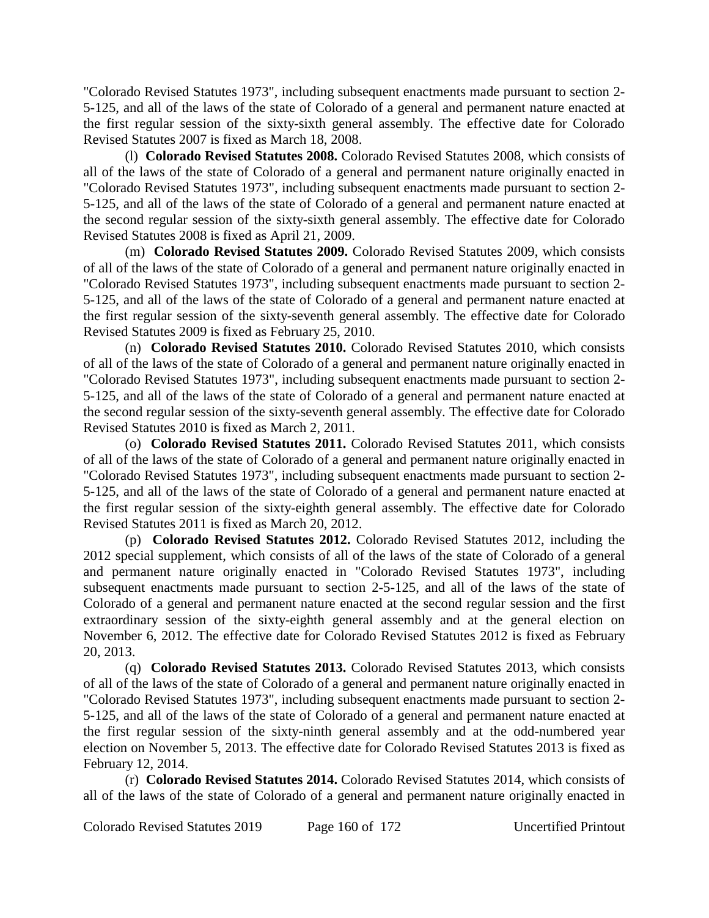"Colorado Revised Statutes 1973", including subsequent enactments made pursuant to section 2-5-125, and all of the laws of the state of Colorado of a general and permanent nature enacted at the first regular session of the sixty-sixth general assembly. The effective date for Colorado Revised Statutes 2007 is fixed as March 18, 2008.

(l) **Colorado Revised Statutes 2008.** Colorado Revised Statutes 2008, which consists of all of the laws of the state of Colorado of a general and permanent nature originally enacted in "Colorado Revised Statutes 1973", including subsequent enactments made pursuant to section 2-5-125, and all of the laws of the state of Colorado of a general and permanent nature enacted at the second regular session of the sixty-sixth general assembly. The effective date for Colorado Revised Statutes 2008 is fixed as April 21, 2009.

(m) **Colorado Revised Statutes 2009.** Colorado Revised Statutes 2009, which consists of all of the laws of the state of Colorado of a general and permanent nature originally enacted in "Colorado Revised Statutes 1973", including subsequent enactments made pursuant to section 2-5-125, and all of the laws of the state of Colorado of a general and permanent nature enacted at the first regular session of the sixty-seventh general assembly. The effective date for Colorado Revised Statutes 2009 is fixed as February 25, 2010.

(n) **Colorado Revised Statutes 2010.** Colorado Revised Statutes 2010, which consists of all of the laws of the state of Colorado of a general and permanent nature originally enacted in "Colorado Revised Statutes 1973", including subsequent enactments made pursuant to section 2-5-125, and all of the laws of the state of Colorado of a general and permanent nature enacted at the second regular session of the sixty-seventh general assembly. The effective date for Colorado Revised Statutes 2010 is fixed as March 2, 2011.

(o) **Colorado Revised Statutes 2011.** Colorado Revised Statutes 2011, which consists of all of the laws of the state of Colorado of a general and permanent nature originally enacted in "Colorado Revised Statutes 1973", including subsequent enactments made pursuant to section 2-5-125, and all of the laws of the state of Colorado of a general and permanent nature enacted at the first regular session of the sixty-eighth general assembly. The effective date for Colorado Revised Statutes 2011 is fixed as March 20, 2012.

(p) **Colorado Revised Statutes 2012.** Colorado Revised Statutes 2012, including the 2012 special supplement, which consists of all of the laws of the state of Colorado of a general and permanent nature originally enacted in "Colorado Revised Statutes 1973", including subsequent enactments made pursuant to section 2-5-125, and all of the laws of the state of Colorado of a general and permanent nature enacted at the second regular session and the first extraordinary session of the sixty-eighth general assembly and at the general election on November 6, 2012. The effective date for Colorado Revised Statutes 2012 is fixed as February 20, 2013.

(q) **Colorado Revised Statutes 2013.** Colorado Revised Statutes 2013, which consists of all of the laws of the state of Colorado of a general and permanent nature originally enacted in "Colorado Revised Statutes 1973", including subsequent enactments made pursuant to section 2-5-125, and all of the laws of the state of Colorado of a general and permanent nature enacted at the first regular session of the sixty-ninth general assembly and at the odd-numbered year election on November 5, 2013. The effective date for Colorado Revised Statutes 2013 is fixed as February 12, 2014.

(r) **Colorado Revised Statutes 2014.** Colorado Revised Statutes 2014, which consists of all of the laws of the state of Colorado of a general and permanent nature originally enacted in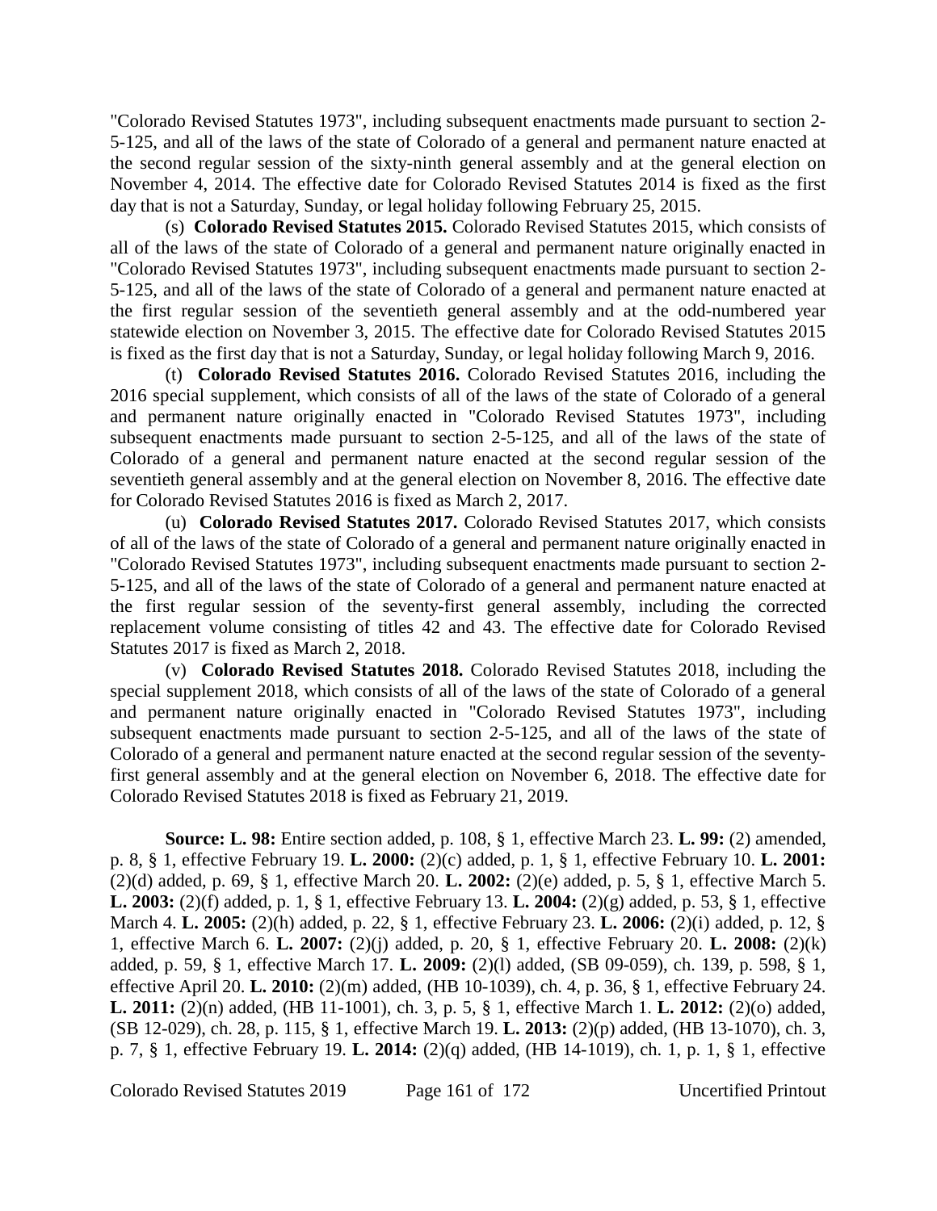"Colorado Revised Statutes 1973", including subsequent enactments made pursuant to section 2-5-125, and all of the laws of the state of Colorado of a general and permanent nature enacted at the second regular session of the sixty-ninth general assembly and at the general election on November 4, 2014. The effective date for Colorado Revised Statutes 2014 is fixed as the first day that is not a Saturday, Sunday, or legal holiday following February 25, 2015.

(s) **Colorado Revised Statutes 2015.** Colorado Revised Statutes 2015, which consists of all of the laws of the state of Colorado of a general and permanent nature originally enacted in "Colorado Revised Statutes 1973", including subsequent enactments made pursuant to section 2-5-125, and all of the laws of the state of Colorado of a general and permanent nature enacted at the first regular session of the seventieth general assembly and at the odd-numbered year statewide election on November 3, 2015. The effective date for Colorado Revised Statutes 2015 is fixed as the first day that is not a Saturday, Sunday, or legal holiday following March 9, 2016.

(t) **Colorado Revised Statutes 2016.** Colorado Revised Statutes 2016, including the 2016 special supplement, which consists of all of the laws of the state of Colorado of a general and permanent nature originally enacted in "Colorado Revised Statutes 1973", including subsequent enactments made pursuant to section 2-5-125, and all of the laws of the state of Colorado of a general and permanent nature enacted at the second regular session of the seventieth general assembly and at the general election on November 8, 2016. The effective date for Colorado Revised Statutes 2016 is fixed as March 2, 2017.

(u) **Colorado Revised Statutes 2017.** Colorado Revised Statutes 2017, which consists of all of the laws of the state of Colorado of a general and permanent nature originally enacted in "Colorado Revised Statutes 1973", including subsequent enactments made pursuant to section 2-5-125, and all of the laws of the state of Colorado of a general and permanent nature enacted at the first regular session of the seventy-first general assembly, including the corrected replacement volume consisting of titles 42 and 43. The effective date for Colorado Revised Statutes 2017 is fixed as March 2, 2018.

(v) **Colorado Revised Statutes 2018.** Colorado Revised Statutes 2018, including the special supplement 2018, which consists of all of the laws of the state of Colorado of a general and permanent nature originally enacted in "Colorado Revised Statutes 1973", including subsequent enactments made pursuant to section 2-5-125, and all of the laws of the state of Colorado of a general and permanent nature enacted at the second regular session of the seventy-first general assembly and at the general election on November 6, 2018. The effective date for Colorado Revised Statutes 2018 is fixed as February 21, 2019.

**Source: L. 98:** Entire section added, p. 108, § 1, effective March 23. **L. 99:** (2) amended, p. 8, § 1, effective February 19. **L. 2000:** (2)(c) added, p. 1, § 1, effective February 10. **L. 2001:** (2)(d) added, p. 69, § 1, effective March 20. **L. 2002:** (2)(e) added, p. 5, § 1, effective March 5. **L. 2003:** (2)(f) added, p. 1, § 1, effective February 13. **L. 2004:** (2)(g) added, p. 53, § 1, effective March 4. **L. 2005:** (2)(h) added, p. 22, § 1, effective February 23. **L. 2006:** (2)(i) added, p. 12, § 1, effective March 6. **L. 2007:** (2)(j) added, p. 20, § 1, effective February 20. **L. 2008:** (2)(k) added, p. 59, § 1, effective March 17. **L. 2009:** (2)(l) added, (SB 09-059), ch. 139, p. 598, § 1, effective April 20. **L. 2010:** (2)(m) added, (HB 10-1039), ch. 4, p. 36, § 1, effective February 24. **L. 2011:** (2)(n) added, (HB 11-1001), ch. 3, p. 5, § 1, effective March 1. **L. 2012:** (2)(o) added, (SB 12-029), ch. 28, p. 115, § 1, effective March 19. **L. 2013:** (2)(p) added, (HB 13-1070), ch. 3, p. 7, § 1, effective February 19. **L. 2014:** (2)(q) added, (HB 14-1019), ch. 1, p. 1, § 1, effective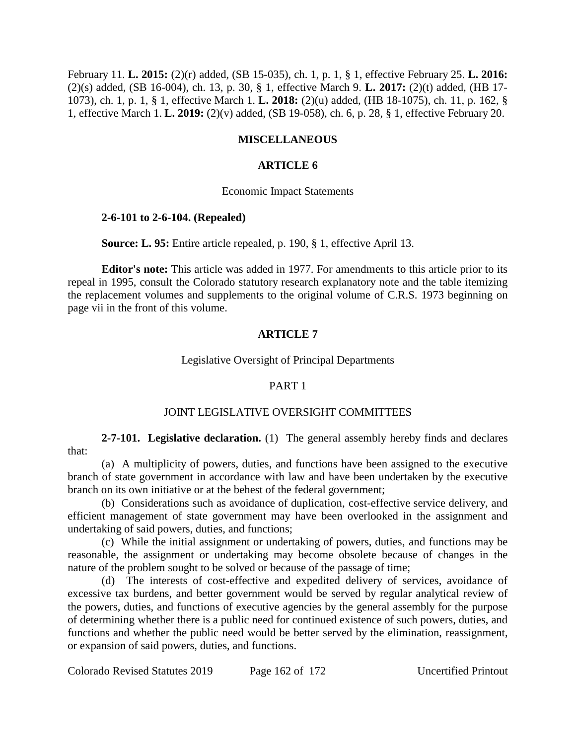February 11. **L. 2015:** (2)(r) added, (SB 15-035), ch. 1, p. 1, § 1, effective February 25. **L. 2016:** (2)(s) added, (SB 16-004), ch. 13, p. 30, § 1, effective March 9. **L. 2017:** (2)(t) added, (HB 17-1073), ch. 1, p. 1, § 1, effective March 1. **L. 2018:** (2)(u) added, (HB 18-1075), ch. 11, p. 162, § 1, effective March 1. **L. 2019:** (2)(v) added, (SB 19-058), ch. 6, p. 28, § 1, effective February 20.

## MISCELLANEOUS

## ARTICLE 6

### Economic Impact Statements

**2-6-101 to 2-6-104. (Repealed)**

**Source: L. 95:** Entire article repealed, p. 190, § 1, effective April 13.

**Editor's note:** This article was added in 1977. For amendments to this article prior to its repeal in 1995, consult the Colorado statutory research explanatory note and the table itemizing the replacement volumes and supplements to the original volume of C.R.S. 1973 beginning on page vii in the front of this volume.

## ARTICLE 7

### Legislative Oversight of Principal Departments

### PART 1

### JOINT LEGISLATIVE OVERSIGHT COMMITTEES

**2-7-101. Legislative declaration.** (1) The general assembly hereby finds and declares that:

(a) A multiplicity of powers, duties, and functions have been assigned to the executive branch of state government in accordance with law and have been undertaken by the executive branch on its own initiative or at the behest of the federal government;

(b) Considerations such as avoidance of duplication, cost-effective service delivery, and efficient management of state government may have been overlooked in the assignment and undertaking of said powers, duties, and functions;

(c) While the initial assignment or undertaking of powers, duties, and functions may be reasonable, the assignment or undertaking may become obsolete because of changes in the nature of the problem sought to be solved or because of the passage of time;

(d) The interests of cost-effective and expedited delivery of services, avoidance of excessive tax burdens, and better government would be served by regular analytical review of the powers, duties, and functions of executive agencies by the general assembly for the purpose of determining whether there is a public need for continued existence of such powers, duties, and functions and whether the public need would be better served by the elimination, reassignment, or expansion of said powers, duties, and functions.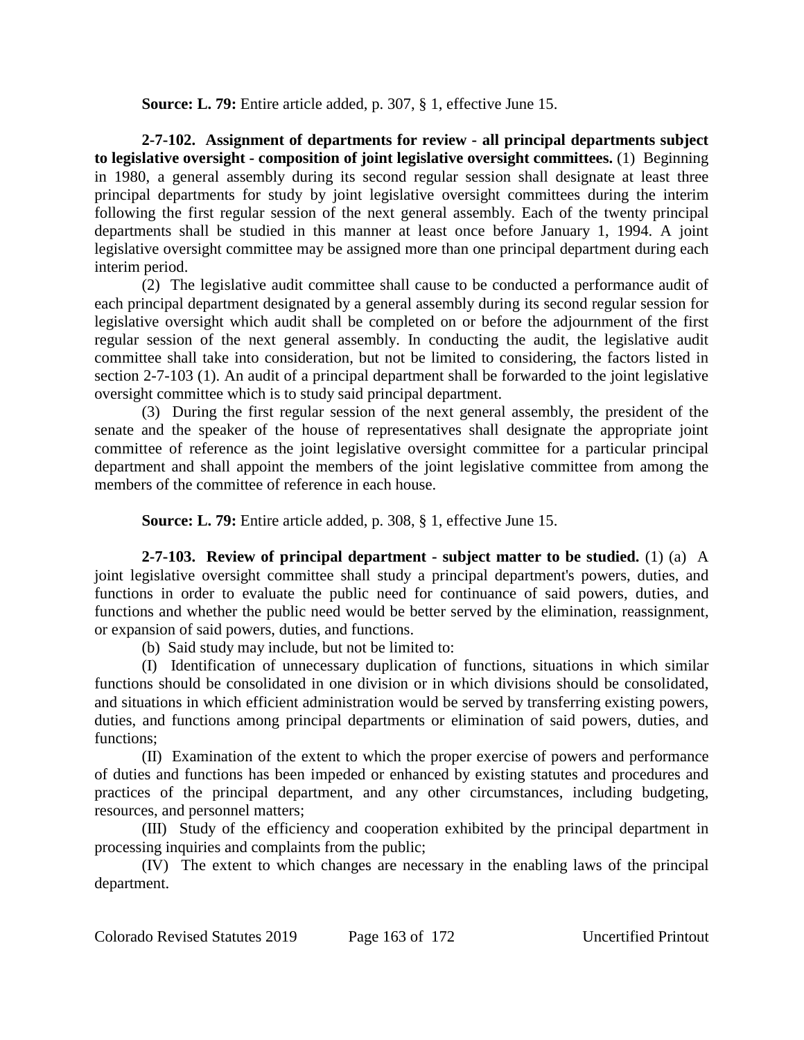**Source: L. 79:** Entire article added, p. 307, § 1, effective June 15.

**2-7-102. Assignment of departments for review - all principal departments subject to legislative oversight - composition of joint legislative oversight committees.** (1) Beginning in 1980, a general assembly during its second regular session shall designate at least three principal departments for study by joint legislative oversight committees during the interim following the first regular session of the next general assembly. Each of the twenty principal departments shall be studied in this manner at least once before January 1, 1994. A joint legislative oversight committee may be assigned more than one principal department during each interim period.

(2) The legislative audit committee shall cause to be conducted a performance audit of each principal department designated by a general assembly during its second regular session for legislative oversight which audit shall be completed on or before the adjournment of the first regular session of the next general assembly. In conducting the audit, the legislative audit committee shall take into consideration, but not be limited to considering, the factors listed in section 2-7-103 (1). An audit of a principal department shall be forwarded to the joint legislative oversight committee which is to study said principal department.

(3) During the first regular session of the next general assembly, the president of the senate and the speaker of the house of representatives shall designate the appropriate joint committee of reference as the joint legislative oversight committee for a particular principal department and shall appoint the members of the joint legislative committee from among the members of the committee of reference in each house.

**Source: L. 79:** Entire article added, p. 308, § 1, effective June 15.

**2-7-103. Review of principal department - subject matter to be studied.** (1) (a) A joint legislative oversight committee shall study a principal department's powers, duties, and functions in order to evaluate the public need for continuance of said powers, duties, and functions and whether the public need would be better served by the elimination, reassignment, or expansion of said powers, duties, and functions.

(b) Said study may include, but not be limited to:

(I) Identification of unnecessary duplication of functions, situations in which similar functions should be consolidated in one division or in which divisions should be consolidated, and situations in which efficient administration would be served by transferring existing powers, duties, and functions among principal departments or elimination of said powers, duties, and functions;

(II) Examination of the extent to which the proper exercise of powers and performance of duties and functions has been impeded or enhanced by existing statutes and procedures and practices of the principal department, and any other circumstances, including budgeting, resources, and personnel matters;

(III) Study of the efficiency and cooperation exhibited by the principal department in processing inquiries and complaints from the public;

(IV) The extent to which changes are necessary in the enabling laws of the principal department.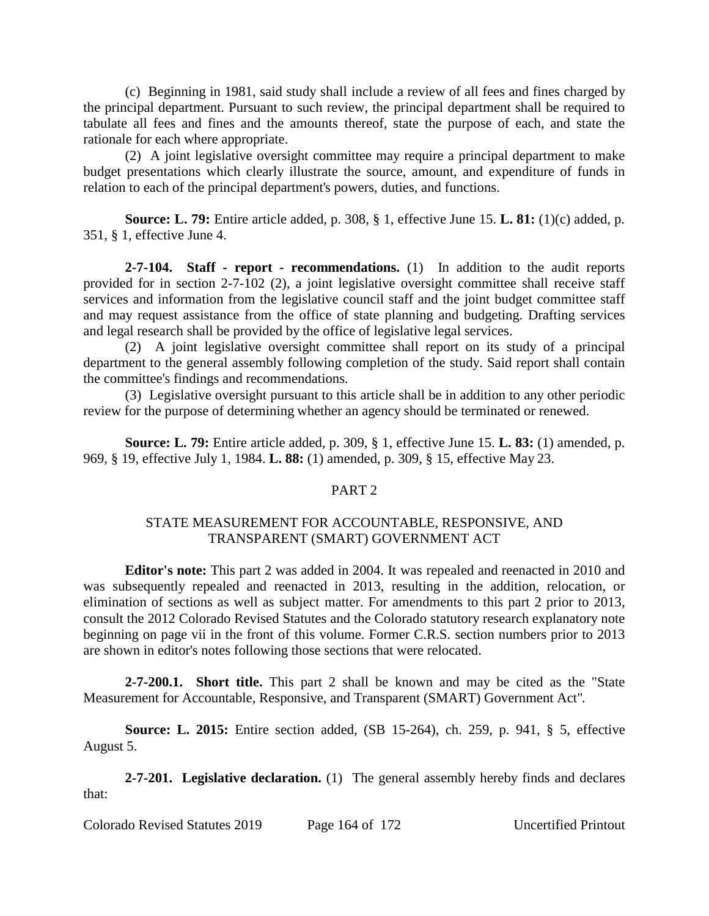(c) Beginning in 1981, said study shall include a review of all fees and fines charged by the principal department. Pursuant to such review, the principal department shall be required to tabulate all fees and fines and the amounts thereof, state the purpose of each, and state the rationale for each where appropriate.

(2) A joint legislative oversight committee may require a principal department to make budget presentations which clearly illustrate the source, amount, and expenditure of funds in relation to each of the principal department's powers, duties, and functions.

**Source: L. 79:** Entire article added, p. 308, § 1, effective June 15. **L. 81:** (1)(c) added, p. 351, § 1, effective June 4.

**2-7-104. Staff - report - recommendations.** (1) In addition to the audit reports provided for in section 2-7-102 (2), a joint legislative oversight committee shall receive staff services and information from the legislative council staff and the joint budget committee staff and may request assistance from the office of state planning and budgeting. Drafting services and legal research shall be provided by the office of legislative legal services.

(2) A joint legislative oversight committee shall report on its study of a principal department to the general assembly following completion of the study. Said report shall contain the committee's findings and recommendations.

(3) Legislative oversight pursuant to this article shall be in addition to any other periodic review for the purpose of determining whether an agency should be terminated or renewed.

**Source: L. 79:** Entire article added, p. 309, § 1, effective June 15. **L. 83:** (1) amended, p. 969, § 19, effective July 1, 1984. **L. 88:** (1) amended, p. 309, § 15, effective May 23.

## PART 2

## STATE MEASUREMENT FOR ACCOUNTABLE, RESPONSIVE, AND TRANSPARENT (SMART) GOVERNMENT ACT

**Editor's note:** This part 2 was added in 2004. It was repealed and reenacted in 2010 and was subsequently repealed and reenacted in 2013, resulting in the addition, relocation, or elimination of sections as well as subject matter. For amendments to this part 2 prior to 2013, consult the 2012 Colorado Revised Statutes and the Colorado statutory research explanatory note beginning on page vii in the front of this volume. Former C.R.S. section numbers prior to 2013 are shown in editor's notes following those sections that were relocated.

**2-7-200.1. Short title.** This part 2 shall be known and may be cited as the "State Measurement for Accountable, Responsive, and Transparent (SMART) Government Act".

**Source: L. 2015:** Entire section added, (SB 15-264), ch. 259, p. 941, § 5, effective August 5.

**2-7-201. Legislative declaration.** (1) The general assembly hereby finds and declares that: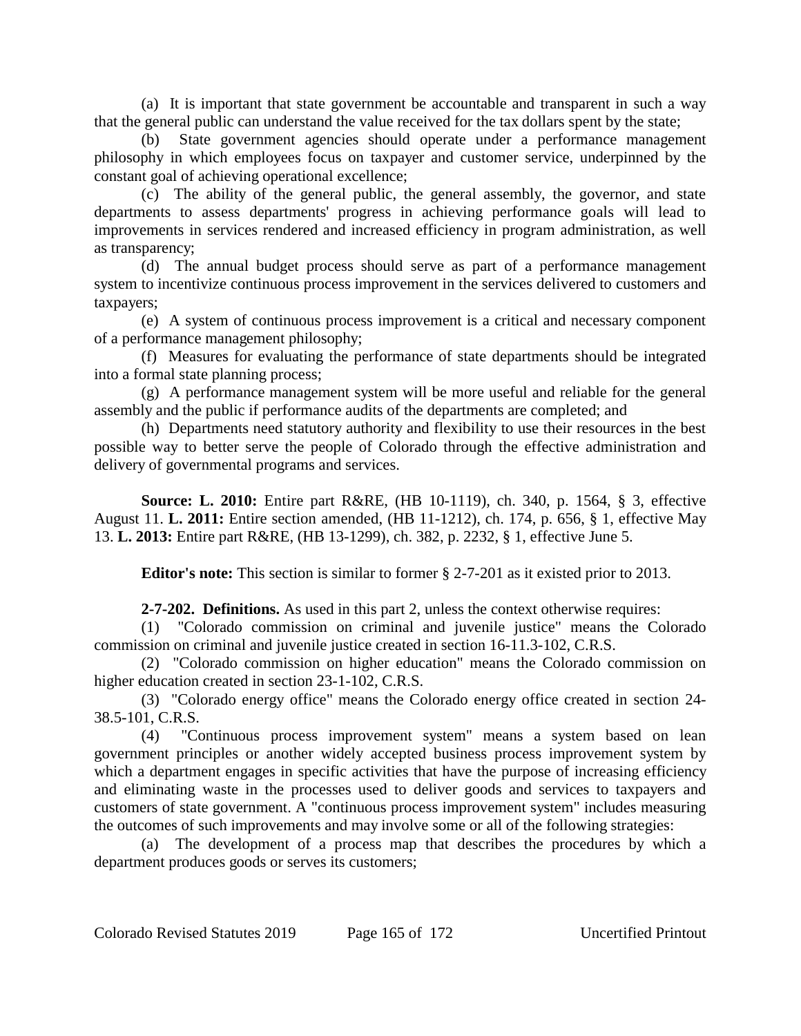(a) It is important that state government be accountable and transparent in such a way that the general public can understand the value received for the tax dollars spent by the state;

(b) State government agencies should operate under a performance management philosophy in which employees focus on taxpayer and customer service, underpinned by the constant goal of achieving operational excellence;

(c) The ability of the general public, the general assembly, the governor, and state departments to assess departments' progress in achieving performance goals will lead to improvements in services rendered and increased efficiency in program administration, as well as transparency;

(d) The annual budget process should serve as part of a performance management system to incentivize continuous process improvement in the services delivered to customers and taxpayers;

(e) A system of continuous process improvement is a critical and necessary component of a performance management philosophy;

(f) Measures for evaluating the performance of state departments should be integrated into a formal state planning process;

(g) A performance management system will be more useful and reliable for the general assembly and the public if performance audits of the departments are completed; and

(h) Departments need statutory authority and flexibility to use their resources in the best possible way to better serve the people of Colorado through the effective administration and delivery of governmental programs and services.

**Source: L. 2010:** Entire part R&RE, (HB 10-1119), ch. 340, p. 1564, § 3, effective August 11. **L. 2011:** Entire section amended, (HB 11-1212), ch. 174, p. 656, § 1, effective May 13. **L. 2013:** Entire part R&RE, (HB 13-1299), ch. 382, p. 2232, § 1, effective June 5.

**Editor's note:** This section is similar to former § 2-7-201 as it existed prior to 2013.

**2-7-202. Definitions.** As used in this part 2, unless the context otherwise requires:

(1) "Colorado commission on criminal and juvenile justice" means the Colorado commission on criminal and juvenile justice created in section 16-11.3-102, C.R.S.

(2) "Colorado commission on higher education" means the Colorado commission on higher education created in section 23-1-102, C.R.S.

(3) "Colorado energy office" means the Colorado energy office created in section 24-38.5-101, C.R.S.

(4) "Continuous process improvement system" means a system based on lean government principles or another widely accepted business process improvement system by which a department engages in specific activities that have the purpose of increasing efficiency and eliminating waste in the processes used to deliver goods and services to taxpayers and customers of state government. A "continuous process improvement system" includes measuring the outcomes of such improvements and may involve some or all of the following strategies:

(a) The development of a process map that describes the procedures by which a department produces goods or serves its customers;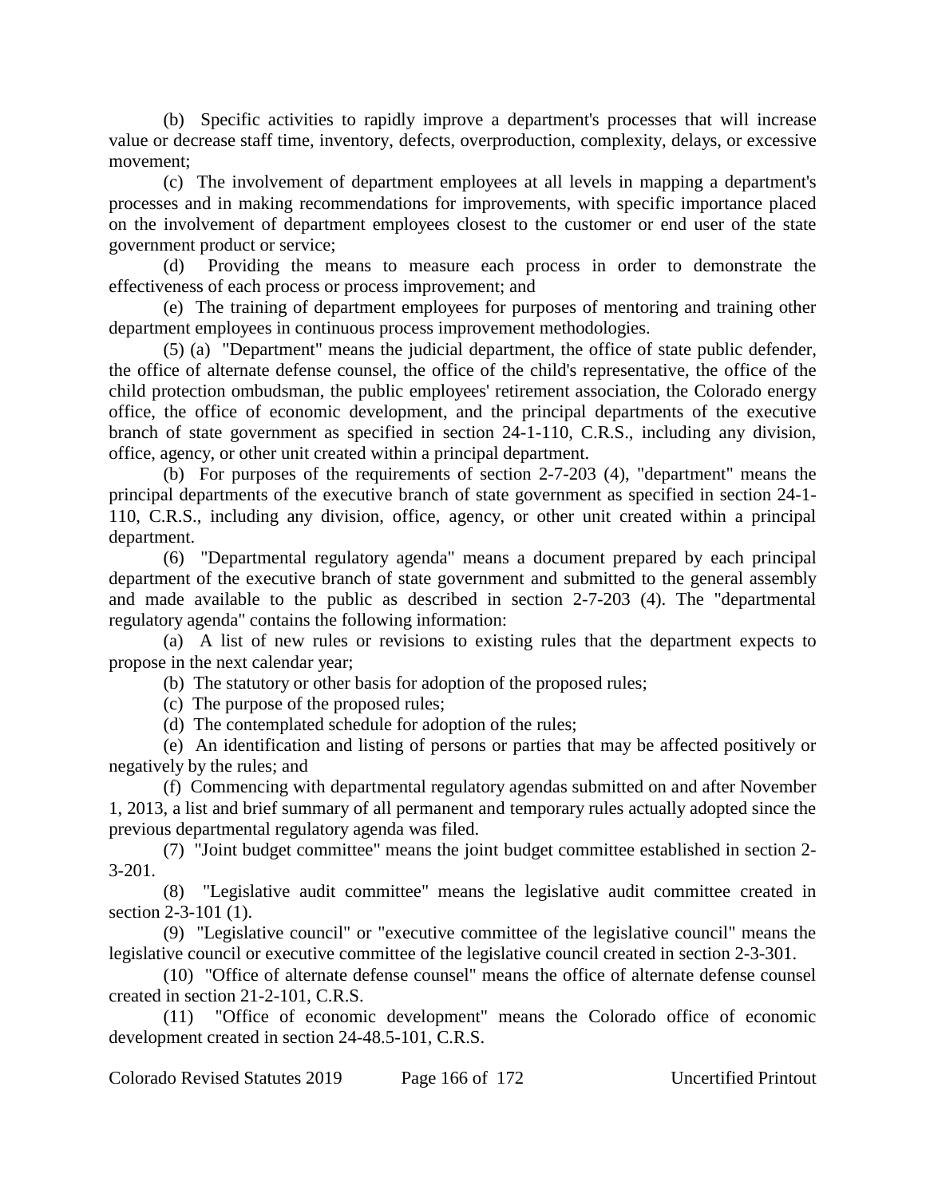(b) Specific activities to rapidly improve a department's processes that will increase value or decrease staff time, inventory, defects, overproduction, complexity, delays, or excessive movement;

(c) The involvement of department employees at all levels in mapping a department's processes and in making recommendations for improvements, with specific importance placed on the involvement of department employees closest to the customer or end user of the state government product or service;

(d) Providing the means to measure each process in order to demonstrate the effectiveness of each process or process improvement; and

(e) The training of department employees for purposes of mentoring and training other department employees in continuous process improvement methodologies.

(5) (a) "Department" means the judicial department, the office of state public defender, the office of alternate defense counsel, the office of the child's representative, the office of the child protection ombudsman, the public employees' retirement association, the Colorado energy office, the office of economic development, and the principal departments of the executive branch of state government as specified in section 24-1-110, C.R.S., including any division, office, agency, or other unit created within a principal department.

(b) For purposes of the requirements of section 2-7-203 (4), "department" means the principal departments of the executive branch of state government as specified in section 24-1-110, C.R.S., including any division, office, agency, or other unit created within a principal department.

(6) "Departmental regulatory agenda" means a document prepared by each principal department of the executive branch of state government and submitted to the general assembly and made available to the public as described in section 2-7-203 (4). The "departmental regulatory agenda" contains the following information:

(a) A list of new rules or revisions to existing rules that the department expects to propose in the next calendar year;

(b) The statutory or other basis for adoption of the proposed rules;

(c) The purpose of the proposed rules;

(d) The contemplated schedule for adoption of the rules;

(e) An identification and listing of persons or parties that may be affected positively or negatively by the rules; and

(f) Commencing with departmental regulatory agendas submitted on and after November 1, 2013, a list and brief summary of all permanent and temporary rules actually adopted since the previous departmental regulatory agenda was filed.

(7) "Joint budget committee" means the joint budget committee established in section 2-3-201.

(8) "Legislative audit committee" means the legislative audit committee created in section 2-3-101 (1).

(9) "Legislative council" or "executive committee of the legislative council" means the legislative council or executive committee of the legislative council created in section 2-3-301.

(10) "Office of alternate defense counsel" means the office of alternate defense counsel created in section 21-2-101, C.R.S.

(11) "Office of economic development" means the Colorado office of economic development created in section 24-48.5-101, C.R.S.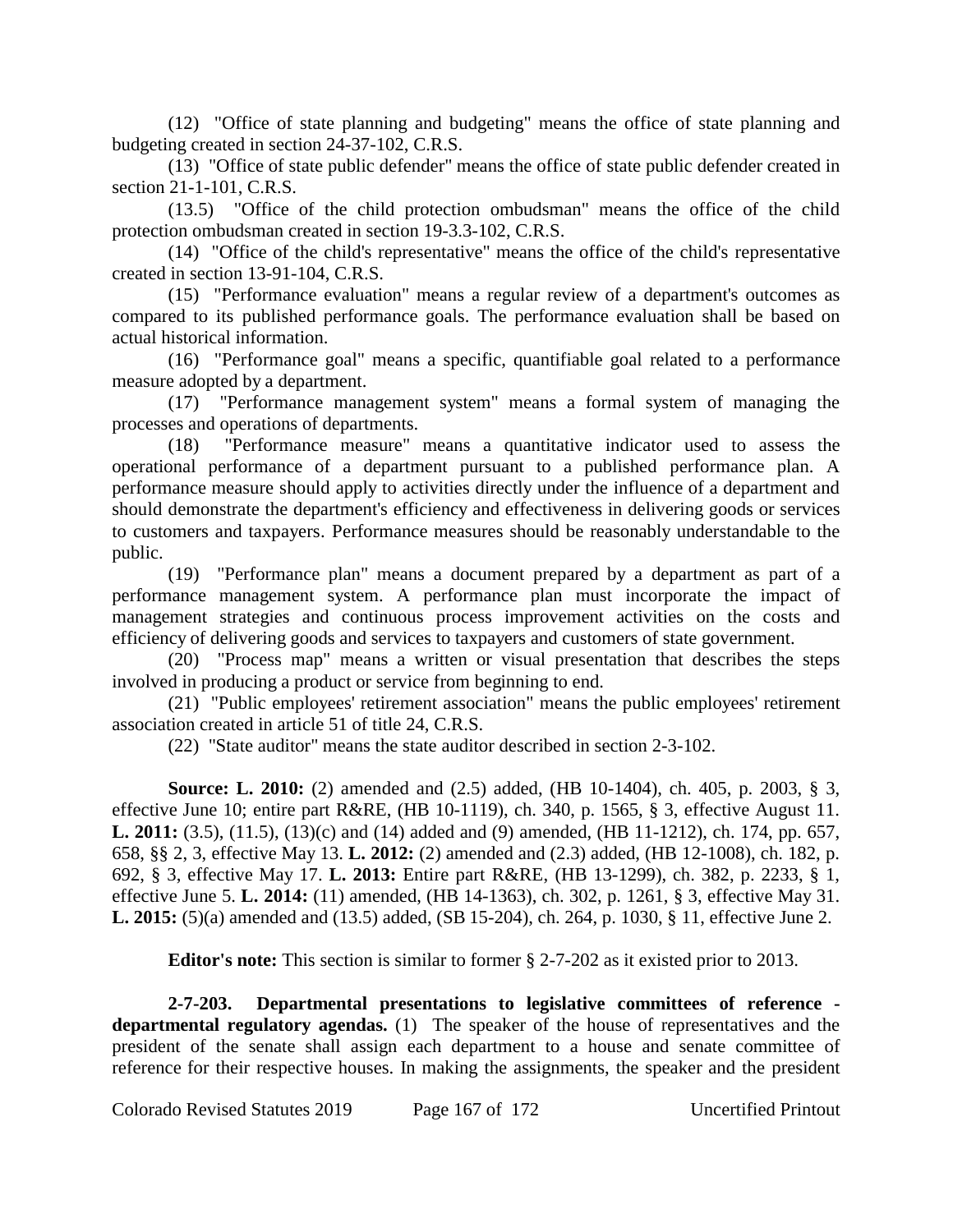(12) "Office of state planning and budgeting" means the office of state planning and budgeting created in section 24-37-102, C.R.S.

(13) "Office of state public defender" means the office of state public defender created in section 21-1-101, C.R.S.

(13.5) "Office of the child protection ombudsman" means the office of the child protection ombudsman created in section 19-3.3-102, C.R.S.

(14) "Office of the child's representative" means the office of the child's representative created in section 13-91-104, C.R.S.

(15) "Performance evaluation" means a regular review of a department's outcomes as compared to its published performance goals. The performance evaluation shall be based on actual historical information.

(16) "Performance goal" means a specific, quantifiable goal related to a performance measure adopted by a department.

(17) "Performance management system" means a formal system of managing the processes and operations of departments.

(18) "Performance measure" means a quantitative indicator used to assess the operational performance of a department pursuant to a published performance plan. A performance measure should apply to activities directly under the influence of a department and should demonstrate the department's efficiency and effectiveness in delivering goods or services to customers and taxpayers. Performance measures should be reasonably understandable to the public.

(19) "Performance plan" means a document prepared by a department as part of a performance management system. A performance plan must incorporate the impact of management strategies and continuous process improvement activities on the costs and efficiency of delivering goods and services to taxpayers and customers of state government.

(20) "Process map" means a written or visual presentation that describes the steps involved in producing a product or service from beginning to end.

(21) "Public employees' retirement association" means the public employees' retirement association created in article 51 of title 24, C.R.S.

(22) "State auditor" means the state auditor described in section 2-3-102.

**Source: L. 2010:** (2) amended and (2.5) added, (HB 10-1404), ch. 405, p. 2003, § 3, effective June 10; entire part R&RE, (HB 10-1119), ch. 340, p. 1565, § 3, effective August 11. **L. 2011:** (3.5), (11.5), (13)(c) and (14) added and (9) amended, (HB 11-1212), ch. 174, pp. 657, 658, §§ 2, 3, effective May 13. **L. 2012:** (2) amended and (2.3) added, (HB 12-1008), ch. 182, p. 692, § 3, effective May 17. **L. 2013:** Entire part R&RE, (HB 13-1299), ch. 382, p. 2233, § 1, effective June 5. **L. 2014:** (11) amended, (HB 14-1363), ch. 302, p. 1261, § 3, effective May 31. **L. 2015:** (5)(a) amended and (13.5) added, (SB 15-204), ch. 264, p. 1030, § 11, effective June 2.

**Editor's note:** This section is similar to former § 2-7-202 as it existed prior to 2013.

**2-7-203. Departmental presentations to legislative committees of reference - departmental regulatory agendas.** (1) The speaker of the house of representatives and the president of the senate shall assign each department to a house and senate committee of reference for their respective houses. In making the assignments, the speaker and the president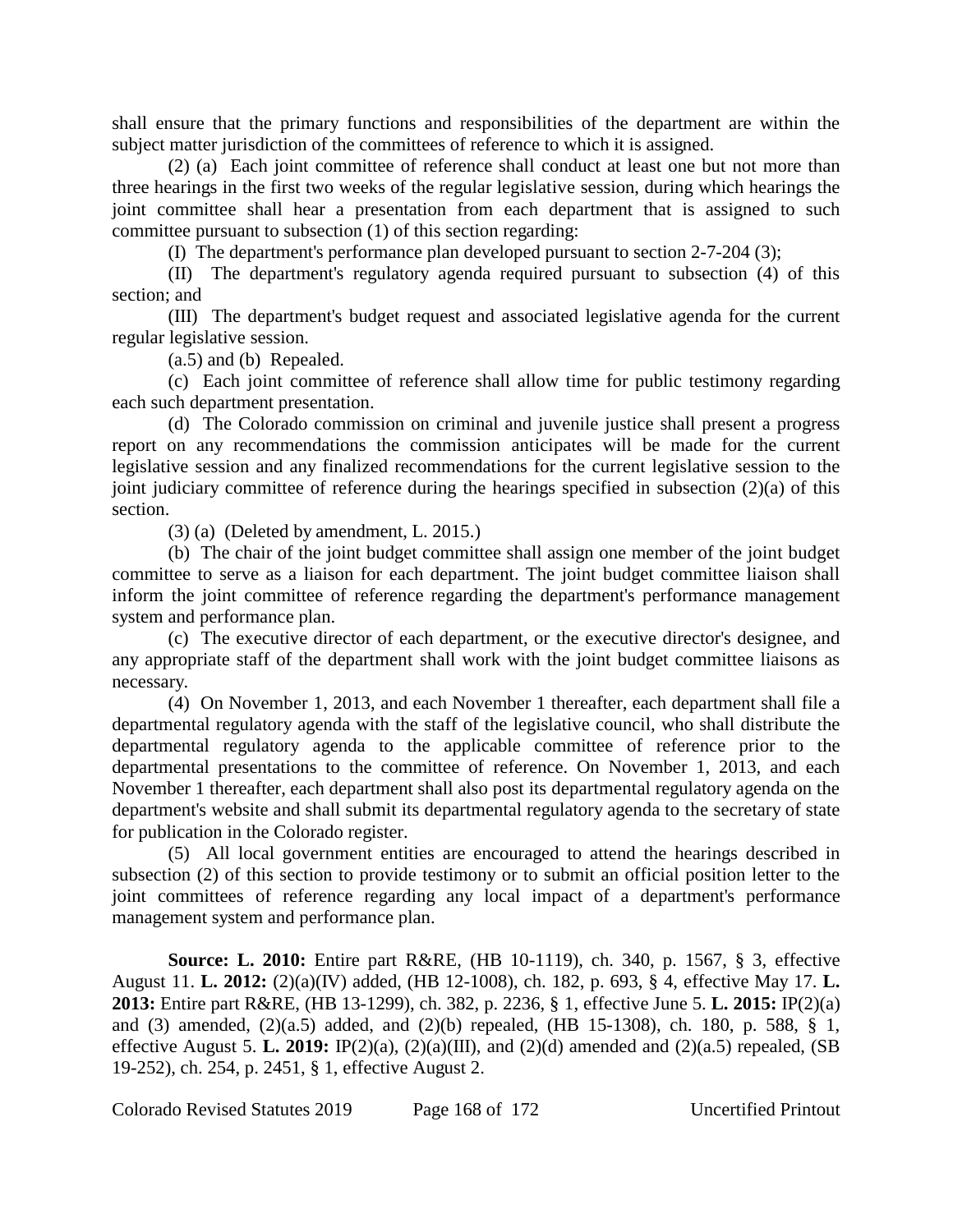shall ensure that the primary functions and responsibilities of the department are within the subject matter jurisdiction of the committees of reference to which it is assigned.

(2) (a) Each joint committee of reference shall conduct at least one but not more than three hearings in the first two weeks of the regular legislative session, during which hearings the joint committee shall hear a presentation from each department that is assigned to such committee pursuant to subsection (1) of this section regarding:

(I) The department's performance plan developed pursuant to section 2-7-204 (3);

(II) The department's regulatory agenda required pursuant to subsection (4) of this section; and

(III) The department's budget request and associated legislative agenda for the current regular legislative session.

(a.5) and (b) Repealed.

(c) Each joint committee of reference shall allow time for public testimony regarding each such department presentation.

(d) The Colorado commission on criminal and juvenile justice shall present a progress report on any recommendations the commission anticipates will be made for the current legislative session and any finalized recommendations for the current legislative session to the joint judiciary committee of reference during the hearings specified in subsection (2)(a) of this section.

(3) (a) (Deleted by amendment, L. 2015.)

(b) The chair of the joint budget committee shall assign one member of the joint budget committee to serve as a liaison for each department. The joint budget committee liaison shall inform the joint committee of reference regarding the department's performance management system and performance plan.

(c) The executive director of each department, or the executive director's designee, and any appropriate staff of the department shall work with the joint budget committee liaisons as necessary.

(4) On November 1, 2013, and each November 1 thereafter, each department shall file a departmental regulatory agenda with the staff of the legislative council, who shall distribute the departmental regulatory agenda to the applicable committee of reference prior to the departmental presentations to the committee of reference. On November 1, 2013, and each November 1 thereafter, each department shall also post its departmental regulatory agenda on the department's website and shall submit its departmental regulatory agenda to the secretary of state for publication in the Colorado register.

(5) All local government entities are encouraged to attend the hearings described in subsection (2) of this section to provide testimony or to submit an official position letter to the joint committees of reference regarding any local impact of a department's performance management system and performance plan.

**Source: L. 2010:** Entire part R&RE, (HB 10-1119), ch. 340, p. 1567, § 3, effective August 11. **L. 2012:** (2)(a)(IV) added, (HB 12-1008), ch. 182, p. 693, § 4, effective May 17. **L. 2013:** Entire part R&RE, (HB 13-1299), ch. 382, p. 2236, § 1, effective June 5. **L. 2015:** IP(2)(a) and (3) amended, (2)(a.5) added, and (2)(b) repealed, (HB 15-1308), ch. 180, p. 588, § 1, effective August 5. **L. 2019:** IP(2)(a), (2)(a)(III), and (2)(d) amended and (2)(a.5) repealed, (SB 19-252), ch. 254, p. 2451, § 1, effective August 2.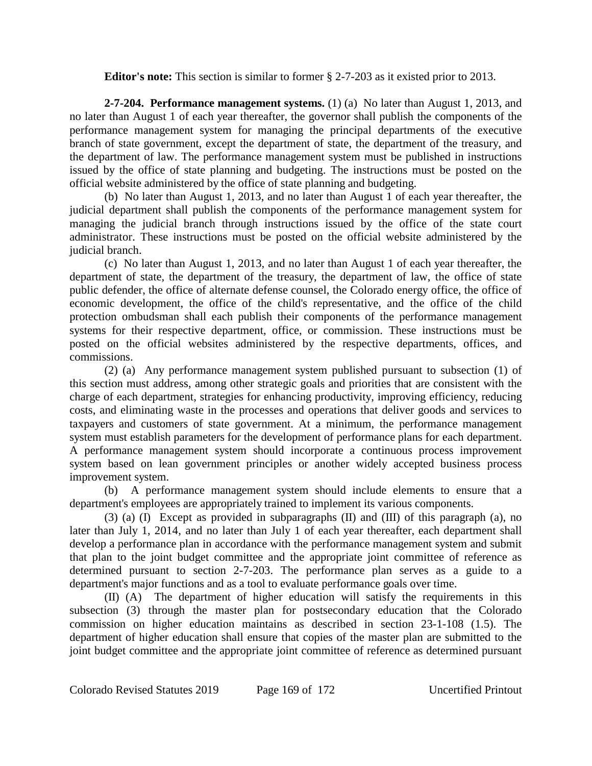**Editor's note:** This section is similar to former § 2-7-203 as it existed prior to 2013.

**2-7-204. Performance management systems.** (1) (a) No later than August 1, 2013, and no later than August 1 of each year thereafter, the governor shall publish the components of the performance management system for managing the principal departments of the executive branch of state government, except the department of state, the department of the treasury, and the department of law. The performance management system must be published in instructions issued by the office of state planning and budgeting. The instructions must be posted on the official website administered by the office of state planning and budgeting.

(b) No later than August 1, 2013, and no later than August 1 of each year thereafter, the judicial department shall publish the components of the performance management system for managing the judicial branch through instructions issued by the office of the state court administrator. These instructions must be posted on the official website administered by the judicial branch.

(c) No later than August 1, 2013, and no later than August 1 of each year thereafter, the department of state, the department of the treasury, the department of law, the office of state public defender, the office of alternate defense counsel, the Colorado energy office, the office of economic development, the office of the child's representative, and the office of the child protection ombudsman shall each publish their components of the performance management systems for their respective department, office, or commission. These instructions must be posted on the official websites administered by the respective departments, offices, and commissions.

(2) (a) Any performance management system published pursuant to subsection (1) of this section must address, among other strategic goals and priorities that are consistent with the charge of each department, strategies for enhancing productivity, improving efficiency, reducing costs, and eliminating waste in the processes and operations that deliver goods and services to taxpayers and customers of state government. At a minimum, the performance management system must establish parameters for the development of performance plans for each department. A performance management system should incorporate a continuous process improvement system based on lean government principles or another widely accepted business process improvement system.

(b) A performance management system should include elements to ensure that a department's employees are appropriately trained to implement its various components.

(3) (a) (I) Except as provided in subparagraphs (II) and (III) of this paragraph (a), no later than July 1, 2014, and no later than July 1 of each year thereafter, each department shall develop a performance plan in accordance with the performance management system and submit that plan to the joint budget committee and the appropriate joint committee of reference as determined pursuant to section 2-7-203. The performance plan serves as a guide to a department's major functions and as a tool to evaluate performance goals over time.

(II) (A) The department of higher education will satisfy the requirements in this subsection (3) through the master plan for postsecondary education that the Colorado commission on higher education maintains as described in section 23-1-108 (1.5). The department of higher education shall ensure that copies of the master plan are submitted to the joint budget committee and the appropriate joint committee of reference as determined pursuant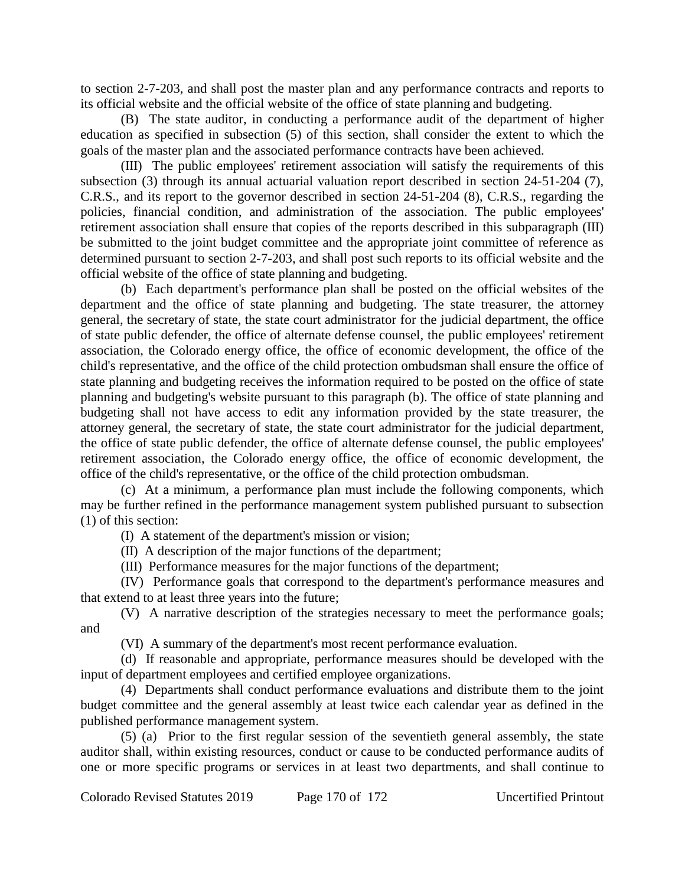to section 2-7-203, and shall post the master plan and any performance contracts and reports to its official website and the official website of the office of state planning and budgeting.

(B) The state auditor, in conducting a performance audit of the department of higher education as specified in subsection (5) of this section, shall consider the extent to which the goals of the master plan and the associated performance contracts have been achieved.

(III) The public employees' retirement association will satisfy the requirements of this subsection (3) through its annual actuarial valuation report described in section 24-51-204 (7), C.R.S., and its report to the governor described in section 24-51-204 (8), C.R.S., regarding the policies, financial condition, and administration of the association. The public employees' retirement association shall ensure that copies of the reports described in this subparagraph (III) be submitted to the joint budget committee and the appropriate joint committee of reference as determined pursuant to section 2-7-203, and shall post such reports to its official website and the official website of the office of state planning and budgeting.

(b) Each department's performance plan shall be posted on the official websites of the department and the office of state planning and budgeting. The state treasurer, the attorney general, the secretary of state, the state court administrator for the judicial department, the office of state public defender, the office of alternate defense counsel, the public employees' retirement association, the Colorado energy office, the office of economic development, the office of the child's representative, and the office of the child protection ombudsman shall ensure the office of state planning and budgeting receives the information required to be posted on the office of state planning and budgeting's website pursuant to this paragraph (b). The office of state planning and budgeting shall not have access to edit any information provided by the state treasurer, the attorney general, the secretary of state, the state court administrator for the judicial department, the office of state public defender, the office of alternate defense counsel, the public employees' retirement association, the Colorado energy office, the office of economic development, the office of the child's representative, or the office of the child protection ombudsman.

(c) At a minimum, a performance plan must include the following components, which may be further refined in the performance management system published pursuant to subsection (1) of this section:

(I) A statement of the department's mission or vision;

(II) A description of the major functions of the department;

(III) Performance measures for the major functions of the department;

(IV) Performance goals that correspond to the department's performance measures and that extend to at least three years into the future;

(V) A narrative description of the strategies necessary to meet the performance goals; and

(VI) A summary of the department's most recent performance evaluation.

(d) If reasonable and appropriate, performance measures should be developed with the input of department employees and certified employee organizations.

(4) Departments shall conduct performance evaluations and distribute them to the joint budget committee and the general assembly at least twice each calendar year as defined in the published performance management system.

(5) (a) Prior to the first regular session of the seventieth general assembly, the state auditor shall, within existing resources, conduct or cause to be conducted performance audits of one or more specific programs or services in at least two departments, and shall continue to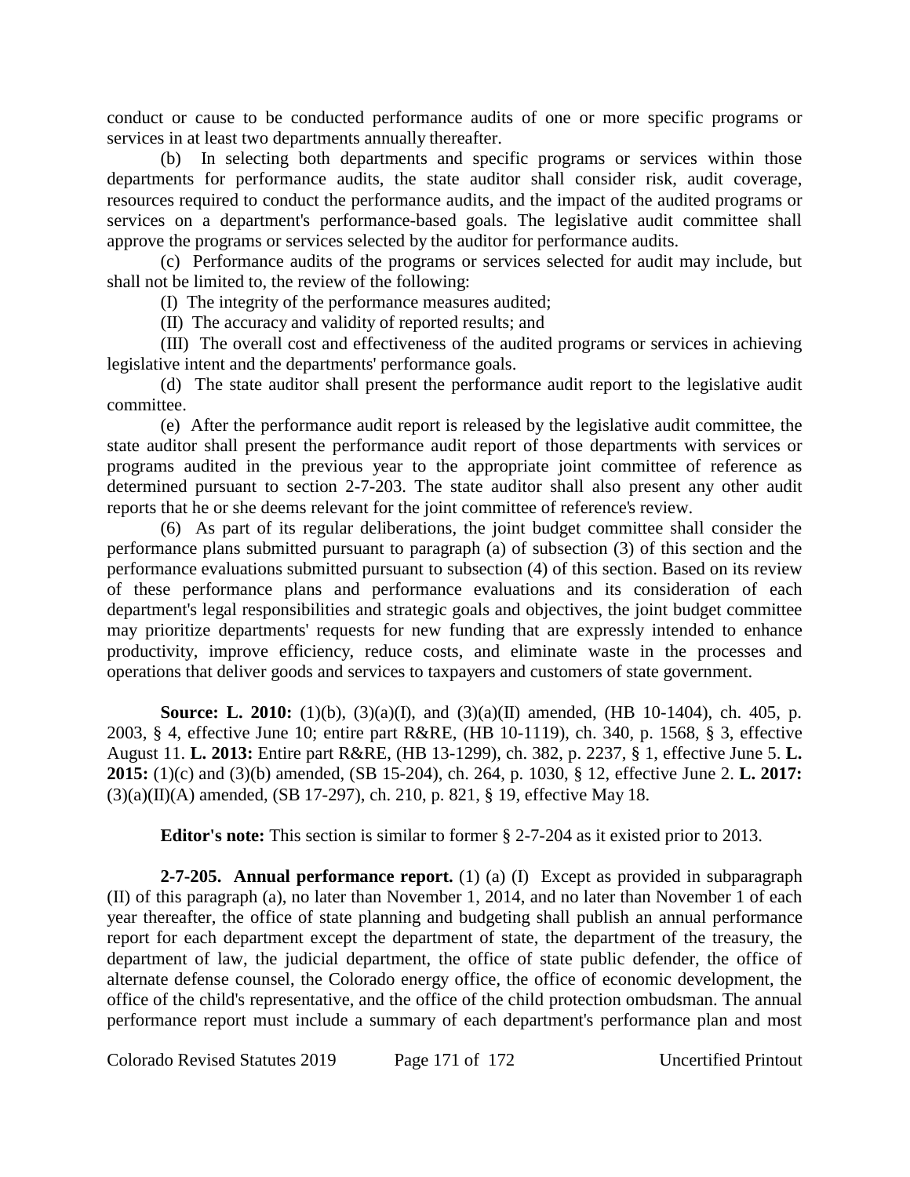conduct or cause to be conducted performance audits of one or more specific programs or services in at least two departments annually thereafter.

(b) In selecting both departments and specific programs or services within those departments for performance audits, the state auditor shall consider risk, audit coverage, resources required to conduct the performance audits, and the impact of the audited programs or services on a department's performance-based goals. The legislative audit committee shall approve the programs or services selected by the auditor for performance audits.

(c) Performance audits of the programs or services selected for audit may include, but shall not be limited to, the review of the following:

(I) The integrity of the performance measures audited;

(II) The accuracy and validity of reported results; and

(III) The overall cost and effectiveness of the audited programs or services in achieving legislative intent and the departments' performance goals.

(d) The state auditor shall present the performance audit report to the legislative audit committee.

(e) After the performance audit report is released by the legislative audit committee, the state auditor shall present the performance audit report of those departments with services or programs audited in the previous year to the appropriate joint committee of reference as determined pursuant to section 2-7-203. The state auditor shall also present any other audit reports that he or she deems relevant for the joint committee of reference's review.

(6) As part of its regular deliberations, the joint budget committee shall consider the performance plans submitted pursuant to paragraph (a) of subsection (3) of this section and the performance evaluations submitted pursuant to subsection (4) of this section. Based on its review of these performance plans and performance evaluations and its consideration of each department's legal responsibilities and strategic goals and objectives, the joint budget committee may prioritize departments' requests for new funding that are expressly intended to enhance productivity, improve efficiency, reduce costs, and eliminate waste in the processes and operations that deliver goods and services to taxpayers and customers of state government.

**Source: L. 2010:** (1)(b), (3)(a)(I), and (3)(a)(II) amended, (HB 10-1404), ch. 405, p. 2003, § 4, effective June 10; entire part R&RE, (HB 10-1119), ch. 340, p. 1568, § 3, effective August 11. **L. 2013:** Entire part R&RE, (HB 13-1299), ch. 382, p. 2237, § 1, effective June 5. **L. 2015:** (1)(c) and (3)(b) amended, (SB 15-204), ch. 264, p. 1030, § 12, effective June 2. **L. 2017:** (3)(a)(II)(A) amended, (SB 17-297), ch. 210, p. 821, § 19, effective May 18.

**Editor's note:** This section is similar to former § 2-7-204 as it existed prior to 2013.

**2-7-205. Annual performance report.** (1) (a) (I) Except as provided in subparagraph (II) of this paragraph (a), no later than November 1, 2014, and no later than November 1 of each year thereafter, the office of state planning and budgeting shall publish an annual performance report for each department except the department of state, the department of the treasury, the department of law, the judicial department, the office of state public defender, the office of alternate defense counsel, the Colorado energy office, the office of economic development, the office of the child's representative, and the office of the child protection ombudsman. The annual performance report must include a summary of each department's performance plan and most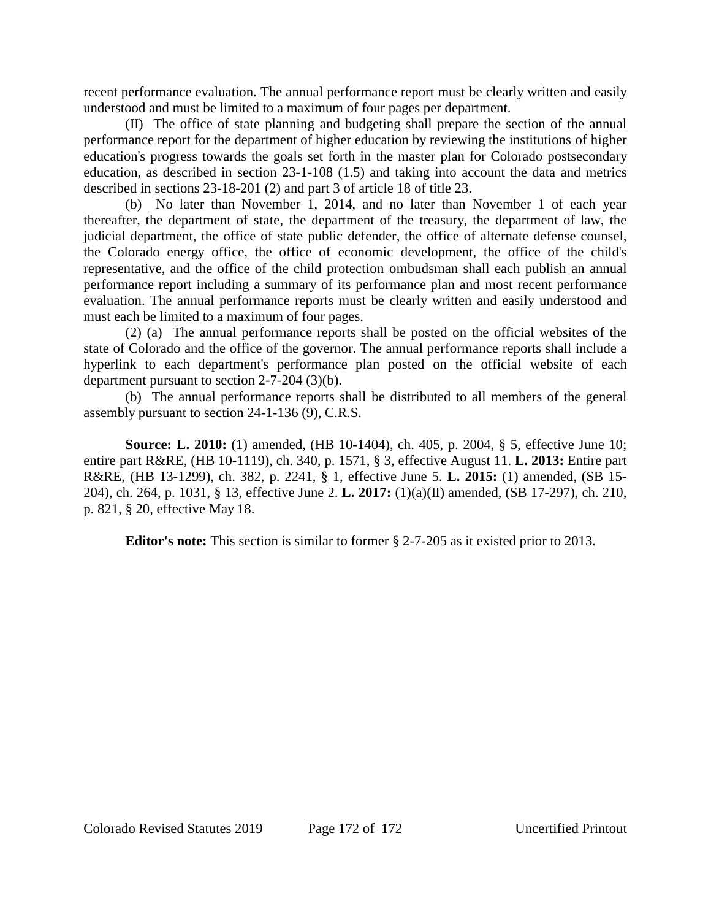recent performance evaluation. The annual performance report must be clearly written and easily understood and must be limited to a maximum of four pages per department.

(II) The office of state planning and budgeting shall prepare the section of the annual performance report for the department of higher education by reviewing the institutions of higher education's progress towards the goals set forth in the master plan for Colorado postsecondary education, as described in section 23-1-108 (1.5) and taking into account the data and metrics described in sections 23-18-201 (2) and part 3 of article 18 of title 23.

(b) No later than November 1, 2014, and no later than November 1 of each year thereafter, the department of state, the department of the treasury, the department of law, the judicial department, the office of state public defender, the office of alternate defense counsel, the Colorado energy office, the office of economic development, the office of the child's representative, and the office of the child protection ombudsman shall each publish an annual performance report including a summary of its performance plan and most recent performance evaluation. The annual performance reports must be clearly written and easily understood and must each be limited to a maximum of four pages.

(2) (a) The annual performance reports shall be posted on the official websites of the state of Colorado and the office of the governor. The annual performance reports shall include a hyperlink to each department's performance plan posted on the official website of each department pursuant to section 2-7-204 (3)(b).

(b) The annual performance reports shall be distributed to all members of the general assembly pursuant to section 24-1-136 (9), C.R.S.

**Source: L. 2010:** (1) amended, (HB 10-1404), ch. 405, p. 2004, § 5, effective June 10; entire part R&RE, (HB 10-1119), ch. 340, p. 1571, § 3, effective August 11. **L. 2013:** Entire part R&RE, (HB 13-1299), ch. 382, p. 2241, § 1, effective June 5. **L. 2015:** (1) amended, (SB 15-204), ch. 264, p. 1031, § 13, effective June 2. **L. 2017:** (1)(a)(II) amended, (SB 17-297), ch. 210, p. 821, § 20, effective May 18.

**Editor's note:** This section is similar to former § 2-7-205 as it existed prior to 2013.